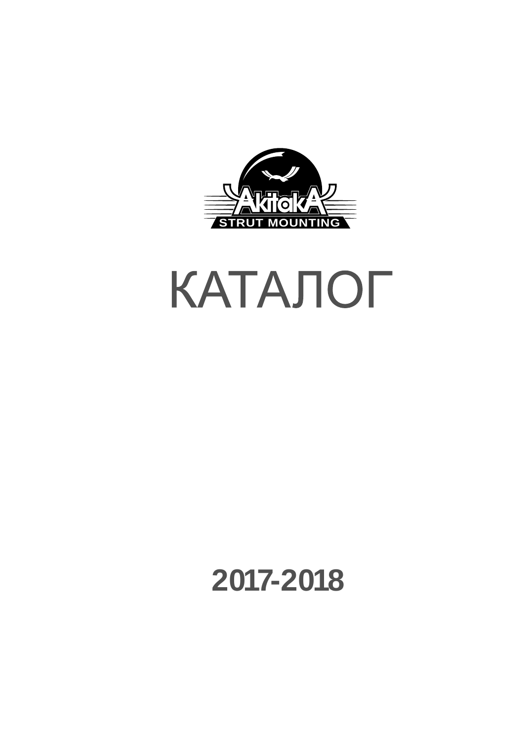AkitakA

STRUT MOUNTING

# КАТАЛОГ

## 2017-2018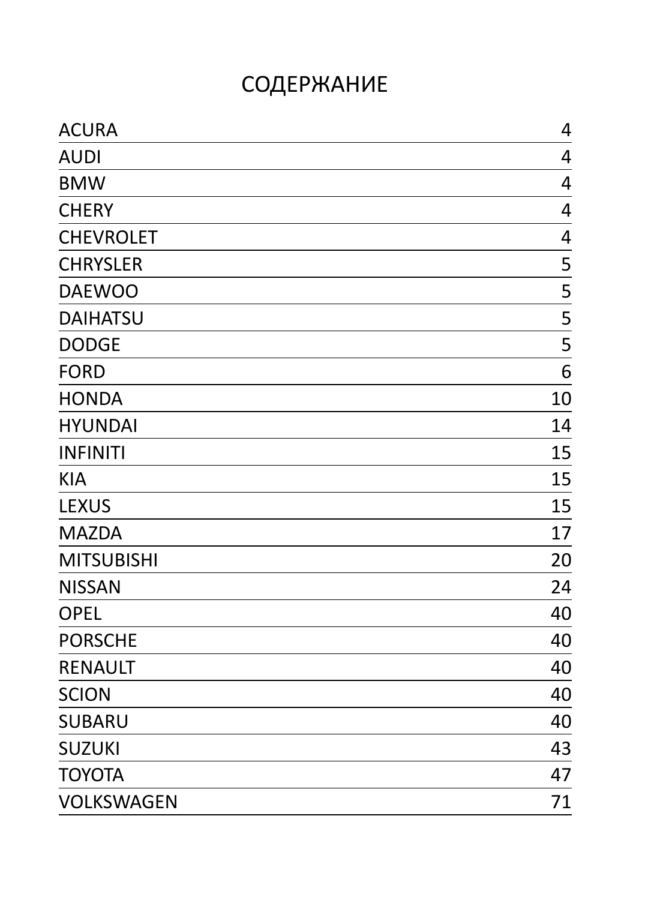# СОДЕРЖАНИЕ

| | |
|---|---|
| ACURA | 4 |
| AUDI | 4 |
| BMW | 4 |
| CHERY | 4 |
| CHEVROLET | 4 |
| CHRYSLER | 5 |
| DAEWOO | 5 |
| DAIHATSU | 5 |
| DODGE | 5 |
| FORD | 6 |
| HONDA | 10 |
| HYUNDAI | 14 |
| INFINITI | 15 |
| KIA | 15 |
| LEXUS | 15 |
| MAZDA | 17 |
| MITSUBISHI | 20 |
| NISSAN | 24 |
| OPEL | 40 |
| PORSCHE | 40 |
| RENAULT | 40 |
| SCION | 40 |
| SUBARU | 40 |
| SUZUKI | 43 |
| TOYOTA | 47 |
| VOLKSWAGEN | 71 |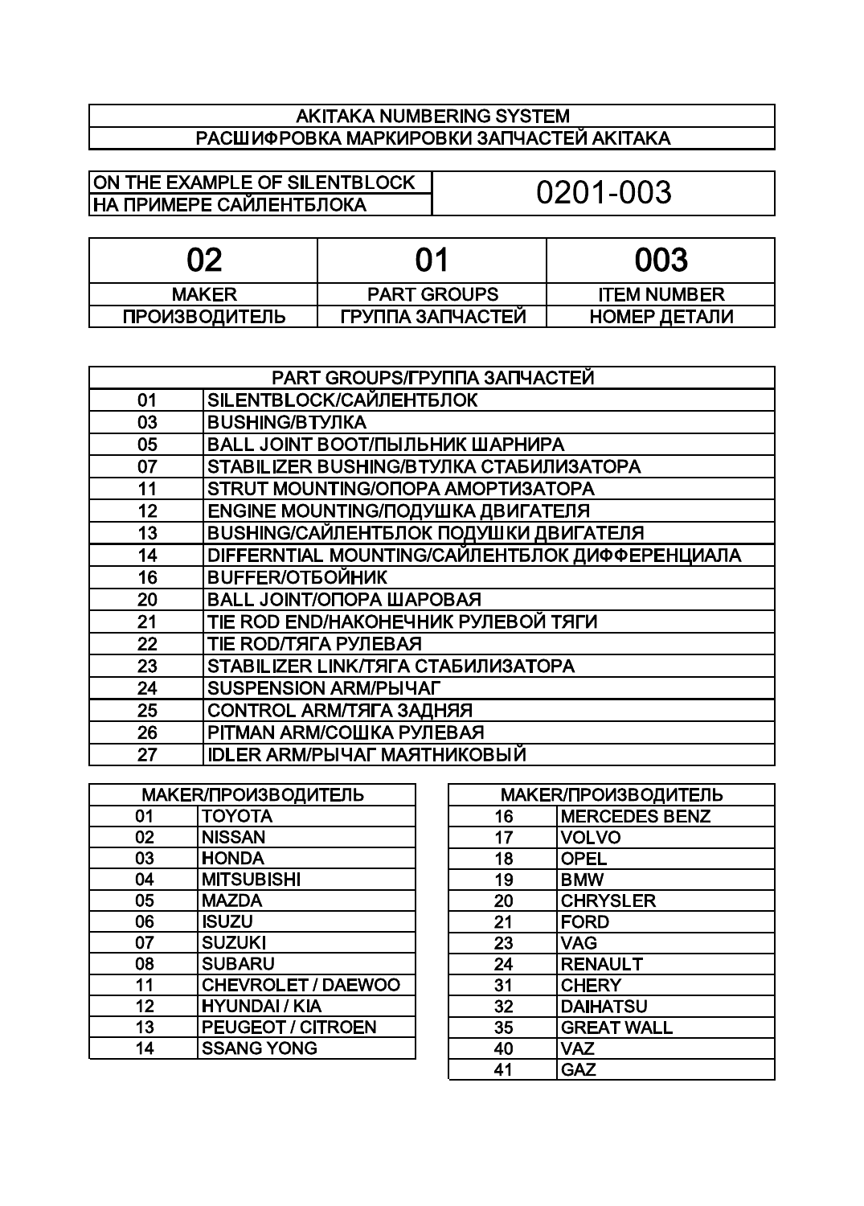# AKITAKA NUMBERING SYSTEM
# РАСШИФРОВКА МАРКИРОВКИ ЗАПЧАСТЕЙ AKITAKA

| ON THE EXAMPLE OF SILENTBLOCK<br>НА ПРИМЕРЕ САЙЛЕНТБЛОКА | 0201-003 |
|---|---|

| 02 | 01 | 003 |
|---|---|---|
| MAKER<br>ПРОИЗВОДИТЕЛЬ | PART GROUPS<br>ГРУППА ЗАПЧАСТЕЙ | ITEM NUMBER<br>НОМЕР ДЕТАЛИ |

| PART GROUPS/ГРУППА ЗАПЧАСТЕЙ | |
|---|---|
| 01 | SILENTBLOCK/САЙЛЕНТБЛОК |
| 03 | BUSHING/ВТУЛКА |
| 05 | BALL JOINT BOOT/ПЫЛЬНИК ШАРНИРА |
| 07 | STABILIZER BUSHING/ВТУЛКА СТАБИЛИЗАТОРА |
| 11 | STRUT MOUNTING/ОПОРА АМОРТИЗАТОРА |
| 12 | ENGINE MOUNTING/ПОДУШКА ДВИГАТЕЛЯ |
| 13 | BUSHING/САЙЛЕНТБЛОК ПОДУШКИ ДВИГАТЕЛЯ |
| 14 | DIFFERNTIAL MOUNTING/САЙЛЕНТБЛОК ДИФФЕРЕНЦИАЛА |
| 16 | BUFFER/ОТБОЙНИК |
| 20 | BALL JOINT/ОПОРА ШАРОВАЯ |
| 21 | TIE ROD END/НАКОНЕЧНИК РУЛЕВОЙ ТЯГИ |
| 22 | TIE ROD/ТЯГА РУЛЕВАЯ |
| 23 | STABILIZER LINK/ТЯГА СТАБИЛИЗАТОРА |
| 24 | SUSPENSION ARM/РЫЧАГ |
| 25 | CONTROL ARM/ТЯГА ЗАДНЯЯ |
| 26 | PITMAN ARM/СОШКА РУЛЕВАЯ |
| 27 | IDLER ARM/РЫЧАГ МАЯТНИКОВЫЙ |

| MAKER/ПРОИЗВОДИТЕЛЬ | |
|---|---|
| 01 | TOYOTA |
| 02 | NISSAN |
| 03 | HONDA |
| 04 | MITSUBISHI |
| 05 | MAZDA |
| 06 | ISUZU |
| 07 | SUZUKI |
| 08 | SUBARU |
| 11 | CHEVROLET / DAEWOO |
| 12 | HYUNDAI / KIA |
| 13 | PEUGEOT / CITROEN |
| 14 | SSANG YONG |

| MAKER/ПРОИЗВОДИТЕЛЬ | |
|---|---|
| 16 | MERCEDES BENZ |
| 17 | VOLVO |
| 18 | OPEL |
| 19 | BMW |
| 20 | CHRYSLER |
| 21 | FORD |
| 23 | VAG |
| 24 | RENAULT |
| 31 | CHERY |
| 32 | DAIHATSU |
| 35 | GREAT WALL |
| 40 | VAZ |
| 41 | GAZ |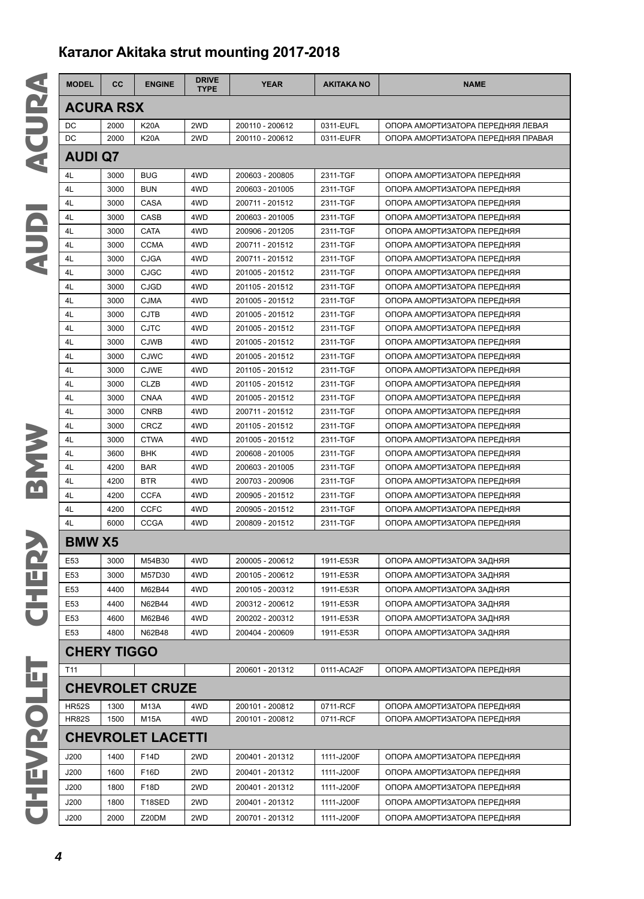## Каталог Akitaka strut mounting 2017-2018

| MODEL | CC | ENGINE | DRIVE TYPE | YEAR | AKITAKA NO | NAME |
|---|---|---|---|---|---|---|
| **ACURA RSX** | | | | | | |
| DC | 2000 | K20A | 2WD | 200110 - 200612 | 0311-EUFL | ОПОРА АМОРТИЗАТОРА ПЕРЕДНЯЯ ЛЕВАЯ |
| DC | 2000 | K20A | 2WD | 200110 - 200612 | 0311-EUFR | ОПОРА АМОРТИЗАТОРА ПЕРЕДНЯЯ ПРАВАЯ |
| **AUDI Q7** | | | | | | |
| 4L | 3000 | BUG | 4WD | 200603 - 200805 | 2311-TGF | ОПОРА АМОРТИЗАТОРА ПЕРЕДНЯЯ |
| 4L | 3000 | BUN | 4WD | 200603 - 201005 | 2311-TGF | ОПОРА АМОРТИЗАТОРА ПЕРЕДНЯЯ |
| 4L | 3000 | CASA | 4WD | 200711 - 201512 | 2311-TGF | ОПОРА АМОРТИЗАТОРА ПЕРЕДНЯЯ |
| 4L | 3000 | CASB | 4WD | 200603 - 201005 | 2311-TGF | ОПОРА АМОРТИЗАТОРА ПЕРЕДНЯЯ |
| 4L | 3000 | CATA | 4WD | 200906 - 201205 | 2311-TGF | ОПОРА АМОРТИЗАТОРА ПЕРЕДНЯЯ |
| 4L | 3000 | CCMA | 4WD | 200711 - 201512 | 2311-TGF | ОПОРА АМОРТИЗАТОРА ПЕРЕДНЯЯ |
| 4L | 3000 | CJGA | 4WD | 200711 - 201512 | 2311-TGF | ОПОРА АМОРТИЗАТОРА ПЕРЕДНЯЯ |
| 4L | 3000 | CJGC | 4WD | 201005 - 201512 | 2311-TGF | ОПОРА АМОРТИЗАТОРА ПЕРЕДНЯЯ |
| 4L | 3000 | CJGD | 4WD | 201105 - 201512 | 2311-TGF | ОПОРА АМОРТИЗАТОРА ПЕРЕДНЯЯ |
| 4L | 3000 | CJMA | 4WD | 201005 - 201512 | 2311-TGF | ОПОРА АМОРТИЗАТОРА ПЕРЕДНЯЯ |
| 4L | 3000 | CJTB | 4WD | 201005 - 201512 | 2311-TGF | ОПОРА АМОРТИЗАТОРА ПЕРЕДНЯЯ |
| 4L | 3000 | CJTC | 4WD | 201005 - 201512 | 2311-TGF | ОПОРА АМОРТИЗАТОРА ПЕРЕДНЯЯ |
| 4L | 3000 | CJWB | 4WD | 201005 - 201512 | 2311-TGF | ОПОРА АМОРТИЗАТОРА ПЕРЕДНЯЯ |
| 4L | 3000 | CJWC | 4WD | 201005 - 201512 | 2311-TGF | ОПОРА АМОРТИЗАТОРА ПЕРЕДНЯЯ |
| 4L | 3000 | CJWE | 4WD | 201105 - 201512 | 2311-TGF | ОПОРА АМОРТИЗАТОРА ПЕРЕДНЯЯ |
| 4L | 3000 | CLZB | 4WD | 201105 - 201512 | 2311-TGF | ОПОРА АМОРТИЗАТОРА ПЕРЕДНЯЯ |
| 4L | 3000 | CNAA | 4WD | 201005 - 201512 | 2311-TGF | ОПОРА АМОРТИЗАТОРА ПЕРЕДНЯЯ |
| 4L | 3000 | CNRB | 4WD | 200711 - 201512 | 2311-TGF | ОПОРА АМОРТИЗАТОРА ПЕРЕДНЯЯ |
| 4L | 3000 | CRCZ | 4WD | 201105 - 201512 | 2311-TGF | ОПОРА АМОРТИЗАТОРА ПЕРЕДНЯЯ |
| 4L | 3000 | CTWA | 4WD | 201005 - 201512 | 2311-TGF | ОПОРА АМОРТИЗАТОРА ПЕРЕДНЯЯ |
| 4L | 3600 | BHK | 4WD | 200608 - 201005 | 2311-TGF | ОПОРА АМОРТИЗАТОРА ПЕРЕДНЯЯ |
| 4L | 4200 | BAR | 4WD | 200603 - 201005 | 2311-TGF | ОПОРА АМОРТИЗАТОРА ПЕРЕДНЯЯ |
| 4L | 4200 | BTR | 4WD | 200703 - 200906 | 2311-TGF | ОПОРА АМОРТИЗАТОРА ПЕРЕДНЯЯ |
| 4L | 4200 | CCFA | 4WD | 200905 - 201512 | 2311-TGF | ОПОРА АМОРТИЗАТОРА ПЕРЕДНЯЯ |
| 4L | 4200 | CCFC | 4WD | 200905 - 201512 | 2311-TGF | ОПОРА АМОРТИЗАТОРА ПЕРЕДНЯЯ |
| 4L | 6000 | CCGA | 4WD | 200809 - 201512 | 2311-TGF | ОПОРА АМОРТИЗАТОРА ПЕРЕДНЯЯ |
| **BMW X5** | | | | | | |
| E53 | 3000 | M54B30 | 4WD | 200005 - 200612 | 1911-E53R | ОПОРА АМОРТИЗАТОРА ЗАДНЯЯ |
| E53 | 3000 | M57D30 | 4WD | 200105 - 200612 | 1911-E53R | ОПОРА АМОРТИЗАТОРА ЗАДНЯЯ |
| E53 | 4400 | M62B44 | 4WD | 200105 - 200312 | 1911-E53R | ОПОРА АМОРТИЗАТОРА ЗАДНЯЯ |
| E53 | 4400 | N62B44 | 4WD | 200312 - 200612 | 1911-E53R | ОПОРА АМОРТИЗАТОРА ЗАДНЯЯ |
| E53 | 4600 | M62B46 | 4WD | 200202 - 200312 | 1911-E53R | ОПОРА АМОРТИЗАТОРА ЗАДНЯЯ |
| E53 | 4800 | N62B48 | 4WD | 200404 - 200609 | 1911-E53R | ОПОРА АМОРТИЗАТОРА ЗАДНЯЯ |
| **CHERY TIGGO** | | | | | | |
| T11 | | | | 200601 - 201312 | 0111-ACA2F | ОПОРА АМОРТИЗАТОРА ПЕРЕДНЯЯ |
| **CHEVROLET CRUZE** | | | | | | |
| HR52S | 1300 | M13A | 4WD | 200101 - 200812 | 0711-RCF | ОПОРА АМОРТИЗАТОРА ПЕРЕДНЯЯ |
| HR82S | 1500 | M15A | 4WD | 200101 - 200812 | 0711-RCF | ОПОРА АМОРТИЗАТОРА ПЕРЕДНЯЯ |
| **CHEVROLET LACETTI** | | | | | | |
| J200 | 1400 | F14D | 2WD | 200401 - 201312 | 1111-J200F | ОПОРА АМОРТИЗАТОРА ПЕРЕДНЯЯ |
| J200 | 1600 | F16D | 2WD | 200401 - 201312 | 1111-J200F | ОПОРА АМОРТИЗАТОРА ПЕРЕДНЯЯ |
| J200 | 1800 | F18D | 2WD | 200401 - 201312 | 1111-J200F | ОПОРА АМОРТИЗАТОРА ПЕРЕДНЯЯ |
| J200 | 1800 | T18SED | 2WD | 200401 - 201312 | 1111-J200F | ОПОРА АМОРТИЗАТОРА ПЕРЕДНЯЯ |
| J200 | 2000 | Z20DM | 2WD | 200701 - 201312 | 1111-J200F | ОПОРА АМОРТИЗАТОРА ПЕРЕДНЯЯ |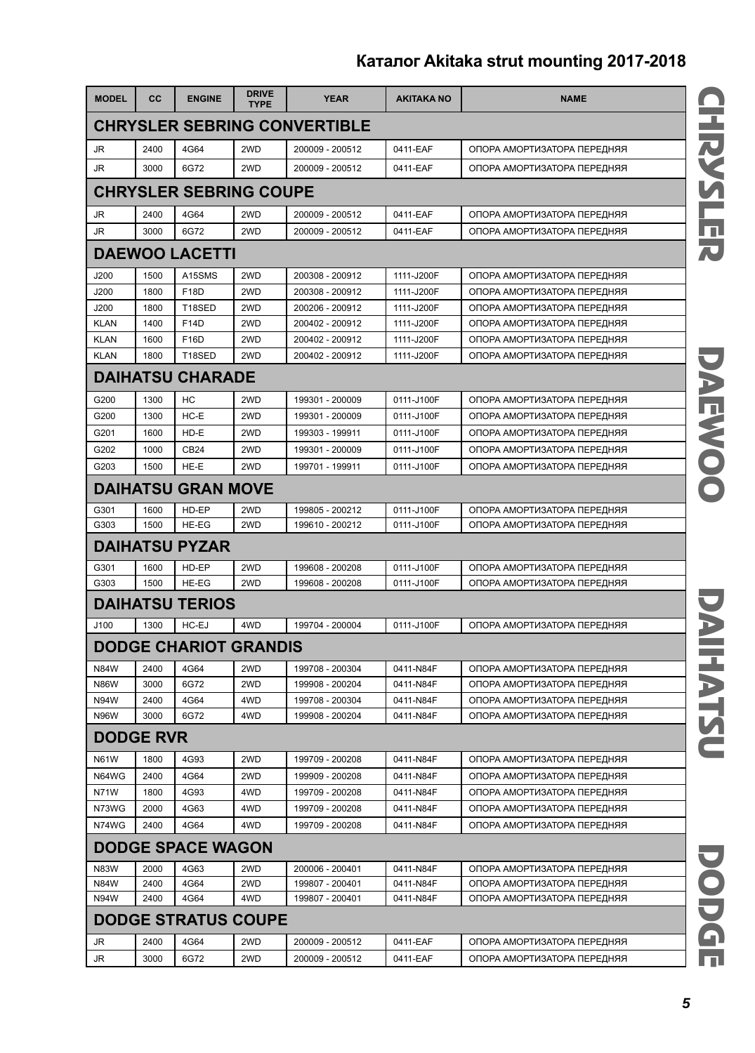# Каталог Akitaka strut mounting 2017-2018

| MODEL | CC | ENGINE | DRIVE TYPE | YEAR | AKITAKA NO | NAME |
|---|---|---|---|---|---|---|
| **CHRYSLER SEBRING CONVERTIBLE** | | | | | | |
| JR | 2400 | 4G64 | 2WD | 200009 - 200512 | 0411-EAF | ОПОРА АМОРТИЗАТОРА ПЕРЕДНЯЯ |
| JR | 3000 | 6G72 | 2WD | 200009 - 200512 | 0411-EAF | ОПОРА АМОРТИЗАТОРА ПЕРЕДНЯЯ |
| **CHRYSLER SEBRING COUPE** | | | | | | |
| JR | 2400 | 4G64 | 2WD | 200009 - 200512 | 0411-EAF | ОПОРА АМОРТИЗАТОРА ПЕРЕДНЯЯ |
| JR | 3000 | 6G72 | 2WD | 200009 - 200512 | 0411-EAF | ОПОРА АМОРТИЗАТОРА ПЕРЕДНЯЯ |
| **DAEWOO LACETTI** | | | | | | |
| J200 | 1500 | A15SMS | 2WD | 200308 - 200912 | 1111-J200F | ОПОРА АМОРТИЗАТОРА ПЕРЕДНЯЯ |
| J200 | 1800 | F18D | 2WD | 200308 - 200912 | 1111-J200F | ОПОРА АМОРТИЗАТОРА ПЕРЕДНЯЯ |
| J200 | 1800 | T18SED | 2WD | 200206 - 200912 | 1111-J200F | ОПОРА АМОРТИЗАТОРА ПЕРЕДНЯЯ |
| KLAN | 1400 | F14D | 2WD | 200402 - 200912 | 1111-J200F | ОПОРА АМОРТИЗАТОРА ПЕРЕДНЯЯ |
| KLAN | 1600 | F16D | 2WD | 200402 - 200912 | 1111-J200F | ОПОРА АМОРТИЗАТОРА ПЕРЕДНЯЯ |
| KLAN | 1800 | T18SED | 2WD | 200402 - 200912 | 1111-J200F | ОПОРА АМОРТИЗАТОРА ПЕРЕДНЯЯ |
| **DAIHATSU CHARADE** | | | | | | |
| G200 | 1300 | HC | 2WD | 199301 - 200009 | 0111-J100F | ОПОРА АМОРТИЗАТОРА ПЕРЕДНЯЯ |
| G200 | 1300 | HC-E | 2WD | 199301 - 200009 | 0111-J100F | ОПОРА АМОРТИЗАТОРА ПЕРЕДНЯЯ |
| G201 | 1600 | HD-E | 2WD | 199303 - 199911 | 0111-J100F | ОПОРА АМОРТИЗАТОРА ПЕРЕДНЯЯ |
| G202 | 1000 | CB24 | 2WD | 199301 - 200009 | 0111-J100F | ОПОРА АМОРТИЗАТОРА ПЕРЕДНЯЯ |
| G203 | 1500 | HE-E | 2WD | 199701 - 199911 | 0111-J100F | ОПОРА АМОРТИЗАТОРА ПЕРЕДНЯЯ |
| **DAIHATSU GRAN MOVE** | | | | | | |
| G301 | 1600 | HD-EP | 2WD | 199805 - 200212 | 0111-J100F | ОПОРА АМОРТИЗАТОРА ПЕРЕДНЯЯ |
| G303 | 1500 | HE-EG | 2WD | 199610 - 200212 | 0111-J100F | ОПОРА АМОРТИЗАТОРА ПЕРЕДНЯЯ |
| **DAIHATSU PYZAR** | | | | | | |
| G301 | 1600 | HD-EP | 2WD | 199608 - 200208 | 0111-J100F | ОПОРА АМОРТИЗАТОРА ПЕРЕДНЯЯ |
| G303 | 1500 | HE-EG | 2WD | 199608 - 200208 | 0111-J100F | ОПОРА АМОРТИЗАТОРА ПЕРЕДНЯЯ |
| **DAIHATSU TERIOS** | | | | | | |
| J100 | 1300 | HC-EJ | 4WD | 199704 - 200004 | 0111-J100F | ОПОРА АМОРТИЗАТОРА ПЕРЕДНЯЯ |
| **DODGE CHARIOT GRANDIS** | | | | | | |
| N84W | 2400 | 4G64 | 2WD | 199708 - 200304 | 0411-N84F | ОПОРА АМОРТИЗАТОРА ПЕРЕДНЯЯ |
| N86W | 3000 | 6G72 | 2WD | 199908 - 200204 | 0411-N84F | ОПОРА АМОРТИЗАТОРА ПЕРЕДНЯЯ |
| N94W | 2400 | 4G64 | 4WD | 199708 - 200304 | 0411-N84F | ОПОРА АМОРТИЗАТОРА ПЕРЕДНЯЯ |
| N96W | 3000 | 6G72 | 4WD | 199908 - 200204 | 0411-N84F | ОПОРА АМОРТИЗАТОРА ПЕРЕДНЯЯ |
| **DODGE RVR** | | | | | | |
| N61W | 1800 | 4G93 | 2WD | 199709 - 200208 | 0411-N84F | ОПОРА АМОРТИЗАТОРА ПЕРЕДНЯЯ |
| N64WG | 2400 | 4G64 | 2WD | 199909 - 200208 | 0411-N84F | ОПОРА АМОРТИЗАТОРА ПЕРЕДНЯЯ |
| N71W | 1800 | 4G93 | 4WD | 199709 - 200208 | 0411-N84F | ОПОРА АМОРТИЗАТОРА ПЕРЕДНЯЯ |
| N73WG | 2000 | 4G63 | 4WD | 199709 - 200208 | 0411-N84F | ОПОРА АМОРТИЗАТОРА ПЕРЕДНЯЯ |
| N74WG | 2400 | 4G64 | 4WD | 199709 - 200208 | 0411-N84F | ОПОРА АМОРТИЗАТОРА ПЕРЕДНЯЯ |
| **DODGE SPACE WAGON** | | | | | | |
| N83W | 2000 | 4G63 | 2WD | 200006 - 200401 | 0411-N84F | ОПОРА АМОРТИЗАТОРА ПЕРЕДНЯЯ |
| N84W | 2400 | 4G64 | 2WD | 199807 - 200401 | 0411-N84F | ОПОРА АМОРТИЗАТОРА ПЕРЕДНЯЯ |
| N94W | 2400 | 4G64 | 4WD | 199807 - 200401 | 0411-N84F | ОПОРА АМОРТИЗАТОРА ПЕРЕДНЯЯ |
| **DODGE STRATUS COUPE** | | | | | | |
| JR | 2400 | 4G64 | 2WD | 200009 - 200512 | 0411-EAF | ОПОРА АМОРТИЗАТОРА ПЕРЕДНЯЯ |
| JR | 3000 | 6G72 | 2WD | 200009 - 200512 | 0411-EAF | ОПОРА АМОРТИЗАТОРА ПЕРЕДНЯЯ |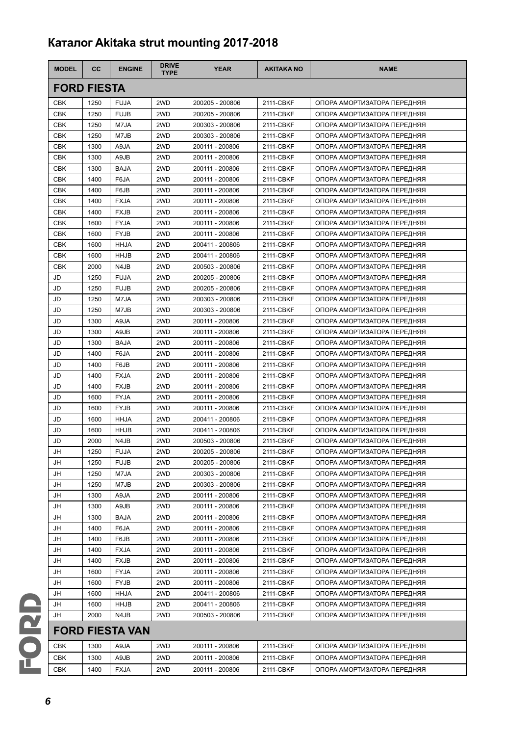# Каталог Akitaka strut mounting 2017-2018

| MODEL | CC | ENGINE | DRIVE TYPE | YEAR | AKITAKA NO | NAME |
|---|---|---|---|---|---|---|
| **FORD FIESTA** | | | | | | |
| CBK | 1250 | FUJA | 2WD | 200205 - 200806 | 2111-CBKF | ОПОРА АМОРТИЗАТОРА ПЕРЕДНЯЯ |
| CBK | 1250 | FUJB | 2WD | 200205 - 200806 | 2111-CBKF | ОПОРА АМОРТИЗАТОРА ПЕРЕДНЯЯ |
| CBK | 1250 | M7JA | 2WD | 200303 - 200806 | 2111-CBKF | ОПОРА АМОРТИЗАТОРА ПЕРЕДНЯЯ |
| CBK | 1250 | M7JB | 2WD | 200303 - 200806 | 2111-CBKF | ОПОРА АМОРТИЗАТОРА ПЕРЕДНЯЯ |
| CBK | 1300 | A9JA | 2WD | 200111 - 200806 | 2111-CBKF | ОПОРА АМОРТИЗАТОРА ПЕРЕДНЯЯ |
| CBK | 1300 | A9JB | 2WD | 200111 - 200806 | 2111-CBKF | ОПОРА АМОРТИЗАТОРА ПЕРЕДНЯЯ |
| CBK | 1300 | BAJA | 2WD | 200111 - 200806 | 2111-CBKF | ОПОРА АМОРТИЗАТОРА ПЕРЕДНЯЯ |
| CBK | 1400 | F6JA | 2WD | 200111 - 200806 | 2111-CBKF | ОПОРА АМОРТИЗАТОРА ПЕРЕДНЯЯ |
| CBK | 1400 | F6JB | 2WD | 200111 - 200806 | 2111-CBKF | ОПОРА АМОРТИЗАТОРА ПЕРЕДНЯЯ |
| CBK | 1400 | FXJA | 2WD | 200111 - 200806 | 2111-CBKF | ОПОРА АМОРТИЗАТОРА ПЕРЕДНЯЯ |
| CBK | 1400 | FXJB | 2WD | 200111 - 200806 | 2111-CBKF | ОПОРА АМОРТИЗАТОРА ПЕРЕДНЯЯ |
| CBK | 1600 | FYJA | 2WD | 200111 - 200806 | 2111-CBKF | ОПОРА АМОРТИЗАТОРА ПЕРЕДНЯЯ |
| CBK | 1600 | FYJB | 2WD | 200111 - 200806 | 2111-CBKF | ОПОРА АМОРТИЗАТОРА ПЕРЕДНЯЯ |
| CBK | 1600 | HHJA | 2WD | 200411 - 200806 | 2111-CBKF | ОПОРА АМОРТИЗАТОРА ПЕРЕДНЯЯ |
| CBK | 1600 | HHJB | 2WD | 200411 - 200806 | 2111-CBKF | ОПОРА АМОРТИЗАТОРА ПЕРЕДНЯЯ |
| CBK | 2000 | N4JB | 2WD | 200503 - 200806 | 2111-CBKF | ОПОРА АМОРТИЗАТОРА ПЕРЕДНЯЯ |
| JD | 1250 | FUJA | 2WD | 200205 - 200806 | 2111-CBKF | ОПОРА АМОРТИЗАТОРА ПЕРЕДНЯЯ |
| JD | 1250 | FUJB | 2WD | 200205 - 200806 | 2111-CBKF | ОПОРА АМОРТИЗАТОРА ПЕРЕДНЯЯ |
| JD | 1250 | M7JA | 2WD | 200303 - 200806 | 2111-CBKF | ОПОРА АМОРТИЗАТОРА ПЕРЕДНЯЯ |
| JD | 1250 | M7JB | 2WD | 200303 - 200806 | 2111-CBKF | ОПОРА АМОРТИЗАТОРА ПЕРЕДНЯЯ |
| JD | 1300 | A9JA | 2WD | 200111 - 200806 | 2111-CBKF | ОПОРА АМОРТИЗАТОРА ПЕРЕДНЯЯ |
| JD | 1300 | A9JB | 2WD | 200111 - 200806 | 2111-CBKF | ОПОРА АМОРТИЗАТОРА ПЕРЕДНЯЯ |
| JD | 1300 | BAJA | 2WD | 200111 - 200806 | 2111-CBKF | ОПОРА АМОРТИЗАТОРА ПЕРЕДНЯЯ |
| JD | 1400 | F6JA | 2WD | 200111 - 200806 | 2111-CBKF | ОПОРА АМОРТИЗАТОРА ПЕРЕДНЯЯ |
| JD | 1400 | F6JB | 2WD | 200111 - 200806 | 2111-CBKF | ОПОРА АМОРТИЗАТОРА ПЕРЕДНЯЯ |
| JD | 1400 | FXJA | 2WD | 200111 - 200806 | 2111-CBKF | ОПОРА АМОРТИЗАТОРА ПЕРЕДНЯЯ |
| JD | 1400 | FXJB | 2WD | 200111 - 200806 | 2111-CBKF | ОПОРА АМОРТИЗАТОРА ПЕРЕДНЯЯ |
| JD | 1600 | FYJA | 2WD | 200111 - 200806 | 2111-CBKF | ОПОРА АМОРТИЗАТОРА ПЕРЕДНЯЯ |
| JD | 1600 | FYJB | 2WD | 200111 - 200806 | 2111-CBKF | ОПОРА АМОРТИЗАТОРА ПЕРЕДНЯЯ |
| JD | 1600 | HHJA | 2WD | 200411 - 200806 | 2111-CBKF | ОПОРА АМОРТИЗАТОРА ПЕРЕДНЯЯ |
| JD | 1600 | HHJB | 2WD | 200411 - 200806 | 2111-CBKF | ОПОРА АМОРТИЗАТОРА ПЕРЕДНЯЯ |
| JD | 2000 | N4JB | 2WD | 200503 - 200806 | 2111-CBKF | ОПОРА АМОРТИЗАТОРА ПЕРЕДНЯЯ |
| JH | 1250 | FUJA | 2WD | 200205 - 200806 | 2111-CBKF | ОПОРА АМОРТИЗАТОРА ПЕРЕДНЯЯ |
| JH | 1250 | FUJB | 2WD | 200205 - 200806 | 2111-CBKF | ОПОРА АМОРТИЗАТОРА ПЕРЕДНЯЯ |
| JH | 1250 | M7JA | 2WD | 200303 - 200806 | 2111-CBKF | ОПОРА АМОРТИЗАТОРА ПЕРЕДНЯЯ |
| JH | 1250 | M7JB | 2WD | 200303 - 200806 | 2111-CBKF | ОПОРА АМОРТИЗАТОРА ПЕРЕДНЯЯ |
| JH | 1300 | A9JA | 2WD | 200111 - 200806 | 2111-CBKF | ОПОРА АМОРТИЗАТОРА ПЕРЕДНЯЯ |
| JH | 1300 | A9JB | 2WD | 200111 - 200806 | 2111-CBKF | ОПОРА АМОРТИЗАТОРА ПЕРЕДНЯЯ |
| JH | 1300 | BAJA | 2WD | 200111 - 200806 | 2111-CBKF | ОПОРА АМОРТИЗАТОРА ПЕРЕДНЯЯ |
| JH | 1400 | F6JA | 2WD | 200111 - 200806 | 2111-CBKF | ОПОРА АМОРТИЗАТОРА ПЕРЕДНЯЯ |
| JH | 1400 | F6JB | 2WD | 200111 - 200806 | 2111-CBKF | ОПОРА АМОРТИЗАТОРА ПЕРЕДНЯЯ |
| JH | 1400 | FXJA | 2WD | 200111 - 200806 | 2111-CBKF | ОПОРА АМОРТИЗАТОРА ПЕРЕДНЯЯ |
| JH | 1400 | FXJB | 2WD | 200111 - 200806 | 2111-CBKF | ОПОРА АМОРТИЗАТОРА ПЕРЕДНЯЯ |
| JH | 1600 | FYJA | 2WD | 200111 - 200806 | 2111-CBKF | ОПОРА АМОРТИЗАТОРА ПЕРЕДНЯЯ |
| JH | 1600 | FYJB | 2WD | 200111 - 200806 | 2111-CBKF | ОПОРА АМОРТИЗАТОРА ПЕРЕДНЯЯ |
| JH | 1600 | HHJA | 2WD | 200411 - 200806 | 2111-CBKF | ОПОРА АМОРТИЗАТОРА ПЕРЕДНЯЯ |
| JH | 1600 | HHJB | 2WD | 200411 - 200806 | 2111-CBKF | ОПОРА АМОРТИЗАТОРА ПЕРЕДНЯЯ |
| JH | 2000 | N4JB | 2WD | 200503 - 200806 | 2111-CBKF | ОПОРА АМОРТИЗАТОРА ПЕРЕДНЯЯ |
| **FORD FIESTA VAN** | | | | | | |
| CBK | 1300 | A9JA | 2WD | 200111 - 200806 | 2111-CBKF | ОПОРА АМОРТИЗАТОРА ПЕРЕДНЯЯ |
| CBK | 1300 | A9JB | 2WD | 200111 - 200806 | 2111-CBKF | ОПОРА АМОРТИЗАТОРА ПЕРЕДНЯЯ |
| CBK | 1400 | FXJA | 2WD | 200111 - 200806 | 2111-CBKF | ОПОРА АМОРТИЗАТОРА ПЕРЕДНЯЯ |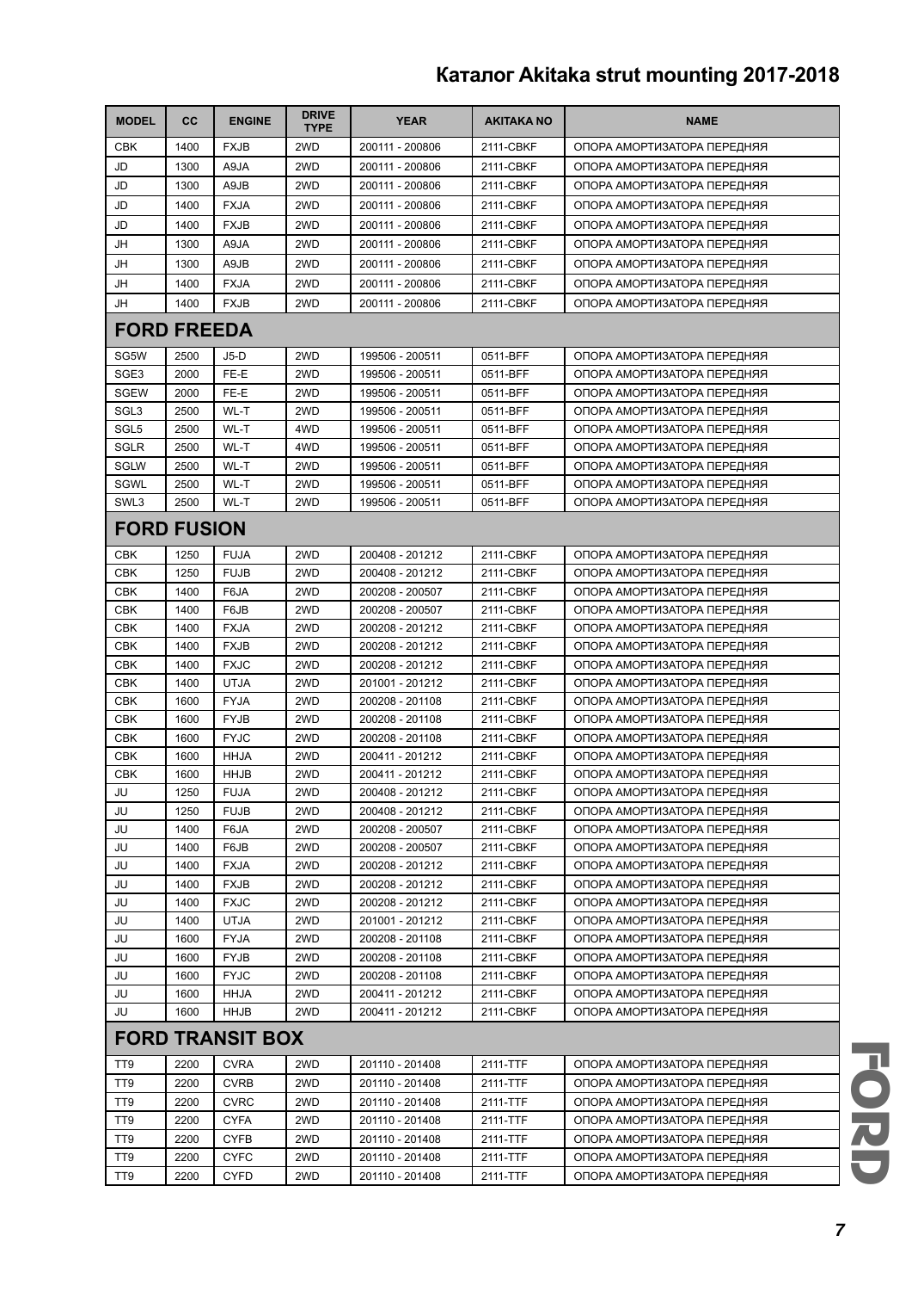| MODEL | CC | ENGINE | DRIVE TYPE | YEAR | AKITAKA NO | NAME |
|---|---|---|---|---|---|---|
| CBK | 1400 | FXJB | 2WD | 200111 - 200806 | 2111-CBKF | ОПОРА АМОРТИЗАТОРА ПЕРЕДНЯЯ |
| JD | 1300 | A9JA | 2WD | 200111 - 200806 | 2111-CBKF | ОПОРА АМОРТИЗАТОРА ПЕРЕДНЯЯ |
| JD | 1300 | A9JB | 2WD | 200111 - 200806 | 2111-CBKF | ОПОРА АМОРТИЗАТОРА ПЕРЕДНЯЯ |
| JD | 1400 | FXJA | 2WD | 200111 - 200806 | 2111-CBKF | ОПОРА АМОРТИЗАТОРА ПЕРЕДНЯЯ |
| JD | 1400 | FXJB | 2WD | 200111 - 200806 | 2111-CBKF | ОПОРА АМОРТИЗАТОРА ПЕРЕДНЯЯ |
| JH | 1300 | A9JA | 2WD | 200111 - 200806 | 2111-CBKF | ОПОРА АМОРТИЗАТОРА ПЕРЕДНЯЯ |
| JH | 1300 | A9JB | 2WD | 200111 - 200806 | 2111-CBKF | ОПОРА АМОРТИЗАТОРА ПЕРЕДНЯЯ |
| JH | 1400 | FXJA | 2WD | 200111 - 200806 | 2111-CBKF | ОПОРА АМОРТИЗАТОРА ПЕРЕДНЯЯ |
| JH | 1400 | FXJB | 2WD | 200111 - 200806 | 2111-CBKF | ОПОРА АМОРТИЗАТОРА ПЕРЕДНЯЯ |
| **FORD FREEDA** | | | | | | |
| SG5W | 2500 | J5-D | 2WD | 199506 - 200511 | 0511-BFF | ОПОРА АМОРТИЗАТОРА ПЕРЕДНЯЯ |
| SGE3 | 2000 | FE-E | 2WD | 199506 - 200511 | 0511-BFF | ОПОРА АМОРТИЗАТОРА ПЕРЕДНЯЯ |
| SGEW | 2000 | FE-E | 2WD | 199506 - 200511 | 0511-BFF | ОПОРА АМОРТИЗАТОРА ПЕРЕДНЯЯ |
| SGL3 | 2500 | WL-T | 2WD | 199506 - 200511 | 0511-BFF | ОПОРА АМОРТИЗАТОРА ПЕРЕДНЯЯ |
| SGL5 | 2500 | WL-T | 4WD | 199506 - 200511 | 0511-BFF | ОПОРА АМОРТИЗАТОРА ПЕРЕДНЯЯ |
| SGLR | 2500 | WL-T | 4WD | 199506 - 200511 | 0511-BFF | ОПОРА АМОРТИЗАТОРА ПЕРЕДНЯЯ |
| SGLW | 2500 | WL-T | 2WD | 199506 - 200511 | 0511-BFF | ОПОРА АМОРТИЗАТОРА ПЕРЕДНЯЯ |
| SGWL | 2500 | WL-T | 2WD | 199506 - 200511 | 0511-BFF | ОПОРА АМОРТИЗАТОРА ПЕРЕДНЯЯ |
| SWL3 | 2500 | WL-T | 2WD | 199506 - 200511 | 0511-BFF | ОПОРА АМОРТИЗАТОРА ПЕРЕДНЯЯ |
| **FORD FUSION** | | | | | | |
| CBK | 1250 | FUJA | 2WD | 200408 - 201212 | 2111-CBKF | ОПОРА АМОРТИЗАТОРА ПЕРЕДНЯЯ |
| CBK | 1250 | FUJB | 2WD | 200408 - 201212 | 2111-CBKF | ОПОРА АМОРТИЗАТОРА ПЕРЕДНЯЯ |
| CBK | 1400 | F6JA | 2WD | 200208 - 200507 | 2111-CBKF | ОПОРА АМОРТИЗАТОРА ПЕРЕДНЯЯ |
| CBK | 1400 | F6JB | 2WD | 200208 - 200507 | 2111-CBKF | ОПОРА АМОРТИЗАТОРА ПЕРЕДНЯЯ |
| CBK | 1400 | FXJA | 2WD | 200208 - 201212 | 2111-CBKF | ОПОРА АМОРТИЗАТОРА ПЕРЕДНЯЯ |
| CBK | 1400 | FXJB | 2WD | 200208 - 201212 | 2111-CBKF | ОПОРА АМОРТИЗАТОРА ПЕРЕДНЯЯ |
| CBK | 1400 | FXJC | 2WD | 200208 - 201212 | 2111-CBKF | ОПОРА АМОРТИЗАТОРА ПЕРЕДНЯЯ |
| CBK | 1400 | UTJA | 2WD | 201001 - 201212 | 2111-CBKF | ОПОРА АМОРТИЗАТОРА ПЕРЕДНЯЯ |
| CBK | 1600 | FYJA | 2WD | 200208 - 201108 | 2111-CBKF | ОПОРА АМОРТИЗАТОРА ПЕРЕДНЯЯ |
| CBK | 1600 | FYJB | 2WD | 200208 - 201108 | 2111-CBKF | ОПОРА АМОРТИЗАТОРА ПЕРЕДНЯЯ |
| CBK | 1600 | FYJC | 2WD | 200208 - 201108 | 2111-CBKF | ОПОРА АМОРТИЗАТОРА ПЕРЕДНЯЯ |
| CBK | 1600 | HHJA | 2WD | 200411 - 201212 | 2111-CBKF | ОПОРА АМОРТИЗАТОРА ПЕРЕДНЯЯ |
| CBK | 1600 | HHJB | 2WD | 200411 - 201212 | 2111-CBKF | ОПОРА АМОРТИЗАТОРА ПЕРЕДНЯЯ |
| JU | 1250 | FUJA | 2WD | 200408 - 201212 | 2111-CBKF | ОПОРА АМОРТИЗАТОРА ПЕРЕДНЯЯ |
| JU | 1250 | FUJB | 2WD | 200408 - 201212 | 2111-CBKF | ОПОРА АМОРТИЗАТОРА ПЕРЕДНЯЯ |
| JU | 1400 | F6JA | 2WD | 200208 - 200507 | 2111-CBKF | ОПОРА АМОРТИЗАТОРА ПЕРЕДНЯЯ |
| JU | 1400 | F6JB | 2WD | 200208 - 200507 | 2111-CBKF | ОПОРА АМОРТИЗАТОРА ПЕРЕДНЯЯ |
| JU | 1400 | FXJA | 2WD | 200208 - 201212 | 2111-CBKF | ОПОРА АМОРТИЗАТОРА ПЕРЕДНЯЯ |
| JU | 1400 | FXJB | 2WD | 200208 - 201212 | 2111-CBKF | ОПОРА АМОРТИЗАТОРА ПЕРЕДНЯЯ |
| JU | 1400 | FXJC | 2WD | 200208 - 201212 | 2111-CBKF | ОПОРА АМОРТИЗАТОРА ПЕРЕДНЯЯ |
| JU | 1400 | UTJA | 2WD | 201001 - 201212 | 2111-CBKF | ОПОРА АМОРТИЗАТОРА ПЕРЕДНЯЯ |
| JU | 1600 | FYJA | 2WD | 200208 - 201108 | 2111-CBKF | ОПОРА АМОРТИЗАТОРА ПЕРЕДНЯЯ |
| JU | 1600 | FYJB | 2WD | 200208 - 201108 | 2111-CBKF | ОПОРА АМОРТИЗАТОРА ПЕРЕДНЯЯ |
| JU | 1600 | FYJC | 2WD | 200208 - 201108 | 2111-CBKF | ОПОРА АМОРТИЗАТОРА ПЕРЕДНЯЯ |
| JU | 1600 | HHJA | 2WD | 200411 - 201212 | 2111-CBKF | ОПОРА АМОРТИЗАТОРА ПЕРЕДНЯЯ |
| JU | 1600 | HHJB | 2WD | 200411 - 201212 | 2111-CBKF | ОПОРА АМОРТИЗАТОРА ПЕРЕДНЯЯ |
| **FORD TRANSIT BOX** | | | | | | |
| TT9 | 2200 | CVRA | 2WD | 201110 - 201408 | 2111-TTF | ОПОРА АМОРТИЗАТОРА ПЕРЕДНЯЯ |
| TT9 | 2200 | CVRB | 2WD | 201110 - 201408 | 2111-TTF | ОПОРА АМОРТИЗАТОРА ПЕРЕДНЯЯ |
| TT9 | 2200 | CVRC | 2WD | 201110 - 201408 | 2111-TTF | ОПОРА АМОРТИЗАТОРА ПЕРЕДНЯЯ |
| TT9 | 2200 | CYFA | 2WD | 201110 - 201408 | 2111-TTF | ОПОРА АМОРТИЗАТОРА ПЕРЕДНЯЯ |
| TT9 | 2200 | CYFB | 2WD | 201110 - 201408 | 2111-TTF | ОПОРА АМОРТИЗАТОРА ПЕРЕДНЯЯ |
| TT9 | 2200 | CYFC | 2WD | 201110 - 201408 | 2111-TTF | ОПОРА АМОРТИЗАТОРА ПЕРЕДНЯЯ |
| TT9 | 2200 | CYFD | 2WD | 201110 - 201408 | 2111-TTF | ОПОРА АМОРТИЗАТОРА ПЕРЕДНЯЯ |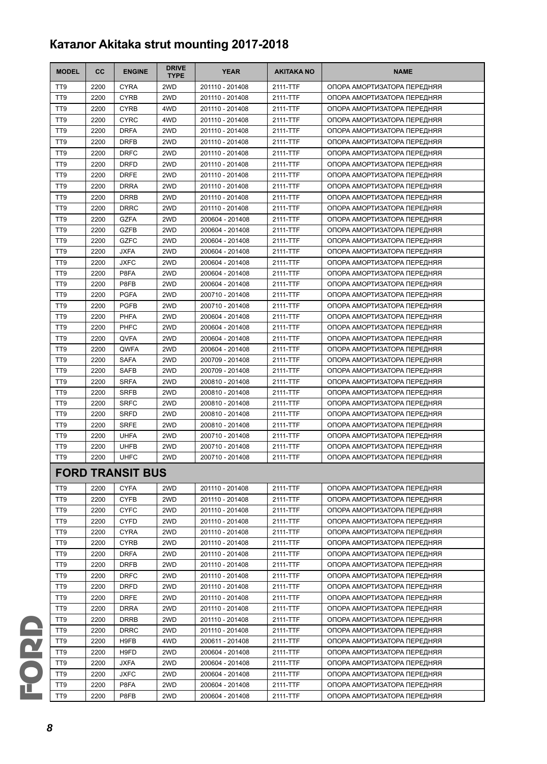# Каталог Akitaka strut mounting 2017-2018

| MODEL | CC | ENGINE | DRIVE TYPE | YEAR | AKITAKA NO | NAME |
|---|---|---|---|---|---|---|
| TT9 | 2200 | CYRA | 2WD | 201110 - 201408 | 2111-TTF | ОПОРА АМОРТИЗАТОРА ПЕРЕДНЯЯ |
| TT9 | 2200 | CYRB | 2WD | 201110 - 201408 | 2111-TTF | ОПОРА АМОРТИЗАТОРА ПЕРЕДНЯЯ |
| TT9 | 2200 | CYRB | 4WD | 201110 - 201408 | 2111-TTF | ОПОРА АМОРТИЗАТОРА ПЕРЕДНЯЯ |
| TT9 | 2200 | CYRC | 4WD | 201110 - 201408 | 2111-TTF | ОПОРА АМОРТИЗАТОРА ПЕРЕДНЯЯ |
| TT9 | 2200 | DRFA | 2WD | 201110 - 201408 | 2111-TTF | ОПОРА АМОРТИЗАТОРА ПЕРЕДНЯЯ |
| TT9 | 2200 | DRFB | 2WD | 201110 - 201408 | 2111-TTF | ОПОРА АМОРТИЗАТОРА ПЕРЕДНЯЯ |
| TT9 | 2200 | DRFC | 2WD | 201110 - 201408 | 2111-TTF | ОПОРА АМОРТИЗАТОРА ПЕРЕДНЯЯ |
| TT9 | 2200 | DRFD | 2WD | 201110 - 201408 | 2111-TTF | ОПОРА АМОРТИЗАТОРА ПЕРЕДНЯЯ |
| TT9 | 2200 | DRFE | 2WD | 201110 - 201408 | 2111-TTF | ОПОРА АМОРТИЗАТОРА ПЕРЕДНЯЯ |
| TT9 | 2200 | DRRA | 2WD | 201110 - 201408 | 2111-TTF | ОПОРА АМОРТИЗАТОРА ПЕРЕДНЯЯ |
| TT9 | 2200 | DRRB | 2WD | 201110 - 201408 | 2111-TTF | ОПОРА АМОРТИЗАТОРА ПЕРЕДНЯЯ |
| TT9 | 2200 | DRRC | 2WD | 201110 - 201408 | 2111-TTF | ОПОРА АМОРТИЗАТОРА ПЕРЕДНЯЯ |
| TT9 | 2200 | GZFA | 2WD | 200604 - 201408 | 2111-TTF | ОПОРА АМОРТИЗАТОРА ПЕРЕДНЯЯ |
| TT9 | 2200 | GZFB | 2WD | 200604 - 201408 | 2111-TTF | ОПОРА АМОРТИЗАТОРА ПЕРЕДНЯЯ |
| TT9 | 2200 | GZFC | 2WD | 200604 - 201408 | 2111-TTF | ОПОРА АМОРТИЗАТОРА ПЕРЕДНЯЯ |
| TT9 | 2200 | JXFA | 2WD | 200604 - 201408 | 2111-TTF | ОПОРА АМОРТИЗАТОРА ПЕРЕДНЯЯ |
| TT9 | 2200 | JXFC | 2WD | 200604 - 201408 | 2111-TTF | ОПОРА АМОРТИЗАТОРА ПЕРЕДНЯЯ |
| TT9 | 2200 | P8FA | 2WD | 200604 - 201408 | 2111-TTF | ОПОРА АМОРТИЗАТОРА ПЕРЕДНЯЯ |
| TT9 | 2200 | P8FB | 2WD | 200604 - 201408 | 2111-TTF | ОПОРА АМОРТИЗАТОРА ПЕРЕДНЯЯ |
| TT9 | 2200 | PGFA | 2WD | 200710 - 201408 | 2111-TTF | ОПОРА АМОРТИЗАТОРА ПЕРЕДНЯЯ |
| TT9 | 2200 | PGFB | 2WD | 200710 - 201408 | 2111-TTF | ОПОРА АМОРТИЗАТОРА ПЕРЕДНЯЯ |
| TT9 | 2200 | PHFA | 2WD | 200604 - 201408 | 2111-TTF | ОПОРА АМОРТИЗАТОРА ПЕРЕДНЯЯ |
| TT9 | 2200 | PHFC | 2WD | 200604 - 201408 | 2111-TTF | ОПОРА АМОРТИЗАТОРА ПЕРЕДНЯЯ |
| TT9 | 2200 | QVFA | 2WD | 200604 - 201408 | 2111-TTF | ОПОРА АМОРТИЗАТОРА ПЕРЕДНЯЯ |
| TT9 | 2200 | QWFA | 2WD | 200604 - 201408 | 2111-TTF | ОПОРА АМОРТИЗАТОРА ПЕРЕДНЯЯ |
| TT9 | 2200 | SAFA | 2WD | 200709 - 201408 | 2111-TTF | ОПОРА АМОРТИЗАТОРА ПЕРЕДНЯЯ |
| TT9 | 2200 | SAFB | 2WD | 200709 - 201408 | 2111-TTF | ОПОРА АМОРТИЗАТОРА ПЕРЕДНЯЯ |
| TT9 | 2200 | SRFA | 2WD | 200810 - 201408 | 2111-TTF | ОПОРА АМОРТИЗАТОРА ПЕРЕДНЯЯ |
| TT9 | 2200 | SRFB | 2WD | 200810 - 201408 | 2111-TTF | ОПОРА АМОРТИЗАТОРА ПЕРЕДНЯЯ |
| TT9 | 2200 | SRFC | 2WD | 200810 - 201408 | 2111-TTF | ОПОРА АМОРТИЗАТОРА ПЕРЕДНЯЯ |
| TT9 | 2200 | SRFD | 2WD | 200810 - 201408 | 2111-TTF | ОПОРА АМОРТИЗАТОРА ПЕРЕДНЯЯ |
| TT9 | 2200 | SRFE | 2WD | 200810 - 201408 | 2111-TTF | ОПОРА АМОРТИЗАТОРА ПЕРЕДНЯЯ |
| TT9 | 2200 | UHFA | 2WD | 200710 - 201408 | 2111-TTF | ОПОРА АМОРТИЗАТОРА ПЕРЕДНЯЯ |
| TT9 | 2200 | UHFB | 2WD | 200710 - 201408 | 2111-TTF | ОПОРА АМОРТИЗАТОРА ПЕРЕДНЯЯ |
| TT9 | 2200 | UHFC | 2WD | 200710 - 201408 | 2111-TTF | ОПОРА АМОРТИЗАТОРА ПЕРЕДНЯЯ |
| **FORD TRANSIT BUS** | | | | | | |
| TT9 | 2200 | CYFA | 2WD | 201110 - 201408 | 2111-TTF | ОПОРА АМОРТИЗАТОРА ПЕРЕДНЯЯ |
| TT9 | 2200 | CYFB | 2WD | 201110 - 201408 | 2111-TTF | ОПОРА АМОРТИЗАТОРА ПЕРЕДНЯЯ |
| TT9 | 2200 | CYFC | 2WD | 201110 - 201408 | 2111-TTF | ОПОРА АМОРТИЗАТОРА ПЕРЕДНЯЯ |
| TT9 | 2200 | CYFD | 2WD | 201110 - 201408 | 2111-TTF | ОПОРА АМОРТИЗАТОРА ПЕРЕДНЯЯ |
| TT9 | 2200 | CYRA | 2WD | 201110 - 201408 | 2111-TTF | ОПОРА АМОРТИЗАТОРА ПЕРЕДНЯЯ |
| TT9 | 2200 | CYRB | 2WD | 201110 - 201408 | 2111-TTF | ОПОРА АМОРТИЗАТОРА ПЕРЕДНЯЯ |
| TT9 | 2200 | DRFA | 2WD | 201110 - 201408 | 2111-TTF | ОПОРА АМОРТИЗАТОРА ПЕРЕДНЯЯ |
| TT9 | 2200 | DRFB | 2WD | 201110 - 201408 | 2111-TTF | ОПОРА АМОРТИЗАТОРА ПЕРЕДНЯЯ |
| TT9 | 2200 | DRFC | 2WD | 201110 - 201408 | 2111-TTF | ОПОРА АМОРТИЗАТОРА ПЕРЕДНЯЯ |
| TT9 | 2200 | DRFD | 2WD | 201110 - 201408 | 2111-TTF | ОПОРА АМОРТИЗАТОРА ПЕРЕДНЯЯ |
| TT9 | 2200 | DRFE | 2WD | 201110 - 201408 | 2111-TTF | ОПОРА АМОРТИЗАТОРА ПЕРЕДНЯЯ |
| TT9 | 2200 | DRRA | 2WD | 201110 - 201408 | 2111-TTF | ОПОРА АМОРТИЗАТОРА ПЕРЕДНЯЯ |
| TT9 | 2200 | DRRB | 2WD | 201110 - 201408 | 2111-TTF | ОПОРА АМОРТИЗАТОРА ПЕРЕДНЯЯ |
| TT9 | 2200 | DRRC | 2WD | 201110 - 201408 | 2111-TTF | ОПОРА АМОРТИЗАТОРА ПЕРЕДНЯЯ |
| TT9 | 2200 | H9FB | 4WD | 200611 - 201408 | 2111-TTF | ОПОРА АМОРТИЗАТОРА ПЕРЕДНЯЯ |
| TT9 | 2200 | H9FD | 2WD | 200604 - 201408 | 2111-TTF | ОПОРА АМОРТИЗАТОРА ПЕРЕДНЯЯ |
| TT9 | 2200 | JXFA | 2WD | 200604 - 201408 | 2111-TTF | ОПОРА АМОРТИЗАТОРА ПЕРЕДНЯЯ |
| TT9 | 2200 | JXFC | 2WD | 200604 - 201408 | 2111-TTF | ОПОРА АМОРТИЗАТОРА ПЕРЕДНЯЯ |
| TT9 | 2200 | P8FA | 2WD | 200604 - 201408 | 2111-TTF | ОПОРА АМОРТИЗАТОРА ПЕРЕДНЯЯ |
| TT9 | 2200 | P8FB | 2WD | 200604 - 201408 | 2111-TTF | ОПОРА АМОРТИЗАТОРА ПЕРЕДНЯЯ |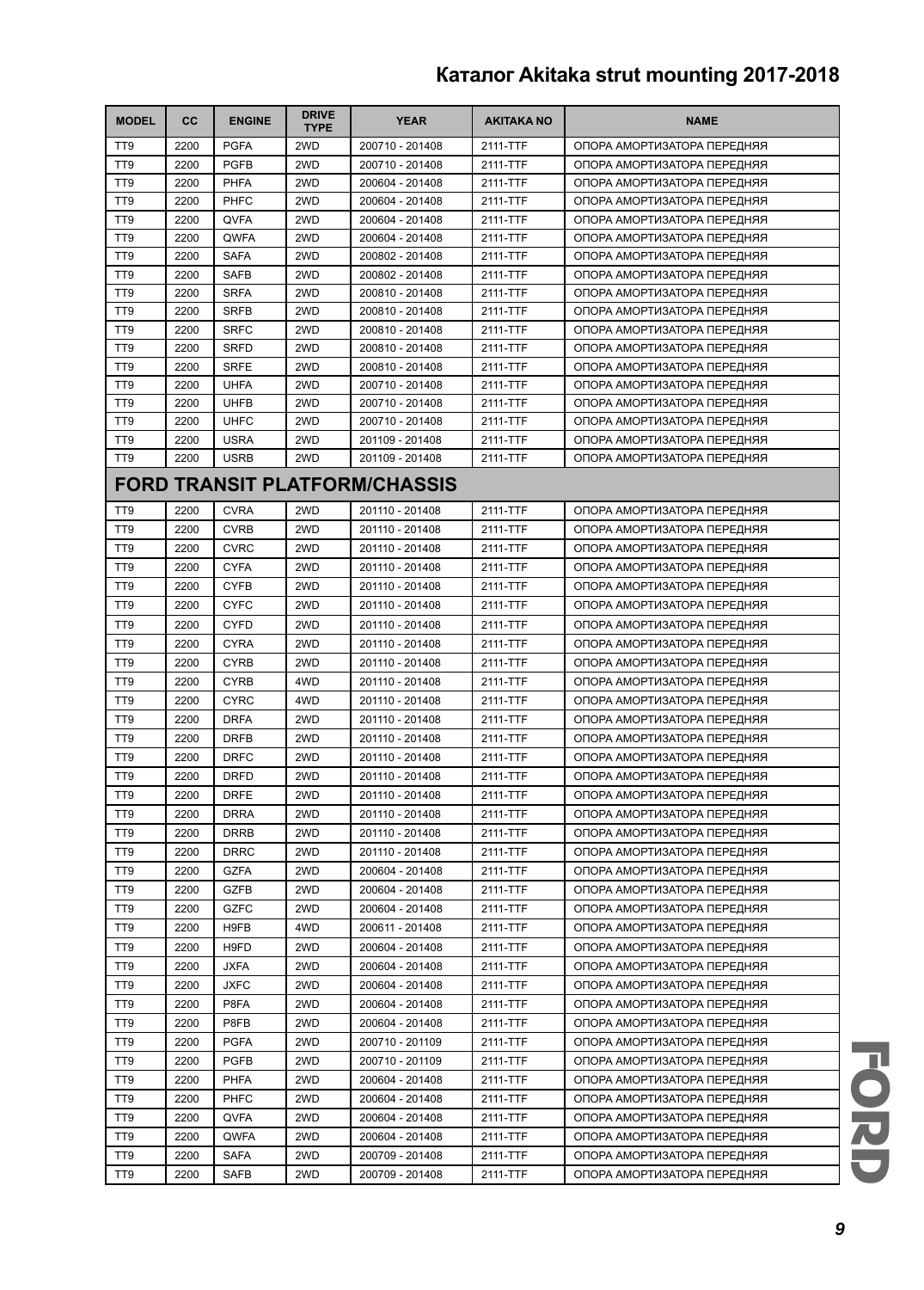| MODEL | CC | ENGINE | DRIVE TYPE | YEAR | AKITAKA NO | NAME |
|---|---|---|---|---|---|---|
| TT9 | 2200 | PGFA | 2WD | 200710 - 201408 | 2111-TTF | ОПОРА АМОРТИЗАТОРА ПЕРЕДНЯЯ |
| TT9 | 2200 | PGFB | 2WD | 200710 - 201408 | 2111-TTF | ОПОРА АМОРТИЗАТОРА ПЕРЕДНЯЯ |
| TT9 | 2200 | PHFA | 2WD | 200604 - 201408 | 2111-TTF | ОПОРА АМОРТИЗАТОРА ПЕРЕДНЯЯ |
| TT9 | 2200 | PHFC | 2WD | 200604 - 201408 | 2111-TTF | ОПОРА АМОРТИЗАТОРА ПЕРЕДНЯЯ |
| TT9 | 2200 | QVFA | 2WD | 200604 - 201408 | 2111-TTF | ОПОРА АМОРТИЗАТОРА ПЕРЕДНЯЯ |
| TT9 | 2200 | QWFA | 2WD | 200604 - 201408 | 2111-TTF | ОПОРА АМОРТИЗАТОРА ПЕРЕДНЯЯ |
| TT9 | 2200 | SAFA | 2WD | 200802 - 201408 | 2111-TTF | ОПОРА АМОРТИЗАТОРА ПЕРЕДНЯЯ |
| TT9 | 2200 | SAFB | 2WD | 200802 - 201408 | 2111-TTF | ОПОРА АМОРТИЗАТОРА ПЕРЕДНЯЯ |
| TT9 | 2200 | SRFA | 2WD | 200810 - 201408 | 2111-TTF | ОПОРА АМОРТИЗАТОРА ПЕРЕДНЯЯ |
| TT9 | 2200 | SRFB | 2WD | 200810 - 201408 | 2111-TTF | ОПОРА АМОРТИЗАТОРА ПЕРЕДНЯЯ |
| TT9 | 2200 | SRFC | 2WD | 200810 - 201408 | 2111-TTF | ОПОРА АМОРТИЗАТОРА ПЕРЕДНЯЯ |
| TT9 | 2200 | SRFD | 2WD | 200810 - 201408 | 2111-TTF | ОПОРА АМОРТИЗАТОРА ПЕРЕДНЯЯ |
| TT9 | 2200 | SRFE | 2WD | 200810 - 201408 | 2111-TTF | ОПОРА АМОРТИЗАТОРА ПЕРЕДНЯЯ |
| TT9 | 2200 | UHFA | 2WD | 200710 - 201408 | 2111-TTF | ОПОРА АМОРТИЗАТОРА ПЕРЕДНЯЯ |
| TT9 | 2200 | UHFB | 2WD | 200710 - 201408 | 2111-TTF | ОПОРА АМОРТИЗАТОРА ПЕРЕДНЯЯ |
| TT9 | 2200 | UHFC | 2WD | 200710 - 201408 | 2111-TTF | ОПОРА АМОРТИЗАТОРА ПЕРЕДНЯЯ |
| TT9 | 2200 | USRA | 2WD | 201109 - 201408 | 2111-TTF | ОПОРА АМОРТИЗАТОРА ПЕРЕДНЯЯ |
| TT9 | 2200 | USRB | 2WD | 201109 - 201408 | 2111-TTF | ОПОРА АМОРТИЗАТОРА ПЕРЕДНЯЯ |
| **FORD TRANSIT PLATFORM/CHASSIS** | | | | | | |
| TT9 | 2200 | CVRA | 2WD | 201110 - 201408 | 2111-TTF | ОПОРА АМОРТИЗАТОРА ПЕРЕДНЯЯ |
| TT9 | 2200 | CVRB | 2WD | 201110 - 201408 | 2111-TTF | ОПОРА АМОРТИЗАТОРА ПЕРЕДНЯЯ |
| TT9 | 2200 | CVRC | 2WD | 201110 - 201408 | 2111-TTF | ОПОРА АМОРТИЗАТОРА ПЕРЕДНЯЯ |
| TT9 | 2200 | CYFA | 2WD | 201110 - 201408 | 2111-TTF | ОПОРА АМОРТИЗАТОРА ПЕРЕДНЯЯ |
| TT9 | 2200 | CYFB | 2WD | 201110 - 201408 | 2111-TTF | ОПОРА АМОРТИЗАТОРА ПЕРЕДНЯЯ |
| TT9 | 2200 | CYFC | 2WD | 201110 - 201408 | 2111-TTF | ОПОРА АМОРТИЗАТОРА ПЕРЕДНЯЯ |
| TT9 | 2200 | CYFD | 2WD | 201110 - 201408 | 2111-TTF | ОПОРА АМОРТИЗАТОРА ПЕРЕДНЯЯ |
| TT9 | 2200 | CYRA | 2WD | 201110 - 201408 | 2111-TTF | ОПОРА АМОРТИЗАТОРА ПЕРЕДНЯЯ |
| TT9 | 2200 | CYRB | 2WD | 201110 - 201408 | 2111-TTF | ОПОРА АМОРТИЗАТОРА ПЕРЕДНЯЯ |
| TT9 | 2200 | CYRB | 4WD | 201110 - 201408 | 2111-TTF | ОПОРА АМОРТИЗАТОРА ПЕРЕДНЯЯ |
| TT9 | 2200 | CYRC | 4WD | 201110 - 201408 | 2111-TTF | ОПОРА АМОРТИЗАТОРА ПЕРЕДНЯЯ |
| TT9 | 2200 | DRFA | 2WD | 201110 - 201408 | 2111-TTF | ОПОРА АМОРТИЗАТОРА ПЕРЕДНЯЯ |
| TT9 | 2200 | DRFB | 2WD | 201110 - 201408 | 2111-TTF | ОПОРА АМОРТИЗАТОРА ПЕРЕДНЯЯ |
| TT9 | 2200 | DRFC | 2WD | 201110 - 201408 | 2111-TTF | ОПОРА АМОРТИЗАТОРА ПЕРЕДНЯЯ |
| TT9 | 2200 | DRFD | 2WD | 201110 - 201408 | 2111-TTF | ОПОРА АМОРТИЗАТОРА ПЕРЕДНЯЯ |
| TT9 | 2200 | DRFE | 2WD | 201110 - 201408 | 2111-TTF | ОПОРА АМОРТИЗАТОРА ПЕРЕДНЯЯ |
| TT9 | 2200 | DRRA | 2WD | 201110 - 201408 | 2111-TTF | ОПОРА АМОРТИЗАТОРА ПЕРЕДНЯЯ |
| TT9 | 2200 | DRRB | 2WD | 201110 - 201408 | 2111-TTF | ОПОРА АМОРТИЗАТОРА ПЕРЕДНЯЯ |
| TT9 | 2200 | DRRC | 2WD | 201110 - 201408 | 2111-TTF | ОПОРА АМОРТИЗАТОРА ПЕРЕДНЯЯ |
| TT9 | 2200 | GZFA | 2WD | 200604 - 201408 | 2111-TTF | ОПОРА АМОРТИЗАТОРА ПЕРЕДНЯЯ |
| TT9 | 2200 | GZFB | 2WD | 200604 - 201408 | 2111-TTF | ОПОРА АМОРТИЗАТОРА ПЕРЕДНЯЯ |
| TT9 | 2200 | GZFC | 2WD | 200604 - 201408 | 2111-TTF | ОПОРА АМОРТИЗАТОРА ПЕРЕДНЯЯ |
| TT9 | 2200 | H9FB | 4WD | 200611 - 201408 | 2111-TTF | ОПОРА АМОРТИЗАТОРА ПЕРЕДНЯЯ |
| TT9 | 2200 | H9FD | 2WD | 200604 - 201408 | 2111-TTF | ОПОРА АМОРТИЗАТОРА ПЕРЕДНЯЯ |
| TT9 | 2200 | JXFA | 2WD | 200604 - 201408 | 2111-TTF | ОПОРА АМОРТИЗАТОРА ПЕРЕДНЯЯ |
| TT9 | 2200 | JXFC | 2WD | 200604 - 201408 | 2111-TTF | ОПОРА АМОРТИЗАТОРА ПЕРЕДНЯЯ |
| TT9 | 2200 | P8FA | 2WD | 200604 - 201408 | 2111-TTF | ОПОРА АМОРТИЗАТОРА ПЕРЕДНЯЯ |
| TT9 | 2200 | P8FB | 2WD | 200604 - 201408 | 2111-TTF | ОПОРА АМОРТИЗАТОРА ПЕРЕДНЯЯ |
| TT9 | 2200 | PGFA | 2WD | 200710 - 201109 | 2111-TTF | ОПОРА АМОРТИЗАТОРА ПЕРЕДНЯЯ |
| TT9 | 2200 | PGFB | 2WD | 200710 - 201109 | 2111-TTF | ОПОРА АМОРТИЗАТОРА ПЕРЕДНЯЯ |
| TT9 | 2200 | PHFA | 2WD | 200604 - 201408 | 2111-TTF | ОПОРА АМОРТИЗАТОРА ПЕРЕДНЯЯ |
| TT9 | 2200 | PHFC | 2WD | 200604 - 201408 | 2111-TTF | ОПОРА АМОРТИЗАТОРА ПЕРЕДНЯЯ |
| TT9 | 2200 | QVFA | 2WD | 200604 - 201408 | 2111-TTF | ОПОРА АМОРТИЗАТОРА ПЕРЕДНЯЯ |
| TT9 | 2200 | QWFA | 2WD | 200604 - 201408 | 2111-TTF | ОПОРА АМОРТИЗАТОРА ПЕРЕДНЯЯ |
| TT9 | 2200 | SAFA | 2WD | 200709 - 201408 | 2111-TTF | ОПОРА АМОРТИЗАТОРА ПЕРЕДНЯЯ |
| TT9 | 2200 | SAFB | 2WD | 200709 - 201408 | 2111-TTF | ОПОРА АМОРТИЗАТОРА ПЕРЕДНЯЯ |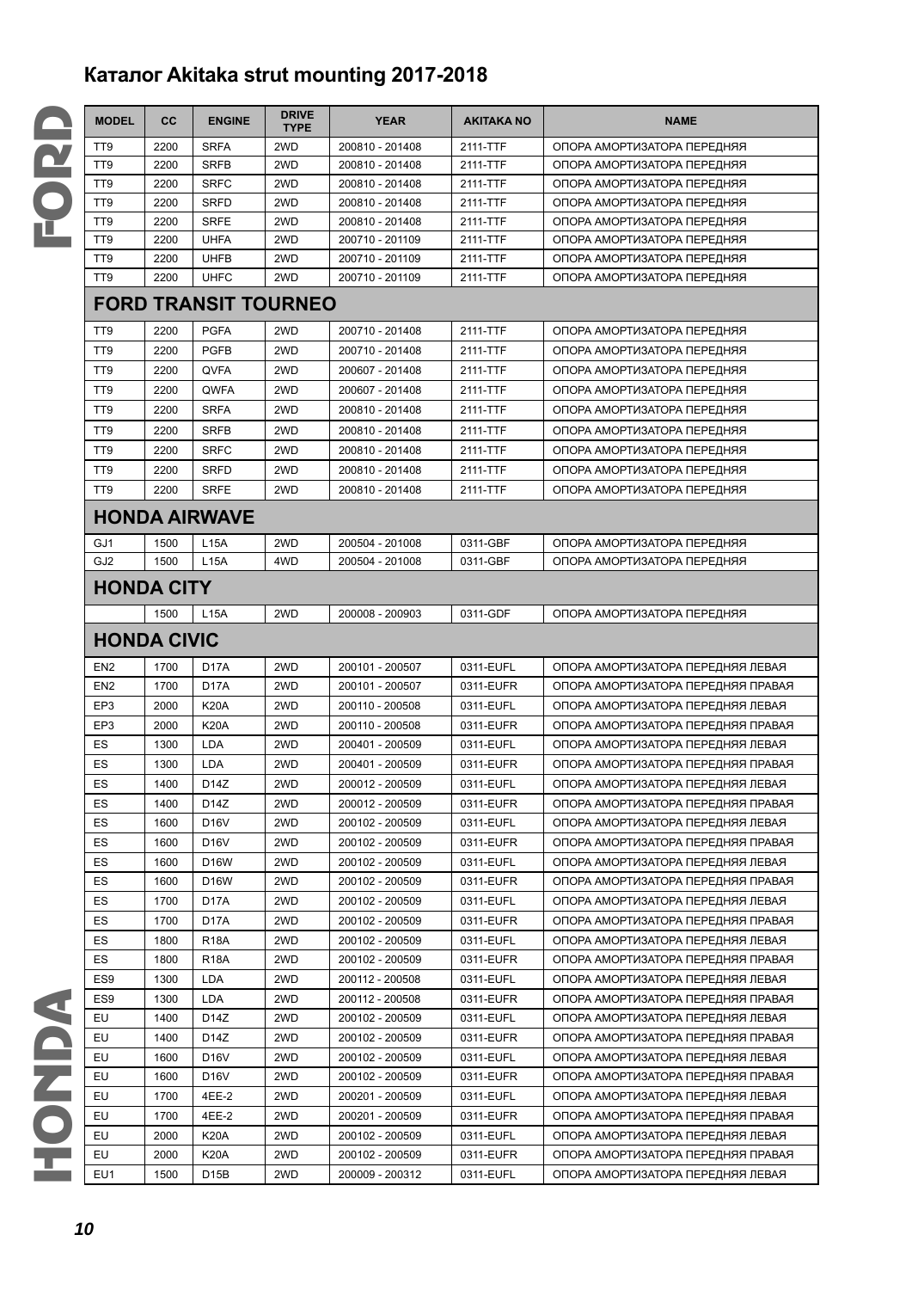# Каталог Akitaka strut mounting 2017-2018

| MODEL | CC | ENGINE | DRIVE TYPE | YEAR | AKITAKA NO | NAME |
|---|---|---|---|---|---|---|
| TT9 | 2200 | SRFA | 2WD | 200810 - 201408 | 2111-TTF | ОПОРА АМОРТИЗАТОРА ПЕРЕДНЯЯ |
| TT9 | 2200 | SRFB | 2WD | 200810 - 201408 | 2111-TTF | ОПОРА АМОРТИЗАТОРА ПЕРЕДНЯЯ |
| TT9 | 2200 | SRFC | 2WD | 200810 - 201408 | 2111-TTF | ОПОРА АМОРТИЗАТОРА ПЕРЕДНЯЯ |
| TT9 | 2200 | SRFD | 2WD | 200810 - 201408 | 2111-TTF | ОПОРА АМОРТИЗАТОРА ПЕРЕДНЯЯ |
| TT9 | 2200 | SRFE | 2WD | 200810 - 201408 | 2111-TTF | ОПОРА АМОРТИЗАТОРА ПЕРЕДНЯЯ |
| TT9 | 2200 | UHFA | 2WD | 200710 - 201109 | 2111-TTF | ОПОРА АМОРТИЗАТОРА ПЕРЕДНЯЯ |
| TT9 | 2200 | UHFB | 2WD | 200710 - 201109 | 2111-TTF | ОПОРА АМОРТИЗАТОРА ПЕРЕДНЯЯ |
| TT9 | 2200 | UHFC | 2WD | 200710 - 201109 | 2111-TTF | ОПОРА АМОРТИЗАТОРА ПЕРЕДНЯЯ |
| **FORD TRANSIT TOURNEO** | | | | | | |
| TT9 | 2200 | PGFA | 2WD | 200710 - 201408 | 2111-TTF | ОПОРА АМОРТИЗАТОРА ПЕРЕДНЯЯ |
| TT9 | 2200 | PGFB | 2WD | 200710 - 201408 | 2111-TTF | ОПОРА АМОРТИЗАТОРА ПЕРЕДНЯЯ |
| TT9 | 2200 | QVFA | 2WD | 200607 - 201408 | 2111-TTF | ОПОРА АМОРТИЗАТОРА ПЕРЕДНЯЯ |
| TT9 | 2200 | QWFA | 2WD | 200607 - 201408 | 2111-TTF | ОПОРА АМОРТИЗАТОРА ПЕРЕДНЯЯ |
| TT9 | 2200 | SRFA | 2WD | 200810 - 201408 | 2111-TTF | ОПОРА АМОРТИЗАТОРА ПЕРЕДНЯЯ |
| TT9 | 2200 | SRFB | 2WD | 200810 - 201408 | 2111-TTF | ОПОРА АМОРТИЗАТОРА ПЕРЕДНЯЯ |
| TT9 | 2200 | SRFC | 2WD | 200810 - 201408 | 2111-TTF | ОПОРА АМОРТИЗАТОРА ПЕРЕДНЯЯ |
| TT9 | 2200 | SRFD | 2WD | 200810 - 201408 | 2111-TTF | ОПОРА АМОРТИЗАТОРА ПЕРЕДНЯЯ |
| TT9 | 2200 | SRFE | 2WD | 200810 - 201408 | 2111-TTF | ОПОРА АМОРТИЗАТОРА ПЕРЕДНЯЯ |
| **HONDA AIRWAVE** | | | | | | |
| GJ1 | 1500 | L15A | 2WD | 200504 - 201008 | 0311-GBF | ОПОРА АМОРТИЗАТОРА ПЕРЕДНЯЯ |
| GJ2 | 1500 | L15A | 4WD | 200504 - 201008 | 0311-GBF | ОПОРА АМОРТИЗАТОРА ПЕРЕДНЯЯ |
| **HONDA CITY** | | | | | | |
| | 1500 | L15A | 2WD | 200008 - 200903 | 0311-GDF | ОПОРА АМОРТИЗАТОРА ПЕРЕДНЯЯ |
| **HONDA CIVIC** | | | | | | |
| EN2 | 1700 | D17A | 2WD | 200101 - 200507 | 0311-EUFL | ОПОРА АМОРТИЗАТОРА ПЕРЕДНЯЯ ЛЕВАЯ |
| EN2 | 1700 | D17A | 2WD | 200101 - 200507 | 0311-EUFR | ОПОРА АМОРТИЗАТОРА ПЕРЕДНЯЯ ПРАВАЯ |
| EP3 | 2000 | K20A | 2WD | 200110 - 200508 | 0311-EUFL | ОПОРА АМОРТИЗАТОРА ПЕРЕДНЯЯ ЛЕВАЯ |
| EP3 | 2000 | K20A | 2WD | 200110 - 200508 | 0311-EUFR | ОПОРА АМОРТИЗАТОРА ПЕРЕДНЯЯ ПРАВАЯ |
| ES | 1300 | LDA | 2WD | 200401 - 200509 | 0311-EUFL | ОПОРА АМОРТИЗАТОРА ПЕРЕДНЯЯ ЛЕВАЯ |
| ES | 1300 | LDA | 2WD | 200401 - 200509 | 0311-EUFR | ОПОРА АМОРТИЗАТОРА ПЕРЕДНЯЯ ПРАВАЯ |
| ES | 1400 | D14Z | 2WD | 200012 - 200509 | 0311-EUFL | ОПОРА АМОРТИЗАТОРА ПЕРЕДНЯЯ ЛЕВАЯ |
| ES | 1400 | D14Z | 2WD | 200012 - 200509 | 0311-EUFR | ОПОРА АМОРТИЗАТОРА ПЕРЕДНЯЯ ПРАВАЯ |
| ES | 1600 | D16V | 2WD | 200102 - 200509 | 0311-EUFL | ОПОРА АМОРТИЗАТОРА ПЕРЕДНЯЯ ЛЕВАЯ |
| ES | 1600 | D16V | 2WD | 200102 - 200509 | 0311-EUFR | ОПОРА АМОРТИЗАТОРА ПЕРЕДНЯЯ ПРАВАЯ |
| ES | 1600 | D16W | 2WD | 200102 - 200509 | 0311-EUFL | ОПОРА АМОРТИЗАТОРА ПЕРЕДНЯЯ ЛЕВАЯ |
| ES | 1600 | D16W | 2WD | 200102 - 200509 | 0311-EUFR | ОПОРА АМОРТИЗАТОРА ПЕРЕДНЯЯ ПРАВАЯ |
| ES | 1700 | D17A | 2WD | 200102 - 200509 | 0311-EUFL | ОПОРА АМОРТИЗАТОРА ПЕРЕДНЯЯ ЛЕВАЯ |
| ES | 1700 | D17A | 2WD | 200102 - 200509 | 0311-EUFR | ОПОРА АМОРТИЗАТОРА ПЕРЕДНЯЯ ПРАВАЯ |
| ES | 1800 | R18A | 2WD | 200102 - 200509 | 0311-EUFL | ОПОРА АМОРТИЗАТОРА ПЕРЕДНЯЯ ЛЕВАЯ |
| ES | 1800 | R18A | 2WD | 200102 - 200509 | 0311-EUFR | ОПОРА АМОРТИЗАТОРА ПЕРЕДНЯЯ ПРАВАЯ |
| ES9 | 1300 | LDA | 2WD | 200112 - 200508 | 0311-EUFL | ОПОРА АМОРТИЗАТОРА ПЕРЕДНЯЯ ЛЕВАЯ |
| ES9 | 1300 | LDA | 2WD | 200112 - 200508 | 0311-EUFR | ОПОРА АМОРТИЗАТОРА ПЕРЕДНЯЯ ПРАВАЯ |
| EU | 1400 | D14Z | 2WD | 200102 - 200509 | 0311-EUFL | ОПОРА АМОРТИЗАТОРА ПЕРЕДНЯЯ ЛЕВАЯ |
| EU | 1400 | D14Z | 2WD | 200102 - 200509 | 0311-EUFR | ОПОРА АМОРТИЗАТОРА ПЕРЕДНЯЯ ПРАВАЯ |
| EU | 1600 | D16V | 2WD | 200102 - 200509 | 0311-EUFL | ОПОРА АМОРТИЗАТОРА ПЕРЕДНЯЯ ЛЕВАЯ |
| EU | 1600 | D16V | 2WD | 200102 - 200509 | 0311-EUFR | ОПОРА АМОРТИЗАТОРА ПЕРЕДНЯЯ ПРАВАЯ |
| EU | 1700 | 4EE-2 | 2WD | 200201 - 200509 | 0311-EUFL | ОПОРА АМОРТИЗАТОРА ПЕРЕДНЯЯ ЛЕВАЯ |
| EU | 1700 | 4EE-2 | 2WD | 200201 - 200509 | 0311-EUFR | ОПОРА АМОРТИЗАТОРА ПЕРЕДНЯЯ ПРАВАЯ |
| EU | 2000 | K20A | 2WD | 200102 - 200509 | 0311-EUFL | ОПОРА АМОРТИЗАТОРА ПЕРЕДНЯЯ ЛЕВАЯ |
| EU | 2000 | K20A | 2WD | 200102 - 200509 | 0311-EUFR | ОПОРА АМОРТИЗАТОРА ПЕРЕДНЯЯ ПРАВАЯ |
| EU1 | 1500 | D15B | 2WD | 200009 - 200312 | 0311-EUFL | ОПОРА АМОРТИЗАТОРА ПЕРЕДНЯЯ ЛЕВАЯ |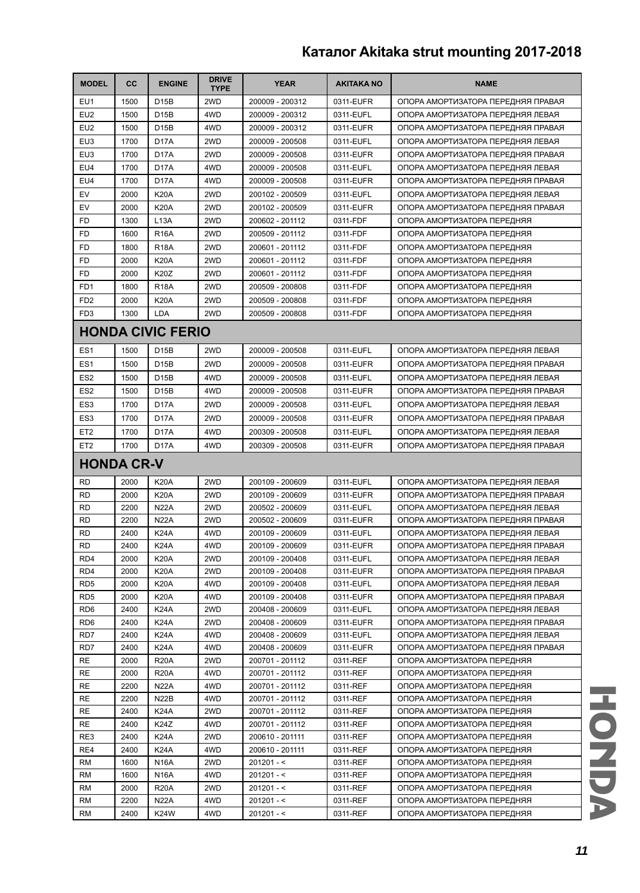| MODEL | CC | ENGINE | DRIVE TYPE | YEAR | AKITAKA NO | NAME |
|---|---|---|---|---|---|---|
| EU1 | 1500 | D15B | 2WD | 200009 - 200312 | 0311-EUFR | ОПОРА АМОРТИЗАТОРА ПЕРЕДНЯЯ ПРАВАЯ |
| EU2 | 1500 | D15B | 4WD | 200009 - 200312 | 0311-EUFL | ОПОРА АМОРТИЗАТОРА ПЕРЕДНЯЯ ЛЕВАЯ |
| EU2 | 1500 | D15B | 4WD | 200009 - 200312 | 0311-EUFR | ОПОРА АМОРТИЗАТОРА ПЕРЕДНЯЯ ПРАВАЯ |
| EU3 | 1700 | D17A | 2WD | 200009 - 200508 | 0311-EUFL | ОПОРА АМОРТИЗАТОРА ПЕРЕДНЯЯ ЛЕВАЯ |
| EU3 | 1700 | D17A | 2WD | 200009 - 200508 | 0311-EUFR | ОПОРА АМОРТИЗАТОРА ПЕРЕДНЯЯ ПРАВАЯ |
| EU4 | 1700 | D17A | 4WD | 200009 - 200508 | 0311-EUFL | ОПОРА АМОРТИЗАТОРА ПЕРЕДНЯЯ ЛЕВАЯ |
| EU4 | 1700 | D17A | 4WD | 200009 - 200508 | 0311-EUFR | ОПОРА АМОРТИЗАТОРА ПЕРЕДНЯЯ ПРАВАЯ |
| EV | 2000 | K20A | 2WD | 200102 - 200509 | 0311-EUFL | ОПОРА АМОРТИЗАТОРА ПЕРЕДНЯЯ ЛЕВАЯ |
| EV | 2000 | K20A | 2WD | 200102 - 200509 | 0311-EUFR | ОПОРА АМОРТИЗАТОРА ПЕРЕДНЯЯ ПРАВАЯ |
| FD | 1300 | L13A | 2WD | 200602 - 201112 | 0311-FDF | ОПОРА АМОРТИЗАТОРА ПЕРЕДНЯЯ |
| FD | 1600 | R16A | 2WD | 200509 - 201112 | 0311-FDF | ОПОРА АМОРТИЗАТОРА ПЕРЕДНЯЯ |
| FD | 1800 | R18A | 2WD | 200601 - 201112 | 0311-FDF | ОПОРА АМОРТИЗАТОРА ПЕРЕДНЯЯ |
| FD | 2000 | K20A | 2WD | 200601 - 201112 | 0311-FDF | ОПОРА АМОРТИЗАТОРА ПЕРЕДНЯЯ |
| FD | 2000 | K20Z | 2WD | 200601 - 201112 | 0311-FDF | ОПОРА АМОРТИЗАТОРА ПЕРЕДНЯЯ |
| FD1 | 1800 | R18A | 2WD | 200509 - 200808 | 0311-FDF | ОПОРА АМОРТИЗАТОРА ПЕРЕДНЯЯ |
| FD2 | 2000 | K20A | 2WD | 200509 - 200808 | 0311-FDF | ОПОРА АМОРТИЗАТОРА ПЕРЕДНЯЯ |
| FD3 | 1300 | LDA | 2WD | 200509 - 200808 | 0311-FDF | ОПОРА АМОРТИЗАТОРА ПЕРЕДНЯЯ |
| **HONDA CIVIC FERIO** | | | | | | |
| ES1 | 1500 | D15B | 2WD | 200009 - 200508 | 0311-EUFL | ОПОРА АМОРТИЗАТОРА ПЕРЕДНЯЯ ЛЕВАЯ |
| ES1 | 1500 | D15B | 2WD | 200009 - 200508 | 0311-EUFR | ОПОРА АМОРТИЗАТОРА ПЕРЕДНЯЯ ПРАВАЯ |
| ES2 | 1500 | D15B | 4WD | 200009 - 200508 | 0311-EUFL | ОПОРА АМОРТИЗАТОРА ПЕРЕДНЯЯ ЛЕВАЯ |
| ES2 | 1500 | D15B | 4WD | 200009 - 200508 | 0311-EUFR | ОПОРА АМОРТИЗАТОРА ПЕРЕДНЯЯ ПРАВАЯ |
| ES3 | 1700 | D17A | 2WD | 200009 - 200508 | 0311-EUFL | ОПОРА АМОРТИЗАТОРА ПЕРЕДНЯЯ ЛЕВАЯ |
| ES3 | 1700 | D17A | 2WD | 200009 - 200508 | 0311-EUFR | ОПОРА АМОРТИЗАТОРА ПЕРЕДНЯЯ ПРАВАЯ |
| ET2 | 1700 | D17A | 4WD | 200309 - 200508 | 0311-EUFL | ОПОРА АМОРТИЗАТОРА ПЕРЕДНЯЯ ЛЕВАЯ |
| ET2 | 1700 | D17A | 4WD | 200309 - 200508 | 0311-EUFR | ОПОРА АМОРТИЗАТОРА ПЕРЕДНЯЯ ПРАВАЯ |
| **HONDA CR-V** | | | | | | |
| RD | 2000 | K20A | 2WD | 200109 - 200609 | 0311-EUFL | ОПОРА АМОРТИЗАТОРА ПЕРЕДНЯЯ ЛЕВАЯ |
| RD | 2000 | K20A | 2WD | 200109 - 200609 | 0311-EUFR | ОПОРА АМОРТИЗАТОРА ПЕРЕДНЯЯ ПРАВАЯ |
| RD | 2200 | N22A | 2WD | 200502 - 200609 | 0311-EUFL | ОПОРА АМОРТИЗАТОРА ПЕРЕДНЯЯ ЛЕВАЯ |
| RD | 2200 | N22A | 2WD | 200502 - 200609 | 0311-EUFR | ОПОРА АМОРТИЗАТОРА ПЕРЕДНЯЯ ПРАВАЯ |
| RD | 2400 | K24A | 4WD | 200109 - 200609 | 0311-EUFL | ОПОРА АМОРТИЗАТОРА ПЕРЕДНЯЯ ЛЕВАЯ |
| RD | 2400 | K24A | 4WD | 200109 - 200609 | 0311-EUFR | ОПОРА АМОРТИЗАТОРА ПЕРЕДНЯЯ ПРАВАЯ |
| RD4 | 2000 | K20A | 2WD | 200109 - 200408 | 0311-EUFL | ОПОРА АМОРТИЗАТОРА ПЕРЕДНЯЯ ЛЕВАЯ |
| RD4 | 2000 | K20A | 2WD | 200109 - 200408 | 0311-EUFR | ОПОРА АМОРТИЗАТОРА ПЕРЕДНЯЯ ПРАВАЯ |
| RD5 | 2000 | K20A | 4WD | 200109 - 200408 | 0311-EUFL | ОПОРА АМОРТИЗАТОРА ПЕРЕДНЯЯ ЛЕВАЯ |
| RD5 | 2000 | K20A | 4WD | 200109 - 200408 | 0311-EUFR | ОПОРА АМОРТИЗАТОРА ПЕРЕДНЯЯ ПРАВАЯ |
| RD6 | 2400 | K24A | 2WD | 200408 - 200609 | 0311-EUFL | ОПОРА АМОРТИЗАТОРА ПЕРЕДНЯЯ ЛЕВАЯ |
| RD6 | 2400 | K24A | 2WD | 200408 - 200609 | 0311-EUFR | ОПОРА АМОРТИЗАТОРА ПЕРЕДНЯЯ ПРАВАЯ |
| RD7 | 2400 | K24A | 4WD | 200408 - 200609 | 0311-EUFL | ОПОРА АМОРТИЗАТОРА ПЕРЕДНЯЯ ЛЕВАЯ |
| RD7 | 2400 | K24A | 4WD | 200408 - 200609 | 0311-EUFR | ОПОРА АМОРТИЗАТОРА ПЕРЕДНЯЯ ПРАВАЯ |
| RE | 2000 | R20A | 2WD | 200701 - 201112 | 0311-REF | ОПОРА АМОРТИЗАТОРА ПЕРЕДНЯЯ |
| RE | 2000 | R20A | 4WD | 200701 - 201112 | 0311-REF | ОПОРА АМОРТИЗАТОРА ПЕРЕДНЯЯ |
| RE | 2200 | N22A | 4WD | 200701 - 201112 | 0311-REF | ОПОРА АМОРТИЗАТОРА ПЕРЕДНЯЯ |
| RE | 2200 | N22B | 4WD | 200701 - 201112 | 0311-REF | ОПОРА АМОРТИЗАТОРА ПЕРЕДНЯЯ |
| RE | 2400 | K24A | 2WD | 200701 - 201112 | 0311-REF | ОПОРА АМОРТИЗАТОРА ПЕРЕДНЯЯ |
| RE | 2400 | K24Z | 4WD | 200701 - 201112 | 0311-REF | ОПОРА АМОРТИЗАТОРА ПЕРЕДНЯЯ |
| RE3 | 2400 | K24A | 2WD | 200610 - 201111 | 0311-REF | ОПОРА АМОРТИЗАТОРА ПЕРЕДНЯЯ |
| RE4 | 2400 | K24A | 4WD | 200610 - 201111 | 0311-REF | ОПОРА АМОРТИЗАТОРА ПЕРЕДНЯЯ |
| RM | 1600 | N16A | 2WD | 201201 - < | 0311-REF | ОПОРА АМОРТИЗАТОРА ПЕРЕДНЯЯ |
| RM | 1600 | N16A | 4WD | 201201 - < | 0311-REF | ОПОРА АМОРТИЗАТОРА ПЕРЕДНЯЯ |
| RM | 2000 | R20A | 2WD | 201201 - < | 0311-REF | ОПОРА АМОРТИЗАТОРА ПЕРЕДНЯЯ |
| RM | 2200 | N22A | 4WD | 201201 - < | 0311-REF | ОПОРА АМОРТИЗАТОРА ПЕРЕДНЯЯ |
| RM | 2400 | K24W | 4WD | 201201 - < | 0311-REF | ОПОРА АМОРТИЗАТОРА ПЕРЕДНЯЯ |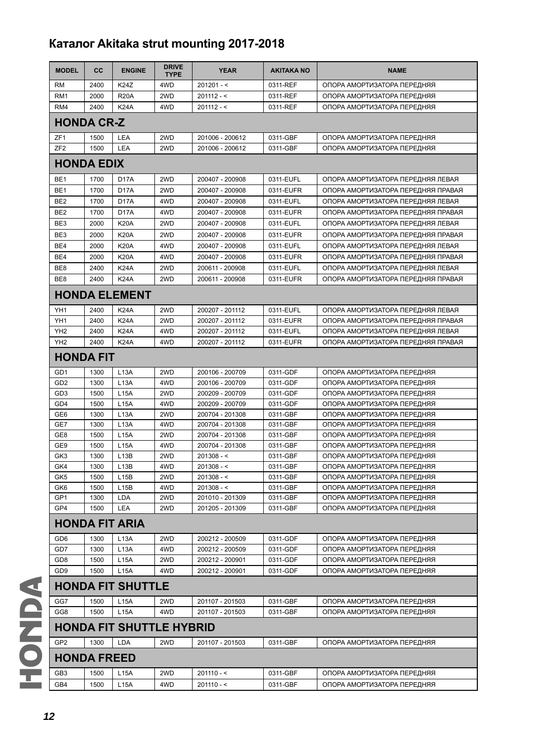## Каталог Akitaka strut mounting 2017-2018

| MODEL | CC | ENGINE | DRIVE TYPE | YEAR | AKITAKA NO | NAME |
|---|---|---|---|---|---|---|
| RM | 2400 | K24Z | 4WD | 201201 - < | 0311-REF | ОПОРА АМОРТИЗАТОРА ПЕРЕДНЯЯ |
| RM1 | 2000 | R20A | 2WD | 201112 - < | 0311-REF | ОПОРА АМОРТИЗАТОРА ПЕРЕДНЯЯ |
| RM4 | 2400 | K24A | 4WD | 201112 - < | 0311-REF | ОПОРА АМОРТИЗАТОРА ПЕРЕДНЯЯ |
| **HONDA CR-Z** | | | | | | |
| ZF1 | 1500 | LEA | 2WD | 201006 - 200612 | 0311-GBF | ОПОРА АМОРТИЗАТОРА ПЕРЕДНЯЯ |
| ZF2 | 1500 | LEA | 2WD | 201006 - 200612 | 0311-GBF | ОПОРА АМОРТИЗАТОРА ПЕРЕДНЯЯ |
| **HONDA EDIX** | | | | | | |
| BE1 | 1700 | D17A | 2WD | 200407 - 200908 | 0311-EUFL | ОПОРА АМОРТИЗАТОРА ПЕРЕДНЯЯ ЛЕВАЯ |
| BE1 | 1700 | D17A | 2WD | 200407 - 200908 | 0311-EUFR | ОПОРА АМОРТИЗАТОРА ПЕРЕДНЯЯ ПРАВАЯ |
| BE2 | 1700 | D17A | 4WD | 200407 - 200908 | 0311-EUFL | ОПОРА АМОРТИЗАТОРА ПЕРЕДНЯЯ ЛЕВАЯ |
| BE2 | 1700 | D17A | 4WD | 200407 - 200908 | 0311-EUFR | ОПОРА АМОРТИЗАТОРА ПЕРЕДНЯЯ ПРАВАЯ |
| BE3 | 2000 | K20A | 2WD | 200407 - 200908 | 0311-EUFL | ОПОРА АМОРТИЗАТОРА ПЕРЕДНЯЯ ЛЕВАЯ |
| BE3 | 2000 | K20A | 2WD | 200407 - 200908 | 0311-EUFR | ОПОРА АМОРТИЗАТОРА ПЕРЕДНЯЯ ПРАВАЯ |
| BE4 | 2000 | K20A | 4WD | 200407 - 200908 | 0311-EUFL | ОПОРА АМОРТИЗАТОРА ПЕРЕДНЯЯ ЛЕВАЯ |
| BE4 | 2000 | K20A | 4WD | 200407 - 200908 | 0311-EUFR | ОПОРА АМОРТИЗАТОРА ПЕРЕДНЯЯ ПРАВАЯ |
| BE8 | 2400 | K24A | 2WD | 200611 - 200908 | 0311-EUFL | ОПОРА АМОРТИЗАТОРА ПЕРЕДНЯЯ ЛЕВАЯ |
| BE8 | 2400 | K24A | 2WD | 200611 - 200908 | 0311-EUFR | ОПОРА АМОРТИЗАТОРА ПЕРЕДНЯЯ ПРАВАЯ |
| **HONDA ELEMENT** | | | | | | |
| YH1 | 2400 | K24A | 2WD | 200207 - 201112 | 0311-EUFL | ОПОРА АМОРТИЗАТОРА ПЕРЕДНЯЯ ЛЕВАЯ |
| YH1 | 2400 | K24A | 2WD | 200207 - 201112 | 0311-EUFR | ОПОРА АМОРТИЗАТОРА ПЕРЕДНЯЯ ПРАВАЯ |
| YH2 | 2400 | K24A | 4WD | 200207 - 201112 | 0311-EUFL | ОПОРА АМОРТИЗАТОРА ПЕРЕДНЯЯ ЛЕВАЯ |
| YH2 | 2400 | K24A | 4WD | 200207 - 201112 | 0311-EUFR | ОПОРА АМОРТИЗАТОРА ПЕРЕДНЯЯ ПРАВАЯ |
| **HONDA FIT** | | | | | | |
| GD1 | 1300 | L13A | 2WD | 200106 - 200709 | 0311-GDF | ОПОРА АМОРТИЗАТОРА ПЕРЕДНЯЯ |
| GD2 | 1300 | L13A | 4WD | 200106 - 200709 | 0311-GDF | ОПОРА АМОРТИЗАТОРА ПЕРЕДНЯЯ |
| GD3 | 1500 | L15A | 2WD | 200209 - 200709 | 0311-GDF | ОПОРА АМОРТИЗАТОРА ПЕРЕДНЯЯ |
| GD4 | 1500 | L15A | 4WD | 200209 - 200709 | 0311-GDF | ОПОРА АМОРТИЗАТОРА ПЕРЕДНЯЯ |
| GE6 | 1300 | L13A | 2WD | 200704 - 201308 | 0311-GBF | ОПОРА АМОРТИЗАТОРА ПЕРЕДНЯЯ |
| GE7 | 1300 | L13A | 4WD | 200704 - 201308 | 0311-GBF | ОПОРА АМОРТИЗАТОРА ПЕРЕДНЯЯ |
| GE8 | 1500 | L15A | 2WD | 200704 - 201308 | 0311-GBF | ОПОРА АМОРТИЗАТОРА ПЕРЕДНЯЯ |
| GE9 | 1500 | L15A | 4WD | 200704 - 201308 | 0311-GBF | ОПОРА АМОРТИЗАТОРА ПЕРЕДНЯЯ |
| GK3 | 1300 | L13B | 2WD | 201308 - < | 0311-GBF | ОПОРА АМОРТИЗАТОРА ПЕРЕДНЯЯ |
| GK4 | 1300 | L13B | 4WD | 201308 - < | 0311-GBF | ОПОРА АМОРТИЗАТОРА ПЕРЕДНЯЯ |
| GK5 | 1500 | L15B | 2WD | 201308 - < | 0311-GBF | ОПОРА АМОРТИЗАТОРА ПЕРЕДНЯЯ |
| GK6 | 1500 | L15B | 4WD | 201308 - < | 0311-GBF | ОПОРА АМОРТИЗАТОРА ПЕРЕДНЯЯ |
| GP1 | 1300 | LDA | 2WD | 201010 - 201309 | 0311-GBF | ОПОРА АМОРТИЗАТОРА ПЕРЕДНЯЯ |
| GP4 | 1500 | LEA | 2WD | 201205 - 201309 | 0311-GBF | ОПОРА АМОРТИЗАТОРА ПЕРЕДНЯЯ |
| **HONDA FIT ARIA** | | | | | | |
| GD6 | 1300 | L13A | 2WD | 200212 - 200509 | 0311-GDF | ОПОРА АМОРТИЗАТОРА ПЕРЕДНЯЯ |
| GD7 | 1300 | L13A | 4WD | 200212 - 200509 | 0311-GDF | ОПОРА АМОРТИЗАТОРА ПЕРЕДНЯЯ |
| GD8 | 1500 | L15A | 2WD | 200212 - 200901 | 0311-GDF | ОПОРА АМОРТИЗАТОРА ПЕРЕДНЯЯ |
| GD9 | 1500 | L15A | 4WD | 200212 - 200901 | 0311-GDF | ОПОРА АМОРТИЗАТОРА ПЕРЕДНЯЯ |
| **HONDA FIT SHUTTLE** | | | | | | |
| GG7 | 1500 | L15A | 2WD | 201107 - 201503 | 0311-GBF | ОПОРА АМОРТИЗАТОРА ПЕРЕДНЯЯ |
| GG8 | 1500 | L15A | 4WD | 201107 - 201503 | 0311-GBF | ОПОРА АМОРТИЗАТОРА ПЕРЕДНЯЯ |
| **HONDA FIT SHUTTLE HYBRID** | | | | | | |
| GP2 | 1300 | LDA | 2WD | 201107 - 201503 | 0311-GBF | ОПОРА АМОРТИЗАТОРА ПЕРЕДНЯЯ |
| **HONDA FREED** | | | | | | |
| GB3 | 1500 | L15A | 2WD | 201110 - < | 0311-GBF | ОПОРА АМОРТИЗАТОРА ПЕРЕДНЯЯ |
| GB4 | 1500 | L15A | 4WD | 201110 - < | 0311-GBF | ОПОРА АМОРТИЗАТОРА ПЕРЕДНЯЯ |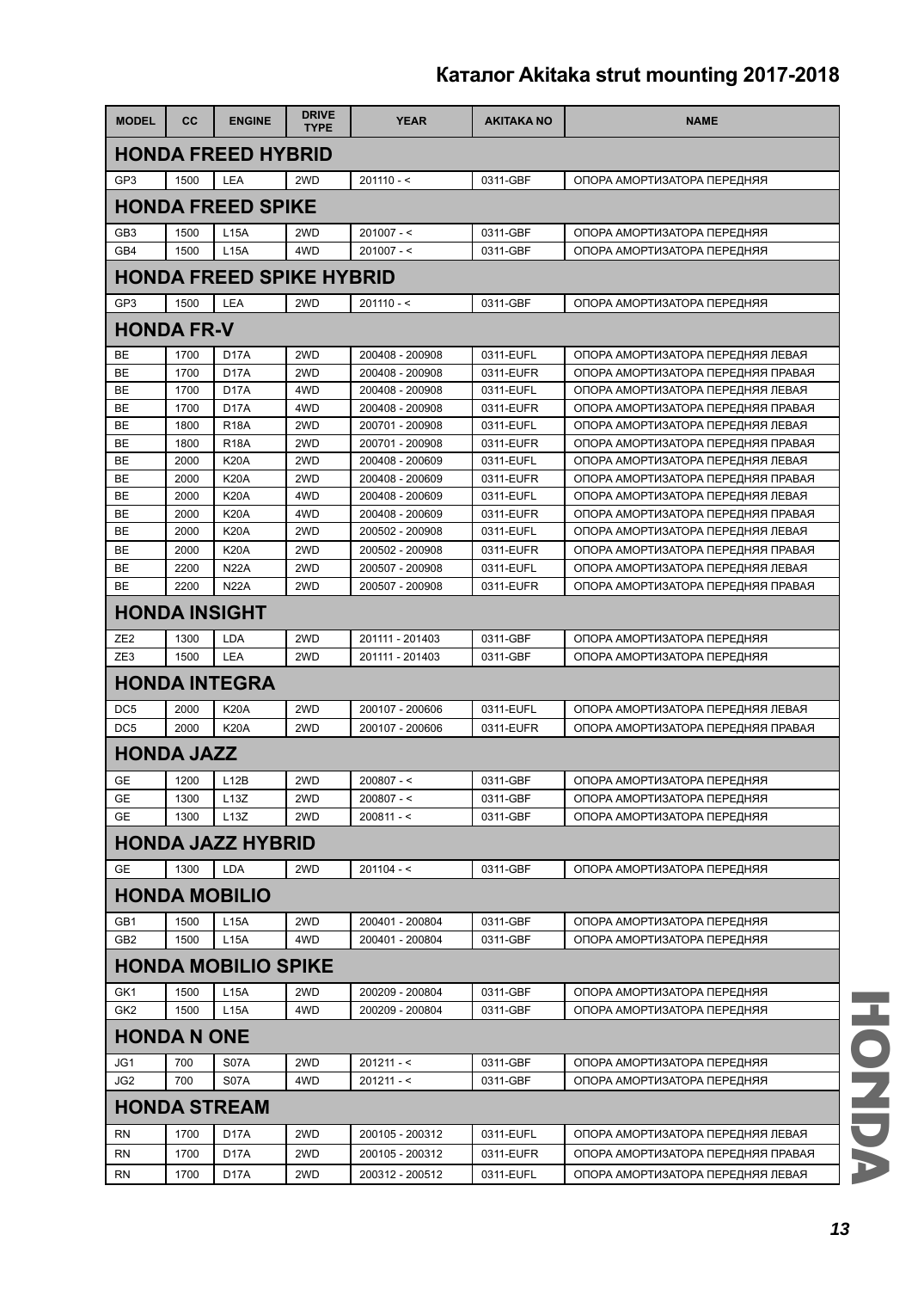# Каталог Akitaka strut mounting 2017-2018

| MODEL | CC | ENGINE | DRIVE TYPE | YEAR | AKITAKA NO | NAME |
|---|---|---|---|---|---|---|
| **HONDA FREED HYBRID** | | | | | | |
| GP3 | 1500 | LEA | 2WD | 201110 - < | 0311-GBF | ОПОРА АМОРТИЗАТОРА ПЕРЕДНЯЯ |
| **HONDA FREED SPIKE** | | | | | | |
| GB3 | 1500 | L15A | 2WD | 201007 - < | 0311-GBF | ОПОРА АМОРТИЗАТОРА ПЕРЕДНЯЯ |
| GB4 | 1500 | L15A | 4WD | 201007 - < | 0311-GBF | ОПОРА АМОРТИЗАТОРА ПЕРЕДНЯЯ |
| **HONDA FREED SPIKE HYBRID** | | | | | | |
| GP3 | 1500 | LEA | 2WD | 201110 - < | 0311-GBF | ОПОРА АМОРТИЗАТОРА ПЕРЕДНЯЯ |
| **HONDA FR-V** | | | | | | |
| BE | 1700 | D17A | 2WD | 200408 - 200908 | 0311-EUFL | ОПОРА АМОРТИЗАТОРА ПЕРЕДНЯЯ ЛЕВАЯ |
| BE | 1700 | D17A | 2WD | 200408 - 200908 | 0311-EUFR | ОПОРА АМОРТИЗАТОРА ПЕРЕДНЯЯ ПРАВАЯ |
| BE | 1700 | D17A | 4WD | 200408 - 200908 | 0311-EUFL | ОПОРА АМОРТИЗАТОРА ПЕРЕДНЯЯ ЛЕВАЯ |
| BE | 1700 | D17A | 4WD | 200408 - 200908 | 0311-EUFR | ОПОРА АМОРТИЗАТОРА ПЕРЕДНЯЯ ПРАВАЯ |
| BE | 1800 | R18A | 2WD | 200701 - 200908 | 0311-EUFL | ОПОРА АМОРТИЗАТОРА ПЕРЕДНЯЯ ЛЕВАЯ |
| BE | 1800 | R18A | 2WD | 200701 - 200908 | 0311-EUFR | ОПОРА АМОРТИЗАТОРА ПЕРЕДНЯЯ ПРАВАЯ |
| BE | 2000 | K20A | 2WD | 200408 - 200609 | 0311-EUFL | ОПОРА АМОРТИЗАТОРА ПЕРЕДНЯЯ ЛЕВАЯ |
| BE | 2000 | K20A | 2WD | 200408 - 200609 | 0311-EUFR | ОПОРА АМОРТИЗАТОРА ПЕРЕДНЯЯ ПРАВАЯ |
| BE | 2000 | K20A | 4WD | 200408 - 200609 | 0311-EUFL | ОПОРА АМОРТИЗАТОРА ПЕРЕДНЯЯ ЛЕВАЯ |
| BE | 2000 | K20A | 4WD | 200408 - 200609 | 0311-EUFR | ОПОРА АМОРТИЗАТОРА ПЕРЕДНЯЯ ПРАВАЯ |
| BE | 2000 | K20A | 2WD | 200502 - 200908 | 0311-EUFL | ОПОРА АМОРТИЗАТОРА ПЕРЕДНЯЯ ЛЕВАЯ |
| BE | 2000 | K20A | 2WD | 200502 - 200908 | 0311-EUFR | ОПОРА АМОРТИЗАТОРА ПЕРЕДНЯЯ ПРАВАЯ |
| BE | 2200 | N22A | 2WD | 200507 - 200908 | 0311-EUFL | ОПОРА АМОРТИЗАТОРА ПЕРЕДНЯЯ ЛЕВАЯ |
| BE | 2200 | N22A | 2WD | 200507 - 200908 | 0311-EUFR | ОПОРА АМОРТИЗАТОРА ПЕРЕДНЯЯ ПРАВАЯ |
| **HONDA INSIGHT** | | | | | | |
| ZE2 | 1300 | LDA | 2WD | 201111 - 201403 | 0311-GBF | ОПОРА АМОРТИЗАТОРА ПЕРЕДНЯЯ |
| ZE3 | 1500 | LEA | 2WD | 201111 - 201403 | 0311-GBF | ОПОРА АМОРТИЗАТОРА ПЕРЕДНЯЯ |
| **HONDA INTEGRA** | | | | | | |
| DC5 | 2000 | K20A | 2WD | 200107 - 200606 | 0311-EUFL | ОПОРА АМОРТИЗАТОРА ПЕРЕДНЯЯ ЛЕВАЯ |
| DC5 | 2000 | K20A | 2WD | 200107 - 200606 | 0311-EUFR | ОПОРА АМОРТИЗАТОРА ПЕРЕДНЯЯ ПРАВАЯ |
| **HONDA JAZZ** | | | | | | |
| GE | 1200 | L12B | 2WD | 200807 - < | 0311-GBF | ОПОРА АМОРТИЗАТОРА ПЕРЕДНЯЯ |
| GE | 1300 | L13Z | 2WD | 200807 - < | 0311-GBF | ОПОРА АМОРТИЗАТОРА ПЕРЕДНЯЯ |
| GE | 1300 | L13Z | 2WD | 200811 - < | 0311-GBF | ОПОРА АМОРТИЗАТОРА ПЕРЕДНЯЯ |
| **HONDA JAZZ HYBRID** | | | | | | |
| GE | 1300 | LDA | 2WD | 201104 - < | 0311-GBF | ОПОРА АМОРТИЗАТОРА ПЕРЕДНЯЯ |
| **HONDA MOBILIO** | | | | | | |
| GB1 | 1500 | L15A | 2WD | 200401 - 200804 | 0311-GBF | ОПОРА АМОРТИЗАТОРА ПЕРЕДНЯЯ |
| GB2 | 1500 | L15A | 4WD | 200401 - 200804 | 0311-GBF | ОПОРА АМОРТИЗАТОРА ПЕРЕДНЯЯ |
| **HONDA MOBILIO SPIKE** | | | | | | |
| GK1 | 1500 | L15A | 2WD | 200209 - 200804 | 0311-GBF | ОПОРА АМОРТИЗАТОРА ПЕРЕДНЯЯ |
| GK2 | 1500 | L15A | 4WD | 200209 - 200804 | 0311-GBF | ОПОРА АМОРТИЗАТОРА ПЕРЕДНЯЯ |
| **HONDA N ONE** | | | | | | |
| JG1 | 700 | S07A | 2WD | 201211 - < | 0311-GBF | ОПОРА АМОРТИЗАТОРА ПЕРЕДНЯЯ |
| JG2 | 700 | S07A | 4WD | 201211 - < | 0311-GBF | ОПОРА АМОРТИЗАТОРА ПЕРЕДНЯЯ |
| **HONDA STREAM** | | | | | | |
| RN | 1700 | D17A | 2WD | 200105 - 200312 | 0311-EUFL | ОПОРА АМОРТИЗАТОРА ПЕРЕДНЯЯ ЛЕВАЯ |
| RN | 1700 | D17A | 2WD | 200105 - 200312 | 0311-EUFR | ОПОРА АМОРТИЗАТОРА ПЕРЕДНЯЯ ПРАВАЯ |
| RN | 1700 | D17A | 2WD | 200312 - 200512 | 0311-EUFL | ОПОРА АМОРТИЗАТОРА ПЕРЕДНЯЯ ЛЕВАЯ |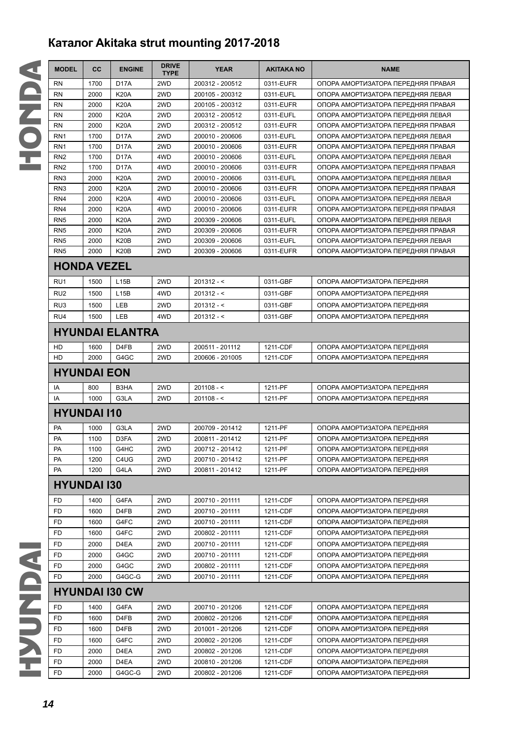## Каталог Akitaka strut mounting 2017-2018

| MODEL | CC | ENGINE | DRIVE TYPE | YEAR | AKITAKA NO | NAME |
|---|---|---|---|---|---|---|
| RN | 1700 | D17A | 2WD | 200312 - 200512 | 0311-EUFR | ОПОРА АМОРТИЗАТОРА ПЕРЕДНЯЯ ПРАВАЯ |
| RN | 2000 | K20A | 2WD | 200105 - 200312 | 0311-EUFL | ОПОРА АМОРТИЗАТОРА ПЕРЕДНЯЯ ЛЕВАЯ |
| RN | 2000 | K20A | 2WD | 200105 - 200312 | 0311-EUFR | ОПОРА АМОРТИЗАТОРА ПЕРЕДНЯЯ ПРАВАЯ |
| RN | 2000 | K20A | 2WD | 200312 - 200512 | 0311-EUFL | ОПОРА АМОРТИЗАТОРА ПЕРЕДНЯЯ ЛЕВАЯ |
| RN | 2000 | K20A | 2WD | 200312 - 200512 | 0311-EUFR | ОПОРА АМОРТИЗАТОРА ПЕРЕДНЯЯ ПРАВАЯ |
| RN1 | 1700 | D17A | 2WD | 200010 - 200606 | 0311-EUFL | ОПОРА АМОРТИЗАТОРА ПЕРЕДНЯЯ ЛЕВАЯ |
| RN1 | 1700 | D17A | 2WD | 200010 - 200606 | 0311-EUFR | ОПОРА АМОРТИЗАТОРА ПЕРЕДНЯЯ ПРАВАЯ |
| RN2 | 1700 | D17A | 4WD | 200010 - 200606 | 0311-EUFL | ОПОРА АМОРТИЗАТОРА ПЕРЕДНЯЯ ЛЕВАЯ |
| RN2 | 1700 | D17A | 4WD | 200010 - 200606 | 0311-EUFR | ОПОРА АМОРТИЗАТОРА ПЕРЕДНЯЯ ПРАВАЯ |
| RN3 | 2000 | K20A | 2WD | 200010 - 200606 | 0311-EUFL | ОПОРА АМОРТИЗАТОРА ПЕРЕДНЯЯ ЛЕВАЯ |
| RN3 | 2000 | K20A | 2WD | 200010 - 200606 | 0311-EUFR | ОПОРА АМОРТИЗАТОРА ПЕРЕДНЯЯ ПРАВАЯ |
| RN4 | 2000 | K20A | 4WD | 200010 - 200606 | 0311-EUFL | ОПОРА АМОРТИЗАТОРА ПЕРЕДНЯЯ ЛЕВАЯ |
| RN4 | 2000 | K20A | 4WD | 200010 - 200606 | 0311-EUFR | ОПОРА АМОРТИЗАТОРА ПЕРЕДНЯЯ ПРАВАЯ |
| RN5 | 2000 | K20A | 2WD | 200309 - 200606 | 0311-EUFL | ОПОРА АМОРТИЗАТОРА ПЕРЕДНЯЯ ЛЕВАЯ |
| RN5 | 2000 | K20A | 2WD | 200309 - 200606 | 0311-EUFR | ОПОРА АМОРТИЗАТОРА ПЕРЕДНЯЯ ПРАВАЯ |
| RN5 | 2000 | K20B | 2WD | 200309 - 200606 | 0311-EUFL | ОПОРА АМОРТИЗАТОРА ПЕРЕДНЯЯ ЛЕВАЯ |
| RN5 | 2000 | K20B | 2WD | 200309 - 200606 | 0311-EUFR | ОПОРА АМОРТИЗАТОРА ПЕРЕДНЯЯ ПРАВАЯ |
| **HONDA VEZEL** | | | | | | |
| RU1 | 1500 | L15B | 2WD | 201312 - < | 0311-GBF | ОПОРА АМОРТИЗАТОРА ПЕРЕДНЯЯ |
| RU2 | 1500 | L15B | 4WD | 201312 - < | 0311-GBF | ОПОРА АМОРТИЗАТОРА ПЕРЕДНЯЯ |
| RU3 | 1500 | LEB | 2WD | 201312 - < | 0311-GBF | ОПОРА АМОРТИЗАТОРА ПЕРЕДНЯЯ |
| RU4 | 1500 | LEB | 4WD | 201312 - < | 0311-GBF | ОПОРА АМОРТИЗАТОРА ПЕРЕДНЯЯ |
| **HYUNDAI ELANTRA** | | | | | | |
| HD | 1600 | D4FB | 2WD | 200511 - 201112 | 1211-CDF | ОПОРА АМОРТИЗАТОРА ПЕРЕДНЯЯ |
| HD | 2000 | G4GC | 2WD | 200606 - 201005 | 1211-CDF | ОПОРА АМОРТИЗАТОРА ПЕРЕДНЯЯ |
| **HYUNDAI EON** | | | | | | |
| IA | 800 | B3HA | 2WD | 201108 - < | 1211-PF | ОПОРА АМОРТИЗАТОРА ПЕРЕДНЯЯ |
| IA | 1000 | G3LA | 2WD | 201108 - < | 1211-PF | ОПОРА АМОРТИЗАТОРА ПЕРЕДНЯЯ |
| **HYUNDAI I10** | | | | | | |
| PA | 1000 | G3LA | 2WD | 200709 - 201412 | 1211-PF | ОПОРА АМОРТИЗАТОРА ПЕРЕДНЯЯ |
| PA | 1100 | D3FA | 2WD | 200811 - 201412 | 1211-PF | ОПОРА АМОРТИЗАТОРА ПЕРЕДНЯЯ |
| PA | 1100 | G4HC | 2WD | 200712 - 201412 | 1211-PF | ОПОРА АМОРТИЗАТОРА ПЕРЕДНЯЯ |
| PA | 1200 | C4UG | 2WD | 200710 - 201412 | 1211-PF | ОПОРА АМОРТИЗАТОРА ПЕРЕДНЯЯ |
| PA | 1200 | G4LA | 2WD | 200811 - 201412 | 1211-PF | ОПОРА АМОРТИЗАТОРА ПЕРЕДНЯЯ |
| **HYUNDAI I30** | | | | | | |
| FD | 1400 | G4FA | 2WD | 200710 - 201111 | 1211-CDF | ОПОРА АМОРТИЗАТОРА ПЕРЕДНЯЯ |
| FD | 1600 | D4FB | 2WD | 200710 - 201111 | 1211-CDF | ОПОРА АМОРТИЗАТОРА ПЕРЕДНЯЯ |
| FD | 1600 | G4FC | 2WD | 200710 - 201111 | 1211-CDF | ОПОРА АМОРТИЗАТОРА ПЕРЕДНЯЯ |
| FD | 1600 | G4FC | 2WD | 200802 - 201111 | 1211-CDF | ОПОРА АМОРТИЗАТОРА ПЕРЕДНЯЯ |
| FD | 2000 | D4EA | 2WD | 200710 - 201111 | 1211-CDF | ОПОРА АМОРТИЗАТОРА ПЕРЕДНЯЯ |
| FD | 2000 | G4GC | 2WD | 200710 - 201111 | 1211-CDF | ОПОРА АМОРТИЗАТОРА ПЕРЕДНЯЯ |
| FD | 2000 | G4GC | 2WD | 200802 - 201111 | 1211-CDF | ОПОРА АМОРТИЗАТОРА ПЕРЕДНЯЯ |
| FD | 2000 | G4GC-G | 2WD | 200710 - 201111 | 1211-CDF | ОПОРА АМОРТИЗАТОРА ПЕРЕДНЯЯ |
| **HYUNDAI I30 CW** | | | | | | |
| FD | 1400 | G4FA | 2WD | 200710 - 201206 | 1211-CDF | ОПОРА АМОРТИЗАТОРА ПЕРЕДНЯЯ |
| FD | 1600 | D4FB | 2WD | 200802 - 201206 | 1211-CDF | ОПОРА АМОРТИЗАТОРА ПЕРЕДНЯЯ |
| FD | 1600 | D4FB | 2WD | 201001 - 201206 | 1211-CDF | ОПОРА АМОРТИЗАТОРА ПЕРЕДНЯЯ |
| FD | 1600 | G4FC | 2WD | 200802 - 201206 | 1211-CDF | ОПОРА АМОРТИЗАТОРА ПЕРЕДНЯЯ |
| FD | 2000 | D4EA | 2WD | 200802 - 201206 | 1211-CDF | ОПОРА АМОРТИЗАТОРА ПЕРЕДНЯЯ |
| FD | 2000 | D4EA | 2WD | 200810 - 201206 | 1211-CDF | ОПОРА АМОРТИЗАТОРА ПЕРЕДНЯЯ |
| FD | 2000 | G4GC-G | 2WD | 200802 - 201206 | 1211-CDF | ОПОРА АМОРТИЗАТОРА ПЕРЕДНЯЯ |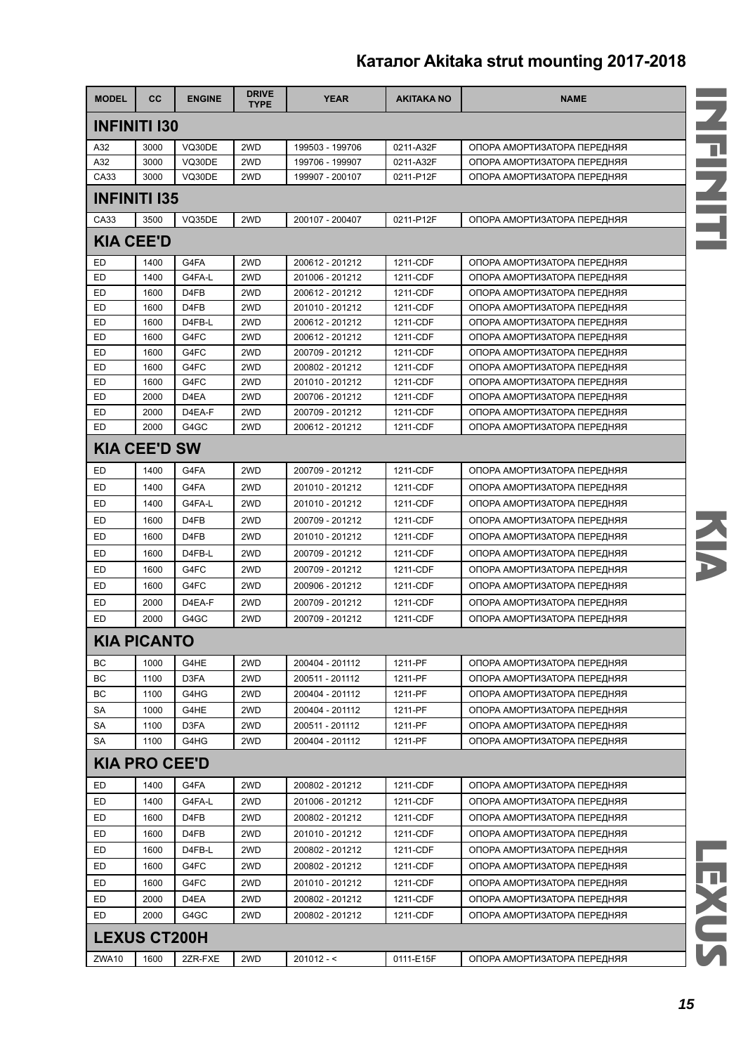| MODEL | CC | ENGINE | DRIVE TYPE | YEAR | AKITAKA NO | NAME |
|---|---|---|---|---|---|---|
| **INFINITI I30** | | | | | | |
| A32 | 3000 | VQ30DE | 2WD | 199503 - 199706 | 0211-A32F | ОПОРА АМОРТИЗАТОРА ПЕРЕДНЯЯ |
| A32 | 3000 | VQ30DE | 2WD | 199706 - 199907 | 0211-A32F | ОПОРА АМОРТИЗАТОРА ПЕРЕДНЯЯ |
| CA33 | 3000 | VQ30DE | 2WD | 199907 - 200107 | 0211-P12F | ОПОРА АМОРТИЗАТОРА ПЕРЕДНЯЯ |
| **INFINITI I35** | | | | | | |
| CA33 | 3500 | VQ35DE | 2WD | 200107 - 200407 | 0211-P12F | ОПОРА АМОРТИЗАТОРА ПЕРЕДНЯЯ |
| **KIA CEE'D** | | | | | | |
| ED | 1400 | G4FA | 2WD | 200612 - 201212 | 1211-CDF | ОПОРА АМОРТИЗАТОРА ПЕРЕДНЯЯ |
| ED | 1400 | G4FA-L | 2WD | 201006 - 201212 | 1211-CDF | ОПОРА АМОРТИЗАТОРА ПЕРЕДНЯЯ |
| ED | 1600 | D4FB | 2WD | 200612 - 201212 | 1211-CDF | ОПОРА АМОРТИЗАТОРА ПЕРЕДНЯЯ |
| ED | 1600 | D4FB | 2WD | 201010 - 201212 | 1211-CDF | ОПОРА АМОРТИЗАТОРА ПЕРЕДНЯЯ |
| ED | 1600 | D4FB-L | 2WD | 200612 - 201212 | 1211-CDF | ОПОРА АМОРТИЗАТОРА ПЕРЕДНЯЯ |
| ED | 1600 | G4FC | 2WD | 200612 - 201212 | 1211-CDF | ОПОРА АМОРТИЗАТОРА ПЕРЕДНЯЯ |
| ED | 1600 | G4FC | 2WD | 200709 - 201212 | 1211-CDF | ОПОРА АМОРТИЗАТОРА ПЕРЕДНЯЯ |
| ED | 1600 | G4FC | 2WD | 200802 - 201212 | 1211-CDF | ОПОРА АМОРТИЗАТОРА ПЕРЕДНЯЯ |
| ED | 1600 | G4FC | 2WD | 201010 - 201212 | 1211-CDF | ОПОРА АМОРТИЗАТОРА ПЕРЕДНЯЯ |
| ED | 2000 | D4EA | 2WD | 200706 - 201212 | 1211-CDF | ОПОРА АМОРТИЗАТОРА ПЕРЕДНЯЯ |
| ED | 2000 | D4EA-F | 2WD | 200709 - 201212 | 1211-CDF | ОПОРА АМОРТИЗАТОРА ПЕРЕДНЯЯ |
| ED | 2000 | G4GC | 2WD | 200612 - 201212 | 1211-CDF | ОПОРА АМОРТИЗАТОРА ПЕРЕДНЯЯ |
| **KIA CEE'D SW** | | | | | | |
| ED | 1400 | G4FA | 2WD | 200709 - 201212 | 1211-CDF | ОПОРА АМОРТИЗАТОРА ПЕРЕДНЯЯ |
| ED | 1400 | G4FA | 2WD | 201010 - 201212 | 1211-CDF | ОПОРА АМОРТИЗАТОРА ПЕРЕДНЯЯ |
| ED | 1400 | G4FA-L | 2WD | 201010 - 201212 | 1211-CDF | ОПОРА АМОРТИЗАТОРА ПЕРЕДНЯЯ |
| ED | 1600 | D4FB | 2WD | 200709 - 201212 | 1211-CDF | ОПОРА АМОРТИЗАТОРА ПЕРЕДНЯЯ |
| ED | 1600 | D4FB | 2WD | 201010 - 201212 | 1211-CDF | ОПОРА АМОРТИЗАТОРА ПЕРЕДНЯЯ |
| ED | 1600 | D4FB-L | 2WD | 200709 - 201212 | 1211-CDF | ОПОРА АМОРТИЗАТОРА ПЕРЕДНЯЯ |
| ED | 1600 | G4FC | 2WD | 200709 - 201212 | 1211-CDF | ОПОРА АМОРТИЗАТОРА ПЕРЕДНЯЯ |
| ED | 1600 | G4FC | 2WD | 200906 - 201212 | 1211-CDF | ОПОРА АМОРТИЗАТОРА ПЕРЕДНЯЯ |
| ED | 2000 | D4EA-F | 2WD | 200709 - 201212 | 1211-CDF | ОПОРА АМОРТИЗАТОРА ПЕРЕДНЯЯ |
| ED | 2000 | G4GC | 2WD | 200709 - 201212 | 1211-CDF | ОПОРА АМОРТИЗАТОРА ПЕРЕДНЯЯ |
| **KIA PICANTO** | | | | | | |
| BC | 1000 | G4HE | 2WD | 200404 - 201112 | 1211-PF | ОПОРА АМОРТИЗАТОРА ПЕРЕДНЯЯ |
| BC | 1100 | D3FA | 2WD | 200511 - 201112 | 1211-PF | ОПОРА АМОРТИЗАТОРА ПЕРЕДНЯЯ |
| BC | 1100 | G4HG | 2WD | 200404 - 201112 | 1211-PF | ОПОРА АМОРТИЗАТОРА ПЕРЕДНЯЯ |
| SA | 1000 | G4HE | 2WD | 200404 - 201112 | 1211-PF | ОПОРА АМОРТИЗАТОРА ПЕРЕДНЯЯ |
| SA | 1100 | D3FA | 2WD | 200511 - 201112 | 1211-PF | ОПОРА АМОРТИЗАТОРА ПЕРЕДНЯЯ |
| SA | 1100 | G4HG | 2WD | 200404 - 201112 | 1211-PF | ОПОРА АМОРТИЗАТОРА ПЕРЕДНЯЯ |
| **KIA PRO CEE'D** | | | | | | |
| ED | 1400 | G4FA | 2WD | 200802 - 201212 | 1211-CDF | ОПОРА АМОРТИЗАТОРА ПЕРЕДНЯЯ |
| ED | 1400 | G4FA-L | 2WD | 201006 - 201212 | 1211-CDF | ОПОРА АМОРТИЗАТОРА ПЕРЕДНЯЯ |
| ED | 1600 | D4FB | 2WD | 200802 - 201212 | 1211-CDF | ОПОРА АМОРТИЗАТОРА ПЕРЕДНЯЯ |
| ED | 1600 | D4FB | 2WD | 201010 - 201212 | 1211-CDF | ОПОРА АМОРТИЗАТОРА ПЕРЕДНЯЯ |
| ED | 1600 | D4FB-L | 2WD | 200802 - 201212 | 1211-CDF | ОПОРА АМОРТИЗАТОРА ПЕРЕДНЯЯ |
| ED | 1600 | G4FC | 2WD | 200802 - 201212 | 1211-CDF | ОПОРА АМОРТИЗАТОРА ПЕРЕДНЯЯ |
| ED | 1600 | G4FC | 2WD | 201010 - 201212 | 1211-CDF | ОПОРА АМОРТИЗАТОРА ПЕРЕДНЯЯ |
| ED | 2000 | D4EA | 2WD | 200802 - 201212 | 1211-CDF | ОПОРА АМОРТИЗАТОРА ПЕРЕДНЯЯ |
| ED | 2000 | G4GC | 2WD | 200802 - 201212 | 1211-CDF | ОПОРА АМОРТИЗАТОРА ПЕРЕДНЯЯ |
| **LEXUS CT200H** | | | | | | |
| ZWA10 | 1600 | 2ZR-FXE | 2WD | 201012 - < | 0111-E15F | ОПОРА АМОРТИЗАТОРА ПЕРЕДНЯЯ |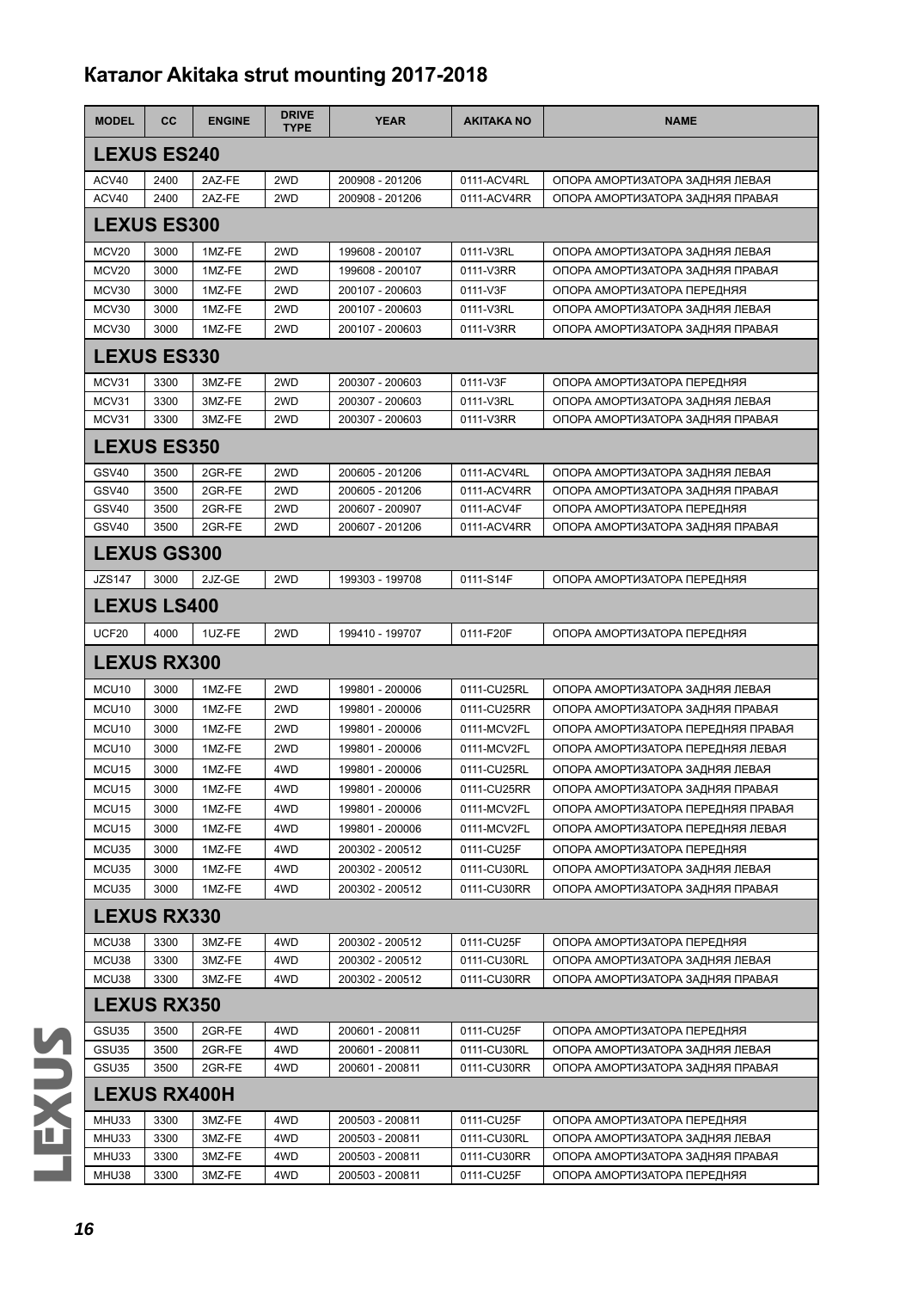## Каталог Akitaka strut mounting 2017-2018

| MODEL | CC | ENGINE | DRIVE TYPE | YEAR | AKITAKA NO | NAME |
|---|---|---|---|---|---|---|
| **LEXUS ES240** | | | | | | |
| ACV40 | 2400 | 2AZ-FE | 2WD | 200908 - 201206 | 0111-ACV4RL | ОПОРА АМОРТИЗАТОРА ЗАДНЯЯ ЛЕВАЯ |
| ACV40 | 2400 | 2AZ-FE | 2WD | 200908 - 201206 | 0111-ACV4RR | ОПОРА АМОРТИЗАТОРА ЗАДНЯЯ ПРАВАЯ |
| **LEXUS ES300** | | | | | | |
| MCV20 | 3000 | 1MZ-FE | 2WD | 199608 - 200107 | 0111-V3RL | ОПОРА АМОРТИЗАТОРА ЗАДНЯЯ ЛЕВАЯ |
| MCV20 | 3000 | 1MZ-FE | 2WD | 199608 - 200107 | 0111-V3RR | ОПОРА АМОРТИЗАТОРА ЗАДНЯЯ ПРАВАЯ |
| MCV30 | 3000 | 1MZ-FE | 2WD | 200107 - 200603 | 0111-V3F | ОПОРА АМОРТИЗАТОРА ПЕРЕДНЯЯ |
| MCV30 | 3000 | 1MZ-FE | 2WD | 200107 - 200603 | 0111-V3RL | ОПОРА АМОРТИЗАТОРА ЗАДНЯЯ ЛЕВАЯ |
| MCV30 | 3000 | 1MZ-FE | 2WD | 200107 - 200603 | 0111-V3RR | ОПОРА АМОРТИЗАТОРА ЗАДНЯЯ ПРАВАЯ |
| **LEXUS ES330** | | | | | | |
| MCV31 | 3300 | 3MZ-FE | 2WD | 200307 - 200603 | 0111-V3F | ОПОРА АМОРТИЗАТОРА ПЕРЕДНЯЯ |
| MCV31 | 3300 | 3MZ-FE | 2WD | 200307 - 200603 | 0111-V3RL | ОПОРА АМОРТИЗАТОРА ЗАДНЯЯ ЛЕВАЯ |
| MCV31 | 3300 | 3MZ-FE | 2WD | 200307 - 200603 | 0111-V3RR | ОПОРА АМОРТИЗАТОРА ЗАДНЯЯ ПРАВАЯ |
| **LEXUS ES350** | | | | | | |
| GSV40 | 3500 | 2GR-FE | 2WD | 200605 - 201206 | 0111-ACV4RL | ОПОРА АМОРТИЗАТОРА ЗАДНЯЯ ЛЕВАЯ |
| GSV40 | 3500 | 2GR-FE | 2WD | 200605 - 201206 | 0111-ACV4RR | ОПОРА АМОРТИЗАТОРА ЗАДНЯЯ ПРАВАЯ |
| GSV40 | 3500 | 2GR-FE | 2WD | 200607 - 200907 | 0111-ACV4F | ОПОРА АМОРТИЗАТОРА ПЕРЕДНЯЯ |
| GSV40 | 3500 | 2GR-FE | 2WD | 200607 - 201206 | 0111-ACV4RR | ОПОРА АМОРТИЗАТОРА ЗАДНЯЯ ПРАВАЯ |
| **LEXUS GS300** | | | | | | |
| JZS147 | 3000 | 2JZ-GE | 2WD | 199303 - 199708 | 0111-S14F | ОПОРА АМОРТИЗАТОРА ПЕРЕДНЯЯ |
| **LEXUS LS400** | | | | | | |
| UCF20 | 4000 | 1UZ-FE | 2WD | 199410 - 199707 | 0111-F20F | ОПОРА АМОРТИЗАТОРА ПЕРЕДНЯЯ |
| **LEXUS RX300** | | | | | | |
| MCU10 | 3000 | 1MZ-FE | 2WD | 199801 - 200006 | 0111-CU25RL | ОПОРА АМОРТИЗАТОРА ЗАДНЯЯ ЛЕВАЯ |
| MCU10 | 3000 | 1MZ-FE | 2WD | 199801 - 200006 | 0111-CU25RR | ОПОРА АМОРТИЗАТОРА ЗАДНЯЯ ПРАВАЯ |
| MCU10 | 3000 | 1MZ-FE | 2WD | 199801 - 200006 | 0111-MCV2FL | ОПОРА АМОРТИЗАТОРА ПЕРЕДНЯЯ ПРАВАЯ |
| MCU10 | 3000 | 1MZ-FE | 2WD | 199801 - 200006 | 0111-MCV2FL | ОПОРА АМОРТИЗАТОРА ПЕРЕДНЯЯ ЛЕВАЯ |
| MCU15 | 3000 | 1MZ-FE | 4WD | 199801 - 200006 | 0111-CU25RL | ОПОРА АМОРТИЗАТОРА ЗАДНЯЯ ЛЕВАЯ |
| MCU15 | 3000 | 1MZ-FE | 4WD | 199801 - 200006 | 0111-CU25RR | ОПОРА АМОРТИЗАТОРА ЗАДНЯЯ ПРАВАЯ |
| MCU15 | 3000 | 1MZ-FE | 4WD | 199801 - 200006 | 0111-MCV2FL | ОПОРА АМОРТИЗАТОРА ПЕРЕДНЯЯ ПРАВАЯ |
| MCU15 | 3000 | 1MZ-FE | 4WD | 199801 - 200006 | 0111-MCV2FL | ОПОРА АМОРТИЗАТОРА ПЕРЕДНЯЯ ЛЕВАЯ |
| MCU35 | 3000 | 1MZ-FE | 4WD | 200302 - 200512 | 0111-CU25F | ОПОРА АМОРТИЗАТОРА ПЕРЕДНЯЯ |
| MCU35 | 3000 | 1MZ-FE | 4WD | 200302 - 200512 | 0111-CU30RL | ОПОРА АМОРТИЗАТОРА ЗАДНЯЯ ЛЕВАЯ |
| MCU35 | 3000 | 1MZ-FE | 4WD | 200302 - 200512 | 0111-CU30RR | ОПОРА АМОРТИЗАТОРА ЗАДНЯЯ ПРАВАЯ |
| **LEXUS RX330** | | | | | | |
| MCU38 | 3300 | 3MZ-FE | 4WD | 200302 - 200512 | 0111-CU25F | ОПОРА АМОРТИЗАТОРА ПЕРЕДНЯЯ |
| MCU38 | 3300 | 3MZ-FE | 4WD | 200302 - 200512 | 0111-CU30RL | ОПОРА АМОРТИЗАТОРА ЗАДНЯЯ ЛЕВАЯ |
| MCU38 | 3300 | 3MZ-FE | 4WD | 200302 - 200512 | 0111-CU30RR | ОПОРА АМОРТИЗАТОРА ЗАДНЯЯ ПРАВАЯ |
| **LEXUS RX350** | | | | | | |
| GSU35 | 3500 | 2GR-FE | 4WD | 200601 - 200811 | 0111-CU25F | ОПОРА АМОРТИЗАТОРА ПЕРЕДНЯЯ |
| GSU35 | 3500 | 2GR-FE | 4WD | 200601 - 200811 | 0111-CU30RL | ОПОРА АМОРТИЗАТОРА ЗАДНЯЯ ЛЕВАЯ |
| GSU35 | 3500 | 2GR-FE | 4WD | 200601 - 200811 | 0111-CU30RR | ОПОРА АМОРТИЗАТОРА ЗАДНЯЯ ПРАВАЯ |
| **LEXUS RX400H** | | | | | | |
| MHU33 | 3300 | 3MZ-FE | 4WD | 200503 - 200811 | 0111-CU25F | ОПОРА АМОРТИЗАТОРА ПЕРЕДНЯЯ |
| MHU33 | 3300 | 3MZ-FE | 4WD | 200503 - 200811 | 0111-CU30RL | ОПОРА АМОРТИЗАТОРА ЗАДНЯЯ ЛЕВАЯ |
| MHU33 | 3300 | 3MZ-FE | 4WD | 200503 - 200811 | 0111-CU30RR | ОПОРА АМОРТИЗАТОРА ЗАДНЯЯ ПРАВАЯ |
| MHU38 | 3300 | 3MZ-FE | 4WD | 200503 - 200811 | 0111-CU25F | ОПОРА АМОРТИЗАТОРА ПЕРЕДНЯЯ |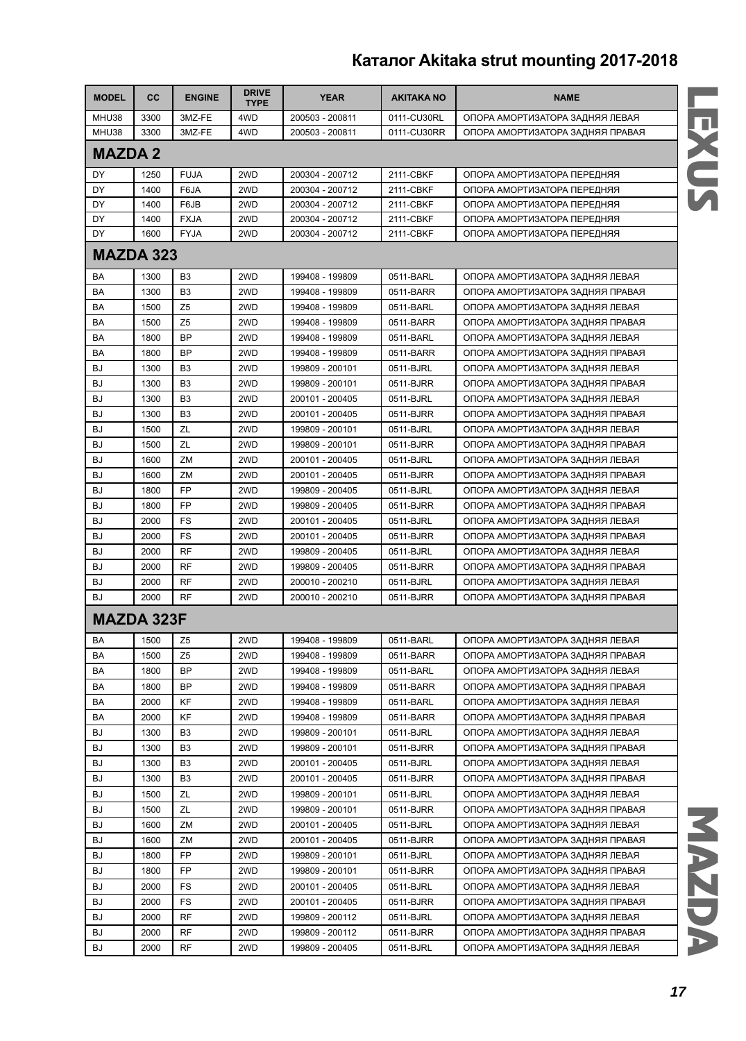| MODEL | CC | ENGINE | DRIVE TYPE | YEAR | AKITAKA NO | NAME |
|---|---|---|---|---|---|---|
| MHU38 | 3300 | 3MZ-FE | 4WD | 200503 - 200811 | 0111-CU30RL | ОПОРА АМОРТИЗАТОРА ЗАДНЯЯ ЛЕВАЯ |
| MHU38 | 3300 | 3MZ-FE | 4WD | 200503 - 200811 | 0111-CU30RR | ОПОРА АМОРТИЗАТОРА ЗАДНЯЯ ПРАВАЯ |
| **MAZDA 2** | | | | | | |
| DY | 1250 | FUJA | 2WD | 200304 - 200712 | 2111-CBKF | ОПОРА АМОРТИЗАТОРА ПЕРЕДНЯЯ |
| DY | 1400 | F6JA | 2WD | 200304 - 200712 | 2111-CBKF | ОПОРА АМОРТИЗАТОРА ПЕРЕДНЯЯ |
| DY | 1400 | F6JB | 2WD | 200304 - 200712 | 2111-CBKF | ОПОРА АМОРТИЗАТОРА ПЕРЕДНЯЯ |
| DY | 1400 | FXJA | 2WD | 200304 - 200712 | 2111-CBKF | ОПОРА АМОРТИЗАТОРА ПЕРЕДНЯЯ |
| DY | 1600 | FYJA | 2WD | 200304 - 200712 | 2111-CBKF | ОПОРА АМОРТИЗАТОРА ПЕРЕДНЯЯ |
| **MAZDA 323** | | | | | | |
| BA | 1300 | B3 | 2WD | 199408 - 199809 | 0511-BARL | ОПОРА АМОРТИЗАТОРА ЗАДНЯЯ ЛЕВАЯ |
| BA | 1300 | B3 | 2WD | 199408 - 199809 | 0511-BARR | ОПОРА АМОРТИЗАТОРА ЗАДНЯЯ ПРАВАЯ |
| BA | 1500 | Z5 | 2WD | 199408 - 199809 | 0511-BARL | ОПОРА АМОРТИЗАТОРА ЗАДНЯЯ ЛЕВАЯ |
| BA | 1500 | Z5 | 2WD | 199408 - 199809 | 0511-BARR | ОПОРА АМОРТИЗАТОРА ЗАДНЯЯ ПРАВАЯ |
| BA | 1800 | BP | 2WD | 199408 - 199809 | 0511-BARL | ОПОРА АМОРТИЗАТОРА ЗАДНЯЯ ЛЕВАЯ |
| BA | 1800 | BP | 2WD | 199408 - 199809 | 0511-BARR | ОПОРА АМОРТИЗАТОРА ЗАДНЯЯ ПРАВАЯ |
| BJ | 1300 | B3 | 2WD | 199809 - 200101 | 0511-BJRL | ОПОРА АМОРТИЗАТОРА ЗАДНЯЯ ЛЕВАЯ |
| BJ | 1300 | B3 | 2WD | 199809 - 200101 | 0511-BJRR | ОПОРА АМОРТИЗАТОРА ЗАДНЯЯ ПРАВАЯ |
| BJ | 1300 | B3 | 2WD | 200101 - 200405 | 0511-BJRL | ОПОРА АМОРТИЗАТОРА ЗАДНЯЯ ЛЕВАЯ |
| BJ | 1300 | B3 | 2WD | 200101 - 200405 | 0511-BJRR | ОПОРА АМОРТИЗАТОРА ЗАДНЯЯ ПРАВАЯ |
| BJ | 1500 | ZL | 2WD | 199809 - 200101 | 0511-BJRL | ОПОРА АМОРТИЗАТОРА ЗАДНЯЯ ЛЕВАЯ |
| BJ | 1500 | ZL | 2WD | 199809 - 200101 | 0511-BJRR | ОПОРА АМОРТИЗАТОРА ЗАДНЯЯ ПРАВАЯ |
| BJ | 1600 | ZM | 2WD | 200101 - 200405 | 0511-BJRL | ОПОРА АМОРТИЗАТОРА ЗАДНЯЯ ЛЕВАЯ |
| BJ | 1600 | ZM | 2WD | 200101 - 200405 | 0511-BJRR | ОПОРА АМОРТИЗАТОРА ЗАДНЯЯ ПРАВАЯ |
| BJ | 1800 | FP | 2WD | 199809 - 200405 | 0511-BJRL | ОПОРА АМОРТИЗАТОРА ЗАДНЯЯ ЛЕВАЯ |
| BJ | 1800 | FP | 2WD | 199809 - 200405 | 0511-BJRR | ОПОРА АМОРТИЗАТОРА ЗАДНЯЯ ПРАВАЯ |
| BJ | 2000 | FS | 2WD | 200101 - 200405 | 0511-BJRL | ОПОРА АМОРТИЗАТОРА ЗАДНЯЯ ЛЕВАЯ |
| BJ | 2000 | FS | 2WD | 200101 - 200405 | 0511-BJRR | ОПОРА АМОРТИЗАТОРА ЗАДНЯЯ ПРАВАЯ |
| BJ | 2000 | RF | 2WD | 199809 - 200405 | 0511-BJRL | ОПОРА АМОРТИЗАТОРА ЗАДНЯЯ ЛЕВАЯ |
| BJ | 2000 | RF | 2WD | 199809 - 200405 | 0511-BJRR | ОПОРА АМОРТИЗАТОРА ЗАДНЯЯ ПРАВАЯ |
| BJ | 2000 | RF | 2WD | 200010 - 200210 | 0511-BJRL | ОПОРА АМОРТИЗАТОРА ЗАДНЯЯ ЛЕВАЯ |
| BJ | 2000 | RF | 2WD | 200010 - 200210 | 0511-BJRR | ОПОРА АМОРТИЗАТОРА ЗАДНЯЯ ПРАВАЯ |
| **MAZDA 323F** | | | | | | |
| BA | 1500 | Z5 | 2WD | 199408 - 199809 | 0511-BARL | ОПОРА АМОРТИЗАТОРА ЗАДНЯЯ ЛЕВАЯ |
| BA | 1500 | Z5 | 2WD | 199408 - 199809 | 0511-BARR | ОПОРА АМОРТИЗАТОРА ЗАДНЯЯ ПРАВАЯ |
| BA | 1800 | BP | 2WD | 199408 - 199809 | 0511-BARL | ОПОРА АМОРТИЗАТОРА ЗАДНЯЯ ЛЕВАЯ |
| BA | 1800 | BP | 2WD | 199408 - 199809 | 0511-BARR | ОПОРА АМОРТИЗАТОРА ЗАДНЯЯ ПРАВАЯ |
| BA | 2000 | KF | 2WD | 199408 - 199809 | 0511-BARL | ОПОРА АМОРТИЗАТОРА ЗАДНЯЯ ЛЕВАЯ |
| BA | 2000 | KF | 2WD | 199408 - 199809 | 0511-BARR | ОПОРА АМОРТИЗАТОРА ЗАДНЯЯ ПРАВАЯ |
| BJ | 1300 | B3 | 2WD | 199809 - 200101 | 0511-BJRL | ОПОРА АМОРТИЗАТОРА ЗАДНЯЯ ЛЕВАЯ |
| BJ | 1300 | B3 | 2WD | 199809 - 200101 | 0511-BJRR | ОПОРА АМОРТИЗАТОРА ЗАДНЯЯ ПРАВАЯ |
| BJ | 1300 | B3 | 2WD | 200101 - 200405 | 0511-BJRL | ОПОРА АМОРТИЗАТОРА ЗАДНЯЯ ЛЕВАЯ |
| BJ | 1300 | B3 | 2WD | 200101 - 200405 | 0511-BJRR | ОПОРА АМОРТИЗАТОРА ЗАДНЯЯ ПРАВАЯ |
| BJ | 1500 | ZL | 2WD | 199809 - 200101 | 0511-BJRL | ОПОРА АМОРТИЗАТОРА ЗАДНЯЯ ЛЕВАЯ |
| BJ | 1500 | ZL | 2WD | 199809 - 200101 | 0511-BJRR | ОПОРА АМОРТИЗАТОРА ЗАДНЯЯ ПРАВАЯ |
| BJ | 1600 | ZM | 2WD | 200101 - 200405 | 0511-BJRL | ОПОРА АМОРТИЗАТОРА ЗАДНЯЯ ЛЕВАЯ |
| BJ | 1600 | ZM | 2WD | 200101 - 200405 | 0511-BJRR | ОПОРА АМОРТИЗАТОРА ЗАДНЯЯ ПРАВАЯ |
| BJ | 1800 | FP | 2WD | 199809 - 200101 | 0511-BJRL | ОПОРА АМОРТИЗАТОРА ЗАДНЯЯ ЛЕВАЯ |
| BJ | 1800 | FP | 2WD | 199809 - 200101 | 0511-BJRR | ОПОРА АМОРТИЗАТОРА ЗАДНЯЯ ПРАВАЯ |
| BJ | 2000 | FS | 2WD | 200101 - 200405 | 0511-BJRL | ОПОРА АМОРТИЗАТОРА ЗАДНЯЯ ЛЕВАЯ |
| BJ | 2000 | FS | 2WD | 200101 - 200405 | 0511-BJRR | ОПОРА АМОРТИЗАТОРА ЗАДНЯЯ ПРАВАЯ |
| BJ | 2000 | RF | 2WD | 199809 - 200112 | 0511-BJRL | ОПОРА АМОРТИЗАТОРА ЗАДНЯЯ ЛЕВАЯ |
| BJ | 2000 | RF | 2WD | 199809 - 200112 | 0511-BJRR | ОПОРА АМОРТИЗАТОРА ЗАДНЯЯ ПРАВАЯ |
| BJ | 2000 | RF | 2WD | 199809 - 200405 | 0511-BJRL | ОПОРА АМОРТИЗАТОРА ЗАДНЯЯ ЛЕВАЯ |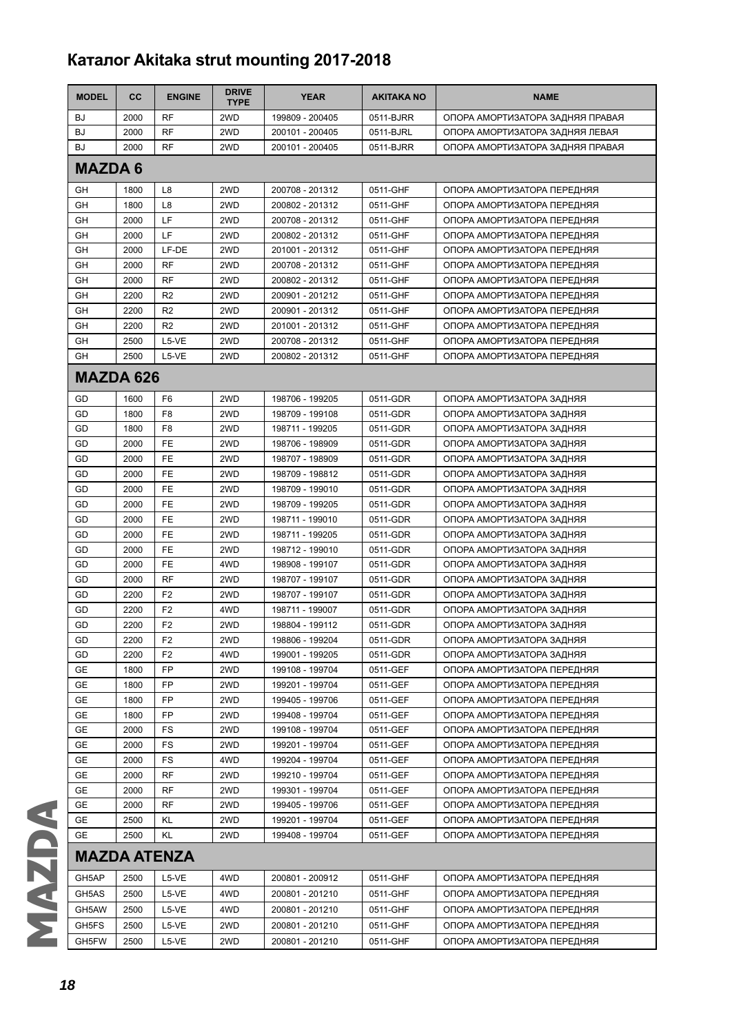# Каталог Akitaka strut mounting 2017-2018

| MODEL | CC | ENGINE | DRIVE TYPE | YEAR | AKITAKA NO | NAME |
|---|---|---|---|---|---|---|
| BJ | 2000 | RF | 2WD | 199809 - 200405 | 0511-BJRR | ОПОРА АМОРТИЗАТОРА ЗАДНЯЯ ПРАВАЯ |
| BJ | 2000 | RF | 2WD | 200101 - 200405 | 0511-BJRL | ОПОРА АМОРТИЗАТОРА ЗАДНЯЯ ЛЕВАЯ |
| BJ | 2000 | RF | 2WD | 200101 - 200405 | 0511-BJRR | ОПОРА АМОРТИЗАТОРА ЗАДНЯЯ ПРАВАЯ |
| **MAZDA 6** | | | | | | |
| GH | 1800 | L8 | 2WD | 200708 - 201312 | 0511-GHF | ОПОРА АМОРТИЗАТОРА ПЕРЕДНЯЯ |
| GH | 1800 | L8 | 2WD | 200802 - 201312 | 0511-GHF | ОПОРА АМОРТИЗАТОРА ПЕРЕДНЯЯ |
| GH | 2000 | LF | 2WD | 200708 - 201312 | 0511-GHF | ОПОРА АМОРТИЗАТОРА ПЕРЕДНЯЯ |
| GH | 2000 | LF | 2WD | 200802 - 201312 | 0511-GHF | ОПОРА АМОРТИЗАТОРА ПЕРЕДНЯЯ |
| GH | 2000 | LF-DE | 2WD | 201001 - 201312 | 0511-GHF | ОПОРА АМОРТИЗАТОРА ПЕРЕДНЯЯ |
| GH | 2000 | RF | 2WD | 200708 - 201312 | 0511-GHF | ОПОРА АМОРТИЗАТОРА ПЕРЕДНЯЯ |
| GH | 2000 | RF | 2WD | 200802 - 201312 | 0511-GHF | ОПОРА АМОРТИЗАТОРА ПЕРЕДНЯЯ |
| GH | 2200 | R2 | 2WD | 200901 - 201212 | 0511-GHF | ОПОРА АМОРТИЗАТОРА ПЕРЕДНЯЯ |
| GH | 2200 | R2 | 2WD | 200901 - 201312 | 0511-GHF | ОПОРА АМОРТИЗАТОРА ПЕРЕДНЯЯ |
| GH | 2200 | R2 | 2WD | 201001 - 201312 | 0511-GHF | ОПОРА АМОРТИЗАТОРА ПЕРЕДНЯЯ |
| GH | 2500 | L5-VE | 2WD | 200708 - 201312 | 0511-GHF | ОПОРА АМОРТИЗАТОРА ПЕРЕДНЯЯ |
| GH | 2500 | L5-VE | 2WD | 200802 - 201312 | 0511-GHF | ОПОРА АМОРТИЗАТОРА ПЕРЕДНЯЯ |
| **MAZDA 626** | | | | | | |
| GD | 1600 | F6 | 2WD | 198706 - 199205 | 0511-GDR | ОПОРА АМОРТИЗАТОРА ЗАДНЯЯ |
| GD | 1800 | F8 | 2WD | 198709 - 199108 | 0511-GDR | ОПОРА АМОРТИЗАТОРА ЗАДНЯЯ |
| GD | 1800 | F8 | 2WD | 198711 - 199205 | 0511-GDR | ОПОРА АМОРТИЗАТОРА ЗАДНЯЯ |
| GD | 2000 | FE | 2WD | 198706 - 198909 | 0511-GDR | ОПОРА АМОРТИЗАТОРА ЗАДНЯЯ |
| GD | 2000 | FE | 2WD | 198707 - 198909 | 0511-GDR | ОПОРА АМОРТИЗАТОРА ЗАДНЯЯ |
| GD | 2000 | FE | 2WD | 198709 - 198812 | 0511-GDR | ОПОРА АМОРТИЗАТОРА ЗАДНЯЯ |
| GD | 2000 | FE | 2WD | 198709 - 199010 | 0511-GDR | ОПОРА АМОРТИЗАТОРА ЗАДНЯЯ |
| GD | 2000 | FE | 2WD | 198709 - 199205 | 0511-GDR | ОПОРА АМОРТИЗАТОРА ЗАДНЯЯ |
| GD | 2000 | FE | 2WD | 198711 - 199010 | 0511-GDR | ОПОРА АМОРТИЗАТОРА ЗАДНЯЯ |
| GD | 2000 | FE | 2WD | 198711 - 199205 | 0511-GDR | ОПОРА АМОРТИЗАТОРА ЗАДНЯЯ |
| GD | 2000 | FE | 2WD | 198712 - 199010 | 0511-GDR | ОПОРА АМОРТИЗАТОРА ЗАДНЯЯ |
| GD | 2000 | FE | 4WD | 198908 - 199107 | 0511-GDR | ОПОРА АМОРТИЗАТОРА ЗАДНЯЯ |
| GD | 2000 | RF | 2WD | 198707 - 199107 | 0511-GDR | ОПОРА АМОРТИЗАТОРА ЗАДНЯЯ |
| GD | 2200 | F2 | 2WD | 198707 - 199107 | 0511-GDR | ОПОРА АМОРТИЗАТОРА ЗАДНЯЯ |
| GD | 2200 | F2 | 4WD | 198711 - 199007 | 0511-GDR | ОПОРА АМОРТИЗАТОРА ЗАДНЯЯ |
| GD | 2200 | F2 | 2WD | 198804 - 199112 | 0511-GDR | ОПОРА АМОРТИЗАТОРА ЗАДНЯЯ |
| GD | 2200 | F2 | 2WD | 198806 - 199204 | 0511-GDR | ОПОРА АМОРТИЗАТОРА ЗАДНЯЯ |
| GD | 2200 | F2 | 4WD | 199001 - 199205 | 0511-GDR | ОПОРА АМОРТИЗАТОРА ЗАДНЯЯ |
| GE | 1800 | FP | 2WD | 199108 - 199704 | 0511-GEF | ОПОРА АМОРТИЗАТОРА ПЕРЕДНЯЯ |
| GE | 1800 | FP | 2WD | 199201 - 199704 | 0511-GEF | ОПОРА АМОРТИЗАТОРА ПЕРЕДНЯЯ |
| GE | 1800 | FP | 2WD | 199405 - 199706 | 0511-GEF | ОПОРА АМОРТИЗАТОРА ПЕРЕДНЯЯ |
| GE | 1800 | FP | 2WD | 199408 - 199704 | 0511-GEF | ОПОРА АМОРТИЗАТОРА ПЕРЕДНЯЯ |
| GE | 2000 | FS | 2WD | 199108 - 199704 | 0511-GEF | ОПОРА АМОРТИЗАТОРА ПЕРЕДНЯЯ |
| GE | 2000 | FS | 2WD | 199201 - 199704 | 0511-GEF | ОПОРА АМОРТИЗАТОРА ПЕРЕДНЯЯ |
| GE | 2000 | FS | 4WD | 199204 - 199704 | 0511-GEF | ОПОРА АМОРТИЗАТОРА ПЕРЕДНЯЯ |
| GE | 2000 | RF | 2WD | 199210 - 199704 | 0511-GEF | ОПОРА АМОРТИЗАТОРА ПЕРЕДНЯЯ |
| GE | 2000 | RF | 2WD | 199301 - 199704 | 0511-GEF | ОПОРА АМОРТИЗАТОРА ПЕРЕДНЯЯ |
| GE | 2000 | RF | 2WD | 199405 - 199706 | 0511-GEF | ОПОРА АМОРТИЗАТОРА ПЕРЕДНЯЯ |
| GE | 2500 | KL | 2WD | 199201 - 199704 | 0511-GEF | ОПОРА АМОРТИЗАТОРА ПЕРЕДНЯЯ |
| GE | 2500 | KL | 2WD | 199408 - 199704 | 0511-GEF | ОПОРА АМОРТИЗАТОРА ПЕРЕДНЯЯ |
| **MAZDA ATENZA** | | | | | | |
| GH5AP | 2500 | L5-VE | 4WD | 200801 - 200912 | 0511-GHF | ОПОРА АМОРТИЗАТОРА ПЕРЕДНЯЯ |
| GH5AS | 2500 | L5-VE | 4WD | 200801 - 201210 | 0511-GHF | ОПОРА АМОРТИЗАТОРА ПЕРЕДНЯЯ |
| GH5AW | 2500 | L5-VE | 4WD | 200801 - 201210 | 0511-GHF | ОПОРА АМОРТИЗАТОРА ПЕРЕДНЯЯ |
| GH5FS | 2500 | L5-VE | 2WD | 200801 - 201210 | 0511-GHF | ОПОРА АМОРТИЗАТОРА ПЕРЕДНЯЯ |
| GH5FW | 2500 | L5-VE | 2WD | 200801 - 201210 | 0511-GHF | ОПОРА АМОРТИЗАТОРА ПЕРЕДНЯЯ |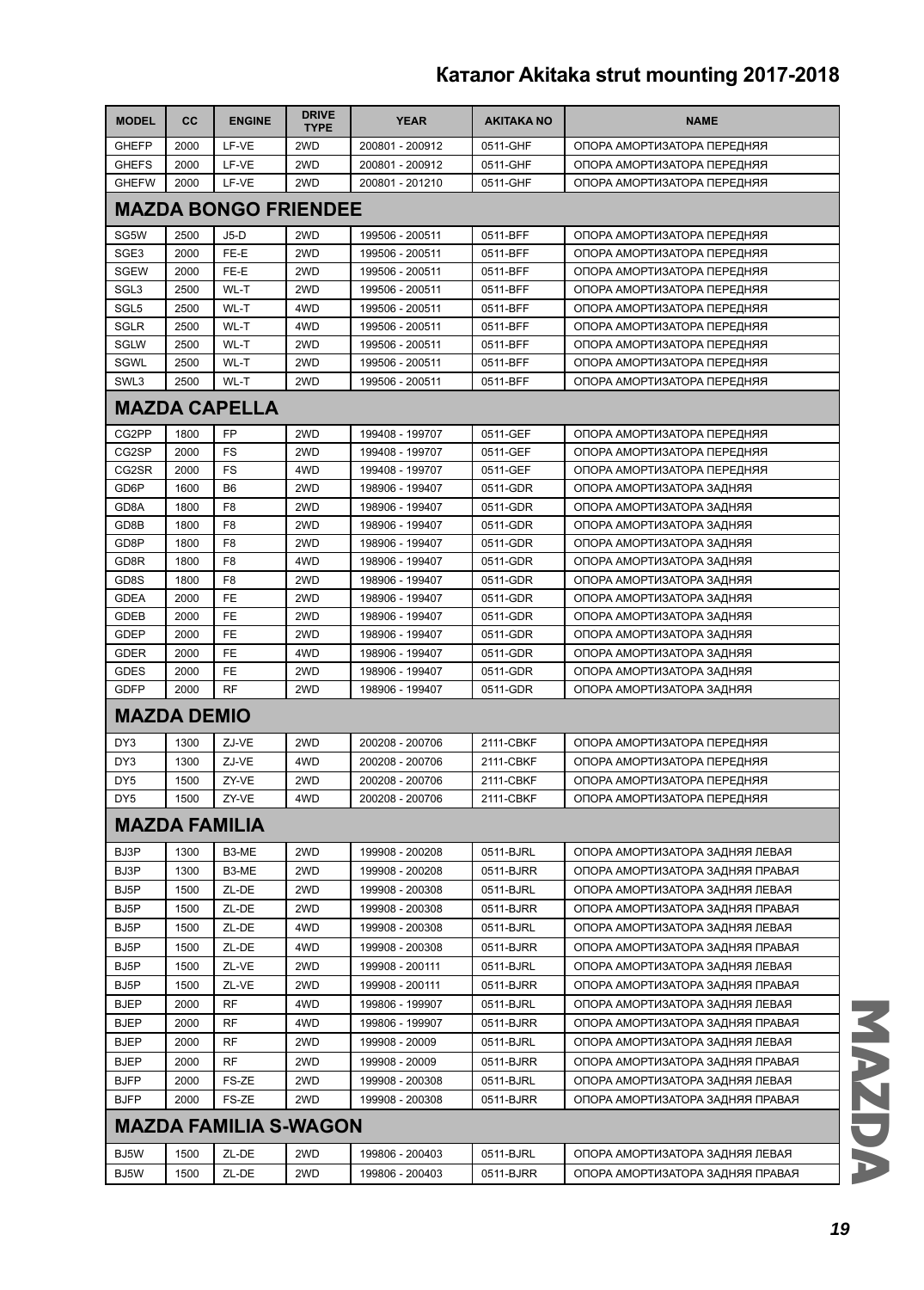## Каталог Akitaka strut mounting 2017-2018

| MODEL | CC | ENGINE | DRIVE TYPE | YEAR | AKITAKA NO | NAME |
|---|---|---|---|---|---|---|
| GHEFP | 2000 | LF-VE | 2WD | 200801 - 200912 | 0511-GHF | ОПОРА АМОРТИЗАТОРА ПЕРЕДНЯЯ |
| GHEFS | 2000 | LF-VE | 2WD | 200801 - 200912 | 0511-GHF | ОПОРА АМОРТИЗАТОРА ПЕРЕДНЯЯ |
| GHEFW | 2000 | LF-VE | 2WD | 200801 - 201210 | 0511-GHF | ОПОРА АМОРТИЗАТОРА ПЕРЕДНЯЯ |
| **MAZDA BONGO FRIENDEE** | | | | | | |
| SG5W | 2500 | J5-D | 2WD | 199506 - 200511 | 0511-BFF | ОПОРА АМОРТИЗАТОРА ПЕРЕДНЯЯ |
| SGE3 | 2000 | FE-E | 2WD | 199506 - 200511 | 0511-BFF | ОПОРА АМОРТИЗАТОРА ПЕРЕДНЯЯ |
| SGEW | 2000 | FE-E | 2WD | 199506 - 200511 | 0511-BFF | ОПОРА АМОРТИЗАТОРА ПЕРЕДНЯЯ |
| SGL3 | 2500 | WL-T | 2WD | 199506 - 200511 | 0511-BFF | ОПОРА АМОРТИЗАТОРА ПЕРЕДНЯЯ |
| SGL5 | 2500 | WL-T | 4WD | 199506 - 200511 | 0511-BFF | ОПОРА АМОРТИЗАТОРА ПЕРЕДНЯЯ |
| SGLR | 2500 | WL-T | 4WD | 199506 - 200511 | 0511-BFF | ОПОРА АМОРТИЗАТОРА ПЕРЕДНЯЯ |
| SGLW | 2500 | WL-T | 2WD | 199506 - 200511 | 0511-BFF | ОПОРА АМОРТИЗАТОРА ПЕРЕДНЯЯ |
| SGWL | 2500 | WL-T | 2WD | 199506 - 200511 | 0511-BFF | ОПОРА АМОРТИЗАТОРА ПЕРЕДНЯЯ |
| SWL3 | 2500 | WL-T | 2WD | 199506 - 200511 | 0511-BFF | ОПОРА АМОРТИЗАТОРА ПЕРЕДНЯЯ |
| **MAZDA CAPELLA** | | | | | | |
| CG2PP | 1800 | FP | 2WD | 199408 - 199707 | 0511-GEF | ОПОРА АМОРТИЗАТОРА ПЕРЕДНЯЯ |
| CG2SP | 2000 | FS | 2WD | 199408 - 199707 | 0511-GEF | ОПОРА АМОРТИЗАТОРА ПЕРЕДНЯЯ |
| CG2SR | 2000 | FS | 4WD | 199408 - 199707 | 0511-GEF | ОПОРА АМОРТИЗАТОРА ПЕРЕДНЯЯ |
| GD6P | 1600 | B6 | 2WD | 198906 - 199407 | 0511-GDR | ОПОРА АМОРТИЗАТОРА ЗАДНЯЯ |
| GD8A | 1800 | F8 | 2WD | 198906 - 199407 | 0511-GDR | ОПОРА АМОРТИЗАТОРА ЗАДНЯЯ |
| GD8B | 1800 | F8 | 2WD | 198906 - 199407 | 0511-GDR | ОПОРА АМОРТИЗАТОРА ЗАДНЯЯ |
| GD8P | 1800 | F8 | 2WD | 198906 - 199407 | 0511-GDR | ОПОРА АМОРТИЗАТОРА ЗАДНЯЯ |
| GD8R | 1800 | F8 | 4WD | 198906 - 199407 | 0511-GDR | ОПОРА АМОРТИЗАТОРА ЗАДНЯЯ |
| GD8S | 1800 | F8 | 2WD | 198906 - 199407 | 0511-GDR | ОПОРА АМОРТИЗАТОРА ЗАДНЯЯ |
| GDEA | 2000 | FE | 2WD | 198906 - 199407 | 0511-GDR | ОПОРА АМОРТИЗАТОРА ЗАДНЯЯ |
| GDEB | 2000 | FE | 2WD | 198906 - 199407 | 0511-GDR | ОПОРА АМОРТИЗАТОРА ЗАДНЯЯ |
| GDEP | 2000 | FE | 2WD | 198906 - 199407 | 0511-GDR | ОПОРА АМОРТИЗАТОРА ЗАДНЯЯ |
| GDER | 2000 | FE | 4WD | 198906 - 199407 | 0511-GDR | ОПОРА АМОРТИЗАТОРА ЗАДНЯЯ |
| GDES | 2000 | FE | 2WD | 198906 - 199407 | 0511-GDR | ОПОРА АМОРТИЗАТОРА ЗАДНЯЯ |
| GDFP | 2000 | RF | 2WD | 198906 - 199407 | 0511-GDR | ОПОРА АМОРТИЗАТОРА ЗАДНЯЯ |
| **MAZDA DEMIO** | | | | | | |
| DY3 | 1300 | ZJ-VE | 2WD | 200208 - 200706 | 2111-CBKF | ОПОРА АМОРТИЗАТОРА ПЕРЕДНЯЯ |
| DY3 | 1300 | ZJ-VE | 4WD | 200208 - 200706 | 2111-CBKF | ОПОРА АМОРТИЗАТОРА ПЕРЕДНЯЯ |
| DY5 | 1500 | ZY-VE | 2WD | 200208 - 200706 | 2111-CBKF | ОПОРА АМОРТИЗАТОРА ПЕРЕДНЯЯ |
| DY5 | 1500 | ZY-VE | 4WD | 200208 - 200706 | 2111-CBKF | ОПОРА АМОРТИЗАТОРА ПЕРЕДНЯЯ |
| **MAZDA FAMILIA** | | | | | | |
| BJ3P | 1300 | B3-ME | 2WD | 199908 - 200208 | 0511-BJRL | ОПОРА АМОРТИЗАТОРА ЗАДНЯЯ ЛЕВАЯ |
| BJ3P | 1300 | B3-ME | 2WD | 199908 - 200208 | 0511-BJRR | ОПОРА АМОРТИЗАТОРА ЗАДНЯЯ ПРАВАЯ |
| BJ5P | 1500 | ZL-DE | 2WD | 199908 - 200308 | 0511-BJRL | ОПОРА АМОРТИЗАТОРА ЗАДНЯЯ ЛЕВАЯ |
| BJ5P | 1500 | ZL-DE | 2WD | 199908 - 200308 | 0511-BJRR | ОПОРА АМОРТИЗАТОРА ЗАДНЯЯ ПРАВАЯ |
| BJ5P | 1500 | ZL-DE | 4WD | 199908 - 200308 | 0511-BJRL | ОПОРА АМОРТИЗАТОРА ЗАДНЯЯ ЛЕВАЯ |
| BJ5P | 1500 | ZL-DE | 4WD | 199908 - 200308 | 0511-BJRR | ОПОРА АМОРТИЗАТОРА ЗАДНЯЯ ПРАВАЯ |
| BJ5P | 1500 | ZL-VE | 2WD | 199908 - 200111 | 0511-BJRL | ОПОРА АМОРТИЗАТОРА ЗАДНЯЯ ЛЕВАЯ |
| BJ5P | 1500 | ZL-VE | 2WD | 199908 - 200111 | 0511-BJRR | ОПОРА АМОРТИЗАТОРА ЗАДНЯЯ ПРАВАЯ |
| BJEP | 2000 | RF | 4WD | 199806 - 199907 | 0511-BJRL | ОПОРА АМОРТИЗАТОРА ЗАДНЯЯ ЛЕВАЯ |
| BJEP | 2000 | RF | 4WD | 199806 - 199907 | 0511-BJRR | ОПОРА АМОРТИЗАТОРА ЗАДНЯЯ ПРАВАЯ |
| BJEP | 2000 | RF | 2WD | 199908 - 20009 | 0511-BJRL | ОПОРА АМОРТИЗАТОРА ЗАДНЯЯ ЛЕВАЯ |
| BJEP | 2000 | RF | 2WD | 199908 - 20009 | 0511-BJRR | ОПОРА АМОРТИЗАТОРА ЗАДНЯЯ ПРАВАЯ |
| BJFP | 2000 | FS-ZE | 2WD | 199908 - 200308 | 0511-BJRL | ОПОРА АМОРТИЗАТОРА ЗАДНЯЯ ЛЕВАЯ |
| BJFP | 2000 | FS-ZE | 2WD | 199908 - 200308 | 0511-BJRR | ОПОРА АМОРТИЗАТОРА ЗАДНЯЯ ПРАВАЯ |
| **MAZDA FAMILIA S-WAGON** | | | | | | |
| BJ5W | 1500 | ZL-DE | 2WD | 199806 - 200403 | 0511-BJRL | ОПОРА АМОРТИЗАТОРА ЗАДНЯЯ ЛЕВАЯ |
| BJ5W | 1500 | ZL-DE | 2WD | 199806 - 200403 | 0511-BJRR | ОПОРА АМОРТИЗАТОРА ЗАДНЯЯ ПРАВАЯ |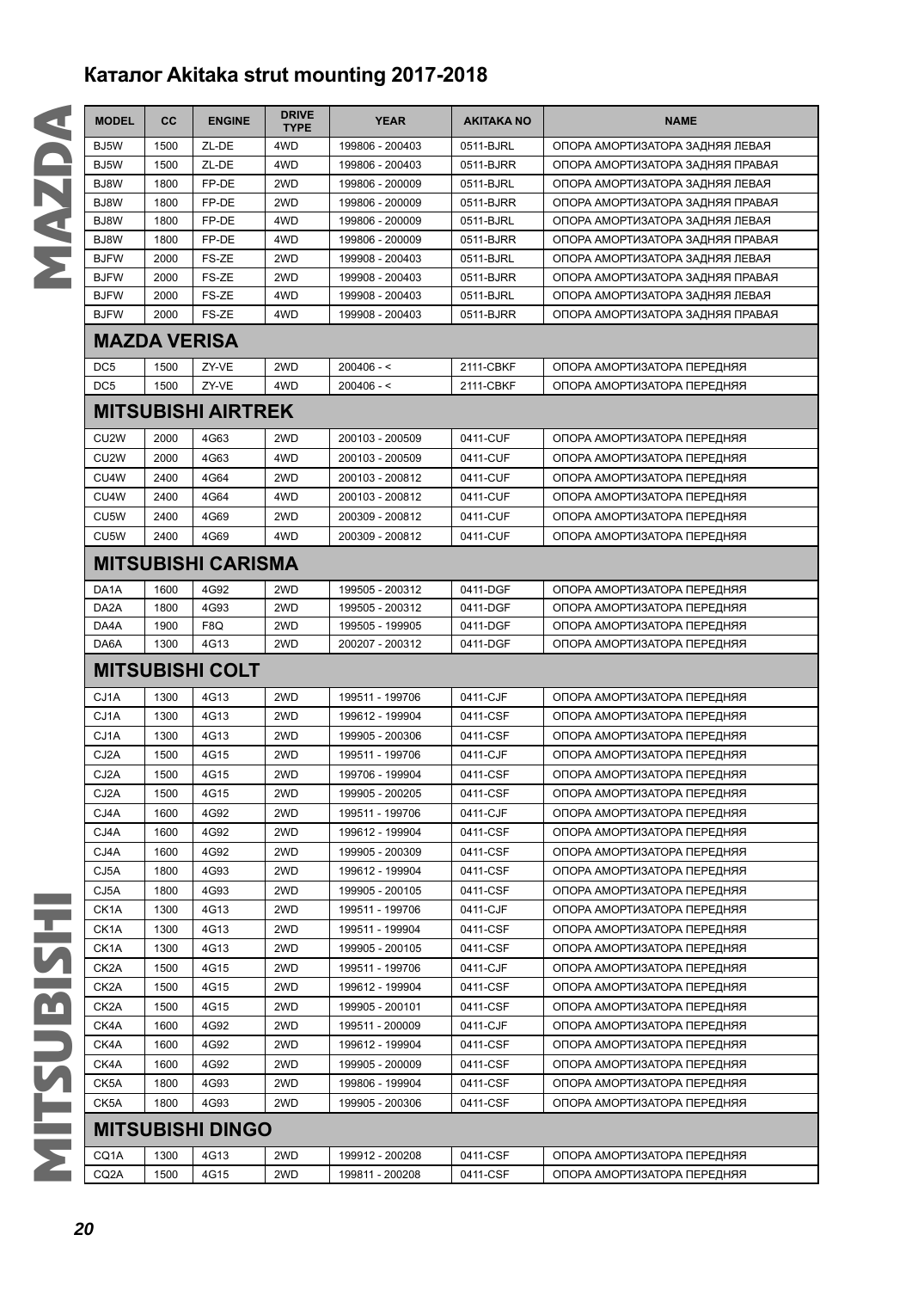## Каталог Akitaka strut mounting 2017-2018

| MODEL | CC | ENGINE | DRIVE TYPE | YEAR | AKITAKA NO | NAME |
|---|---|---|---|---|---|---|
| BJ5W | 1500 | ZL-DE | 4WD | 199806 - 200403 | 0511-BJRL | ОПОРА АМОРТИЗАТОРА ЗАДНЯЯ ЛЕВАЯ |
| BJ5W | 1500 | ZL-DE | 4WD | 199806 - 200403 | 0511-BJRR | ОПОРА АМОРТИЗАТОРА ЗАДНЯЯ ПРАВАЯ |
| BJ8W | 1800 | FP-DE | 2WD | 199806 - 200009 | 0511-BJRL | ОПОРА АМОРТИЗАТОРА ЗАДНЯЯ ЛЕВАЯ |
| BJ8W | 1800 | FP-DE | 2WD | 199806 - 200009 | 0511-BJRR | ОПОРА АМОРТИЗАТОРА ЗАДНЯЯ ПРАВАЯ |
| BJ8W | 1800 | FP-DE | 4WD | 199806 - 200009 | 0511-BJRL | ОПОРА АМОРТИЗАТОРА ЗАДНЯЯ ЛЕВАЯ |
| BJ8W | 1800 | FP-DE | 4WD | 199806 - 200009 | 0511-BJRR | ОПОРА АМОРТИЗАТОРА ЗАДНЯЯ ПРАВАЯ |
| BJFW | 2000 | FS-ZE | 2WD | 199908 - 200403 | 0511-BJRL | ОПОРА АМОРТИЗАТОРА ЗАДНЯЯ ЛЕВАЯ |
| BJFW | 2000 | FS-ZE | 2WD | 199908 - 200403 | 0511-BJRR | ОПОРА АМОРТИЗАТОРА ЗАДНЯЯ ПРАВАЯ |
| BJFW | 2000 | FS-ZE | 4WD | 199908 - 200403 | 0511-BJRL | ОПОРА АМОРТИЗАТОРА ЗАДНЯЯ ЛЕВАЯ |
| BJFW | 2000 | FS-ZE | 4WD | 199908 - 200403 | 0511-BJRR | ОПОРА АМОРТИЗАТОРА ЗАДНЯЯ ПРАВАЯ |
| **MAZDA VERISA** | | | | | | |
| DC5 | 1500 | ZY-VE | 2WD | 200406 - < | 2111-CBKF | ОПОРА АМОРТИЗАТОРА ПЕРЕДНЯЯ |
| DC5 | 1500 | ZY-VE | 4WD | 200406 - < | 2111-CBKF | ОПОРА АМОРТИЗАТОРА ПЕРЕДНЯЯ |
| **MITSUBISHI AIRTREK** | | | | | | |
| CU2W | 2000 | 4G63 | 2WD | 200103 - 200509 | 0411-CUF | ОПОРА АМОРТИЗАТОРА ПЕРЕДНЯЯ |
| CU2W | 2000 | 4G63 | 4WD | 200103 - 200509 | 0411-CUF | ОПОРА АМОРТИЗАТОРА ПЕРЕДНЯЯ |
| CU4W | 2400 | 4G64 | 2WD | 200103 - 200812 | 0411-CUF | ОПОРА АМОРТИЗАТОРА ПЕРЕДНЯЯ |
| CU4W | 2400 | 4G64 | 4WD | 200103 - 200812 | 0411-CUF | ОПОРА АМОРТИЗАТОРА ПЕРЕДНЯЯ |
| CU5W | 2400 | 4G69 | 2WD | 200309 - 200812 | 0411-CUF | ОПОРА АМОРТИЗАТОРА ПЕРЕДНЯЯ |
| CU5W | 2400 | 4G69 | 4WD | 200309 - 200812 | 0411-CUF | ОПОРА АМОРТИЗАТОРА ПЕРЕДНЯЯ |
| **MITSUBISHI CARISMA** | | | | | | |
| DA1A | 1600 | 4G92 | 2WD | 199505 - 200312 | 0411-DGF | ОПОРА АМОРТИЗАТОРА ПЕРЕДНЯЯ |
| DA2A | 1800 | 4G93 | 2WD | 199505 - 200312 | 0411-DGF | ОПОРА АМОРТИЗАТОРА ПЕРЕДНЯЯ |
| DA4A | 1900 | F8Q | 2WD | 199505 - 199905 | 0411-DGF | ОПОРА АМОРТИЗАТОРА ПЕРЕДНЯЯ |
| DA6A | 1300 | 4G13 | 2WD | 200207 - 200312 | 0411-DGF | ОПОРА АМОРТИЗАТОРА ПЕРЕДНЯЯ |
| **MITSUBISHI COLT** | | | | | | |
| CJ1A | 1300 | 4G13 | 2WD | 199511 - 199706 | 0411-CJF | ОПОРА АМОРТИЗАТОРА ПЕРЕДНЯЯ |
| CJ1A | 1300 | 4G13 | 2WD | 199612 - 199904 | 0411-CSF | ОПОРА АМОРТИЗАТОРА ПЕРЕДНЯЯ |
| CJ1A | 1300 | 4G13 | 2WD | 199905 - 200306 | 0411-CSF | ОПОРА АМОРТИЗАТОРА ПЕРЕДНЯЯ |
| CJ2A | 1500 | 4G15 | 2WD | 199511 - 199706 | 0411-CJF | ОПОРА АМОРТИЗАТОРА ПЕРЕДНЯЯ |
| CJ2A | 1500 | 4G15 | 2WD | 199706 - 199904 | 0411-CSF | ОПОРА АМОРТИЗАТОРА ПЕРЕДНЯЯ |
| CJ2A | 1500 | 4G15 | 2WD | 199905 - 200205 | 0411-CSF | ОПОРА АМОРТИЗАТОРА ПЕРЕДНЯЯ |
| CJ4A | 1600 | 4G92 | 2WD | 199511 - 199706 | 0411-CJF | ОПОРА АМОРТИЗАТОРА ПЕРЕДНЯЯ |
| CJ4A | 1600 | 4G92 | 2WD | 199612 - 199904 | 0411-CSF | ОПОРА АМОРТИЗАТОРА ПЕРЕДНЯЯ |
| CJ4A | 1600 | 4G92 | 2WD | 199905 - 200309 | 0411-CSF | ОПОРА АМОРТИЗАТОРА ПЕРЕДНЯЯ |
| CJ5A | 1800 | 4G93 | 2WD | 199612 - 199904 | 0411-CSF | ОПОРА АМОРТИЗАТОРА ПЕРЕДНЯЯ |
| CJ5A | 1800 | 4G93 | 2WD | 199905 - 200105 | 0411-CSF | ОПОРА АМОРТИЗАТОРА ПЕРЕДНЯЯ |
| CK1A | 1300 | 4G13 | 2WD | 199511 - 199706 | 0411-CJF | ОПОРА АМОРТИЗАТОРА ПЕРЕДНЯЯ |
| CK1A | 1300 | 4G13 | 2WD | 199511 - 199904 | 0411-CSF | ОПОРА АМОРТИЗАТОРА ПЕРЕДНЯЯ |
| CK1A | 1300 | 4G13 | 2WD | 199905 - 200105 | 0411-CSF | ОПОРА АМОРТИЗАТОРА ПЕРЕДНЯЯ |
| CK2A | 1500 | 4G15 | 2WD | 199511 - 199706 | 0411-CJF | ОПОРА АМОРТИЗАТОРА ПЕРЕДНЯЯ |
| CK2A | 1500 | 4G15 | 2WD | 199612 - 199904 | 0411-CSF | ОПОРА АМОРТИЗАТОРА ПЕРЕДНЯЯ |
| CK2A | 1500 | 4G15 | 2WD | 199905 - 200101 | 0411-CSF | ОПОРА АМОРТИЗАТОРА ПЕРЕДНЯЯ |
| CK4A | 1600 | 4G92 | 2WD | 199511 - 200009 | 0411-CJF | ОПОРА АМОРТИЗАТОРА ПЕРЕДНЯЯ |
| CK4A | 1600 | 4G92 | 2WD | 199612 - 199904 | 0411-CSF | ОПОРА АМОРТИЗАТОРА ПЕРЕДНЯЯ |
| CK4A | 1600 | 4G92 | 2WD | 199905 - 200009 | 0411-CSF | ОПОРА АМОРТИЗАТОРА ПЕРЕДНЯЯ |
| CK5A | 1800 | 4G93 | 2WD | 199806 - 199904 | 0411-CSF | ОПОРА АМОРТИЗАТОРА ПЕРЕДНЯЯ |
| CK5A | 1800 | 4G93 | 2WD | 199905 - 200306 | 0411-CSF | ОПОРА АМОРТИЗАТОРА ПЕРЕДНЯЯ |
| **MITSUBISHI DINGO** | | | | | | |
| CQ1A | 1300 | 4G13 | 2WD | 199912 - 200208 | 0411-CSF | ОПОРА АМОРТИЗАТОРА ПЕРЕДНЯЯ |
| CQ2A | 1500 | 4G15 | 2WD | 199811 - 200208 | 0411-CSF | ОПОРА АМОРТИЗАТОРА ПЕРЕДНЯЯ |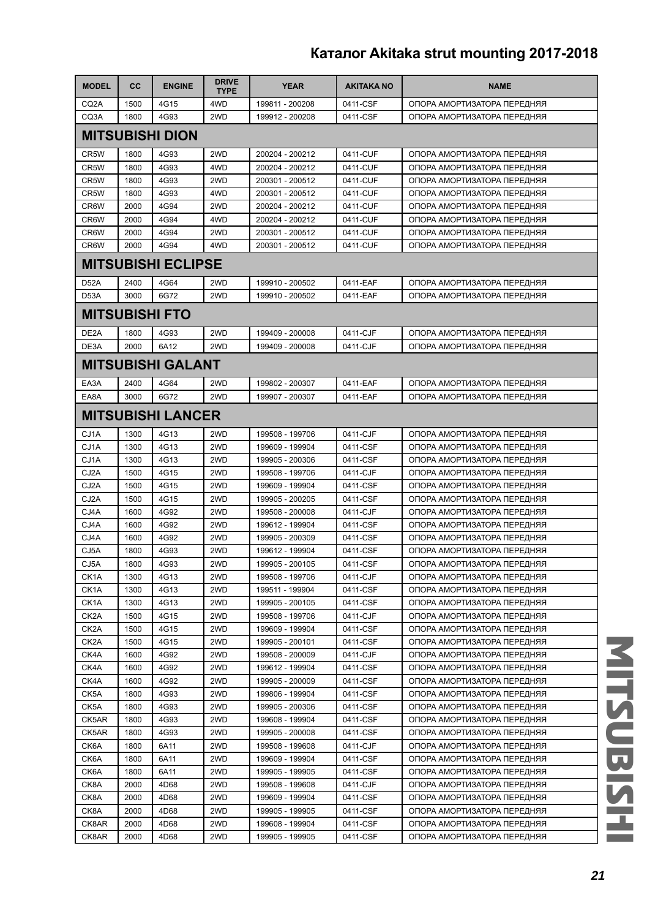# Каталог Akitaka strut mounting 2017-2018

| MODEL | CC | ENGINE | DRIVE TYPE | YEAR | AKITAKA NO | NAME |
|---|---|---|---|---|---|---|
| CQ2A | 1500 | 4G15 | 4WD | 199811 - 200208 | 0411-CSF | ОПОРА АМОРТИЗАТОРА ПЕРЕДНЯЯ |
| CQ3A | 1800 | 4G93 | 2WD | 199912 - 200208 | 0411-CSF | ОПОРА АМОРТИЗАТОРА ПЕРЕДНЯЯ |
| **MITSUBISHI DION** | | | | | | |
| CR5W | 1800 | 4G93 | 2WD | 200204 - 200212 | 0411-CUF | ОПОРА АМОРТИЗАТОРА ПЕРЕДНЯЯ |
| CR5W | 1800 | 4G93 | 4WD | 200204 - 200212 | 0411-CUF | ОПОРА АМОРТИЗАТОРА ПЕРЕДНЯЯ |
| CR5W | 1800 | 4G93 | 2WD | 200301 - 200512 | 0411-CUF | ОПОРА АМОРТИЗАТОРА ПЕРЕДНЯЯ |
| CR5W | 1800 | 4G93 | 4WD | 200301 - 200512 | 0411-CUF | ОПОРА АМОРТИЗАТОРА ПЕРЕДНЯЯ |
| CR6W | 2000 | 4G94 | 2WD | 200204 - 200212 | 0411-CUF | ОПОРА АМОРТИЗАТОРА ПЕРЕДНЯЯ |
| CR6W | 2000 | 4G94 | 4WD | 200204 - 200212 | 0411-CUF | ОПОРА АМОРТИЗАТОРА ПЕРЕДНЯЯ |
| CR6W | 2000 | 4G94 | 2WD | 200301 - 200512 | 0411-CUF | ОПОРА АМОРТИЗАТОРА ПЕРЕДНЯЯ |
| CR6W | 2000 | 4G94 | 4WD | 200301 - 200512 | 0411-CUF | ОПОРА АМОРТИЗАТОРА ПЕРЕДНЯЯ |
| **MITSUBISHI ECLIPSE** | | | | | | |
| D52A | 2400 | 4G64 | 2WD | 199910 - 200502 | 0411-EAF | ОПОРА АМОРТИЗАТОРА ПЕРЕДНЯЯ |
| D53A | 3000 | 6G72 | 2WD | 199910 - 200502 | 0411-EAF | ОПОРА АМОРТИЗАТОРА ПЕРЕДНЯЯ |
| **MITSUBISHI FTO** | | | | | | |
| DE2A | 1800 | 4G93 | 2WD | 199409 - 200008 | 0411-CJF | ОПОРА АМОРТИЗАТОРА ПЕРЕДНЯЯ |
| DE3A | 2000 | 6A12 | 2WD | 199409 - 200008 | 0411-CJF | ОПОРА АМОРТИЗАТОРА ПЕРЕДНЯЯ |
| **MITSUBISHI GALANT** | | | | | | |
| EA3A | 2400 | 4G64 | 2WD | 199802 - 200307 | 0411-EAF | ОПОРА АМОРТИЗАТОРА ПЕРЕДНЯЯ |
| EA8A | 3000 | 6G72 | 2WD | 199907 - 200307 | 0411-EAF | ОПОРА АМОРТИЗАТОРА ПЕРЕДНЯЯ |
| **MITSUBISHI LANCER** | | | | | | |
| CJ1A | 1300 | 4G13 | 2WD | 199508 - 199706 | 0411-CJF | ОПОРА АМОРТИЗАТОРА ПЕРЕДНЯЯ |
| CJ1A | 1300 | 4G13 | 2WD | 199609 - 199904 | 0411-CSF | ОПОРА АМОРТИЗАТОРА ПЕРЕДНЯЯ |
| CJ1A | 1300 | 4G13 | 2WD | 199905 - 200306 | 0411-CSF | ОПОРА АМОРТИЗАТОРА ПЕРЕДНЯЯ |
| CJ2A | 1500 | 4G15 | 2WD | 199508 - 199706 | 0411-CJF | ОПОРА АМОРТИЗАТОРА ПЕРЕДНЯЯ |
| CJ2A | 1500 | 4G15 | 2WD | 199609 - 199904 | 0411-CSF | ОПОРА АМОРТИЗАТОРА ПЕРЕДНЯЯ |
| CJ2A | 1500 | 4G15 | 2WD | 199905 - 200205 | 0411-CSF | ОПОРА АМОРТИЗАТОРА ПЕРЕДНЯЯ |
| CJ4A | 1600 | 4G92 | 2WD | 199508 - 200008 | 0411-CJF | ОПОРА АМОРТИЗАТОРА ПЕРЕДНЯЯ |
| CJ4A | 1600 | 4G92 | 2WD | 199612 - 199904 | 0411-CSF | ОПОРА АМОРТИЗАТОРА ПЕРЕДНЯЯ |
| CJ4A | 1600 | 4G92 | 2WD | 199905 - 200309 | 0411-CSF | ОПОРА АМОРТИЗАТОРА ПЕРЕДНЯЯ |
| CJ5A | 1800 | 4G93 | 2WD | 199612 - 199904 | 0411-CSF | ОПОРА АМОРТИЗАТОРА ПЕРЕДНЯЯ |
| CJ5A | 1800 | 4G93 | 2WD | 199905 - 200105 | 0411-CSF | ОПОРА АМОРТИЗАТОРА ПЕРЕДНЯЯ |
| CK1A | 1300 | 4G13 | 2WD | 199508 - 199706 | 0411-CJF | ОПОРА АМОРТИЗАТОРА ПЕРЕДНЯЯ |
| CK1A | 1300 | 4G13 | 2WD | 199511 - 199904 | 0411-CSF | ОПОРА АМОРТИЗАТОРА ПЕРЕДНЯЯ |
| CK1A | 1300 | 4G13 | 2WD | 199905 - 200105 | 0411-CSF | ОПОРА АМОРТИЗАТОРА ПЕРЕДНЯЯ |
| CK2A | 1500 | 4G15 | 2WD | 199508 - 199706 | 0411-CJF | ОПОРА АМОРТИЗАТОРА ПЕРЕДНЯЯ |
| CK2A | 1500 | 4G15 | 2WD | 199609 - 199904 | 0411-CSF | ОПОРА АМОРТИЗАТОРА ПЕРЕДНЯЯ |
| CK2A | 1500 | 4G15 | 2WD | 199905 - 200101 | 0411-CSF | ОПОРА АМОРТИЗАТОРА ПЕРЕДНЯЯ |
| CK4A | 1600 | 4G92 | 2WD | 199508 - 200009 | 0411-CJF | ОПОРА АМОРТИЗАТОРА ПЕРЕДНЯЯ |
| CK4A | 1600 | 4G92 | 2WD | 199612 - 199904 | 0411-CSF | ОПОРА АМОРТИЗАТОРА ПЕРЕДНЯЯ |
| CK4A | 1600 | 4G92 | 2WD | 199905 - 200009 | 0411-CSF | ОПОРА АМОРТИЗАТОРА ПЕРЕДНЯЯ |
| CK5A | 1800 | 4G93 | 2WD | 199806 - 199904 | 0411-CSF | ОПОРА АМОРТИЗАТОРА ПЕРЕДНЯЯ |
| CK5A | 1800 | 4G93 | 2WD | 199905 - 200306 | 0411-CSF | ОПОРА АМОРТИЗАТОРА ПЕРЕДНЯЯ |
| CK5AR | 1800 | 4G93 | 2WD | 199608 - 199904 | 0411-CSF | ОПОРА АМОРТИЗАТОРА ПЕРЕДНЯЯ |
| CK5AR | 1800 | 4G93 | 2WD | 199905 - 200008 | 0411-CSF | ОПОРА АМОРТИЗАТОРА ПЕРЕДНЯЯ |
| CK6A | 1800 | 6A11 | 2WD | 199508 - 199608 | 0411-CJF | ОПОРА АМОРТИЗАТОРА ПЕРЕДНЯЯ |
| CK6A | 1800 | 6A11 | 2WD | 199609 - 199904 | 0411-CSF | ОПОРА АМОРТИЗАТОРА ПЕРЕДНЯЯ |
| CK6A | 1800 | 6A11 | 2WD | 199905 - 199905 | 0411-CSF | ОПОРА АМОРТИЗАТОРА ПЕРЕДНЯЯ |
| CK8A | 2000 | 4D68 | 2WD | 199508 - 199608 | 0411-CJF | ОПОРА АМОРТИЗАТОРА ПЕРЕДНЯЯ |
| CK8A | 2000 | 4D68 | 2WD | 199609 - 199904 | 0411-CSF | ОПОРА АМОРТИЗАТОРА ПЕРЕДНЯЯ |
| CK8A | 2000 | 4D68 | 2WD | 199905 - 199905 | 0411-CSF | ОПОРА АМОРТИЗАТОРА ПЕРЕДНЯЯ |
| CK8AR | 2000 | 4D68 | 2WD | 199608 - 199904 | 0411-CSF | ОПОРА АМОРТИЗАТОРА ПЕРЕДНЯЯ |
| CK8AR | 2000 | 4D68 | 2WD | 199905 - 199905 | 0411-CSF | ОПОРА АМОРТИЗАТОРА ПЕРЕДНЯЯ |

MITSUBISHI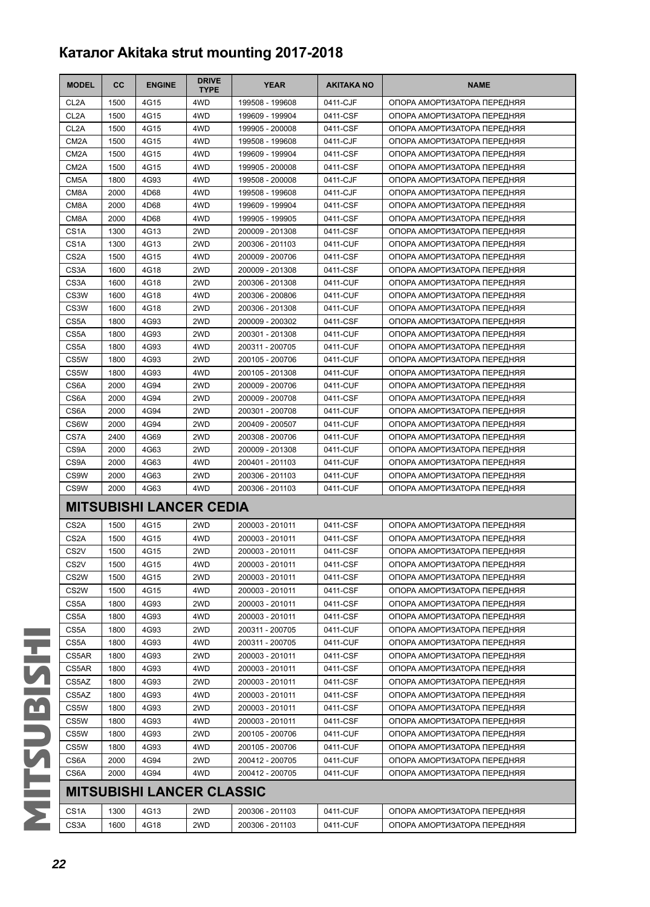# Каталог Akitaka strut mounting 2017-2018

| MODEL | CC | ENGINE | DRIVE TYPE | YEAR | AKITAKA NO | NAME |
|---|---|---|---|---|---|---|
| CL2A | 1500 | 4G15 | 4WD | 199508 - 199608 | 0411-CJF | ОПОРА АМОРТИЗАТОРА ПЕРЕДНЯЯ |
| CL2A | 1500 | 4G15 | 4WD | 199609 - 199904 | 0411-CSF | ОПОРА АМОРТИЗАТОРА ПЕРЕДНЯЯ |
| CL2A | 1500 | 4G15 | 4WD | 199905 - 200008 | 0411-CSF | ОПОРА АМОРТИЗАТОРА ПЕРЕДНЯЯ |
| CM2A | 1500 | 4G15 | 4WD | 199508 - 199608 | 0411-CJF | ОПОРА АМОРТИЗАТОРА ПЕРЕДНЯЯ |
| CM2A | 1500 | 4G15 | 4WD | 199609 - 199904 | 0411-CSF | ОПОРА АМОРТИЗАТОРА ПЕРЕДНЯЯ |
| CM2A | 1500 | 4G15 | 4WD | 199905 - 200008 | 0411-CSF | ОПОРА АМОРТИЗАТОРА ПЕРЕДНЯЯ |
| CM5A | 1800 | 4G93 | 4WD | 199508 - 200008 | 0411-CJF | ОПОРА АМОРТИЗАТОРА ПЕРЕДНЯЯ |
| CM8A | 2000 | 4D68 | 4WD | 199508 - 199608 | 0411-CJF | ОПОРА АМОРТИЗАТОРА ПЕРЕДНЯЯ |
| CM8A | 2000 | 4D68 | 4WD | 199609 - 199904 | 0411-CSF | ОПОРА АМОРТИЗАТОРА ПЕРЕДНЯЯ |
| CM8A | 2000 | 4D68 | 4WD | 199905 - 199905 | 0411-CSF | ОПОРА АМОРТИЗАТОРА ПЕРЕДНЯЯ |
| CS1A | 1300 | 4G13 | 2WD | 200009 - 201308 | 0411-CSF | ОПОРА АМОРТИЗАТОРА ПЕРЕДНЯЯ |
| CS1A | 1300 | 4G13 | 2WD | 200306 - 201103 | 0411-CUF | ОПОРА АМОРТИЗАТОРА ПЕРЕДНЯЯ |
| CS2A | 1500 | 4G15 | 4WD | 200009 - 200706 | 0411-CSF | ОПОРА АМОРТИЗАТОРА ПЕРЕДНЯЯ |
| CS3A | 1600 | 4G18 | 2WD | 200009 - 201308 | 0411-CSF | ОПОРА АМОРТИЗАТОРА ПЕРЕДНЯЯ |
| CS3A | 1600 | 4G18 | 2WD | 200306 - 201308 | 0411-CUF | ОПОРА АМОРТИЗАТОРА ПЕРЕДНЯЯ |
| CS3W | 1600 | 4G18 | 4WD | 200306 - 200806 | 0411-CUF | ОПОРА АМОРТИЗАТОРА ПЕРЕДНЯЯ |
| CS3W | 1600 | 4G18 | 2WD | 200306 - 201308 | 0411-CUF | ОПОРА АМОРТИЗАТОРА ПЕРЕДНЯЯ |
| CS5A | 1800 | 4G93 | 2WD | 200009 - 200302 | 0411-CSF | ОПОРА АМОРТИЗАТОРА ПЕРЕДНЯЯ |
| CS5A | 1800 | 4G93 | 2WD | 200301 - 201308 | 0411-CUF | ОПОРА АМОРТИЗАТОРА ПЕРЕДНЯЯ |
| CS5A | 1800 | 4G93 | 4WD | 200311 - 200705 | 0411-CUF | ОПОРА АМОРТИЗАТОРА ПЕРЕДНЯЯ |
| CS5W | 1800 | 4G93 | 2WD | 200105 - 200706 | 0411-CUF | ОПОРА АМОРТИЗАТОРА ПЕРЕДНЯЯ |
| CS5W | 1800 | 4G93 | 4WD | 200105 - 201308 | 0411-CUF | ОПОРА АМОРТИЗАТОРА ПЕРЕДНЯЯ |
| CS6A | 2000 | 4G94 | 2WD | 200009 - 200706 | 0411-CUF | ОПОРА АМОРТИЗАТОРА ПЕРЕДНЯЯ |
| CS6A | 2000 | 4G94 | 2WD | 200009 - 200708 | 0411-CSF | ОПОРА АМОРТИЗАТОРА ПЕРЕДНЯЯ |
| CS6A | 2000 | 4G94 | 2WD | 200301 - 200708 | 0411-CUF | ОПОРА АМОРТИЗАТОРА ПЕРЕДНЯЯ |
| CS6W | 2000 | 4G94 | 2WD | 200409 - 200507 | 0411-CUF | ОПОРА АМОРТИЗАТОРА ПЕРЕДНЯЯ |
| CS7A | 2400 | 4G69 | 2WD | 200308 - 200706 | 0411-CUF | ОПОРА АМОРТИЗАТОРА ПЕРЕДНЯЯ |
| CS9A | 2000 | 4G63 | 2WD | 200009 - 201308 | 0411-CUF | ОПОРА АМОРТИЗАТОРА ПЕРЕДНЯЯ |
| CS9A | 2000 | 4G63 | 4WD | 200401 - 201103 | 0411-CUF | ОПОРА АМОРТИЗАТОРА ПЕРЕДНЯЯ |
| CS9W | 2000 | 4G63 | 2WD | 200306 - 201103 | 0411-CUF | ОПОРА АМОРТИЗАТОРА ПЕРЕДНЯЯ |
| CS9W | 2000 | 4G63 | 4WD | 200306 - 201103 | 0411-CUF | ОПОРА АМОРТИЗАТОРА ПЕРЕДНЯЯ |

## MITSUBISHI LANCER CEDIA

| MODEL | CC | ENGINE | DRIVE TYPE | YEAR | AKITAKA NO | NAME |
|---|---|---|---|---|---|---|
| CS2A | 1500 | 4G15 | 2WD | 200003 - 201011 | 0411-CSF | ОПОРА АМОРТИЗАТОРА ПЕРЕДНЯЯ |
| CS2A | 1500 | 4G15 | 4WD | 200003 - 201011 | 0411-CSF | ОПОРА АМОРТИЗАТОРА ПЕРЕДНЯЯ |
| CS2V | 1500 | 4G15 | 2WD | 200003 - 201011 | 0411-CSF | ОПОРА АМОРТИЗАТОРА ПЕРЕДНЯЯ |
| CS2V | 1500 | 4G15 | 4WD | 200003 - 201011 | 0411-CSF | ОПОРА АМОРТИЗАТОРА ПЕРЕДНЯЯ |
| CS2W | 1500 | 4G15 | 2WD | 200003 - 201011 | 0411-CSF | ОПОРА АМОРТИЗАТОРА ПЕРЕДНЯЯ |
| CS2W | 1500 | 4G15 | 4WD | 200003 - 201011 | 0411-CSF | ОПОРА АМОРТИЗАТОРА ПЕРЕДНЯЯ |
| CS5A | 1800 | 4G93 | 2WD | 200003 - 201011 | 0411-CSF | ОПОРА АМОРТИЗАТОРА ПЕРЕДНЯЯ |
| CS5A | 1800 | 4G93 | 4WD | 200003 - 201011 | 0411-CSF | ОПОРА АМОРТИЗАТОРА ПЕРЕДНЯЯ |
| CS5A | 1800 | 4G93 | 2WD | 200311 - 200705 | 0411-CUF | ОПОРА АМОРТИЗАТОРА ПЕРЕДНЯЯ |
| CS5A | 1800 | 4G93 | 4WD | 200311 - 200705 | 0411-CUF | ОПОРА АМОРТИЗАТОРА ПЕРЕДНЯЯ |
| CS5AR | 1800 | 4G93 | 2WD | 200003 - 201011 | 0411-CSF | ОПОРА АМОРТИЗАТОРА ПЕРЕДНЯЯ |
| CS5AR | 1800 | 4G93 | 4WD | 200003 - 201011 | 0411-CSF | ОПОРА АМОРТИЗАТОРА ПЕРЕДНЯЯ |
| CS5AZ | 1800 | 4G93 | 2WD | 200003 - 201011 | 0411-CSF | ОПОРА АМОРТИЗАТОРА ПЕРЕДНЯЯ |
| CS5AZ | 1800 | 4G93 | 4WD | 200003 - 201011 | 0411-CSF | ОПОРА АМОРТИЗАТОРА ПЕРЕДНЯЯ |
| CS5W | 1800 | 4G93 | 2WD | 200003 - 201011 | 0411-CSF | ОПОРА АМОРТИЗАТОРА ПЕРЕДНЯЯ |
| CS5W | 1800 | 4G93 | 4WD | 200003 - 201011 | 0411-CSF | ОПОРА АМОРТИЗАТОРА ПЕРЕДНЯЯ |
| CS5W | 1800 | 4G93 | 2WD | 200105 - 200706 | 0411-CUF | ОПОРА АМОРТИЗАТОРА ПЕРЕДНЯЯ |
| CS5W | 1800 | 4G93 | 4WD | 200105 - 200706 | 0411-CUF | ОПОРА АМОРТИЗАТОРА ПЕРЕДНЯЯ |
| CS6A | 2000 | 4G94 | 2WD | 200412 - 200705 | 0411-CUF | ОПОРА АМОРТИЗАТОРА ПЕРЕДНЯЯ |
| CS6A | 2000 | 4G94 | 4WD | 200412 - 200705 | 0411-CUF | ОПОРА АМОРТИЗАТОРА ПЕРЕДНЯЯ |

## MITSUBISHI LANCER CLASSIC

| MODEL | CC | ENGINE | DRIVE TYPE | YEAR | AKITAKA NO | NAME |
|---|---|---|---|---|---|---|
| CS1A | 1300 | 4G13 | 2WD | 200306 - 201103 | 0411-CUF | ОПОРА АМОРТИЗАТОРА ПЕРЕДНЯЯ |
| CS3A | 1600 | 4G18 | 2WD | 200306 - 201103 | 0411-CUF | ОПОРА АМОРТИЗАТОРА ПЕРЕДНЯЯ |

MITSUBISHI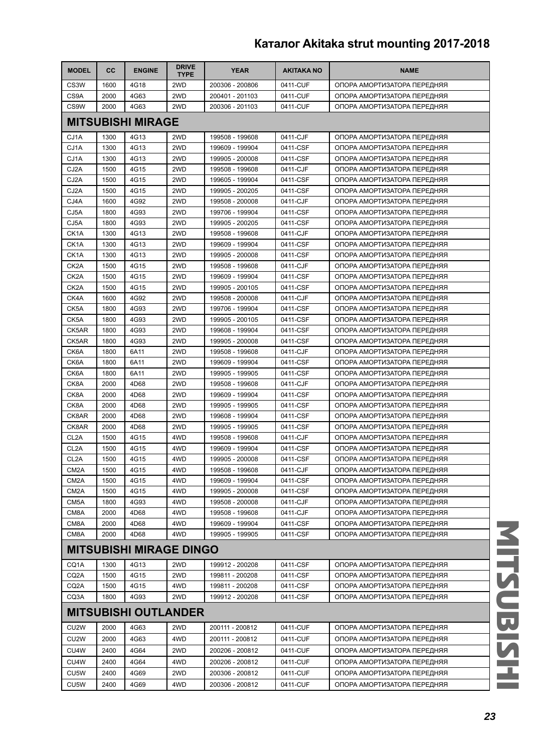| MODEL | CC | ENGINE | DRIVE TYPE | YEAR | AKITAKA NO | NAME |
|---|---|---|---|---|---|---|
| CS3W | 1600 | 4G18 | 2WD | 200306 - 200806 | 0411-CUF | ОПОРА АМОРТИЗАТОРА ПЕРЕДНЯЯ |
| CS9A | 2000 | 4G63 | 2WD | 200401 - 201103 | 0411-CUF | ОПОРА АМОРТИЗАТОРА ПЕРЕДНЯЯ |
| CS9W | 2000 | 4G63 | 2WD | 200306 - 201103 | 0411-CUF | ОПОРА АМОРТИЗАТОРА ПЕРЕДНЯЯ |
| **MITSUBISHI MIRAGE** | | | | | | |
| CJ1A | 1300 | 4G13 | 2WD | 199508 - 199608 | 0411-CJF | ОПОРА АМОРТИЗАТОРА ПЕРЕДНЯЯ |
| CJ1A | 1300 | 4G13 | 2WD | 199609 - 199904 | 0411-CSF | ОПОРА АМОРТИЗАТОРА ПЕРЕДНЯЯ |
| CJ1A | 1300 | 4G13 | 2WD | 199905 - 200008 | 0411-CSF | ОПОРА АМОРТИЗАТОРА ПЕРЕДНЯЯ |
| CJ2A | 1500 | 4G15 | 2WD | 199508 - 199608 | 0411-CJF | ОПОРА АМОРТИЗАТОРА ПЕРЕДНЯЯ |
| CJ2A | 1500 | 4G15 | 2WD | 199605 - 199904 | 0411-CSF | ОПОРА АМОРТИЗАТОРА ПЕРЕДНЯЯ |
| CJ2A | 1500 | 4G15 | 2WD | 199905 - 200205 | 0411-CSF | ОПОРА АМОРТИЗАТОРА ПЕРЕДНЯЯ |
| CJ4A | 1600 | 4G92 | 2WD | 199508 - 200008 | 0411-CJF | ОПОРА АМОРТИЗАТОРА ПЕРЕДНЯЯ |
| CJ5A | 1800 | 4G93 | 2WD | 199706 - 199904 | 0411-CSF | ОПОРА АМОРТИЗАТОРА ПЕРЕДНЯЯ |
| CJ5A | 1800 | 4G93 | 2WD | 199905 - 200205 | 0411-CSF | ОПОРА АМОРТИЗАТОРА ПЕРЕДНЯЯ |
| CK1A | 1300 | 4G13 | 2WD | 199508 - 199608 | 0411-CJF | ОПОРА АМОРТИЗАТОРА ПЕРЕДНЯЯ |
| CK1A | 1300 | 4G13 | 2WD | 199609 - 199904 | 0411-CSF | ОПОРА АМОРТИЗАТОРА ПЕРЕДНЯЯ |
| CK1A | 1300 | 4G13 | 2WD | 199905 - 200008 | 0411-CSF | ОПОРА АМОРТИЗАТОРА ПЕРЕДНЯЯ |
| CK2A | 1500 | 4G15 | 2WD | 199508 - 199608 | 0411-CJF | ОПОРА АМОРТИЗАТОРА ПЕРЕДНЯЯ |
| CK2A | 1500 | 4G15 | 2WD | 199609 - 199904 | 0411-CSF | ОПОРА АМОРТИЗАТОРА ПЕРЕДНЯЯ |
| CK2A | 1500 | 4G15 | 2WD | 199905 - 200105 | 0411-CSF | ОПОРА АМОРТИЗАТОРА ПЕРЕДНЯЯ |
| CK4A | 1600 | 4G92 | 2WD | 199508 - 200008 | 0411-CJF | ОПОРА АМОРТИЗАТОРА ПЕРЕДНЯЯ |
| CK5A | 1800 | 4G93 | 2WD | 199706 - 199904 | 0411-CSF | ОПОРА АМОРТИЗАТОРА ПЕРЕДНЯЯ |
| CK5A | 1800 | 4G93 | 2WD | 199905 - 200105 | 0411-CSF | ОПОРА АМОРТИЗАТОРА ПЕРЕДНЯЯ |
| CK5AR | 1800 | 4G93 | 2WD | 199608 - 199904 | 0411-CSF | ОПОРА АМОРТИЗАТОРА ПЕРЕДНЯЯ |
| CK5AR | 1800 | 4G93 | 2WD | 199905 - 200008 | 0411-CSF | ОПОРА АМОРТИЗАТОРА ПЕРЕДНЯЯ |
| CK6A | 1800 | 6A11 | 2WD | 199508 - 199608 | 0411-CJF | ОПОРА АМОРТИЗАТОРА ПЕРЕДНЯЯ |
| CK6A | 1800 | 6A11 | 2WD | 199609 - 199904 | 0411-CSF | ОПОРА АМОРТИЗАТОРА ПЕРЕДНЯЯ |
| CK6A | 1800 | 6A11 | 2WD | 199905 - 199905 | 0411-CSF | ОПОРА АМОРТИЗАТОРА ПЕРЕДНЯЯ |
| CK8A | 2000 | 4D68 | 2WD | 199508 - 199608 | 0411-CJF | ОПОРА АМОРТИЗАТОРА ПЕРЕДНЯЯ |
| CK8A | 2000 | 4D68 | 2WD | 199609 - 199904 | 0411-CSF | ОПОРА АМОРТИЗАТОРА ПЕРЕДНЯЯ |
| CK8A | 2000 | 4D68 | 2WD | 199905 - 199905 | 0411-CSF | ОПОРА АМОРТИЗАТОРА ПЕРЕДНЯЯ |
| CK8AR | 2000 | 4D68 | 2WD | 199608 - 199904 | 0411-CSF | ОПОРА АМОРТИЗАТОРА ПЕРЕДНЯЯ |
| CK8AR | 2000 | 4D68 | 2WD | 199905 - 199905 | 0411-CSF | ОПОРА АМОРТИЗАТОРА ПЕРЕДНЯЯ |
| CL2A | 1500 | 4G15 | 4WD | 199508 - 199608 | 0411-CJF | ОПОРА АМОРТИЗАТОРА ПЕРЕДНЯЯ |
| CL2A | 1500 | 4G15 | 4WD | 199609 - 199904 | 0411-CSF | ОПОРА АМОРТИЗАТОРА ПЕРЕДНЯЯ |
| CL2A | 1500 | 4G15 | 4WD | 199905 - 200008 | 0411-CSF | ОПОРА АМОРТИЗАТОРА ПЕРЕДНЯЯ |
| CM2A | 1500 | 4G15 | 4WD | 199508 - 199608 | 0411-CJF | ОПОРА АМОРТИЗАТОРА ПЕРЕДНЯЯ |
| CM2A | 1500 | 4G15 | 4WD | 199609 - 199904 | 0411-CSF | ОПОРА АМОРТИЗАТОРА ПЕРЕДНЯЯ |
| CM2A | 1500 | 4G15 | 4WD | 199905 - 200008 | 0411-CSF | ОПОРА АМОРТИЗАТОРА ПЕРЕДНЯЯ |
| CM5A | 1800 | 4G93 | 4WD | 199508 - 200008 | 0411-CJF | ОПОРА АМОРТИЗАТОРА ПЕРЕДНЯЯ |
| CM8A | 2000 | 4D68 | 4WD | 199508 - 199608 | 0411-CJF | ОПОРА АМОРТИЗАТОРА ПЕРЕДНЯЯ |
| CM8A | 2000 | 4D68 | 4WD | 199609 - 199904 | 0411-CSF | ОПОРА АМОРТИЗАТОРА ПЕРЕДНЯЯ |
| CM8A | 2000 | 4D68 | 4WD | 199905 - 199905 | 0411-CSF | ОПОРА АМОРТИЗАТОРА ПЕРЕДНЯЯ |
| **MITSUBISHI MIRAGE DINGO** | | | | | | |
| CQ1A | 1300 | 4G13 | 2WD | 199912 - 200208 | 0411-CSF | ОПОРА АМОРТИЗАТОРА ПЕРЕДНЯЯ |
| CQ2A | 1500 | 4G15 | 2WD | 199811 - 200208 | 0411-CSF | ОПОРА АМОРТИЗАТОРА ПЕРЕДНЯЯ |
| CQ2A | 1500 | 4G15 | 4WD | 199811 - 200208 | 0411-CSF | ОПОРА АМОРТИЗАТОРА ПЕРЕДНЯЯ |
| CQ3A | 1800 | 4G93 | 2WD | 199912 - 200208 | 0411-CSF | ОПОРА АМОРТИЗАТОРА ПЕРЕДНЯЯ |
| **MITSUBISHI OUTLANDER** | | | | | | |
| CU2W | 2000 | 4G63 | 2WD | 200111 - 200812 | 0411-CUF | ОПОРА АМОРТИЗАТОРА ПЕРЕДНЯЯ |
| CU2W | 2000 | 4G63 | 4WD | 200111 - 200812 | 0411-CUF | ОПОРА АМОРТИЗАТОРА ПЕРЕДНЯЯ |
| CU4W | 2400 | 4G64 | 2WD | 200206 - 200812 | 0411-CUF | ОПОРА АМОРТИЗАТОРА ПЕРЕДНЯЯ |
| CU4W | 2400 | 4G64 | 4WD | 200206 - 200812 | 0411-CUF | ОПОРА АМОРТИЗАТОРА ПЕРЕДНЯЯ |
| CU5W | 2400 | 4G69 | 2WD | 200306 - 200812 | 0411-CUF | ОПОРА АМОРТИЗАТОРА ПЕРЕДНЯЯ |
| CU5W | 2400 | 4G69 | 4WD | 200306 - 200812 | 0411-CUF | ОПОРА АМОРТИЗАТОРА ПЕРЕДНЯЯ |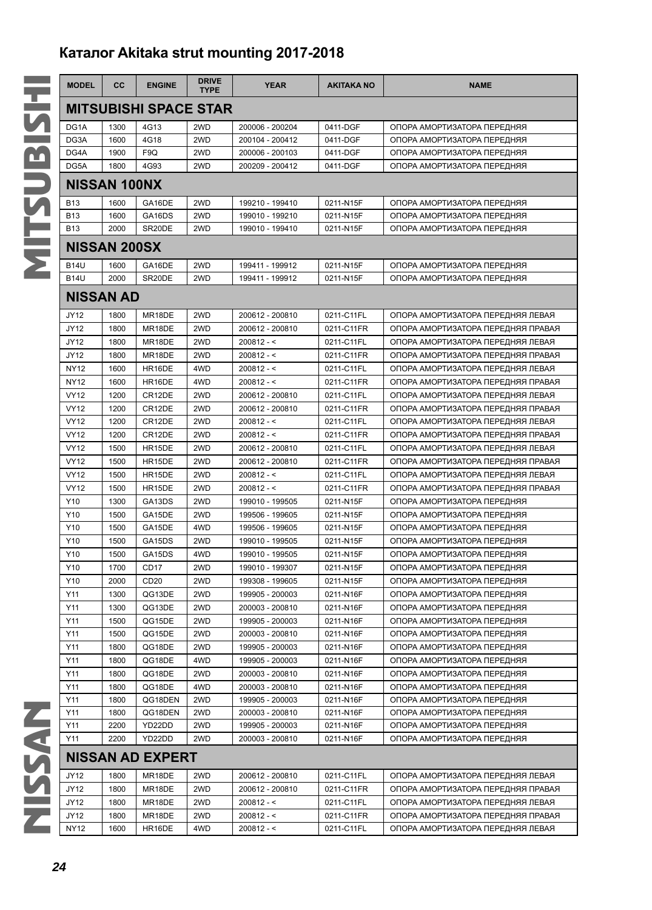# Каталог Akitaka strut mounting 2017-2018

| MODEL | CC | ENGINE | DRIVE TYPE | YEAR | AKITAKA NO | NAME |
|---|---|---|---|---|---|---|
| **MITSUBISHI SPACE STAR** | | | | | | |
| DG1A | 1300 | 4G13 | 2WD | 200006 - 200204 | 0411-DGF | ОПОРА АМОРТИЗАТОРА ПЕРЕДНЯЯ |
| DG3A | 1600 | 4G18 | 2WD | 200104 - 200412 | 0411-DGF | ОПОРА АМОРТИЗАТОРА ПЕРЕДНЯЯ |
| DG4A | 1900 | F9Q | 2WD | 200006 - 200103 | 0411-DGF | ОПОРА АМОРТИЗАТОРА ПЕРЕДНЯЯ |
| DG5A | 1800 | 4G93 | 2WD | 200209 - 200412 | 0411-DGF | ОПОРА АМОРТИЗАТОРА ПЕРЕДНЯЯ |
| **NISSAN 100NX** | | | | | | |
| B13 | 1600 | GA16DE | 2WD | 199210 - 199410 | 0211-N15F | ОПОРА АМОРТИЗАТОРА ПЕРЕДНЯЯ |
| B13 | 1600 | GA16DS | 2WD | 199010 - 199210 | 0211-N15F | ОПОРА АМОРТИЗАТОРА ПЕРЕДНЯЯ |
| B13 | 2000 | SR20DE | 2WD | 199010 - 199410 | 0211-N15F | ОПОРА АМОРТИЗАТОРА ПЕРЕДНЯЯ |
| **NISSAN 200SX** | | | | | | |
| B14U | 1600 | GA16DE | 2WD | 199411 - 199912 | 0211-N15F | ОПОРА АМОРТИЗАТОРА ПЕРЕДНЯЯ |
| B14U | 2000 | SR20DE | 2WD | 199411 - 199912 | 0211-N15F | ОПОРА АМОРТИЗАТОРА ПЕРЕДНЯЯ |
| **NISSAN AD** | | | | | | |
| JY12 | 1800 | MR18DE | 2WD | 200612 - 200810 | 0211-C11FL | ОПОРА АМОРТИЗАТОРА ПЕРЕДНЯЯ ЛЕВАЯ |
| JY12 | 1800 | MR18DE | 2WD | 200612 - 200810 | 0211-C11FR | ОПОРА АМОРТИЗАТОРА ПЕРЕДНЯЯ ПРАВАЯ |
| JY12 | 1800 | MR18DE | 2WD | 200812 - < | 0211-C11FL | ОПОРА АМОРТИЗАТОРА ПЕРЕДНЯЯ ЛЕВАЯ |
| JY12 | 1800 | MR18DE | 2WD | 200812 - < | 0211-C11FR | ОПОРА АМОРТИЗАТОРА ПЕРЕДНЯЯ ПРАВАЯ |
| NY12 | 1600 | HR16DE | 4WD | 200812 - < | 0211-C11FL | ОПОРА АМОРТИЗАТОРА ПЕРЕДНЯЯ ЛЕВАЯ |
| NY12 | 1600 | HR16DE | 4WD | 200812 - < | 0211-C11FR | ОПОРА АМОРТИЗАТОРА ПЕРЕДНЯЯ ПРАВАЯ |
| VY12 | 1200 | CR12DE | 2WD | 200612 - 200810 | 0211-C11FL | ОПОРА АМОРТИЗАТОРА ПЕРЕДНЯЯ ЛЕВАЯ |
| VY12 | 1200 | CR12DE | 2WD | 200612 - 200810 | 0211-C11FR | ОПОРА АМОРТИЗАТОРА ПЕРЕДНЯЯ ПРАВАЯ |
| VY12 | 1200 | CR12DE | 2WD | 200812 - < | 0211-C11FL | ОПОРА АМОРТИЗАТОРА ПЕРЕДНЯЯ ЛЕВАЯ |
| VY12 | 1200 | CR12DE | 2WD | 200812 - < | 0211-C11FR | ОПОРА АМОРТИЗАТОРА ПЕРЕДНЯЯ ПРАВАЯ |
| VY12 | 1500 | HR15DE | 2WD | 200612 - 200810 | 0211-C11FL | ОПОРА АМОРТИЗАТОРА ПЕРЕДНЯЯ ЛЕВАЯ |
| VY12 | 1500 | HR15DE | 2WD | 200612 - 200810 | 0211-C11FR | ОПОРА АМОРТИЗАТОРА ПЕРЕДНЯЯ ПРАВАЯ |
| VY12 | 1500 | HR15DE | 2WD | 200812 - < | 0211-C11FL | ОПОРА АМОРТИЗАТОРА ПЕРЕДНЯЯ ЛЕВАЯ |
| VY12 | 1500 | HR15DE | 2WD | 200812 - < | 0211-C11FR | ОПОРА АМОРТИЗАТОРА ПЕРЕДНЯЯ ПРАВАЯ |
| Y10 | 1300 | GA13DS | 2WD | 199010 - 199505 | 0211-N15F | ОПОРА АМОРТИЗАТОРА ПЕРЕДНЯЯ |
| Y10 | 1500 | GA15DE | 2WD | 199506 - 199605 | 0211-N15F | ОПОРА АМОРТИЗАТОРА ПЕРЕДНЯЯ |
| Y10 | 1500 | GA15DE | 4WD | 199506 - 199605 | 0211-N15F | ОПОРА АМОРТИЗАТОРА ПЕРЕДНЯЯ |
| Y10 | 1500 | GA15DS | 2WD | 199010 - 199505 | 0211-N15F | ОПОРА АМОРТИЗАТОРА ПЕРЕДНЯЯ |
| Y10 | 1500 | GA15DS | 4WD | 199010 - 199505 | 0211-N15F | ОПОРА АМОРТИЗАТОРА ПЕРЕДНЯЯ |
| Y10 | 1700 | CD17 | 2WD | 199010 - 199307 | 0211-N15F | ОПОРА АМОРТИЗАТОРА ПЕРЕДНЯЯ |
| Y10 | 2000 | CD20 | 2WD | 199308 - 199605 | 0211-N15F | ОПОРА АМОРТИЗАТОРА ПЕРЕДНЯЯ |
| Y11 | 1300 | QG13DE | 2WD | 199905 - 200003 | 0211-N16F | ОПОРА АМОРТИЗАТОРА ПЕРЕДНЯЯ |
| Y11 | 1300 | QG13DE | 2WD | 200003 - 200810 | 0211-N16F | ОПОРА АМОРТИЗАТОРА ПЕРЕДНЯЯ |
| Y11 | 1500 | QG15DE | 2WD | 199905 - 200003 | 0211-N16F | ОПОРА АМОРТИЗАТОРА ПЕРЕДНЯЯ |
| Y11 | 1500 | QG15DE | 2WD | 200003 - 200810 | 0211-N16F | ОПОРА АМОРТИЗАТОРА ПЕРЕДНЯЯ |
| Y11 | 1800 | QG18DE | 2WD | 199905 - 200003 | 0211-N16F | ОПОРА АМОРТИЗАТОРА ПЕРЕДНЯЯ |
| Y11 | 1800 | QG18DE | 4WD | 199905 - 200003 | 0211-N16F | ОПОРА АМОРТИЗАТОРА ПЕРЕДНЯЯ |
| Y11 | 1800 | QG18DE | 2WD | 200003 - 200810 | 0211-N16F | ОПОРА АМОРТИЗАТОРА ПЕРЕДНЯЯ |
| Y11 | 1800 | QG18DE | 4WD | 200003 - 200810 | 0211-N16F | ОПОРА АМОРТИЗАТОРА ПЕРЕДНЯЯ |
| Y11 | 1800 | QG18DEN | 2WD | 199905 - 200003 | 0211-N16F | ОПОРА АМОРТИЗАТОРА ПЕРЕДНЯЯ |
| Y11 | 1800 | QG18DEN | 2WD | 200003 - 200810 | 0211-N16F | ОПОРА АМОРТИЗАТОРА ПЕРЕДНЯЯ |
| Y11 | 2200 | YD22DD | 2WD | 199905 - 200003 | 0211-N16F | ОПОРА АМОРТИЗАТОРА ПЕРЕДНЯЯ |
| Y11 | 2200 | YD22DD | 2WD | 200003 - 200810 | 0211-N16F | ОПОРА АМОРТИЗАТОРА ПЕРЕДНЯЯ |
| **NISSAN AD EXPERT** | | | | | | |
| JY12 | 1800 | MR18DE | 2WD | 200612 - 200810 | 0211-C11FL | ОПОРА АМОРТИЗАТОРА ПЕРЕДНЯЯ ЛЕВАЯ |
| JY12 | 1800 | MR18DE | 2WD | 200612 - 200810 | 0211-C11FR | ОПОРА АМОРТИЗАТОРА ПЕРЕДНЯЯ ПРАВАЯ |
| JY12 | 1800 | MR18DE | 2WD | 200812 - < | 0211-C11FL | ОПОРА АМОРТИЗАТОРА ПЕРЕДНЯЯ ЛЕВАЯ |
| JY12 | 1800 | MR18DE | 2WD | 200812 - < | 0211-C11FR | ОПОРА АМОРТИЗАТОРА ПЕРЕДНЯЯ ПРАВАЯ |
| NY12 | 1600 | HR16DE | 4WD | 200812 - < | 0211-C11FL | ОПОРА АМОРТИЗАТОРА ПЕРЕДНЯЯ ЛЕВАЯ |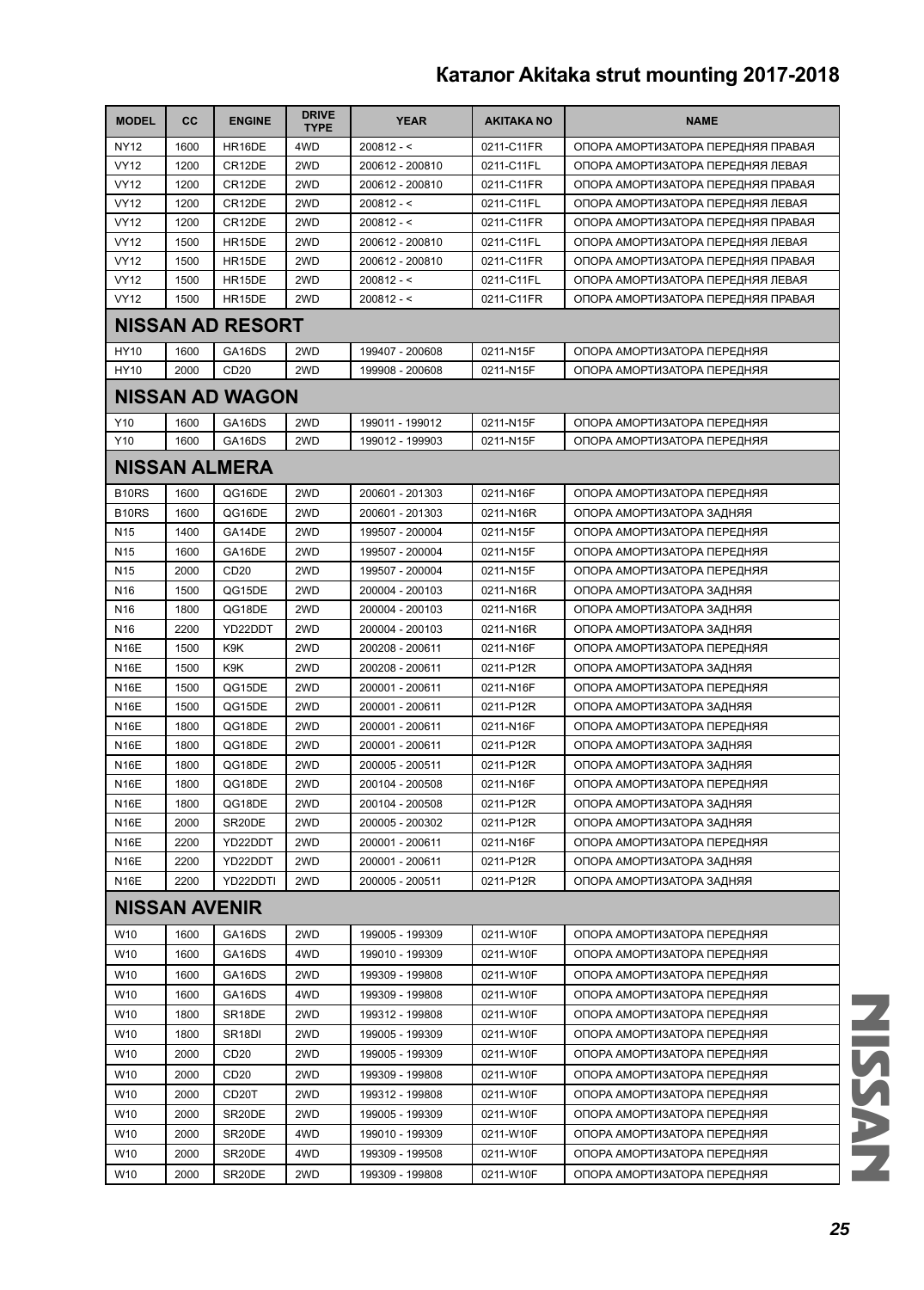# Каталог Akitaka strut mounting 2017-2018

| MODEL | CC | ENGINE | DRIVE TYPE | YEAR | AKITAKA NO | NAME |
|---|---|---|---|---|---|---|
| NY12 | 1600 | HR16DE | 4WD | 200812 - < | 0211-C11FR | ОПОРА АМОРТИЗАТОРА ПЕРЕДНЯЯ ПРАВАЯ |
| VY12 | 1200 | CR12DE | 2WD | 200612 - 200810 | 0211-C11FL | ОПОРА АМОРТИЗАТОРА ПЕРЕДНЯЯ ЛЕВАЯ |
| VY12 | 1200 | CR12DE | 2WD | 200612 - 200810 | 0211-C11FR | ОПОРА АМОРТИЗАТОРА ПЕРЕДНЯЯ ПРАВАЯ |
| VY12 | 1200 | CR12DE | 2WD | 200812 - < | 0211-C11FL | ОПОРА АМОРТИЗАТОРА ПЕРЕДНЯЯ ЛЕВАЯ |
| VY12 | 1200 | CR12DE | 2WD | 200812 - < | 0211-C11FR | ОПОРА АМОРТИЗАТОРА ПЕРЕДНЯЯ ПРАВАЯ |
| VY12 | 1500 | HR15DE | 2WD | 200612 - 200810 | 0211-C11FL | ОПОРА АМОРТИЗАТОРА ПЕРЕДНЯЯ ЛЕВАЯ |
| VY12 | 1500 | HR15DE | 2WD | 200612 - 200810 | 0211-C11FR | ОПОРА АМОРТИЗАТОРА ПЕРЕДНЯЯ ПРАВАЯ |
| VY12 | 1500 | HR15DE | 2WD | 200812 - < | 0211-C11FL | ОПОРА АМОРТИЗАТОРА ПЕРЕДНЯЯ ЛЕВАЯ |
| VY12 | 1500 | HR15DE | 2WD | 200812 - < | 0211-C11FR | ОПОРА АМОРТИЗАТОРА ПЕРЕДНЯЯ ПРАВАЯ |
| **NISSAN AD RESORT** | | | | | | |
| HY10 | 1600 | GA16DS | 2WD | 199407 - 200608 | 0211-N15F | ОПОРА АМОРТИЗАТОРА ПЕРЕДНЯЯ |
| HY10 | 2000 | CD20 | 2WD | 199908 - 200608 | 0211-N15F | ОПОРА АМОРТИЗАТОРА ПЕРЕДНЯЯ |
| **NISSAN AD WAGON** | | | | | | |
| Y10 | 1600 | GA16DS | 2WD | 199011 - 199012 | 0211-N15F | ОПОРА АМОРТИЗАТОРА ПЕРЕДНЯЯ |
| Y10 | 1600 | GA16DS | 2WD | 199012 - 199903 | 0211-N15F | ОПОРА АМОРТИЗАТОРА ПЕРЕДНЯЯ |
| **NISSAN ALMERA** | | | | | | |
| B10RS | 1600 | QG16DE | 2WD | 200601 - 201303 | 0211-N16F | ОПОРА АМОРТИЗАТОРА ПЕРЕДНЯЯ |
| B10RS | 1600 | QG16DE | 2WD | 200601 - 201303 | 0211-N16R | ОПОРА АМОРТИЗАТОРА ЗАДНЯЯ |
| N15 | 1400 | GA14DE | 2WD | 199507 - 200004 | 0211-N15F | ОПОРА АМОРТИЗАТОРА ПЕРЕДНЯЯ |
| N15 | 1600 | GA16DE | 2WD | 199507 - 200004 | 0211-N15F | ОПОРА АМОРТИЗАТОРА ПЕРЕДНЯЯ |
| N15 | 2000 | CD20 | 2WD | 199507 - 200004 | 0211-N15F | ОПОРА АМОРТИЗАТОРА ПЕРЕДНЯЯ |
| N16 | 1500 | QG15DE | 2WD | 200004 - 200103 | 0211-N16R | ОПОРА АМОРТИЗАТОРА ЗАДНЯЯ |
| N16 | 1800 | QG18DE | 2WD | 200004 - 200103 | 0211-N16R | ОПОРА АМОРТИЗАТОРА ЗАДНЯЯ |
| N16 | 2200 | YD22DDT | 2WD | 200004 - 200103 | 0211-N16R | ОПОРА АМОРТИЗАТОРА ЗАДНЯЯ |
| N16E | 1500 | K9K | 2WD | 200208 - 200611 | 0211-N16F | ОПОРА АМОРТИЗАТОРА ПЕРЕДНЯЯ |
| N16E | 1500 | K9K | 2WD | 200208 - 200611 | 0211-P12R | ОПОРА АМОРТИЗАТОРА ЗАДНЯЯ |
| N16E | 1500 | QG15DE | 2WD | 200001 - 200611 | 0211-N16F | ОПОРА АМОРТИЗАТОРА ПЕРЕДНЯЯ |
| N16E | 1500 | QG15DE | 2WD | 200001 - 200611 | 0211-P12R | ОПОРА АМОРТИЗАТОРА ЗАДНЯЯ |
| N16E | 1800 | QG18DE | 2WD | 200001 - 200611 | 0211-N16F | ОПОРА АМОРТИЗАТОРА ПЕРЕДНЯЯ |
| N16E | 1800 | QG18DE | 2WD | 200001 - 200611 | 0211-P12R | ОПОРА АМОРТИЗАТОРА ЗАДНЯЯ |
| N16E | 1800 | QG18DE | 2WD | 200005 - 200511 | 0211-P12R | ОПОРА АМОРТИЗАТОРА ЗАДНЯЯ |
| N16E | 1800 | QG18DE | 2WD | 200104 - 200508 | 0211-N16F | ОПОРА АМОРТИЗАТОРА ПЕРЕДНЯЯ |
| N16E | 1800 | QG18DE | 2WD | 200104 - 200508 | 0211-P12R | ОПОРА АМОРТИЗАТОРА ЗАДНЯЯ |
| N16E | 2000 | SR20DE | 2WD | 200005 - 200302 | 0211-P12R | ОПОРА АМОРТИЗАТОРА ЗАДНЯЯ |
| N16E | 2200 | YD22DDT | 2WD | 200001 - 200611 | 0211-N16F | ОПОРА АМОРТИЗАТОРА ПЕРЕДНЯЯ |
| N16E | 2200 | YD22DDT | 2WD | 200001 - 200611 | 0211-P12R | ОПОРА АМОРТИЗАТОРА ЗАДНЯЯ |
| N16E | 2200 | YD22DDTI | 2WD | 200005 - 200511 | 0211-P12R | ОПОРА АМОРТИЗАТОРА ЗАДНЯЯ |
| **NISSAN AVENIR** | | | | | | |
| W10 | 1600 | GA16DS | 2WD | 199005 - 199309 | 0211-W10F | ОПОРА АМОРТИЗАТОРА ПЕРЕДНЯЯ |
| W10 | 1600 | GA16DS | 4WD | 199010 - 199309 | 0211-W10F | ОПОРА АМОРТИЗАТОРА ПЕРЕДНЯЯ |
| W10 | 1600 | GA16DS | 2WD | 199309 - 199808 | 0211-W10F | ОПОРА АМОРТИЗАТОРА ПЕРЕДНЯЯ |
| W10 | 1600 | GA16DS | 4WD | 199309 - 199808 | 0211-W10F | ОПОРА АМОРТИЗАТОРА ПЕРЕДНЯЯ |
| W10 | 1800 | SR18DE | 2WD | 199312 - 199808 | 0211-W10F | ОПОРА АМОРТИЗАТОРА ПЕРЕДНЯЯ |
| W10 | 1800 | SR18DI | 2WD | 199005 - 199309 | 0211-W10F | ОПОРА АМОРТИЗАТОРА ПЕРЕДНЯЯ |
| W10 | 2000 | CD20 | 2WD | 199005 - 199309 | 0211-W10F | ОПОРА АМОРТИЗАТОРА ПЕРЕДНЯЯ |
| W10 | 2000 | CD20 | 2WD | 199309 - 199808 | 0211-W10F | ОПОРА АМОРТИЗАТОРА ПЕРЕДНЯЯ |
| W10 | 2000 | CD20T | 2WD | 199312 - 199808 | 0211-W10F | ОПОРА АМОРТИЗАТОРА ПЕРЕДНЯЯ |
| W10 | 2000 | SR20DE | 2WD | 199005 - 199309 | 0211-W10F | ОПОРА АМОРТИЗАТОРА ПЕРЕДНЯЯ |
| W10 | 2000 | SR20DE | 4WD | 199010 - 199309 | 0211-W10F | ОПОРА АМОРТИЗАТОРА ПЕРЕДНЯЯ |
| W10 | 2000 | SR20DE | 4WD | 199309 - 199508 | 0211-W10F | ОПОРА АМОРТИЗАТОРА ПЕРЕДНЯЯ |
| W10 | 2000 | SR20DE | 2WD | 199309 - 199808 | 0211-W10F | ОПОРА АМОРТИЗАТОРА ПЕРЕДНЯЯ |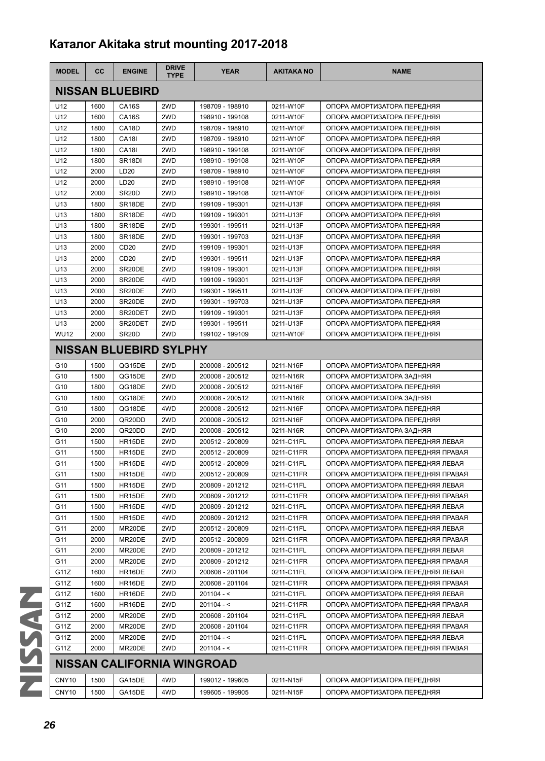# Каталог Akitaka strut mounting 2017-2018

| MODEL | CC | ENGINE | DRIVE TYPE | YEAR | AKITAKA NO | NAME |
|---|---|---|---|---|---|---|
| **NISSAN BLUEBIRD** | | | | | | |
| U12 | 1600 | CA16S | 2WD | 198709 - 198910 | 0211-W10F | ОПОРА АМОРТИЗАТОРА ПЕРЕДНЯЯ |
| U12 | 1600 | CA16S | 2WD | 198910 - 199108 | 0211-W10F | ОПОРА АМОРТИЗАТОРА ПЕРЕДНЯЯ |
| U12 | 1800 | CA18D | 2WD | 198709 - 198910 | 0211-W10F | ОПОРА АМОРТИЗАТОРА ПЕРЕДНЯЯ |
| U12 | 1800 | CA18I | 2WD | 198709 - 198910 | 0211-W10F | ОПОРА АМОРТИЗАТОРА ПЕРЕДНЯЯ |
| U12 | 1800 | CA18I | 2WD | 198910 - 199108 | 0211-W10F | ОПОРА АМОРТИЗАТОРА ПЕРЕДНЯЯ |
| U12 | 1800 | SR18DI | 2WD | 198910 - 199108 | 0211-W10F | ОПОРА АМОРТИЗАТОРА ПЕРЕДНЯЯ |
| U12 | 2000 | LD20 | 2WD | 198709 - 198910 | 0211-W10F | ОПОРА АМОРТИЗАТОРА ПЕРЕДНЯЯ |
| U12 | 2000 | LD20 | 2WD | 198910 - 199108 | 0211-W10F | ОПОРА АМОРТИЗАТОРА ПЕРЕДНЯЯ |
| U12 | 2000 | SR20D | 2WD | 198910 - 199108 | 0211-W10F | ОПОРА АМОРТИЗАТОРА ПЕРЕДНЯЯ |
| U13 | 1800 | SR18DE | 2WD | 199109 - 199301 | 0211-U13F | ОПОРА АМОРТИЗАТОРА ПЕРЕДНЯЯ |
| U13 | 1800 | SR18DE | 4WD | 199109 - 199301 | 0211-U13F | ОПОРА АМОРТИЗАТОРА ПЕРЕДНЯЯ |
| U13 | 1800 | SR18DE | 2WD | 199301 - 199511 | 0211-U13F | ОПОРА АМОРТИЗАТОРА ПЕРЕДНЯЯ |
| U13 | 1800 | SR18DE | 2WD | 199301 - 199703 | 0211-U13F | ОПОРА АМОРТИЗАТОРА ПЕРЕДНЯЯ |
| U13 | 2000 | CD20 | 2WD | 199109 - 199301 | 0211-U13F | ОПОРА АМОРТИЗАТОРА ПЕРЕДНЯЯ |
| U13 | 2000 | CD20 | 2WD | 199301 - 199511 | 0211-U13F | ОПОРА АМОРТИЗАТОРА ПЕРЕДНЯЯ |
| U13 | 2000 | SR20DE | 2WD | 199109 - 199301 | 0211-U13F | ОПОРА АМОРТИЗАТОРА ПЕРЕДНЯЯ |
| U13 | 2000 | SR20DE | 4WD | 199109 - 199301 | 0211-U13F | ОПОРА АМОРТИЗАТОРА ПЕРЕДНЯЯ |
| U13 | 2000 | SR20DE | 2WD | 199301 - 199511 | 0211-U13F | ОПОРА АМОРТИЗАТОРА ПЕРЕДНЯЯ |
| U13 | 2000 | SR20DE | 2WD | 199301 - 199703 | 0211-U13F | ОПОРА АМОРТИЗАТОРА ПЕРЕДНЯЯ |
| U13 | 2000 | SR20DET | 2WD | 199109 - 199301 | 0211-U13F | ОПОРА АМОРТИЗАТОРА ПЕРЕДНЯЯ |
| U13 | 2000 | SR20DET | 2WD | 199301 - 199511 | 0211-U13F | ОПОРА АМОРТИЗАТОРА ПЕРЕДНЯЯ |
| WU12 | 2000 | SR20D | 2WD | 199102 - 199109 | 0211-W10F | ОПОРА АМОРТИЗАТОРА ПЕРЕДНЯЯ |
| **NISSAN BLUEBIRD SYLPHY** | | | | | | |
| G10 | 1500 | QG15DE | 2WD | 200008 - 200512 | 0211-N16F | ОПОРА АМОРТИЗАТОРА ПЕРЕДНЯЯ |
| G10 | 1500 | QG15DE | 2WD | 200008 - 200512 | 0211-N16R | ОПОРА АМОРТИЗАТОРА ЗАДНЯЯ |
| G10 | 1800 | QG18DE | 2WD | 200008 - 200512 | 0211-N16F | ОПОРА АМОРТИЗАТОРА ПЕРЕДНЯЯ |
| G10 | 1800 | QG18DE | 2WD | 200008 - 200512 | 0211-N16R | ОПОРА АМОРТИЗАТОРА ЗАДНЯЯ |
| G10 | 1800 | QG18DE | 4WD | 200008 - 200512 | 0211-N16F | ОПОРА АМОРТИЗАТОРА ПЕРЕДНЯЯ |
| G10 | 2000 | QR20DD | 2WD | 200008 - 200512 | 0211-N16F | ОПОРА АМОРТИЗАТОРА ПЕРЕДНЯЯ |
| G10 | 2000 | QR20DD | 2WD | 200008 - 200512 | 0211-N16R | ОПОРА АМОРТИЗАТОРА ЗАДНЯЯ |
| G11 | 1500 | HR15DE | 2WD | 200512 - 200809 | 0211-C11FL | ОПОРА АМОРТИЗАТОРА ПЕРЕДНЯЯ ЛЕВАЯ |
| G11 | 1500 | HR15DE | 2WD | 200512 - 200809 | 0211-C11FR | ОПОРА АМОРТИЗАТОРА ПЕРЕДНЯЯ ПРАВАЯ |
| G11 | 1500 | HR15DE | 4WD | 200512 - 200809 | 0211-C11FL | ОПОРА АМОРТИЗАТОРА ПЕРЕДНЯЯ ЛЕВАЯ |
| G11 | 1500 | HR15DE | 4WD | 200512 - 200809 | 0211-C11FR | ОПОРА АМОРТИЗАТОРА ПЕРЕДНЯЯ ПРАВАЯ |
| G11 | 1500 | HR15DE | 2WD | 200809 - 201212 | 0211-C11FL | ОПОРА АМОРТИЗАТОРА ПЕРЕДНЯЯ ЛЕВАЯ |
| G11 | 1500 | HR15DE | 2WD | 200809 - 201212 | 0211-C11FR | ОПОРА АМОРТИЗАТОРА ПЕРЕДНЯЯ ПРАВАЯ |
| G11 | 1500 | HR15DE | 4WD | 200809 - 201212 | 0211-C11FL | ОПОРА АМОРТИЗАТОРА ПЕРЕДНЯЯ ЛЕВАЯ |
| G11 | 1500 | HR15DE | 4WD | 200809 - 201212 | 0211-C11FR | ОПОРА АМОРТИЗАТОРА ПЕРЕДНЯЯ ПРАВАЯ |
| G11 | 2000 | MR20DE | 2WD | 200512 - 200809 | 0211-C11FL | ОПОРА АМОРТИЗАТОРА ПЕРЕДНЯЯ ЛЕВАЯ |
| G11 | 2000 | MR20DE | 2WD | 200512 - 200809 | 0211-C11FR | ОПОРА АМОРТИЗАТОРА ПЕРЕДНЯЯ ПРАВАЯ |
| G11 | 2000 | MR20DE | 2WD | 200809 - 201212 | 0211-C11FL | ОПОРА АМОРТИЗАТОРА ПЕРЕДНЯЯ ЛЕВАЯ |
| G11 | 2000 | MR20DE | 2WD | 200809 - 201212 | 0211-C11FR | ОПОРА АМОРТИЗАТОРА ПЕРЕДНЯЯ ПРАВАЯ |
| G11Z | 1600 | HR16DE | 2WD | 200608 - 201104 | 0211-C11FL | ОПОРА АМОРТИЗАТОРА ПЕРЕДНЯЯ ЛЕВАЯ |
| G11Z | 1600 | HR16DE | 2WD | 200608 - 201104 | 0211-C11FR | ОПОРА АМОРТИЗАТОРА ПЕРЕДНЯЯ ПРАВАЯ |
| G11Z | 1600 | HR16DE | 2WD | 201104 - < | 0211-C11FL | ОПОРА АМОРТИЗАТОРА ПЕРЕДНЯЯ ЛЕВАЯ |
| G11Z | 1600 | HR16DE | 2WD | 201104 - < | 0211-C11FR | ОПОРА АМОРТИЗАТОРА ПЕРЕДНЯЯ ПРАВАЯ |
| G11Z | 2000 | MR20DE | 2WD | 200608 - 201104 | 0211-C11FL | ОПОРА АМОРТИЗАТОРА ПЕРЕДНЯЯ ЛЕВАЯ |
| G11Z | 2000 | MR20DE | 2WD | 200608 - 201104 | 0211-C11FR | ОПОРА АМОРТИЗАТОРА ПЕРЕДНЯЯ ПРАВАЯ |
| G11Z | 2000 | MR20DE | 2WD | 201104 - < | 0211-C11FL | ОПОРА АМОРТИЗАТОРА ПЕРЕДНЯЯ ЛЕВАЯ |
| G11Z | 2000 | MR20DE | 2WD | 201104 - < | 0211-C11FR | ОПОРА АМОРТИЗАТОРА ПЕРЕДНЯЯ ПРАВАЯ |
| **NISSAN CALIFORNIA WINGROAD** | | | | | | |
| CNY10 | 1500 | GA15DE | 4WD | 199012 - 199605 | 0211-N15F | ОПОРА АМОРТИЗАТОРА ПЕРЕДНЯЯ |
| CNY10 | 1500 | GA15DE | 4WD | 199605 - 199905 | 0211-N15F | ОПОРА АМОРТИЗАТОРА ПЕРЕДНЯЯ |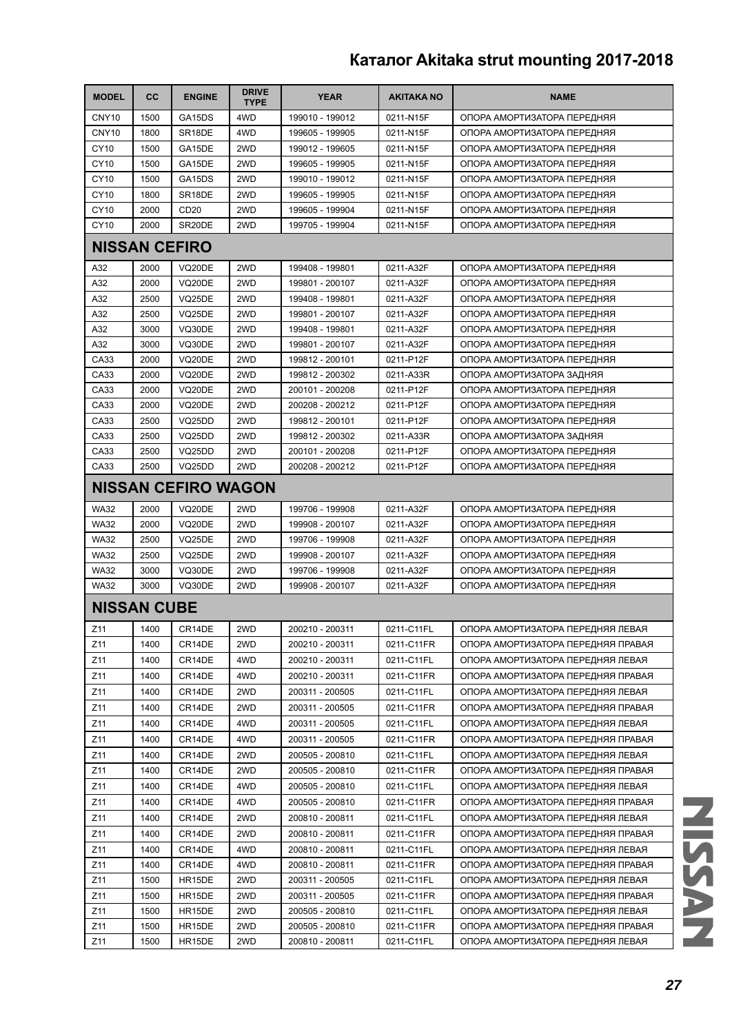# Каталог Akitaka strut mounting 2017-2018

| MODEL | CC | ENGINE | DRIVE TYPE | YEAR | AKITAKA NO | NAME |
|---|---|---|---|---|---|---|
| CNY10 | 1500 | GA15DS | 4WD | 199010 - 199012 | 0211-N15F | ОПОРА АМОРТИЗАТОРА ПЕРЕДНЯЯ |
| CNY10 | 1800 | SR18DE | 4WD | 199605 - 199905 | 0211-N15F | ОПОРА АМОРТИЗАТОРА ПЕРЕДНЯЯ |
| CY10 | 1500 | GA15DE | 2WD | 199012 - 199605 | 0211-N15F | ОПОРА АМОРТИЗАТОРА ПЕРЕДНЯЯ |
| CY10 | 1500 | GA15DE | 2WD | 199605 - 199905 | 0211-N15F | ОПОРА АМОРТИЗАТОРА ПЕРЕДНЯЯ |
| CY10 | 1500 | GA15DS | 2WD | 199010 - 199012 | 0211-N15F | ОПОРА АМОРТИЗАТОРА ПЕРЕДНЯЯ |
| CY10 | 1800 | SR18DE | 2WD | 199605 - 199905 | 0211-N15F | ОПОРА АМОРТИЗАТОРА ПЕРЕДНЯЯ |
| CY10 | 2000 | CD20 | 2WD | 199605 - 199904 | 0211-N15F | ОПОРА АМОРТИЗАТОРА ПЕРЕДНЯЯ |
| CY10 | 2000 | SR20DE | 2WD | 199705 - 199904 | 0211-N15F | ОПОРА АМОРТИЗАТОРА ПЕРЕДНЯЯ |
| **NISSAN CEFIRO** | | | | | | |
| A32 | 2000 | VQ20DE | 2WD | 199408 - 199801 | 0211-A32F | ОПОРА АМОРТИЗАТОРА ПЕРЕДНЯЯ |
| A32 | 2000 | VQ20DE | 2WD | 199801 - 200107 | 0211-A32F | ОПОРА АМОРТИЗАТОРА ПЕРЕДНЯЯ |
| A32 | 2500 | VQ25DE | 2WD | 199408 - 199801 | 0211-A32F | ОПОРА АМОРТИЗАТОРА ПЕРЕДНЯЯ |
| A32 | 2500 | VQ25DE | 2WD | 199801 - 200107 | 0211-A32F | ОПОРА АМОРТИЗАТОРА ПЕРЕДНЯЯ |
| A32 | 3000 | VQ30DE | 2WD | 199408 - 199801 | 0211-A32F | ОПОРА АМОРТИЗАТОРА ПЕРЕДНЯЯ |
| A32 | 3000 | VQ30DE | 2WD | 199801 - 200107 | 0211-A32F | ОПОРА АМОРТИЗАТОРА ПЕРЕДНЯЯ |
| CA33 | 2000 | VQ20DE | 2WD | 199812 - 200101 | 0211-P12F | ОПОРА АМОРТИЗАТОРА ПЕРЕДНЯЯ |
| CA33 | 2000 | VQ20DE | 2WD | 199812 - 200302 | 0211-A33R | ОПОРА АМОРТИЗАТОРА ЗАДНЯЯ |
| CA33 | 2000 | VQ20DE | 2WD | 200101 - 200208 | 0211-P12F | ОПОРА АМОРТИЗАТОРА ПЕРЕДНЯЯ |
| CA33 | 2000 | VQ20DE | 2WD | 200208 - 200212 | 0211-P12F | ОПОРА АМОРТИЗАТОРА ПЕРЕДНЯЯ |
| CA33 | 2500 | VQ25DD | 2WD | 199812 - 200101 | 0211-P12F | ОПОРА АМОРТИЗАТОРА ПЕРЕДНЯЯ |
| CA33 | 2500 | VQ25DD | 2WD | 199812 - 200302 | 0211-A33R | ОПОРА АМОРТИЗАТОРА ЗАДНЯЯ |
| CA33 | 2500 | VQ25DD | 2WD | 200101 - 200208 | 0211-P12F | ОПОРА АМОРТИЗАТОРА ПЕРЕДНЯЯ |
| CA33 | 2500 | VQ25DD | 2WD | 200208 - 200212 | 0211-P12F | ОПОРА АМОРТИЗАТОРА ПЕРЕДНЯЯ |
| **NISSAN CEFIRO WAGON** | | | | | | |
| WA32 | 2000 | VQ20DE | 2WD | 199706 - 199908 | 0211-A32F | ОПОРА АМОРТИЗАТОРА ПЕРЕДНЯЯ |
| WA32 | 2000 | VQ20DE | 2WD | 199908 - 200107 | 0211-A32F | ОПОРА АМОРТИЗАТОРА ПЕРЕДНЯЯ |
| WA32 | 2500 | VQ25DE | 2WD | 199706 - 199908 | 0211-A32F | ОПОРА АМОРТИЗАТОРА ПЕРЕДНЯЯ |
| WA32 | 2500 | VQ25DE | 2WD | 199908 - 200107 | 0211-A32F | ОПОРА АМОРТИЗАТОРА ПЕРЕДНЯЯ |
| WA32 | 3000 | VQ30DE | 2WD | 199706 - 199908 | 0211-A32F | ОПОРА АМОРТИЗАТОРА ПЕРЕДНЯЯ |
| WA32 | 3000 | VQ30DE | 2WD | 199908 - 200107 | 0211-A32F | ОПОРА АМОРТИЗАТОРА ПЕРЕДНЯЯ |
| **NISSAN CUBE** | | | | | | |
| Z11 | 1400 | CR14DE | 2WD | 200210 - 200311 | 0211-C11FL | ОПОРА АМОРТИЗАТОРА ПЕРЕДНЯЯ ЛЕВАЯ |
| Z11 | 1400 | CR14DE | 2WD | 200210 - 200311 | 0211-C11FR | ОПОРА АМОРТИЗАТОРА ПЕРЕДНЯЯ ПРАВАЯ |
| Z11 | 1400 | CR14DE | 4WD | 200210 - 200311 | 0211-C11FL | ОПОРА АМОРТИЗАТОРА ПЕРЕДНЯЯ ЛЕВАЯ |
| Z11 | 1400 | CR14DE | 4WD | 200210 - 200311 | 0211-C11FR | ОПОРА АМОРТИЗАТОРА ПЕРЕДНЯЯ ПРАВАЯ |
| Z11 | 1400 | CR14DE | 2WD | 200311 - 200505 | 0211-C11FL | ОПОРА АМОРТИЗАТОРА ПЕРЕДНЯЯ ЛЕВАЯ |
| Z11 | 1400 | CR14DE | 2WD | 200311 - 200505 | 0211-C11FR | ОПОРА АМОРТИЗАТОРА ПЕРЕДНЯЯ ПРАВАЯ |
| Z11 | 1400 | CR14DE | 4WD | 200311 - 200505 | 0211-C11FL | ОПОРА АМОРТИЗАТОРА ПЕРЕДНЯЯ ЛЕВАЯ |
| Z11 | 1400 | CR14DE | 4WD | 200311 - 200505 | 0211-C11FR | ОПОРА АМОРТИЗАТОРА ПЕРЕДНЯЯ ПРАВАЯ |
| Z11 | 1400 | CR14DE | 2WD | 200505 - 200810 | 0211-C11FL | ОПОРА АМОРТИЗАТОРА ПЕРЕДНЯЯ ЛЕВАЯ |
| Z11 | 1400 | CR14DE | 2WD | 200505 - 200810 | 0211-C11FR | ОПОРА АМОРТИЗАТОРА ПЕРЕДНЯЯ ПРАВАЯ |
| Z11 | 1400 | CR14DE | 4WD | 200505 - 200810 | 0211-C11FL | ОПОРА АМОРТИЗАТОРА ПЕРЕДНЯЯ ЛЕВАЯ |
| Z11 | 1400 | CR14DE | 4WD | 200505 - 200810 | 0211-C11FR | ОПОРА АМОРТИЗАТОРА ПЕРЕДНЯЯ ПРАВАЯ |
| Z11 | 1400 | CR14DE | 2WD | 200810 - 200811 | 0211-C11FL | ОПОРА АМОРТИЗАТОРА ПЕРЕДНЯЯ ЛЕВАЯ |
| Z11 | 1400 | CR14DE | 2WD | 200810 - 200811 | 0211-C11FR | ОПОРА АМОРТИЗАТОРА ПЕРЕДНЯЯ ПРАВАЯ |
| Z11 | 1400 | CR14DE | 4WD | 200810 - 200811 | 0211-C11FL | ОПОРА АМОРТИЗАТОРА ПЕРЕДНЯЯ ЛЕВАЯ |
| Z11 | 1400 | CR14DE | 4WD | 200810 - 200811 | 0211-C11FR | ОПОРА АМОРТИЗАТОРА ПЕРЕДНЯЯ ПРАВАЯ |
| Z11 | 1500 | HR15DE | 2WD | 200311 - 200505 | 0211-C11FL | ОПОРА АМОРТИЗАТОРА ПЕРЕДНЯЯ ЛЕВАЯ |
| Z11 | 1500 | HR15DE | 2WD | 200311 - 200505 | 0211-C11FR | ОПОРА АМОРТИЗАТОРА ПЕРЕДНЯЯ ПРАВАЯ |
| Z11 | 1500 | HR15DE | 2WD | 200505 - 200810 | 0211-C11FL | ОПОРА АМОРТИЗАТОРА ПЕРЕДНЯЯ ЛЕВАЯ |
| Z11 | 1500 | HR15DE | 2WD | 200505 - 200810 | 0211-C11FR | ОПОРА АМОРТИЗАТОРА ПЕРЕДНЯЯ ПРАВАЯ |
| Z11 | 1500 | HR15DE | 2WD | 200810 - 200811 | 0211-C11FL | ОПОРА АМОРТИЗАТОРА ПЕРЕДНЯЯ ЛЕВАЯ |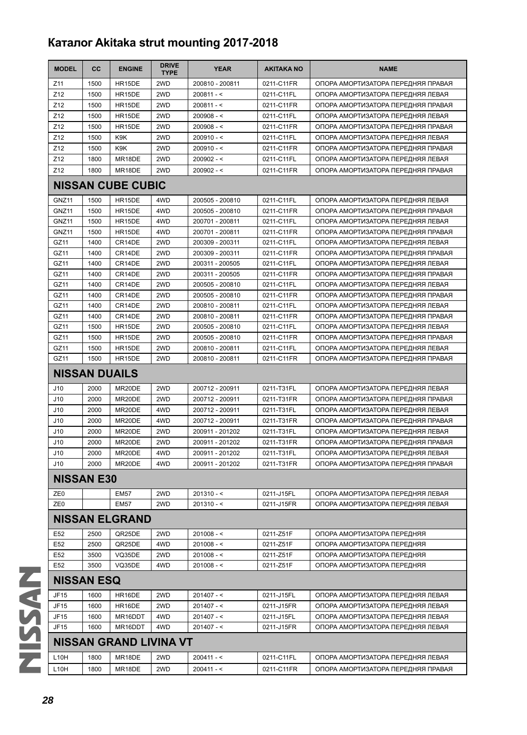# Каталог Akitaka strut mounting 2017-2018

| MODEL | CC | ENGINE | DRIVE TYPE | YEAR | AKITAKA NO | NAME |
|---|---|---|---|---|---|---|
| Z11 | 1500 | HR15DE | 2WD | 200810 - 200811 | 0211-C11FR | ОПОРА АМОРТИЗАТОРА ПЕРЕДНЯЯ ПРАВАЯ |
| Z12 | 1500 | HR15DE | 2WD | 200811 - < | 0211-C11FL | ОПОРА АМОРТИЗАТОРА ПЕРЕДНЯЯ ЛЕВАЯ |
| Z12 | 1500 | HR15DE | 2WD | 200811 - < | 0211-C11FR | ОПОРА АМОРТИЗАТОРА ПЕРЕДНЯЯ ПРАВАЯ |
| Z12 | 1500 | HR15DE | 2WD | 200908 - < | 0211-C11FL | ОПОРА АМОРТИЗАТОРА ПЕРЕДНЯЯ ЛЕВАЯ |
| Z12 | 1500 | HR15DE | 2WD | 200908 - < | 0211-C11FR | ОПОРА АМОРТИЗАТОРА ПЕРЕДНЯЯ ПРАВАЯ |
| Z12 | 1500 | K9K | 2WD | 200910 - < | 0211-C11FL | ОПОРА АМОРТИЗАТОРА ПЕРЕДНЯЯ ЛЕВАЯ |
| Z12 | 1500 | K9K | 2WD | 200910 - < | 0211-C11FR | ОПОРА АМОРТИЗАТОРА ПЕРЕДНЯЯ ПРАВАЯ |
| Z12 | 1800 | MR18DE | 2WD | 200902 - < | 0211-C11FL | ОПОРА АМОРТИЗАТОРА ПЕРЕДНЯЯ ЛЕВАЯ |
| Z12 | 1800 | MR18DE | 2WD | 200902 - < | 0211-C11FR | ОПОРА АМОРТИЗАТОРА ПЕРЕДНЯЯ ПРАВАЯ |
| **NISSAN CUBE CUBIC** | | | | | | |
| GNZ11 | 1500 | HR15DE | 4WD | 200505 - 200810 | 0211-C11FL | ОПОРА АМОРТИЗАТОРА ПЕРЕДНЯЯ ЛЕВАЯ |
| GNZ11 | 1500 | HR15DE | 4WD | 200505 - 200810 | 0211-C11FR | ОПОРА АМОРТИЗАТОРА ПЕРЕДНЯЯ ПРАВАЯ |
| GNZ11 | 1500 | HR15DE | 4WD | 200701 - 200811 | 0211-C11FL | ОПОРА АМОРТИЗАТОРА ПЕРЕДНЯЯ ЛЕВАЯ |
| GNZ11 | 1500 | HR15DE | 4WD | 200701 - 200811 | 0211-C11FR | ОПОРА АМОРТИЗАТОРА ПЕРЕДНЯЯ ПРАВАЯ |
| GZ11 | 1400 | CR14DE | 2WD | 200309 - 200311 | 0211-C11FL | ОПОРА АМОРТИЗАТОРА ПЕРЕДНЯЯ ЛЕВАЯ |
| GZ11 | 1400 | CR14DE | 2WD | 200309 - 200311 | 0211-C11FR | ОПОРА АМОРТИЗАТОРА ПЕРЕДНЯЯ ПРАВАЯ |
| GZ11 | 1400 | CR14DE | 2WD | 200311 - 200505 | 0211-C11FL | ОПОРА АМОРТИЗАТОРА ПЕРЕДНЯЯ ЛЕВАЯ |
| GZ11 | 1400 | CR14DE | 2WD | 200311 - 200505 | 0211-C11FR | ОПОРА АМОРТИЗАТОРА ПЕРЕДНЯЯ ПРАВАЯ |
| GZ11 | 1400 | CR14DE | 2WD | 200505 - 200810 | 0211-C11FL | ОПОРА АМОРТИЗАТОРА ПЕРЕДНЯЯ ЛЕВАЯ |
| GZ11 | 1400 | CR14DE | 2WD | 200505 - 200810 | 0211-C11FR | ОПОРА АМОРТИЗАТОРА ПЕРЕДНЯЯ ПРАВАЯ |
| GZ11 | 1400 | CR14DE | 2WD | 200810 - 200811 | 0211-C11FL | ОПОРА АМОРТИЗАТОРА ПЕРЕДНЯЯ ЛЕВАЯ |
| GZ11 | 1400 | CR14DE | 2WD | 200810 - 200811 | 0211-C11FR | ОПОРА АМОРТИЗАТОРА ПЕРЕДНЯЯ ПРАВАЯ |
| GZ11 | 1500 | HR15DE | 2WD | 200505 - 200810 | 0211-C11FL | ОПОРА АМОРТИЗАТОРА ПЕРЕДНЯЯ ЛЕВАЯ |
| GZ11 | 1500 | HR15DE | 2WD | 200505 - 200810 | 0211-C11FR | ОПОРА АМОРТИЗАТОРА ПЕРЕДНЯЯ ПРАВАЯ |
| GZ11 | 1500 | HR15DE | 2WD | 200810 - 200811 | 0211-C11FL | ОПОРА АМОРТИЗАТОРА ПЕРЕДНЯЯ ЛЕВАЯ |
| GZ11 | 1500 | HR15DE | 2WD | 200810 - 200811 | 0211-C11FR | ОПОРА АМОРТИЗАТОРА ПЕРЕДНЯЯ ПРАВАЯ |
| **NISSAN DUAILS** | | | | | | |
| J10 | 2000 | MR20DE | 2WD | 200712 - 200911 | 0211-T31FL | ОПОРА АМОРТИЗАТОРА ПЕРЕДНЯЯ ЛЕВАЯ |
| J10 | 2000 | MR20DE | 2WD | 200712 - 200911 | 0211-T31FR | ОПОРА АМОРТИЗАТОРА ПЕРЕДНЯЯ ПРАВАЯ |
| J10 | 2000 | MR20DE | 4WD | 200712 - 200911 | 0211-T31FL | ОПОРА АМОРТИЗАТОРА ПЕРЕДНЯЯ ЛЕВАЯ |
| J10 | 2000 | MR20DE | 4WD | 200712 - 200911 | 0211-T31FR | ОПОРА АМОРТИЗАТОРА ПЕРЕДНЯЯ ПРАВАЯ |
| J10 | 2000 | MR20DE | 2WD | 200911 - 201202 | 0211-T31FL | ОПОРА АМОРТИЗАТОРА ПЕРЕДНЯЯ ЛЕВАЯ |
| J10 | 2000 | MR20DE | 2WD | 200911 - 201202 | 0211-T31FR | ОПОРА АМОРТИЗАТОРА ПЕРЕДНЯЯ ПРАВАЯ |
| J10 | 2000 | MR20DE | 4WD | 200911 - 201202 | 0211-T31FL | ОПОРА АМОРТИЗАТОРА ПЕРЕДНЯЯ ЛЕВАЯ |
| J10 | 2000 | MR20DE | 4WD | 200911 - 201202 | 0211-T31FR | ОПОРА АМОРТИЗАТОРА ПЕРЕДНЯЯ ПРАВАЯ |
| **NISSAN E30** | | | | | | |
| ZE0 | | EM57 | 2WD | 201310 - < | 0211-J15FL | ОПОРА АМОРТИЗАТОРА ПЕРЕДНЯЯ ЛЕВАЯ |
| ZE0 | | EM57 | 2WD | 201310 - < | 0211-J15FR | ОПОРА АМОРТИЗАТОРА ПЕРЕДНЯЯ ЛЕВАЯ |
| **NISSAN ELGRAND** | | | | | | |
| E52 | 2500 | QR25DE | 2WD | 201008 - < | 0211-Z51F | ОПОРА АМОРТИЗАТОРА ПЕРЕДНЯЯ |
| E52 | 2500 | QR25DE | 4WD | 201008 - < | 0211-Z51F | ОПОРА АМОРТИЗАТОРА ПЕРЕДНЯЯ |
| E52 | 3500 | VQ35DE | 2WD | 201008 - < | 0211-Z51F | ОПОРА АМОРТИЗАТОРА ПЕРЕДНЯЯ |
| E52 | 3500 | VQ35DE | 4WD | 201008 - < | 0211-Z51F | ОПОРА АМОРТИЗАТОРА ПЕРЕДНЯЯ |
| **NISSAN ESQ** | | | | | | |
| JF15 | 1600 | HR16DE | 2WD | 201407 - < | 0211-J15FL | ОПОРА АМОРТИЗАТОРА ПЕРЕДНЯЯ ЛЕВАЯ |
| JF15 | 1600 | HR16DE | 2WD | 201407 - < | 0211-J15FR | ОПОРА АМОРТИЗАТОРА ПЕРЕДНЯЯ ЛЕВАЯ |
| JF15 | 1600 | MR16DDT | 4WD | 201407 - < | 0211-J15FL | ОПОРА АМОРТИЗАТОРА ПЕРЕДНЯЯ ЛЕВАЯ |
| JF15 | 1600 | MR16DDT | 4WD | 201407 - < | 0211-J15FR | ОПОРА АМОРТИЗАТОРА ПЕРЕДНЯЯ ЛЕВАЯ |
| **NISSAN GRAND LIVINA VT** | | | | | | |
| L10H | 1800 | MR18DE | 2WD | 200411 - < | 0211-C11FL | ОПОРА АМОРТИЗАТОРА ПЕРЕДНЯЯ ЛЕВАЯ |
| L10H | 1800 | MR18DE | 2WD | 200411 - < | 0211-C11FR | ОПОРА АМОРТИЗАТОРА ПЕРЕДНЯЯ ПРАВАЯ |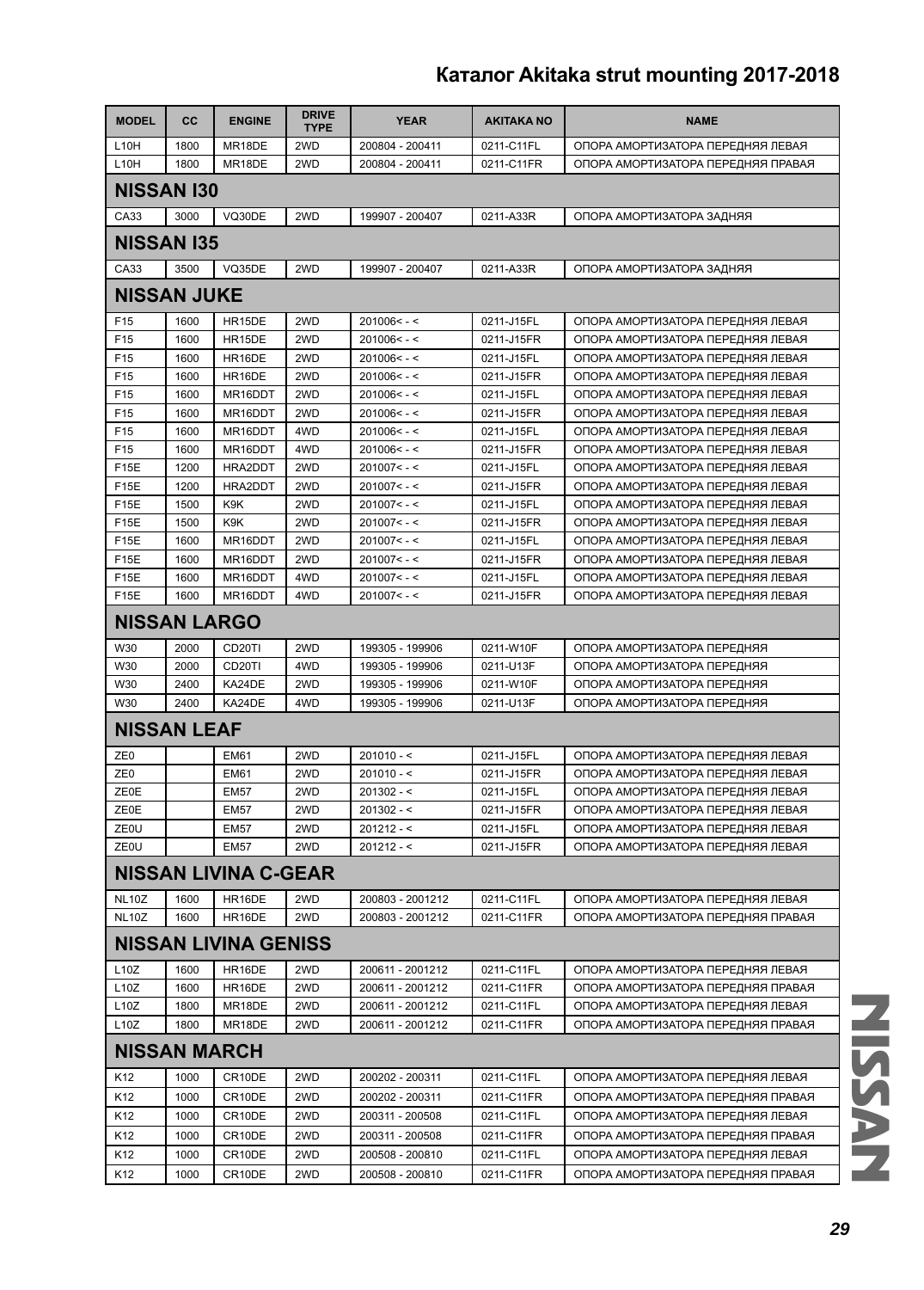# Каталог Akitaka strut mounting 2017-2018

| MODEL | CC | ENGINE | DRIVE TYPE | YEAR | AKITAKA NO | NAME |
|---|---|---|---|---|---|---|
| L10H | 1800 | MR18DE | 2WD | 200804 - 200411 | 0211-C11FL | ОПОРА АМОРТИЗАТОРА ПЕРЕДНЯЯ ЛЕВАЯ |
| L10H | 1800 | MR18DE | 2WD | 200804 - 200411 | 0211-C11FR | ОПОРА АМОРТИЗАТОРА ПЕРЕДНЯЯ ПРАВАЯ |
| **NISSAN I30** | | | | | | |
| CA33 | 3000 | VQ30DE | 2WD | 199907 - 200407 | 0211-A33R | ОПОРА АМОРТИЗАТОРА ЗАДНЯЯ |
| **NISSAN I35** | | | | | | |
| CA33 | 3500 | VQ35DE | 2WD | 199907 - 200407 | 0211-A33R | ОПОРА АМОРТИЗАТОРА ЗАДНЯЯ |
| **NISSAN JUKE** | | | | | | |
| F15 | 1600 | HR15DE | 2WD | 201006< - < | 0211-J15FL | ОПОРА АМОРТИЗАТОРА ПЕРЕДНЯЯ ЛЕВАЯ |
| F15 | 1600 | HR15DE | 2WD | 201006< - < | 0211-J15FR | ОПОРА АМОРТИЗАТОРА ПЕРЕДНЯЯ ЛЕВАЯ |
| F15 | 1600 | HR16DE | 2WD | 201006< - < | 0211-J15FL | ОПОРА АМОРТИЗАТОРА ПЕРЕДНЯЯ ЛЕВАЯ |
| F15 | 1600 | HR16DE | 2WD | 201006< - < | 0211-J15FR | ОПОРА АМОРТИЗАТОРА ПЕРЕДНЯЯ ЛЕВАЯ |
| F15 | 1600 | MR16DDT | 2WD | 201006< - < | 0211-J15FL | ОПОРА АМОРТИЗАТОРА ПЕРЕДНЯЯ ЛЕВАЯ |
| F15 | 1600 | MR16DDT | 2WD | 201006< - < | 0211-J15FR | ОПОРА АМОРТИЗАТОРА ПЕРЕДНЯЯ ЛЕВАЯ |
| F15 | 1600 | MR16DDT | 4WD | 201006< - < | 0211-J15FL | ОПОРА АМОРТИЗАТОРА ПЕРЕДНЯЯ ЛЕВАЯ |
| F15 | 1600 | MR16DDT | 4WD | 201006< - < | 0211-J15FR | ОПОРА АМОРТИЗАТОРА ПЕРЕДНЯЯ ЛЕВАЯ |
| F15E | 1200 | HRA2DDT | 2WD | 201007< - < | 0211-J15FL | ОПОРА АМОРТИЗАТОРА ПЕРЕДНЯЯ ЛЕВАЯ |
| F15E | 1200 | HRA2DDT | 2WD | 201007< - < | 0211-J15FR | ОПОРА АМОРТИЗАТОРА ПЕРЕДНЯЯ ЛЕВАЯ |
| F15E | 1500 | K9K | 2WD | 201007< - < | 0211-J15FL | ОПОРА АМОРТИЗАТОРА ПЕРЕДНЯЯ ЛЕВАЯ |
| F15E | 1500 | K9K | 2WD | 201007< - < | 0211-J15FR | ОПОРА АМОРТИЗАТОРА ПЕРЕДНЯЯ ЛЕВАЯ |
| F15E | 1600 | MR16DDT | 2WD | 201007< - < | 0211-J15FL | ОПОРА АМОРТИЗАТОРА ПЕРЕДНЯЯ ЛЕВАЯ |
| F15E | 1600 | MR16DDT | 2WD | 201007< - < | 0211-J15FR | ОПОРА АМОРТИЗАТОРА ПЕРЕДНЯЯ ЛЕВАЯ |
| F15E | 1600 | MR16DDT | 4WD | 201007< - < | 0211-J15FL | ОПОРА АМОРТИЗАТОРА ПЕРЕДНЯЯ ЛЕВАЯ |
| F15E | 1600 | MR16DDT | 4WD | 201007< - < | 0211-J15FR | ОПОРА АМОРТИЗАТОРА ПЕРЕДНЯЯ ЛЕВАЯ |
| **NISSAN LARGO** | | | | | | |
| W30 | 2000 | CD20TI | 2WD | 199305 - 199906 | 0211-W10F | ОПОРА АМОРТИЗАТОРА ПЕРЕДНЯЯ |
| W30 | 2000 | CD20TI | 4WD | 199305 - 199906 | 0211-U13F | ОПОРА АМОРТИЗАТОРА ПЕРЕДНЯЯ |
| W30 | 2400 | KA24DE | 2WD | 199305 - 199906 | 0211-W10F | ОПОРА АМОРТИЗАТОРА ПЕРЕДНЯЯ |
| W30 | 2400 | KA24DE | 4WD | 199305 - 199906 | 0211-U13F | ОПОРА АМОРТИЗАТОРА ПЕРЕДНЯЯ |
| **NISSAN LEAF** | | | | | | |
| ZE0 | | EM61 | 2WD | 201010 - < | 0211-J15FL | ОПОРА АМОРТИЗАТОРА ПЕРЕДНЯЯ ЛЕВАЯ |
| ZE0 | | EM61 | 2WD | 201010 - < | 0211-J15FR | ОПОРА АМОРТИЗАТОРА ПЕРЕДНЯЯ ЛЕВАЯ |
| ZE0E | | EM57 | 2WD | 201302 - < | 0211-J15FL | ОПОРА АМОРТИЗАТОРА ПЕРЕДНЯЯ ЛЕВАЯ |
| ZE0E | | EM57 | 2WD | 201302 - < | 0211-J15FR | ОПОРА АМОРТИЗАТОРА ПЕРЕДНЯЯ ЛЕВАЯ |
| ZE0U | | EM57 | 2WD | 201212 - < | 0211-J15FL | ОПОРА АМОРТИЗАТОРА ПЕРЕДНЯЯ ЛЕВАЯ |
| ZE0U | | EM57 | 2WD | 201212 - < | 0211-J15FR | ОПОРА АМОРТИЗАТОРА ПЕРЕДНЯЯ ЛЕВАЯ |
| **NISSAN LIVINA C-GEAR** | | | | | | |
| NL10Z | 1600 | HR16DE | 2WD | 200803 - 2001212 | 0211-C11FL | ОПОРА АМОРТИЗАТОРА ПЕРЕДНЯЯ ЛЕВАЯ |
| NL10Z | 1600 | HR16DE | 2WD | 200803 - 2001212 | 0211-C11FR | ОПОРА АМОРТИЗАТОРА ПЕРЕДНЯЯ ПРАВАЯ |
| **NISSAN LIVINA GENISS** | | | | | | |
| L10Z | 1600 | HR16DE | 2WD | 200611 - 2001212 | 0211-C11FL | ОПОРА АМОРТИЗАТОРА ПЕРЕДНЯЯ ЛЕВАЯ |
| L10Z | 1600 | HR16DE | 2WD | 200611 - 2001212 | 0211-C11FR | ОПОРА АМОРТИЗАТОРА ПЕРЕДНЯЯ ПРАВАЯ |
| L10Z | 1800 | MR18DE | 2WD | 200611 - 2001212 | 0211-C11FL | ОПОРА АМОРТИЗАТОРА ПЕРЕДНЯЯ ЛЕВАЯ |
| L10Z | 1800 | MR18DE | 2WD | 200611 - 2001212 | 0211-C11FR | ОПОРА АМОРТИЗАТОРА ПЕРЕДНЯЯ ПРАВАЯ |
| **NISSAN MARCH** | | | | | | |
| K12 | 1000 | CR10DE | 2WD | 200202 - 200311 | 0211-C11FL | ОПОРА АМОРТИЗАТОРА ПЕРЕДНЯЯ ЛЕВАЯ |
| K12 | 1000 | CR10DE | 2WD | 200202 - 200311 | 0211-C11FR | ОПОРА АМОРТИЗАТОРА ПЕРЕДНЯЯ ПРАВАЯ |
| K12 | 1000 | CR10DE | 2WD | 200311 - 200508 | 0211-C11FL | ОПОРА АМОРТИЗАТОРА ПЕРЕДНЯЯ ЛЕВАЯ |
| K12 | 1000 | CR10DE | 2WD | 200311 - 200508 | 0211-C11FR | ОПОРА АМОРТИЗАТОРА ПЕРЕДНЯЯ ПРАВАЯ |
| K12 | 1000 | CR10DE | 2WD | 200508 - 200810 | 0211-C11FL | ОПОРА АМОРТИЗАТОРА ПЕРЕДНЯЯ ЛЕВАЯ |
| K12 | 1000 | CR10DE | 2WD | 200508 - 200810 | 0211-C11FR | ОПОРА АМОРТИЗАТОРА ПЕРЕДНЯЯ ПРАВАЯ |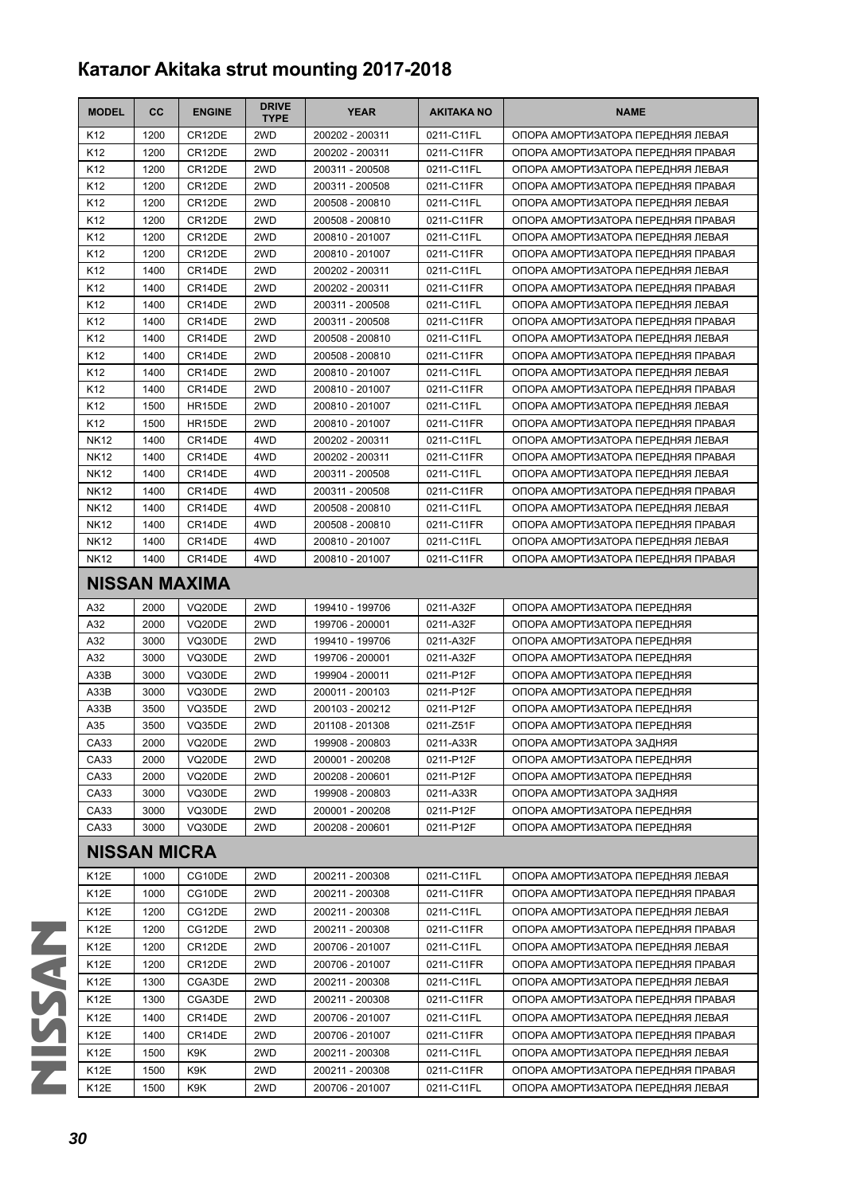## Каталог Akitaka strut mounting 2017-2018

| MODEL | CC | ENGINE | DRIVE TYPE | YEAR | AKITAKA NO | NAME |
|---|---|---|---|---|---|---|
| K12 | 1200 | CR12DE | 2WD | 200202 - 200311 | 0211-C11FL | ОПОРА АМОРТИЗАТОРА ПЕРЕДНЯЯ ЛЕВАЯ |
| K12 | 1200 | CR12DE | 2WD | 200202 - 200311 | 0211-C11FR | ОПОРА АМОРТИЗАТОРА ПЕРЕДНЯЯ ПРАВАЯ |
| K12 | 1200 | CR12DE | 2WD | 200311 - 200508 | 0211-C11FL | ОПОРА АМОРТИЗАТОРА ПЕРЕДНЯЯ ЛЕВАЯ |
| K12 | 1200 | CR12DE | 2WD | 200311 - 200508 | 0211-C11FR | ОПОРА АМОРТИЗАТОРА ПЕРЕДНЯЯ ПРАВАЯ |
| K12 | 1200 | CR12DE | 2WD | 200508 - 200810 | 0211-C11FL | ОПОРА АМОРТИЗАТОРА ПЕРЕДНЯЯ ЛЕВАЯ |
| K12 | 1200 | CR12DE | 2WD | 200508 - 200810 | 0211-C11FR | ОПОРА АМОРТИЗАТОРА ПЕРЕДНЯЯ ПРАВАЯ |
| K12 | 1200 | CR12DE | 2WD | 200810 - 201007 | 0211-C11FL | ОПОРА АМОРТИЗАТОРА ПЕРЕДНЯЯ ЛЕВАЯ |
| K12 | 1200 | CR12DE | 2WD | 200810 - 201007 | 0211-C11FR | ОПОРА АМОРТИЗАТОРА ПЕРЕДНЯЯ ПРАВАЯ |
| K12 | 1400 | CR14DE | 2WD | 200202 - 200311 | 0211-C11FL | ОПОРА АМОРТИЗАТОРА ПЕРЕДНЯЯ ЛЕВАЯ |
| K12 | 1400 | CR14DE | 2WD | 200202 - 200311 | 0211-C11FR | ОПОРА АМОРТИЗАТОРА ПЕРЕДНЯЯ ПРАВАЯ |
| K12 | 1400 | CR14DE | 2WD | 200311 - 200508 | 0211-C11FL | ОПОРА АМОРТИЗАТОРА ПЕРЕДНЯЯ ЛЕВАЯ |
| K12 | 1400 | CR14DE | 2WD | 200311 - 200508 | 0211-C11FR | ОПОРА АМОРТИЗАТОРА ПЕРЕДНЯЯ ПРАВАЯ |
| K12 | 1400 | CR14DE | 2WD | 200508 - 200810 | 0211-C11FL | ОПОРА АМОРТИЗАТОРА ПЕРЕДНЯЯ ЛЕВАЯ |
| K12 | 1400 | CR14DE | 2WD | 200508 - 200810 | 0211-C11FR | ОПОРА АМОРТИЗАТОРА ПЕРЕДНЯЯ ПРАВАЯ |
| K12 | 1400 | CR14DE | 2WD | 200810 - 201007 | 0211-C11FL | ОПОРА АМОРТИЗАТОРА ПЕРЕДНЯЯ ЛЕВАЯ |
| K12 | 1400 | CR14DE | 2WD | 200810 - 201007 | 0211-C11FR | ОПОРА АМОРТИЗАТОРА ПЕРЕДНЯЯ ПРАВАЯ |
| K12 | 1500 | HR15DE | 2WD | 200810 - 201007 | 0211-C11FL | ОПОРА АМОРТИЗАТОРА ПЕРЕДНЯЯ ЛЕВАЯ |
| K12 | 1500 | HR15DE | 2WD | 200810 - 201007 | 0211-C11FR | ОПОРА АМОРТИЗАТОРА ПЕРЕДНЯЯ ПРАВАЯ |
| NK12 | 1400 | CR14DE | 4WD | 200202 - 200311 | 0211-C11FL | ОПОРА АМОРТИЗАТОРА ПЕРЕДНЯЯ ЛЕВАЯ |
| NK12 | 1400 | CR14DE | 4WD | 200202 - 200311 | 0211-C11FR | ОПОРА АМОРТИЗАТОРА ПЕРЕДНЯЯ ПРАВАЯ |
| NK12 | 1400 | CR14DE | 4WD | 200311 - 200508 | 0211-C11FL | ОПОРА АМОРТИЗАТОРА ПЕРЕДНЯЯ ЛЕВАЯ |
| NK12 | 1400 | CR14DE | 4WD | 200311 - 200508 | 0211-C11FR | ОПОРА АМОРТИЗАТОРА ПЕРЕДНЯЯ ПРАВАЯ |
| NK12 | 1400 | CR14DE | 4WD | 200508 - 200810 | 0211-C11FL | ОПОРА АМОРТИЗАТОРА ПЕРЕДНЯЯ ЛЕВАЯ |
| NK12 | 1400 | CR14DE | 4WD | 200508 - 200810 | 0211-C11FR | ОПОРА АМОРТИЗАТОРА ПЕРЕДНЯЯ ПРАВАЯ |
| NK12 | 1400 | CR14DE | 4WD | 200810 - 201007 | 0211-C11FL | ОПОРА АМОРТИЗАТОРА ПЕРЕДНЯЯ ЛЕВАЯ |
| NK12 | 1400 | CR14DE | 4WD | 200810 - 201007 | 0211-C11FR | ОПОРА АМОРТИЗАТОРА ПЕРЕДНЯЯ ПРАВАЯ |
| **NISSAN MAXIMA** | | | | | | |
| A32 | 2000 | VQ20DE | 2WD | 199410 - 199706 | 0211-A32F | ОПОРА АМОРТИЗАТОРА ПЕРЕДНЯЯ |
| A32 | 2000 | VQ20DE | 2WD | 199706 - 200001 | 0211-A32F | ОПОРА АМОРТИЗАТОРА ПЕРЕДНЯЯ |
| A32 | 3000 | VQ30DE | 2WD | 199410 - 199706 | 0211-A32F | ОПОРА АМОРТИЗАТОРА ПЕРЕДНЯЯ |
| A32 | 3000 | VQ30DE | 2WD | 199706 - 200001 | 0211-A32F | ОПОРА АМОРТИЗАТОРА ПЕРЕДНЯЯ |
| A33B | 3000 | VQ30DE | 2WD | 199904 - 200011 | 0211-P12F | ОПОРА АМОРТИЗАТОРА ПЕРЕДНЯЯ |
| A33B | 3000 | VQ30DE | 2WD | 200011 - 200103 | 0211-P12F | ОПОРА АМОРТИЗАТОРА ПЕРЕДНЯЯ |
| A33B | 3500 | VQ35DE | 2WD | 200103 - 200212 | 0211-P12F | ОПОРА АМОРТИЗАТОРА ПЕРЕДНЯЯ |
| A35 | 3500 | VQ35DE | 2WD | 201108 - 201308 | 0211-Z51F | ОПОРА АМОРТИЗАТОРА ПЕРЕДНЯЯ |
| CA33 | 2000 | VQ20DE | 2WD | 199908 - 200803 | 0211-A33R | ОПОРА АМОРТИЗАТОРА ЗАДНЯЯ |
| CA33 | 2000 | VQ20DE | 2WD | 200001 - 200208 | 0211-P12F | ОПОРА АМОРТИЗАТОРА ПЕРЕДНЯЯ |
| CA33 | 2000 | VQ20DE | 2WD | 200208 - 200601 | 0211-P12F | ОПОРА АМОРТИЗАТОРА ПЕРЕДНЯЯ |
| CA33 | 3000 | VQ30DE | 2WD | 199908 - 200803 | 0211-A33R | ОПОРА АМОРТИЗАТОРА ЗАДНЯЯ |
| CA33 | 3000 | VQ30DE | 2WD | 200001 - 200208 | 0211-P12F | ОПОРА АМОРТИЗАТОРА ПЕРЕДНЯЯ |
| CA33 | 3000 | VQ30DE | 2WD | 200208 - 200601 | 0211-P12F | ОПОРА АМОРТИЗАТОРА ПЕРЕДНЯЯ |
| **NISSAN MICRA** | | | | | | |
| K12E | 1000 | CG10DE | 2WD | 200211 - 200308 | 0211-C11FL | ОПОРА АМОРТИЗАТОРА ПЕРЕДНЯЯ ЛЕВАЯ |
| K12E | 1000 | CG10DE | 2WD | 200211 - 200308 | 0211-C11FR | ОПОРА АМОРТИЗАТОРА ПЕРЕДНЯЯ ПРАВАЯ |
| K12E | 1200 | CG12DE | 2WD | 200211 - 200308 | 0211-C11FL | ОПОРА АМОРТИЗАТОРА ПЕРЕДНЯЯ ЛЕВАЯ |
| K12E | 1200 | CG12DE | 2WD | 200211 - 200308 | 0211-C11FR | ОПОРА АМОРТИЗАТОРА ПЕРЕДНЯЯ ПРАВАЯ |
| K12E | 1200 | CR12DE | 2WD | 200706 - 201007 | 0211-C11FL | ОПОРА АМОРТИЗАТОРА ПЕРЕДНЯЯ ЛЕВАЯ |
| K12E | 1200 | CR12DE | 2WD | 200706 - 201007 | 0211-C11FR | ОПОРА АМОРТИЗАТОРА ПЕРЕДНЯЯ ПРАВАЯ |
| K12E | 1300 | CGA3DE | 2WD | 200211 - 200308 | 0211-C11FL | ОПОРА АМОРТИЗАТОРА ПЕРЕДНЯЯ ЛЕВАЯ |
| K12E | 1300 | CGA3DE | 2WD | 200211 - 200308 | 0211-C11FR | ОПОРА АМОРТИЗАТОРА ПЕРЕДНЯЯ ПРАВАЯ |
| K12E | 1400 | CR14DE | 2WD | 200706 - 201007 | 0211-C11FL | ОПОРА АМОРТИЗАТОРА ПЕРЕДНЯЯ ЛЕВАЯ |
| K12E | 1400 | CR14DE | 2WD | 200706 - 201007 | 0211-C11FR | ОПОРА АМОРТИЗАТОРА ПЕРЕДНЯЯ ПРАВАЯ |
| K12E | 1500 | K9K | 2WD | 200211 - 200308 | 0211-C11FL | ОПОРА АМОРТИЗАТОРА ПЕРЕДНЯЯ ЛЕВАЯ |
| K12E | 1500 | K9K | 2WD | 200211 - 200308 | 0211-C11FR | ОПОРА АМОРТИЗАТОРА ПЕРЕДНЯЯ ПРАВАЯ |
| K12E | 1500 | K9K | 2WD | 200706 - 201007 | 0211-C11FL | ОПОРА АМОРТИЗАТОРА ПЕРЕДНЯЯ ЛЕВАЯ |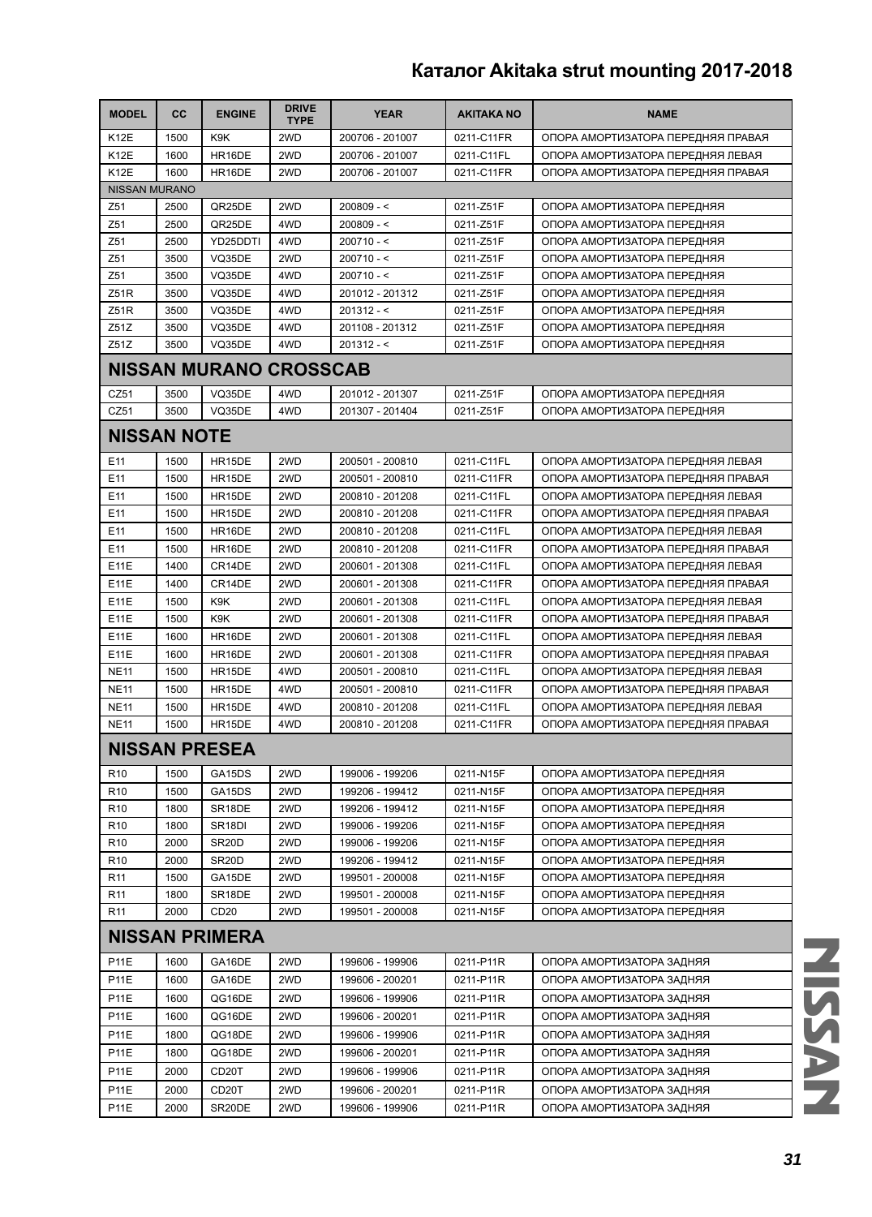| MODEL | CC | ENGINE | DRIVE TYPE | YEAR | AKITAKA NO | NAME |
|---|---|---|---|---|---|---|
| K12E | 1500 | K9K | 2WD | 200706 - 201007 | 0211-C11FR | ОПОРА АМОРТИЗАТОРА ПЕРЕДНЯЯ ПРАВАЯ |
| K12E | 1600 | HR16DE | 2WD | 200706 - 201007 | 0211-C11FL | ОПОРА АМОРТИЗАТОРА ПЕРЕДНЯЯ ЛЕВАЯ |
| K12E | 1600 | HR16DE | 2WD | 200706 - 201007 | 0211-C11FR | ОПОРА АМОРТИЗАТОРА ПЕРЕДНЯЯ ПРАВАЯ |
| NISSAN MURANO | | | | | | |
| Z51 | 2500 | QR25DE | 2WD | 200809 - < | 0211-Z51F | ОПОРА АМОРТИЗАТОРА ПЕРЕДНЯЯ |
| Z51 | 2500 | QR25DE | 4WD | 200809 - < | 0211-Z51F | ОПОРА АМОРТИЗАТОРА ПЕРЕДНЯЯ |
| Z51 | 2500 | YD25DDTI | 4WD | 200710 - < | 0211-Z51F | ОПОРА АМОРТИЗАТОРА ПЕРЕДНЯЯ |
| Z51 | 3500 | VQ35DE | 2WD | 200710 - < | 0211-Z51F | ОПОРА АМОРТИЗАТОРА ПЕРЕДНЯЯ |
| Z51 | 3500 | VQ35DE | 4WD | 200710 - < | 0211-Z51F | ОПОРА АМОРТИЗАТОРА ПЕРЕДНЯЯ |
| Z51R | 3500 | VQ35DE | 4WD | 201012 - 201312 | 0211-Z51F | ОПОРА АМОРТИЗАТОРА ПЕРЕДНЯЯ |
| Z51R | 3500 | VQ35DE | 4WD | 201312 - < | 0211-Z51F | ОПОРА АМОРТИЗАТОРА ПЕРЕДНЯЯ |
| Z51Z | 3500 | VQ35DE | 4WD | 201108 - 201312 | 0211-Z51F | ОПОРА АМОРТИЗАТОРА ПЕРЕДНЯЯ |
| Z51Z | 3500 | VQ35DE | 4WD | 201312 - < | 0211-Z51F | ОПОРА АМОРТИЗАТОРА ПЕРЕДНЯЯ |
| **NISSAN MURANO CROSSCAB** | | | | | | |
| CZ51 | 3500 | VQ35DE | 4WD | 201012 - 201307 | 0211-Z51F | ОПОРА АМОРТИЗАТОРА ПЕРЕДНЯЯ |
| CZ51 | 3500 | VQ35DE | 4WD | 201307 - 201404 | 0211-Z51F | ОПОРА АМОРТИЗАТОРА ПЕРЕДНЯЯ |
| **NISSAN NOTE** | | | | | | |
| E11 | 1500 | HR15DE | 2WD | 200501 - 200810 | 0211-C11FL | ОПОРА АМОРТИЗАТОРА ПЕРЕДНЯЯ ЛЕВАЯ |
| E11 | 1500 | HR15DE | 2WD | 200501 - 200810 | 0211-C11FR | ОПОРА АМОРТИЗАТОРА ПЕРЕДНЯЯ ПРАВАЯ |
| E11 | 1500 | HR15DE | 2WD | 200810 - 201208 | 0211-C11FL | ОПОРА АМОРТИЗАТОРА ПЕРЕДНЯЯ ЛЕВАЯ |
| E11 | 1500 | HR15DE | 2WD | 200810 - 201208 | 0211-C11FR | ОПОРА АМОРТИЗАТОРА ПЕРЕДНЯЯ ПРАВАЯ |
| E11 | 1500 | HR16DE | 2WD | 200810 - 201208 | 0211-C11FL | ОПОРА АМОРТИЗАТОРА ПЕРЕДНЯЯ ЛЕВАЯ |
| E11 | 1500 | HR16DE | 2WD | 200810 - 201208 | 0211-C11FR | ОПОРА АМОРТИЗАТОРА ПЕРЕДНЯЯ ПРАВАЯ |
| E11E | 1400 | CR14DE | 2WD | 200601 - 201308 | 0211-C11FL | ОПОРА АМОРТИЗАТОРА ПЕРЕДНЯЯ ЛЕВАЯ |
| E11E | 1400 | CR14DE | 2WD | 200601 - 201308 | 0211-C11FR | ОПОРА АМОРТИЗАТОРА ПЕРЕДНЯЯ ПРАВАЯ |
| E11E | 1500 | K9K | 2WD | 200601 - 201308 | 0211-C11FL | ОПОРА АМОРТИЗАТОРА ПЕРЕДНЯЯ ЛЕВАЯ |
| E11E | 1500 | K9K | 2WD | 200601 - 201308 | 0211-C11FR | ОПОРА АМОРТИЗАТОРА ПЕРЕДНЯЯ ПРАВАЯ |
| E11E | 1600 | HR16DE | 2WD | 200601 - 201308 | 0211-C11FL | ОПОРА АМОРТИЗАТОРА ПЕРЕДНЯЯ ЛЕВАЯ |
| E11E | 1600 | HR16DE | 2WD | 200601 - 201308 | 0211-C11FR | ОПОРА АМОРТИЗАТОРА ПЕРЕДНЯЯ ПРАВАЯ |
| NE11 | 1500 | HR15DE | 4WD | 200501 - 200810 | 0211-C11FL | ОПОРА АМОРТИЗАТОРА ПЕРЕДНЯЯ ЛЕВАЯ |
| NE11 | 1500 | HR15DE | 4WD | 200501 - 200810 | 0211-C11FR | ОПОРА АМОРТИЗАТОРА ПЕРЕДНЯЯ ПРАВАЯ |
| NE11 | 1500 | HR15DE | 4WD | 200810 - 201208 | 0211-C11FL | ОПОРА АМОРТИЗАТОРА ПЕРЕДНЯЯ ЛЕВАЯ |
| NE11 | 1500 | HR15DE | 4WD | 200810 - 201208 | 0211-C11FR | ОПОРА АМОРТИЗАТОРА ПЕРЕДНЯЯ ПРАВАЯ |
| **NISSAN PRESEA** | | | | | | |
| R10 | 1500 | GA15DS | 2WD | 199006 - 199206 | 0211-N15F | ОПОРА АМОРТИЗАТОРА ПЕРЕДНЯЯ |
| R10 | 1500 | GA15DS | 2WD | 199206 - 199412 | 0211-N15F | ОПОРА АМОРТИЗАТОРА ПЕРЕДНЯЯ |
| R10 | 1800 | SR18DE | 2WD | 199206 - 199412 | 0211-N15F | ОПОРА АМОРТИЗАТОРА ПЕРЕДНЯЯ |
| R10 | 1800 | SR18DI | 2WD | 199006 - 199206 | 0211-N15F | ОПОРА АМОРТИЗАТОРА ПЕРЕДНЯЯ |
| R10 | 2000 | SR20D | 2WD | 199006 - 199206 | 0211-N15F | ОПОРА АМОРТИЗАТОРА ПЕРЕДНЯЯ |
| R10 | 2000 | SR20D | 2WD | 199206 - 199412 | 0211-N15F | ОПОРА АМОРТИЗАТОРА ПЕРЕДНЯЯ |
| R11 | 1500 | GA15DE | 2WD | 199501 - 200008 | 0211-N15F | ОПОРА АМОРТИЗАТОРА ПЕРЕДНЯЯ |
| R11 | 1800 | SR18DE | 2WD | 199501 - 200008 | 0211-N15F | ОПОРА АМОРТИЗАТОРА ПЕРЕДНЯЯ |
| R11 | 2000 | CD20 | 2WD | 199501 - 200008 | 0211-N15F | ОПОРА АМОРТИЗАТОРА ПЕРЕДНЯЯ |
| **NISSAN PRIMERA** | | | | | | |
| P11E | 1600 | GA16DE | 2WD | 199606 - 199906 | 0211-P11R | ОПОРА АМОРТИЗАТОРА ЗАДНЯЯ |
| P11E | 1600 | GA16DE | 2WD | 199606 - 200201 | 0211-P11R | ОПОРА АМОРТИЗАТОРА ЗАДНЯЯ |
| P11E | 1600 | QG16DE | 2WD | 199606 - 199906 | 0211-P11R | ОПОРА АМОРТИЗАТОРА ЗАДНЯЯ |
| P11E | 1600 | QG16DE | 2WD | 199606 - 200201 | 0211-P11R | ОПОРА АМОРТИЗАТОРА ЗАДНЯЯ |
| P11E | 1800 | QG18DE | 2WD | 199606 - 199906 | 0211-P11R | ОПОРА АМОРТИЗАТОРА ЗАДНЯЯ |
| P11E | 1800 | QG18DE | 2WD | 199606 - 200201 | 0211-P11R | ОПОРА АМОРТИЗАТОРА ЗАДНЯЯ |
| P11E | 2000 | CD20T | 2WD | 199606 - 199906 | 0211-P11R | ОПОРА АМОРТИЗАТОРА ЗАДНЯЯ |
| P11E | 2000 | CD20T | 2WD | 199606 - 200201 | 0211-P11R | ОПОРА АМОРТИЗАТОРА ЗАДНЯЯ |
| P11E | 2000 | SR20DE | 2WD | 199606 - 199906 | 0211-P11R | ОПОРА АМОРТИЗАТОРА ЗАДНЯЯ |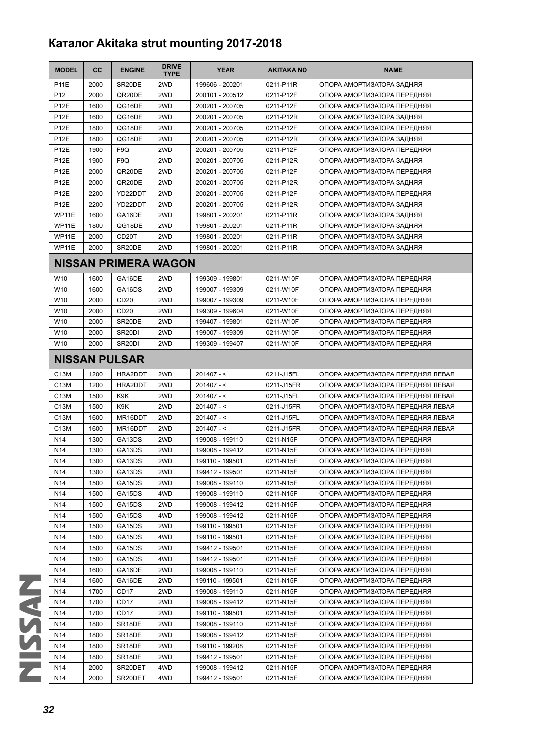# Каталог Akitaka strut mounting 2017-2018

| MODEL | CC | ENGINE | DRIVE TYPE | YEAR | AKITAKA NO | NAME |
|---|---|---|---|---|---|---|
| P11E | 2000 | SR20DE | 2WD | 199606 - 200201 | 0211-P11R | ОПОРА АМОРТИЗАТОРА ЗАДНЯЯ |
| P12 | 2000 | QR20DE | 2WD | 200101 - 200512 | 0211-P12F | ОПОРА АМОРТИЗАТОРА ПЕРЕДНЯЯ |
| P12E | 1600 | QG16DE | 2WD | 200201 - 200705 | 0211-P12F | ОПОРА АМОРТИЗАТОРА ПЕРЕДНЯЯ |
| P12E | 1600 | QG16DE | 2WD | 200201 - 200705 | 0211-P12R | ОПОРА АМОРТИЗАТОРА ЗАДНЯЯ |
| P12E | 1800 | QG18DE | 2WD | 200201 - 200705 | 0211-P12F | ОПОРА АМОРТИЗАТОРА ПЕРЕДНЯЯ |
| P12E | 1800 | QG18DE | 2WD | 200201 - 200705 | 0211-P12R | ОПОРА АМОРТИЗАТОРА ЗАДНЯЯ |
| P12E | 1900 | F9Q | 2WD | 200201 - 200705 | 0211-P12F | ОПОРА АМОРТИЗАТОРА ПЕРЕДНЯЯ |
| P12E | 1900 | F9Q | 2WD | 200201 - 200705 | 0211-P12R | ОПОРА АМОРТИЗАТОРА ЗАДНЯЯ |
| P12E | 2000 | QR20DE | 2WD | 200201 - 200705 | 0211-P12F | ОПОРА АМОРТИЗАТОРА ПЕРЕДНЯЯ |
| P12E | 2000 | QR20DE | 2WD | 200201 - 200705 | 0211-P12R | ОПОРА АМОРТИЗАТОРА ЗАДНЯЯ |
| P12E | 2200 | YD22DDT | 2WD | 200201 - 200705 | 0211-P12F | ОПОРА АМОРТИЗАТОРА ПЕРЕДНЯЯ |
| P12E | 2200 | YD22DDT | 2WD | 200201 - 200705 | 0211-P12R | ОПОРА АМОРТИЗАТОРА ЗАДНЯЯ |
| WP11E | 1600 | GA16DE | 2WD | 199801 - 200201 | 0211-P11R | ОПОРА АМОРТИЗАТОРА ЗАДНЯЯ |
| WP11E | 1800 | QG18DE | 2WD | 199801 - 200201 | 0211-P11R | ОПОРА АМОРТИЗАТОРА ЗАДНЯЯ |
| WP11E | 2000 | CD20T | 2WD | 199801 - 200201 | 0211-P11R | ОПОРА АМОРТИЗАТОРА ЗАДНЯЯ |
| WP11E | 2000 | SR20DE | 2WD | 199801 - 200201 | 0211-P11R | ОПОРА АМОРТИЗАТОРА ЗАДНЯЯ |
| **NISSAN PRIMERA WAGON** | | | | | | |
| W10 | 1600 | GA16DE | 2WD | 199309 - 199801 | 0211-W10F | ОПОРА АМОРТИЗАТОРА ПЕРЕДНЯЯ |
| W10 | 1600 | GA16DS | 2WD | 199007 - 199309 | 0211-W10F | ОПОРА АМОРТИЗАТОРА ПЕРЕДНЯЯ |
| W10 | 2000 | CD20 | 2WD | 199007 - 199309 | 0211-W10F | ОПОРА АМОРТИЗАТОРА ПЕРЕДНЯЯ |
| W10 | 2000 | CD20 | 2WD | 199309 - 199604 | 0211-W10F | ОПОРА АМОРТИЗАТОРА ПЕРЕДНЯЯ |
| W10 | 2000 | SR20DE | 2WD | 199407 - 199801 | 0211-W10F | ОПОРА АМОРТИЗАТОРА ПЕРЕДНЯЯ |
| W10 | 2000 | SR20DI | 2WD | 199007 - 199309 | 0211-W10F | ОПОРА АМОРТИЗАТОРА ПЕРЕДНЯЯ |
| W10 | 2000 | SR20DI | 2WD | 199309 - 199407 | 0211-W10F | ОПОРА АМОРТИЗАТОРА ПЕРЕДНЯЯ |
| **NISSAN PULSAR** | | | | | | |
| C13M | 1200 | HRA2DDT | 2WD | 201407 - < | 0211-J15FL | ОПОРА АМОРТИЗАТОРА ПЕРЕДНЯЯ ЛЕВАЯ |
| C13M | 1200 | HRA2DDT | 2WD | 201407 - < | 0211-J15FR | ОПОРА АМОРТИЗАТОРА ПЕРЕДНЯЯ ЛЕВАЯ |
| C13M | 1500 | K9K | 2WD | 201407 - < | 0211-J15FL | ОПОРА АМОРТИЗАТОРА ПЕРЕДНЯЯ ЛЕВАЯ |
| C13M | 1500 | K9K | 2WD | 201407 - < | 0211-J15FR | ОПОРА АМОРТИЗАТОРА ПЕРЕДНЯЯ ЛЕВАЯ |
| C13M | 1600 | MR16DDT | 2WD | 201407 - < | 0211-J15FL | ОПОРА АМОРТИЗАТОРА ПЕРЕДНЯЯ ЛЕВАЯ |
| C13M | 1600 | MR16DDT | 2WD | 201407 - < | 0211-J15FR | ОПОРА АМОРТИЗАТОРА ПЕРЕДНЯЯ ЛЕВАЯ |
| N14 | 1300 | GA13DS | 2WD | 199008 - 199110 | 0211-N15F | ОПОРА АМОРТИЗАТОРА ПЕРЕДНЯЯ |
| N14 | 1300 | GA13DS | 2WD | 199008 - 199412 | 0211-N15F | ОПОРА АМОРТИЗАТОРА ПЕРЕДНЯЯ |
| N14 | 1300 | GA13DS | 2WD | 199110 - 199501 | 0211-N15F | ОПОРА АМОРТИЗАТОРА ПЕРЕДНЯЯ |
| N14 | 1300 | GA13DS | 2WD | 199412 - 199501 | 0211-N15F | ОПОРА АМОРТИЗАТОРА ПЕРЕДНЯЯ |
| N14 | 1500 | GA15DS | 2WD | 199008 - 199110 | 0211-N15F | ОПОРА АМОРТИЗАТОРА ПЕРЕДНЯЯ |
| N14 | 1500 | GA15DS | 4WD | 199008 - 199110 | 0211-N15F | ОПОРА АМОРТИЗАТОРА ПЕРЕДНЯЯ |
| N14 | 1500 | GA15DS | 2WD | 199008 - 199412 | 0211-N15F | ОПОРА АМОРТИЗАТОРА ПЕРЕДНЯЯ |
| N14 | 1500 | GA15DS | 4WD | 199008 - 199412 | 0211-N15F | ОПОРА АМОРТИЗАТОРА ПЕРЕДНЯЯ |
| N14 | 1500 | GA15DS | 2WD | 199110 - 199501 | 0211-N15F | ОПОРА АМОРТИЗАТОРА ПЕРЕДНЯЯ |
| N14 | 1500 | GA15DS | 4WD | 199110 - 199501 | 0211-N15F | ОПОРА АМОРТИЗАТОРА ПЕРЕДНЯЯ |
| N14 | 1500 | GA15DS | 2WD | 199412 - 199501 | 0211-N15F | ОПОРА АМОРТИЗАТОРА ПЕРЕДНЯЯ |
| N14 | 1500 | GA15DS | 4WD | 199412 - 199501 | 0211-N15F | ОПОРА АМОРТИЗАТОРА ПЕРЕДНЯЯ |
| N14 | 1600 | GA16DE | 2WD | 199008 - 199110 | 0211-N15F | ОПОРА АМОРТИЗАТОРА ПЕРЕДНЯЯ |
| N14 | 1600 | GA16DE | 2WD | 199110 - 199501 | 0211-N15F | ОПОРА АМОРТИЗАТОРА ПЕРЕДНЯЯ |
| N14 | 1700 | CD17 | 2WD | 199008 - 199110 | 0211-N15F | ОПОРА АМОРТИЗАТОРА ПЕРЕДНЯЯ |
| N14 | 1700 | CD17 | 2WD | 199008 - 199412 | 0211-N15F | ОПОРА АМОРТИЗАТОРА ПЕРЕДНЯЯ |
| N14 | 1700 | CD17 | 2WD | 199110 - 199501 | 0211-N15F | ОПОРА АМОРТИЗАТОРА ПЕРЕДНЯЯ |
| N14 | 1800 | SR18DE | 2WD | 199008 - 199110 | 0211-N15F | ОПОРА АМОРТИЗАТОРА ПЕРЕДНЯЯ |
| N14 | 1800 | SR18DE | 2WD | 199008 - 199412 | 0211-N15F | ОПОРА АМОРТИЗАТОРА ПЕРЕДНЯЯ |
| N14 | 1800 | SR18DE | 2WD | 199110 - 199208 | 0211-N15F | ОПОРА АМОРТИЗАТОРА ПЕРЕДНЯЯ |
| N14 | 1800 | SR18DE | 2WD | 199412 - 199501 | 0211-N15F | ОПОРА АМОРТИЗАТОРА ПЕРЕДНЯЯ |
| N14 | 2000 | SR20DET | 4WD | 199008 - 199412 | 0211-N15F | ОПОРА АМОРТИЗАТОРА ПЕРЕДНЯЯ |
| N14 | 2000 | SR20DET | 4WD | 199412 - 199501 | 0211-N15F | ОПОРА АМОРТИЗАТОРА ПЕРЕДНЯЯ |

NISSAN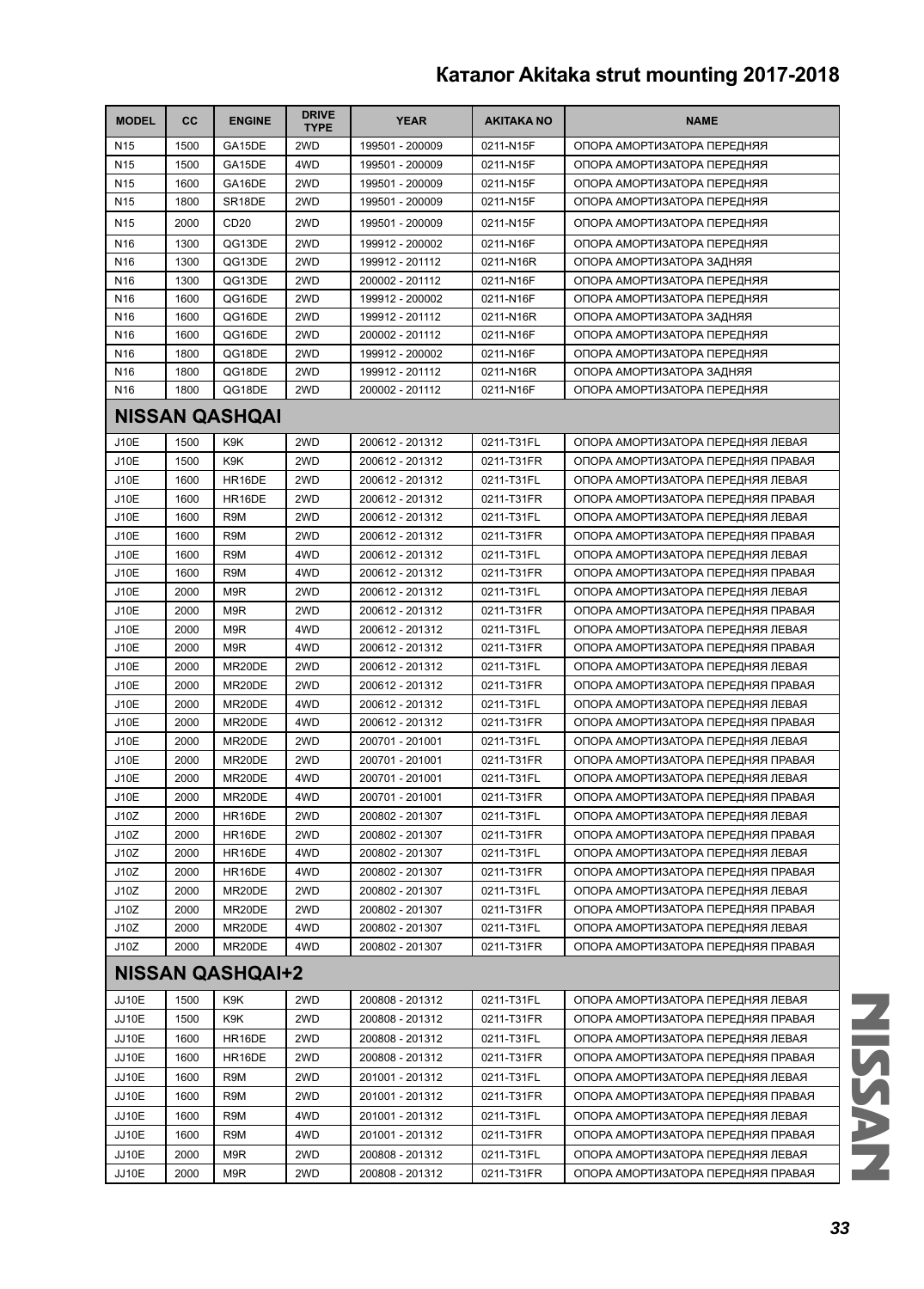| MODEL | CC | ENGINE | DRIVE TYPE | YEAR | AKITAKA NO | NAME |
|---|---|---|---|---|---|---|
| N15 | 1500 | GA15DE | 2WD | 199501 - 200009 | 0211-N15F | ОПОРА АМОРТИЗАТОРА ПЕРЕДНЯЯ |
| N15 | 1500 | GA15DE | 4WD | 199501 - 200009 | 0211-N15F | ОПОРА АМОРТИЗАТОРА ПЕРЕДНЯЯ |
| N15 | 1600 | GA16DE | 2WD | 199501 - 200009 | 0211-N15F | ОПОРА АМОРТИЗАТОРА ПЕРЕДНЯЯ |
| N15 | 1800 | SR18DE | 2WD | 199501 - 200009 | 0211-N15F | ОПОРА АМОРТИЗАТОРА ПЕРЕДНЯЯ |
| N15 | 2000 | CD20 | 2WD | 199501 - 200009 | 0211-N15F | ОПОРА АМОРТИЗАТОРА ПЕРЕДНЯЯ |
| N16 | 1300 | QG13DE | 2WD | 199912 - 200002 | 0211-N16F | ОПОРА АМОРТИЗАТОРА ПЕРЕДНЯЯ |
| N16 | 1300 | QG13DE | 2WD | 199912 - 201112 | 0211-N16R | ОПОРА АМОРТИЗАТОРА ЗАДНЯЯ |
| N16 | 1300 | QG13DE | 2WD | 200002 - 201112 | 0211-N16F | ОПОРА АМОРТИЗАТОРА ПЕРЕДНЯЯ |
| N16 | 1600 | QG16DE | 2WD | 199912 - 200002 | 0211-N16F | ОПОРА АМОРТИЗАТОРА ПЕРЕДНЯЯ |
| N16 | 1600 | QG16DE | 2WD | 199912 - 201112 | 0211-N16R | ОПОРА АМОРТИЗАТОРА ЗАДНЯЯ |
| N16 | 1600 | QG16DE | 2WD | 200002 - 201112 | 0211-N16F | ОПОРА АМОРТИЗАТОРА ПЕРЕДНЯЯ |
| N16 | 1800 | QG18DE | 2WD | 199912 - 200002 | 0211-N16F | ОПОРА АМОРТИЗАТОРА ПЕРЕДНЯЯ |
| N16 | 1800 | QG18DE | 2WD | 199912 - 201112 | 0211-N16R | ОПОРА АМОРТИЗАТОРА ЗАДНЯЯ |
| N16 | 1800 | QG18DE | 2WD | 200002 - 201112 | 0211-N16F | ОПОРА АМОРТИЗАТОРА ПЕРЕДНЯЯ |
| **NISSAN QASHQAI** | | | | | | |
| J10E | 1500 | K9K | 2WD | 200612 - 201312 | 0211-T31FL | ОПОРА АМОРТИЗАТОРА ПЕРЕДНЯЯ ЛЕВАЯ |
| J10E | 1500 | K9K | 2WD | 200612 - 201312 | 0211-T31FR | ОПОРА АМОРТИЗАТОРА ПЕРЕДНЯЯ ПРАВАЯ |
| J10E | 1600 | HR16DE | 2WD | 200612 - 201312 | 0211-T31FL | ОПОРА АМОРТИЗАТОРА ПЕРЕДНЯЯ ЛЕВАЯ |
| J10E | 1600 | HR16DE | 2WD | 200612 - 201312 | 0211-T31FR | ОПОРА АМОРТИЗАТОРА ПЕРЕДНЯЯ ПРАВАЯ |
| J10E | 1600 | R9M | 2WD | 200612 - 201312 | 0211-T31FL | ОПОРА АМОРТИЗАТОРА ПЕРЕДНЯЯ ЛЕВАЯ |
| J10E | 1600 | R9M | 2WD | 200612 - 201312 | 0211-T31FR | ОПОРА АМОРТИЗАТОРА ПЕРЕДНЯЯ ПРАВАЯ |
| J10E | 1600 | R9M | 4WD | 200612 - 201312 | 0211-T31FL | ОПОРА АМОРТИЗАТОРА ПЕРЕДНЯЯ ЛЕВАЯ |
| J10E | 1600 | R9M | 4WD | 200612 - 201312 | 0211-T31FR | ОПОРА АМОРТИЗАТОРА ПЕРЕДНЯЯ ПРАВАЯ |
| J10E | 2000 | M9R | 2WD | 200612 - 201312 | 0211-T31FL | ОПОРА АМОРТИЗАТОРА ПЕРЕДНЯЯ ЛЕВАЯ |
| J10E | 2000 | M9R | 2WD | 200612 - 201312 | 0211-T31FR | ОПОРА АМОРТИЗАТОРА ПЕРЕДНЯЯ ПРАВАЯ |
| J10E | 2000 | M9R | 4WD | 200612 - 201312 | 0211-T31FL | ОПОРА АМОРТИЗАТОРА ПЕРЕДНЯЯ ЛЕВАЯ |
| J10E | 2000 | M9R | 4WD | 200612 - 201312 | 0211-T31FR | ОПОРА АМОРТИЗАТОРА ПЕРЕДНЯЯ ПРАВАЯ |
| J10E | 2000 | MR20DE | 2WD | 200612 - 201312 | 0211-T31FL | ОПОРА АМОРТИЗАТОРА ПЕРЕДНЯЯ ЛЕВАЯ |
| J10E | 2000 | MR20DE | 2WD | 200612 - 201312 | 0211-T31FR | ОПОРА АМОРТИЗАТОРА ПЕРЕДНЯЯ ПРАВАЯ |
| J10E | 2000 | MR20DE | 4WD | 200612 - 201312 | 0211-T31FL | ОПОРА АМОРТИЗАТОРА ПЕРЕДНЯЯ ЛЕВАЯ |
| J10E | 2000 | MR20DE | 4WD | 200612 - 201312 | 0211-T31FR | ОПОРА АМОРТИЗАТОРА ПЕРЕДНЯЯ ПРАВАЯ |
| J10E | 2000 | MR20DE | 2WD | 200701 - 201001 | 0211-T31FL | ОПОРА АМОРТИЗАТОРА ПЕРЕДНЯЯ ЛЕВАЯ |
| J10E | 2000 | MR20DE | 2WD | 200701 - 201001 | 0211-T31FR | ОПОРА АМОРТИЗАТОРА ПЕРЕДНЯЯ ПРАВАЯ |
| J10E | 2000 | MR20DE | 4WD | 200701 - 201001 | 0211-T31FL | ОПОРА АМОРТИЗАТОРА ПЕРЕДНЯЯ ЛЕВАЯ |
| J10E | 2000 | MR20DE | 4WD | 200701 - 201001 | 0211-T31FR | ОПОРА АМОРТИЗАТОРА ПЕРЕДНЯЯ ПРАВАЯ |
| J10Z | 2000 | HR16DE | 2WD | 200802 - 201307 | 0211-T31FL | ОПОРА АМОРТИЗАТОРА ПЕРЕДНЯЯ ЛЕВАЯ |
| J10Z | 2000 | HR16DE | 2WD | 200802 - 201307 | 0211-T31FR | ОПОРА АМОРТИЗАТОРА ПЕРЕДНЯЯ ПРАВАЯ |
| J10Z | 2000 | HR16DE | 4WD | 200802 - 201307 | 0211-T31FL | ОПОРА АМОРТИЗАТОРА ПЕРЕДНЯЯ ЛЕВАЯ |
| J10Z | 2000 | HR16DE | 4WD | 200802 - 201307 | 0211-T31FR | ОПОРА АМОРТИЗАТОРА ПЕРЕДНЯЯ ПРАВАЯ |
| J10Z | 2000 | MR20DE | 2WD | 200802 - 201307 | 0211-T31FL | ОПОРА АМОРТИЗАТОРА ПЕРЕДНЯЯ ЛЕВАЯ |
| J10Z | 2000 | MR20DE | 2WD | 200802 - 201307 | 0211-T31FR | ОПОРА АМОРТИЗАТОРА ПЕРЕДНЯЯ ПРАВАЯ |
| J10Z | 2000 | MR20DE | 4WD | 200802 - 201307 | 0211-T31FL | ОПОРА АМОРТИЗАТОРА ПЕРЕДНЯЯ ЛЕВАЯ |
| J10Z | 2000 | MR20DE | 4WD | 200802 - 201307 | 0211-T31FR | ОПОРА АМОРТИЗАТОРА ПЕРЕДНЯЯ ПРАВАЯ |
| **NISSAN QASHQAI+2** | | | | | | |
| JJ10E | 1500 | K9K | 2WD | 200808 - 201312 | 0211-T31FL | ОПОРА АМОРТИЗАТОРА ПЕРЕДНЯЯ ЛЕВАЯ |
| JJ10E | 1500 | K9K | 2WD | 200808 - 201312 | 0211-T31FR | ОПОРА АМОРТИЗАТОРА ПЕРЕДНЯЯ ПРАВАЯ |
| JJ10E | 1600 | HR16DE | 2WD | 200808 - 201312 | 0211-T31FL | ОПОРА АМОРТИЗАТОРА ПЕРЕДНЯЯ ЛЕВАЯ |
| JJ10E | 1600 | HR16DE | 2WD | 200808 - 201312 | 0211-T31FR | ОПОРА АМОРТИЗАТОРА ПЕРЕДНЯЯ ПРАВАЯ |
| JJ10E | 1600 | R9M | 2WD | 201001 - 201312 | 0211-T31FL | ОПОРА АМОРТИЗАТОРА ПЕРЕДНЯЯ ЛЕВАЯ |
| JJ10E | 1600 | R9M | 2WD | 201001 - 201312 | 0211-T31FR | ОПОРА АМОРТИЗАТОРА ПЕРЕДНЯЯ ПРАВАЯ |
| JJ10E | 1600 | R9M | 4WD | 201001 - 201312 | 0211-T31FL | ОПОРА АМОРТИЗАТОРА ПЕРЕДНЯЯ ЛЕВАЯ |
| JJ10E | 1600 | R9M | 4WD | 201001 - 201312 | 0211-T31FR | ОПОРА АМОРТИЗАТОРА ПЕРЕДНЯЯ ПРАВАЯ |
| JJ10E | 2000 | M9R | 2WD | 200808 - 201312 | 0211-T31FL | ОПОРА АМОРТИЗАТОРА ПЕРЕДНЯЯ ЛЕВАЯ |
| JJ10E | 2000 | M9R | 2WD | 200808 - 201312 | 0211-T31FR | ОПОРА АМОРТИЗАТОРА ПЕРЕДНЯЯ ПРАВАЯ |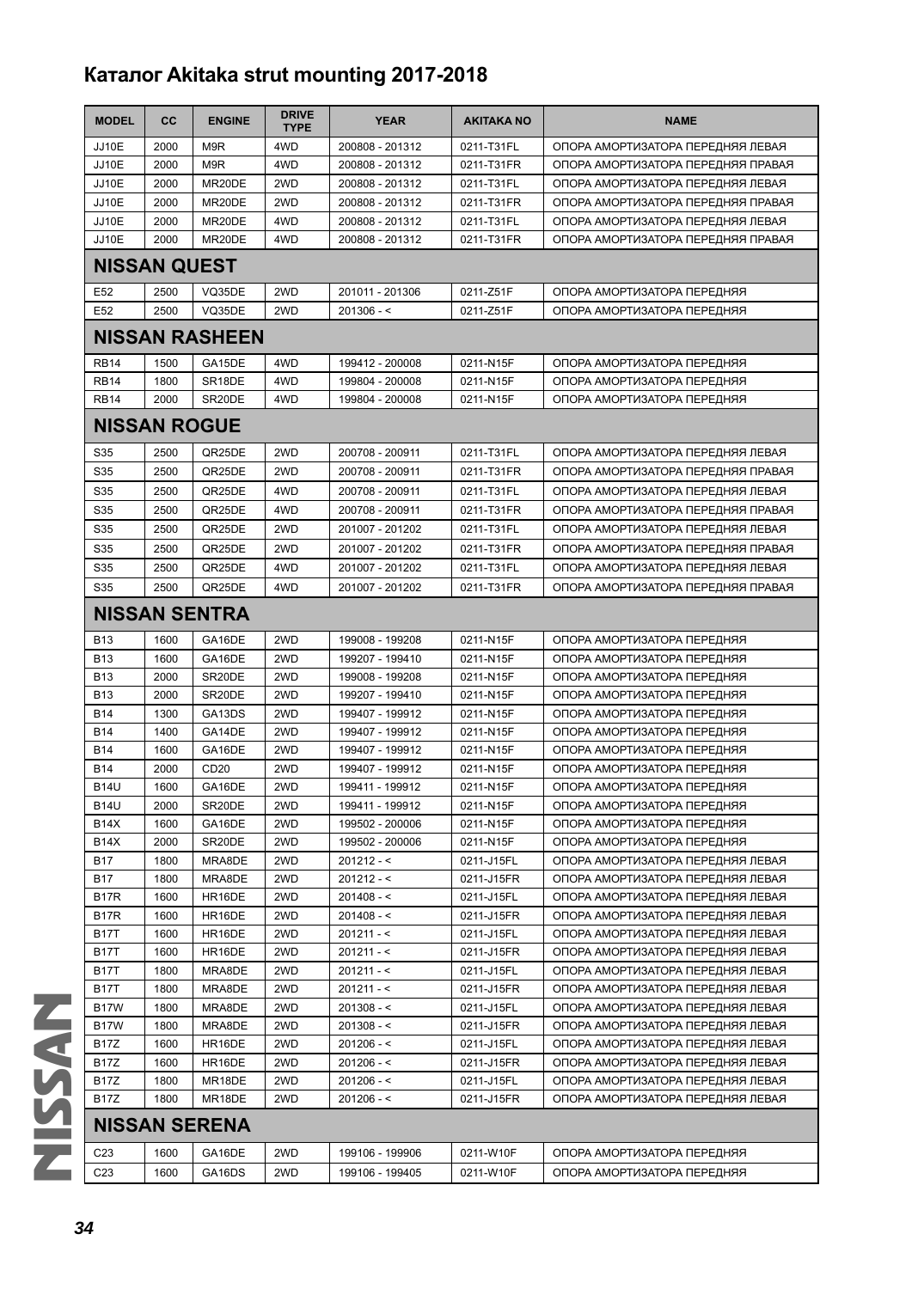## Каталог Akitaka strut mounting 2017-2018

| MODEL | CC | ENGINE | DRIVE TYPE | YEAR | AKITAKA NO | NAME |
|---|---|---|---|---|---|---|
| JJ10E | 2000 | M9R | 4WD | 200808 - 201312 | 0211-T31FL | ОПОРА АМОРТИЗАТОРА ПЕРЕДНЯЯ ЛЕВАЯ |
| JJ10E | 2000 | M9R | 4WD | 200808 - 201312 | 0211-T31FR | ОПОРА АМОРТИЗАТОРА ПЕРЕДНЯЯ ПРАВАЯ |
| JJ10E | 2000 | MR20DE | 2WD | 200808 - 201312 | 0211-T31FL | ОПОРА АМОРТИЗАТОРА ПЕРЕДНЯЯ ЛЕВАЯ |
| JJ10E | 2000 | MR20DE | 2WD | 200808 - 201312 | 0211-T31FR | ОПОРА АМОРТИЗАТОРА ПЕРЕДНЯЯ ПРАВАЯ |
| JJ10E | 2000 | MR20DE | 4WD | 200808 - 201312 | 0211-T31FL | ОПОРА АМОРТИЗАТОРА ПЕРЕДНЯЯ ЛЕВАЯ |
| JJ10E | 2000 | MR20DE | 4WD | 200808 - 201312 | 0211-T31FR | ОПОРА АМОРТИЗАТОРА ПЕРЕДНЯЯ ПРАВАЯ |
| **NISSAN QUEST** | | | | | | |
| E52 | 2500 | VQ35DE | 2WD | 201011 - 201306 | 0211-Z51F | ОПОРА АМОРТИЗАТОРА ПЕРЕДНЯЯ |
| E52 | 2500 | VQ35DE | 2WD | 201306 - < | 0211-Z51F | ОПОРА АМОРТИЗАТОРА ПЕРЕДНЯЯ |
| **NISSAN RASHEEN** | | | | | | |
| RB14 | 1500 | GA15DE | 4WD | 199412 - 200008 | 0211-N15F | ОПОРА АМОРТИЗАТОРА ПЕРЕДНЯЯ |
| RB14 | 1800 | SR18DE | 4WD | 199804 - 200008 | 0211-N15F | ОПОРА АМОРТИЗАТОРА ПЕРЕДНЯЯ |
| RB14 | 2000 | SR20DE | 4WD | 199804 - 200008 | 0211-N15F | ОПОРА АМОРТИЗАТОРА ПЕРЕДНЯЯ |
| **NISSAN ROGUE** | | | | | | |
| S35 | 2500 | QR25DE | 2WD | 200708 - 200911 | 0211-T31FL | ОПОРА АМОРТИЗАТОРА ПЕРЕДНЯЯ ЛЕВАЯ |
| S35 | 2500 | QR25DE | 2WD | 200708 - 200911 | 0211-T31FR | ОПОРА АМОРТИЗАТОРА ПЕРЕДНЯЯ ПРАВАЯ |
| S35 | 2500 | QR25DE | 4WD | 200708 - 200911 | 0211-T31FL | ОПОРА АМОРТИЗАТОРА ПЕРЕДНЯЯ ЛЕВАЯ |
| S35 | 2500 | QR25DE | 4WD | 200708 - 200911 | 0211-T31FR | ОПОРА АМОРТИЗАТОРА ПЕРЕДНЯЯ ПРАВАЯ |
| S35 | 2500 | QR25DE | 2WD | 201007 - 201202 | 0211-T31FL | ОПОРА АМОРТИЗАТОРА ПЕРЕДНЯЯ ЛЕВАЯ |
| S35 | 2500 | QR25DE | 2WD | 201007 - 201202 | 0211-T31FR | ОПОРА АМОРТИЗАТОРА ПЕРЕДНЯЯ ПРАВАЯ |
| S35 | 2500 | QR25DE | 4WD | 201007 - 201202 | 0211-T31FL | ОПОРА АМОРТИЗАТОРА ПЕРЕДНЯЯ ЛЕВАЯ |
| S35 | 2500 | QR25DE | 4WD | 201007 - 201202 | 0211-T31FR | ОПОРА АМОРТИЗАТОРА ПЕРЕДНЯЯ ПРАВАЯ |
| **NISSAN SENTRA** | | | | | | |
| B13 | 1600 | GA16DE | 2WD | 199008 - 199208 | 0211-N15F | ОПОРА АМОРТИЗАТОРА ПЕРЕДНЯЯ |
| B13 | 1600 | GA16DE | 2WD | 199207 - 199410 | 0211-N15F | ОПОРА АМОРТИЗАТОРА ПЕРЕДНЯЯ |
| B13 | 2000 | SR20DE | 2WD | 199008 - 199208 | 0211-N15F | ОПОРА АМОРТИЗАТОРА ПЕРЕДНЯЯ |
| B13 | 2000 | SR20DE | 2WD | 199207 - 199410 | 0211-N15F | ОПОРА АМОРТИЗАТОРА ПЕРЕДНЯЯ |
| B14 | 1300 | GA13DS | 2WD | 199407 - 199912 | 0211-N15F | ОПОРА АМОРТИЗАТОРА ПЕРЕДНЯЯ |
| B14 | 1400 | GA14DE | 2WD | 199407 - 199912 | 0211-N15F | ОПОРА АМОРТИЗАТОРА ПЕРЕДНЯЯ |
| B14 | 1600 | GA16DE | 2WD | 199407 - 199912 | 0211-N15F | ОПОРА АМОРТИЗАТОРА ПЕРЕДНЯЯ |
| B14 | 2000 | CD20 | 2WD | 199407 - 199912 | 0211-N15F | ОПОРА АМОРТИЗАТОРА ПЕРЕДНЯЯ |
| B14U | 1600 | GA16DE | 2WD | 199411 - 199912 | 0211-N15F | ОПОРА АМОРТИЗАТОРА ПЕРЕДНЯЯ |
| B14U | 2000 | SR20DE | 2WD | 199411 - 199912 | 0211-N15F | ОПОРА АМОРТИЗАТОРА ПЕРЕДНЯЯ |
| B14X | 1600 | GA16DE | 2WD | 199502 - 200006 | 0211-N15F | ОПОРА АМОРТИЗАТОРА ПЕРЕДНЯЯ |
| B14X | 2000 | SR20DE | 2WD | 199502 - 200006 | 0211-N15F | ОПОРА АМОРТИЗАТОРА ПЕРЕДНЯЯ |
| B17 | 1800 | MRA8DE | 2WD | 201212 - < | 0211-J15FL | ОПОРА АМОРТИЗАТОРА ПЕРЕДНЯЯ ЛЕВАЯ |
| B17 | 1800 | MRA8DE | 2WD | 201212 - < | 0211-J15FR | ОПОРА АМОРТИЗАТОРА ПЕРЕДНЯЯ ЛЕВАЯ |
| B17R | 1600 | HR16DE | 2WD | 201408 - < | 0211-J15FL | ОПОРА АМОРТИЗАТОРА ПЕРЕДНЯЯ ЛЕВАЯ |
| B17R | 1600 | HR16DE | 2WD | 201408 - < | 0211-J15FR | ОПОРА АМОРТИЗАТОРА ПЕРЕДНЯЯ ЛЕВАЯ |
| B17T | 1600 | HR16DE | 2WD | 201211 - < | 0211-J15FL | ОПОРА АМОРТИЗАТОРА ПЕРЕДНЯЯ ЛЕВАЯ |
| B17T | 1600 | HR16DE | 2WD | 201211 - < | 0211-J15FR | ОПОРА АМОРТИЗАТОРА ПЕРЕДНЯЯ ЛЕВАЯ |
| B17T | 1800 | MRA8DE | 2WD | 201211 - < | 0211-J15FL | ОПОРА АМОРТИЗАТОРА ПЕРЕДНЯЯ ЛЕВАЯ |
| B17T | 1800 | MRA8DE | 2WD | 201211 - < | 0211-J15FR | ОПОРА АМОРТИЗАТОРА ПЕРЕДНЯЯ ЛЕВАЯ |
| B17W | 1800 | MRA8DE | 2WD | 201308 - < | 0211-J15FL | ОПОРА АМОРТИЗАТОРА ПЕРЕДНЯЯ ЛЕВАЯ |
| B17W | 1800 | MRA8DE | 2WD | 201308 - < | 0211-J15FR | ОПОРА АМОРТИЗАТОРА ПЕРЕДНЯЯ ЛЕВАЯ |
| B17Z | 1600 | HR16DE | 2WD | 201206 - < | 0211-J15FL | ОПОРА АМОРТИЗАТОРА ПЕРЕДНЯЯ ЛЕВАЯ |
| B17Z | 1600 | HR16DE | 2WD | 201206 - < | 0211-J15FR | ОПОРА АМОРТИЗАТОРА ПЕРЕДНЯЯ ЛЕВАЯ |
| B17Z | 1800 | MR18DE | 2WD | 201206 - < | 0211-J15FL | ОПОРА АМОРТИЗАТОРА ПЕРЕДНЯЯ ЛЕВАЯ |
| B17Z | 1800 | MR18DE | 2WD | 201206 - < | 0211-J15FR | ОПОРА АМОРТИЗАТОРА ПЕРЕДНЯЯ ЛЕВАЯ |
| **NISSAN SERENA** | | | | | | |
| C23 | 1600 | GA16DE | 2WD | 199106 - 199906 | 0211-W10F | ОПОРА АМОРТИЗАТОРА ПЕРЕДНЯЯ |
| C23 | 1600 | GA16DS | 2WD | 199106 - 199405 | 0211-W10F | ОПОРА АМОРТИЗАТОРА ПЕРЕДНЯЯ |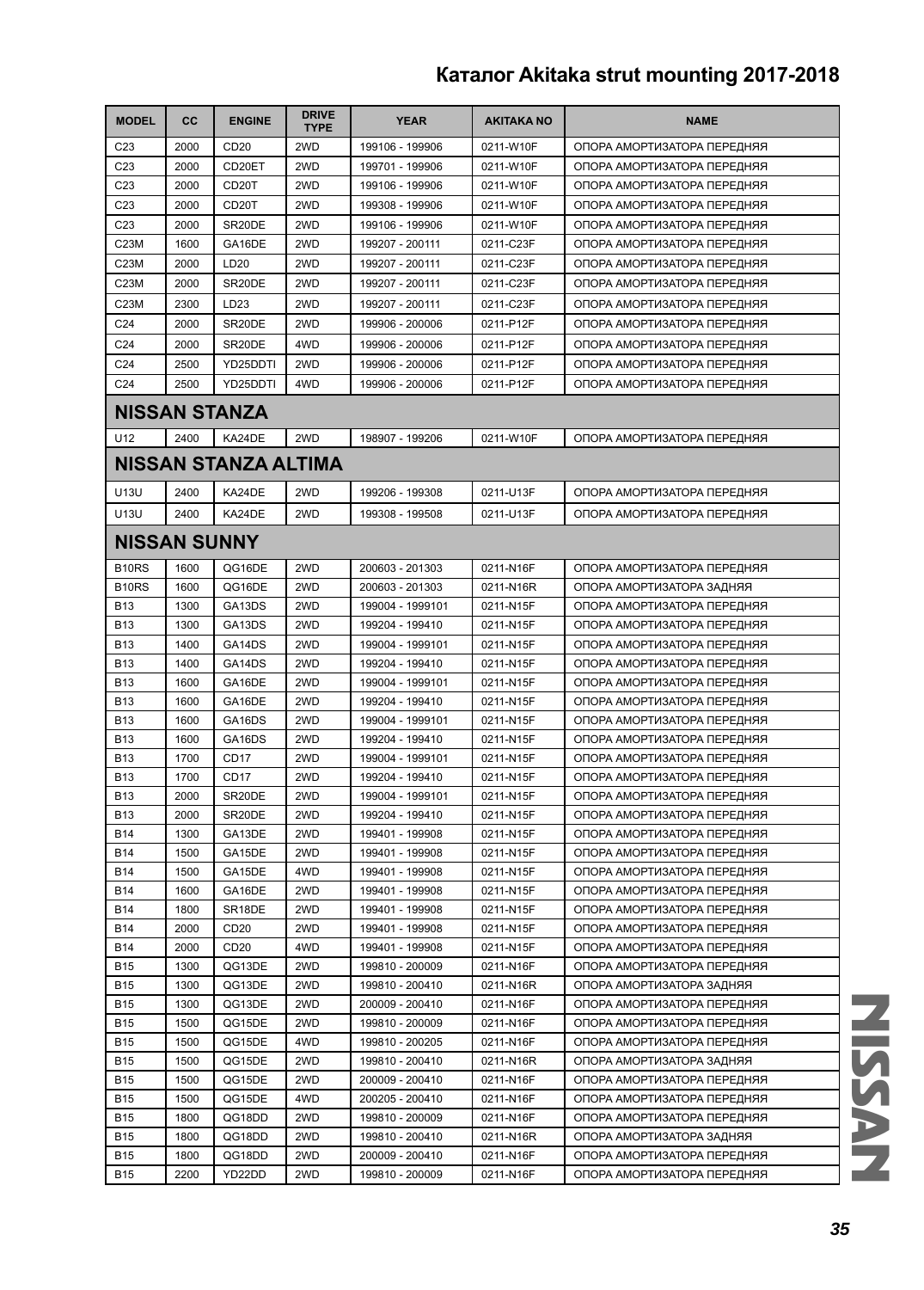| MODEL | CC | ENGINE | DRIVE TYPE | YEAR | AKITAKA NO | NAME |
|---|---|---|---|---|---|---|
| C23 | 2000 | CD20 | 2WD | 199106 - 199906 | 0211-W10F | ОПОРА АМОРТИЗАТОРА ПЕРЕДНЯЯ |
| C23 | 2000 | CD20ET | 2WD | 199701 - 199906 | 0211-W10F | ОПОРА АМОРТИЗАТОРА ПЕРЕДНЯЯ |
| C23 | 2000 | CD20T | 2WD | 199106 - 199906 | 0211-W10F | ОПОРА АМОРТИЗАТОРА ПЕРЕДНЯЯ |
| C23 | 2000 | CD20T | 2WD | 199308 - 199906 | 0211-W10F | ОПОРА АМОРТИЗАТОРА ПЕРЕДНЯЯ |
| C23 | 2000 | SR20DE | 2WD | 199106 - 199906 | 0211-W10F | ОПОРА АМОРТИЗАТОРА ПЕРЕДНЯЯ |
| C23M | 1600 | GA16DE | 2WD | 199207 - 200111 | 0211-C23F | ОПОРА АМОРТИЗАТОРА ПЕРЕДНЯЯ |
| C23M | 2000 | LD20 | 2WD | 199207 - 200111 | 0211-C23F | ОПОРА АМОРТИЗАТОРА ПЕРЕДНЯЯ |
| C23M | 2000 | SR20DE | 2WD | 199207 - 200111 | 0211-C23F | ОПОРА АМОРТИЗАТОРА ПЕРЕДНЯЯ |
| C23M | 2300 | LD23 | 2WD | 199207 - 200111 | 0211-C23F | ОПОРА АМОРТИЗАТОРА ПЕРЕДНЯЯ |
| C24 | 2000 | SR20DE | 2WD | 199906 - 200006 | 0211-P12F | ОПОРА АМОРТИЗАТОРА ПЕРЕДНЯЯ |
| C24 | 2000 | SR20DE | 4WD | 199906 - 200006 | 0211-P12F | ОПОРА АМОРТИЗАТОРА ПЕРЕДНЯЯ |
| C24 | 2500 | YD25DDTI | 2WD | 199906 - 200006 | 0211-P12F | ОПОРА АМОРТИЗАТОРА ПЕРЕДНЯЯ |
| C24 | 2500 | YD25DDTI | 4WD | 199906 - 200006 | 0211-P12F | ОПОРА АМОРТИЗАТОРА ПЕРЕДНЯЯ |
| **NISSAN STANZA** | | | | | | |
| U12 | 2400 | KA24DE | 2WD | 198907 - 199206 | 0211-W10F | ОПОРА АМОРТИЗАТОРА ПЕРЕДНЯЯ |
| **NISSAN STANZA ALTIMA** | | | | | | |
| U13U | 2400 | KA24DE | 2WD | 199206 - 199308 | 0211-U13F | ОПОРА АМОРТИЗАТОРА ПЕРЕДНЯЯ |
| U13U | 2400 | KA24DE | 2WD | 199308 - 199508 | 0211-U13F | ОПОРА АМОРТИЗАТОРА ПЕРЕДНЯЯ |
| **NISSAN SUNNY** | | | | | | |
| B10RS | 1600 | QG16DE | 2WD | 200603 - 201303 | 0211-N16F | ОПОРА АМОРТИЗАТОРА ПЕРЕДНЯЯ |
| B10RS | 1600 | QG16DE | 2WD | 200603 - 201303 | 0211-N16R | ОПОРА АМОРТИЗАТОРА ЗАДНЯЯ |
| B13 | 1300 | GA13DS | 2WD | 199004 - 1999101 | 0211-N15F | ОПОРА АМОРТИЗАТОРА ПЕРЕДНЯЯ |
| B13 | 1300 | GA13DS | 2WD | 199204 - 199410 | 0211-N15F | ОПОРА АМОРТИЗАТОРА ПЕРЕДНЯЯ |
| B13 | 1400 | GA14DS | 2WD | 199004 - 1999101 | 0211-N15F | ОПОРА АМОРТИЗАТОРА ПЕРЕДНЯЯ |
| B13 | 1400 | GA14DS | 2WD | 199204 - 199410 | 0211-N15F | ОПОРА АМОРТИЗАТОРА ПЕРЕДНЯЯ |
| B13 | 1600 | GA16DE | 2WD | 199004 - 1999101 | 0211-N15F | ОПОРА АМОРТИЗАТОРА ПЕРЕДНЯЯ |
| B13 | 1600 | GA16DE | 2WD | 199204 - 199410 | 0211-N15F | ОПОРА АМОРТИЗАТОРА ПЕРЕДНЯЯ |
| B13 | 1600 | GA16DS | 2WD | 199004 - 1999101 | 0211-N15F | ОПОРА АМОРТИЗАТОРА ПЕРЕДНЯЯ |
| B13 | 1600 | GA16DS | 2WD | 199204 - 199410 | 0211-N15F | ОПОРА АМОРТИЗАТОРА ПЕРЕДНЯЯ |
| B13 | 1700 | CD17 | 2WD | 199004 - 1999101 | 0211-N15F | ОПОРА АМОРТИЗАТОРА ПЕРЕДНЯЯ |
| B13 | 1700 | CD17 | 2WD | 199204 - 199410 | 0211-N15F | ОПОРА АМОРТИЗАТОРА ПЕРЕДНЯЯ |
| B13 | 2000 | SR20DE | 2WD | 199004 - 1999101 | 0211-N15F | ОПОРА АМОРТИЗАТОРА ПЕРЕДНЯЯ |
| B13 | 2000 | SR20DE | 2WD | 199204 - 199410 | 0211-N15F | ОПОРА АМОРТИЗАТОРА ПЕРЕДНЯЯ |
| B14 | 1300 | GA13DE | 2WD | 199401 - 199908 | 0211-N15F | ОПОРА АМОРТИЗАТОРА ПЕРЕДНЯЯ |
| B14 | 1500 | GA15DE | 2WD | 199401 - 199908 | 0211-N15F | ОПОРА АМОРТИЗАТОРА ПЕРЕДНЯЯ |
| B14 | 1500 | GA15DE | 4WD | 199401 - 199908 | 0211-N15F | ОПОРА АМОРТИЗАТОРА ПЕРЕДНЯЯ |
| B14 | 1600 | GA16DE | 2WD | 199401 - 199908 | 0211-N15F | ОПОРА АМОРТИЗАТОРА ПЕРЕДНЯЯ |
| B14 | 1800 | SR18DE | 2WD | 199401 - 199908 | 0211-N15F | ОПОРА АМОРТИЗАТОРА ПЕРЕДНЯЯ |
| B14 | 2000 | CD20 | 2WD | 199401 - 199908 | 0211-N15F | ОПОРА АМОРТИЗАТОРА ПЕРЕДНЯЯ |
| B14 | 2000 | CD20 | 4WD | 199401 - 199908 | 0211-N15F | ОПОРА АМОРТИЗАТОРА ПЕРЕДНЯЯ |
| B15 | 1300 | QG13DE | 2WD | 199810 - 200009 | 0211-N16F | ОПОРА АМОРТИЗАТОРА ПЕРЕДНЯЯ |
| B15 | 1300 | QG13DE | 2WD | 199810 - 200410 | 0211-N16R | ОПОРА АМОРТИЗАТОРА ЗАДНЯЯ |
| B15 | 1300 | QG13DE | 2WD | 200009 - 200410 | 0211-N16F | ОПОРА АМОРТИЗАТОРА ПЕРЕДНЯЯ |
| B15 | 1500 | QG15DE | 2WD | 199810 - 200009 | 0211-N16F | ОПОРА АМОРТИЗАТОРА ПЕРЕДНЯЯ |
| B15 | 1500 | QG15DE | 4WD | 199810 - 200205 | 0211-N16F | ОПОРА АМОРТИЗАТОРА ПЕРЕДНЯЯ |
| B15 | 1500 | QG15DE | 2WD | 199810 - 200410 | 0211-N16R | ОПОРА АМОРТИЗАТОРА ЗАДНЯЯ |
| B15 | 1500 | QG15DE | 2WD | 200009 - 200410 | 0211-N16F | ОПОРА АМОРТИЗАТОРА ПЕРЕДНЯЯ |
| B15 | 1500 | QG15DE | 4WD | 200205 - 200410 | 0211-N16F | ОПОРА АМОРТИЗАТОРА ПЕРЕДНЯЯ |
| B15 | 1800 | QG18DD | 2WD | 199810 - 200009 | 0211-N16F | ОПОРА АМОРТИЗАТОРА ПЕРЕДНЯЯ |
| B15 | 1800 | QG18DD | 2WD | 199810 - 200410 | 0211-N16R | ОПОРА АМОРТИЗАТОРА ЗАДНЯЯ |
| B15 | 1800 | QG18DD | 2WD | 200009 - 200410 | 0211-N16F | ОПОРА АМОРТИЗАТОРА ПЕРЕДНЯЯ |
| B15 | 2200 | YD22DD | 2WD | 199810 - 200009 | 0211-N16F | ОПОРА АМОРТИЗАТОРА ПЕРЕДНЯЯ |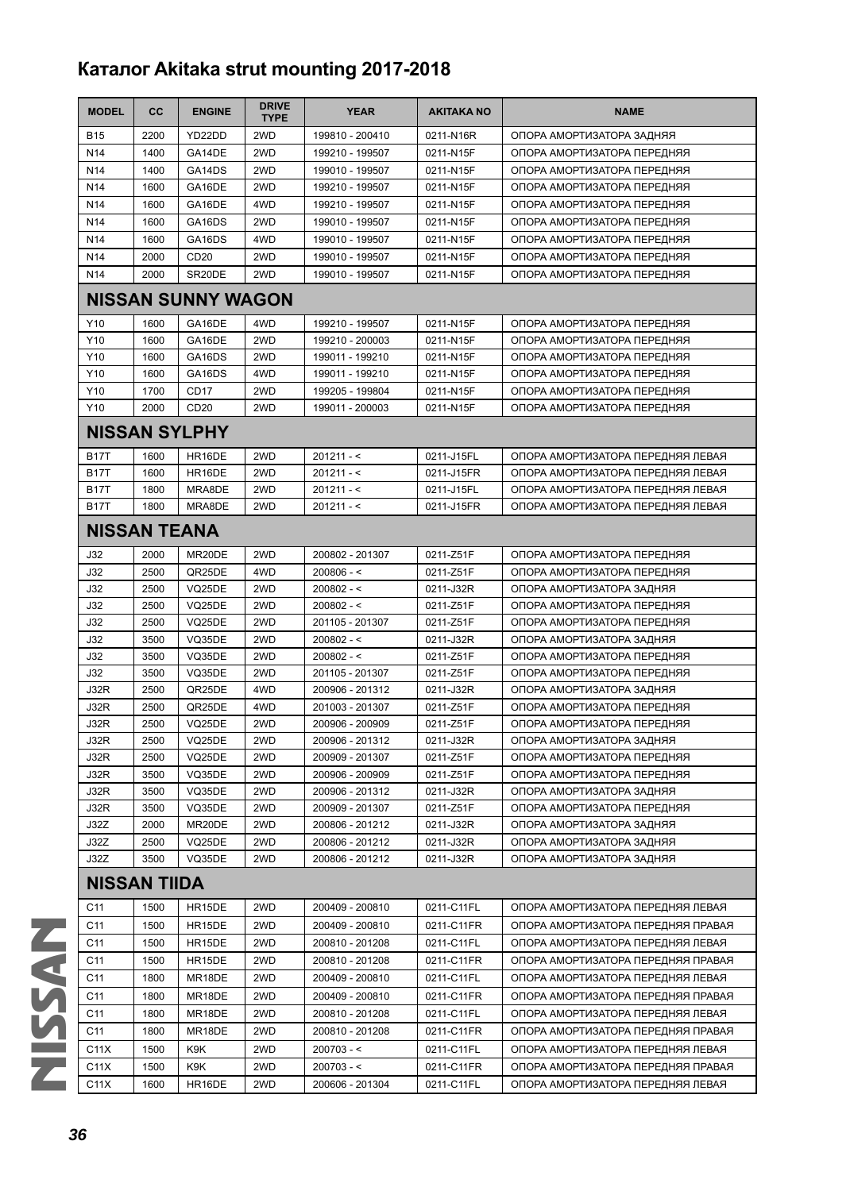# Каталог Akitaka strut mounting 2017-2018

| MODEL | CC | ENGINE | DRIVE TYPE | YEAR | AKITAKA NO | NAME |
|---|---|---|---|---|---|---|
| B15 | 2200 | YD22DD | 2WD | 199810 - 200410 | 0211-N16R | ОПОРА АМОРТИЗАТОРА ЗАДНЯЯ |
| N14 | 1400 | GA14DE | 2WD | 199210 - 199507 | 0211-N15F | ОПОРА АМОРТИЗАТОРА ПЕРЕДНЯЯ |
| N14 | 1400 | GA14DS | 2WD | 199010 - 199507 | 0211-N15F | ОПОРА АМОРТИЗАТОРА ПЕРЕДНЯЯ |
| N14 | 1600 | GA16DE | 2WD | 199210 - 199507 | 0211-N15F | ОПОРА АМОРТИЗАТОРА ПЕРЕДНЯЯ |
| N14 | 1600 | GA16DE | 4WD | 199210 - 199507 | 0211-N15F | ОПОРА АМОРТИЗАТОРА ПЕРЕДНЯЯ |
| N14 | 1600 | GA16DS | 2WD | 199010 - 199507 | 0211-N15F | ОПОРА АМОРТИЗАТОРА ПЕРЕДНЯЯ |
| N14 | 1600 | GA16DS | 4WD | 199010 - 199507 | 0211-N15F | ОПОРА АМОРТИЗАТОРА ПЕРЕДНЯЯ |
| N14 | 2000 | CD20 | 2WD | 199010 - 199507 | 0211-N15F | ОПОРА АМОРТИЗАТОРА ПЕРЕДНЯЯ |
| N14 | 2000 | SR20DE | 2WD | 199010 - 199507 | 0211-N15F | ОПОРА АМОРТИЗАТОРА ПЕРЕДНЯЯ |
| **NISSAN SUNNY WAGON** | | | | | | |
| Y10 | 1600 | GA16DE | 4WD | 199210 - 199507 | 0211-N15F | ОПОРА АМОРТИЗАТОРА ПЕРЕДНЯЯ |
| Y10 | 1600 | GA16DE | 2WD | 199210 - 200003 | 0211-N15F | ОПОРА АМОРТИЗАТОРА ПЕРЕДНЯЯ |
| Y10 | 1600 | GA16DS | 2WD | 199011 - 199210 | 0211-N15F | ОПОРА АМОРТИЗАТОРА ПЕРЕДНЯЯ |
| Y10 | 1600 | GA16DS | 4WD | 199011 - 199210 | 0211-N15F | ОПОРА АМОРТИЗАТОРА ПЕРЕДНЯЯ |
| Y10 | 1700 | CD17 | 2WD | 199205 - 199804 | 0211-N15F | ОПОРА АМОРТИЗАТОРА ПЕРЕДНЯЯ |
| Y10 | 2000 | CD20 | 2WD | 199011 - 200003 | 0211-N15F | ОПОРА АМОРТИЗАТОРА ПЕРЕДНЯЯ |
| **NISSAN SYLPHY** | | | | | | |
| B17T | 1600 | HR16DE | 2WD | 201211 - < | 0211-J15FL | ОПОРА АМОРТИЗАТОРА ПЕРЕДНЯЯ ЛЕВАЯ |
| B17T | 1600 | HR16DE | 2WD | 201211 - < | 0211-J15FR | ОПОРА АМОРТИЗАТОРА ПЕРЕДНЯЯ ЛЕВАЯ |
| B17T | 1800 | MRA8DE | 2WD | 201211 - < | 0211-J15FL | ОПОРА АМОРТИЗАТОРА ПЕРЕДНЯЯ ЛЕВАЯ |
| B17T | 1800 | MRA8DE | 2WD | 201211 - < | 0211-J15FR | ОПОРА АМОРТИЗАТОРА ПЕРЕДНЯЯ ЛЕВАЯ |
| **NISSAN TEANA** | | | | | | |
| J32 | 2000 | MR20DE | 2WD | 200802 - 201307 | 0211-Z51F | ОПОРА АМОРТИЗАТОРА ПЕРЕДНЯЯ |
| J32 | 2500 | QR25DE | 4WD | 200806 - < | 0211-Z51F | ОПОРА АМОРТИЗАТОРА ПЕРЕДНЯЯ |
| J32 | 2500 | VQ25DE | 2WD | 200802 - < | 0211-J32R | ОПОРА АМОРТИЗАТОРА ЗАДНЯЯ |
| J32 | 2500 | VQ25DE | 2WD | 200802 - < | 0211-Z51F | ОПОРА АМОРТИЗАТОРА ПЕРЕДНЯЯ |
| J32 | 2500 | VQ25DE | 2WD | 201105 - 201307 | 0211-Z51F | ОПОРА АМОРТИЗАТОРА ПЕРЕДНЯЯ |
| J32 | 3500 | VQ35DE | 2WD | 200802 - < | 0211-J32R | ОПОРА АМОРТИЗАТОРА ЗАДНЯЯ |
| J32 | 3500 | VQ35DE | 2WD | 200802 - < | 0211-Z51F | ОПОРА АМОРТИЗАТОРА ПЕРЕДНЯЯ |
| J32 | 3500 | VQ35DE | 2WD | 201105 - 201307 | 0211-Z51F | ОПОРА АМОРТИЗАТОРА ПЕРЕДНЯЯ |
| J32R | 2500 | QR25DE | 4WD | 200906 - 201312 | 0211-J32R | ОПОРА АМОРТИЗАТОРА ЗАДНЯЯ |
| J32R | 2500 | QR25DE | 4WD | 201003 - 201307 | 0211-Z51F | ОПОРА АМОРТИЗАТОРА ПЕРЕДНЯЯ |
| J32R | 2500 | VQ25DE | 2WD | 200906 - 200909 | 0211-Z51F | ОПОРА АМОРТИЗАТОРА ПЕРЕДНЯЯ |
| J32R | 2500 | VQ25DE | 2WD | 200906 - 201312 | 0211-J32R | ОПОРА АМОРТИЗАТОРА ЗАДНЯЯ |
| J32R | 2500 | VQ25DE | 2WD | 200909 - 201307 | 0211-Z51F | ОПОРА АМОРТИЗАТОРА ПЕРЕДНЯЯ |
| J32R | 3500 | VQ35DE | 2WD | 200906 - 200909 | 0211-Z51F | ОПОРА АМОРТИЗАТОРА ПЕРЕДНЯЯ |
| J32R | 3500 | VQ35DE | 2WD | 200906 - 201312 | 0211-J32R | ОПОРА АМОРТИЗАТОРА ЗАДНЯЯ |
| J32R | 3500 | VQ35DE | 2WD | 200909 - 201307 | 0211-Z51F | ОПОРА АМОРТИЗАТОРА ПЕРЕДНЯЯ |
| J32Z | 2000 | MR20DE | 2WD | 200806 - 201212 | 0211-J32R | ОПОРА АМОРТИЗАТОРА ЗАДНЯЯ |
| J32Z | 2500 | VQ25DE | 2WD | 200806 - 201212 | 0211-J32R | ОПОРА АМОРТИЗАТОРА ЗАДНЯЯ |
| J32Z | 3500 | VQ35DE | 2WD | 200806 - 201212 | 0211-J32R | ОПОРА АМОРТИЗАТОРА ЗАДНЯЯ |
| **NISSAN TIIDA** | | | | | | |
| C11 | 1500 | HR15DE | 2WD | 200409 - 200810 | 0211-C11FL | ОПОРА АМОРТИЗАТОРА ПЕРЕДНЯЯ ЛЕВАЯ |
| C11 | 1500 | HR15DE | 2WD | 200409 - 200810 | 0211-C11FR | ОПОРА АМОРТИЗАТОРА ПЕРЕДНЯЯ ПРАВАЯ |
| C11 | 1500 | HR15DE | 2WD | 200810 - 201208 | 0211-C11FL | ОПОРА АМОРТИЗАТОРА ПЕРЕДНЯЯ ЛЕВАЯ |
| C11 | 1500 | HR15DE | 2WD | 200810 - 201208 | 0211-C11FR | ОПОРА АМОРТИЗАТОРА ПЕРЕДНЯЯ ПРАВАЯ |
| C11 | 1800 | MR18DE | 2WD | 200409 - 200810 | 0211-C11FL | ОПОРА АМОРТИЗАТОРА ПЕРЕДНЯЯ ЛЕВАЯ |
| C11 | 1800 | MR18DE | 2WD | 200409 - 200810 | 0211-C11FR | ОПОРА АМОРТИЗАТОРА ПЕРЕДНЯЯ ПРАВАЯ |
| C11 | 1800 | MR18DE | 2WD | 200810 - 201208 | 0211-C11FL | ОПОРА АМОРТИЗАТОРА ПЕРЕДНЯЯ ЛЕВАЯ |
| C11 | 1800 | MR18DE | 2WD | 200810 - 201208 | 0211-C11FR | ОПОРА АМОРТИЗАТОРА ПЕРЕДНЯЯ ПРАВАЯ |
| C11X | 1500 | K9K | 2WD | 200703 - < | 0211-C11FL | ОПОРА АМОРТИЗАТОРА ПЕРЕДНЯЯ ЛЕВАЯ |
| C11X | 1500 | K9K | 2WD | 200703 - < | 0211-C11FR | ОПОРА АМОРТИЗАТОРА ПЕРЕДНЯЯ ПРАВАЯ |
| C11X | 1600 | HR16DE | 2WD | 200606 - 201304 | 0211-C11FL | ОПОРА АМОРТИЗАТОРА ПЕРЕДНЯЯ ЛЕВАЯ |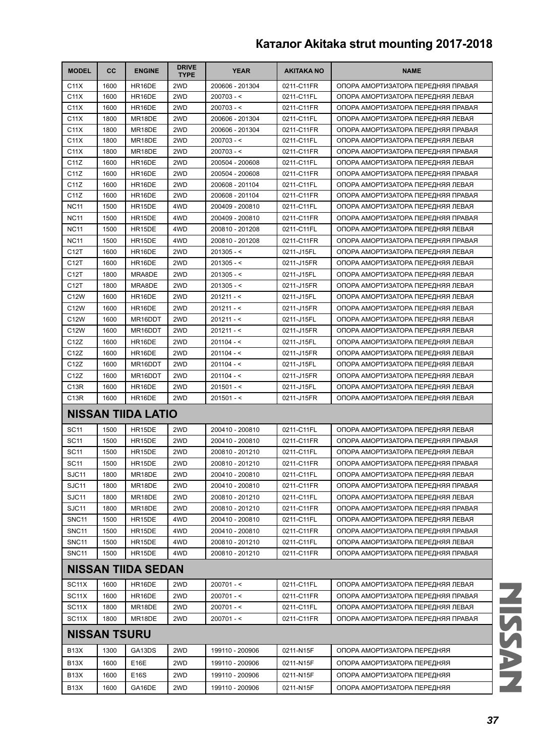| MODEL | CC | ENGINE | DRIVE TYPE | YEAR | AKITAKA NO | NAME |
|---|---|---|---|---|---|---|
| C11X | 1600 | HR16DE | 2WD | 200606 - 201304 | 0211-C11FR | ОПОРА АМОРТИЗАТОРА ПЕРЕДНЯЯ ПРАВАЯ |
| C11X | 1600 | HR16DE | 2WD | 200703 - < | 0211-C11FL | ОПОРА АМОРТИЗАТОРА ПЕРЕДНЯЯ ЛЕВАЯ |
| C11X | 1600 | HR16DE | 2WD | 200703 - < | 0211-C11FR | ОПОРА АМОРТИЗАТОРА ПЕРЕДНЯЯ ПРАВАЯ |
| C11X | 1800 | MR18DE | 2WD | 200606 - 201304 | 0211-C11FL | ОПОРА АМОРТИЗАТОРА ПЕРЕДНЯЯ ЛЕВАЯ |
| C11X | 1800 | MR18DE | 2WD | 200606 - 201304 | 0211-C11FR | ОПОРА АМОРТИЗАТОРА ПЕРЕДНЯЯ ПРАВАЯ |
| C11X | 1800 | MR18DE | 2WD | 200703 - < | 0211-C11FL | ОПОРА АМОРТИЗАТОРА ПЕРЕДНЯЯ ЛЕВАЯ |
| C11X | 1800 | MR18DE | 2WD | 200703 - < | 0211-C11FR | ОПОРА АМОРТИЗАТОРА ПЕРЕДНЯЯ ПРАВАЯ |
| C11Z | 1600 | HR16DE | 2WD | 200504 - 200608 | 0211-C11FL | ОПОРА АМОРТИЗАТОРА ПЕРЕДНЯЯ ЛЕВАЯ |
| C11Z | 1600 | HR16DE | 2WD | 200504 - 200608 | 0211-C11FR | ОПОРА АМОРТИЗАТОРА ПЕРЕДНЯЯ ПРАВАЯ |
| C11Z | 1600 | HR16DE | 2WD | 200608 - 201104 | 0211-C11FL | ОПОРА АМОРТИЗАТОРА ПЕРЕДНЯЯ ЛЕВАЯ |
| C11Z | 1600 | HR16DE | 2WD | 200608 - 201104 | 0211-C11FR | ОПОРА АМОРТИЗАТОРА ПЕРЕДНЯЯ ПРАВАЯ |
| NC11 | 1500 | HR15DE | 4WD | 200409 - 200810 | 0211-C11FL | ОПОРА АМОРТИЗАТОРА ПЕРЕДНЯЯ ЛЕВАЯ |
| NC11 | 1500 | HR15DE | 4WD | 200409 - 200810 | 0211-C11FR | ОПОРА АМОРТИЗАТОРА ПЕРЕДНЯЯ ПРАВАЯ |
| NC11 | 1500 | HR15DE | 4WD | 200810 - 201208 | 0211-C11FL | ОПОРА АМОРТИЗАТОРА ПЕРЕДНЯЯ ЛЕВАЯ |
| NC11 | 1500 | HR15DE | 4WD | 200810 - 201208 | 0211-C11FR | ОПОРА АМОРТИЗАТОРА ПЕРЕДНЯЯ ПРАВАЯ |
| C12T | 1600 | HR16DE | 2WD | 201305 - < | 0211-J15FL | ОПОРА АМОРТИЗАТОРА ПЕРЕДНЯЯ ЛЕВАЯ |
| C12T | 1600 | HR16DE | 2WD | 201305 - < | 0211-J15FR | ОПОРА АМОРТИЗАТОРА ПЕРЕДНЯЯ ЛЕВАЯ |
| C12T | 1800 | MRA8DE | 2WD | 201305 - < | 0211-J15FL | ОПОРА АМОРТИЗАТОРА ПЕРЕДНЯЯ ЛЕВАЯ |
| C12T | 1800 | MRA8DE | 2WD | 201305 - < | 0211-J15FR | ОПОРА АМОРТИЗАТОРА ПЕРЕДНЯЯ ЛЕВАЯ |
| C12W | 1600 | HR16DE | 2WD | 201211 - < | 0211-J15FL | ОПОРА АМОРТИЗАТОРА ПЕРЕДНЯЯ ЛЕВАЯ |
| C12W | 1600 | HR16DE | 2WD | 201211 - < | 0211-J15FR | ОПОРА АМОРТИЗАТОРА ПЕРЕДНЯЯ ЛЕВАЯ |
| C12W | 1600 | MR16DDT | 2WD | 201211 - < | 0211-J15FL | ОПОРА АМОРТИЗАТОРА ПЕРЕДНЯЯ ЛЕВАЯ |
| C12W | 1600 | MR16DDT | 2WD | 201211 - < | 0211-J15FR | ОПОРА АМОРТИЗАТОРА ПЕРЕДНЯЯ ЛЕВАЯ |
| C12Z | 1600 | HR16DE | 2WD | 201104 - < | 0211-J15FL | ОПОРА АМОРТИЗАТОРА ПЕРЕДНЯЯ ЛЕВАЯ |
| C12Z | 1600 | HR16DE | 2WD | 201104 - < | 0211-J15FR | ОПОРА АМОРТИЗАТОРА ПЕРЕДНЯЯ ЛЕВАЯ |
| C12Z | 1600 | MR16DDT | 2WD | 201104 - < | 0211-J15FL | ОПОРА АМОРТИЗАТОРА ПЕРЕДНЯЯ ЛЕВАЯ |
| C12Z | 1600 | MR16DDT | 2WD | 201104 - < | 0211-J15FR | ОПОРА АМОРТИЗАТОРА ПЕРЕДНЯЯ ЛЕВАЯ |
| C13R | 1600 | HR16DE | 2WD | 201501 - < | 0211-J15FL | ОПОРА АМОРТИЗАТОРА ПЕРЕДНЯЯ ЛЕВАЯ |
| C13R | 1600 | HR16DE | 2WD | 201501 - < | 0211-J15FR | ОПОРА АМОРТИЗАТОРА ПЕРЕДНЯЯ ЛЕВАЯ |
| **NISSAN TIIDA LATIO** | | | | | | |
| SC11 | 1500 | HR15DE | 2WD | 200410 - 200810 | 0211-C11FL | ОПОРА АМОРТИЗАТОРА ПЕРЕДНЯЯ ЛЕВАЯ |
| SC11 | 1500 | HR15DE | 2WD | 200410 - 200810 | 0211-C11FR | ОПОРА АМОРТИЗАТОРА ПЕРЕДНЯЯ ПРАВАЯ |
| SC11 | 1500 | HR15DE | 2WD | 200810 - 201210 | 0211-C11FL | ОПОРА АМОРТИЗАТОРА ПЕРЕДНЯЯ ЛЕВАЯ |
| SC11 | 1500 | HR15DE | 2WD | 200810 - 201210 | 0211-C11FR | ОПОРА АМОРТИЗАТОРА ПЕРЕДНЯЯ ПРАВАЯ |
| SJC11 | 1800 | MR18DE | 2WD | 200410 - 200810 | 0211-C11FL | ОПОРА АМОРТИЗАТОРА ПЕРЕДНЯЯ ЛЕВАЯ |
| SJC11 | 1800 | MR18DE | 2WD | 200410 - 200810 | 0211-C11FR | ОПОРА АМОРТИЗАТОРА ПЕРЕДНЯЯ ПРАВАЯ |
| SJC11 | 1800 | MR18DE | 2WD | 200810 - 201210 | 0211-C11FL | ОПОРА АМОРТИЗАТОРА ПЕРЕДНЯЯ ЛЕВАЯ |
| SJC11 | 1800 | MR18DE | 2WD | 200810 - 201210 | 0211-C11FR | ОПОРА АМОРТИЗАТОРА ПЕРЕДНЯЯ ПРАВАЯ |
| SNC11 | 1500 | HR15DE | 4WD | 200410 - 200810 | 0211-C11FL | ОПОРА АМОРТИЗАТОРА ПЕРЕДНЯЯ ЛЕВАЯ |
| SNC11 | 1500 | HR15DE | 4WD | 200410 - 200810 | 0211-C11FR | ОПОРА АМОРТИЗАТОРА ПЕРЕДНЯЯ ПРАВАЯ |
| SNC11 | 1500 | HR15DE | 4WD | 200810 - 201210 | 0211-C11FL | ОПОРА АМОРТИЗАТОРА ПЕРЕДНЯЯ ЛЕВАЯ |
| SNC11 | 1500 | HR15DE | 4WD | 200810 - 201210 | 0211-C11FR | ОПОРА АМОРТИЗАТОРА ПЕРЕДНЯЯ ПРАВАЯ |
| **NISSAN TIIDA SEDAN** | | | | | | |
| SC11X | 1600 | HR16DE | 2WD | 200701 - < | 0211-C11FL | ОПОРА АМОРТИЗАТОРА ПЕРЕДНЯЯ ЛЕВАЯ |
| SC11X | 1600 | HR16DE | 2WD | 200701 - < | 0211-C11FR | ОПОРА АМОРТИЗАТОРА ПЕРЕДНЯЯ ПРАВАЯ |
| SC11X | 1800 | MR18DE | 2WD | 200701 - < | 0211-C11FL | ОПОРА АМОРТИЗАТОРА ПЕРЕДНЯЯ ЛЕВАЯ |
| SC11X | 1800 | MR18DE | 2WD | 200701 - < | 0211-C11FR | ОПОРА АМОРТИЗАТОРА ПЕРЕДНЯЯ ПРАВАЯ |
| **NISSAN TSURU** | | | | | | |
| B13X | 1300 | GA13DS | 2WD | 199110 - 200906 | 0211-N15F | ОПОРА АМОРТИЗАТОРА ПЕРЕДНЯЯ |
| B13X | 1600 | E16E | 2WD | 199110 - 200906 | 0211-N15F | ОПОРА АМОРТИЗАТОРА ПЕРЕДНЯЯ |
| B13X | 1600 | E16S | 2WD | 199110 - 200906 | 0211-N15F | ОПОРА АМОРТИЗАТОРА ПЕРЕДНЯЯ |
| B13X | 1600 | GA16DE | 2WD | 199110 - 200906 | 0211-N15F | ОПОРА АМОРТИЗАТОРА ПЕРЕДНЯЯ |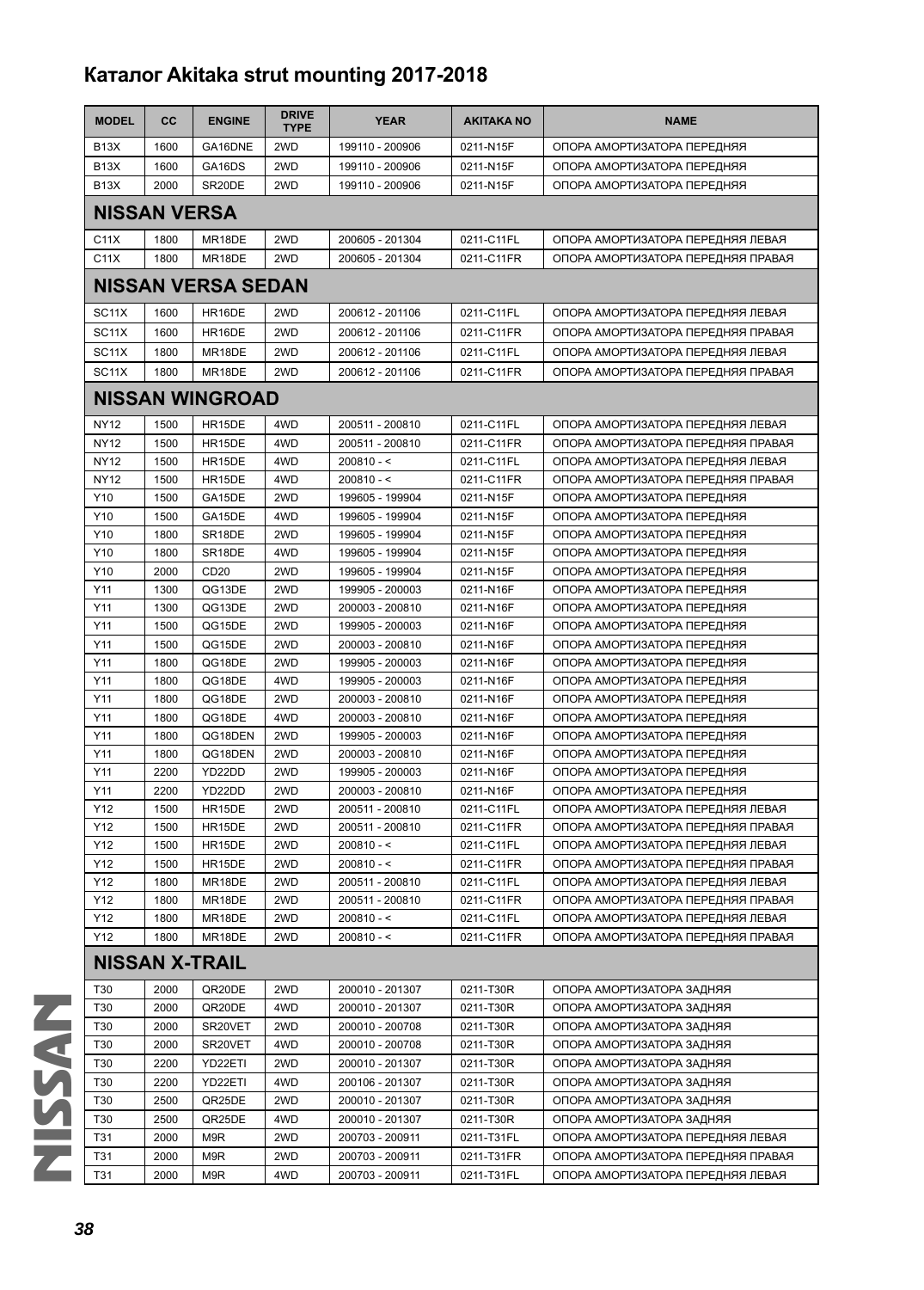# Каталог Akitaka strut mounting 2017-2018

| MODEL | CC | ENGINE | DRIVE TYPE | YEAR | AKITAKA NO | NAME |
|---|---|---|---|---|---|---|
| B13X | 1600 | GA16DNE | 2WD | 199110 - 200906 | 0211-N15F | ОПОРА АМОРТИЗАТОРА ПЕРЕДНЯЯ |
| B13X | 1600 | GA16DS | 2WD | 199110 - 200906 | 0211-N15F | ОПОРА АМОРТИЗАТОРА ПЕРЕДНЯЯ |
| B13X | 2000 | SR20DE | 2WD | 199110 - 200906 | 0211-N15F | ОПОРА АМОРТИЗАТОРА ПЕРЕДНЯЯ |
| **NISSAN VERSA** | | | | | | |
| C11X | 1800 | MR18DE | 2WD | 200605 - 201304 | 0211-C11FL | ОПОРА АМОРТИЗАТОРА ПЕРЕДНЯЯ ЛЕВАЯ |
| C11X | 1800 | MR18DE | 2WD | 200605 - 201304 | 0211-C11FR | ОПОРА АМОРТИЗАТОРА ПЕРЕДНЯЯ ПРАВАЯ |
| **NISSAN VERSA SEDAN** | | | | | | |
| SC11X | 1600 | HR16DE | 2WD | 200612 - 201106 | 0211-C11FL | ОПОРА АМОРТИЗАТОРА ПЕРЕДНЯЯ ЛЕВАЯ |
| SC11X | 1600 | HR16DE | 2WD | 200612 - 201106 | 0211-C11FR | ОПОРА АМОРТИЗАТОРА ПЕРЕДНЯЯ ПРАВАЯ |
| SC11X | 1800 | MR18DE | 2WD | 200612 - 201106 | 0211-C11FL | ОПОРА АМОРТИЗАТОРА ПЕРЕДНЯЯ ЛЕВАЯ |
| SC11X | 1800 | MR18DE | 2WD | 200612 - 201106 | 0211-C11FR | ОПОРА АМОРТИЗАТОРА ПЕРЕДНЯЯ ПРАВАЯ |
| **NISSAN WINGROAD** | | | | | | |
| NY12 | 1500 | HR15DE | 4WD | 200511 - 200810 | 0211-C11FL | ОПОРА АМОРТИЗАТОРА ПЕРЕДНЯЯ ЛЕВАЯ |
| NY12 | 1500 | HR15DE | 4WD | 200511 - 200810 | 0211-C11FR | ОПОРА АМОРТИЗАТОРА ПЕРЕДНЯЯ ПРАВАЯ |
| NY12 | 1500 | HR15DE | 4WD | 200810 - < | 0211-C11FL | ОПОРА АМОРТИЗАТОРА ПЕРЕДНЯЯ ЛЕВАЯ |
| NY12 | 1500 | HR15DE | 4WD | 200810 - < | 0211-C11FR | ОПОРА АМОРТИЗАТОРА ПЕРЕДНЯЯ ПРАВАЯ |
| Y10 | 1500 | GA15DE | 2WD | 199605 - 199904 | 0211-N15F | ОПОРА АМОРТИЗАТОРА ПЕРЕДНЯЯ |
| Y10 | 1500 | GA15DE | 4WD | 199605 - 199904 | 0211-N15F | ОПОРА АМОРТИЗАТОРА ПЕРЕДНЯЯ |
| Y10 | 1800 | SR18DE | 2WD | 199605 - 199904 | 0211-N15F | ОПОРА АМОРТИЗАТОРА ПЕРЕДНЯЯ |
| Y10 | 1800 | SR18DE | 4WD | 199605 - 199904 | 0211-N15F | ОПОРА АМОРТИЗАТОРА ПЕРЕДНЯЯ |
| Y10 | 2000 | CD20 | 2WD | 199605 - 199904 | 0211-N15F | ОПОРА АМОРТИЗАТОРА ПЕРЕДНЯЯ |
| Y11 | 1300 | QG13DE | 2WD | 199905 - 200003 | 0211-N16F | ОПОРА АМОРТИЗАТОРА ПЕРЕДНЯЯ |
| Y11 | 1300 | QG13DE | 2WD | 200003 - 200810 | 0211-N16F | ОПОРА АМОРТИЗАТОРА ПЕРЕДНЯЯ |
| Y11 | 1500 | QG15DE | 2WD | 199905 - 200003 | 0211-N16F | ОПОРА АМОРТИЗАТОРА ПЕРЕДНЯЯ |
| Y11 | 1500 | QG15DE | 2WD | 200003 - 200810 | 0211-N16F | ОПОРА АМОРТИЗАТОРА ПЕРЕДНЯЯ |
| Y11 | 1800 | QG18DE | 2WD | 199905 - 200003 | 0211-N16F | ОПОРА АМОРТИЗАТОРА ПЕРЕДНЯЯ |
| Y11 | 1800 | QG18DE | 4WD | 199905 - 200003 | 0211-N16F | ОПОРА АМОРТИЗАТОРА ПЕРЕДНЯЯ |
| Y11 | 1800 | QG18DE | 2WD | 200003 - 200810 | 0211-N16F | ОПОРА АМОРТИЗАТОРА ПЕРЕДНЯЯ |
| Y11 | 1800 | QG18DE | 4WD | 200003 - 200810 | 0211-N16F | ОПОРА АМОРТИЗАТОРА ПЕРЕДНЯЯ |
| Y11 | 1800 | QG18DEN | 2WD | 199905 - 200003 | 0211-N16F | ОПОРА АМОРТИЗАТОРА ПЕРЕДНЯЯ |
| Y11 | 1800 | QG18DEN | 2WD | 200003 - 200810 | 0211-N16F | ОПОРА АМОРТИЗАТОРА ПЕРЕДНЯЯ |
| Y11 | 2200 | YD22DD | 2WD | 199905 - 200003 | 0211-N16F | ОПОРА АМОРТИЗАТОРА ПЕРЕДНЯЯ |
| Y11 | 2200 | YD22DD | 2WD | 200003 - 200810 | 0211-N16F | ОПОРА АМОРТИЗАТОРА ПЕРЕДНЯЯ |
| Y12 | 1500 | HR15DE | 2WD | 200511 - 200810 | 0211-C11FL | ОПОРА АМОРТИЗАТОРА ПЕРЕДНЯЯ ЛЕВАЯ |
| Y12 | 1500 | HR15DE | 2WD | 200511 - 200810 | 0211-C11FR | ОПОРА АМОРТИЗАТОРА ПЕРЕДНЯЯ ПРАВАЯ |
| Y12 | 1500 | HR15DE | 2WD | 200810 - < | 0211-C11FL | ОПОРА АМОРТИЗАТОРА ПЕРЕДНЯЯ ЛЕВАЯ |
| Y12 | 1500 | HR15DE | 2WD | 200810 - < | 0211-C11FR | ОПОРА АМОРТИЗАТОРА ПЕРЕДНЯЯ ПРАВАЯ |
| Y12 | 1800 | MR18DE | 2WD | 200511 - 200810 | 0211-C11FL | ОПОРА АМОРТИЗАТОРА ПЕРЕДНЯЯ ЛЕВАЯ |
| Y12 | 1800 | MR18DE | 2WD | 200511 - 200810 | 0211-C11FR | ОПОРА АМОРТИЗАТОРА ПЕРЕДНЯЯ ПРАВАЯ |
| Y12 | 1800 | MR18DE | 2WD | 200810 - < | 0211-C11FL | ОПОРА АМОРТИЗАТОРА ПЕРЕДНЯЯ ЛЕВАЯ |
| Y12 | 1800 | MR18DE | 2WD | 200810 - < | 0211-C11FR | ОПОРА АМОРТИЗАТОРА ПЕРЕДНЯЯ ПРАВАЯ |
| **NISSAN X-TRAIL** | | | | | | |
| T30 | 2000 | QR20DE | 2WD | 200010 - 201307 | 0211-T30R | ОПОРА АМОРТИЗАТОРА ЗАДНЯЯ |
| T30 | 2000 | QR20DE | 4WD | 200010 - 201307 | 0211-T30R | ОПОРА АМОРТИЗАТОРА ЗАДНЯЯ |
| T30 | 2000 | SR20VET | 2WD | 200010 - 200708 | 0211-T30R | ОПОРА АМОРТИЗАТОРА ЗАДНЯЯ |
| T30 | 2000 | SR20VET | 4WD | 200010 - 200708 | 0211-T30R | ОПОРА АМОРТИЗАТОРА ЗАДНЯЯ |
| T30 | 2200 | YD22ETI | 2WD | 200010 - 201307 | 0211-T30R | ОПОРА АМОРТИЗАТОРА ЗАДНЯЯ |
| T30 | 2200 | YD22ETI | 4WD | 200106 - 201307 | 0211-T30R | ОПОРА АМОРТИЗАТОРА ЗАДНЯЯ |
| T30 | 2500 | QR25DE | 2WD | 200010 - 201307 | 0211-T30R | ОПОРА АМОРТИЗАТОРА ЗАДНЯЯ |
| T30 | 2500 | QR25DE | 4WD | 200010 - 201307 | 0211-T30R | ОПОРА АМОРТИЗАТОРА ЗАДНЯЯ |
| T31 | 2000 | M9R | 2WD | 200703 - 200911 | 0211-T31FL | ОПОРА АМОРТИЗАТОРА ПЕРЕДНЯЯ ЛЕВАЯ |
| T31 | 2000 | M9R | 2WD | 200703 - 200911 | 0211-T31FR | ОПОРА АМОРТИЗАТОРА ПЕРЕДНЯЯ ПРАВАЯ |
| T31 | 2000 | M9R | 4WD | 200703 - 200911 | 0211-T31FL | ОПОРА АМОРТИЗАТОРА ПЕРЕДНЯЯ ЛЕВАЯ |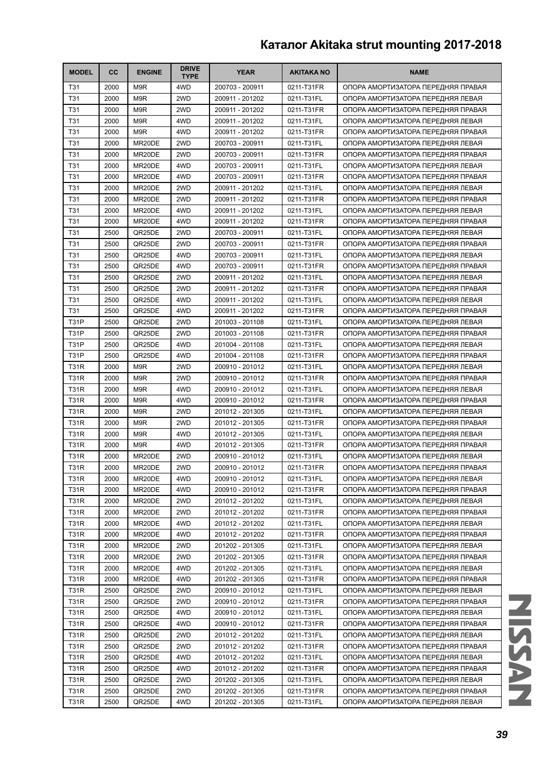# Каталог Akitaka strut mounting 2017-2018

| MODEL | CC | ENGINE | DRIVE TYPE | YEAR | AKITAKA NO | NAME |
|---|---|---|---|---|---|---|
| T31 | 2000 | M9R | 4WD | 200703 - 200911 | 0211-T31FR | ОПОРА АМОРТИЗАТОРА ПЕРЕДНЯЯ ПРАВАЯ |
| T31 | 2000 | M9R | 2WD | 200911 - 201202 | 0211-T31FL | ОПОРА АМОРТИЗАТОРА ПЕРЕДНЯЯ ЛЕВАЯ |
| T31 | 2000 | M9R | 2WD | 200911 - 201202 | 0211-T31FR | ОПОРА АМОРТИЗАТОРА ПЕРЕДНЯЯ ПРАВАЯ |
| T31 | 2000 | M9R | 4WD | 200911 - 201202 | 0211-T31FL | ОПОРА АМОРТИЗАТОРА ПЕРЕДНЯЯ ЛЕВАЯ |
| T31 | 2000 | M9R | 4WD | 200911 - 201202 | 0211-T31FR | ОПОРА АМОРТИЗАТОРА ПЕРЕДНЯЯ ПРАВАЯ |
| T31 | 2000 | MR20DE | 2WD | 200703 - 200911 | 0211-T31FL | ОПОРА АМОРТИЗАТОРА ПЕРЕДНЯЯ ЛЕВАЯ |
| T31 | 2000 | MR20DE | 2WD | 200703 - 200911 | 0211-T31FR | ОПОРА АМОРТИЗАТОРА ПЕРЕДНЯЯ ПРАВАЯ |
| T31 | 2000 | MR20DE | 4WD | 200703 - 200911 | 0211-T31FL | ОПОРА АМОРТИЗАТОРА ПЕРЕДНЯЯ ЛЕВАЯ |
| T31 | 2000 | MR20DE | 4WD | 200703 - 200911 | 0211-T31FR | ОПОРА АМОРТИЗАТОРА ПЕРЕДНЯЯ ПРАВАЯ |
| T31 | 2000 | MR20DE | 2WD | 200911 - 201202 | 0211-T31FL | ОПОРА АМОРТИЗАТОРА ПЕРЕДНЯЯ ЛЕВАЯ |
| T31 | 2000 | MR20DE | 2WD | 200911 - 201202 | 0211-T31FR | ОПОРА АМОРТИЗАТОРА ПЕРЕДНЯЯ ПРАВАЯ |
| T31 | 2000 | MR20DE | 4WD | 200911 - 201202 | 0211-T31FL | ОПОРА АМОРТИЗАТОРА ПЕРЕДНЯЯ ЛЕВАЯ |
| T31 | 2000 | MR20DE | 4WD | 200911 - 201202 | 0211-T31FR | ОПОРА АМОРТИЗАТОРА ПЕРЕДНЯЯ ПРАВАЯ |
| T31 | 2500 | QR25DE | 2WD | 200703 - 200911 | 0211-T31FL | ОПОРА АМОРТИЗАТОРА ПЕРЕДНЯЯ ЛЕВАЯ |
| T31 | 2500 | QR25DE | 2WD | 200703 - 200911 | 0211-T31FR | ОПОРА АМОРТИЗАТОРА ПЕРЕДНЯЯ ПРАВАЯ |
| T31 | 2500 | QR25DE | 4WD | 200703 - 200911 | 0211-T31FL | ОПОРА АМОРТИЗАТОРА ПЕРЕДНЯЯ ЛЕВАЯ |
| T31 | 2500 | QR25DE | 4WD | 200703 - 200911 | 0211-T31FR | ОПОРА АМОРТИЗАТОРА ПЕРЕДНЯЯ ПРАВАЯ |
| T31 | 2500 | QR25DE | 2WD | 200911 - 201202 | 0211-T31FL | ОПОРА АМОРТИЗАТОРА ПЕРЕДНЯЯ ЛЕВАЯ |
| T31 | 2500 | QR25DE | 2WD | 200911 - 201202 | 0211-T31FR | ОПОРА АМОРТИЗАТОРА ПЕРЕДНЯЯ ПРАВАЯ |
| T31 | 2500 | QR25DE | 4WD | 200911 - 201202 | 0211-T31FL | ОПОРА АМОРТИЗАТОРА ПЕРЕДНЯЯ ЛЕВАЯ |
| T31 | 2500 | QR25DE | 4WD | 200911 - 201202 | 0211-T31FR | ОПОРА АМОРТИЗАТОРА ПЕРЕДНЯЯ ПРАВАЯ |
| T31P | 2500 | QR25DE | 2WD | 201003 - 201108 | 0211-T31FL | ОПОРА АМОРТИЗАТОРА ПЕРЕДНЯЯ ЛЕВАЯ |
| T31P | 2500 | QR25DE | 2WD | 201003 - 201108 | 0211-T31FR | ОПОРА АМОРТИЗАТОРА ПЕРЕДНЯЯ ПРАВАЯ |
| T31P | 2500 | QR25DE | 4WD | 201004 - 201108 | 0211-T31FL | ОПОРА АМОРТИЗАТОРА ПЕРЕДНЯЯ ЛЕВАЯ |
| T31P | 2500 | QR25DE | 4WD | 201004 - 201108 | 0211-T31FR | ОПОРА АМОРТИЗАТОРА ПЕРЕДНЯЯ ПРАВАЯ |
| T31R | 2000 | M9R | 2WD | 200910 - 201012 | 0211-T31FL | ОПОРА АМОРТИЗАТОРА ПЕРЕДНЯЯ ЛЕВАЯ |
| T31R | 2000 | M9R | 2WD | 200910 - 201012 | 0211-T31FR | ОПОРА АМОРТИЗАТОРА ПЕРЕДНЯЯ ПРАВАЯ |
| T31R | 2000 | M9R | 4WD | 200910 - 201012 | 0211-T31FL | ОПОРА АМОРТИЗАТОРА ПЕРЕДНЯЯ ЛЕВАЯ |
| T31R | 2000 | M9R | 4WD | 200910 - 201012 | 0211-T31FR | ОПОРА АМОРТИЗАТОРА ПЕРЕДНЯЯ ПРАВАЯ |
| T31R | 2000 | M9R | 2WD | 201012 - 201305 | 0211-T31FL | ОПОРА АМОРТИЗАТОРА ПЕРЕДНЯЯ ЛЕВАЯ |
| T31R | 2000 | M9R | 2WD | 201012 - 201305 | 0211-T31FR | ОПОРА АМОРТИЗАТОРА ПЕРЕДНЯЯ ПРАВАЯ |
| T31R | 2000 | M9R | 4WD | 201012 - 201305 | 0211-T31FL | ОПОРА АМОРТИЗАТОРА ПЕРЕДНЯЯ ЛЕВАЯ |
| T31R | 2000 | M9R | 4WD | 201012 - 201305 | 0211-T31FR | ОПОРА АМОРТИЗАТОРА ПЕРЕДНЯЯ ПРАВАЯ |
| T31R | 2000 | MR20DE | 2WD | 200910 - 201012 | 0211-T31FL | ОПОРА АМОРТИЗАТОРА ПЕРЕДНЯЯ ЛЕВАЯ |
| T31R | 2000 | MR20DE | 2WD | 200910 - 201012 | 0211-T31FR | ОПОРА АМОРТИЗАТОРА ПЕРЕДНЯЯ ПРАВАЯ |
| T31R | 2000 | MR20DE | 4WD | 200910 - 201012 | 0211-T31FL | ОПОРА АМОРТИЗАТОРА ПЕРЕДНЯЯ ЛЕВАЯ |
| T31R | 2000 | MR20DE | 4WD | 200910 - 201012 | 0211-T31FR | ОПОРА АМОРТИЗАТОРА ПЕРЕДНЯЯ ПРАВАЯ |
| T31R | 2000 | MR20DE | 2WD | 201012 - 201202 | 0211-T31FL | ОПОРА АМОРТИЗАТОРА ПЕРЕДНЯЯ ЛЕВАЯ |
| T31R | 2000 | MR20DE | 2WD | 201012 - 201202 | 0211-T31FR | ОПОРА АМОРТИЗАТОРА ПЕРЕДНЯЯ ПРАВАЯ |
| T31R | 2000 | MR20DE | 4WD | 201012 - 201202 | 0211-T31FL | ОПОРА АМОРТИЗАТОРА ПЕРЕДНЯЯ ЛЕВАЯ |
| T31R | 2000 | MR20DE | 4WD | 201012 - 201202 | 0211-T31FR | ОПОРА АМОРТИЗАТОРА ПЕРЕДНЯЯ ПРАВАЯ |
| T31R | 2000 | MR20DE | 2WD | 201202 - 201305 | 0211-T31FL | ОПОРА АМОРТИЗАТОРА ПЕРЕДНЯЯ ЛЕВАЯ |
| T31R | 2000 | MR20DE | 2WD | 201202 - 201305 | 0211-T31FR | ОПОРА АМОРТИЗАТОРА ПЕРЕДНЯЯ ПРАВАЯ |
| T31R | 2000 | MR20DE | 4WD | 201202 - 201305 | 0211-T31FL | ОПОРА АМОРТИЗАТОРА ПЕРЕДНЯЯ ЛЕВАЯ |
| T31R | 2000 | MR20DE | 4WD | 201202 - 201305 | 0211-T31FR | ОПОРА АМОРТИЗАТОРА ПЕРЕДНЯЯ ПРАВАЯ |
| T31R | 2500 | QR25DE | 2WD | 200910 - 201012 | 0211-T31FL | ОПОРА АМОРТИЗАТОРА ПЕРЕДНЯЯ ЛЕВАЯ |
| T31R | 2500 | QR25DE | 2WD | 200910 - 201012 | 0211-T31FR | ОПОРА АМОРТИЗАТОРА ПЕРЕДНЯЯ ПРАВАЯ |
| T31R | 2500 | QR25DE | 4WD | 200910 - 201012 | 0211-T31FL | ОПОРА АМОРТИЗАТОРА ПЕРЕДНЯЯ ЛЕВАЯ |
| T31R | 2500 | QR25DE | 4WD | 200910 - 201012 | 0211-T31FR | ОПОРА АМОРТИЗАТОРА ПЕРЕДНЯЯ ПРАВАЯ |
| T31R | 2500 | QR25DE | 2WD | 201012 - 201202 | 0211-T31FL | ОПОРА АМОРТИЗАТОРА ПЕРЕДНЯЯ ЛЕВАЯ |
| T31R | 2500 | QR25DE | 2WD | 201012 - 201202 | 0211-T31FR | ОПОРА АМОРТИЗАТОРА ПЕРЕДНЯЯ ПРАВАЯ |
| T31R | 2500 | QR25DE | 4WD | 201012 - 201202 | 0211-T31FL | ОПОРА АМОРТИЗАТОРА ПЕРЕДНЯЯ ЛЕВАЯ |
| T31R | 2500 | QR25DE | 4WD | 201012 - 201202 | 0211-T31FR | ОПОРА АМОРТИЗАТОРА ПЕРЕДНЯЯ ПРАВАЯ |
| T31R | 2500 | QR25DE | 2WD | 201202 - 201305 | 0211-T31FL | ОПОРА АМОРТИЗАТОРА ПЕРЕДНЯЯ ЛЕВАЯ |
| T31R | 2500 | QR25DE | 2WD | 201202 - 201305 | 0211-T31FR | ОПОРА АМОРТИЗАТОРА ПЕРЕДНЯЯ ПРАВАЯ |
| T31R | 2500 | QR25DE | 4WD | 201202 - 201305 | 0211-T31FL | ОПОРА АМОРТИЗАТОРА ПЕРЕДНЯЯ ЛЕВАЯ |

NISSAN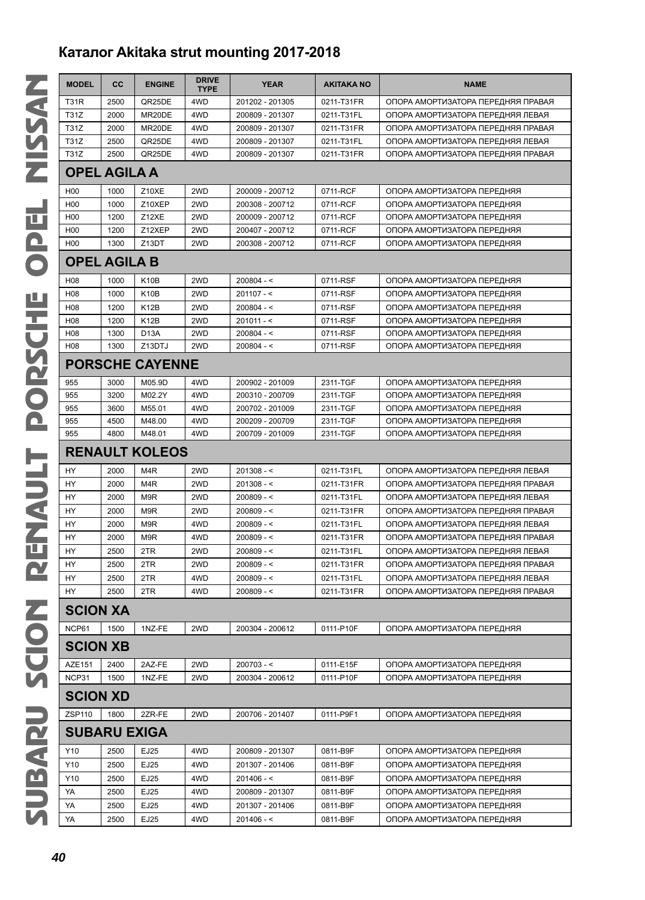## Каталог Akitaka strut mounting 2017-2018

| MODEL | CC | ENGINE | DRIVE TYPE | YEAR | AKITAKA NO | NAME |
|---|---|---|---|---|---|---|
| T31R | 2500 | QR25DE | 4WD | 201202 - 201305 | 0211-T31FR | ОПОРА АМОРТИЗАТОРА ПЕРЕДНЯЯ ПРАВАЯ |
| T31Z | 2000 | MR20DE | 4WD | 200809 - 201307 | 0211-T31FL | ОПОРА АМОРТИЗАТОРА ПЕРЕДНЯЯ ЛЕВАЯ |
| T31Z | 2000 | MR20DE | 4WD | 200809 - 201307 | 0211-T31FR | ОПОРА АМОРТИЗАТОРА ПЕРЕДНЯЯ ПРАВАЯ |
| T31Z | 2500 | QR25DE | 4WD | 200809 - 201307 | 0211-T31FL | ОПОРА АМОРТИЗАТОРА ПЕРЕДНЯЯ ЛЕВАЯ |
| T31Z | 2500 | QR25DE | 4WD | 200809 - 201307 | 0211-T31FR | ОПОРА АМОРТИЗАТОРА ПЕРЕДНЯЯ ПРАВАЯ |
| **OPEL AGILA A** | | | | | | |
| H00 | 1000 | Z10XE | 2WD | 200009 - 200712 | 0711-RCF | ОПОРА АМОРТИЗАТОРА ПЕРЕДНЯЯ |
| H00 | 1000 | Z10XEP | 2WD | 200308 - 200712 | 0711-RCF | ОПОРА АМОРТИЗАТОРА ПЕРЕДНЯЯ |
| H00 | 1200 | Z12XE | 2WD | 200009 - 200712 | 0711-RCF | ОПОРА АМОРТИЗАТОРА ПЕРЕДНЯЯ |
| H00 | 1200 | Z12XEP | 2WD | 200407 - 200712 | 0711-RCF | ОПОРА АМОРТИЗАТОРА ПЕРЕДНЯЯ |
| H00 | 1300 | Z13DT | 2WD | 200308 - 200712 | 0711-RCF | ОПОРА АМОРТИЗАТОРА ПЕРЕДНЯЯ |
| **OPEL AGILA B** | | | | | | |
| H08 | 1000 | K10B | 2WD | 200804 - < | 0711-RSF | ОПОРА АМОРТИЗАТОРА ПЕРЕДНЯЯ |
| H08 | 1000 | K10B | 2WD | 201107 - < | 0711-RSF | ОПОРА АМОРТИЗАТОРА ПЕРЕДНЯЯ |
| H08 | 1200 | K12B | 2WD | 200804 - < | 0711-RSF | ОПОРА АМОРТИЗАТОРА ПЕРЕДНЯЯ |
| H08 | 1200 | K12B | 2WD | 201011 - < | 0711-RSF | ОПОРА АМОРТИЗАТОРА ПЕРЕДНЯЯ |
| H08 | 1300 | D13A | 2WD | 200804 - < | 0711-RSF | ОПОРА АМОРТИЗАТОРА ПЕРЕДНЯЯ |
| H08 | 1300 | Z13DTJ | 2WD | 200804 - < | 0711-RSF | ОПОРА АМОРТИЗАТОРА ПЕРЕДНЯЯ |
| **PORSCHE CAYENNE** | | | | | | |
| 955 | 3000 | M05.9D | 4WD | 200902 - 201009 | 2311-TGF | ОПОРА АМОРТИЗАТОРА ПЕРЕДНЯЯ |
| 955 | 3200 | M02.2Y | 4WD | 200310 - 200709 | 2311-TGF | ОПОРА АМОРТИЗАТОРА ПЕРЕДНЯЯ |
| 955 | 3600 | M55.01 | 4WD | 200702 - 201009 | 2311-TGF | ОПОРА АМОРТИЗАТОРА ПЕРЕДНЯЯ |
| 955 | 4500 | M48.00 | 4WD | 200209 - 200709 | 2311-TGF | ОПОРА АМОРТИЗАТОРА ПЕРЕДНЯЯ |
| 955 | 4800 | M48.01 | 4WD | 200709 - 201009 | 2311-TGF | ОПОРА АМОРТИЗАТОРА ПЕРЕДНЯЯ |
| **RENAULT KOLEOS** | | | | | | |
| HY | 2000 | M4R | 2WD | 201308 - < | 0211-T31FL | ОПОРА АМОРТИЗАТОРА ПЕРЕДНЯЯ ЛЕВАЯ |
| HY | 2000 | M4R | 2WD | 201308 - < | 0211-T31FR | ОПОРА АМОРТИЗАТОРА ПЕРЕДНЯЯ ПРАВАЯ |
| HY | 2000 | M9R | 2WD | 200809 - < | 0211-T31FL | ОПОРА АМОРТИЗАТОРА ПЕРЕДНЯЯ ЛЕВАЯ |
| HY | 2000 | M9R | 2WD | 200809 - < | 0211-T31FR | ОПОРА АМОРТИЗАТОРА ПЕРЕДНЯЯ ПРАВАЯ |
| HY | 2000 | M9R | 4WD | 200809 - < | 0211-T31FL | ОПОРА АМОРТИЗАТОРА ПЕРЕДНЯЯ ЛЕВАЯ |
| HY | 2000 | M9R | 4WD | 200809 - < | 0211-T31FR | ОПОРА АМОРТИЗАТОРА ПЕРЕДНЯЯ ПРАВАЯ |
| HY | 2500 | 2TR | 2WD | 200809 - < | 0211-T31FL | ОПОРА АМОРТИЗАТОРА ПЕРЕДНЯЯ ЛЕВАЯ |
| HY | 2500 | 2TR | 2WD | 200809 - < | 0211-T31FR | ОПОРА АМОРТИЗАТОРА ПЕРЕДНЯЯ ПРАВАЯ |
| HY | 2500 | 2TR | 4WD | 200809 - < | 0211-T31FL | ОПОРА АМОРТИЗАТОРА ПЕРЕДНЯЯ ЛЕВАЯ |
| HY | 2500 | 2TR | 4WD | 200809 - < | 0211-T31FR | ОПОРА АМОРТИЗАТОРА ПЕРЕДНЯЯ ПРАВАЯ |
| **SCION XA** | | | | | | |
| NCP61 | 1500 | 1NZ-FE | 2WD | 200304 - 200612 | 0111-P10F | ОПОРА АМОРТИЗАТОРА ПЕРЕДНЯЯ |
| **SCION XB** | | | | | | |
| AZE151 | 2400 | 2AZ-FE | 2WD | 200703 - < | 0111-E15F | ОПОРА АМОРТИЗАТОРА ПЕРЕДНЯЯ |
| NCP31 | 1500 | 1NZ-FE | 2WD | 200304 - 200612 | 0111-P10F | ОПОРА АМОРТИЗАТОРА ПЕРЕДНЯЯ |
| **SCION XD** | | | | | | |
| ZSP110 | 1800 | 2ZR-FE | 2WD | 200706 - 201407 | 0111-P9F1 | ОПОРА АМОРТИЗАТОРА ПЕРЕДНЯЯ |
| **SUBARU EXIGA** | | | | | | |
| Y10 | 2500 | EJ25 | 4WD | 200809 - 201307 | 0811-B9F | ОПОРА АМОРТИЗАТОРА ПЕРЕДНЯЯ |
| Y10 | 2500 | EJ25 | 4WD | 201307 - 201406 | 0811-B9F | ОПОРА АМОРТИЗАТОРА ПЕРЕДНЯЯ |
| Y10 | 2500 | EJ25 | 4WD | 201406 - < | 0811-B9F | ОПОРА АМОРТИЗАТОРА ПЕРЕДНЯЯ |
| YA | 2500 | EJ25 | 4WD | 200809 - 201307 | 0811-B9F | ОПОРА АМОРТИЗАТОРА ПЕРЕДНЯЯ |
| YA | 2500 | EJ25 | 4WD | 201307 - 201406 | 0811-B9F | ОПОРА АМОРТИЗАТОРА ПЕРЕДНЯЯ |
| YA | 2500 | EJ25 | 4WD | 201406 - < | 0811-B9F | ОПОРА АМОРТИЗАТОРА ПЕРЕДНЯЯ |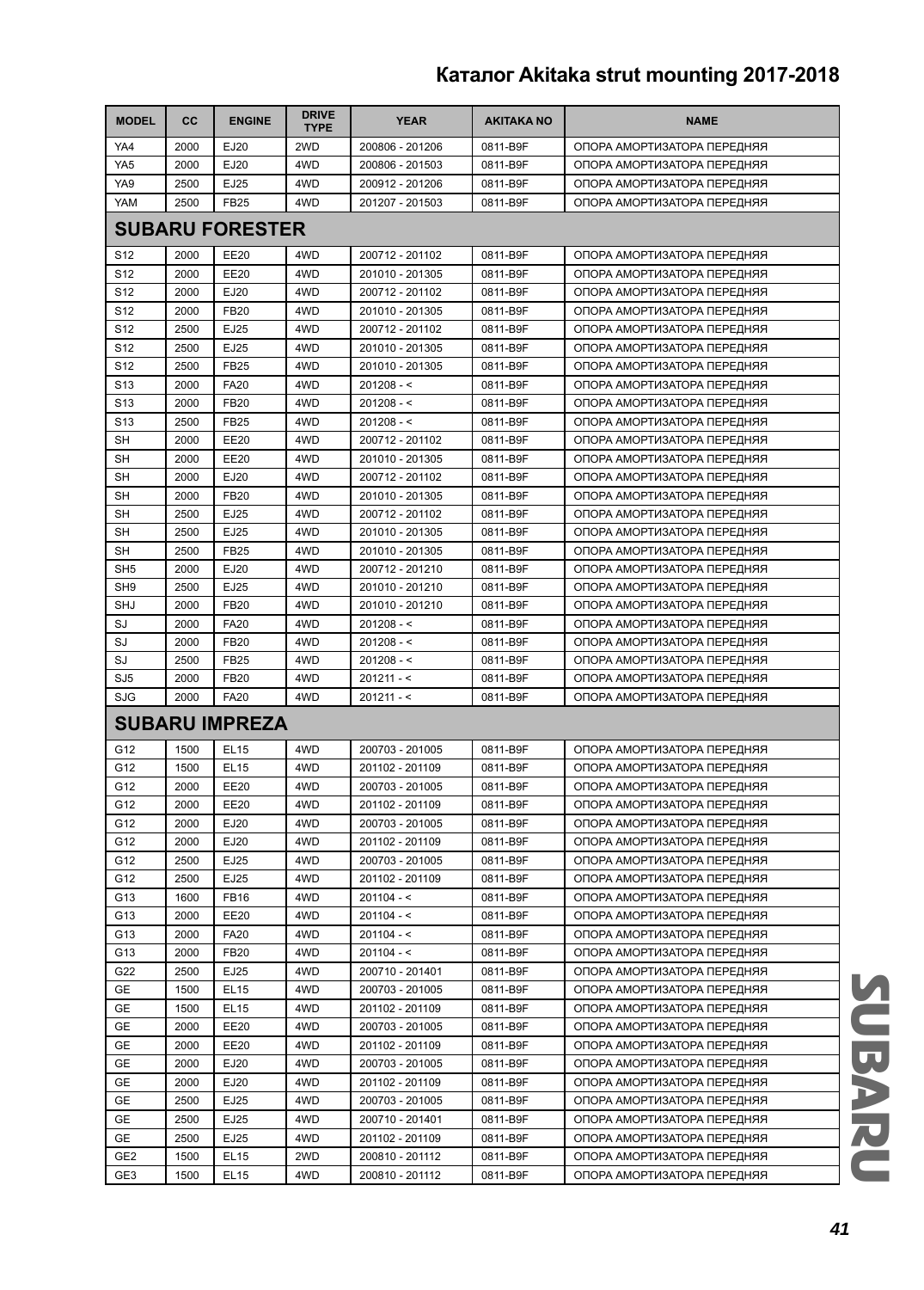| MODEL | CC | ENGINE | DRIVE TYPE | YEAR | AKITAKA NO | NAME |
|---|---|---|---|---|---|---|
| YA4 | 2000 | EJ20 | 2WD | 200806 - 201206 | 0811-B9F | ОПОРА АМОРТИЗАТОРА ПЕРЕДНЯЯ |
| YA5 | 2000 | EJ20 | 4WD | 200806 - 201503 | 0811-B9F | ОПОРА АМОРТИЗАТОРА ПЕРЕДНЯЯ |
| YA9 | 2500 | EJ25 | 4WD | 200912 - 201206 | 0811-B9F | ОПОРА АМОРТИЗАТОРА ПЕРЕДНЯЯ |
| YAM | 2500 | FB25 | 4WD | 201207 - 201503 | 0811-B9F | ОПОРА АМОРТИЗАТОРА ПЕРЕДНЯЯ |
| **SUBARU FORESTER** | | | | | | |
| S12 | 2000 | EE20 | 4WD | 200712 - 201102 | 0811-B9F | ОПОРА АМОРТИЗАТОРА ПЕРЕДНЯЯ |
| S12 | 2000 | EE20 | 4WD | 201010 - 201305 | 0811-B9F | ОПОРА АМОРТИЗАТОРА ПЕРЕДНЯЯ |
| S12 | 2000 | EJ20 | 4WD | 200712 - 201102 | 0811-B9F | ОПОРА АМОРТИЗАТОРА ПЕРЕДНЯЯ |
| S12 | 2000 | FB20 | 4WD | 201010 - 201305 | 0811-B9F | ОПОРА АМОРТИЗАТОРА ПЕРЕДНЯЯ |
| S12 | 2500 | EJ25 | 4WD | 200712 - 201102 | 0811-B9F | ОПОРА АМОРТИЗАТОРА ПЕРЕДНЯЯ |
| S12 | 2500 | EJ25 | 4WD | 201010 - 201305 | 0811-B9F | ОПОРА АМОРТИЗАТОРА ПЕРЕДНЯЯ |
| S12 | 2500 | FB25 | 4WD | 201010 - 201305 | 0811-B9F | ОПОРА АМОРТИЗАТОРА ПЕРЕДНЯЯ |
| S13 | 2000 | FA20 | 4WD | 201208 - < | 0811-B9F | ОПОРА АМОРТИЗАТОРА ПЕРЕДНЯЯ |
| S13 | 2000 | FB20 | 4WD | 201208 - < | 0811-B9F | ОПОРА АМОРТИЗАТОРА ПЕРЕДНЯЯ |
| S13 | 2500 | FB25 | 4WD | 201208 - < | 0811-B9F | ОПОРА АМОРТИЗАТОРА ПЕРЕДНЯЯ |
| SH | 2000 | EE20 | 4WD | 200712 - 201102 | 0811-B9F | ОПОРА АМОРТИЗАТОРА ПЕРЕДНЯЯ |
| SH | 2000 | EE20 | 4WD | 201010 - 201305 | 0811-B9F | ОПОРА АМОРТИЗАТОРА ПЕРЕДНЯЯ |
| SH | 2000 | EJ20 | 4WD | 200712 - 201102 | 0811-B9F | ОПОРА АМОРТИЗАТОРА ПЕРЕДНЯЯ |
| SH | 2000 | FB20 | 4WD | 201010 - 201305 | 0811-B9F | ОПОРА АМОРТИЗАТОРА ПЕРЕДНЯЯ |
| SH | 2500 | EJ25 | 4WD | 200712 - 201102 | 0811-B9F | ОПОРА АМОРТИЗАТОРА ПЕРЕДНЯЯ |
| SH | 2500 | EJ25 | 4WD | 201010 - 201305 | 0811-B9F | ОПОРА АМОРТИЗАТОРА ПЕРЕДНЯЯ |
| SH | 2500 | FB25 | 4WD | 201010 - 201305 | 0811-B9F | ОПОРА АМОРТИЗАТОРА ПЕРЕДНЯЯ |
| SH5 | 2000 | EJ20 | 4WD | 200712 - 201210 | 0811-B9F | ОПОРА АМОРТИЗАТОРА ПЕРЕДНЯЯ |
| SH9 | 2500 | EJ25 | 4WD | 201010 - 201210 | 0811-B9F | ОПОРА АМОРТИЗАТОРА ПЕРЕДНЯЯ |
| SHJ | 2000 | FB20 | 4WD | 201010 - 201210 | 0811-B9F | ОПОРА АМОРТИЗАТОРА ПЕРЕДНЯЯ |
| SJ | 2000 | FA20 | 4WD | 201208 - < | 0811-B9F | ОПОРА АМОРТИЗАТОРА ПЕРЕДНЯЯ |
| SJ | 2000 | FB20 | 4WD | 201208 - < | 0811-B9F | ОПОРА АМОРТИЗАТОРА ПЕРЕДНЯЯ |
| SJ | 2500 | FB25 | 4WD | 201208 - < | 0811-B9F | ОПОРА АМОРТИЗАТОРА ПЕРЕДНЯЯ |
| SJ5 | 2000 | FB20 | 4WD | 201211 - < | 0811-B9F | ОПОРА АМОРТИЗАТОРА ПЕРЕДНЯЯ |
| SJG | 2000 | FA20 | 4WD | 201211 - < | 0811-B9F | ОПОРА АМОРТИЗАТОРА ПЕРЕДНЯЯ |
| **SUBARU IMPREZA** | | | | | | |
| G12 | 1500 | EL15 | 4WD | 200703 - 201005 | 0811-B9F | ОПОРА АМОРТИЗАТОРА ПЕРЕДНЯЯ |
| G12 | 1500 | EL15 | 4WD | 201102 - 201109 | 0811-B9F | ОПОРА АМОРТИЗАТОРА ПЕРЕДНЯЯ |
| G12 | 2000 | EE20 | 4WD | 200703 - 201005 | 0811-B9F | ОПОРА АМОРТИЗАТОРА ПЕРЕДНЯЯ |
| G12 | 2000 | EE20 | 4WD | 201102 - 201109 | 0811-B9F | ОПОРА АМОРТИЗАТОРА ПЕРЕДНЯЯ |
| G12 | 2000 | EJ20 | 4WD | 200703 - 201005 | 0811-B9F | ОПОРА АМОРТИЗАТОРА ПЕРЕДНЯЯ |
| G12 | 2000 | EJ20 | 4WD | 201102 - 201109 | 0811-B9F | ОПОРА АМОРТИЗАТОРА ПЕРЕДНЯЯ |
| G12 | 2500 | EJ25 | 4WD | 200703 - 201005 | 0811-B9F | ОПОРА АМОРТИЗАТОРА ПЕРЕДНЯЯ |
| G12 | 2500 | EJ25 | 4WD | 201102 - 201109 | 0811-B9F | ОПОРА АМОРТИЗАТОРА ПЕРЕДНЯЯ |
| G13 | 1600 | FB16 | 4WD | 201104 - < | 0811-B9F | ОПОРА АМОРТИЗАТОРА ПЕРЕДНЯЯ |
| G13 | 2000 | EE20 | 4WD | 201104 - < | 0811-B9F | ОПОРА АМОРТИЗАТОРА ПЕРЕДНЯЯ |
| G13 | 2000 | FA20 | 4WD | 201104 - < | 0811-B9F | ОПОРА АМОРТИЗАТОРА ПЕРЕДНЯЯ |
| G13 | 2000 | FB20 | 4WD | 201104 - < | 0811-B9F | ОПОРА АМОРТИЗАТОРА ПЕРЕДНЯЯ |
| G22 | 2500 | EJ25 | 4WD | 200710 - 201401 | 0811-B9F | ОПОРА АМОРТИЗАТОРА ПЕРЕДНЯЯ |
| GE | 1500 | EL15 | 4WD | 200703 - 201005 | 0811-B9F | ОПОРА АМОРТИЗАТОРА ПЕРЕДНЯЯ |
| GE | 1500 | EL15 | 4WD | 201102 - 201109 | 0811-B9F | ОПОРА АМОРТИЗАТОРА ПЕРЕДНЯЯ |
| GE | 2000 | EE20 | 4WD | 200703 - 201005 | 0811-B9F | ОПОРА АМОРТИЗАТОРА ПЕРЕДНЯЯ |
| GE | 2000 | EE20 | 4WD | 201102 - 201109 | 0811-B9F | ОПОРА АМОРТИЗАТОРА ПЕРЕДНЯЯ |
| GE | 2000 | EJ20 | 4WD | 200703 - 201005 | 0811-B9F | ОПОРА АМОРТИЗАТОРА ПЕРЕДНЯЯ |
| GE | 2000 | EJ20 | 4WD | 201102 - 201109 | 0811-B9F | ОПОРА АМОРТИЗАТОРА ПЕРЕДНЯЯ |
| GE | 2500 | EJ25 | 4WD | 200703 - 201005 | 0811-B9F | ОПОРА АМОРТИЗАТОРА ПЕРЕДНЯЯ |
| GE | 2500 | EJ25 | 4WD | 200710 - 201401 | 0811-B9F | ОПОРА АМОРТИЗАТОРА ПЕРЕДНЯЯ |
| GE | 2500 | EJ25 | 4WD | 201102 - 201109 | 0811-B9F | ОПОРА АМОРТИЗАТОРА ПЕРЕДНЯЯ |
| GE2 | 1500 | EL15 | 2WD | 200810 - 201112 | 0811-B9F | ОПОРА АМОРТИЗАТОРА ПЕРЕДНЯЯ |
| GE3 | 1500 | EL15 | 4WD | 200810 - 201112 | 0811-B9F | ОПОРА АМОРТИЗАТОРА ПЕРЕДНЯЯ |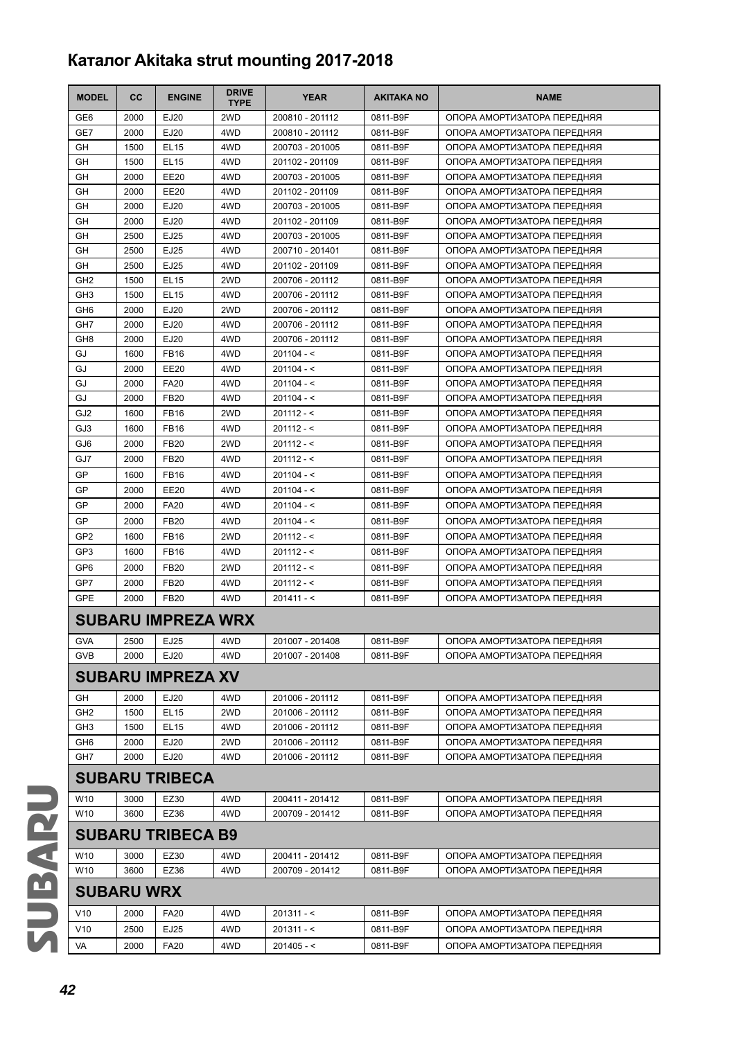# Каталог Akitaka strut mounting 2017-2018

| MODEL | CC | ENGINE | DRIVE TYPE | YEAR | AKITAKA NO | NAME |
|---|---|---|---|---|---|---|
| GE6 | 2000 | EJ20 | 2WD | 200810 - 201112 | 0811-B9F | ОПОРА АМОРТИЗАТОРА ПЕРЕДНЯЯ |
| GE7 | 2000 | EJ20 | 4WD | 200810 - 201112 | 0811-B9F | ОПОРА АМОРТИЗАТОРА ПЕРЕДНЯЯ |
| GH | 1500 | EL15 | 4WD | 200703 - 201005 | 0811-B9F | ОПОРА АМОРТИЗАТОРА ПЕРЕДНЯЯ |
| GH | 1500 | EL15 | 4WD | 201102 - 201109 | 0811-B9F | ОПОРА АМОРТИЗАТОРА ПЕРЕДНЯЯ |
| GH | 2000 | EE20 | 4WD | 200703 - 201005 | 0811-B9F | ОПОРА АМОРТИЗАТОРА ПЕРЕДНЯЯ |
| GH | 2000 | EE20 | 4WD | 201102 - 201109 | 0811-B9F | ОПОРА АМОРТИЗАТОРА ПЕРЕДНЯЯ |
| GH | 2000 | EJ20 | 4WD | 200703 - 201005 | 0811-B9F | ОПОРА АМОРТИЗАТОРА ПЕРЕДНЯЯ |
| GH | 2000 | EJ20 | 4WD | 201102 - 201109 | 0811-B9F | ОПОРА АМОРТИЗАТОРА ПЕРЕДНЯЯ |
| GH | 2500 | EJ25 | 4WD | 200703 - 201005 | 0811-B9F | ОПОРА АМОРТИЗАТОРА ПЕРЕДНЯЯ |
| GH | 2500 | EJ25 | 4WD | 200710 - 201401 | 0811-B9F | ОПОРА АМОРТИЗАТОРА ПЕРЕДНЯЯ |
| GH | 2500 | EJ25 | 4WD | 201102 - 201109 | 0811-B9F | ОПОРА АМОРТИЗАТОРА ПЕРЕДНЯЯ |
| GH2 | 1500 | EL15 | 2WD | 200706 - 201112 | 0811-B9F | ОПОРА АМОРТИЗАТОРА ПЕРЕДНЯЯ |
| GH3 | 1500 | EL15 | 4WD | 200706 - 201112 | 0811-B9F | ОПОРА АМОРТИЗАТОРА ПЕРЕДНЯЯ |
| GH6 | 2000 | EJ20 | 2WD | 200706 - 201112 | 0811-B9F | ОПОРА АМОРТИЗАТОРА ПЕРЕДНЯЯ |
| GH7 | 2000 | EJ20 | 4WD | 200706 - 201112 | 0811-B9F | ОПОРА АМОРТИЗАТОРА ПЕРЕДНЯЯ |
| GH8 | 2000 | EJ20 | 4WD | 200706 - 201112 | 0811-B9F | ОПОРА АМОРТИЗАТОРА ПЕРЕДНЯЯ |
| GJ | 1600 | FB16 | 4WD | 201104 - < | 0811-B9F | ОПОРА АМОРТИЗАТОРА ПЕРЕДНЯЯ |
| GJ | 2000 | EE20 | 4WD | 201104 - < | 0811-B9F | ОПОРА АМОРТИЗАТОРА ПЕРЕДНЯЯ |
| GJ | 2000 | FA20 | 4WD | 201104 - < | 0811-B9F | ОПОРА АМОРТИЗАТОРА ПЕРЕДНЯЯ |
| GJ | 2000 | FB20 | 4WD | 201104 - < | 0811-B9F | ОПОРА АМОРТИЗАТОРА ПЕРЕДНЯЯ |
| GJ2 | 1600 | FB16 | 2WD | 201112 - < | 0811-B9F | ОПОРА АМОРТИЗАТОРА ПЕРЕДНЯЯ |
| GJ3 | 1600 | FB16 | 4WD | 201112 - < | 0811-B9F | ОПОРА АМОРТИЗАТОРА ПЕРЕДНЯЯ |
| GJ6 | 2000 | FB20 | 2WD | 201112 - < | 0811-B9F | ОПОРА АМОРТИЗАТОРА ПЕРЕДНЯЯ |
| GJ7 | 2000 | FB20 | 4WD | 201112 - < | 0811-B9F | ОПОРА АМОРТИЗАТОРА ПЕРЕДНЯЯ |
| GP | 1600 | FB16 | 4WD | 201104 - < | 0811-B9F | ОПОРА АМОРТИЗАТОРА ПЕРЕДНЯЯ |
| GP | 2000 | EE20 | 4WD | 201104 - < | 0811-B9F | ОПОРА АМОРТИЗАТОРА ПЕРЕДНЯЯ |
| GP | 2000 | FA20 | 4WD | 201104 - < | 0811-B9F | ОПОРА АМОРТИЗАТОРА ПЕРЕДНЯЯ |
| GP | 2000 | FB20 | 4WD | 201104 - < | 0811-B9F | ОПОРА АМОРТИЗАТОРА ПЕРЕДНЯЯ |
| GP2 | 1600 | FB16 | 2WD | 201112 - < | 0811-B9F | ОПОРА АМОРТИЗАТОРА ПЕРЕДНЯЯ |
| GP3 | 1600 | FB16 | 4WD | 201112 - < | 0811-B9F | ОПОРА АМОРТИЗАТОРА ПЕРЕДНЯЯ |
| GP6 | 2000 | FB20 | 2WD | 201112 - < | 0811-B9F | ОПОРА АМОРТИЗАТОРА ПЕРЕДНЯЯ |
| GP7 | 2000 | FB20 | 4WD | 201112 - < | 0811-B9F | ОПОРА АМОРТИЗАТОРА ПЕРЕДНЯЯ |
| GPE | 2000 | FB20 | 4WD | 201411 - < | 0811-B9F | ОПОРА АМОРТИЗАТОРА ПЕРЕДНЯЯ |
| **SUBARU IMPREZA WRX** | | | | | | |
| GVA | 2500 | EJ25 | 4WD | 201007 - 201408 | 0811-B9F | ОПОРА АМОРТИЗАТОРА ПЕРЕДНЯЯ |
| GVB | 2000 | EJ20 | 4WD | 201007 - 201408 | 0811-B9F | ОПОРА АМОРТИЗАТОРА ПЕРЕДНЯЯ |
| **SUBARU IMPREZA XV** | | | | | | |
| GH | 2000 | EJ20 | 4WD | 201006 - 201112 | 0811-B9F | ОПОРА АМОРТИЗАТОРА ПЕРЕДНЯЯ |
| GH2 | 1500 | EL15 | 2WD | 201006 - 201112 | 0811-B9F | ОПОРА АМОРТИЗАТОРА ПЕРЕДНЯЯ |
| GH3 | 1500 | EL15 | 4WD | 201006 - 201112 | 0811-B9F | ОПОРА АМОРТИЗАТОРА ПЕРЕДНЯЯ |
| GH6 | 2000 | EJ20 | 2WD | 201006 - 201112 | 0811-B9F | ОПОРА АМОРТИЗАТОРА ПЕРЕДНЯЯ |
| GH7 | 2000 | EJ20 | 4WD | 201006 - 201112 | 0811-B9F | ОПОРА АМОРТИЗАТОРА ПЕРЕДНЯЯ |
| **SUBARU TRIBECA** | | | | | | |
| W10 | 3000 | EZ30 | 4WD | 200411 - 201412 | 0811-B9F | ОПОРА АМОРТИЗАТОРА ПЕРЕДНЯЯ |
| W10 | 3600 | EZ36 | 4WD | 200709 - 201412 | 0811-B9F | ОПОРА АМОРТИЗАТОРА ПЕРЕДНЯЯ |
| **SUBARU TRIBECA B9** | | | | | | |
| W10 | 3000 | EZ30 | 4WD | 200411 - 201412 | 0811-B9F | ОПОРА АМОРТИЗАТОРА ПЕРЕДНЯЯ |
| W10 | 3600 | EZ36 | 4WD | 200709 - 201412 | 0811-B9F | ОПОРА АМОРТИЗАТОРА ПЕРЕДНЯЯ |
| **SUBARU WRX** | | | | | | |
| V10 | 2000 | FA20 | 4WD | 201311 - < | 0811-B9F | ОПОРА АМОРТИЗАТОРА ПЕРЕДНЯЯ |
| V10 | 2500 | EJ25 | 4WD | 201311 - < | 0811-B9F | ОПОРА АМОРТИЗАТОРА ПЕРЕДНЯЯ |
| VA | 2000 | FA20 | 4WD | 201405 - < | 0811-B9F | ОПОРА АМОРТИЗАТОРА ПЕРЕДНЯЯ |

SUBARU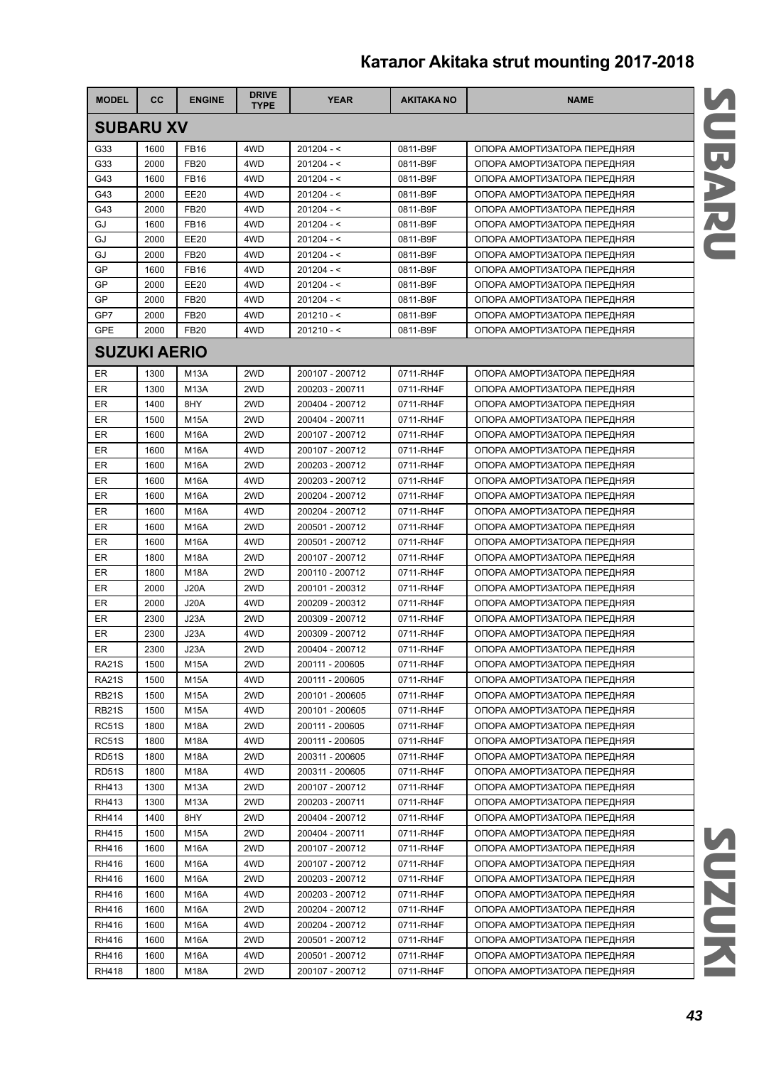# Каталог Akitaka strut mounting 2017-2018

| MODEL | CC | ENGINE | DRIVE TYPE | YEAR | AKITAKA NO | NAME |
|---|---|---|---|---|---|---|
| **SUBARU XV** | | | | | | |
| G33 | 1600 | FB16 | 4WD | 201204 - < | 0811-B9F | ОПОРА АМОРТИЗАТОРА ПЕРЕДНЯЯ |
| G33 | 2000 | FB20 | 4WD | 201204 - < | 0811-B9F | ОПОРА АМОРТИЗАТОРА ПЕРЕДНЯЯ |
| G43 | 1600 | FB16 | 4WD | 201204 - < | 0811-B9F | ОПОРА АМОРТИЗАТОРА ПЕРЕДНЯЯ |
| G43 | 2000 | EE20 | 4WD | 201204 - < | 0811-B9F | ОПОРА АМОРТИЗАТОРА ПЕРЕДНЯЯ |
| G43 | 2000 | FB20 | 4WD | 201204 - < | 0811-B9F | ОПОРА АМОРТИЗАТОРА ПЕРЕДНЯЯ |
| GJ | 1600 | FB16 | 4WD | 201204 - < | 0811-B9F | ОПОРА АМОРТИЗАТОРА ПЕРЕДНЯЯ |
| GJ | 2000 | EE20 | 4WD | 201204 - < | 0811-B9F | ОПОРА АМОРТИЗАТОРА ПЕРЕДНЯЯ |
| GJ | 2000 | FB20 | 4WD | 201204 - < | 0811-B9F | ОПОРА АМОРТИЗАТОРА ПЕРЕДНЯЯ |
| GP | 1600 | FB16 | 4WD | 201204 - < | 0811-B9F | ОПОРА АМОРТИЗАТОРА ПЕРЕДНЯЯ |
| GP | 2000 | EE20 | 4WD | 201204 - < | 0811-B9F | ОПОРА АМОРТИЗАТОРА ПЕРЕДНЯЯ |
| GP | 2000 | FB20 | 4WD | 201204 - < | 0811-B9F | ОПОРА АМОРТИЗАТОРА ПЕРЕДНЯЯ |
| GP7 | 2000 | FB20 | 4WD | 201210 - < | 0811-B9F | ОПОРА АМОРТИЗАТОРА ПЕРЕДНЯЯ |
| GPE | 2000 | FB20 | 4WD | 201210 - < | 0811-B9F | ОПОРА АМОРТИЗАТОРА ПЕРЕДНЯЯ |
| **SUZUKI AERIO** | | | | | | |
| ER | 1300 | M13A | 2WD | 200107 - 200712 | 0711-RH4F | ОПОРА АМОРТИЗАТОРА ПЕРЕДНЯЯ |
| ER | 1300 | M13A | 2WD | 200203 - 200711 | 0711-RH4F | ОПОРА АМОРТИЗАТОРА ПЕРЕДНЯЯ |
| ER | 1400 | 8HY | 2WD | 200404 - 200712 | 0711-RH4F | ОПОРА АМОРТИЗАТОРА ПЕРЕДНЯЯ |
| ER | 1500 | M15A | 2WD | 200404 - 200711 | 0711-RH4F | ОПОРА АМОРТИЗАТОРА ПЕРЕДНЯЯ |
| ER | 1600 | M16A | 2WD | 200107 - 200712 | 0711-RH4F | ОПОРА АМОРТИЗАТОРА ПЕРЕДНЯЯ |
| ER | 1600 | M16A | 4WD | 200107 - 200712 | 0711-RH4F | ОПОРА АМОРТИЗАТОРА ПЕРЕДНЯЯ |
| ER | 1600 | M16A | 2WD | 200203 - 200712 | 0711-RH4F | ОПОРА АМОРТИЗАТОРА ПЕРЕДНЯЯ |
| ER | 1600 | M16A | 4WD | 200203 - 200712 | 0711-RH4F | ОПОРА АМОРТИЗАТОРА ПЕРЕДНЯЯ |
| ER | 1600 | M16A | 2WD | 200204 - 200712 | 0711-RH4F | ОПОРА АМОРТИЗАТОРА ПЕРЕДНЯЯ |
| ER | 1600 | M16A | 4WD | 200204 - 200712 | 0711-RH4F | ОПОРА АМОРТИЗАТОРА ПЕРЕДНЯЯ |
| ER | 1600 | M16A | 2WD | 200501 - 200712 | 0711-RH4F | ОПОРА АМОРТИЗАТОРА ПЕРЕДНЯЯ |
| ER | 1600 | M16A | 4WD | 200501 - 200712 | 0711-RH4F | ОПОРА АМОРТИЗАТОРА ПЕРЕДНЯЯ |
| ER | 1800 | M18A | 2WD | 200107 - 200712 | 0711-RH4F | ОПОРА АМОРТИЗАТОРА ПЕРЕДНЯЯ |
| ER | 1800 | M18A | 2WD | 200110 - 200712 | 0711-RH4F | ОПОРА АМОРТИЗАТОРА ПЕРЕДНЯЯ |
| ER | 2000 | J20A | 2WD | 200101 - 200312 | 0711-RH4F | ОПОРА АМОРТИЗАТОРА ПЕРЕДНЯЯ |
| ER | 2000 | J20A | 4WD | 200209 - 200312 | 0711-RH4F | ОПОРА АМОРТИЗАТОРА ПЕРЕДНЯЯ |
| ER | 2300 | J23A | 2WD | 200309 - 200712 | 0711-RH4F | ОПОРА АМОРТИЗАТОРА ПЕРЕДНЯЯ |
| ER | 2300 | J23A | 4WD | 200309 - 200712 | 0711-RH4F | ОПОРА АМОРТИЗАТОРА ПЕРЕДНЯЯ |
| ER | 2300 | J23A | 2WD | 200404 - 200712 | 0711-RH4F | ОПОРА АМОРТИЗАТОРА ПЕРЕДНЯЯ |
| RA21S | 1500 | M15A | 2WD | 200111 - 200605 | 0711-RH4F | ОПОРА АМОРТИЗАТОРА ПЕРЕДНЯЯ |
| RA21S | 1500 | M15A | 4WD | 200111 - 200605 | 0711-RH4F | ОПОРА АМОРТИЗАТОРА ПЕРЕДНЯЯ |
| RB21S | 1500 | M15A | 2WD | 200101 - 200605 | 0711-RH4F | ОПОРА АМОРТИЗАТОРА ПЕРЕДНЯЯ |
| RB21S | 1500 | M15A | 4WD | 200101 - 200605 | 0711-RH4F | ОПОРА АМОРТИЗАТОРА ПЕРЕДНЯЯ |
| RC51S | 1800 | M18A | 2WD | 200111 - 200605 | 0711-RH4F | ОПОРА АМОРТИЗАТОРА ПЕРЕДНЯЯ |
| RC51S | 1800 | M18A | 4WD | 200111 - 200605 | 0711-RH4F | ОПОРА АМОРТИЗАТОРА ПЕРЕДНЯЯ |
| RD51S | 1800 | M18A | 2WD | 200311 - 200605 | 0711-RH4F | ОПОРА АМОРТИЗАТОРА ПЕРЕДНЯЯ |
| RD51S | 1800 | M18A | 4WD | 200311 - 200605 | 0711-RH4F | ОПОРА АМОРТИЗАТОРА ПЕРЕДНЯЯ |
| RH413 | 1300 | M13A | 2WD | 200107 - 200712 | 0711-RH4F | ОПОРА АМОРТИЗАТОРА ПЕРЕДНЯЯ |
| RH413 | 1300 | M13A | 2WD | 200203 - 200711 | 0711-RH4F | ОПОРА АМОРТИЗАТОРА ПЕРЕДНЯЯ |
| RH414 | 1400 | 8HY | 2WD | 200404 - 200712 | 0711-RH4F | ОПОРА АМОРТИЗАТОРА ПЕРЕДНЯЯ |
| RH415 | 1500 | M15A | 2WD | 200404 - 200711 | 0711-RH4F | ОПОРА АМОРТИЗАТОРА ПЕРЕДНЯЯ |
| RH416 | 1600 | M16A | 2WD | 200107 - 200712 | 0711-RH4F | ОПОРА АМОРТИЗАТОРА ПЕРЕДНЯЯ |
| RH416 | 1600 | M16A | 4WD | 200107 - 200712 | 0711-RH4F | ОПОРА АМОРТИЗАТОРА ПЕРЕДНЯЯ |
| RH416 | 1600 | M16A | 2WD | 200203 - 200712 | 0711-RH4F | ОПОРА АМОРТИЗАТОРА ПЕРЕДНЯЯ |
| RH416 | 1600 | M16A | 4WD | 200203 - 200712 | 0711-RH4F | ОПОРА АМОРТИЗАТОРА ПЕРЕДНЯЯ |
| RH416 | 1600 | M16A | 2WD | 200204 - 200712 | 0711-RH4F | ОПОРА АМОРТИЗАТОРА ПЕРЕДНЯЯ |
| RH416 | 1600 | M16A | 4WD | 200204 - 200712 | 0711-RH4F | ОПОРА АМОРТИЗАТОРА ПЕРЕДНЯЯ |
| RH416 | 1600 | M16A | 2WD | 200501 - 200712 | 0711-RH4F | ОПОРА АМОРТИЗАТОРА ПЕРЕДНЯЯ |
| RH416 | 1600 | M16A | 4WD | 200501 - 200712 | 0711-RH4F | ОПОРА АМОРТИЗАТОРА ПЕРЕДНЯЯ |
| RH418 | 1800 | M18A | 2WD | 200107 - 200712 | 0711-RH4F | ОПОРА АМОРТИЗАТОРА ПЕРЕДНЯЯ |

SUBARU

SUZUKI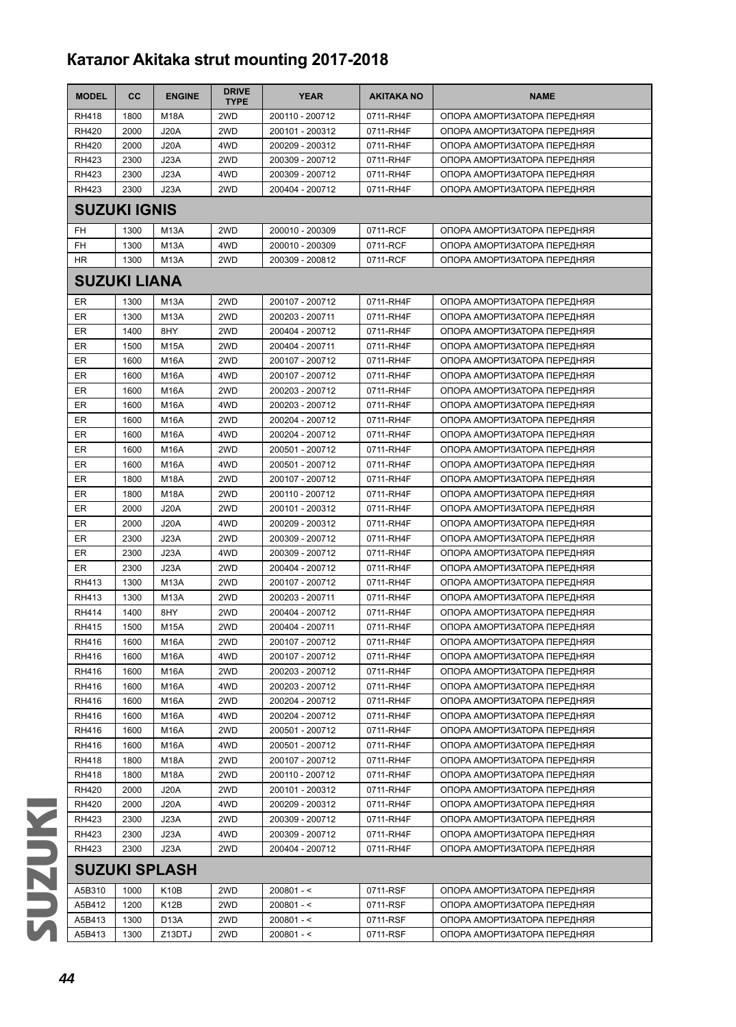## Каталог Akitaka strut mounting 2017-2018

| MODEL | CC | ENGINE | DRIVE TYPE | YEAR | AKITAKA NO | NAME |
|---|---|---|---|---|---|---|
| RH418 | 1800 | M18A | 2WD | 200110 - 200712 | 0711-RH4F | ОПОРА АМОРТИЗАТОРА ПЕРЕДНЯЯ |
| RH420 | 2000 | J20A | 2WD | 200101 - 200312 | 0711-RH4F | ОПОРА АМОРТИЗАТОРА ПЕРЕДНЯЯ |
| RH420 | 2000 | J20A | 4WD | 200209 - 200312 | 0711-RH4F | ОПОРА АМОРТИЗАТОРА ПЕРЕДНЯЯ |
| RH423 | 2300 | J23A | 2WD | 200309 - 200712 | 0711-RH4F | ОПОРА АМОРТИЗАТОРА ПЕРЕДНЯЯ |
| RH423 | 2300 | J23A | 4WD | 200309 - 200712 | 0711-RH4F | ОПОРА АМОРТИЗАТОРА ПЕРЕДНЯЯ |
| RH423 | 2300 | J23A | 2WD | 200404 - 200712 | 0711-RH4F | ОПОРА АМОРТИЗАТОРА ПЕРЕДНЯЯ |
| **SUZUKI IGNIS** | | | | | | |
| FH | 1300 | M13A | 2WD | 200010 - 200309 | 0711-RCF | ОПОРА АМОРТИЗАТОРА ПЕРЕДНЯЯ |
| FH | 1300 | M13A | 4WD | 200010 - 200309 | 0711-RCF | ОПОРА АМОРТИЗАТОРА ПЕРЕДНЯЯ |
| HR | 1300 | M13A | 2WD | 200309 - 200812 | 0711-RCF | ОПОРА АМОРТИЗАТОРА ПЕРЕДНЯЯ |
| **SUZUKI LIANA** | | | | | | |
| ER | 1300 | M13A | 2WD | 200107 - 200712 | 0711-RH4F | ОПОРА АМОРТИЗАТОРА ПЕРЕДНЯЯ |
| ER | 1300 | M13A | 2WD | 200203 - 200711 | 0711-RH4F | ОПОРА АМОРТИЗАТОРА ПЕРЕДНЯЯ |
| ER | 1400 | 8HY | 2WD | 200404 - 200712 | 0711-RH4F | ОПОРА АМОРТИЗАТОРА ПЕРЕДНЯЯ |
| ER | 1500 | M15A | 2WD | 200404 - 200711 | 0711-RH4F | ОПОРА АМОРТИЗАТОРА ПЕРЕДНЯЯ |
| ER | 1600 | M16A | 2WD | 200107 - 200712 | 0711-RH4F | ОПОРА АМОРТИЗАТОРА ПЕРЕДНЯЯ |
| ER | 1600 | M16A | 4WD | 200107 - 200712 | 0711-RH4F | ОПОРА АМОРТИЗАТОРА ПЕРЕДНЯЯ |
| ER | 1600 | M16A | 2WD | 200203 - 200712 | 0711-RH4F | ОПОРА АМОРТИЗАТОРА ПЕРЕДНЯЯ |
| ER | 1600 | M16A | 4WD | 200203 - 200712 | 0711-RH4F | ОПОРА АМОРТИЗАТОРА ПЕРЕДНЯЯ |
| ER | 1600 | M16A | 2WD | 200204 - 200712 | 0711-RH4F | ОПОРА АМОРТИЗАТОРА ПЕРЕДНЯЯ |
| ER | 1600 | M16A | 4WD | 200204 - 200712 | 0711-RH4F | ОПОРА АМОРТИЗАТОРА ПЕРЕДНЯЯ |
| ER | 1600 | M16A | 2WD | 200501 - 200712 | 0711-RH4F | ОПОРА АМОРТИЗАТОРА ПЕРЕДНЯЯ |
| ER | 1600 | M16A | 4WD | 200501 - 200712 | 0711-RH4F | ОПОРА АМОРТИЗАТОРА ПЕРЕДНЯЯ |
| ER | 1800 | M18A | 2WD | 200107 - 200712 | 0711-RH4F | ОПОРА АМОРТИЗАТОРА ПЕРЕДНЯЯ |
| ER | 1800 | M18A | 2WD | 200110 - 200712 | 0711-RH4F | ОПОРА АМОРТИЗАТОРА ПЕРЕДНЯЯ |
| ER | 2000 | J20A | 2WD | 200101 - 200312 | 0711-RH4F | ОПОРА АМОРТИЗАТОРА ПЕРЕДНЯЯ |
| ER | 2000 | J20A | 4WD | 200209 - 200312 | 0711-RH4F | ОПОРА АМОРТИЗАТОРА ПЕРЕДНЯЯ |
| ER | 2300 | J23A | 2WD | 200309 - 200712 | 0711-RH4F | ОПОРА АМОРТИЗАТОРА ПЕРЕДНЯЯ |
| ER | 2300 | J23A | 4WD | 200309 - 200712 | 0711-RH4F | ОПОРА АМОРТИЗАТОРА ПЕРЕДНЯЯ |
| ER | 2300 | J23A | 2WD | 200404 - 200712 | 0711-RH4F | ОПОРА АМОРТИЗАТОРА ПЕРЕДНЯЯ |
| RH413 | 1300 | M13A | 2WD | 200107 - 200712 | 0711-RH4F | ОПОРА АМОРТИЗАТОРА ПЕРЕДНЯЯ |
| RH413 | 1300 | M13A | 2WD | 200203 - 200711 | 0711-RH4F | ОПОРА АМОРТИЗАТОРА ПЕРЕДНЯЯ |
| RH414 | 1400 | 8HY | 2WD | 200404 - 200712 | 0711-RH4F | ОПОРА АМОРТИЗАТОРА ПЕРЕДНЯЯ |
| RH415 | 1500 | M15A | 2WD | 200404 - 200711 | 0711-RH4F | ОПОРА АМОРТИЗАТОРА ПЕРЕДНЯЯ |
| RH416 | 1600 | M16A | 2WD | 200107 - 200712 | 0711-RH4F | ОПОРА АМОРТИЗАТОРА ПЕРЕДНЯЯ |
| RH416 | 1600 | M16A | 4WD | 200107 - 200712 | 0711-RH4F | ОПОРА АМОРТИЗАТОРА ПЕРЕДНЯЯ |
| RH416 | 1600 | M16A | 2WD | 200203 - 200712 | 0711-RH4F | ОПОРА АМОРТИЗАТОРА ПЕРЕДНЯЯ |
| RH416 | 1600 | M16A | 4WD | 200203 - 200712 | 0711-RH4F | ОПОРА АМОРТИЗАТОРА ПЕРЕДНЯЯ |
| RH416 | 1600 | M16A | 2WD | 200204 - 200712 | 0711-RH4F | ОПОРА АМОРТИЗАТОРА ПЕРЕДНЯЯ |
| RH416 | 1600 | M16A | 4WD | 200204 - 200712 | 0711-RH4F | ОПОРА АМОРТИЗАТОРА ПЕРЕДНЯЯ |
| RH416 | 1600 | M16A | 2WD | 200501 - 200712 | 0711-RH4F | ОПОРА АМОРТИЗАТОРА ПЕРЕДНЯЯ |
| RH416 | 1600 | M16A | 4WD | 200501 - 200712 | 0711-RH4F | ОПОРА АМОРТИЗАТОРА ПЕРЕДНЯЯ |
| RH418 | 1800 | M18A | 2WD | 200107 - 200712 | 0711-RH4F | ОПОРА АМОРТИЗАТОРА ПЕРЕДНЯЯ |
| RH418 | 1800 | M18A | 2WD | 200110 - 200712 | 0711-RH4F | ОПОРА АМОРТИЗАТОРА ПЕРЕДНЯЯ |
| RH420 | 2000 | J20A | 2WD | 200101 - 200312 | 0711-RH4F | ОПОРА АМОРТИЗАТОРА ПЕРЕДНЯЯ |
| RH420 | 2000 | J20A | 4WD | 200209 - 200312 | 0711-RH4F | ОПОРА АМОРТИЗАТОРА ПЕРЕДНЯЯ |
| RH423 | 2300 | J23A | 2WD | 200309 - 200712 | 0711-RH4F | ОПОРА АМОРТИЗАТОРА ПЕРЕДНЯЯ |
| RH423 | 2300 | J23A | 4WD | 200309 - 200712 | 0711-RH4F | ОПОРА АМОРТИЗАТОРА ПЕРЕДНЯЯ |
| RH423 | 2300 | J23A | 2WD | 200404 - 200712 | 0711-RH4F | ОПОРА АМОРТИЗАТОРА ПЕРЕДНЯЯ |
| **SUZUKI SPLASH** | | | | | | |
| A5B310 | 1000 | K10B | 2WD | 200801 - < | 0711-RSF | ОПОРА АМОРТИЗАТОРА ПЕРЕДНЯЯ |
| A5B412 | 1200 | K12B | 2WD | 200801 - < | 0711-RSF | ОПОРА АМОРТИЗАТОРА ПЕРЕДНЯЯ |
| A5B413 | 1300 | D13A | 2WD | 200801 - < | 0711-RSF | ОПОРА АМОРТИЗАТОРА ПЕРЕДНЯЯ |
| A5B413 | 1300 | Z13DTJ | 2WD | 200801 - < | 0711-RSF | ОПОРА АМОРТИЗАТОРА ПЕРЕДНЯЯ |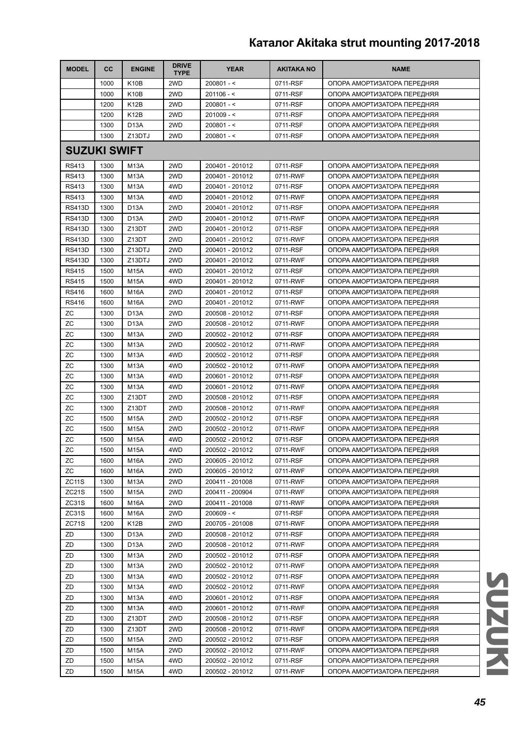# Каталог Akitaka strut mounting 2017-2018

| MODEL | CC | ENGINE | DRIVE TYPE | YEAR | AKITAKA NO | NAME |
|---|---|---|---|---|---|---|
| | 1000 | K10B | 2WD | 200801 - < | 0711-RSF | ОПОРА АМОРТИЗАТОРА ПЕРЕДНЯЯ |
| | 1000 | K10B | 2WD | 201106 - < | 0711-RSF | ОПОРА АМОРТИЗАТОРА ПЕРЕДНЯЯ |
| | 1200 | K12B | 2WD | 200801 - < | 0711-RSF | ОПОРА АМОРТИЗАТОРА ПЕРЕДНЯЯ |
| | 1200 | K12B | 2WD | 201009 - < | 0711-RSF | ОПОРА АМОРТИЗАТОРА ПЕРЕДНЯЯ |
| | 1300 | D13A | 2WD | 200801 - < | 0711-RSF | ОПОРА АМОРТИЗАТОРА ПЕРЕДНЯЯ |
| | 1300 | Z13DTJ | 2WD | 200801 - < | 0711-RSF | ОПОРА АМОРТИЗАТОРА ПЕРЕДНЯЯ |
| **SUZUKI SWIFT** | | | | | | |
| RS413 | 1300 | M13A | 2WD | 200401 - 201012 | 0711-RSF | ОПОРА АМОРТИЗАТОРА ПЕРЕДНЯЯ |
| RS413 | 1300 | M13A | 2WD | 200401 - 201012 | 0711-RWF | ОПОРА АМОРТИЗАТОРА ПЕРЕДНЯЯ |
| RS413 | 1300 | M13A | 4WD | 200401 - 201012 | 0711-RSF | ОПОРА АМОРТИЗАТОРА ПЕРЕДНЯЯ |
| RS413 | 1300 | M13A | 4WD | 200401 - 201012 | 0711-RWF | ОПОРА АМОРТИЗАТОРА ПЕРЕДНЯЯ |
| RS413D | 1300 | D13A | 2WD | 200401 - 201012 | 0711-RSF | ОПОРА АМОРТИЗАТОРА ПЕРЕДНЯЯ |
| RS413D | 1300 | D13A | 2WD | 200401 - 201012 | 0711-RWF | ОПОРА АМОРТИЗАТОРА ПЕРЕДНЯЯ |
| RS413D | 1300 | Z13DT | 2WD | 200401 - 201012 | 0711-RSF | ОПОРА АМОРТИЗАТОРА ПЕРЕДНЯЯ |
| RS413D | 1300 | Z13DT | 2WD | 200401 - 201012 | 0711-RWF | ОПОРА АМОРТИЗАТОРА ПЕРЕДНЯЯ |
| RS413D | 1300 | Z13DTJ | 2WD | 200401 - 201012 | 0711-RSF | ОПОРА АМОРТИЗАТОРА ПЕРЕДНЯЯ |
| RS413D | 1300 | Z13DTJ | 2WD | 200401 - 201012 | 0711-RWF | ОПОРА АМОРТИЗАТОРА ПЕРЕДНЯЯ |
| RS415 | 1500 | M15A | 4WD | 200401 - 201012 | 0711-RSF | ОПОРА АМОРТИЗАТОРА ПЕРЕДНЯЯ |
| RS415 | 1500 | M15A | 4WD | 200401 - 201012 | 0711-RWF | ОПОРА АМОРТИЗАТОРА ПЕРЕДНЯЯ |
| RS416 | 1600 | M16A | 2WD | 200401 - 201012 | 0711-RSF | ОПОРА АМОРТИЗАТОРА ПЕРЕДНЯЯ |
| RS416 | 1600 | M16A | 2WD | 200401 - 201012 | 0711-RWF | ОПОРА АМОРТИЗАТОРА ПЕРЕДНЯЯ |
| ZC | 1300 | D13A | 2WD | 200508 - 201012 | 0711-RSF | ОПОРА АМОРТИЗАТОРА ПЕРЕДНЯЯ |
| ZC | 1300 | D13A | 2WD | 200508 - 201012 | 0711-RWF | ОПОРА АМОРТИЗАТОРА ПЕРЕДНЯЯ |
| ZC | 1300 | M13A | 2WD | 200502 - 201012 | 0711-RSF | ОПОРА АМОРТИЗАТОРА ПЕРЕДНЯЯ |
| ZC | 1300 | M13A | 2WD | 200502 - 201012 | 0711-RWF | ОПОРА АМОРТИЗАТОРА ПЕРЕДНЯЯ |
| ZC | 1300 | M13A | 4WD | 200502 - 201012 | 0711-RSF | ОПОРА АМОРТИЗАТОРА ПЕРЕДНЯЯ |
| ZC | 1300 | M13A | 4WD | 200502 - 201012 | 0711-RWF | ОПОРА АМОРТИЗАТОРА ПЕРЕДНЯЯ |
| ZC | 1300 | M13A | 4WD | 200601 - 201012 | 0711-RSF | ОПОРА АМОРТИЗАТОРА ПЕРЕДНЯЯ |
| ZC | 1300 | M13A | 4WD | 200601 - 201012 | 0711-RWF | ОПОРА АМОРТИЗАТОРА ПЕРЕДНЯЯ |
| ZC | 1300 | Z13DT | 2WD | 200508 - 201012 | 0711-RSF | ОПОРА АМОРТИЗАТОРА ПЕРЕДНЯЯ |
| ZC | 1300 | Z13DT | 2WD | 200508 - 201012 | 0711-RWF | ОПОРА АМОРТИЗАТОРА ПЕРЕДНЯЯ |
| ZC | 1500 | M15A | 2WD | 200502 - 201012 | 0711-RSF | ОПОРА АМОРТИЗАТОРА ПЕРЕДНЯЯ |
| ZC | 1500 | M15A | 2WD | 200502 - 201012 | 0711-RWF | ОПОРА АМОРТИЗАТОРА ПЕРЕДНЯЯ |
| ZC | 1500 | M15A | 4WD | 200502 - 201012 | 0711-RSF | ОПОРА АМОРТИЗАТОРА ПЕРЕДНЯЯ |
| ZC | 1500 | M15A | 4WD | 200502 - 201012 | 0711-RWF | ОПОРА АМОРТИЗАТОРА ПЕРЕДНЯЯ |
| ZC | 1600 | M16A | 2WD | 200605 - 201012 | 0711-RSF | ОПОРА АМОРТИЗАТОРА ПЕРЕДНЯЯ |
| ZC | 1600 | M16A | 2WD | 200605 - 201012 | 0711-RWF | ОПОРА АМОРТИЗАТОРА ПЕРЕДНЯЯ |
| ZC11S | 1300 | M13A | 2WD | 200411 - 201008 | 0711-RWF | ОПОРА АМОРТИЗАТОРА ПЕРЕДНЯЯ |
| ZC21S | 1500 | M15A | 2WD | 200411 - 200904 | 0711-RWF | ОПОРА АМОРТИЗАТОРА ПЕРЕДНЯЯ |
| ZC31S | 1600 | M16A | 2WD | 200411 - 201008 | 0711-RWF | ОПОРА АМОРТИЗАТОРА ПЕРЕДНЯЯ |
| ZC31S | 1600 | M16A | 2WD | 200609 - < | 0711-RSF | ОПОРА АМОРТИЗАТОРА ПЕРЕДНЯЯ |
| ZC71S | 1200 | K12B | 2WD | 200705 - 201008 | 0711-RWF | ОПОРА АМОРТИЗАТОРА ПЕРЕДНЯЯ |
| ZD | 1300 | D13A | 2WD | 200508 - 201012 | 0711-RSF | ОПОРА АМОРТИЗАТОРА ПЕРЕДНЯЯ |
| ZD | 1300 | D13A | 2WD | 200508 - 201012 | 0711-RWF | ОПОРА АМОРТИЗАТОРА ПЕРЕДНЯЯ |
| ZD | 1300 | M13A | 2WD | 200502 - 201012 | 0711-RSF | ОПОРА АМОРТИЗАТОРА ПЕРЕДНЯЯ |
| ZD | 1300 | M13A | 2WD | 200502 - 201012 | 0711-RWF | ОПОРА АМОРТИЗАТОРА ПЕРЕДНЯЯ |
| ZD | 1300 | M13A | 4WD | 200502 - 201012 | 0711-RSF | ОПОРА АМОРТИЗАТОРА ПЕРЕДНЯЯ |
| ZD | 1300 | M13A | 4WD | 200502 - 201012 | 0711-RWF | ОПОРА АМОРТИЗАТОРА ПЕРЕДНЯЯ |
| ZD | 1300 | M13A | 4WD | 200601 - 201012 | 0711-RSF | ОПОРА АМОРТИЗАТОРА ПЕРЕДНЯЯ |
| ZD | 1300 | M13A | 4WD | 200601 - 201012 | 0711-RWF | ОПОРА АМОРТИЗАТОРА ПЕРЕДНЯЯ |
| ZD | 1300 | Z13DT | 2WD | 200508 - 201012 | 0711-RSF | ОПОРА АМОРТИЗАТОРА ПЕРЕДНЯЯ |
| ZD | 1300 | Z13DT | 2WD | 200508 - 201012 | 0711-RWF | ОПОРА АМОРТИЗАТОРА ПЕРЕДНЯЯ |
| ZD | 1500 | M15A | 2WD | 200502 - 201012 | 0711-RSF | ОПОРА АМОРТИЗАТОРА ПЕРЕДНЯЯ |
| ZD | 1500 | M15A | 2WD | 200502 - 201012 | 0711-RWF | ОПОРА АМОРТИЗАТОРА ПЕРЕДНЯЯ |
| ZD | 1500 | M15A | 4WD | 200502 - 201012 | 0711-RSF | ОПОРА АМОРТИЗАТОРА ПЕРЕДНЯЯ |
| ZD | 1500 | M15A | 4WD | 200502 - 201012 | 0711-RWF | ОПОРА АМОРТИЗАТОРА ПЕРЕДНЯЯ |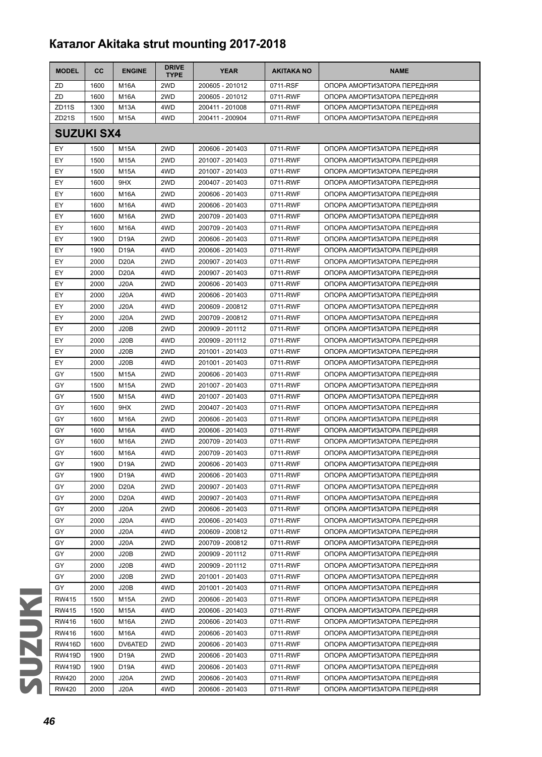## Каталог Akitaka strut mounting 2017-2018

| MODEL | CC | ENGINE | DRIVE TYPE | YEAR | AKITAKA NO | NAME |
|---|---|---|---|---|---|---|
| ZD | 1600 | M16A | 2WD | 200605 - 201012 | 0711-RSF | ОПОРА АМОРТИЗАТОРА ПЕРЕДНЯЯ |
| ZD | 1600 | M16A | 2WD | 200605 - 201012 | 0711-RWF | ОПОРА АМОРТИЗАТОРА ПЕРЕДНЯЯ |
| ZD11S | 1300 | M13A | 4WD | 200411 - 201008 | 0711-RWF | ОПОРА АМОРТИЗАТОРА ПЕРЕДНЯЯ |
| ZD21S | 1500 | M15A | 4WD | 200411 - 200904 | 0711-RWF | ОПОРА АМОРТИЗАТОРА ПЕРЕДНЯЯ |
| **SUZUKI SX4** | | | | | | |
| EY | 1500 | M15A | 2WD | 200606 - 201403 | 0711-RWF | ОПОРА АМОРТИЗАТОРА ПЕРЕДНЯЯ |
| EY | 1500 | M15A | 2WD | 201007 - 201403 | 0711-RWF | ОПОРА АМОРТИЗАТОРА ПЕРЕДНЯЯ |
| EY | 1500 | M15A | 4WD | 201007 - 201403 | 0711-RWF | ОПОРА АМОРТИЗАТОРА ПЕРЕДНЯЯ |
| EY | 1600 | 9HX | 2WD | 200407 - 201403 | 0711-RWF | ОПОРА АМОРТИЗАТОРА ПЕРЕДНЯЯ |
| EY | 1600 | M16A | 2WD | 200606 - 201403 | 0711-RWF | ОПОРА АМОРТИЗАТОРА ПЕРЕДНЯЯ |
| EY | 1600 | M16A | 4WD | 200606 - 201403 | 0711-RWF | ОПОРА АМОРТИЗАТОРА ПЕРЕДНЯЯ |
| EY | 1600 | M16A | 2WD | 200709 - 201403 | 0711-RWF | ОПОРА АМОРТИЗАТОРА ПЕРЕДНЯЯ |
| EY | 1600 | M16A | 4WD | 200709 - 201403 | 0711-RWF | ОПОРА АМОРТИЗАТОРА ПЕРЕДНЯЯ |
| EY | 1900 | D19A | 2WD | 200606 - 201403 | 0711-RWF | ОПОРА АМОРТИЗАТОРА ПЕРЕДНЯЯ |
| EY | 1900 | D19A | 4WD | 200606 - 201403 | 0711-RWF | ОПОРА АМОРТИЗАТОРА ПЕРЕДНЯЯ |
| EY | 2000 | D20A | 2WD | 200907 - 201403 | 0711-RWF | ОПОРА АМОРТИЗАТОРА ПЕРЕДНЯЯ |
| EY | 2000 | D20A | 4WD | 200907 - 201403 | 0711-RWF | ОПОРА АМОРТИЗАТОРА ПЕРЕДНЯЯ |
| EY | 2000 | J20A | 2WD | 200606 - 201403 | 0711-RWF | ОПОРА АМОРТИЗАТОРА ПЕРЕДНЯЯ |
| EY | 2000 | J20A | 4WD | 200606 - 201403 | 0711-RWF | ОПОРА АМОРТИЗАТОРА ПЕРЕДНЯЯ |
| EY | 2000 | J20A | 4WD | 200609 - 200812 | 0711-RWF | ОПОРА АМОРТИЗАТОРА ПЕРЕДНЯЯ |
| EY | 2000 | J20A | 2WD | 200709 - 200812 | 0711-RWF | ОПОРА АМОРТИЗАТОРА ПЕРЕДНЯЯ |
| EY | 2000 | J20B | 2WD | 200909 - 201112 | 0711-RWF | ОПОРА АМОРТИЗАТОРА ПЕРЕДНЯЯ |
| EY | 2000 | J20B | 4WD | 200909 - 201112 | 0711-RWF | ОПОРА АМОРТИЗАТОРА ПЕРЕДНЯЯ |
| EY | 2000 | J20B | 2WD | 201001 - 201403 | 0711-RWF | ОПОРА АМОРТИЗАТОРА ПЕРЕДНЯЯ |
| EY | 2000 | J20B | 4WD | 201001 - 201403 | 0711-RWF | ОПОРА АМОРТИЗАТОРА ПЕРЕДНЯЯ |
| GY | 1500 | M15A | 2WD | 200606 - 201403 | 0711-RWF | ОПОРА АМОРТИЗАТОРА ПЕРЕДНЯЯ |
| GY | 1500 | M15A | 2WD | 201007 - 201403 | 0711-RWF | ОПОРА АМОРТИЗАТОРА ПЕРЕДНЯЯ |
| GY | 1500 | M15A | 4WD | 201007 - 201403 | 0711-RWF | ОПОРА АМОРТИЗАТОРА ПЕРЕДНЯЯ |
| GY | 1600 | 9HX | 2WD | 200407 - 201403 | 0711-RWF | ОПОРА АМОРТИЗАТОРА ПЕРЕДНЯЯ |
| GY | 1600 | M16A | 2WD | 200606 - 201403 | 0711-RWF | ОПОРА АМОРТИЗАТОРА ПЕРЕДНЯЯ |
| GY | 1600 | M16A | 4WD | 200606 - 201403 | 0711-RWF | ОПОРА АМОРТИЗАТОРА ПЕРЕДНЯЯ |
| GY | 1600 | M16A | 2WD | 200709 - 201403 | 0711-RWF | ОПОРА АМОРТИЗАТОРА ПЕРЕДНЯЯ |
| GY | 1600 | M16A | 4WD | 200709 - 201403 | 0711-RWF | ОПОРА АМОРТИЗАТОРА ПЕРЕДНЯЯ |
| GY | 1900 | D19A | 2WD | 200606 - 201403 | 0711-RWF | ОПОРА АМОРТИЗАТОРА ПЕРЕДНЯЯ |
| GY | 1900 | D19A | 4WD | 200606 - 201403 | 0711-RWF | ОПОРА АМОРТИЗАТОРА ПЕРЕДНЯЯ |
| GY | 2000 | D20A | 2WD | 200907 - 201403 | 0711-RWF | ОПОРА АМОРТИЗАТОРА ПЕРЕДНЯЯ |
| GY | 2000 | D20A | 4WD | 200907 - 201403 | 0711-RWF | ОПОРА АМОРТИЗАТОРА ПЕРЕДНЯЯ |
| GY | 2000 | J20A | 2WD | 200606 - 201403 | 0711-RWF | ОПОРА АМОРТИЗАТОРА ПЕРЕДНЯЯ |
| GY | 2000 | J20A | 4WD | 200606 - 201403 | 0711-RWF | ОПОРА АМОРТИЗАТОРА ПЕРЕДНЯЯ |
| GY | 2000 | J20A | 4WD | 200609 - 200812 | 0711-RWF | ОПОРА АМОРТИЗАТОРА ПЕРЕДНЯЯ |
| GY | 2000 | J20A | 2WD | 200709 - 200812 | 0711-RWF | ОПОРА АМОРТИЗАТОРА ПЕРЕДНЯЯ |
| GY | 2000 | J20B | 2WD | 200909 - 201112 | 0711-RWF | ОПОРА АМОРТИЗАТОРА ПЕРЕДНЯЯ |
| GY | 2000 | J20B | 4WD | 200909 - 201112 | 0711-RWF | ОПОРА АМОРТИЗАТОРА ПЕРЕДНЯЯ |
| GY | 2000 | J20B | 2WD | 201001 - 201403 | 0711-RWF | ОПОРА АМОРТИЗАТОРА ПЕРЕДНЯЯ |
| GY | 2000 | J20B | 4WD | 201001 - 201403 | 0711-RWF | ОПОРА АМОРТИЗАТОРА ПЕРЕДНЯЯ |
| RW415 | 1500 | M15A | 2WD | 200606 - 201403 | 0711-RWF | ОПОРА АМОРТИЗАТОРА ПЕРЕДНЯЯ |
| RW415 | 1500 | M15A | 4WD | 200606 - 201403 | 0711-RWF | ОПОРА АМОРТИЗАТОРА ПЕРЕДНЯЯ |
| RW416 | 1600 | M16A | 2WD | 200606 - 201403 | 0711-RWF | ОПОРА АМОРТИЗАТОРА ПЕРЕДНЯЯ |
| RW416 | 1600 | M16A | 4WD | 200606 - 201403 | 0711-RWF | ОПОРА АМОРТИЗАТОРА ПЕРЕДНЯЯ |
| RW416D | 1600 | DV6ATED | 2WD | 200606 - 201403 | 0711-RWF | ОПОРА АМОРТИЗАТОРА ПЕРЕДНЯЯ |
| RW419D | 1900 | D19A | 2WD | 200606 - 201403 | 0711-RWF | ОПОРА АМОРТИЗАТОРА ПЕРЕДНЯЯ |
| RW419D | 1900 | D19A | 4WD | 200606 - 201403 | 0711-RWF | ОПОРА АМОРТИЗАТОРА ПЕРЕДНЯЯ |
| RW420 | 2000 | J20A | 2WD | 200606 - 201403 | 0711-RWF | ОПОРА АМОРТИЗАТОРА ПЕРЕДНЯЯ |
| RW420 | 2000 | J20A | 4WD | 200606 - 201403 | 0711-RWF | ОПОРА АМОРТИЗАТОРА ПЕРЕДНЯЯ |

SUZUKI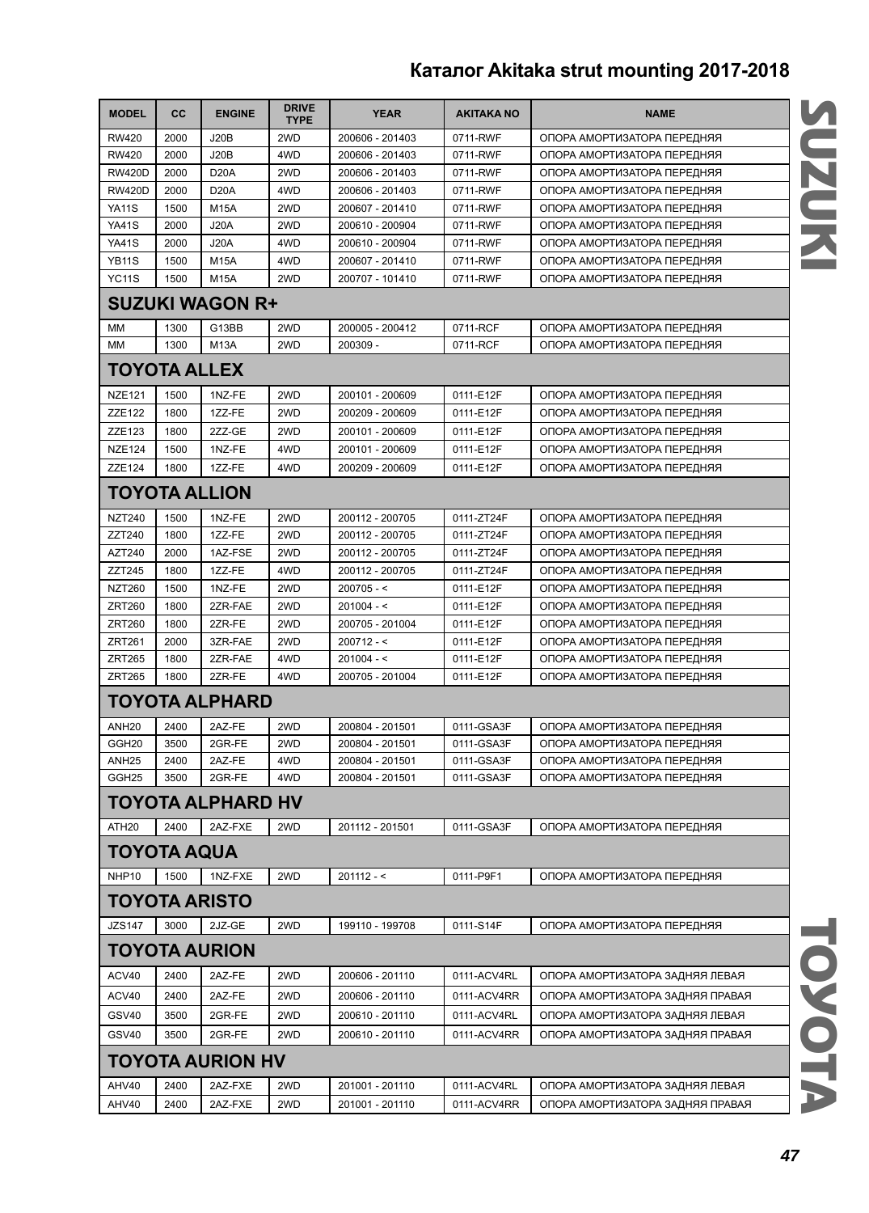# Каталог Akitaka strut mounting 2017-2018

| MODEL | CC | ENGINE | DRIVE TYPE | YEAR | AKITAKA NO | NAME |
|---|---|---|---|---|---|---|
| RW420 | 2000 | J20B | 2WD | 200606 - 201403 | 0711-RWF | ОПОРА АМОРТИЗАТОРА ПЕРЕДНЯЯ |
| RW420 | 2000 | J20B | 4WD | 200606 - 201403 | 0711-RWF | ОПОРА АМОРТИЗАТОРА ПЕРЕДНЯЯ |
| RW420D | 2000 | D20A | 2WD | 200606 - 201403 | 0711-RWF | ОПОРА АМОРТИЗАТОРА ПЕРЕДНЯЯ |
| RW420D | 2000 | D20A | 4WD | 200606 - 201403 | 0711-RWF | ОПОРА АМОРТИЗАТОРА ПЕРЕДНЯЯ |
| YA11S | 1500 | M15A | 2WD | 200607 - 201410 | 0711-RWF | ОПОРА АМОРТИЗАТОРА ПЕРЕДНЯЯ |
| YA41S | 2000 | J20A | 2WD | 200610 - 200904 | 0711-RWF | ОПОРА АМОРТИЗАТОРА ПЕРЕДНЯЯ |
| YA41S | 2000 | J20A | 4WD | 200610 - 200904 | 0711-RWF | ОПОРА АМОРТИЗАТОРА ПЕРЕДНЯЯ |
| YB11S | 1500 | M15A | 4WD | 200607 - 201410 | 0711-RWF | ОПОРА АМОРТИЗАТОРА ПЕРЕДНЯЯ |
| YC11S | 1500 | M15A | 2WD | 200707 - 101410 | 0711-RWF | ОПОРА АМОРТИЗАТОРА ПЕРЕДНЯЯ |
| **SUZUKI WAGON R+** | | | | | | |
| MM | 1300 | G13BB | 2WD | 200005 - 200412 | 0711-RCF | ОПОРА АМОРТИЗАТОРА ПЕРЕДНЯЯ |
| MM | 1300 | M13A | 2WD | 200309 - | 0711-RCF | ОПОРА АМОРТИЗАТОРА ПЕРЕДНЯЯ |
| **TOYOTA ALLEX** | | | | | | |
| NZE121 | 1500 | 1NZ-FE | 2WD | 200101 - 200609 | 0111-E12F | ОПОРА АМОРТИЗАТОРА ПЕРЕДНЯЯ |
| ZZE122 | 1800 | 1ZZ-FE | 2WD | 200209 - 200609 | 0111-E12F | ОПОРА АМОРТИЗАТОРА ПЕРЕДНЯЯ |
| ZZE123 | 1800 | 2ZZ-GE | 2WD | 200101 - 200609 | 0111-E12F | ОПОРА АМОРТИЗАТОРА ПЕРЕДНЯЯ |
| NZE124 | 1500 | 1NZ-FE | 4WD | 200101 - 200609 | 0111-E12F | ОПОРА АМОРТИЗАТОРА ПЕРЕДНЯЯ |
| ZZE124 | 1800 | 1ZZ-FE | 4WD | 200209 - 200609 | 0111-E12F | ОПОРА АМОРТИЗАТОРА ПЕРЕДНЯЯ |
| **TOYOTA ALLION** | | | | | | |
| NZT240 | 1500 | 1NZ-FE | 2WD | 200112 - 200705 | 0111-ZT24F | ОПОРА АМОРТИЗАТОРА ПЕРЕДНЯЯ |
| ZZT240 | 1800 | 1ZZ-FE | 2WD | 200112 - 200705 | 0111-ZT24F | ОПОРА АМОРТИЗАТОРА ПЕРЕДНЯЯ |
| AZT240 | 2000 | 1AZ-FSE | 2WD | 200112 - 200705 | 0111-ZT24F | ОПОРА АМОРТИЗАТОРА ПЕРЕДНЯЯ |
| ZZT245 | 1800 | 1ZZ-FE | 4WD | 200112 - 200705 | 0111-ZT24F | ОПОРА АМОРТИЗАТОРА ПЕРЕДНЯЯ |
| NZT260 | 1500 | 1NZ-FE | 2WD | 200705 - < | 0111-E12F | ОПОРА АМОРТИЗАТОРА ПЕРЕДНЯЯ |
| ZRT260 | 1800 | 2ZR-FAE | 2WD | 201004 - < | 0111-E12F | ОПОРА АМОРТИЗАТОРА ПЕРЕДНЯЯ |
| ZRT260 | 1800 | 2ZR-FE | 2WD | 200705 - 201004 | 0111-E12F | ОПОРА АМОРТИЗАТОРА ПЕРЕДНЯЯ |
| ZRT261 | 2000 | 3ZR-FAE | 2WD | 200712 - < | 0111-E12F | ОПОРА АМОРТИЗАТОРА ПЕРЕДНЯЯ |
| ZRT265 | 1800 | 2ZR-FAE | 4WD | 201004 - < | 0111-E12F | ОПОРА АМОРТИЗАТОРА ПЕРЕДНЯЯ |
| ZRT265 | 1800 | 2ZR-FE | 4WD | 200705 - 201004 | 0111-E12F | ОПОРА АМОРТИЗАТОРА ПЕРЕДНЯЯ |
| **TOYOTA ALPHARD** | | | | | | |
| ANH20 | 2400 | 2AZ-FE | 2WD | 200804 - 201501 | 0111-GSA3F | ОПОРА АМОРТИЗАТОРА ПЕРЕДНЯЯ |
| GGH20 | 3500 | 2GR-FE | 2WD | 200804 - 201501 | 0111-GSA3F | ОПОРА АМОРТИЗАТОРА ПЕРЕДНЯЯ |
| ANH25 | 2400 | 2AZ-FE | 4WD | 200804 - 201501 | 0111-GSA3F | ОПОРА АМОРТИЗАТОРА ПЕРЕДНЯЯ |
| GGH25 | 3500 | 2GR-FE | 4WD | 200804 - 201501 | 0111-GSA3F | ОПОРА АМОРТИЗАТОРА ПЕРЕДНЯЯ |
| **TOYOTA ALPHARD HV** | | | | | | |
| ATH20 | 2400 | 2AZ-FXE | 2WD | 201112 - 201501 | 0111-GSA3F | ОПОРА АМОРТИЗАТОРА ПЕРЕДНЯЯ |
| **TOYOTA AQUA** | | | | | | |
| NHP10 | 1500 | 1NZ-FXE | 2WD | 201112 - < | 0111-P9F1 | ОПОРА АМОРТИЗАТОРА ПЕРЕДНЯЯ |
| **TOYOTA ARISTO** | | | | | | |
| JZS147 | 3000 | 2JZ-GE | 2WD | 199110 - 199708 | 0111-S14F | ОПОРА АМОРТИЗАТОРА ПЕРЕДНЯЯ |
| **TOYOTA AURION** | | | | | | |
| ACV40 | 2400 | 2AZ-FE | 2WD | 200606 - 201110 | 0111-ACV4RL | ОПОРА АМОРТИЗАТОРА ЗАДНЯЯ ЛЕВАЯ |
| ACV40 | 2400 | 2AZ-FE | 2WD | 200606 - 201110 | 0111-ACV4RR | ОПОРА АМОРТИЗАТОРА ЗАДНЯЯ ПРАВАЯ |
| GSV40 | 3500 | 2GR-FE | 2WD | 200610 - 201110 | 0111-ACV4RL | ОПОРА АМОРТИЗАТОРА ЗАДНЯЯ ЛЕВАЯ |
| GSV40 | 3500 | 2GR-FE | 2WD | 200610 - 201110 | 0111-ACV4RR | ОПОРА АМОРТИЗАТОРА ЗАДНЯЯ ПРАВАЯ |
| **TOYOTA AURION HV** | | | | | | |
| AHV40 | 2400 | 2AZ-FXE | 2WD | 201001 - 201110 | 0111-ACV4RL | ОПОРА АМОРТИЗАТОРА ЗАДНЯЯ ЛЕВАЯ |
| AHV40 | 2400 | 2AZ-FXE | 2WD | 201001 - 201110 | 0111-ACV4RR | ОПОРА АМОРТИЗАТОРА ЗАДНЯЯ ПРАВАЯ |

SUZUKI

TOYOTA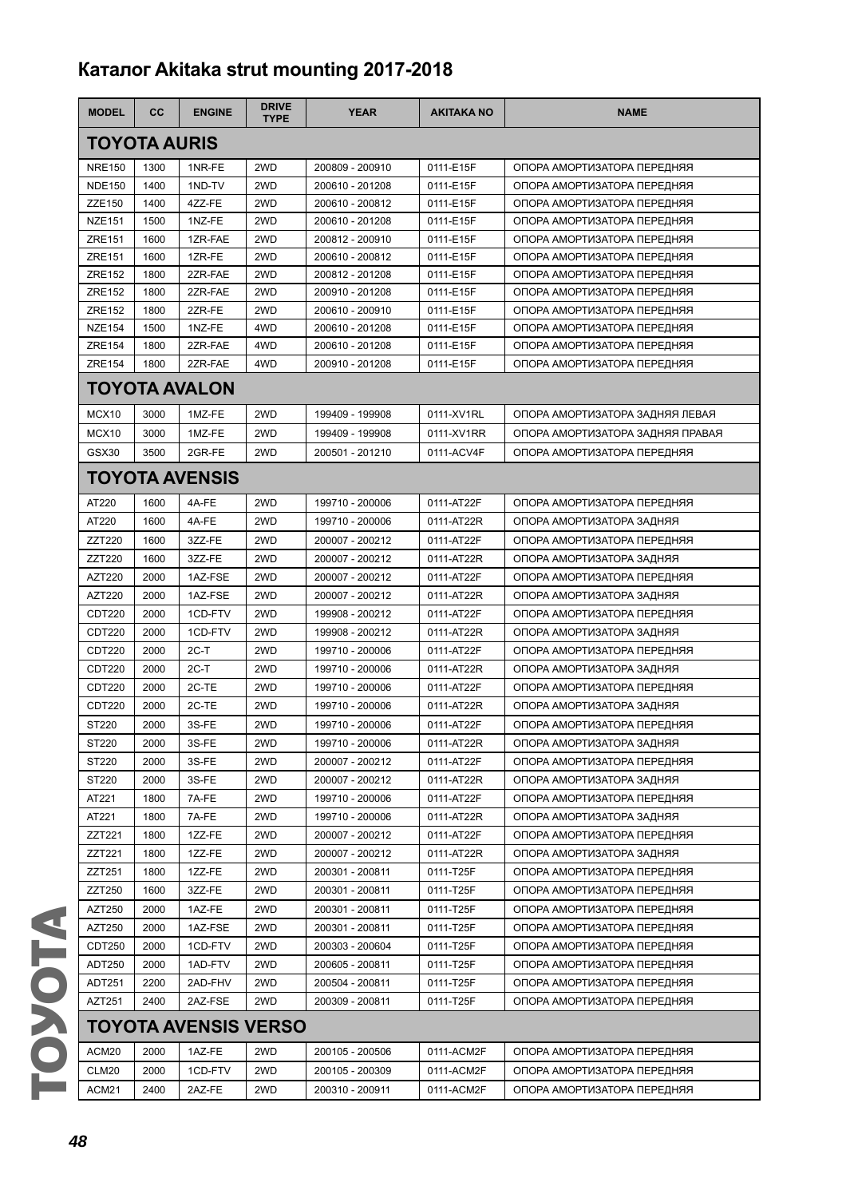## Каталог Akitaka strut mounting 2017-2018

| MODEL | CC | ENGINE | DRIVE TYPE | YEAR | AKITAKA NO | NAME |
|---|---|---|---|---|---|---|
| **TOYOTA AURIS** | | | | | | |
| NRE150 | 1300 | 1NR-FE | 2WD | 200809 - 200910 | 0111-E15F | ОПОРА АМОРТИЗАТОРА ПЕРЕДНЯЯ |
| NDE150 | 1400 | 1ND-TV | 2WD | 200610 - 201208 | 0111-E15F | ОПОРА АМОРТИЗАТОРА ПЕРЕДНЯЯ |
| ZZE150 | 1400 | 4ZZ-FE | 2WD | 200610 - 200812 | 0111-E15F | ОПОРА АМОРТИЗАТОРА ПЕРЕДНЯЯ |
| NZE151 | 1500 | 1NZ-FE | 2WD | 200610 - 201208 | 0111-E15F | ОПОРА АМОРТИЗАТОРА ПЕРЕДНЯЯ |
| ZRE151 | 1600 | 1ZR-FAE | 2WD | 200812 - 200910 | 0111-E15F | ОПОРА АМОРТИЗАТОРА ПЕРЕДНЯЯ |
| ZRE151 | 1600 | 1ZR-FE | 2WD | 200610 - 200812 | 0111-E15F | ОПОРА АМОРТИЗАТОРА ПЕРЕДНЯЯ |
| ZRE152 | 1800 | 2ZR-FAE | 2WD | 200812 - 201208 | 0111-E15F | ОПОРА АМОРТИЗАТОРА ПЕРЕДНЯЯ |
| ZRE152 | 1800 | 2ZR-FAE | 2WD | 200910 - 201208 | 0111-E15F | ОПОРА АМОРТИЗАТОРА ПЕРЕДНЯЯ |
| ZRE152 | 1800 | 2ZR-FE | 2WD | 200610 - 200910 | 0111-E15F | ОПОРА АМОРТИЗАТОРА ПЕРЕДНЯЯ |
| NZE154 | 1500 | 1NZ-FE | 4WD | 200610 - 201208 | 0111-E15F | ОПОРА АМОРТИЗАТОРА ПЕРЕДНЯЯ |
| ZRE154 | 1800 | 2ZR-FAE | 4WD | 200610 - 201208 | 0111-E15F | ОПОРА АМОРТИЗАТОРА ПЕРЕДНЯЯ |
| ZRE154 | 1800 | 2ZR-FAE | 4WD | 200910 - 201208 | 0111-E15F | ОПОРА АМОРТИЗАТОРА ПЕРЕДНЯЯ |
| **TOYOTA AVALON** | | | | | | |
| MCX10 | 3000 | 1MZ-FE | 2WD | 199409 - 199908 | 0111-XV1RL | ОПОРА АМОРТИЗАТОРА ЗАДНЯЯ ЛЕВАЯ |
| MCX10 | 3000 | 1MZ-FE | 2WD | 199409 - 199908 | 0111-XV1RR | ОПОРА АМОРТИЗАТОРА ЗАДНЯЯ ПРАВАЯ |
| GSX30 | 3500 | 2GR-FE | 2WD | 200501 - 201210 | 0111-ACV4F | ОПОРА АМОРТИЗАТОРА ПЕРЕДНЯЯ |
| **TOYOTA AVENSIS** | | | | | | |
| AT220 | 1600 | 4A-FE | 2WD | 199710 - 200006 | 0111-AT22F | ОПОРА АМОРТИЗАТОРА ПЕРЕДНЯЯ |
| AT220 | 1600 | 4A-FE | 2WD | 199710 - 200006 | 0111-AT22R | ОПОРА АМОРТИЗАТОРА ЗАДНЯЯ |
| ZZT220 | 1600 | 3ZZ-FE | 2WD | 200007 - 200212 | 0111-AT22F | ОПОРА АМОРТИЗАТОРА ПЕРЕДНЯЯ |
| ZZT220 | 1600 | 3ZZ-FE | 2WD | 200007 - 200212 | 0111-AT22R | ОПОРА АМОРТИЗАТОРА ЗАДНЯЯ |
| AZT220 | 2000 | 1AZ-FSE | 2WD | 200007 - 200212 | 0111-AT22F | ОПОРА АМОРТИЗАТОРА ПЕРЕДНЯЯ |
| AZT220 | 2000 | 1AZ-FSE | 2WD | 200007 - 200212 | 0111-AT22R | ОПОРА АМОРТИЗАТОРА ЗАДНЯЯ |
| CDT220 | 2000 | 1CD-FTV | 2WD | 199908 - 200212 | 0111-AT22F | ОПОРА АМОРТИЗАТОРА ПЕРЕДНЯЯ |
| CDT220 | 2000 | 1CD-FTV | 2WD | 199908 - 200212 | 0111-AT22R | ОПОРА АМОРТИЗАТОРА ЗАДНЯЯ |
| CDT220 | 2000 | 2C-T | 2WD | 199710 - 200006 | 0111-AT22F | ОПОРА АМОРТИЗАТОРА ПЕРЕДНЯЯ |
| CDT220 | 2000 | 2C-T | 2WD | 199710 - 200006 | 0111-AT22R | ОПОРА АМОРТИЗАТОРА ЗАДНЯЯ |
| CDT220 | 2000 | 2C-TE | 2WD | 199710 - 200006 | 0111-AT22F | ОПОРА АМОРТИЗАТОРА ПЕРЕДНЯЯ |
| CDT220 | 2000 | 2C-TE | 2WD | 199710 - 200006 | 0111-AT22R | ОПОРА АМОРТИЗАТОРА ЗАДНЯЯ |
| ST220 | 2000 | 3S-FE | 2WD | 199710 - 200006 | 0111-AT22F | ОПОРА АМОРТИЗАТОРА ПЕРЕДНЯЯ |
| ST220 | 2000 | 3S-FE | 2WD | 199710 - 200006 | 0111-AT22R | ОПОРА АМОРТИЗАТОРА ЗАДНЯЯ |
| ST220 | 2000 | 3S-FE | 2WD | 200007 - 200212 | 0111-AT22F | ОПОРА АМОРТИЗАТОРА ПЕРЕДНЯЯ |
| ST220 | 2000 | 3S-FE | 2WD | 200007 - 200212 | 0111-AT22R | ОПОРА АМОРТИЗАТОРА ЗАДНЯЯ |
| AT221 | 1800 | 7A-FE | 2WD | 199710 - 200006 | 0111-AT22F | ОПОРА АМОРТИЗАТОРА ПЕРЕДНЯЯ |
| AT221 | 1800 | 7A-FE | 2WD | 199710 - 200006 | 0111-AT22R | ОПОРА АМОРТИЗАТОРА ЗАДНЯЯ |
| ZZT221 | 1800 | 1ZZ-FE | 2WD | 200007 - 200212 | 0111-AT22F | ОПОРА АМОРТИЗАТОРА ПЕРЕДНЯЯ |
| ZZT221 | 1800 | 1ZZ-FE | 2WD | 200007 - 200212 | 0111-AT22R | ОПОРА АМОРТИЗАТОРА ЗАДНЯЯ |
| ZZT251 | 1800 | 1ZZ-FE | 2WD | 200301 - 200811 | 0111-T25F | ОПОРА АМОРТИЗАТОРА ПЕРЕДНЯЯ |
| ZZT250 | 1600 | 3ZZ-FE | 2WD | 200301 - 200811 | 0111-T25F | ОПОРА АМОРТИЗАТОРА ПЕРЕДНЯЯ |
| AZT250 | 2000 | 1AZ-FE | 2WD | 200301 - 200811 | 0111-T25F | ОПОРА АМОРТИЗАТОРА ПЕРЕДНЯЯ |
| AZT250 | 2000 | 1AZ-FSE | 2WD | 200301 - 200811 | 0111-T25F | ОПОРА АМОРТИЗАТОРА ПЕРЕДНЯЯ |
| CDT250 | 2000 | 1CD-FTV | 2WD | 200303 - 200604 | 0111-T25F | ОПОРА АМОРТИЗАТОРА ПЕРЕДНЯЯ |
| ADT250 | 2000 | 1AD-FTV | 2WD | 200605 - 200811 | 0111-T25F | ОПОРА АМОРТИЗАТОРА ПЕРЕДНЯЯ |
| ADT251 | 2200 | 2AD-FHV | 2WD | 200504 - 200811 | 0111-T25F | ОПОРА АМОРТИЗАТОРА ПЕРЕДНЯЯ |
| AZT251 | 2400 | 2AZ-FSE | 2WD | 200309 - 200811 | 0111-T25F | ОПОРА АМОРТИЗАТОРА ПЕРЕДНЯЯ |
| **TOYOTA AVENSIS VERSO** | | | | | | |
| ACM20 | 2000 | 1AZ-FE | 2WD | 200105 - 200506 | 0111-ACM2F | ОПОРА АМОРТИЗАТОРА ПЕРЕДНЯЯ |
| CLM20 | 2000 | 1CD-FTV | 2WD | 200105 - 200309 | 0111-ACM2F | ОПОРА АМОРТИЗАТОРА ПЕРЕДНЯЯ |
| ACM21 | 2400 | 2AZ-FE | 2WD | 200310 - 200911 | 0111-ACM2F | ОПОРА АМОРТИЗАТОРА ПЕРЕДНЯЯ |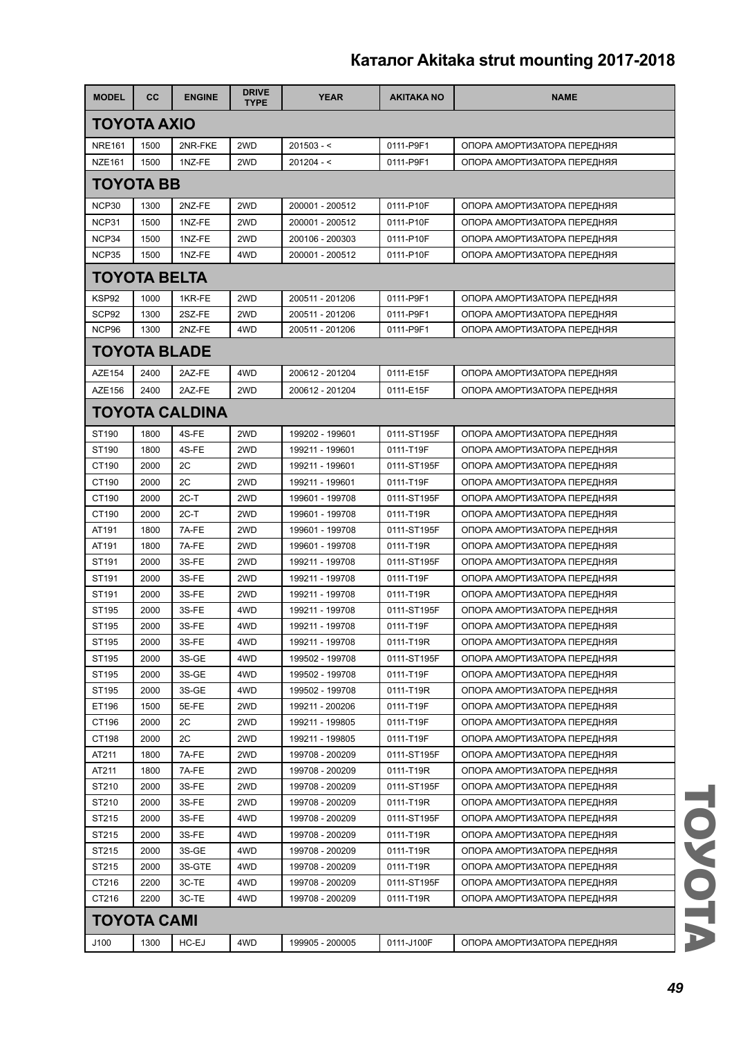# Каталог Akitaka strut mounting 2017-2018

| MODEL | CC | ENGINE | DRIVE TYPE | YEAR | AKITAKA NO | NAME |
|---|---|---|---|---|---|---|
| **TOYOTA AXIO** | | | | | | |
| NRE161 | 1500 | 2NR-FKE | 2WD | 201503 - < | 0111-P9F1 | ОПОРА АМОРТИЗАТОРА ПЕРЕДНЯЯ |
| NZE161 | 1500 | 1NZ-FE | 2WD | 201204 - < | 0111-P9F1 | ОПОРА АМОРТИЗАТОРА ПЕРЕДНЯЯ |
| **TOYOTA BB** | | | | | | |
| NCP30 | 1300 | 2NZ-FE | 2WD | 200001 - 200512 | 0111-P10F | ОПОРА АМОРТИЗАТОРА ПЕРЕДНЯЯ |
| NCP31 | 1500 | 1NZ-FE | 2WD | 200001 - 200512 | 0111-P10F | ОПОРА АМОРТИЗАТОРА ПЕРЕДНЯЯ |
| NCP34 | 1500 | 1NZ-FE | 2WD | 200106 - 200303 | 0111-P10F | ОПОРА АМОРТИЗАТОРА ПЕРЕДНЯЯ |
| NCP35 | 1500 | 1NZ-FE | 4WD | 200001 - 200512 | 0111-P10F | ОПОРА АМОРТИЗАТОРА ПЕРЕДНЯЯ |
| **TOYOTA BELTA** | | | | | | |
| KSP92 | 1000 | 1KR-FE | 2WD | 200511 - 201206 | 0111-P9F1 | ОПОРА АМОРТИЗАТОРА ПЕРЕДНЯЯ |
| SCP92 | 1300 | 2SZ-FE | 2WD | 200511 - 201206 | 0111-P9F1 | ОПОРА АМОРТИЗАТОРА ПЕРЕДНЯЯ |
| NCP96 | 1300 | 2NZ-FE | 4WD | 200511 - 201206 | 0111-P9F1 | ОПОРА АМОРТИЗАТОРА ПЕРЕДНЯЯ |
| **TOYOTA BLADE** | | | | | | |
| AZE154 | 2400 | 2AZ-FE | 4WD | 200612 - 201204 | 0111-E15F | ОПОРА АМОРТИЗАТОРА ПЕРЕДНЯЯ |
| AZE156 | 2400 | 2AZ-FE | 2WD | 200612 - 201204 | 0111-E15F | ОПОРА АМОРТИЗАТОРА ПЕРЕДНЯЯ |
| **TOYOTA CALDINA** | | | | | | |
| ST190 | 1800 | 4S-FE | 2WD | 199202 - 199601 | 0111-ST195F | ОПОРА АМОРТИЗАТОРА ПЕРЕДНЯЯ |
| ST190 | 1800 | 4S-FE | 2WD | 199211 - 199601 | 0111-T19F | ОПОРА АМОРТИЗАТОРА ПЕРЕДНЯЯ |
| CT190 | 2000 | 2C | 2WD | 199211 - 199601 | 0111-ST195F | ОПОРА АМОРТИЗАТОРА ПЕРЕДНЯЯ |
| CT190 | 2000 | 2C | 2WD | 199211 - 199601 | 0111-T19F | ОПОРА АМОРТИЗАТОРА ПЕРЕДНЯЯ |
| CT190 | 2000 | 2C-T | 2WD | 199601 - 199708 | 0111-ST195F | ОПОРА АМОРТИЗАТОРА ПЕРЕДНЯЯ |
| CT190 | 2000 | 2C-T | 2WD | 199601 - 199708 | 0111-T19R | ОПОРА АМОРТИЗАТОРА ПЕРЕДНЯЯ |
| AT191 | 1800 | 7A-FE | 2WD | 199601 - 199708 | 0111-ST195F | ОПОРА АМОРТИЗАТОРА ПЕРЕДНЯЯ |
| AT191 | 1800 | 7A-FE | 2WD | 199601 - 199708 | 0111-T19R | ОПОРА АМОРТИЗАТОРА ПЕРЕДНЯЯ |
| ST191 | 2000 | 3S-FE | 2WD | 199211 - 199708 | 0111-ST195F | ОПОРА АМОРТИЗАТОРА ПЕРЕДНЯЯ |
| ST191 | 2000 | 3S-FE | 2WD | 199211 - 199708 | 0111-T19F | ОПОРА АМОРТИЗАТОРА ПЕРЕДНЯЯ |
| ST191 | 2000 | 3S-FE | 2WD | 199211 - 199708 | 0111-T19R | ОПОРА АМОРТИЗАТОРА ПЕРЕДНЯЯ |
| ST195 | 2000 | 3S-FE | 4WD | 199211 - 199708 | 0111-ST195F | ОПОРА АМОРТИЗАТОРА ПЕРЕДНЯЯ |
| ST195 | 2000 | 3S-FE | 4WD | 199211 - 199708 | 0111-T19F | ОПОРА АМОРТИЗАТОРА ПЕРЕДНЯЯ |
| ST195 | 2000 | 3S-FE | 4WD | 199211 - 199708 | 0111-T19R | ОПОРА АМОРТИЗАТОРА ПЕРЕДНЯЯ |
| ST195 | 2000 | 3S-GE | 4WD | 199502 - 199708 | 0111-ST195F | ОПОРА АМОРТИЗАТОРА ПЕРЕДНЯЯ |
| ST195 | 2000 | 3S-GE | 4WD | 199502 - 199708 | 0111-T19F | ОПОРА АМОРТИЗАТОРА ПЕРЕДНЯЯ |
| ST195 | 2000 | 3S-GE | 4WD | 199502 - 199708 | 0111-T19R | ОПОРА АМОРТИЗАТОРА ПЕРЕДНЯЯ |
| ET196 | 1500 | 5E-FE | 2WD | 199211 - 200206 | 0111-T19F | ОПОРА АМОРТИЗАТОРА ПЕРЕДНЯЯ |
| CT196 | 2000 | 2C | 2WD | 199211 - 199805 | 0111-T19F | ОПОРА АМОРТИЗАТОРА ПЕРЕДНЯЯ |
| CT198 | 2000 | 2C | 2WD | 199211 - 199805 | 0111-T19F | ОПОРА АМОРТИЗАТОРА ПЕРЕДНЯЯ |
| AT211 | 1800 | 7A-FE | 2WD | 199708 - 200209 | 0111-ST195F | ОПОРА АМОРТИЗАТОРА ПЕРЕДНЯЯ |
| AT211 | 1800 | 7A-FE | 2WD | 199708 - 200209 | 0111-T19R | ОПОРА АМОРТИЗАТОРА ПЕРЕДНЯЯ |
| ST210 | 2000 | 3S-FE | 2WD | 199708 - 200209 | 0111-ST195F | ОПОРА АМОРТИЗАТОРА ПЕРЕДНЯЯ |
| ST210 | 2000 | 3S-FE | 2WD | 199708 - 200209 | 0111-T19R | ОПОРА АМОРТИЗАТОРА ПЕРЕДНЯЯ |
| ST215 | 2000 | 3S-FE | 4WD | 199708 - 200209 | 0111-ST195F | ОПОРА АМОРТИЗАТОРА ПЕРЕДНЯЯ |
| ST215 | 2000 | 3S-FE | 4WD | 199708 - 200209 | 0111-T19R | ОПОРА АМОРТИЗАТОРА ПЕРЕДНЯЯ |
| ST215 | 2000 | 3S-GE | 4WD | 199708 - 200209 | 0111-T19R | ОПОРА АМОРТИЗАТОРА ПЕРЕДНЯЯ |
| ST215 | 2000 | 3S-GTE | 4WD | 199708 - 200209 | 0111-T19R | ОПОРА АМОРТИЗАТОРА ПЕРЕДНЯЯ |
| CT216 | 2200 | 3C-TE | 4WD | 199708 - 200209 | 0111-ST195F | ОПОРА АМОРТИЗАТОРА ПЕРЕДНЯЯ |
| CT216 | 2200 | 3C-TE | 4WD | 199708 - 200209 | 0111-T19R | ОПОРА АМОРТИЗАТОРА ПЕРЕДНЯЯ |
| **TOYOTA CAMI** | | | | | | |
| J100 | 1300 | HC-EJ | 4WD | 199905 - 200005 | 0111-J100F | ОПОРА АМОРТИЗАТОРА ПЕРЕДНЯЯ |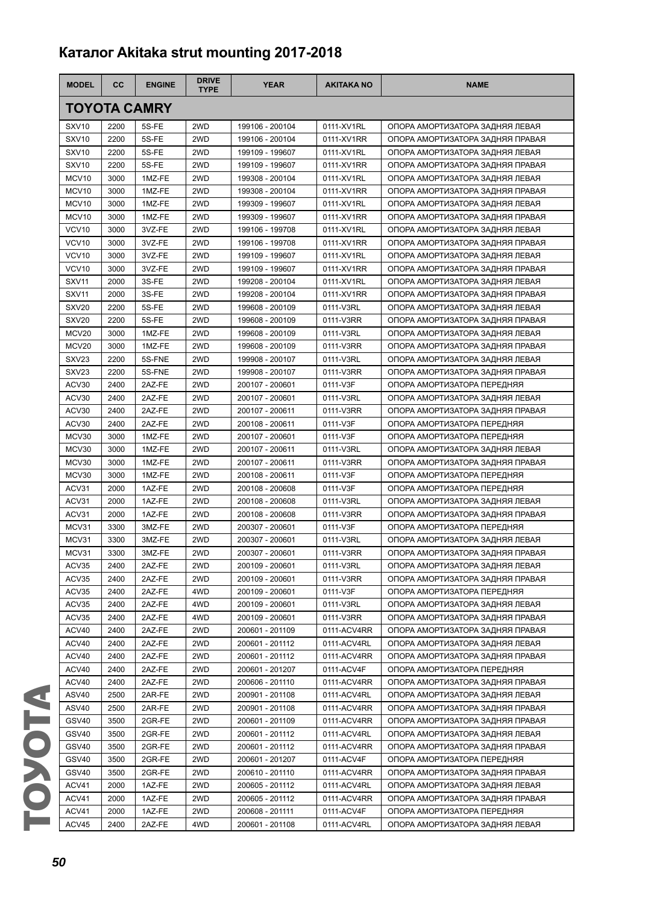## Каталог Akitaka strut mounting 2017-2018

| MODEL | CC | ENGINE | DRIVE TYPE | YEAR | AKITAKA NO | NAME |
|---|---|---|---|---|---|---|
| **TOYOTA CAMRY** | | | | | | |
| SXV10 | 2200 | 5S-FE | 2WD | 199106 - 200104 | 0111-XV1RL | ОПОРА АМОРТИЗАТОРА ЗАДНЯЯ ЛЕВАЯ |
| SXV10 | 2200 | 5S-FE | 2WD | 199106 - 200104 | 0111-XV1RR | ОПОРА АМОРТИЗАТОРА ЗАДНЯЯ ПРАВАЯ |
| SXV10 | 2200 | 5S-FE | 2WD | 199109 - 199607 | 0111-XV1RL | ОПОРА АМОРТИЗАТОРА ЗАДНЯЯ ЛЕВАЯ |
| SXV10 | 2200 | 5S-FE | 2WD | 199109 - 199607 | 0111-XV1RR | ОПОРА АМОРТИЗАТОРА ЗАДНЯЯ ПРАВАЯ |
| MCV10 | 3000 | 1MZ-FE | 2WD | 199308 - 200104 | 0111-XV1RL | ОПОРА АМОРТИЗАТОРА ЗАДНЯЯ ЛЕВАЯ |
| MCV10 | 3000 | 1MZ-FE | 2WD | 199308 - 200104 | 0111-XV1RR | ОПОРА АМОРТИЗАТОРА ЗАДНЯЯ ПРАВАЯ |
| MCV10 | 3000 | 1MZ-FE | 2WD | 199309 - 199607 | 0111-XV1RL | ОПОРА АМОРТИЗАТОРА ЗАДНЯЯ ЛЕВАЯ |
| MCV10 | 3000 | 1MZ-FE | 2WD | 199309 - 199607 | 0111-XV1RR | ОПОРА АМОРТИЗАТОРА ЗАДНЯЯ ПРАВАЯ |
| VCV10 | 3000 | 3VZ-FE | 2WD | 199106 - 199708 | 0111-XV1RL | ОПОРА АМОРТИЗАТОРА ЗАДНЯЯ ЛЕВАЯ |
| VCV10 | 3000 | 3VZ-FE | 2WD | 199106 - 199708 | 0111-XV1RR | ОПОРА АМОРТИЗАТОРА ЗАДНЯЯ ПРАВАЯ |
| VCV10 | 3000 | 3VZ-FE | 2WD | 199109 - 199607 | 0111-XV1RL | ОПОРА АМОРТИЗАТОРА ЗАДНЯЯ ЛЕВАЯ |
| VCV10 | 3000 | 3VZ-FE | 2WD | 199109 - 199607 | 0111-XV1RR | ОПОРА АМОРТИЗАТОРА ЗАДНЯЯ ПРАВАЯ |
| SXV11 | 2000 | 3S-FE | 2WD | 199208 - 200104 | 0111-XV1RL | ОПОРА АМОРТИЗАТОРА ЗАДНЯЯ ЛЕВАЯ |
| SXV11 | 2000 | 3S-FE | 2WD | 199208 - 200104 | 0111-XV1RR | ОПОРА АМОРТИЗАТОРА ЗАДНЯЯ ПРАВАЯ |
| SXV20 | 2200 | 5S-FE | 2WD | 199608 - 200109 | 0111-V3RL | ОПОРА АМОРТИЗАТОРА ЗАДНЯЯ ЛЕВАЯ |
| SXV20 | 2200 | 5S-FE | 2WD | 199608 - 200109 | 0111-V3RR | ОПОРА АМОРТИЗАТОРА ЗАДНЯЯ ПРАВАЯ |
| MCV20 | 3000 | 1MZ-FE | 2WD | 199608 - 200109 | 0111-V3RL | ОПОРА АМОРТИЗАТОРА ЗАДНЯЯ ЛЕВАЯ |
| MCV20 | 3000 | 1MZ-FE | 2WD | 199608 - 200109 | 0111-V3RR | ОПОРА АМОРТИЗАТОРА ЗАДНЯЯ ПРАВАЯ |
| SXV23 | 2200 | 5S-FNE | 2WD | 199908 - 200107 | 0111-V3RL | ОПОРА АМОРТИЗАТОРА ЗАДНЯЯ ЛЕВАЯ |
| SXV23 | 2200 | 5S-FNE | 2WD | 199908 - 200107 | 0111-V3RR | ОПОРА АМОРТИЗАТОРА ЗАДНЯЯ ПРАВАЯ |
| ACV30 | 2400 | 2AZ-FE | 2WD | 200107 - 200601 | 0111-V3F | ОПОРА АМОРТИЗАТОРА ПЕРЕДНЯЯ |
| ACV30 | 2400 | 2AZ-FE | 2WD | 200107 - 200601 | 0111-V3RL | ОПОРА АМОРТИЗАТОРА ЗАДНЯЯ ЛЕВАЯ |
| ACV30 | 2400 | 2AZ-FE | 2WD | 200107 - 200611 | 0111-V3RR | ОПОРА АМОРТИЗАТОРА ЗАДНЯЯ ПРАВАЯ |
| ACV30 | 2400 | 2AZ-FE | 2WD | 200108 - 200611 | 0111-V3F | ОПОРА АМОРТИЗАТОРА ПЕРЕДНЯЯ |
| MCV30 | 3000 | 1MZ-FE | 2WD | 200107 - 200601 | 0111-V3F | ОПОРА АМОРТИЗАТОРА ПЕРЕДНЯЯ |
| MCV30 | 3000 | 1MZ-FE | 2WD | 200107 - 200611 | 0111-V3RL | ОПОРА АМОРТИЗАТОРА ЗАДНЯЯ ЛЕВАЯ |
| MCV30 | 3000 | 1MZ-FE | 2WD | 200107 - 200611 | 0111-V3RR | ОПОРА АМОРТИЗАТОРА ЗАДНЯЯ ПРАВАЯ |
| MCV30 | 3000 | 1MZ-FE | 2WD | 200108 - 200611 | 0111-V3F | ОПОРА АМОРТИЗАТОРА ПЕРЕДНЯЯ |
| ACV31 | 2000 | 1AZ-FE | 2WD | 200108 - 200608 | 0111-V3F | ОПОРА АМОРТИЗАТОРА ПЕРЕДНЯЯ |
| ACV31 | 2000 | 1AZ-FE | 2WD | 200108 - 200608 | 0111-V3RL | ОПОРА АМОРТИЗАТОРА ЗАДНЯЯ ЛЕВАЯ |
| ACV31 | 2000 | 1AZ-FE | 2WD | 200108 - 200608 | 0111-V3RR | ОПОРА АМОРТИЗАТОРА ЗАДНЯЯ ПРАВАЯ |
| MCV31 | 3300 | 3MZ-FE | 2WD | 200307 - 200601 | 0111-V3F | ОПОРА АМОРТИЗАТОРА ПЕРЕДНЯЯ |
| MCV31 | 3300 | 3MZ-FE | 2WD | 200307 - 200601 | 0111-V3RL | ОПОРА АМОРТИЗАТОРА ЗАДНЯЯ ЛЕВАЯ |
| MCV31 | 3300 | 3MZ-FE | 2WD | 200307 - 200601 | 0111-V3RR | ОПОРА АМОРТИЗАТОРА ЗАДНЯЯ ПРАВАЯ |
| ACV35 | 2400 | 2AZ-FE | 2WD | 200109 - 200601 | 0111-V3RL | ОПОРА АМОРТИЗАТОРА ЗАДНЯЯ ЛЕВАЯ |
| ACV35 | 2400 | 2AZ-FE | 2WD | 200109 - 200601 | 0111-V3RR | ОПОРА АМОРТИЗАТОРА ЗАДНЯЯ ПРАВАЯ |
| ACV35 | 2400 | 2AZ-FE | 4WD | 200109 - 200601 | 0111-V3F | ОПОРА АМОРТИЗАТОРА ПЕРЕДНЯЯ |
| ACV35 | 2400 | 2AZ-FE | 4WD | 200109 - 200601 | 0111-V3RL | ОПОРА АМОРТИЗАТОРА ЗАДНЯЯ ЛЕВАЯ |
| ACV35 | 2400 | 2AZ-FE | 4WD | 200109 - 200601 | 0111-V3RR | ОПОРА АМОРТИЗАТОРА ЗАДНЯЯ ПРАВАЯ |
| ACV40 | 2400 | 2AZ-FE | 2WD | 200601 - 201109 | 0111-ACV4RR | ОПОРА АМОРТИЗАТОРА ЗАДНЯЯ ПРАВАЯ |
| ACV40 | 2400 | 2AZ-FE | 2WD | 200601 - 201112 | 0111-ACV4RL | ОПОРА АМОРТИЗАТОРА ЗАДНЯЯ ЛЕВАЯ |
| ACV40 | 2400 | 2AZ-FE | 2WD | 200601 - 201112 | 0111-ACV4RR | ОПОРА АМОРТИЗАТОРА ЗАДНЯЯ ПРАВАЯ |
| ACV40 | 2400 | 2AZ-FE | 2WD | 200601 - 201207 | 0111-ACV4F | ОПОРА АМОРТИЗАТОРА ПЕРЕДНЯЯ |
| ACV40 | 2400 | 2AZ-FE | 2WD | 200606 - 201110 | 0111-ACV4RR | ОПОРА АМОРТИЗАТОРА ЗАДНЯЯ ПРАВАЯ |
| ASV40 | 2500 | 2AR-FE | 2WD | 200901 - 201108 | 0111-ACV4RL | ОПОРА АМОРТИЗАТОРА ЗАДНЯЯ ЛЕВАЯ |
| ASV40 | 2500 | 2AR-FE | 2WD | 200901 - 201108 | 0111-ACV4RR | ОПОРА АМОРТИЗАТОРА ЗАДНЯЯ ПРАВАЯ |
| GSV40 | 3500 | 2GR-FE | 2WD | 200601 - 201109 | 0111-ACV4RR | ОПОРА АМОРТИЗАТОРА ЗАДНЯЯ ПРАВАЯ |
| GSV40 | 3500 | 2GR-FE | 2WD | 200601 - 201112 | 0111-ACV4RL | ОПОРА АМОРТИЗАТОРА ЗАДНЯЯ ЛЕВАЯ |
| GSV40 | 3500 | 2GR-FE | 2WD | 200601 - 201112 | 0111-ACV4RR | ОПОРА АМОРТИЗАТОРА ЗАДНЯЯ ПРАВАЯ |
| GSV40 | 3500 | 2GR-FE | 2WD | 200601 - 201207 | 0111-ACV4F | ОПОРА АМОРТИЗАТОРА ПЕРЕДНЯЯ |
| GSV40 | 3500 | 2GR-FE | 2WD | 200610 - 201110 | 0111-ACV4RR | ОПОРА АМОРТИЗАТОРА ЗАДНЯЯ ПРАВАЯ |
| ACV41 | 2000 | 1AZ-FE | 2WD | 200605 - 201112 | 0111-ACV4RL | ОПОРА АМОРТИЗАТОРА ЗАДНЯЯ ЛЕВАЯ |
| ACV41 | 2000 | 1AZ-FE | 2WD | 200605 - 201112 | 0111-ACV4RR | ОПОРА АМОРТИЗАТОРА ЗАДНЯЯ ПРАВАЯ |
| ACV41 | 2000 | 1AZ-FE | 2WD | 200608 - 201111 | 0111-ACV4F | ОПОРА АМОРТИЗАТОРА ПЕРЕДНЯЯ |
| ACV45 | 2400 | 2AZ-FE | 4WD | 200601 - 201108 | 0111-ACV4RL | ОПОРА АМОРТИЗАТОРА ЗАДНЯЯ ЛЕВАЯ |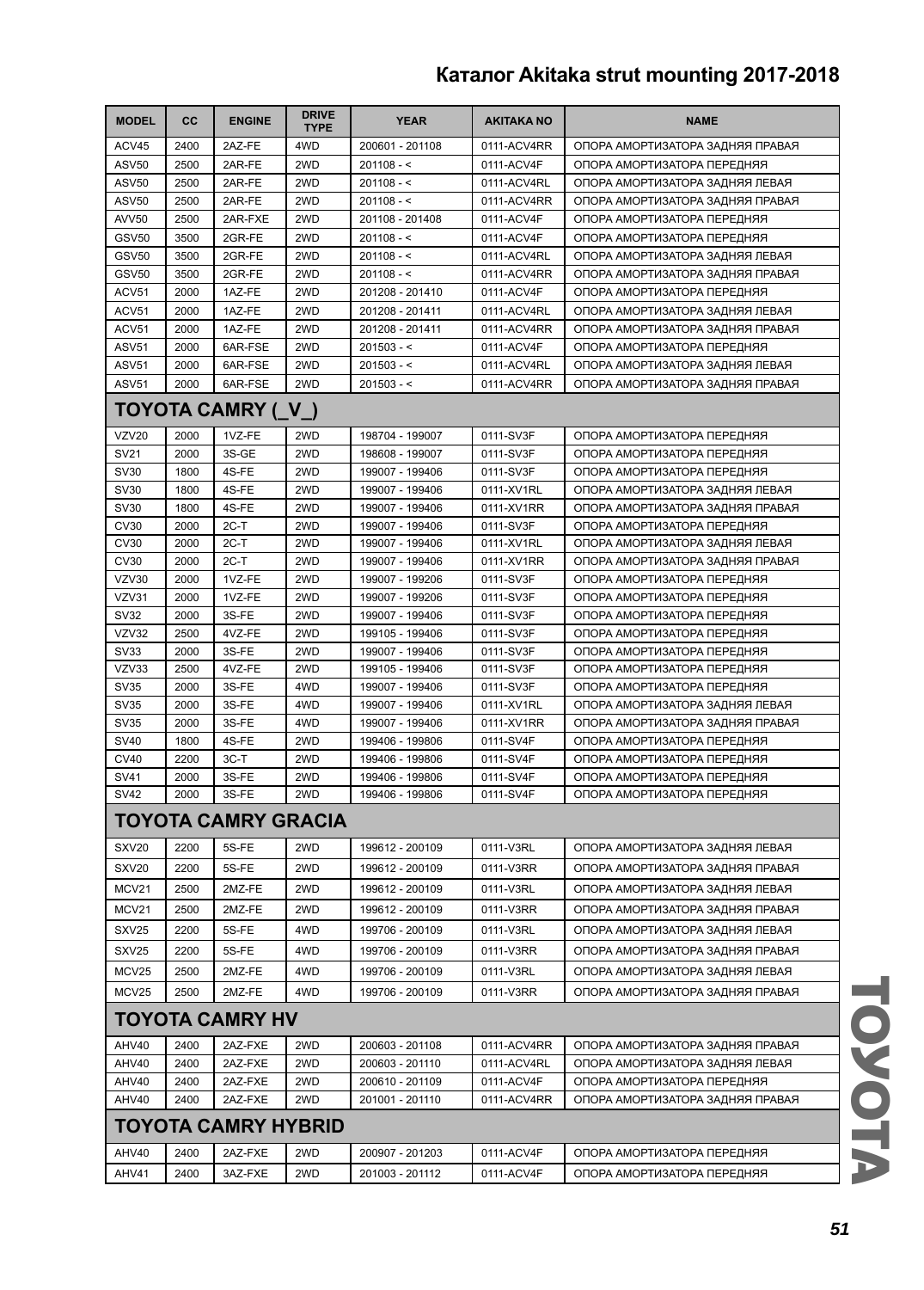| MODEL | CC | ENGINE | DRIVE TYPE | YEAR | AKITAKA NO | NAME |
|---|---|---|---|---|---|---|
| ACV45 | 2400 | 2AZ-FE | 4WD | 200601 - 201108 | 0111-ACV4RR | ОПОРА АМОРТИЗАТОРА ЗАДНЯЯ ПРАВАЯ |
| ASV50 | 2500 | 2AR-FE | 2WD | 201108 - < | 0111-ACV4F | ОПОРА АМОРТИЗАТОРА ПЕРЕДНЯЯ |
| ASV50 | 2500 | 2AR-FE | 2WD | 201108 - < | 0111-ACV4RL | ОПОРА АМОРТИЗАТОРА ЗАДНЯЯ ЛЕВАЯ |
| ASV50 | 2500 | 2AR-FE | 2WD | 201108 - < | 0111-ACV4RR | ОПОРА АМОРТИЗАТОРА ЗАДНЯЯ ПРАВАЯ |
| AVV50 | 2500 | 2AR-FXE | 2WD | 201108 - 201408 | 0111-ACV4F | ОПОРА АМОРТИЗАТОРА ПЕРЕДНЯЯ |
| GSV50 | 3500 | 2GR-FE | 2WD | 201108 - < | 0111-ACV4F | ОПОРА АМОРТИЗАТОРА ПЕРЕДНЯЯ |
| GSV50 | 3500 | 2GR-FE | 2WD | 201108 - < | 0111-ACV4RL | ОПОРА АМОРТИЗАТОРА ЗАДНЯЯ ЛЕВАЯ |
| GSV50 | 3500 | 2GR-FE | 2WD | 201108 - < | 0111-ACV4RR | ОПОРА АМОРТИЗАТОРА ЗАДНЯЯ ПРАВАЯ |
| ACV51 | 2000 | 1AZ-FE | 2WD | 201208 - 201410 | 0111-ACV4F | ОПОРА АМОРТИЗАТОРА ПЕРЕДНЯЯ |
| ACV51 | 2000 | 1AZ-FE | 2WD | 201208 - 201411 | 0111-ACV4RL | ОПОРА АМОРТИЗАТОРА ЗАДНЯЯ ЛЕВАЯ |
| ACV51 | 2000 | 1AZ-FE | 2WD | 201208 - 201411 | 0111-ACV4RR | ОПОРА АМОРТИЗАТОРА ЗАДНЯЯ ПРАВАЯ |
| ASV51 | 2000 | 6AR-FSE | 2WD | 201503 - < | 0111-ACV4F | ОПОРА АМОРТИЗАТОРА ПЕРЕДНЯЯ |
| ASV51 | 2000 | 6AR-FSE | 2WD | 201503 - < | 0111-ACV4RL | ОПОРА АМОРТИЗАТОРА ЗАДНЯЯ ЛЕВАЯ |
| ASV51 | 2000 | 6AR-FSE | 2WD | 201503 - < | 0111-ACV4RR | ОПОРА АМОРТИЗАТОРА ЗАДНЯЯ ПРАВАЯ |
| **TOYOTA CAMRY (_V_)** | | | | | | |
| VZV20 | 2000 | 1VZ-FE | 2WD | 198704 - 199007 | 0111-SV3F | ОПОРА АМОРТИЗАТОРА ПЕРЕДНЯЯ |
| SV21 | 2000 | 3S-GE | 2WD | 198608 - 199007 | 0111-SV3F | ОПОРА АМОРТИЗАТОРА ПЕРЕДНЯЯ |
| SV30 | 1800 | 4S-FE | 2WD | 199007 - 199406 | 0111-SV3F | ОПОРА АМОРТИЗАТОРА ПЕРЕДНЯЯ |
| SV30 | 1800 | 4S-FE | 2WD | 199007 - 199406 | 0111-XV1RL | ОПОРА АМОРТИЗАТОРА ЗАДНЯЯ ЛЕВАЯ |
| SV30 | 1800 | 4S-FE | 2WD | 199007 - 199406 | 0111-XV1RR | ОПОРА АМОРТИЗАТОРА ЗАДНЯЯ ПРАВАЯ |
| CV30 | 2000 | 2C-T | 2WD | 199007 - 199406 | 0111-SV3F | ОПОРА АМОРТИЗАТОРА ПЕРЕДНЯЯ |
| CV30 | 2000 | 2C-T | 2WD | 199007 - 199406 | 0111-XV1RL | ОПОРА АМОРТИЗАТОРА ЗАДНЯЯ ЛЕВАЯ |
| CV30 | 2000 | 2C-T | 2WD | 199007 - 199406 | 0111-XV1RR | ОПОРА АМОРТИЗАТОРА ЗАДНЯЯ ПРАВАЯ |
| VZV30 | 2000 | 1VZ-FE | 2WD | 199007 - 199206 | 0111-SV3F | ОПОРА АМОРТИЗАТОРА ПЕРЕДНЯЯ |
| VZV31 | 2000 | 1VZ-FE | 2WD | 199007 - 199206 | 0111-SV3F | ОПОРА АМОРТИЗАТОРА ПЕРЕДНЯЯ |
| SV32 | 2000 | 3S-FE | 2WD | 199007 - 199406 | 0111-SV3F | ОПОРА АМОРТИЗАТОРА ПЕРЕДНЯЯ |
| VZV32 | 2500 | 4VZ-FE | 2WD | 199105 - 199406 | 0111-SV3F | ОПОРА АМОРТИЗАТОРА ПЕРЕДНЯЯ |
| SV33 | 2000 | 3S-FE | 2WD | 199007 - 199406 | 0111-SV3F | ОПОРА АМОРТИЗАТОРА ПЕРЕДНЯЯ |
| VZV33 | 2500 | 4VZ-FE | 2WD | 199105 - 199406 | 0111-SV3F | ОПОРА АМОРТИЗАТОРА ПЕРЕДНЯЯ |
| SV35 | 2000 | 3S-FE | 4WD | 199007 - 199406 | 0111-SV3F | ОПОРА АМОРТИЗАТОРА ПЕРЕДНЯЯ |
| SV35 | 2000 | 3S-FE | 4WD | 199007 - 199406 | 0111-XV1RL | ОПОРА АМОРТИЗАТОРА ЗАДНЯЯ ЛЕВАЯ |
| SV35 | 2000 | 3S-FE | 4WD | 199007 - 199406 | 0111-XV1RR | ОПОРА АМОРТИЗАТОРА ЗАДНЯЯ ПРАВАЯ |
| SV40 | 1800 | 4S-FE | 2WD | 199406 - 199806 | 0111-SV4F | ОПОРА АМОРТИЗАТОРА ПЕРЕДНЯЯ |
| CV40 | 2200 | 3C-T | 2WD | 199406 - 199806 | 0111-SV4F | ОПОРА АМОРТИЗАТОРА ПЕРЕДНЯЯ |
| SV41 | 2000 | 3S-FE | 2WD | 199406 - 199806 | 0111-SV4F | ОПОРА АМОРТИЗАТОРА ПЕРЕДНЯЯ |
| SV42 | 2000 | 3S-FE | 2WD | 199406 - 199806 | 0111-SV4F | ОПОРА АМОРТИЗАТОРА ПЕРЕДНЯЯ |
| **TOYOTA CAMRY GRACIA** | | | | | | |
| SXV20 | 2200 | 5S-FE | 2WD | 199612 - 200109 | 0111-V3RL | ОПОРА АМОРТИЗАТОРА ЗАДНЯЯ ЛЕВАЯ |
| SXV20 | 2200 | 5S-FE | 2WD | 199612 - 200109 | 0111-V3RR | ОПОРА АМОРТИЗАТОРА ЗАДНЯЯ ПРАВАЯ |
| MCV21 | 2500 | 2MZ-FE | 2WD | 199612 - 200109 | 0111-V3RL | ОПОРА АМОРТИЗАТОРА ЗАДНЯЯ ЛЕВАЯ |
| MCV21 | 2500 | 2MZ-FE | 2WD | 199612 - 200109 | 0111-V3RR | ОПОРА АМОРТИЗАТОРА ЗАДНЯЯ ПРАВАЯ |
| SXV25 | 2200 | 5S-FE | 4WD | 199706 - 200109 | 0111-V3RL | ОПОРА АМОРТИЗАТОРА ЗАДНЯЯ ЛЕВАЯ |
| SXV25 | 2200 | 5S-FE | 4WD | 199706 - 200109 | 0111-V3RR | ОПОРА АМОРТИЗАТОРА ЗАДНЯЯ ПРАВАЯ |
| MCV25 | 2500 | 2MZ-FE | 4WD | 199706 - 200109 | 0111-V3RL | ОПОРА АМОРТИЗАТОРА ЗАДНЯЯ ЛЕВАЯ |
| MCV25 | 2500 | 2MZ-FE | 4WD | 199706 - 200109 | 0111-V3RR | ОПОРА АМОРТИЗАТОРА ЗАДНЯЯ ПРАВАЯ |
| **TOYOTA CAMRY HV** | | | | | | |
| AHV40 | 2400 | 2AZ-FXE | 2WD | 200603 - 201108 | 0111-ACV4RR | ОПОРА АМОРТИЗАТОРА ЗАДНЯЯ ПРАВАЯ |
| AHV40 | 2400 | 2AZ-FXE | 2WD | 200603 - 201110 | 0111-ACV4RL | ОПОРА АМОРТИЗАТОРА ЗАДНЯЯ ЛЕВАЯ |
| AHV40 | 2400 | 2AZ-FXE | 2WD | 200610 - 201109 | 0111-ACV4F | ОПОРА АМОРТИЗАТОРА ПЕРЕДНЯЯ |
| AHV40 | 2400 | 2AZ-FXE | 2WD | 201001 - 201110 | 0111-ACV4RR | ОПОРА АМОРТИЗАТОРА ЗАДНЯЯ ПРАВАЯ |
| **TOYOTA CAMRY HYBRID** | | | | | | |
| AHV40 | 2400 | 2AZ-FXE | 2WD | 200907 - 201203 | 0111-ACV4F | ОПОРА АМОРТИЗАТОРА ПЕРЕДНЯЯ |
| AHV41 | 2400 | 3AZ-FXE | 2WD | 201003 - 201112 | 0111-ACV4F | ОПОРА АМОРТИЗАТОРА ПЕРЕДНЯЯ |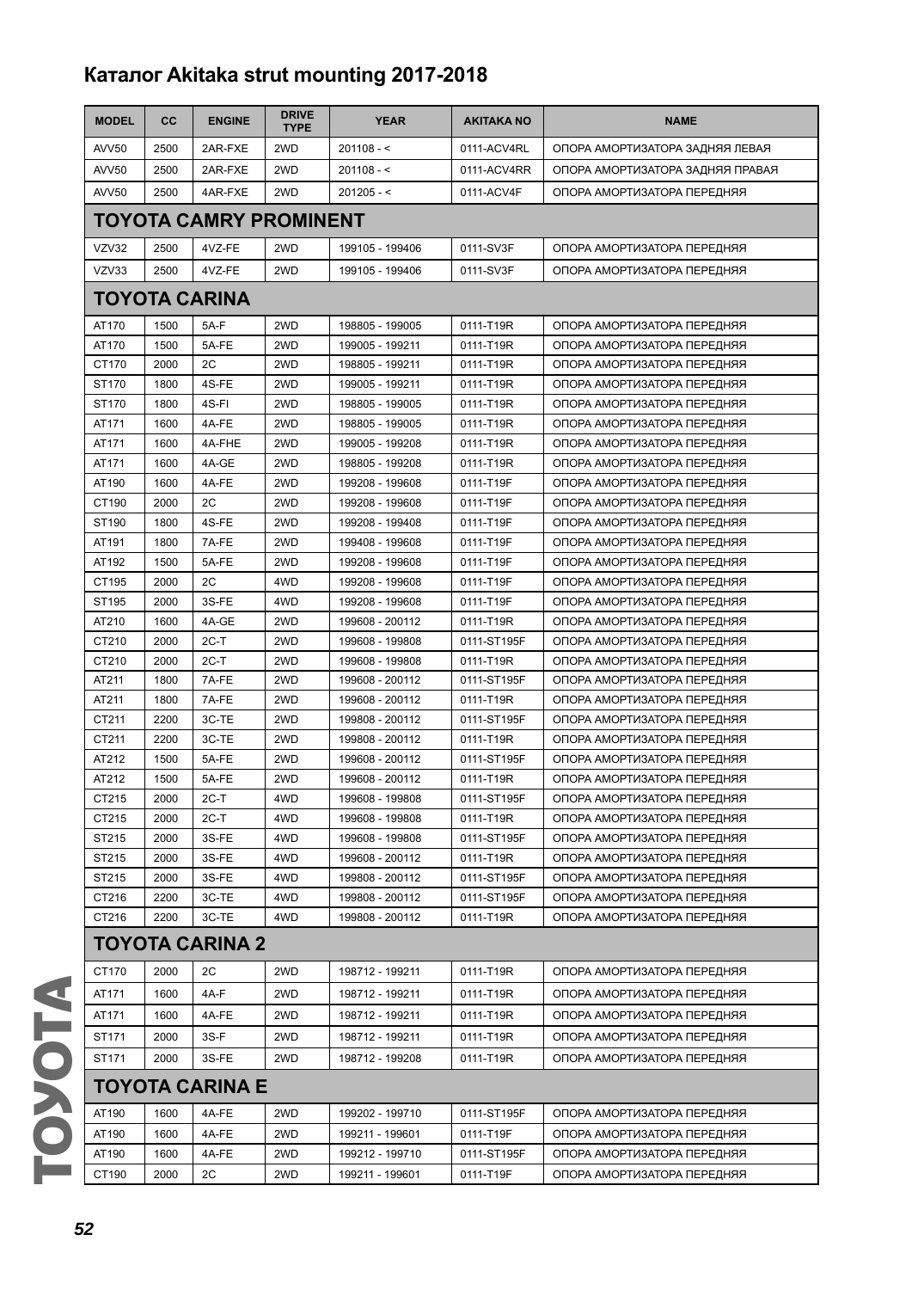# Каталог Akitaka strut mounting 2017-2018

| MODEL | CC | ENGINE | DRIVE TYPE | YEAR | AKITAKA NO | NAME |
|---|---|---|---|---|---|---|
| AVV50 | 2500 | 2AR-FXE | 2WD | 201108 - < | 0111-ACV4RL | ОПОРА АМОРТИЗАТОРА ЗАДНЯЯ ЛЕВАЯ |
| AVV50 | 2500 | 2AR-FXE | 2WD | 201108 - < | 0111-ACV4RR | ОПОРА АМОРТИЗАТОРА ЗАДНЯЯ ПРАВАЯ |
| AVV50 | 2500 | 4AR-FXE | 2WD | 201205 - < | 0111-ACV4F | ОПОРА АМОРТИЗАТОРА ПЕРЕДНЯЯ |
| **TOYOTA CAMRY PROMINENT** | | | | | | |
| VZV32 | 2500 | 4VZ-FE | 2WD | 199105 - 199406 | 0111-SV3F | ОПОРА АМОРТИЗАТОРА ПЕРЕДНЯЯ |
| VZV33 | 2500 | 4VZ-FE | 2WD | 199105 - 199406 | 0111-SV3F | ОПОРА АМОРТИЗАТОРА ПЕРЕДНЯЯ |
| **TOYOTA CARINA** | | | | | | |
| AT170 | 1500 | 5A-F | 2WD | 198805 - 199005 | 0111-T19R | ОПОРА АМОРТИЗАТОРА ПЕРЕДНЯЯ |
| AT170 | 1500 | 5A-FE | 2WD | 199005 - 199211 | 0111-T19R | ОПОРА АМОРТИЗАТОРА ПЕРЕДНЯЯ |
| CT170 | 2000 | 2C | 2WD | 198805 - 199211 | 0111-T19R | ОПОРА АМОРТИЗАТОРА ПЕРЕДНЯЯ |
| ST170 | 1800 | 4S-FE | 2WD | 199005 - 199211 | 0111-T19R | ОПОРА АМОРТИЗАТОРА ПЕРЕДНЯЯ |
| ST170 | 1800 | 4S-FI | 2WD | 198805 - 199005 | 0111-T19R | ОПОРА АМОРТИЗАТОРА ПЕРЕДНЯЯ |
| AT171 | 1600 | 4A-FE | 2WD | 198805 - 199005 | 0111-T19R | ОПОРА АМОРТИЗАТОРА ПЕРЕДНЯЯ |
| AT171 | 1600 | 4A-FHE | 2WD | 199005 - 199208 | 0111-T19R | ОПОРА АМОРТИЗАТОРА ПЕРЕДНЯЯ |
| AT171 | 1600 | 4A-GE | 2WD | 198805 - 199208 | 0111-T19R | ОПОРА АМОРТИЗАТОРА ПЕРЕДНЯЯ |
| AT190 | 1600 | 4A-FE | 2WD | 199208 - 199608 | 0111-T19F | ОПОРА АМОРТИЗАТОРА ПЕРЕДНЯЯ |
| CT190 | 2000 | 2C | 2WD | 199208 - 199608 | 0111-T19F | ОПОРА АМОРТИЗАТОРА ПЕРЕДНЯЯ |
| ST190 | 1800 | 4S-FE | 2WD | 199208 - 199408 | 0111-T19F | ОПОРА АМОРТИЗАТОРА ПЕРЕДНЯЯ |
| AT191 | 1800 | 7A-FE | 2WD | 199408 - 199608 | 0111-T19F | ОПОРА АМОРТИЗАТОРА ПЕРЕДНЯЯ |
| AT192 | 1500 | 5A-FE | 2WD | 199208 - 199608 | 0111-T19F | ОПОРА АМОРТИЗАТОРА ПЕРЕДНЯЯ |
| CT195 | 2000 | 2C | 4WD | 199208 - 199608 | 0111-T19F | ОПОРА АМОРТИЗАТОРА ПЕРЕДНЯЯ |
| ST195 | 2000 | 3S-FE | 4WD | 199208 - 199608 | 0111-T19F | ОПОРА АМОРТИЗАТОРА ПЕРЕДНЯЯ |
| AT210 | 1600 | 4A-GE | 2WD | 199608 - 200112 | 0111-T19R | ОПОРА АМОРТИЗАТОРА ПЕРЕДНЯЯ |
| CT210 | 2000 | 2C-T | 2WD | 199608 - 199808 | 0111-ST195F | ОПОРА АМОРТИЗАТОРА ПЕРЕДНЯЯ |
| CT210 | 2000 | 2C-T | 2WD | 199608 - 199808 | 0111-T19R | ОПОРА АМОРТИЗАТОРА ПЕРЕДНЯЯ |
| AT211 | 1800 | 7A-FE | 2WD | 199608 - 200112 | 0111-ST195F | ОПОРА АМОРТИЗАТОРА ПЕРЕДНЯЯ |
| AT211 | 1800 | 7A-FE | 2WD | 199608 - 200112 | 0111-T19R | ОПОРА АМОРТИЗАТОРА ПЕРЕДНЯЯ |
| CT211 | 2200 | 3C-TE | 2WD | 199808 - 200112 | 0111-ST195F | ОПОРА АМОРТИЗАТОРА ПЕРЕДНЯЯ |
| CT211 | 2200 | 3C-TE | 2WD | 199808 - 200112 | 0111-T19R | ОПОРА АМОРТИЗАТОРА ПЕРЕДНЯЯ |
| AT212 | 1500 | 5A-FE | 2WD | 199608 - 200112 | 0111-ST195F | ОПОРА АМОРТИЗАТОРА ПЕРЕДНЯЯ |
| AT212 | 1500 | 5A-FE | 2WD | 199608 - 200112 | 0111-T19R | ОПОРА АМОРТИЗАТОРА ПЕРЕДНЯЯ |
| CT215 | 2000 | 2C-T | 4WD | 199608 - 199808 | 0111-ST195F | ОПОРА АМОРТИЗАТОРА ПЕРЕДНЯЯ |
| CT215 | 2000 | 2C-T | 4WD | 199608 - 199808 | 0111-T19R | ОПОРА АМОРТИЗАТОРА ПЕРЕДНЯЯ |
| ST215 | 2000 | 3S-FE | 4WD | 199608 - 199808 | 0111-ST195F | ОПОРА АМОРТИЗАТОРА ПЕРЕДНЯЯ |
| ST215 | 2000 | 3S-FE | 4WD | 199608 - 200112 | 0111-T19R | ОПОРА АМОРТИЗАТОРА ПЕРЕДНЯЯ |
| ST215 | 2000 | 3S-FE | 4WD | 199808 - 200112 | 0111-ST195F | ОПОРА АМОРТИЗАТОРА ПЕРЕДНЯЯ |
| CT216 | 2200 | 3C-TE | 4WD | 199808 - 200112 | 0111-ST195F | ОПОРА АМОРТИЗАТОРА ПЕРЕДНЯЯ |
| CT216 | 2200 | 3C-TE | 4WD | 199808 - 200112 | 0111-T19R | ОПОРА АМОРТИЗАТОРА ПЕРЕДНЯЯ |
| **TOYOTA CARINA 2** | | | | | | |
| CT170 | 2000 | 2C | 2WD | 198712 - 199211 | 0111-T19R | ОПОРА АМОРТИЗАТОРА ПЕРЕДНЯЯ |
| AT171 | 1600 | 4A-F | 2WD | 198712 - 199211 | 0111-T19R | ОПОРА АМОРТИЗАТОРА ПЕРЕДНЯЯ |
| AT171 | 1600 | 4A-FE | 2WD | 198712 - 199211 | 0111-T19R | ОПОРА АМОРТИЗАТОРА ПЕРЕДНЯЯ |
| ST171 | 2000 | 3S-F | 2WD | 198712 - 199211 | 0111-T19R | ОПОРА АМОРТИЗАТОРА ПЕРЕДНЯЯ |
| ST171 | 2000 | 3S-FE | 2WD | 198712 - 199208 | 0111-T19R | ОПОРА АМОРТИЗАТОРА ПЕРЕДНЯЯ |
| **TOYOTA CARINA E** | | | | | | |
| AT190 | 1600 | 4A-FE | 2WD | 199202 - 199710 | 0111-ST195F | ОПОРА АМОРТИЗАТОРА ПЕРЕДНЯЯ |
| AT190 | 1600 | 4A-FE | 2WD | 199211 - 199601 | 0111-T19F | ОПОРА АМОРТИЗАТОРА ПЕРЕДНЯЯ |
| AT190 | 1600 | 4A-FE | 2WD | 199212 - 199710 | 0111-ST195F | ОПОРА АМОРТИЗАТОРА ПЕРЕДНЯЯ |
| CT190 | 2000 | 2C | 2WD | 199211 - 199601 | 0111-T19F | ОПОРА АМОРТИЗАТОРА ПЕРЕДНЯЯ |

TOYOTA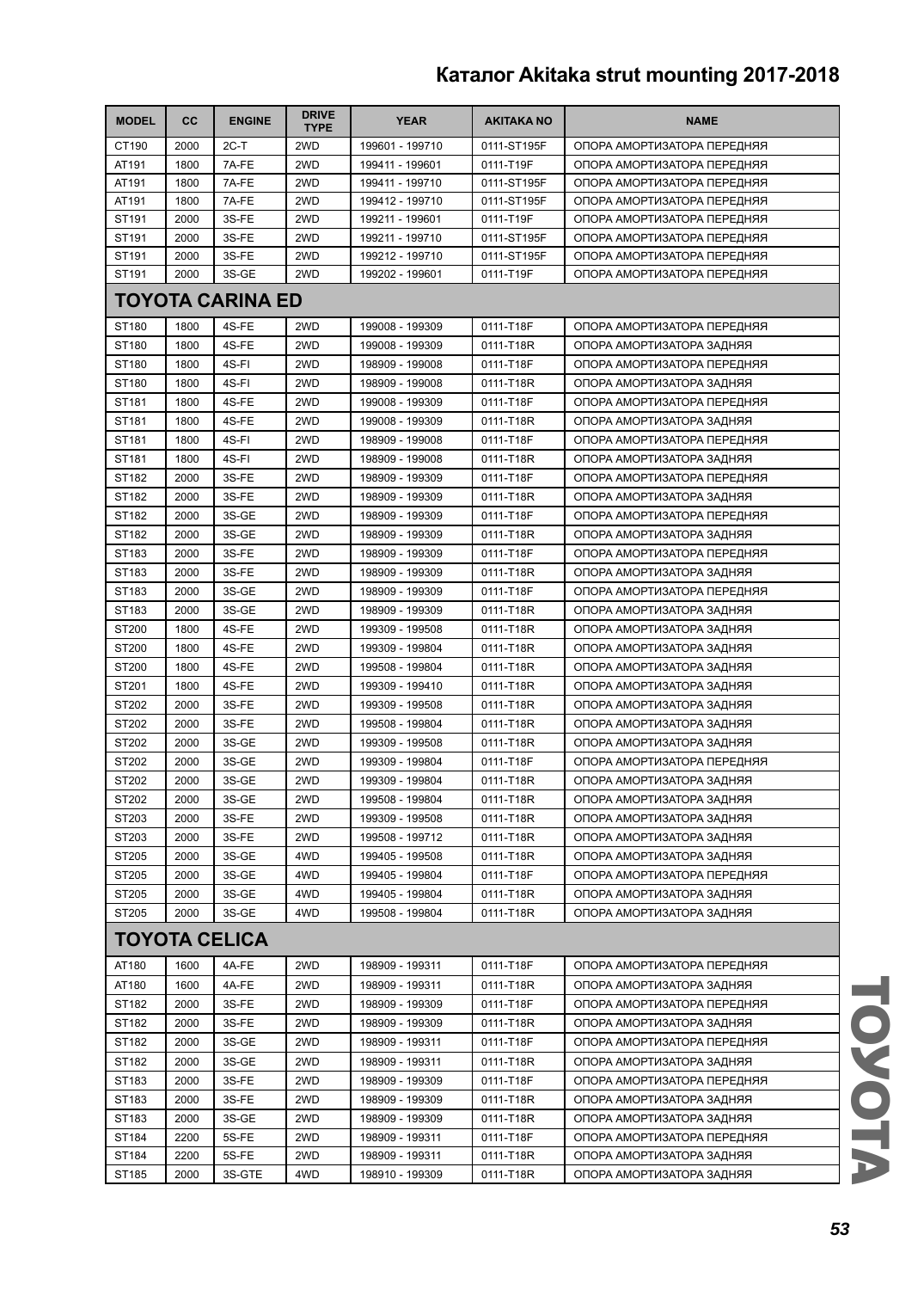## Каталог Akitaka strut mounting 2017-2018

| MODEL | CC | ENGINE | DRIVE TYPE | YEAR | AKITAKA NO | NAME |
|---|---|---|---|---|---|---|
| CT190 | 2000 | 2C-T | 2WD | 199601 - 199710 | 0111-ST195F | ОПОРА АМОРТИЗАТОРА ПЕРЕДНЯЯ |
| AT191 | 1800 | 7A-FE | 2WD | 199411 - 199601 | 0111-T19F | ОПОРА АМОРТИЗАТОРА ПЕРЕДНЯЯ |
| AT191 | 1800 | 7A-FE | 2WD | 199411 - 199710 | 0111-ST195F | ОПОРА АМОРТИЗАТОРА ПЕРЕДНЯЯ |
| AT191 | 1800 | 7A-FE | 2WD | 199412 - 199710 | 0111-ST195F | ОПОРА АМОРТИЗАТОРА ПЕРЕДНЯЯ |
| ST191 | 2000 | 3S-FE | 2WD | 199211 - 199601 | 0111-T19F | ОПОРА АМОРТИЗАТОРА ПЕРЕДНЯЯ |
| ST191 | 2000 | 3S-FE | 2WD | 199211 - 199710 | 0111-ST195F | ОПОРА АМОРТИЗАТОРА ПЕРЕДНЯЯ |
| ST191 | 2000 | 3S-FE | 2WD | 199212 - 199710 | 0111-ST195F | ОПОРА АМОРТИЗАТОРА ПЕРЕДНЯЯ |
| ST191 | 2000 | 3S-GE | 2WD | 199202 - 199601 | 0111-T19F | ОПОРА АМОРТИЗАТОРА ПЕРЕДНЯЯ |

### TOYOTA CARINA ED

| MODEL | CC | ENGINE | DRIVE TYPE | YEAR | AKITAKA NO | NAME |
|---|---|---|---|---|---|---|
| ST180 | 1800 | 4S-FE | 2WD | 199008 - 199309 | 0111-T18F | ОПОРА АМОРТИЗАТОРА ПЕРЕДНЯЯ |
| ST180 | 1800 | 4S-FE | 2WD | 199008 - 199309 | 0111-T18R | ОПОРА АМОРТИЗАТОРА ЗАДНЯЯ |
| ST180 | 1800 | 4S-FI | 2WD | 198909 - 199008 | 0111-T18F | ОПОРА АМОРТИЗАТОРА ПЕРЕДНЯЯ |
| ST180 | 1800 | 4S-FI | 2WD | 198909 - 199008 | 0111-T18R | ОПОРА АМОРТИЗАТОРА ЗАДНЯЯ |
| ST181 | 1800 | 4S-FE | 2WD | 199008 - 199309 | 0111-T18F | ОПОРА АМОРТИЗАТОРА ПЕРЕДНЯЯ |
| ST181 | 1800 | 4S-FE | 2WD | 199008 - 199309 | 0111-T18R | ОПОРА АМОРТИЗАТОРА ЗАДНЯЯ |
| ST181 | 1800 | 4S-FI | 2WD | 198909 - 199008 | 0111-T18F | ОПОРА АМОРТИЗАТОРА ПЕРЕДНЯЯ |
| ST181 | 1800 | 4S-FI | 2WD | 198909 - 199008 | 0111-T18R | ОПОРА АМОРТИЗАТОРА ЗАДНЯЯ |
| ST182 | 2000 | 3S-FE | 2WD | 198909 - 199309 | 0111-T18F | ОПОРА АМОРТИЗАТОРА ПЕРЕДНЯЯ |
| ST182 | 2000 | 3S-FE | 2WD | 198909 - 199309 | 0111-T18R | ОПОРА АМОРТИЗАТОРА ЗАДНЯЯ |
| ST182 | 2000 | 3S-GE | 2WD | 198909 - 199309 | 0111-T18F | ОПОРА АМОРТИЗАТОРА ПЕРЕДНЯЯ |
| ST182 | 2000 | 3S-GE | 2WD | 198909 - 199309 | 0111-T18R | ОПОРА АМОРТИЗАТОРА ЗАДНЯЯ |
| ST183 | 2000 | 3S-FE | 2WD | 198909 - 199309 | 0111-T18F | ОПОРА АМОРТИЗАТОРА ПЕРЕДНЯЯ |
| ST183 | 2000 | 3S-FE | 2WD | 198909 - 199309 | 0111-T18R | ОПОРА АМОРТИЗАТОРА ЗАДНЯЯ |
| ST183 | 2000 | 3S-GE | 2WD | 198909 - 199309 | 0111-T18F | ОПОРА АМОРТИЗАТОРА ПЕРЕДНЯЯ |
| ST183 | 2000 | 3S-GE | 2WD | 198909 - 199309 | 0111-T18R | ОПОРА АМОРТИЗАТОРА ЗАДНЯЯ |
| ST200 | 1800 | 4S-FE | 2WD | 199309 - 199508 | 0111-T18R | ОПОРА АМОРТИЗАТОРА ЗАДНЯЯ |
| ST200 | 1800 | 4S-FE | 2WD | 199309 - 199804 | 0111-T18R | ОПОРА АМОРТИЗАТОРА ЗАДНЯЯ |
| ST200 | 1800 | 4S-FE | 2WD | 199508 - 199804 | 0111-T18R | ОПОРА АМОРТИЗАТОРА ЗАДНЯЯ |
| ST201 | 1800 | 4S-FE | 2WD | 199309 - 199410 | 0111-T18R | ОПОРА АМОРТИЗАТОРА ЗАДНЯЯ |
| ST202 | 2000 | 3S-FE | 2WD | 199309 - 199508 | 0111-T18R | ОПОРА АМОРТИЗАТОРА ЗАДНЯЯ |
| ST202 | 2000 | 3S-FE | 2WD | 199508 - 199804 | 0111-T18R | ОПОРА АМОРТИЗАТОРА ЗАДНЯЯ |
| ST202 | 2000 | 3S-GE | 2WD | 199309 - 199508 | 0111-T18R | ОПОРА АМОРТИЗАТОРА ЗАДНЯЯ |
| ST202 | 2000 | 3S-GE | 2WD | 199309 - 199804 | 0111-T18F | ОПОРА АМОРТИЗАТОРА ПЕРЕДНЯЯ |
| ST202 | 2000 | 3S-GE | 2WD | 199309 - 199804 | 0111-T18R | ОПОРА АМОРТИЗАТОРА ЗАДНЯЯ |
| ST202 | 2000 | 3S-GE | 2WD | 199508 - 199804 | 0111-T18R | ОПОРА АМОРТИЗАТОРА ЗАДНЯЯ |
| ST203 | 2000 | 3S-FE | 2WD | 199309 - 199508 | 0111-T18R | ОПОРА АМОРТИЗАТОРА ЗАДНЯЯ |
| ST203 | 2000 | 3S-FE | 2WD | 199508 - 199712 | 0111-T18R | ОПОРА АМОРТИЗАТОРА ЗАДНЯЯ |
| ST205 | 2000 | 3S-GE | 4WD | 199405 - 199508 | 0111-T18R | ОПОРА АМОРТИЗАТОРА ЗАДНЯЯ |
| ST205 | 2000 | 3S-GE | 4WD | 199405 - 199804 | 0111-T18F | ОПОРА АМОРТИЗАТОРА ПЕРЕДНЯЯ |
| ST205 | 2000 | 3S-GE | 4WD | 199405 - 199804 | 0111-T18R | ОПОРА АМОРТИЗАТОРА ЗАДНЯЯ |
| ST205 | 2000 | 3S-GE | 4WD | 199508 - 199804 | 0111-T18R | ОПОРА АМОРТИЗАТОРА ЗАДНЯЯ |

### TOYOTA CELICA

| MODEL | CC | ENGINE | DRIVE TYPE | YEAR | AKITAKA NO | NAME |
|---|---|---|---|---|---|---|
| AT180 | 1600 | 4A-FE | 2WD | 198909 - 199311 | 0111-T18F | ОПОРА АМОРТИЗАТОРА ПЕРЕДНЯЯ |
| AT180 | 1600 | 4A-FE | 2WD | 198909 - 199311 | 0111-T18R | ОПОРА АМОРТИЗАТОРА ЗАДНЯЯ |
| ST182 | 2000 | 3S-FE | 2WD | 198909 - 199309 | 0111-T18F | ОПОРА АМОРТИЗАТОРА ПЕРЕДНЯЯ |
| ST182 | 2000 | 3S-FE | 2WD | 198909 - 199309 | 0111-T18R | ОПОРА АМОРТИЗАТОРА ЗАДНЯЯ |
| ST182 | 2000 | 3S-GE | 2WD | 198909 - 199311 | 0111-T18F | ОПОРА АМОРТИЗАТОРА ПЕРЕДНЯЯ |
| ST182 | 2000 | 3S-GE | 2WD | 198909 - 199311 | 0111-T18R | ОПОРА АМОРТИЗАТОРА ЗАДНЯЯ |
| ST183 | 2000 | 3S-FE | 2WD | 198909 - 199309 | 0111-T18F | ОПОРА АМОРТИЗАТОРА ПЕРЕДНЯЯ |
| ST183 | 2000 | 3S-FE | 2WD | 198909 - 199309 | 0111-T18R | ОПОРА АМОРТИЗАТОРА ЗАДНЯЯ |
| ST183 | 2000 | 3S-GE | 2WD | 198909 - 199309 | 0111-T18R | ОПОРА АМОРТИЗАТОРА ЗАДНЯЯ |
| ST184 | 2200 | 5S-FE | 2WD | 198909 - 199311 | 0111-T18F | ОПОРА АМОРТИЗАТОРА ПЕРЕДНЯЯ |
| ST184 | 2200 | 5S-FE | 2WD | 198909 - 199311 | 0111-T18R | ОПОРА АМОРТИЗАТОРА ЗАДНЯЯ |
| ST185 | 2000 | 3S-GTE | 4WD | 198910 - 199309 | 0111-T18R | ОПОРА АМОРТИЗАТОРА ЗАДНЯЯ |

TOYOTA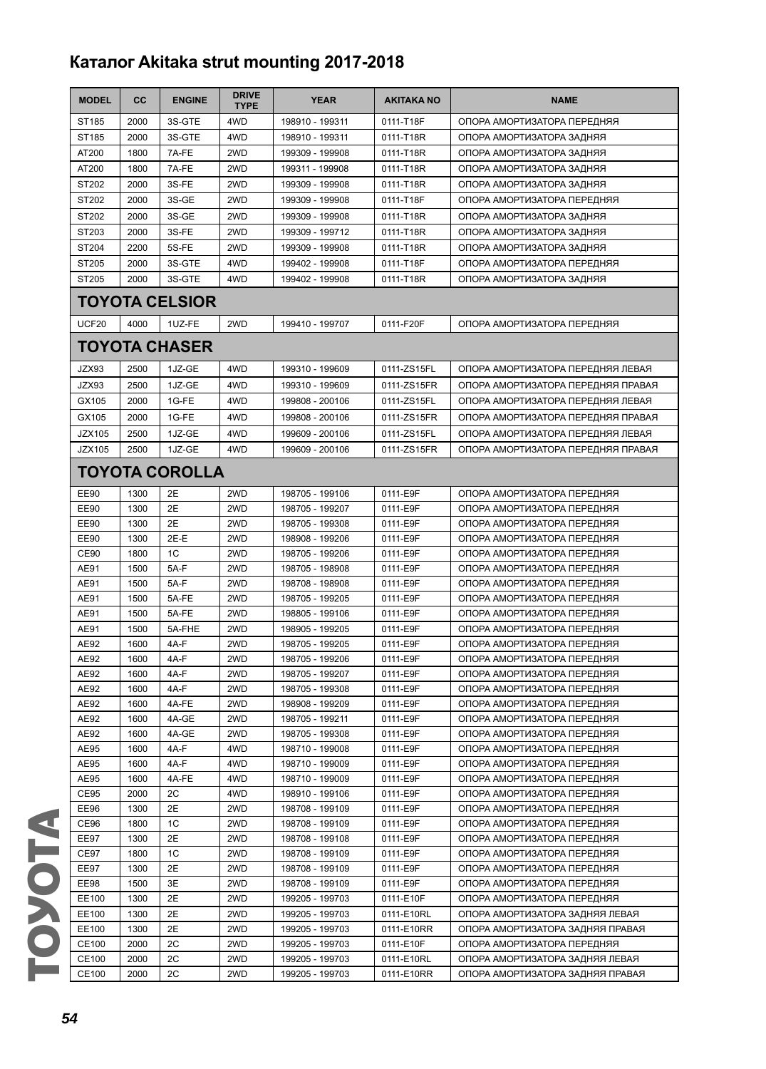## Каталог Akitaka strut mounting 2017-2018

| MODEL | CC | ENGINE | DRIVE TYPE | YEAR | AKITAKA NO | NAME |
|---|---|---|---|---|---|---|
| ST185 | 2000 | 3S-GTE | 4WD | 198910 - 199311 | 0111-T18F | ОПОРА АМОРТИЗАТОРА ПЕРЕДНЯЯ |
| ST185 | 2000 | 3S-GTE | 4WD | 198910 - 199311 | 0111-T18R | ОПОРА АМОРТИЗАТОРА ЗАДНЯЯ |
| AT200 | 1800 | 7A-FE | 2WD | 199309 - 199908 | 0111-T18R | ОПОРА АМОРТИЗАТОРА ЗАДНЯЯ |
| AT200 | 1800 | 7A-FE | 2WD | 199311 - 199908 | 0111-T18R | ОПОРА АМОРТИЗАТОРА ЗАДНЯЯ |
| ST202 | 2000 | 3S-FE | 2WD | 199309 - 199908 | 0111-T18R | ОПОРА АМОРТИЗАТОРА ЗАДНЯЯ |
| ST202 | 2000 | 3S-GE | 2WD | 199309 - 199908 | 0111-T18F | ОПОРА АМОРТИЗАТОРА ПЕРЕДНЯЯ |
| ST202 | 2000 | 3S-GE | 2WD | 199309 - 199908 | 0111-T18R | ОПОРА АМОРТИЗАТОРА ЗАДНЯЯ |
| ST203 | 2000 | 3S-FE | 2WD | 199309 - 199712 | 0111-T18R | ОПОРА АМОРТИЗАТОРА ЗАДНЯЯ |
| ST204 | 2200 | 5S-FE | 2WD | 199309 - 199908 | 0111-T18R | ОПОРА АМОРТИЗАТОРА ЗАДНЯЯ |
| ST205 | 2000 | 3S-GTE | 4WD | 199402 - 199908 | 0111-T18F | ОПОРА АМОРТИЗАТОРА ПЕРЕДНЯЯ |
| ST205 | 2000 | 3S-GTE | 4WD | 199402 - 199908 | 0111-T18R | ОПОРА АМОРТИЗАТОРА ЗАДНЯЯ |
| **TOYOTA CELSIOR** | | | | | | |
| UCF20 | 4000 | 1UZ-FE | 2WD | 199410 - 199707 | 0111-F20F | ОПОРА АМОРТИЗАТОРА ПЕРЕДНЯЯ |
| **TOYOTA CHASER** | | | | | | |
| JZX93 | 2500 | 1JZ-GE | 4WD | 199310 - 199609 | 0111-ZS15FL | ОПОРА АМОРТИЗАТОРА ПЕРЕДНЯЯ ЛЕВАЯ |
| JZX93 | 2500 | 1JZ-GE | 4WD | 199310 - 199609 | 0111-ZS15FR | ОПОРА АМОРТИЗАТОРА ПЕРЕДНЯЯ ПРАВАЯ |
| GX105 | 2000 | 1G-FE | 4WD | 199808 - 200106 | 0111-ZS15FL | ОПОРА АМОРТИЗАТОРА ПЕРЕДНЯЯ ЛЕВАЯ |
| GX105 | 2000 | 1G-FE | 4WD | 199808 - 200106 | 0111-ZS15FR | ОПОРА АМОРТИЗАТОРА ПЕРЕДНЯЯ ПРАВАЯ |
| JZX105 | 2500 | 1JZ-GE | 4WD | 199609 - 200106 | 0111-ZS15FL | ОПОРА АМОРТИЗАТОРА ПЕРЕДНЯЯ ЛЕВАЯ |
| JZX105 | 2500 | 1JZ-GE | 4WD | 199609 - 200106 | 0111-ZS15FR | ОПОРА АМОРТИЗАТОРА ПЕРЕДНЯЯ ПРАВАЯ |
| **TOYOTA COROLLA** | | | | | | |
| EE90 | 1300 | 2E | 2WD | 198705 - 199106 | 0111-E9F | ОПОРА АМОРТИЗАТОРА ПЕРЕДНЯЯ |
| EE90 | 1300 | 2E | 2WD | 198705 - 199207 | 0111-E9F | ОПОРА АМОРТИЗАТОРА ПЕРЕДНЯЯ |
| EE90 | 1300 | 2E | 2WD | 198705 - 199308 | 0111-E9F | ОПОРА АМОРТИЗАТОРА ПЕРЕДНЯЯ |
| EE90 | 1300 | 2E-E | 2WD | 198908 - 199206 | 0111-E9F | ОПОРА АМОРТИЗАТОРА ПЕРЕДНЯЯ |
| CE90 | 1800 | 1C | 2WD | 198705 - 199206 | 0111-E9F | ОПОРА АМОРТИЗАТОРА ПЕРЕДНЯЯ |
| AE91 | 1500 | 5A-F | 2WD | 198705 - 198908 | 0111-E9F | ОПОРА АМОРТИЗАТОРА ПЕРЕДНЯЯ |
| AE91 | 1500 | 5A-F | 2WD | 198708 - 198908 | 0111-E9F | ОПОРА АМОРТИЗАТОРА ПЕРЕДНЯЯ |
| AE91 | 1500 | 5A-FE | 2WD | 198705 - 199205 | 0111-E9F | ОПОРА АМОРТИЗАТОРА ПЕРЕДНЯЯ |
| AE91 | 1500 | 5A-FE | 2WD | 198805 - 199106 | 0111-E9F | ОПОРА АМОРТИЗАТОРА ПЕРЕДНЯЯ |
| AE91 | 1500 | 5A-FHE | 2WD | 198905 - 199205 | 0111-E9F | ОПОРА АМОРТИЗАТОРА ПЕРЕДНЯЯ |
| AE92 | 1600 | 4A-F | 2WD | 198705 - 199205 | 0111-E9F | ОПОРА АМОРТИЗАТОРА ПЕРЕДНЯЯ |
| AE92 | 1600 | 4A-F | 2WD | 198705 - 199206 | 0111-E9F | ОПОРА АМОРТИЗАТОРА ПЕРЕДНЯЯ |
| AE92 | 1600 | 4A-F | 2WD | 198705 - 199207 | 0111-E9F | ОПОРА АМОРТИЗАТОРА ПЕРЕДНЯЯ |
| AE92 | 1600 | 4A-F | 2WD | 198705 - 199308 | 0111-E9F | ОПОРА АМОРТИЗАТОРА ПЕРЕДНЯЯ |
| AE92 | 1600 | 4A-FE | 2WD | 198908 - 199209 | 0111-E9F | ОПОРА АМОРТИЗАТОРА ПЕРЕДНЯЯ |
| AE92 | 1600 | 4A-GE | 2WD | 198705 - 199211 | 0111-E9F | ОПОРА АМОРТИЗАТОРА ПЕРЕДНЯЯ |
| AE92 | 1600 | 4A-GE | 2WD | 198705 - 199308 | 0111-E9F | ОПОРА АМОРТИЗАТОРА ПЕРЕДНЯЯ |
| AE95 | 1600 | 4A-F | 4WD | 198710 - 199008 | 0111-E9F | ОПОРА АМОРТИЗАТОРА ПЕРЕДНЯЯ |
| AE95 | 1600 | 4A-F | 4WD | 198710 - 199009 | 0111-E9F | ОПОРА АМОРТИЗАТОРА ПЕРЕДНЯЯ |
| AE95 | 1600 | 4A-FE | 4WD | 198710 - 199009 | 0111-E9F | ОПОРА АМОРТИЗАТОРА ПЕРЕДНЯЯ |
| CE95 | 2000 | 2C | 4WD | 198910 - 199106 | 0111-E9F | ОПОРА АМОРТИЗАТОРА ПЕРЕДНЯЯ |
| EE96 | 1300 | 2E | 2WD | 198708 - 199109 | 0111-E9F | ОПОРА АМОРТИЗАТОРА ПЕРЕДНЯЯ |
| CE96 | 1800 | 1C | 2WD | 198708 - 199109 | 0111-E9F | ОПОРА АМОРТИЗАТОРА ПЕРЕДНЯЯ |
| EE97 | 1300 | 2E | 2WD | 198708 - 199108 | 0111-E9F | ОПОРА АМОРТИЗАТОРА ПЕРЕДНЯЯ |
| CE97 | 1800 | 1C | 2WD | 198708 - 199109 | 0111-E9F | ОПОРА АМОРТИЗАТОРА ПЕРЕДНЯЯ |
| EE97 | 1300 | 2E | 2WD | 198708 - 199109 | 0111-E9F | ОПОРА АМОРТИЗАТОРА ПЕРЕДНЯЯ |
| EE98 | 1500 | 3E | 2WD | 198708 - 199109 | 0111-E9F | ОПОРА АМОРТИЗАТОРА ПЕРЕДНЯЯ |
| EE100 | 1300 | 2E | 2WD | 199205 - 199703 | 0111-E10F | ОПОРА АМОРТИЗАТОРА ПЕРЕДНЯЯ |
| EE100 | 1300 | 2E | 2WD | 199205 - 199703 | 0111-E10RL | ОПОРА АМОРТИЗАТОРА ЗАДНЯЯ ЛЕВАЯ |
| EE100 | 1300 | 2E | 2WD | 199205 - 199703 | 0111-E10RR | ОПОРА АМОРТИЗАТОРА ЗАДНЯЯ ПРАВАЯ |
| CE100 | 2000 | 2C | 2WD | 199205 - 199703 | 0111-E10F | ОПОРА АМОРТИЗАТОРА ПЕРЕДНЯЯ |
| CE100 | 2000 | 2C | 2WD | 199205 - 199703 | 0111-E10RL | ОПОРА АМОРТИЗАТОРА ЗАДНЯЯ ЛЕВАЯ |
| CE100 | 2000 | 2C | 2WD | 199205 - 199703 | 0111-E10RR | ОПОРА АМОРТИЗАТОРА ЗАДНЯЯ ПРАВАЯ |

TOYOTA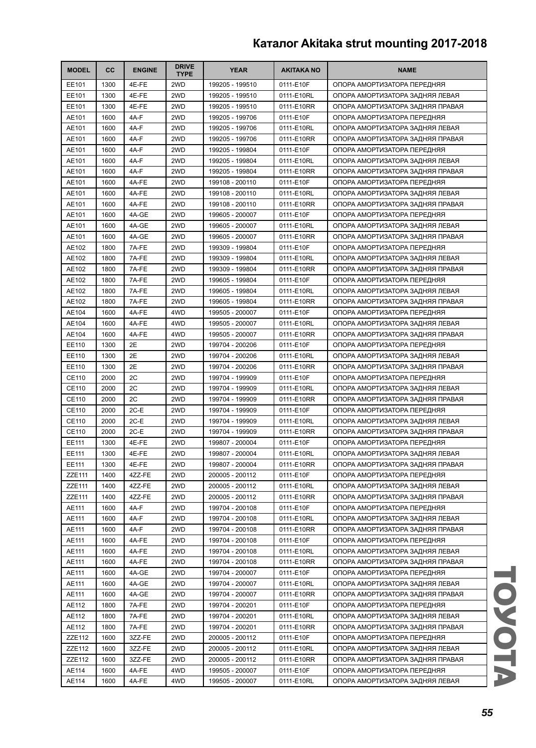# Каталог Akitaka strut mounting 2017-2018

| MODEL | CC | ENGINE | DRIVE TYPE | YEAR | AKITAKA NO | NAME |
|---|---|---|---|---|---|---|
| EE101 | 1300 | 4E-FE | 2WD | 199205 - 199510 | 0111-E10F | ОПОРА АМОРТИЗАТОРА ПЕРЕДНЯЯ |
| EE101 | 1300 | 4E-FE | 2WD | 199205 - 199510 | 0111-E10RL | ОПОРА АМОРТИЗАТОРА ЗАДНЯЯ ЛЕВАЯ |
| EE101 | 1300 | 4E-FE | 2WD | 199205 - 199510 | 0111-E10RR | ОПОРА АМОРТИЗАТОРА ЗАДНЯЯ ПРАВАЯ |
| AE101 | 1600 | 4A-F | 2WD | 199205 - 199706 | 0111-E10F | ОПОРА АМОРТИЗАТОРА ПЕРЕДНЯЯ |
| AE101 | 1600 | 4A-F | 2WD | 199205 - 199706 | 0111-E10RL | ОПОРА АМОРТИЗАТОРА ЗАДНЯЯ ЛЕВАЯ |
| AE101 | 1600 | 4A-F | 2WD | 199205 - 199706 | 0111-E10RR | ОПОРА АМОРТИЗАТОРА ЗАДНЯЯ ПРАВАЯ |
| AE101 | 1600 | 4A-F | 2WD | 199205 - 199804 | 0111-E10F | ОПОРА АМОРТИЗАТОРА ПЕРЕДНЯЯ |
| AE101 | 1600 | 4A-F | 2WD | 199205 - 199804 | 0111-E10RL | ОПОРА АМОРТИЗАТОРА ЗАДНЯЯ ЛЕВАЯ |
| AE101 | 1600 | 4A-F | 2WD | 199205 - 199804 | 0111-E10RR | ОПОРА АМОРТИЗАТОРА ЗАДНЯЯ ПРАВАЯ |
| AE101 | 1600 | 4A-FE | 2WD | 199108 - 200110 | 0111-E10F | ОПОРА АМОРТИЗАТОРА ПЕРЕДНЯЯ |
| AE101 | 1600 | 4A-FE | 2WD | 199108 - 200110 | 0111-E10RL | ОПОРА АМОРТИЗАТОРА ЗАДНЯЯ ЛЕВАЯ |
| AE101 | 1600 | 4A-FE | 2WD | 199108 - 200110 | 0111-E10RR | ОПОРА АМОРТИЗАТОРА ЗАДНЯЯ ПРАВАЯ |
| AE101 | 1600 | 4A-GE | 2WD | 199605 - 200007 | 0111-E10F | ОПОРА АМОРТИЗАТОРА ПЕРЕДНЯЯ |
| AE101 | 1600 | 4A-GE | 2WD | 199605 - 200007 | 0111-E10RL | ОПОРА АМОРТИЗАТОРА ЗАДНЯЯ ЛЕВАЯ |
| AE101 | 1600 | 4A-GE | 2WD | 199605 - 200007 | 0111-E10RR | ОПОРА АМОРТИЗАТОРА ЗАДНЯЯ ПРАВАЯ |
| AE102 | 1800 | 7A-FE | 2WD | 199309 - 199804 | 0111-E10F | ОПОРА АМОРТИЗАТОРА ПЕРЕДНЯЯ |
| AE102 | 1800 | 7A-FE | 2WD | 199309 - 199804 | 0111-E10RL | ОПОРА АМОРТИЗАТОРА ЗАДНЯЯ ЛЕВАЯ |
| AE102 | 1800 | 7A-FE | 2WD | 199309 - 199804 | 0111-E10RR | ОПОРА АМОРТИЗАТОРА ЗАДНЯЯ ПРАВАЯ |
| AE102 | 1800 | 7A-FE | 2WD | 199605 - 199804 | 0111-E10F | ОПОРА АМОРТИЗАТОРА ПЕРЕДНЯЯ |
| AE102 | 1800 | 7A-FE | 2WD | 199605 - 199804 | 0111-E10RL | ОПОРА АМОРТИЗАТОРА ЗАДНЯЯ ЛЕВАЯ |
| AE102 | 1800 | 7A-FE | 2WD | 199605 - 199804 | 0111-E10RR | ОПОРА АМОРТИЗАТОРА ЗАДНЯЯ ПРАВАЯ |
| AE104 | 1600 | 4A-FE | 4WD | 199505 - 200007 | 0111-E10F | ОПОРА АМОРТИЗАТОРА ПЕРЕДНЯЯ |
| AE104 | 1600 | 4A-FE | 4WD | 199505 - 200007 | 0111-E10RL | ОПОРА АМОРТИЗАТОРА ЗАДНЯЯ ЛЕВАЯ |
| AE104 | 1600 | 4A-FE | 4WD | 199505 - 200007 | 0111-E10RR | ОПОРА АМОРТИЗАТОРА ЗАДНЯЯ ПРАВАЯ |
| EE110 | 1300 | 2E | 2WD | 199704 - 200206 | 0111-E10F | ОПОРА АМОРТИЗАТОРА ПЕРЕДНЯЯ |
| EE110 | 1300 | 2E | 2WD | 199704 - 200206 | 0111-E10RL | ОПОРА АМОРТИЗАТОРА ЗАДНЯЯ ЛЕВАЯ |
| EE110 | 1300 | 2E | 2WD | 199704 - 200206 | 0111-E10RR | ОПОРА АМОРТИЗАТОРА ЗАДНЯЯ ПРАВАЯ |
| CE110 | 2000 | 2C | 2WD | 199704 - 199909 | 0111-E10F | ОПОРА АМОРТИЗАТОРА ПЕРЕДНЯЯ |
| CE110 | 2000 | 2C | 2WD | 199704 - 199909 | 0111-E10RL | ОПОРА АМОРТИЗАТОРА ЗАДНЯЯ ЛЕВАЯ |
| CE110 | 2000 | 2C | 2WD | 199704 - 199909 | 0111-E10RR | ОПОРА АМОРТИЗАТОРА ЗАДНЯЯ ПРАВАЯ |
| CE110 | 2000 | 2C-E | 2WD | 199704 - 199909 | 0111-E10F | ОПОРА АМОРТИЗАТОРА ПЕРЕДНЯЯ |
| CE110 | 2000 | 2C-E | 2WD | 199704 - 199909 | 0111-E10RL | ОПОРА АМОРТИЗАТОРА ЗАДНЯЯ ЛЕВАЯ |
| CE110 | 2000 | 2C-E | 2WD | 199704 - 199909 | 0111-E10RR | ОПОРА АМОРТИЗАТОРА ЗАДНЯЯ ПРАВАЯ |
| EE111 | 1300 | 4E-FE | 2WD | 199807 - 200004 | 0111-E10F | ОПОРА АМОРТИЗАТОРА ПЕРЕДНЯЯ |
| EE111 | 1300 | 4E-FE | 2WD | 199807 - 200004 | 0111-E10RL | ОПОРА АМОРТИЗАТОРА ЗАДНЯЯ ЛЕВАЯ |
| EE111 | 1300 | 4E-FE | 2WD | 199807 - 200004 | 0111-E10RR | ОПОРА АМОРТИЗАТОРА ЗАДНЯЯ ПРАВАЯ |
| ZZE111 | 1400 | 4ZZ-FE | 2WD | 200005 - 200112 | 0111-E10F | ОПОРА АМОРТИЗАТОРА ПЕРЕДНЯЯ |
| ZZE111 | 1400 | 4ZZ-FE | 2WD | 200005 - 200112 | 0111-E10RL | ОПОРА АМОРТИЗАТОРА ЗАДНЯЯ ЛЕВАЯ |
| ZZE111 | 1400 | 4ZZ-FE | 2WD | 200005 - 200112 | 0111-E10RR | ОПОРА АМОРТИЗАТОРА ЗАДНЯЯ ПРАВАЯ |
| AE111 | 1600 | 4A-F | 2WD | 199704 - 200108 | 0111-E10F | ОПОРА АМОРТИЗАТОРА ПЕРЕДНЯЯ |
| AE111 | 1600 | 4A-F | 2WD | 199704 - 200108 | 0111-E10RL | ОПОРА АМОРТИЗАТОРА ЗАДНЯЯ ЛЕВАЯ |
| AE111 | 1600 | 4A-F | 2WD | 199704 - 200108 | 0111-E10RR | ОПОРА АМОРТИЗАТОРА ЗАДНЯЯ ПРАВАЯ |
| AE111 | 1600 | 4A-FE | 2WD | 199704 - 200108 | 0111-E10F | ОПОРА АМОРТИЗАТОРА ПЕРЕДНЯЯ |
| AE111 | 1600 | 4A-FE | 2WD | 199704 - 200108 | 0111-E10RL | ОПОРА АМОРТИЗАТОРА ЗАДНЯЯ ЛЕВАЯ |
| AE111 | 1600 | 4A-FE | 2WD | 199704 - 200108 | 0111-E10RR | ОПОРА АМОРТИЗАТОРА ЗАДНЯЯ ПРАВАЯ |
| AE111 | 1600 | 4A-GE | 2WD | 199704 - 200007 | 0111-E10F | ОПОРА АМОРТИЗАТОРА ПЕРЕДНЯЯ |
| AE111 | 1600 | 4A-GE | 2WD | 199704 - 200007 | 0111-E10RL | ОПОРА АМОРТИЗАТОРА ЗАДНЯЯ ЛЕВАЯ |
| AE111 | 1600 | 4A-GE | 2WD | 199704 - 200007 | 0111-E10RR | ОПОРА АМОРТИЗАТОРА ЗАДНЯЯ ПРАВАЯ |
| AE112 | 1800 | 7A-FE | 2WD | 199704 - 200201 | 0111-E10F | ОПОРА АМОРТИЗАТОРА ПЕРЕДНЯЯ |
| AE112 | 1800 | 7A-FE | 2WD | 199704 - 200201 | 0111-E10RL | ОПОРА АМОРТИЗАТОРА ЗАДНЯЯ ЛЕВАЯ |
| AE112 | 1800 | 7A-FE | 2WD | 199704 - 200201 | 0111-E10RR | ОПОРА АМОРТИЗАТОРА ЗАДНЯЯ ПРАВАЯ |
| ZZE112 | 1600 | 3ZZ-FE | 2WD | 200005 - 200112 | 0111-E10F | ОПОРА АМОРТИЗАТОРА ПЕРЕДНЯЯ |
| ZZE112 | 1600 | 3ZZ-FE | 2WD | 200005 - 200112 | 0111-E10RL | ОПОРА АМОРТИЗАТОРА ЗАДНЯЯ ЛЕВАЯ |
| ZZE112 | 1600 | 3ZZ-FE | 2WD | 200005 - 200112 | 0111-E10RR | ОПОРА АМОРТИЗАТОРА ЗАДНЯЯ ПРАВАЯ |
| AE114 | 1600 | 4A-FE | 4WD | 199505 - 200007 | 0111-E10F | ОПОРА АМОРТИЗАТОРА ПЕРЕДНЯЯ |
| AE114 | 1600 | 4A-FE | 4WD | 199505 - 200007 | 0111-E10RL | ОПОРА АМОРТИЗАТОРА ЗАДНЯЯ ЛЕВАЯ |

TOYOTA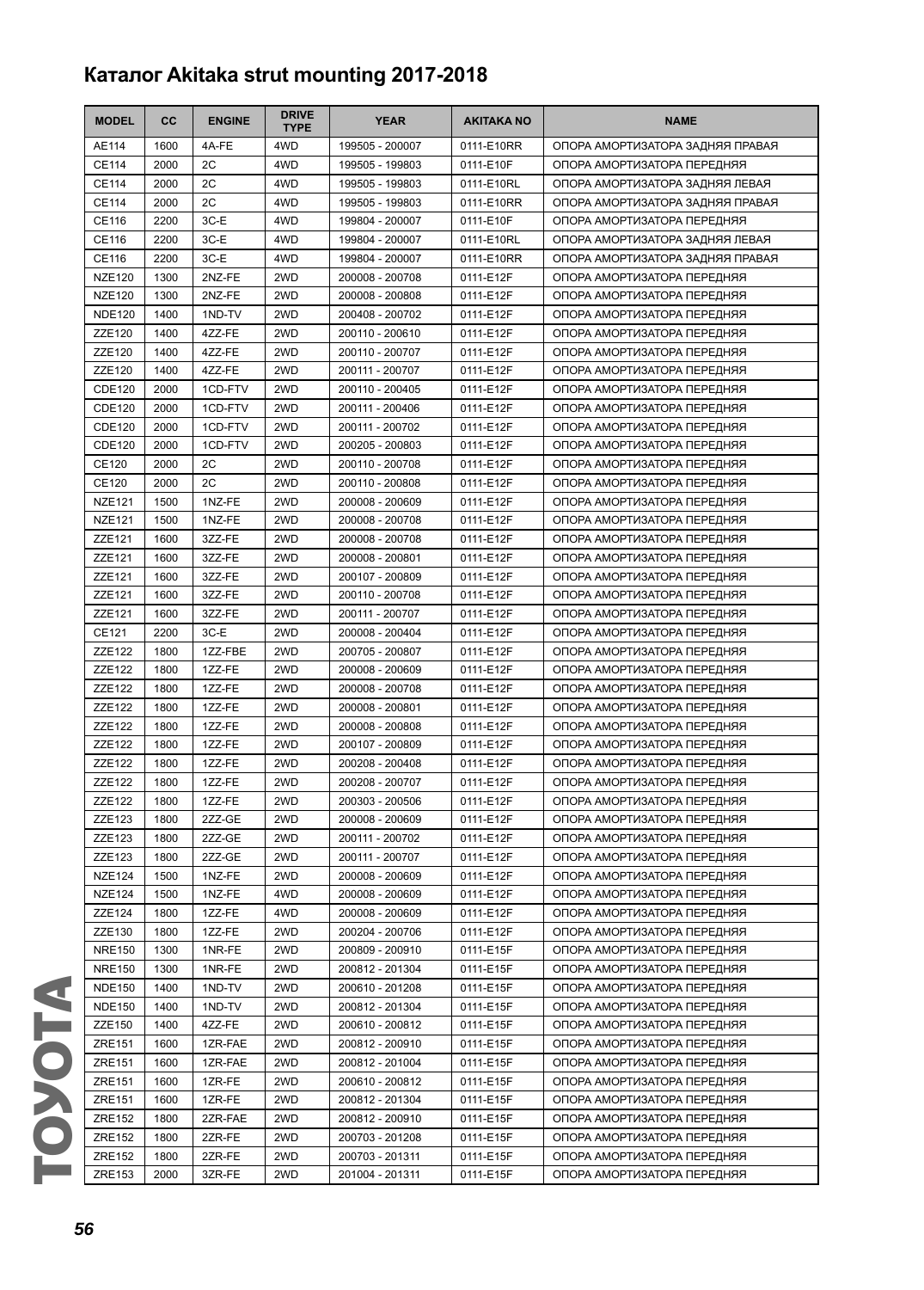# Каталог Akitaka strut mounting 2017-2018

| MODEL | CC | ENGINE | DRIVE TYPE | YEAR | AKITAKA NO | NAME |
|---|---|---|---|---|---|---|
| AE114 | 1600 | 4A-FE | 4WD | 199505 - 200007 | 0111-E10RR | ОПОРА АМОРТИЗАТОРА ЗАДНЯЯ ПРАВАЯ |
| CE114 | 2000 | 2C | 4WD | 199505 - 199803 | 0111-E10F | ОПОРА АМОРТИЗАТОРА ПЕРЕДНЯЯ |
| CE114 | 2000 | 2C | 4WD | 199505 - 199803 | 0111-E10RL | ОПОРА АМОРТИЗАТОРА ЗАДНЯЯ ЛЕВАЯ |
| CE114 | 2000 | 2C | 4WD | 199505 - 199803 | 0111-E10RR | ОПОРА АМОРТИЗАТОРА ЗАДНЯЯ ПРАВАЯ |
| CE116 | 2200 | 3C-E | 4WD | 199804 - 200007 | 0111-E10F | ОПОРА АМОРТИЗАТОРА ПЕРЕДНЯЯ |
| CE116 | 2200 | 3C-E | 4WD | 199804 - 200007 | 0111-E10RL | ОПОРА АМОРТИЗАТОРА ЗАДНЯЯ ЛЕВАЯ |
| CE116 | 2200 | 3C-E | 4WD | 199804 - 200007 | 0111-E10RR | ОПОРА АМОРТИЗАТОРА ЗАДНЯЯ ПРАВАЯ |
| NZE120 | 1300 | 2NZ-FE | 2WD | 200008 - 200708 | 0111-E12F | ОПОРА АМОРТИЗАТОРА ПЕРЕДНЯЯ |
| NZE120 | 1300 | 2NZ-FE | 2WD | 200008 - 200808 | 0111-E12F | ОПОРА АМОРТИЗАТОРА ПЕРЕДНЯЯ |
| NDE120 | 1400 | 1ND-TV | 2WD | 200408 - 200702 | 0111-E12F | ОПОРА АМОРТИЗАТОРА ПЕРЕДНЯЯ |
| ZZE120 | 1400 | 4ZZ-FE | 2WD | 200110 - 200610 | 0111-E12F | ОПОРА АМОРТИЗАТОРА ПЕРЕДНЯЯ |
| ZZE120 | 1400 | 4ZZ-FE | 2WD | 200110 - 200707 | 0111-E12F | ОПОРА АМОРТИЗАТОРА ПЕРЕДНЯЯ |
| ZZE120 | 1400 | 4ZZ-FE | 2WD | 200111 - 200707 | 0111-E12F | ОПОРА АМОРТИЗАТОРА ПЕРЕДНЯЯ |
| CDE120 | 2000 | 1CD-FTV | 2WD | 200110 - 200405 | 0111-E12F | ОПОРА АМОРТИЗАТОРА ПЕРЕДНЯЯ |
| CDE120 | 2000 | 1CD-FTV | 2WD | 200111 - 200406 | 0111-E12F | ОПОРА АМОРТИЗАТОРА ПЕРЕДНЯЯ |
| CDE120 | 2000 | 1CD-FTV | 2WD | 200111 - 200702 | 0111-E12F | ОПОРА АМОРТИЗАТОРА ПЕРЕДНЯЯ |
| CDE120 | 2000 | 1CD-FTV | 2WD | 200205 - 200803 | 0111-E12F | ОПОРА АМОРТИЗАТОРА ПЕРЕДНЯЯ |
| CE120 | 2000 | 2C | 2WD | 200110 - 200708 | 0111-E12F | ОПОРА АМОРТИЗАТОРА ПЕРЕДНЯЯ |
| CE120 | 2000 | 2C | 2WD | 200110 - 200808 | 0111-E12F | ОПОРА АМОРТИЗАТОРА ПЕРЕДНЯЯ |
| NZE121 | 1500 | 1NZ-FE | 2WD | 200008 - 200609 | 0111-E12F | ОПОРА АМОРТИЗАТОРА ПЕРЕДНЯЯ |
| NZE121 | 1500 | 1NZ-FE | 2WD | 200008 - 200708 | 0111-E12F | ОПОРА АМОРТИЗАТОРА ПЕРЕДНЯЯ |
| ZZE121 | 1600 | 3ZZ-FE | 2WD | 200008 - 200708 | 0111-E12F | ОПОРА АМОРТИЗАТОРА ПЕРЕДНЯЯ |
| ZZE121 | 1600 | 3ZZ-FE | 2WD | 200008 - 200801 | 0111-E12F | ОПОРА АМОРТИЗАТОРА ПЕРЕДНЯЯ |
| ZZE121 | 1600 | 3ZZ-FE | 2WD | 200107 - 200809 | 0111-E12F | ОПОРА АМОРТИЗАТОРА ПЕРЕДНЯЯ |
| ZZE121 | 1600 | 3ZZ-FE | 2WD | 200110 - 200708 | 0111-E12F | ОПОРА АМОРТИЗАТОРА ПЕРЕДНЯЯ |
| ZZE121 | 1600 | 3ZZ-FE | 2WD | 200111 - 200707 | 0111-E12F | ОПОРА АМОРТИЗАТОРА ПЕРЕДНЯЯ |
| CE121 | 2200 | 3C-E | 2WD | 200008 - 200404 | 0111-E12F | ОПОРА АМОРТИЗАТОРА ПЕРЕДНЯЯ |
| ZZE122 | 1800 | 1ZZ-FBE | 2WD | 200705 - 200807 | 0111-E12F | ОПОРА АМОРТИЗАТОРА ПЕРЕДНЯЯ |
| ZZE122 | 1800 | 1ZZ-FE | 2WD | 200008 - 200609 | 0111-E12F | ОПОРА АМОРТИЗАТОРА ПЕРЕДНЯЯ |
| ZZE122 | 1800 | 1ZZ-FE | 2WD | 200008 - 200708 | 0111-E12F | ОПОРА АМОРТИЗАТОРА ПЕРЕДНЯЯ |
| ZZE122 | 1800 | 1ZZ-FE | 2WD | 200008 - 200801 | 0111-E12F | ОПОРА АМОРТИЗАТОРА ПЕРЕДНЯЯ |
| ZZE122 | 1800 | 1ZZ-FE | 2WD | 200008 - 200808 | 0111-E12F | ОПОРА АМОРТИЗАТОРА ПЕРЕДНЯЯ |
| ZZE122 | 1800 | 1ZZ-FE | 2WD | 200107 - 200809 | 0111-E12F | ОПОРА АМОРТИЗАТОРА ПЕРЕДНЯЯ |
| ZZE122 | 1800 | 1ZZ-FE | 2WD | 200208 - 200408 | 0111-E12F | ОПОРА АМОРТИЗАТОРА ПЕРЕДНЯЯ |
| ZZE122 | 1800 | 1ZZ-FE | 2WD | 200208 - 200707 | 0111-E12F | ОПОРА АМОРТИЗАТОРА ПЕРЕДНЯЯ |
| ZZE122 | 1800 | 1ZZ-FE | 2WD | 200303 - 200506 | 0111-E12F | ОПОРА АМОРТИЗАТОРА ПЕРЕДНЯЯ |
| ZZE123 | 1800 | 2ZZ-GE | 2WD | 200008 - 200609 | 0111-E12F | ОПОРА АМОРТИЗАТОРА ПЕРЕДНЯЯ |
| ZZE123 | 1800 | 2ZZ-GE | 2WD | 200111 - 200702 | 0111-E12F | ОПОРА АМОРТИЗАТОРА ПЕРЕДНЯЯ |
| ZZE123 | 1800 | 2ZZ-GE | 2WD | 200111 - 200707 | 0111-E12F | ОПОРА АМОРТИЗАТОРА ПЕРЕДНЯЯ |
| NZE124 | 1500 | 1NZ-FE | 2WD | 200008 - 200609 | 0111-E12F | ОПОРА АМОРТИЗАТОРА ПЕРЕДНЯЯ |
| NZE124 | 1500 | 1NZ-FE | 4WD | 200008 - 200609 | 0111-E12F | ОПОРА АМОРТИЗАТОРА ПЕРЕДНЯЯ |
| ZZE124 | 1800 | 1ZZ-FE | 4WD | 200008 - 200609 | 0111-E12F | ОПОРА АМОРТИЗАТОРА ПЕРЕДНЯЯ |
| ZZE130 | 1800 | 1ZZ-FE | 2WD | 200204 - 200706 | 0111-E12F | ОПОРА АМОРТИЗАТОРА ПЕРЕДНЯЯ |
| NRE150 | 1300 | 1NR-FE | 2WD | 200809 - 200910 | 0111-E15F | ОПОРА АМОРТИЗАТОРА ПЕРЕДНЯЯ |
| NRE150 | 1300 | 1NR-FE | 2WD | 200812 - 201304 | 0111-E15F | ОПОРА АМОРТИЗАТОРА ПЕРЕДНЯЯ |
| NDE150 | 1400 | 1ND-TV | 2WD | 200610 - 201208 | 0111-E15F | ОПОРА АМОРТИЗАТОРА ПЕРЕДНЯЯ |
| NDE150 | 1400 | 1ND-TV | 2WD | 200812 - 201304 | 0111-E15F | ОПОРА АМОРТИЗАТОРА ПЕРЕДНЯЯ |
| ZZE150 | 1400 | 4ZZ-FE | 2WD | 200610 - 200812 | 0111-E15F | ОПОРА АМОРТИЗАТОРА ПЕРЕДНЯЯ |
| ZRE151 | 1600 | 1ZR-FAE | 2WD | 200812 - 200910 | 0111-E15F | ОПОРА АМОРТИЗАТОРА ПЕРЕДНЯЯ |
| ZRE151 | 1600 | 1ZR-FAE | 2WD | 200812 - 201004 | 0111-E15F | ОПОРА АМОРТИЗАТОРА ПЕРЕДНЯЯ |
| ZRE151 | 1600 | 1ZR-FE | 2WD | 200610 - 200812 | 0111-E15F | ОПОРА АМОРТИЗАТОРА ПЕРЕДНЯЯ |
| ZRE151 | 1600 | 1ZR-FE | 2WD | 200812 - 201304 | 0111-E15F | ОПОРА АМОРТИЗАТОРА ПЕРЕДНЯЯ |
| ZRE152 | 1800 | 2ZR-FAE | 2WD | 200812 - 200910 | 0111-E15F | ОПОРА АМОРТИЗАТОРА ПЕРЕДНЯЯ |
| ZRE152 | 1800 | 2ZR-FE | 2WD | 200703 - 201208 | 0111-E15F | ОПОРА АМОРТИЗАТОРА ПЕРЕДНЯЯ |
| ZRE152 | 1800 | 2ZR-FE | 2WD | 200703 - 201311 | 0111-E15F | ОПОРА АМОРТИЗАТОРА ПЕРЕДНЯЯ |
| ZRE153 | 2000 | 3ZR-FE | 2WD | 201004 - 201311 | 0111-E15F | ОПОРА АМОРТИЗАТОРА ПЕРЕДНЯЯ |

TOYOTA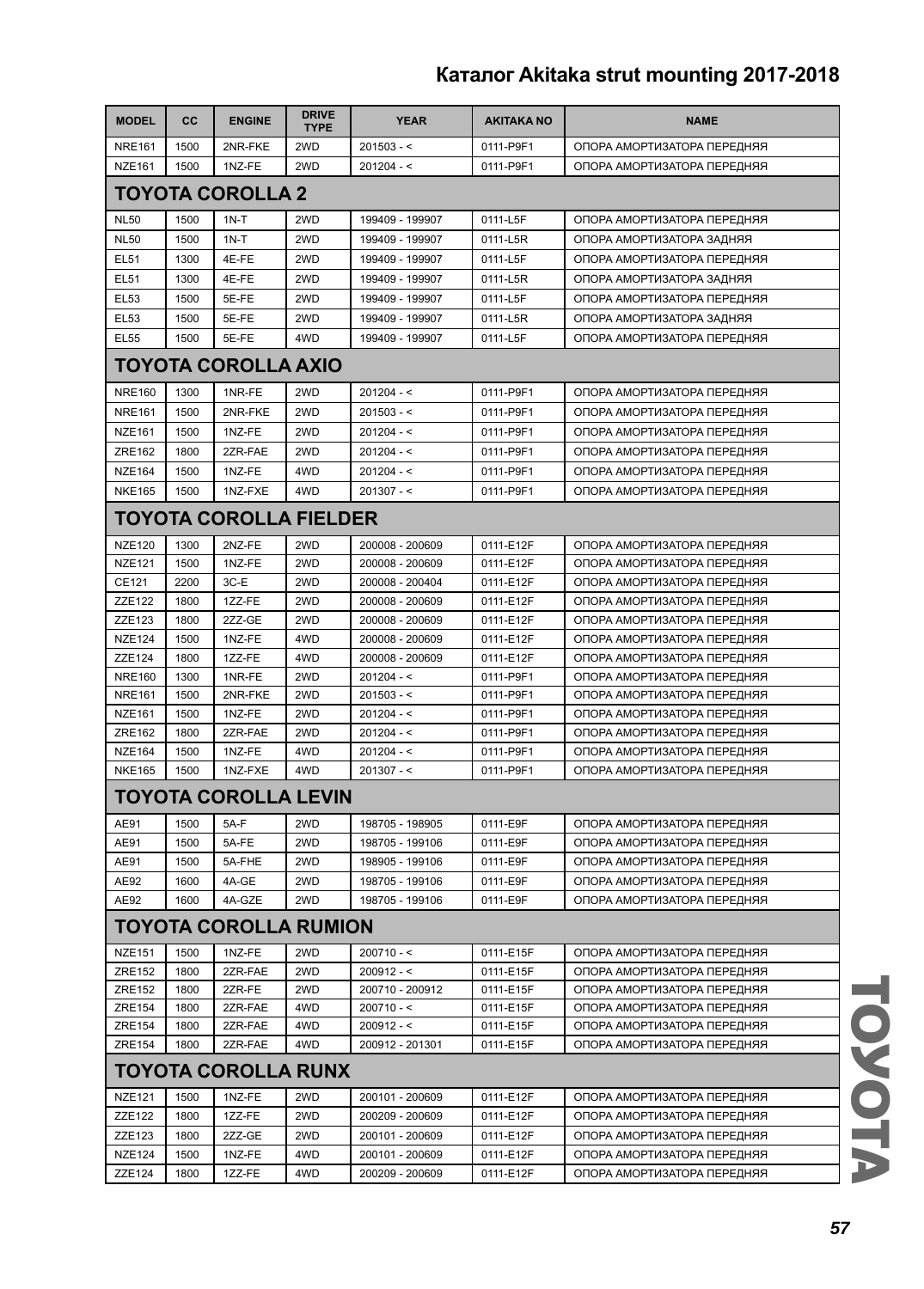| MODEL | CC | ENGINE | DRIVE TYPE | YEAR | AKITAKA NO | NAME |
|---|---|---|---|---|---|---|
| NRE161 | 1500 | 2NR-FKE | 2WD | 201503 - < | 0111-P9F1 | ОПОРА АМОРТИЗАТОРА ПЕРЕДНЯЯ |
| NZE161 | 1500 | 1NZ-FE | 2WD | 201204 - < | 0111-P9F1 | ОПОРА АМОРТИЗАТОРА ПЕРЕДНЯЯ |
| **TOYOTA COROLLA 2** | | | | | | |
| NL50 | 1500 | 1N-T | 2WD | 199409 - 199907 | 0111-L5F | ОПОРА АМОРТИЗАТОРА ПЕРЕДНЯЯ |
| NL50 | 1500 | 1N-T | 2WD | 199409 - 199907 | 0111-L5R | ОПОРА АМОРТИЗАТОРА ЗАДНЯЯ |
| EL51 | 1300 | 4E-FE | 2WD | 199409 - 199907 | 0111-L5F | ОПОРА АМОРТИЗАТОРА ПЕРЕДНЯЯ |
| EL51 | 1300 | 4E-FE | 2WD | 199409 - 199907 | 0111-L5R | ОПОРА АМОРТИЗАТОРА ЗАДНЯЯ |
| EL53 | 1500 | 5E-FE | 2WD | 199409 - 199907 | 0111-L5F | ОПОРА АМОРТИЗАТОРА ПЕРЕДНЯЯ |
| EL53 | 1500 | 5E-FE | 2WD | 199409 - 199907 | 0111-L5R | ОПОРА АМОРТИЗАТОРА ЗАДНЯЯ |
| EL55 | 1500 | 5E-FE | 4WD | 199409 - 199907 | 0111-L5F | ОПОРА АМОРТИЗАТОРА ПЕРЕДНЯЯ |
| **TOYOTA COROLLA AXIO** | | | | | | |
| NRE160 | 1300 | 1NR-FE | 2WD | 201204 - < | 0111-P9F1 | ОПОРА АМОРТИЗАТОРА ПЕРЕДНЯЯ |
| NRE161 | 1500 | 2NR-FKE | 2WD | 201503 - < | 0111-P9F1 | ОПОРА АМОРТИЗАТОРА ПЕРЕДНЯЯ |
| NZE161 | 1500 | 1NZ-FE | 2WD | 201204 - < | 0111-P9F1 | ОПОРА АМОРТИЗАТОРА ПЕРЕДНЯЯ |
| ZRE162 | 1800 | 2ZR-FAE | 2WD | 201204 - < | 0111-P9F1 | ОПОРА АМОРТИЗАТОРА ПЕРЕДНЯЯ |
| NZE164 | 1500 | 1NZ-FE | 4WD | 201204 - < | 0111-P9F1 | ОПОРА АМОРТИЗАТОРА ПЕРЕДНЯЯ |
| NKE165 | 1500 | 1NZ-FXE | 4WD | 201307 - < | 0111-P9F1 | ОПОРА АМОРТИЗАТОРА ПЕРЕДНЯЯ |
| **TOYOTA COROLLA FIELDER** | | | | | | |
| NZE120 | 1300 | 2NZ-FE | 2WD | 200008 - 200609 | 0111-E12F | ОПОРА АМОРТИЗАТОРА ПЕРЕДНЯЯ |
| NZE121 | 1500 | 1NZ-FE | 2WD | 200008 - 200609 | 0111-E12F | ОПОРА АМОРТИЗАТОРА ПЕРЕДНЯЯ |
| CE121 | 2200 | 3C-E | 2WD | 200008 - 200404 | 0111-E12F | ОПОРА АМОРТИЗАТОРА ПЕРЕДНЯЯ |
| ZZE122 | 1800 | 1ZZ-FE | 2WD | 200008 - 200609 | 0111-E12F | ОПОРА АМОРТИЗАТОРА ПЕРЕДНЯЯ |
| ZZE123 | 1800 | 2ZZ-GE | 2WD | 200008 - 200609 | 0111-E12F | ОПОРА АМОРТИЗАТОРА ПЕРЕДНЯЯ |
| NZE124 | 1500 | 1NZ-FE | 4WD | 200008 - 200609 | 0111-E12F | ОПОРА АМОРТИЗАТОРА ПЕРЕДНЯЯ |
| ZZE124 | 1800 | 1ZZ-FE | 4WD | 200008 - 200609 | 0111-E12F | ОПОРА АМОРТИЗАТОРА ПЕРЕДНЯЯ |
| NRE160 | 1300 | 1NR-FE | 2WD | 201204 - < | 0111-P9F1 | ОПОРА АМОРТИЗАТОРА ПЕРЕДНЯЯ |
| NRE161 | 1500 | 2NR-FKE | 2WD | 201503 - < | 0111-P9F1 | ОПОРА АМОРТИЗАТОРА ПЕРЕДНЯЯ |
| NZE161 | 1500 | 1NZ-FE | 2WD | 201204 - < | 0111-P9F1 | ОПОРА АМОРТИЗАТОРА ПЕРЕДНЯЯ |
| ZRE162 | 1800 | 2ZR-FAE | 2WD | 201204 - < | 0111-P9F1 | ОПОРА АМОРТИЗАТОРА ПЕРЕДНЯЯ |
| NZE164 | 1500 | 1NZ-FE | 4WD | 201204 - < | 0111-P9F1 | ОПОРА АМОРТИЗАТОРА ПЕРЕДНЯЯ |
| NKE165 | 1500 | 1NZ-FXE | 4WD | 201307 - < | 0111-P9F1 | ОПОРА АМОРТИЗАТОРА ПЕРЕДНЯЯ |
| **TOYOTA COROLLA LEVIN** | | | | | | |
| AE91 | 1500 | 5A-F | 2WD | 198705 - 198905 | 0111-E9F | ОПОРА АМОРТИЗАТОРА ПЕРЕДНЯЯ |
| AE91 | 1500 | 5A-FE | 2WD | 198705 - 199106 | 0111-E9F | ОПОРА АМОРТИЗАТОРА ПЕРЕДНЯЯ |
| AE91 | 1500 | 5A-FHE | 2WD | 198905 - 199106 | 0111-E9F | ОПОРА АМОРТИЗАТОРА ПЕРЕДНЯЯ |
| AE92 | 1600 | 4A-GE | 2WD | 198705 - 199106 | 0111-E9F | ОПОРА АМОРТИЗАТОРА ПЕРЕДНЯЯ |
| AE92 | 1600 | 4A-GZE | 2WD | 198705 - 199106 | 0111-E9F | ОПОРА АМОРТИЗАТОРА ПЕРЕДНЯЯ |
| **TOYOTA COROLLA RUMION** | | | | | | |
| NZE151 | 1500 | 1NZ-FE | 2WD | 200710 - < | 0111-E15F | ОПОРА АМОРТИЗАТОРА ПЕРЕДНЯЯ |
| ZRE152 | 1800 | 2ZR-FAE | 2WD | 200912 - < | 0111-E15F | ОПОРА АМОРТИЗАТОРА ПЕРЕДНЯЯ |
| ZRE152 | 1800 | 2ZR-FE | 2WD | 200710 - 200912 | 0111-E15F | ОПОРА АМОРТИЗАТОРА ПЕРЕДНЯЯ |
| ZRE154 | 1800 | 2ZR-FAE | 4WD | 200710 - < | 0111-E15F | ОПОРА АМОРТИЗАТОРА ПЕРЕДНЯЯ |
| ZRE154 | 1800 | 2ZR-FAE | 4WD | 200912 - < | 0111-E15F | ОПОРА АМОРТИЗАТОРА ПЕРЕДНЯЯ |
| ZRE154 | 1800 | 2ZR-FAE | 4WD | 200912 - 201301 | 0111-E15F | ОПОРА АМОРТИЗАТОРА ПЕРЕДНЯЯ |
| **TOYOTA COROLLA RUNX** | | | | | | |
| NZE121 | 1500 | 1NZ-FE | 2WD | 200101 - 200609 | 0111-E12F | ОПОРА АМОРТИЗАТОРА ПЕРЕДНЯЯ |
| ZZE122 | 1800 | 1ZZ-FE | 2WD | 200209 - 200609 | 0111-E12F | ОПОРА АМОРТИЗАТОРА ПЕРЕДНЯЯ |
| ZZE123 | 1800 | 2ZZ-GE | 2WD | 200101 - 200609 | 0111-E12F | ОПОРА АМОРТИЗАТОРА ПЕРЕДНЯЯ |
| NZE124 | 1500 | 1NZ-FE | 4WD | 200101 - 200609 | 0111-E12F | ОПОРА АМОРТИЗАТОРА ПЕРЕДНЯЯ |
| ZZE124 | 1800 | 1ZZ-FE | 4WD | 200209 - 200609 | 0111-E12F | ОПОРА АМОРТИЗАТОРА ПЕРЕДНЯЯ |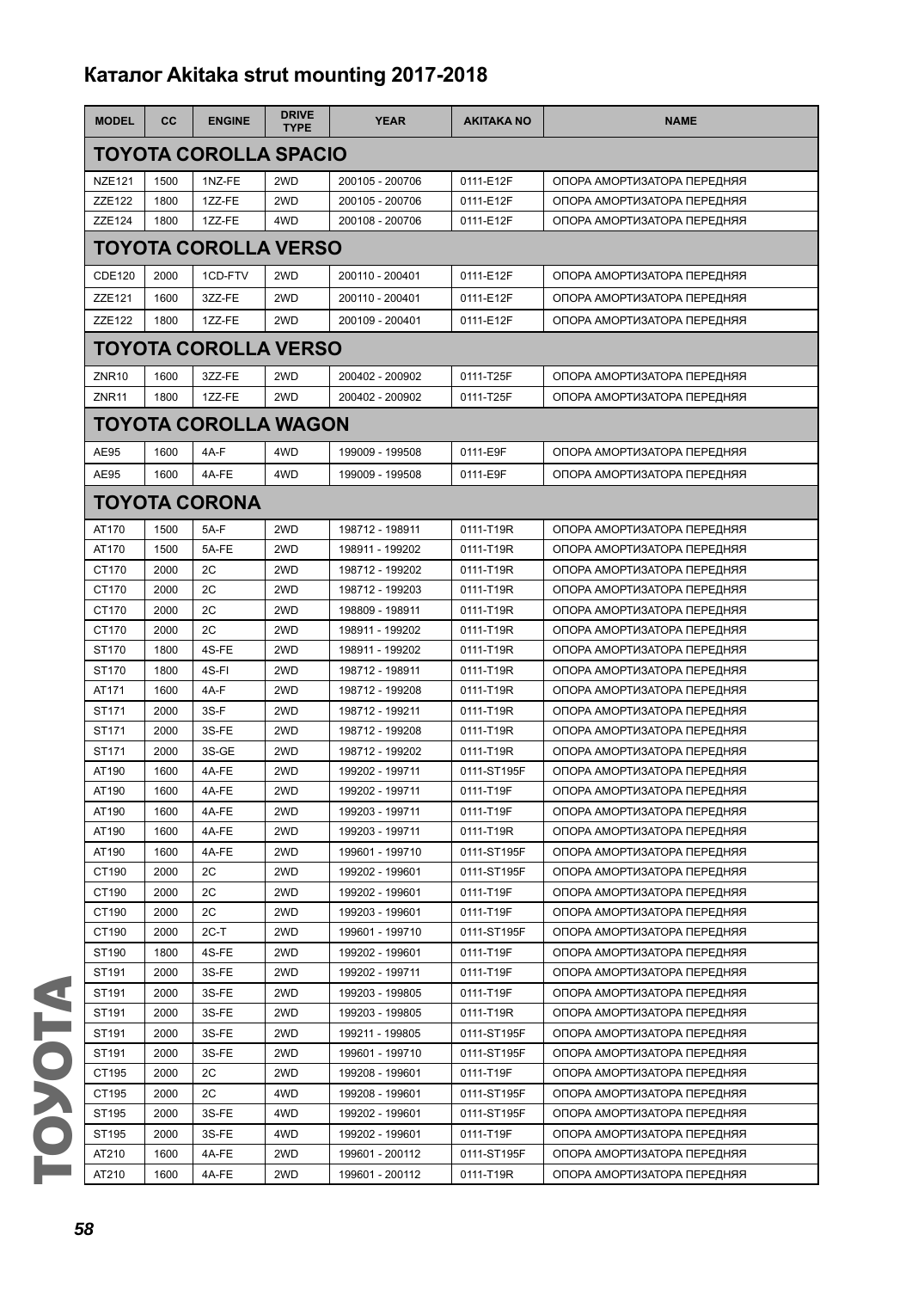# Каталог Akitaka strut mounting 2017-2018

| MODEL | CC | ENGINE | DRIVE TYPE | YEAR | AKITAKA NO | NAME |
|---|---|---|---|---|---|---|
| **TOYOTA COROLLA SPACIO** | | | | | | |
| NZE121 | 1500 | 1NZ-FE | 2WD | 200105 - 200706 | 0111-E12F | ОПОРА АМОРТИЗАТОРА ПЕРЕДНЯЯ |
| ZZE122 | 1800 | 1ZZ-FE | 2WD | 200105 - 200706 | 0111-E12F | ОПОРА АМОРТИЗАТОРА ПЕРЕДНЯЯ |
| ZZE124 | 1800 | 1ZZ-FE | 4WD | 200108 - 200706 | 0111-E12F | ОПОРА АМОРТИЗАТОРА ПЕРЕДНЯЯ |
| **TOYOTA COROLLA VERSO** | | | | | | |
| CDE120 | 2000 | 1CD-FTV | 2WD | 200110 - 200401 | 0111-E12F | ОПОРА АМОРТИЗАТОРА ПЕРЕДНЯЯ |
| ZZE121 | 1600 | 3ZZ-FE | 2WD | 200110 - 200401 | 0111-E12F | ОПОРА АМОРТИЗАТОРА ПЕРЕДНЯЯ |
| ZZE122 | 1800 | 1ZZ-FE | 2WD | 200109 - 200401 | 0111-E12F | ОПОРА АМОРТИЗАТОРА ПЕРЕДНЯЯ |
| **TOYOTA COROLLA VERSO** | | | | | | |
| ZNR10 | 1600 | 3ZZ-FE | 2WD | 200402 - 200902 | 0111-T25F | ОПОРА АМОРТИЗАТОРА ПЕРЕДНЯЯ |
| ZNR11 | 1800 | 1ZZ-FE | 2WD | 200402 - 200902 | 0111-T25F | ОПОРА АМОРТИЗАТОРА ПЕРЕДНЯЯ |
| **TOYOTA COROLLA WAGON** | | | | | | |
| AE95 | 1600 | 4A-F | 4WD | 199009 - 199508 | 0111-E9F | ОПОРА АМОРТИЗАТОРА ПЕРЕДНЯЯ |
| AE95 | 1600 | 4A-FE | 4WD | 199009 - 199508 | 0111-E9F | ОПОРА АМОРТИЗАТОРА ПЕРЕДНЯЯ |
| **TOYOTA CORONA** | | | | | | |
| AT170 | 1500 | 5A-F | 2WD | 198712 - 198911 | 0111-T19R | ОПОРА АМОРТИЗАТОРА ПЕРЕДНЯЯ |
| AT170 | 1500 | 5A-FE | 2WD | 198911 - 199202 | 0111-T19R | ОПОРА АМОРТИЗАТОРА ПЕРЕДНЯЯ |
| CT170 | 2000 | 2C | 2WD | 198712 - 199202 | 0111-T19R | ОПОРА АМОРТИЗАТОРА ПЕРЕДНЯЯ |
| CT170 | 2000 | 2C | 2WD | 198712 - 199203 | 0111-T19R | ОПОРА АМОРТИЗАТОРА ПЕРЕДНЯЯ |
| CT170 | 2000 | 2C | 2WD | 198809 - 198911 | 0111-T19R | ОПОРА АМОРТИЗАТОРА ПЕРЕДНЯЯ |
| CT170 | 2000 | 2C | 2WD | 198911 - 199202 | 0111-T19R | ОПОРА АМОРТИЗАТОРА ПЕРЕДНЯЯ |
| ST170 | 1800 | 4S-FE | 2WD | 198911 - 199202 | 0111-T19R | ОПОРА АМОРТИЗАТОРА ПЕРЕДНЯЯ |
| ST170 | 1800 | 4S-FI | 2WD | 198712 - 198911 | 0111-T19R | ОПОРА АМОРТИЗАТОРА ПЕРЕДНЯЯ |
| AT171 | 1600 | 4A-F | 2WD | 198712 - 199208 | 0111-T19R | ОПОРА АМОРТИЗАТОРА ПЕРЕДНЯЯ |
| ST171 | 2000 | 3S-F | 2WD | 198712 - 199211 | 0111-T19R | ОПОРА АМОРТИЗАТОРА ПЕРЕДНЯЯ |
| ST171 | 2000 | 3S-FE | 2WD | 198712 - 199208 | 0111-T19R | ОПОРА АМОРТИЗАТОРА ПЕРЕДНЯЯ |
| ST171 | 2000 | 3S-GE | 2WD | 198712 - 199202 | 0111-T19R | ОПОРА АМОРТИЗАТОРА ПЕРЕДНЯЯ |
| AT190 | 1600 | 4A-FE | 2WD | 199202 - 199711 | 0111-ST195F | ОПОРА АМОРТИЗАТОРА ПЕРЕДНЯЯ |
| AT190 | 1600 | 4A-FE | 2WD | 199202 - 199711 | 0111-T19F | ОПОРА АМОРТИЗАТОРА ПЕРЕДНЯЯ |
| AT190 | 1600 | 4A-FE | 2WD | 199203 - 199711 | 0111-T19F | ОПОРА АМОРТИЗАТОРА ПЕРЕДНЯЯ |
| AT190 | 1600 | 4A-FE | 2WD | 199203 - 199711 | 0111-T19R | ОПОРА АМОРТИЗАТОРА ПЕРЕДНЯЯ |
| AT190 | 1600 | 4A-FE | 2WD | 199601 - 199710 | 0111-ST195F | ОПОРА АМОРТИЗАТОРА ПЕРЕДНЯЯ |
| CT190 | 2000 | 2C | 2WD | 199202 - 199601 | 0111-ST195F | ОПОРА АМОРТИЗАТОРА ПЕРЕДНЯЯ |
| CT190 | 2000 | 2C | 2WD | 199202 - 199601 | 0111-T19F | ОПОРА АМОРТИЗАТОРА ПЕРЕДНЯЯ |
| CT190 | 2000 | 2C | 2WD | 199203 - 199601 | 0111-T19F | ОПОРА АМОРТИЗАТОРА ПЕРЕДНЯЯ |
| CT190 | 2000 | 2C-T | 2WD | 199601 - 199710 | 0111-ST195F | ОПОРА АМОРТИЗАТОРА ПЕРЕДНЯЯ |
| ST190 | 1800 | 4S-FE | 2WD | 199202 - 199601 | 0111-T19F | ОПОРА АМОРТИЗАТОРА ПЕРЕДНЯЯ |
| ST191 | 2000 | 3S-FE | 2WD | 199202 - 199711 | 0111-T19F | ОПОРА АМОРТИЗАТОРА ПЕРЕДНЯЯ |
| ST191 | 2000 | 3S-FE | 2WD | 199203 - 199805 | 0111-T19F | ОПОРА АМОРТИЗАТОРА ПЕРЕДНЯЯ |
| ST191 | 2000 | 3S-FE | 2WD | 199203 - 199805 | 0111-T19R | ОПОРА АМОРТИЗАТОРА ПЕРЕДНЯЯ |
| ST191 | 2000 | 3S-FE | 2WD | 199211 - 199805 | 0111-ST195F | ОПОРА АМОРТИЗАТОРА ПЕРЕДНЯЯ |
| ST191 | 2000 | 3S-FE | 2WD | 199601 - 199710 | 0111-ST195F | ОПОРА АМОРТИЗАТОРА ПЕРЕДНЯЯ |
| CT195 | 2000 | 2C | 2WD | 199208 - 199601 | 0111-T19F | ОПОРА АМОРТИЗАТОРА ПЕРЕДНЯЯ |
| CT195 | 2000 | 2C | 4WD | 199208 - 199601 | 0111-ST195F | ОПОРА АМОРТИЗАТОРА ПЕРЕДНЯЯ |
| ST195 | 2000 | 3S-FE | 4WD | 199202 - 199601 | 0111-ST195F | ОПОРА АМОРТИЗАТОРА ПЕРЕДНЯЯ |
| ST195 | 2000 | 3S-FE | 4WD | 199202 - 199601 | 0111-T19F | ОПОРА АМОРТИЗАТОРА ПЕРЕДНЯЯ |
| AT210 | 1600 | 4A-FE | 2WD | 199601 - 200112 | 0111-ST195F | ОПОРА АМОРТИЗАТОРА ПЕРЕДНЯЯ |
| AT210 | 1600 | 4A-FE | 2WD | 199601 - 200112 | 0111-T19R | ОПОРА АМОРТИЗАТОРА ПЕРЕДНЯЯ |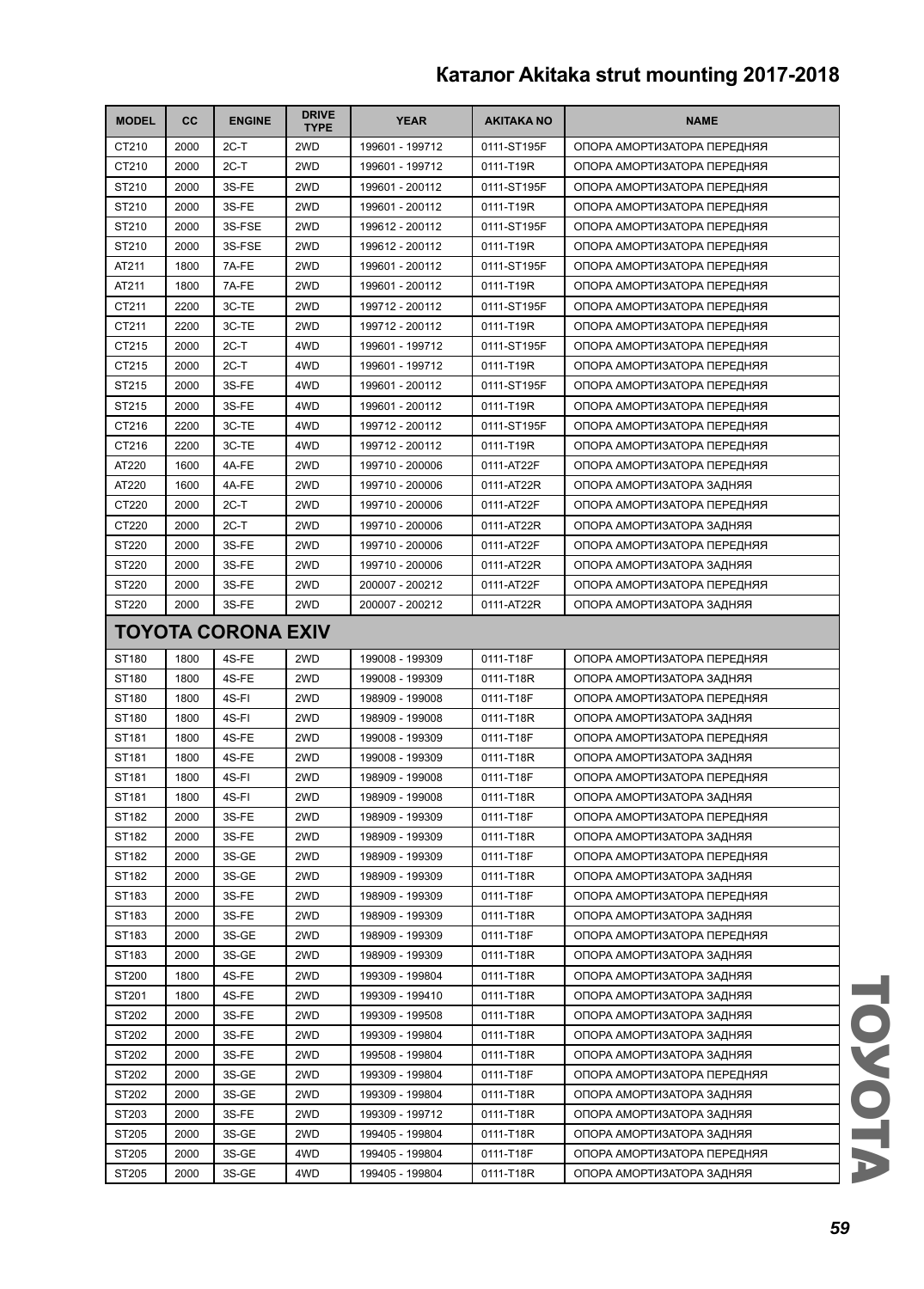| MODEL | CC | ENGINE | DRIVE TYPE | YEAR | AKITAKA NO | NAME |
|---|---|---|---|---|---|---|
| CT210 | 2000 | 2C-T | 2WD | 199601 - 199712 | 0111-ST195F | ОПОРА АМОРТИЗАТОРА ПЕРЕДНЯЯ |
| CT210 | 2000 | 2C-T | 2WD | 199601 - 199712 | 0111-T19R | ОПОРА АМОРТИЗАТОРА ПЕРЕДНЯЯ |
| ST210 | 2000 | 3S-FE | 2WD | 199601 - 200112 | 0111-ST195F | ОПОРА АМОРТИЗАТОРА ПЕРЕДНЯЯ |
| ST210 | 2000 | 3S-FE | 2WD | 199601 - 200112 | 0111-T19R | ОПОРА АМОРТИЗАТОРА ПЕРЕДНЯЯ |
| ST210 | 2000 | 3S-FSE | 2WD | 199612 - 200112 | 0111-ST195F | ОПОРА АМОРТИЗАТОРА ПЕРЕДНЯЯ |
| ST210 | 2000 | 3S-FSE | 2WD | 199612 - 200112 | 0111-T19R | ОПОРА АМОРТИЗАТОРА ПЕРЕДНЯЯ |
| AT211 | 1800 | 7A-FE | 2WD | 199601 - 200112 | 0111-ST195F | ОПОРА АМОРТИЗАТОРА ПЕРЕДНЯЯ |
| AT211 | 1800 | 7A-FE | 2WD | 199601 - 200112 | 0111-T19R | ОПОРА АМОРТИЗАТОРА ПЕРЕДНЯЯ |
| CT211 | 2200 | 3C-TE | 2WD | 199712 - 200112 | 0111-ST195F | ОПОРА АМОРТИЗАТОРА ПЕРЕДНЯЯ |
| CT211 | 2200 | 3C-TE | 2WD | 199712 - 200112 | 0111-T19R | ОПОРА АМОРТИЗАТОРА ПЕРЕДНЯЯ |
| CT215 | 2000 | 2C-T | 4WD | 199601 - 199712 | 0111-ST195F | ОПОРА АМОРТИЗАТОРА ПЕРЕДНЯЯ |
| CT215 | 2000 | 2C-T | 4WD | 199601 - 199712 | 0111-T19R | ОПОРА АМОРТИЗАТОРА ПЕРЕДНЯЯ |
| ST215 | 2000 | 3S-FE | 4WD | 199601 - 200112 | 0111-ST195F | ОПОРА АМОРТИЗАТОРА ПЕРЕДНЯЯ |
| ST215 | 2000 | 3S-FE | 4WD | 199601 - 200112 | 0111-T19R | ОПОРА АМОРТИЗАТОРА ПЕРЕДНЯЯ |
| CT216 | 2200 | 3C-TE | 4WD | 199712 - 200112 | 0111-ST195F | ОПОРА АМОРТИЗАТОРА ПЕРЕДНЯЯ |
| CT216 | 2200 | 3C-TE | 4WD | 199712 - 200112 | 0111-T19R | ОПОРА АМОРТИЗАТОРА ПЕРЕДНЯЯ |
| AT220 | 1600 | 4A-FE | 2WD | 199710 - 200006 | 0111-AT22F | ОПОРА АМОРТИЗАТОРА ПЕРЕДНЯЯ |
| AT220 | 1600 | 4A-FE | 2WD | 199710 - 200006 | 0111-AT22R | ОПОРА АМОРТИЗАТОРА ЗАДНЯЯ |
| CT220 | 2000 | 2C-T | 2WD | 199710 - 200006 | 0111-AT22F | ОПОРА АМОРТИЗАТОРА ПЕРЕДНЯЯ |
| CT220 | 2000 | 2C-T | 2WD | 199710 - 200006 | 0111-AT22R | ОПОРА АМОРТИЗАТОРА ЗАДНЯЯ |
| ST220 | 2000 | 3S-FE | 2WD | 199710 - 200006 | 0111-AT22F | ОПОРА АМОРТИЗАТОРА ПЕРЕДНЯЯ |
| ST220 | 2000 | 3S-FE | 2WD | 199710 - 200006 | 0111-AT22R | ОПОРА АМОРТИЗАТОРА ЗАДНЯЯ |
| ST220 | 2000 | 3S-FE | 2WD | 200007 - 200212 | 0111-AT22F | ОПОРА АМОРТИЗАТОРА ПЕРЕДНЯЯ |
| ST220 | 2000 | 3S-FE | 2WD | 200007 - 200212 | 0111-AT22R | ОПОРА АМОРТИЗАТОРА ЗАДНЯЯ |

## TOYOTA CORONA EXIV

| MODEL | CC | ENGINE | DRIVE TYPE | YEAR | AKITAKA NO | NAME |
|---|---|---|---|---|---|---|
| ST180 | 1800 | 4S-FE | 2WD | 199008 - 199309 | 0111-T18F | ОПОРА АМОРТИЗАТОРА ПЕРЕДНЯЯ |
| ST180 | 1800 | 4S-FE | 2WD | 199008 - 199309 | 0111-T18R | ОПОРА АМОРТИЗАТОРА ЗАДНЯЯ |
| ST180 | 1800 | 4S-FI | 2WD | 198909 - 199008 | 0111-T18F | ОПОРА АМОРТИЗАТОРА ПЕРЕДНЯЯ |
| ST180 | 1800 | 4S-FI | 2WD | 198909 - 199008 | 0111-T18R | ОПОРА АМОРТИЗАТОРА ЗАДНЯЯ |
| ST181 | 1800 | 4S-FE | 2WD | 199008 - 199309 | 0111-T18F | ОПОРА АМОРТИЗАТОРА ПЕРЕДНЯЯ |
| ST181 | 1800 | 4S-FE | 2WD | 199008 - 199309 | 0111-T18R | ОПОРА АМОРТИЗАТОРА ЗАДНЯЯ |
| ST181 | 1800 | 4S-FI | 2WD | 198909 - 199008 | 0111-T18F | ОПОРА АМОРТИЗАТОРА ПЕРЕДНЯЯ |
| ST181 | 1800 | 4S-FI | 2WD | 198909 - 199008 | 0111-T18R | ОПОРА АМОРТИЗАТОРА ЗАДНЯЯ |
| ST182 | 2000 | 3S-FE | 2WD | 198909 - 199309 | 0111-T18F | ОПОРА АМОРТИЗАТОРА ПЕРЕДНЯЯ |
| ST182 | 2000 | 3S-FE | 2WD | 198909 - 199309 | 0111-T18R | ОПОРА АМОРТИЗАТОРА ЗАДНЯЯ |
| ST182 | 2000 | 3S-GE | 2WD | 198909 - 199309 | 0111-T18F | ОПОРА АМОРТИЗАТОРА ПЕРЕДНЯЯ |
| ST182 | 2000 | 3S-GE | 2WD | 198909 - 199309 | 0111-T18R | ОПОРА АМОРТИЗАТОРА ЗАДНЯЯ |
| ST183 | 2000 | 3S-FE | 2WD | 198909 - 199309 | 0111-T18F | ОПОРА АМОРТИЗАТОРА ПЕРЕДНЯЯ |
| ST183 | 2000 | 3S-FE | 2WD | 198909 - 199309 | 0111-T18R | ОПОРА АМОРТИЗАТОРА ЗАДНЯЯ |
| ST183 | 2000 | 3S-GE | 2WD | 198909 - 199309 | 0111-T18F | ОПОРА АМОРТИЗАТОРА ПЕРЕДНЯЯ |
| ST183 | 2000 | 3S-GE | 2WD | 198909 - 199309 | 0111-T18R | ОПОРА АМОРТИЗАТОРА ЗАДНЯЯ |
| ST200 | 1800 | 4S-FE | 2WD | 199309 - 199804 | 0111-T18R | ОПОРА АМОРТИЗАТОРА ЗАДНЯЯ |
| ST201 | 1800 | 4S-FE | 2WD | 199309 - 199410 | 0111-T18R | ОПОРА АМОРТИЗАТОРА ЗАДНЯЯ |
| ST202 | 2000 | 3S-FE | 2WD | 199309 - 199508 | 0111-T18R | ОПОРА АМОРТИЗАТОРА ЗАДНЯЯ |
| ST202 | 2000 | 3S-FE | 2WD | 199309 - 199804 | 0111-T18R | ОПОРА АМОРТИЗАТОРА ЗАДНЯЯ |
| ST202 | 2000 | 3S-FE | 2WD | 199508 - 199804 | 0111-T18R | ОПОРА АМОРТИЗАТОРА ЗАДНЯЯ |
| ST202 | 2000 | 3S-GE | 2WD | 199309 - 199804 | 0111-T18F | ОПОРА АМОРТИЗАТОРА ПЕРЕДНЯЯ |
| ST202 | 2000 | 3S-GE | 2WD | 199309 - 199804 | 0111-T18R | ОПОРА АМОРТИЗАТОРА ЗАДНЯЯ |
| ST203 | 2000 | 3S-FE | 2WD | 199309 - 199712 | 0111-T18R | ОПОРА АМОРТИЗАТОРА ЗАДНЯЯ |
| ST205 | 2000 | 3S-GE | 2WD | 199405 - 199804 | 0111-T18R | ОПОРА АМОРТИЗАТОРА ЗАДНЯЯ |
| ST205 | 2000 | 3S-GE | 4WD | 199405 - 199804 | 0111-T18F | ОПОРА АМОРТИЗАТОРА ПЕРЕДНЯЯ |
| ST205 | 2000 | 3S-GE | 4WD | 199405 - 199804 | 0111-T18R | ОПОРА АМОРТИЗАТОРА ЗАДНЯЯ |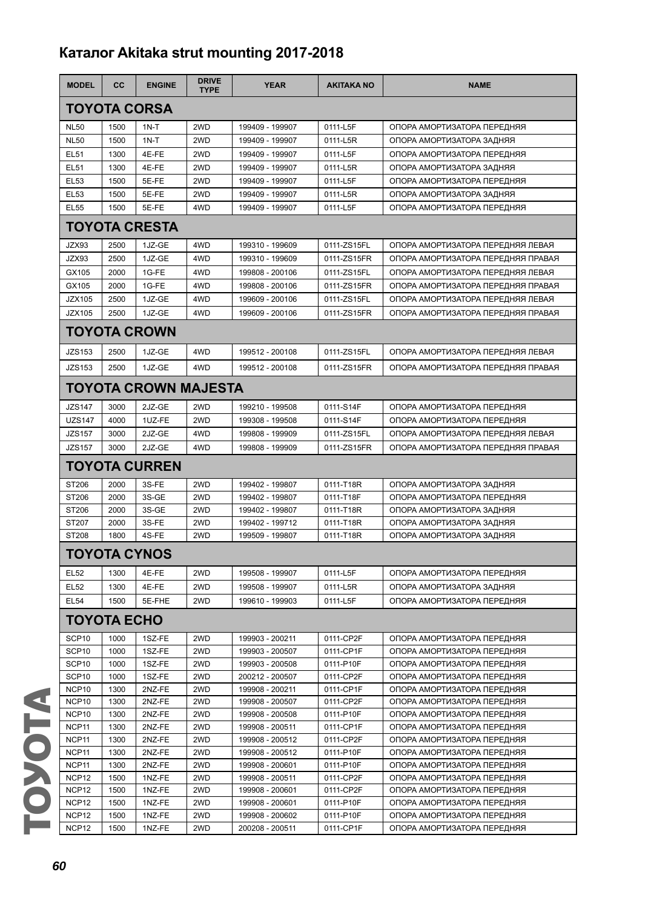# Каталог Akitaka strut mounting 2017-2018

| MODEL | CC | ENGINE | DRIVE TYPE | YEAR | AKITAKA NO | NAME |
|---|---|---|---|---|---|---|
| **TOYOTA CORSA** | | | | | | |
| NL50 | 1500 | 1N-T | 2WD | 199409 - 199907 | 0111-L5F | ОПОРА АМОРТИЗАТОРА ПЕРЕДНЯЯ |
| NL50 | 1500 | 1N-T | 2WD | 199409 - 199907 | 0111-L5R | ОПОРА АМОРТИЗАТОРА ЗАДНЯЯ |
| EL51 | 1300 | 4E-FE | 2WD | 199409 - 199907 | 0111-L5F | ОПОРА АМОРТИЗАТОРА ПЕРЕДНЯЯ |
| EL51 | 1300 | 4E-FE | 2WD | 199409 - 199907 | 0111-L5R | ОПОРА АМОРТИЗАТОРА ЗАДНЯЯ |
| EL53 | 1500 | 5E-FE | 2WD | 199409 - 199907 | 0111-L5F | ОПОРА АМОРТИЗАТОРА ПЕРЕДНЯЯ |
| EL53 | 1500 | 5E-FE | 2WD | 199409 - 199907 | 0111-L5R | ОПОРА АМОРТИЗАТОРА ЗАДНЯЯ |
| EL55 | 1500 | 5E-FE | 4WD | 199409 - 199907 | 0111-L5F | ОПОРА АМОРТИЗАТОРА ПЕРЕДНЯЯ |
| **TOYOTA CRESTA** | | | | | | |
| JZX93 | 2500 | 1JZ-GE | 4WD | 199310 - 199609 | 0111-ZS15FL | ОПОРА АМОРТИЗАТОРА ПЕРЕДНЯЯ ЛЕВАЯ |
| JZX93 | 2500 | 1JZ-GE | 4WD | 199310 - 199609 | 0111-ZS15FR | ОПОРА АМОРТИЗАТОРА ПЕРЕДНЯЯ ПРАВАЯ |
| GX105 | 2000 | 1G-FE | 4WD | 199808 - 200106 | 0111-ZS15FL | ОПОРА АМОРТИЗАТОРА ПЕРЕДНЯЯ ЛЕВАЯ |
| GX105 | 2000 | 1G-FE | 4WD | 199808 - 200106 | 0111-ZS15FR | ОПОРА АМОРТИЗАТОРА ПЕРЕДНЯЯ ПРАВАЯ |
| JZX105 | 2500 | 1JZ-GE | 4WD | 199609 - 200106 | 0111-ZS15FL | ОПОРА АМОРТИЗАТОРА ПЕРЕДНЯЯ ЛЕВАЯ |
| JZX105 | 2500 | 1JZ-GE | 4WD | 199609 - 200106 | 0111-ZS15FR | ОПОРА АМОРТИЗАТОРА ПЕРЕДНЯЯ ПРАВАЯ |
| **TOYOTA CROWN** | | | | | | |
| JZS153 | 2500 | 1JZ-GE | 4WD | 199512 - 200108 | 0111-ZS15FL | ОПОРА АМОРТИЗАТОРА ПЕРЕДНЯЯ ЛЕВАЯ |
| JZS153 | 2500 | 1JZ-GE | 4WD | 199512 - 200108 | 0111-ZS15FR | ОПОРА АМОРТИЗАТОРА ПЕРЕДНЯЯ ПРАВАЯ |
| **TOYOTA CROWN MAJESTA** | | | | | | |
| JZS147 | 3000 | 2JZ-GE | 2WD | 199210 - 199508 | 0111-S14F | ОПОРА АМОРТИЗАТОРА ПЕРЕДНЯЯ |
| UZS147 | 4000 | 1UZ-FE | 2WD | 199308 - 199508 | 0111-S14F | ОПОРА АМОРТИЗАТОРА ПЕРЕДНЯЯ |
| JZS157 | 3000 | 2JZ-GE | 4WD | 199808 - 199909 | 0111-ZS15FL | ОПОРА АМОРТИЗАТОРА ПЕРЕДНЯЯ ЛЕВАЯ |
| JZS157 | 3000 | 2JZ-GE | 4WD | 199808 - 199909 | 0111-ZS15FR | ОПОРА АМОРТИЗАТОРА ПЕРЕДНЯЯ ПРАВАЯ |
| **TOYOTA CURREN** | | | | | | |
| ST206 | 2000 | 3S-FE | 2WD | 199402 - 199807 | 0111-T18R | ОПОРА АМОРТИЗАТОРА ЗАДНЯЯ |
| ST206 | 2000 | 3S-GE | 2WD | 199402 - 199807 | 0111-T18F | ОПОРА АМОРТИЗАТОРА ПЕРЕДНЯЯ |
| ST206 | 2000 | 3S-GE | 2WD | 199402 - 199807 | 0111-T18R | ОПОРА АМОРТИЗАТОРА ЗАДНЯЯ |
| ST207 | 2000 | 3S-FE | 2WD | 199402 - 199712 | 0111-T18R | ОПОРА АМОРТИЗАТОРА ЗАДНЯЯ |
| ST208 | 1800 | 4S-FE | 2WD | 199509 - 199807 | 0111-T18R | ОПОРА АМОРТИЗАТОРА ЗАДНЯЯ |
| **TOYOTA CYNOS** | | | | | | |
| EL52 | 1300 | 4E-FE | 2WD | 199508 - 199907 | 0111-L5F | ОПОРА АМОРТИЗАТОРА ПЕРЕДНЯЯ |
| EL52 | 1300 | 4E-FE | 2WD | 199508 - 199907 | 0111-L5R | ОПОРА АМОРТИЗАТОРА ЗАДНЯЯ |
| EL54 | 1500 | 5E-FHE | 2WD | 199610 - 199903 | 0111-L5F | ОПОРА АМОРТИЗАТОРА ПЕРЕДНЯЯ |
| **TOYOTA ECHO** | | | | | | |
| SCP10 | 1000 | 1SZ-FE | 2WD | 199903 - 200211 | 0111-CP2F | ОПОРА АМОРТИЗАТОРА ПЕРЕДНЯЯ |
| SCP10 | 1000 | 1SZ-FE | 2WD | 199903 - 200507 | 0111-CP1F | ОПОРА АМОРТИЗАТОРА ПЕРЕДНЯЯ |
| SCP10 | 1000 | 1SZ-FE | 2WD | 199903 - 200508 | 0111-P10F | ОПОРА АМОРТИЗАТОРА ПЕРЕДНЯЯ |
| SCP10 | 1000 | 1SZ-FE | 2WD | 200212 - 200507 | 0111-CP2F | ОПОРА АМОРТИЗАТОРА ПЕРЕДНЯЯ |
| NCP10 | 1300 | 2NZ-FE | 2WD | 199908 - 200211 | 0111-CP1F | ОПОРА АМОРТИЗАТОРА ПЕРЕДНЯЯ |
| NCP10 | 1300 | 2NZ-FE | 2WD | 199908 - 200507 | 0111-CP2F | ОПОРА АМОРТИЗАТОРА ПЕРЕДНЯЯ |
| NCP10 | 1300 | 2NZ-FE | 2WD | 199908 - 200508 | 0111-P10F | ОПОРА АМОРТИЗАТОРА ПЕРЕДНЯЯ |
| NCP11 | 1300 | 2NZ-FE | 2WD | 199908 - 200511 | 0111-CP1F | ОПОРА АМОРТИЗАТОРА ПЕРЕДНЯЯ |
| NCP11 | 1300 | 2NZ-FE | 2WD | 199908 - 200512 | 0111-CP2F | ОПОРА АМОРТИЗАТОРА ПЕРЕДНЯЯ |
| NCP11 | 1300 | 2NZ-FE | 2WD | 199908 - 200512 | 0111-P10F | ОПОРА АМОРТИЗАТОРА ПЕРЕДНЯЯ |
| NCP11 | 1300 | 2NZ-FE | 2WD | 199908 - 200601 | 0111-P10F | ОПОРА АМОРТИЗАТОРА ПЕРЕДНЯЯ |
| NCP12 | 1500 | 1NZ-FE | 2WD | 199908 - 200511 | 0111-CP2F | ОПОРА АМОРТИЗАТОРА ПЕРЕДНЯЯ |
| NCP12 | 1500 | 1NZ-FE | 2WD | 199908 - 200601 | 0111-CP2F | ОПОРА АМОРТИЗАТОРА ПЕРЕДНЯЯ |
| NCP12 | 1500 | 1NZ-FE | 2WD | 199908 - 200601 | 0111-P10F | ОПОРА АМОРТИЗАТОРА ПЕРЕДНЯЯ |
| NCP12 | 1500 | 1NZ-FE | 2WD | 199908 - 200602 | 0111-P10F | ОПОРА АМОРТИЗАТОРА ПЕРЕДНЯЯ |
| NCP12 | 1500 | 1NZ-FE | 2WD | 200208 - 200511 | 0111-CP1F | ОПОРА АМОРТИЗАТОРА ПЕРЕДНЯЯ |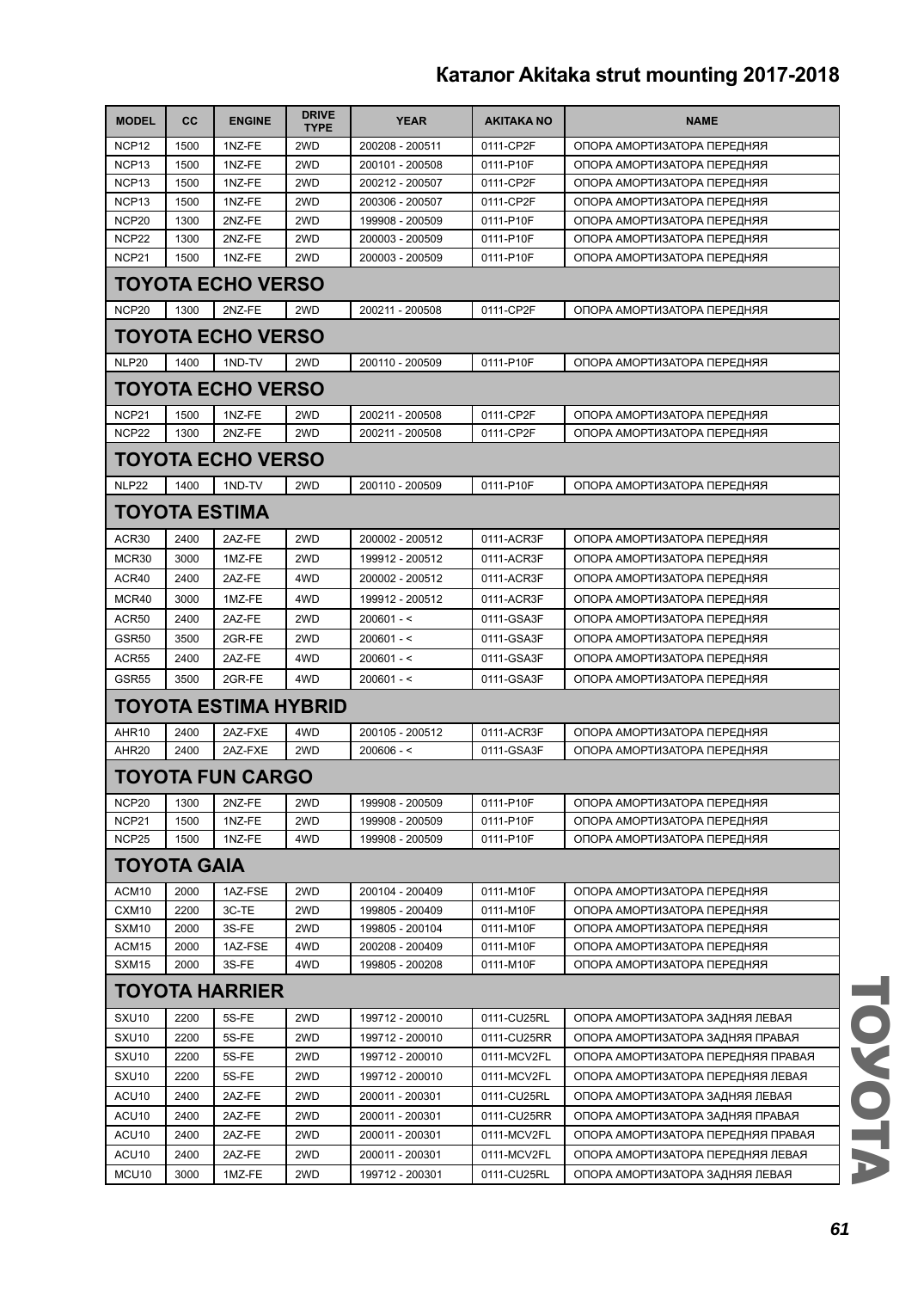# Каталог Akitaka strut mounting 2017-2018

| MODEL | CC | ENGINE | DRIVE TYPE | YEAR | AKITAKA NO | NAME |
|---|---|---|---|---|---|---|
| NCP12 | 1500 | 1NZ-FE | 2WD | 200208 - 200511 | 0111-CP2F | ОПОРА АМОРТИЗАТОРА ПЕРЕДНЯЯ |
| NCP13 | 1500 | 1NZ-FE | 2WD | 200101 - 200508 | 0111-P10F | ОПОРА АМОРТИЗАТОРА ПЕРЕДНЯЯ |
| NCP13 | 1500 | 1NZ-FE | 2WD | 200212 - 200507 | 0111-CP2F | ОПОРА АМОРТИЗАТОРА ПЕРЕДНЯЯ |
| NCP13 | 1500 | 1NZ-FE | 2WD | 200306 - 200507 | 0111-CP2F | ОПОРА АМОРТИЗАТОРА ПЕРЕДНЯЯ |
| NCP20 | 1300 | 2NZ-FE | 2WD | 199908 - 200509 | 0111-P10F | ОПОРА АМОРТИЗАТОРА ПЕРЕДНЯЯ |
| NCP22 | 1300 | 2NZ-FE | 2WD | 200003 - 200509 | 0111-P10F | ОПОРА АМОРТИЗАТОРА ПЕРЕДНЯЯ |
| NCP21 | 1500 | 1NZ-FE | 2WD | 200003 - 200509 | 0111-P10F | ОПОРА АМОРТИЗАТОРА ПЕРЕДНЯЯ |
| **TOYOTA ECHO VERSO** | | | | | | |
| NCP20 | 1300 | 2NZ-FE | 2WD | 200211 - 200508 | 0111-CP2F | ОПОРА АМОРТИЗАТОРА ПЕРЕДНЯЯ |
| **TOYOTA ECHO VERSO** | | | | | | |
| NLP20 | 1400 | 1ND-TV | 2WD | 200110 - 200509 | 0111-P10F | ОПОРА АМОРТИЗАТОРА ПЕРЕДНЯЯ |
| **TOYOTA ECHO VERSO** | | | | | | |
| NCP21 | 1500 | 1NZ-FE | 2WD | 200211 - 200508 | 0111-CP2F | ОПОРА АМОРТИЗАТОРА ПЕРЕДНЯЯ |
| NCP22 | 1300 | 2NZ-FE | 2WD | 200211 - 200508 | 0111-CP2F | ОПОРА АМОРТИЗАТОРА ПЕРЕДНЯЯ |
| **TOYOTA ECHO VERSO** | | | | | | |
| NLP22 | 1400 | 1ND-TV | 2WD | 200110 - 200509 | 0111-P10F | ОПОРА АМОРТИЗАТОРА ПЕРЕДНЯЯ |
| **TOYOTA ESTIMA** | | | | | | |
| ACR30 | 2400 | 2AZ-FE | 2WD | 200002 - 200512 | 0111-ACR3F | ОПОРА АМОРТИЗАТОРА ПЕРЕДНЯЯ |
| MCR30 | 3000 | 1MZ-FE | 2WD | 199912 - 200512 | 0111-ACR3F | ОПОРА АМОРТИЗАТОРА ПЕРЕДНЯЯ |
| ACR40 | 2400 | 2AZ-FE | 4WD | 200002 - 200512 | 0111-ACR3F | ОПОРА АМОРТИЗАТОРА ПЕРЕДНЯЯ |
| MCR40 | 3000 | 1MZ-FE | 4WD | 199912 - 200512 | 0111-ACR3F | ОПОРА АМОРТИЗАТОРА ПЕРЕДНЯЯ |
| ACR50 | 2400 | 2AZ-FE | 2WD | 200601 - < | 0111-GSA3F | ОПОРА АМОРТИЗАТОРА ПЕРЕДНЯЯ |
| GSR50 | 3500 | 2GR-FE | 2WD | 200601 - < | 0111-GSA3F | ОПОРА АМОРТИЗАТОРА ПЕРЕДНЯЯ |
| ACR55 | 2400 | 2AZ-FE | 4WD | 200601 - < | 0111-GSA3F | ОПОРА АМОРТИЗАТОРА ПЕРЕДНЯЯ |
| GSR55 | 3500 | 2GR-FE | 4WD | 200601 - < | 0111-GSA3F | ОПОРА АМОРТИЗАТОРА ПЕРЕДНЯЯ |
| **TOYOTA ESTIMA HYBRID** | | | | | | |
| AHR10 | 2400 | 2AZ-FXE | 4WD | 200105 - 200512 | 0111-ACR3F | ОПОРА АМОРТИЗАТОРА ПЕРЕДНЯЯ |
| AHR20 | 2400 | 2AZ-FXE | 2WD | 200606 - < | 0111-GSA3F | ОПОРА АМОРТИЗАТОРА ПЕРЕДНЯЯ |
| **TOYOTA FUN CARGO** | | | | | | |
| NCP20 | 1300 | 2NZ-FE | 2WD | 199908 - 200509 | 0111-P10F | ОПОРА АМОРТИЗАТОРА ПЕРЕДНЯЯ |
| NCP21 | 1500 | 1NZ-FE | 2WD | 199908 - 200509 | 0111-P10F | ОПОРА АМОРТИЗАТОРА ПЕРЕДНЯЯ |
| NCP25 | 1500 | 1NZ-FE | 4WD | 199908 - 200509 | 0111-P10F | ОПОРА АМОРТИЗАТОРА ПЕРЕДНЯЯ |
| **TOYOTA GAIA** | | | | | | |
| ACM10 | 2000 | 1AZ-FSE | 2WD | 200104 - 200409 | 0111-M10F | ОПОРА АМОРТИЗАТОРА ПЕРЕДНЯЯ |
| CXM10 | 2200 | 3C-TE | 2WD | 199805 - 200409 | 0111-M10F | ОПОРА АМОРТИЗАТОРА ПЕРЕДНЯЯ |
| SXM10 | 2000 | 3S-FE | 2WD | 199805 - 200104 | 0111-M10F | ОПОРА АМОРТИЗАТОРА ПЕРЕДНЯЯ |
| ACM15 | 2000 | 1AZ-FSE | 4WD | 200208 - 200409 | 0111-M10F | ОПОРА АМОРТИЗАТОРА ПЕРЕДНЯЯ |
| SXM15 | 2000 | 3S-FE | 4WD | 199805 - 200208 | 0111-M10F | ОПОРА АМОРТИЗАТОРА ПЕРЕДНЯЯ |
| **TOYOTA HARRIER** | | | | | | |
| SXU10 | 2200 | 5S-FE | 2WD | 199712 - 200010 | 0111-CU25RL | ОПОРА АМОРТИЗАТОРА ЗАДНЯЯ ЛЕВАЯ |
| SXU10 | 2200 | 5S-FE | 2WD | 199712 - 200010 | 0111-CU25RR | ОПОРА АМОРТИЗАТОРА ЗАДНЯЯ ПРАВАЯ |
| SXU10 | 2200 | 5S-FE | 2WD | 199712 - 200010 | 0111-MCV2FL | ОПОРА АМОРТИЗАТОРА ПЕРЕДНЯЯ ПРАВАЯ |
| SXU10 | 2200 | 5S-FE | 2WD | 199712 - 200010 | 0111-MCV2FL | ОПОРА АМОРТИЗАТОРА ПЕРЕДНЯЯ ЛЕВАЯ |
| ACU10 | 2400 | 2AZ-FE | 2WD | 200011 - 200301 | 0111-CU25RL | ОПОРА АМОРТИЗАТОРА ЗАДНЯЯ ЛЕВАЯ |
| ACU10 | 2400 | 2AZ-FE | 2WD | 200011 - 200301 | 0111-CU25RR | ОПОРА АМОРТИЗАТОРА ЗАДНЯЯ ПРАВАЯ |
| ACU10 | 2400 | 2AZ-FE | 2WD | 200011 - 200301 | 0111-MCV2FL | ОПОРА АМОРТИЗАТОРА ПЕРЕДНЯЯ ПРАВАЯ |
| ACU10 | 2400 | 2AZ-FE | 2WD | 200011 - 200301 | 0111-MCV2FL | ОПОРА АМОРТИЗАТОРА ПЕРЕДНЯЯ ЛЕВАЯ |
| MCU10 | 3000 | 1MZ-FE | 2WD | 199712 - 200301 | 0111-CU25RL | ОПОРА АМОРТИЗАТОРА ЗАДНЯЯ ЛЕВАЯ |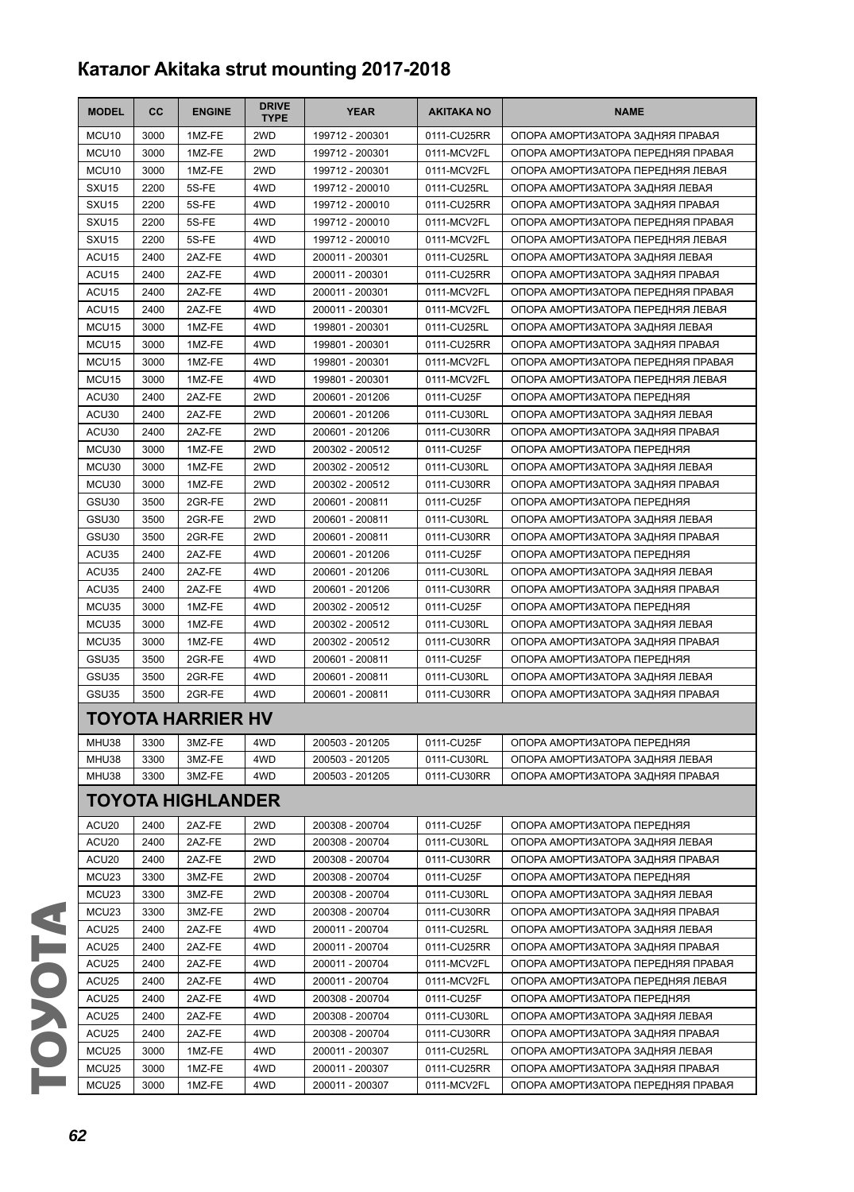## Каталог Akitaka strut mounting 2017-2018

| MODEL | CC | ENGINE | DRIVE TYPE | YEAR | AKITAKA NO | NAME |
|---|---|---|---|---|---|---|
| MCU10 | 3000 | 1MZ-FE | 2WD | 199712 - 200301 | 0111-CU25RR | ОПОРА АМОРТИЗАТОРА ЗАДНЯЯ ПРАВАЯ |
| MCU10 | 3000 | 1MZ-FE | 2WD | 199712 - 200301 | 0111-MCV2FL | ОПОРА АМОРТИЗАТОРА ПЕРЕДНЯЯ ПРАВАЯ |
| MCU10 | 3000 | 1MZ-FE | 2WD | 199712 - 200301 | 0111-MCV2FL | ОПОРА АМОРТИЗАТОРА ПЕРЕДНЯЯ ЛЕВАЯ |
| SXU15 | 2200 | 5S-FE | 4WD | 199712 - 200010 | 0111-CU25RL | ОПОРА АМОРТИЗАТОРА ЗАДНЯЯ ЛЕВАЯ |
| SXU15 | 2200 | 5S-FE | 4WD | 199712 - 200010 | 0111-CU25RR | ОПОРА АМОРТИЗАТОРА ЗАДНЯЯ ПРАВАЯ |
| SXU15 | 2200 | 5S-FE | 4WD | 199712 - 200010 | 0111-MCV2FL | ОПОРА АМОРТИЗАТОРА ПЕРЕДНЯЯ ПРАВАЯ |
| SXU15 | 2200 | 5S-FE | 4WD | 199712 - 200010 | 0111-MCV2FL | ОПОРА АМОРТИЗАТОРА ПЕРЕДНЯЯ ЛЕВАЯ |
| ACU15 | 2400 | 2AZ-FE | 4WD | 200011 - 200301 | 0111-CU25RL | ОПОРА АМОРТИЗАТОРА ЗАДНЯЯ ЛЕВАЯ |
| ACU15 | 2400 | 2AZ-FE | 4WD | 200011 - 200301 | 0111-CU25RR | ОПОРА АМОРТИЗАТОРА ЗАДНЯЯ ПРАВАЯ |
| ACU15 | 2400 | 2AZ-FE | 4WD | 200011 - 200301 | 0111-MCV2FL | ОПОРА АМОРТИЗАТОРА ПЕРЕДНЯЯ ПРАВАЯ |
| ACU15 | 2400 | 2AZ-FE | 4WD | 200011 - 200301 | 0111-MCV2FL | ОПОРА АМОРТИЗАТОРА ПЕРЕДНЯЯ ЛЕВАЯ |
| MCU15 | 3000 | 1MZ-FE | 4WD | 199801 - 200301 | 0111-CU25RL | ОПОРА АМОРТИЗАТОРА ЗАДНЯЯ ЛЕВАЯ |
| MCU15 | 3000 | 1MZ-FE | 4WD | 199801 - 200301 | 0111-CU25RR | ОПОРА АМОРТИЗАТОРА ЗАДНЯЯ ПРАВАЯ |
| MCU15 | 3000 | 1MZ-FE | 4WD | 199801 - 200301 | 0111-MCV2FL | ОПОРА АМОРТИЗАТОРА ПЕРЕДНЯЯ ПРАВАЯ |
| MCU15 | 3000 | 1MZ-FE | 4WD | 199801 - 200301 | 0111-MCV2FL | ОПОРА АМОРТИЗАТОРА ПЕРЕДНЯЯ ЛЕВАЯ |
| ACU30 | 2400 | 2AZ-FE | 2WD | 200601 - 201206 | 0111-CU25F | ОПОРА АМОРТИЗАТОРА ПЕРЕДНЯЯ |
| ACU30 | 2400 | 2AZ-FE | 2WD | 200601 - 201206 | 0111-CU30RL | ОПОРА АМОРТИЗАТОРА ЗАДНЯЯ ЛЕВАЯ |
| ACU30 | 2400 | 2AZ-FE | 2WD | 200601 - 201206 | 0111-CU30RR | ОПОРА АМОРТИЗАТОРА ЗАДНЯЯ ПРАВАЯ |
| MCU30 | 3000 | 1MZ-FE | 2WD | 200302 - 200512 | 0111-CU25F | ОПОРА АМОРТИЗАТОРА ПЕРЕДНЯЯ |
| MCU30 | 3000 | 1MZ-FE | 2WD | 200302 - 200512 | 0111-CU30RL | ОПОРА АМОРТИЗАТОРА ЗАДНЯЯ ЛЕВАЯ |
| MCU30 | 3000 | 1MZ-FE | 2WD | 200302 - 200512 | 0111-CU30RR | ОПОРА АМОРТИЗАТОРА ЗАДНЯЯ ПРАВАЯ |
| GSU30 | 3500 | 2GR-FE | 2WD | 200601 - 200811 | 0111-CU25F | ОПОРА АМОРТИЗАТОРА ПЕРЕДНЯЯ |
| GSU30 | 3500 | 2GR-FE | 2WD | 200601 - 200811 | 0111-CU30RL | ОПОРА АМОРТИЗАТОРА ЗАДНЯЯ ЛЕВАЯ |
| GSU30 | 3500 | 2GR-FE | 2WD | 200601 - 200811 | 0111-CU30RR | ОПОРА АМОРТИЗАТОРА ЗАДНЯЯ ПРАВАЯ |
| ACU35 | 2400 | 2AZ-FE | 4WD | 200601 - 201206 | 0111-CU25F | ОПОРА АМОРТИЗАТОРА ПЕРЕДНЯЯ |
| ACU35 | 2400 | 2AZ-FE | 4WD | 200601 - 201206 | 0111-CU30RL | ОПОРА АМОРТИЗАТОРА ЗАДНЯЯ ЛЕВАЯ |
| ACU35 | 2400 | 2AZ-FE | 4WD | 200601 - 201206 | 0111-CU30RR | ОПОРА АМОРТИЗАТОРА ЗАДНЯЯ ПРАВАЯ |
| MCU35 | 3000 | 1MZ-FE | 4WD | 200302 - 200512 | 0111-CU25F | ОПОРА АМОРТИЗАТОРА ПЕРЕДНЯЯ |
| MCU35 | 3000 | 1MZ-FE | 4WD | 200302 - 200512 | 0111-CU30RL | ОПОРА АМОРТИЗАТОРА ЗАДНЯЯ ЛЕВАЯ |
| MCU35 | 3000 | 1MZ-FE | 4WD | 200302 - 200512 | 0111-CU30RR | ОПОРА АМОРТИЗАТОРА ЗАДНЯЯ ПРАВАЯ |
| GSU35 | 3500 | 2GR-FE | 4WD | 200601 - 200811 | 0111-CU25F | ОПОРА АМОРТИЗАТОРА ПЕРЕДНЯЯ |
| GSU35 | 3500 | 2GR-FE | 4WD | 200601 - 200811 | 0111-CU30RL | ОПОРА АМОРТИЗАТОРА ЗАДНЯЯ ЛЕВАЯ |
| GSU35 | 3500 | 2GR-FE | 4WD | 200601 - 200811 | 0111-CU30RR | ОПОРА АМОРТИЗАТОРА ЗАДНЯЯ ПРАВАЯ |
| **TOYOTA HARRIER HV** | | | | | | |
| MHU38 | 3300 | 3MZ-FE | 4WD | 200503 - 201205 | 0111-CU25F | ОПОРА АМОРТИЗАТОРА ПЕРЕДНЯЯ |
| MHU38 | 3300 | 3MZ-FE | 4WD | 200503 - 201205 | 0111-CU30RL | ОПОРА АМОРТИЗАТОРА ЗАДНЯЯ ЛЕВАЯ |
| MHU38 | 3300 | 3MZ-FE | 4WD | 200503 - 201205 | 0111-CU30RR | ОПОРА АМОРТИЗАТОРА ЗАДНЯЯ ПРАВАЯ |
| **TOYOTA HIGHLANDER** | | | | | | |
| ACU20 | 2400 | 2AZ-FE | 2WD | 200308 - 200704 | 0111-CU25F | ОПОРА АМОРТИЗАТОРА ПЕРЕДНЯЯ |
| ACU20 | 2400 | 2AZ-FE | 2WD | 200308 - 200704 | 0111-CU30RL | ОПОРА АМОРТИЗАТОРА ЗАДНЯЯ ЛЕВАЯ |
| ACU20 | 2400 | 2AZ-FE | 2WD | 200308 - 200704 | 0111-CU30RR | ОПОРА АМОРТИЗАТОРА ЗАДНЯЯ ПРАВАЯ |
| MCU23 | 3300 | 3MZ-FE | 2WD | 200308 - 200704 | 0111-CU25F | ОПОРА АМОРТИЗАТОРА ПЕРЕДНЯЯ |
| MCU23 | 3300 | 3MZ-FE | 2WD | 200308 - 200704 | 0111-CU30RL | ОПОРА АМОРТИЗАТОРА ЗАДНЯЯ ЛЕВАЯ |
| MCU23 | 3300 | 3MZ-FE | 2WD | 200308 - 200704 | 0111-CU30RR | ОПОРА АМОРТИЗАТОРА ЗАДНЯЯ ПРАВАЯ |
| ACU25 | 2400 | 2AZ-FE | 4WD | 200011 - 200704 | 0111-CU25RL | ОПОРА АМОРТИЗАТОРА ЗАДНЯЯ ЛЕВАЯ |
| ACU25 | 2400 | 2AZ-FE | 4WD | 200011 - 200704 | 0111-CU25RR | ОПОРА АМОРТИЗАТОРА ЗАДНЯЯ ПРАВАЯ |
| ACU25 | 2400 | 2AZ-FE | 4WD | 200011 - 200704 | 0111-MCV2FL | ОПОРА АМОРТИЗАТОРА ПЕРЕДНЯЯ ПРАВАЯ |
| ACU25 | 2400 | 2AZ-FE | 4WD | 200011 - 200704 | 0111-MCV2FL | ОПОРА АМОРТИЗАТОРА ПЕРЕДНЯЯ ЛЕВАЯ |
| ACU25 | 2400 | 2AZ-FE | 4WD | 200308 - 200704 | 0111-CU25F | ОПОРА АМОРТИЗАТОРА ПЕРЕДНЯЯ |
| ACU25 | 2400 | 2AZ-FE | 4WD | 200308 - 200704 | 0111-CU30RL | ОПОРА АМОРТИЗАТОРА ЗАДНЯЯ ЛЕВАЯ |
| ACU25 | 2400 | 2AZ-FE | 4WD | 200308 - 200704 | 0111-CU30RR | ОПОРА АМОРТИЗАТОРА ЗАДНЯЯ ПРАВАЯ |
| MCU25 | 3000 | 1MZ-FE | 4WD | 200011 - 200307 | 0111-CU25RL | ОПОРА АМОРТИЗАТОРА ЗАДНЯЯ ЛЕВАЯ |
| MCU25 | 3000 | 1MZ-FE | 4WD | 200011 - 200307 | 0111-CU25RR | ОПОРА АМОРТИЗАТОРА ЗАДНЯЯ ПРАВАЯ |
| MCU25 | 3000 | 1MZ-FE | 4WD | 200011 - 200307 | 0111-MCV2FL | ОПОРА АМОРТИЗАТОРА ПЕРЕДНЯЯ ПРАВАЯ |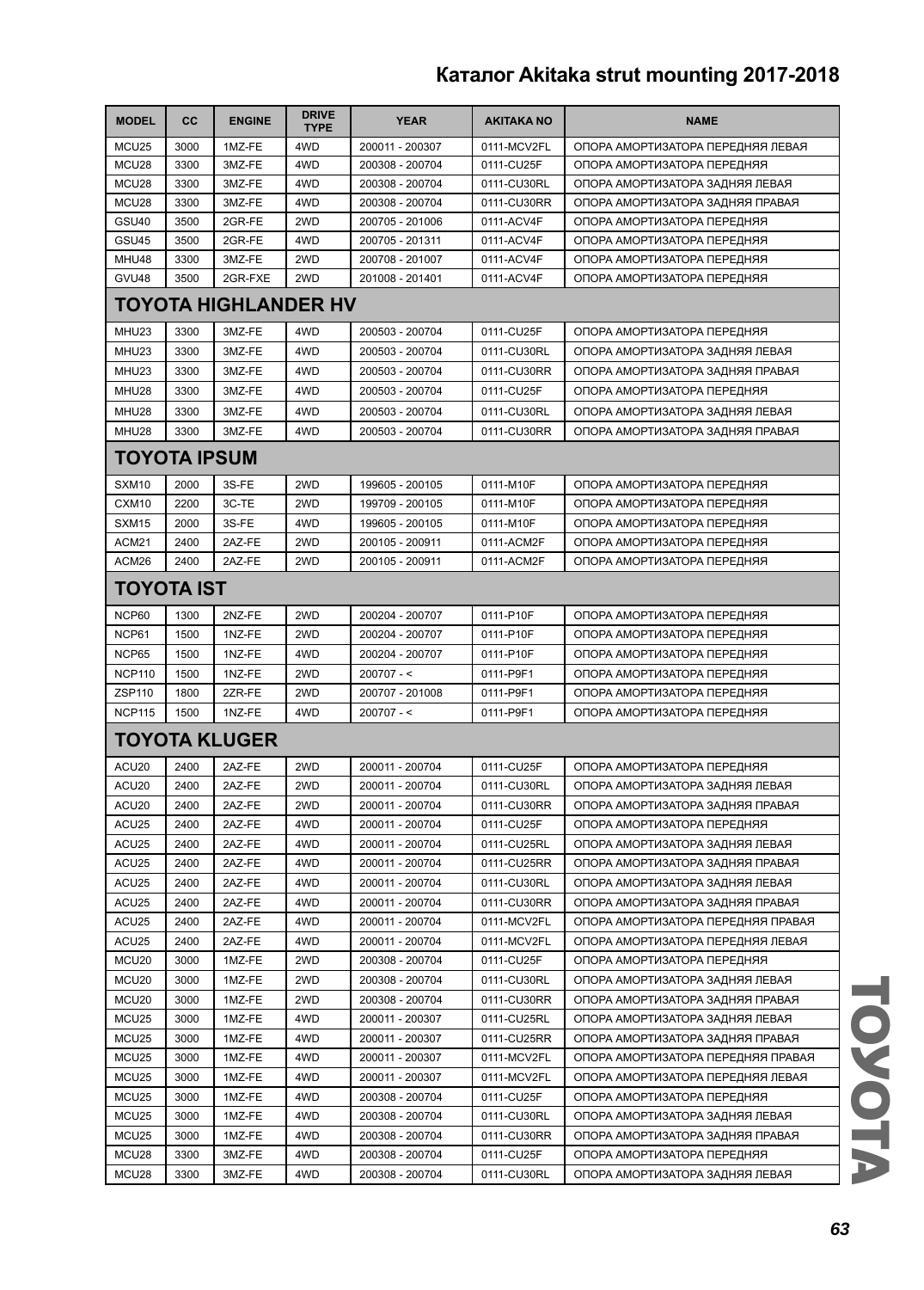| MODEL | CC | ENGINE | DRIVE TYPE | YEAR | AKITAKA NO | NAME |
|---|---|---|---|---|---|---|
| MCU25 | 3000 | 1MZ-FE | 4WD | 200011 - 200307 | 0111-MCV2FL | ОПОРА АМОРТИЗАТОРА ПЕРЕДНЯЯ ЛЕВАЯ |
| MCU28 | 3300 | 3MZ-FE | 4WD | 200308 - 200704 | 0111-CU25F | ОПОРА АМОРТИЗАТОРА ПЕРЕДНЯЯ |
| MCU28 | 3300 | 3MZ-FE | 4WD | 200308 - 200704 | 0111-CU30RL | ОПОРА АМОРТИЗАТОРА ЗАДНЯЯ ЛЕВАЯ |
| MCU28 | 3300 | 3MZ-FE | 4WD | 200308 - 200704 | 0111-CU30RR | ОПОРА АМОРТИЗАТОРА ЗАДНЯЯ ПРАВАЯ |
| GSU40 | 3500 | 2GR-FE | 2WD | 200705 - 201006 | 0111-ACV4F | ОПОРА АМОРТИЗАТОРА ПЕРЕДНЯЯ |
| GSU45 | 3500 | 2GR-FE | 4WD | 200705 - 201311 | 0111-ACV4F | ОПОРА АМОРТИЗАТОРА ПЕРЕДНЯЯ |
| MHU48 | 3300 | 3MZ-FE | 2WD | 200708 - 201007 | 0111-ACV4F | ОПОРА АМОРТИЗАТОРА ПЕРЕДНЯЯ |
| GVU48 | 3500 | 2GR-FXE | 2WD | 201008 - 201401 | 0111-ACV4F | ОПОРА АМОРТИЗАТОРА ПЕРЕДНЯЯ |
| **TOYOTA HIGHLANDER HV** | | | | | | |
| MHU23 | 3300 | 3MZ-FE | 4WD | 200503 - 200704 | 0111-CU25F | ОПОРА АМОРТИЗАТОРА ПЕРЕДНЯЯ |
| MHU23 | 3300 | 3MZ-FE | 4WD | 200503 - 200704 | 0111-CU30RL | ОПОРА АМОРТИЗАТОРА ЗАДНЯЯ ЛЕВАЯ |
| MHU23 | 3300 | 3MZ-FE | 4WD | 200503 - 200704 | 0111-CU30RR | ОПОРА АМОРТИЗАТОРА ЗАДНЯЯ ПРАВАЯ |
| MHU28 | 3300 | 3MZ-FE | 4WD | 200503 - 200704 | 0111-CU25F | ОПОРА АМОРТИЗАТОРА ПЕРЕДНЯЯ |
| MHU28 | 3300 | 3MZ-FE | 4WD | 200503 - 200704 | 0111-CU30RL | ОПОРА АМОРТИЗАТОРА ЗАДНЯЯ ЛЕВАЯ |
| MHU28 | 3300 | 3MZ-FE | 4WD | 200503 - 200704 | 0111-CU30RR | ОПОРА АМОРТИЗАТОРА ЗАДНЯЯ ПРАВАЯ |
| **TOYOTA IPSUM** | | | | | | |
| SXM10 | 2000 | 3S-FE | 2WD | 199605 - 200105 | 0111-M10F | ОПОРА АМОРТИЗАТОРА ПЕРЕДНЯЯ |
| CXM10 | 2200 | 3C-TE | 2WD | 199709 - 200105 | 0111-M10F | ОПОРА АМОРТИЗАТОРА ПЕРЕДНЯЯ |
| SXM15 | 2000 | 3S-FE | 4WD | 199605 - 200105 | 0111-M10F | ОПОРА АМОРТИЗАТОРА ПЕРЕДНЯЯ |
| ACM21 | 2400 | 2AZ-FE | 2WD | 200105 - 200911 | 0111-ACM2F | ОПОРА АМОРТИЗАТОРА ПЕРЕДНЯЯ |
| ACM26 | 2400 | 2AZ-FE | 2WD | 200105 - 200911 | 0111-ACM2F | ОПОРА АМОРТИЗАТОРА ПЕРЕДНЯЯ |
| **TOYOTA IST** | | | | | | |
| NCP60 | 1300 | 2NZ-FE | 2WD | 200204 - 200707 | 0111-P10F | ОПОРА АМОРТИЗАТОРА ПЕРЕДНЯЯ |
| NCP61 | 1500 | 1NZ-FE | 2WD | 200204 - 200707 | 0111-P10F | ОПОРА АМОРТИЗАТОРА ПЕРЕДНЯЯ |
| NCP65 | 1500 | 1NZ-FE | 4WD | 200204 - 200707 | 0111-P10F | ОПОРА АМОРТИЗАТОРА ПЕРЕДНЯЯ |
| NCP110 | 1500 | 1NZ-FE | 2WD | 200707 - < | 0111-P9F1 | ОПОРА АМОРТИЗАТОРА ПЕРЕДНЯЯ |
| ZSP110 | 1800 | 2ZR-FE | 2WD | 200707 - 201008 | 0111-P9F1 | ОПОРА АМОРТИЗАТОРА ПЕРЕДНЯЯ |
| NCP115 | 1500 | 1NZ-FE | 4WD | 200707 - < | 0111-P9F1 | ОПОРА АМОРТИЗАТОРА ПЕРЕДНЯЯ |
| **TOYOTA KLUGER** | | | | | | |
| ACU20 | 2400 | 2AZ-FE | 2WD | 200011 - 200704 | 0111-CU25F | ОПОРА АМОРТИЗАТОРА ПЕРЕДНЯЯ |
| ACU20 | 2400 | 2AZ-FE | 2WD | 200011 - 200704 | 0111-CU30RL | ОПОРА АМОРТИЗАТОРА ЗАДНЯЯ ЛЕВАЯ |
| ACU20 | 2400 | 2AZ-FE | 2WD | 200011 - 200704 | 0111-CU30RR | ОПОРА АМОРТИЗАТОРА ЗАДНЯЯ ПРАВАЯ |
| ACU25 | 2400 | 2AZ-FE | 4WD | 200011 - 200704 | 0111-CU25F | ОПОРА АМОРТИЗАТОРА ПЕРЕДНЯЯ |
| ACU25 | 2400 | 2AZ-FE | 4WD | 200011 - 200704 | 0111-CU25RL | ОПОРА АМОРТИЗАТОРА ЗАДНЯЯ ЛЕВАЯ |
| ACU25 | 2400 | 2AZ-FE | 4WD | 200011 - 200704 | 0111-CU25RR | ОПОРА АМОРТИЗАТОРА ЗАДНЯЯ ПРАВАЯ |
| ACU25 | 2400 | 2AZ-FE | 4WD | 200011 - 200704 | 0111-CU30RL | ОПОРА АМОРТИЗАТОРА ЗАДНЯЯ ЛЕВАЯ |
| ACU25 | 2400 | 2AZ-FE | 4WD | 200011 - 200704 | 0111-CU30RR | ОПОРА АМОРТИЗАТОРА ЗАДНЯЯ ПРАВАЯ |
| ACU25 | 2400 | 2AZ-FE | 4WD | 200011 - 200704 | 0111-MCV2FL | ОПОРА АМОРТИЗАТОРА ПЕРЕДНЯЯ ПРАВАЯ |
| ACU25 | 2400 | 2AZ-FE | 4WD | 200011 - 200704 | 0111-MCV2FL | ОПОРА АМОРТИЗАТОРА ПЕРЕДНЯЯ ЛЕВАЯ |
| MCU20 | 3000 | 1MZ-FE | 2WD | 200308 - 200704 | 0111-CU25F | ОПОРА АМОРТИЗАТОРА ПЕРЕДНЯЯ |
| MCU20 | 3000 | 1MZ-FE | 2WD | 200308 - 200704 | 0111-CU30RL | ОПОРА АМОРТИЗАТОРА ЗАДНЯЯ ЛЕВАЯ |
| MCU20 | 3000 | 1MZ-FE | 2WD | 200308 - 200704 | 0111-CU30RR | ОПОРА АМОРТИЗАТОРА ЗАДНЯЯ ПРАВАЯ |
| MCU25 | 3000 | 1MZ-FE | 4WD | 200011 - 200307 | 0111-CU25RL | ОПОРА АМОРТИЗАТОРА ЗАДНЯЯ ЛЕВАЯ |
| MCU25 | 3000 | 1MZ-FE | 4WD | 200011 - 200307 | 0111-CU25RR | ОПОРА АМОРТИЗАТОРА ЗАДНЯЯ ПРАВАЯ |
| MCU25 | 3000 | 1MZ-FE | 4WD | 200011 - 200307 | 0111-MCV2FL | ОПОРА АМОРТИЗАТОРА ПЕРЕДНЯЯ ПРАВАЯ |
| MCU25 | 3000 | 1MZ-FE | 4WD | 200011 - 200307 | 0111-MCV2FL | ОПОРА АМОРТИЗАТОРА ПЕРЕДНЯЯ ЛЕВАЯ |
| MCU25 | 3000 | 1MZ-FE | 4WD | 200308 - 200704 | 0111-CU25F | ОПОРА АМОРТИЗАТОРА ПЕРЕДНЯЯ |
| MCU25 | 3000 | 1MZ-FE | 4WD | 200308 - 200704 | 0111-CU30RL | ОПОРА АМОРТИЗАТОРА ЗАДНЯЯ ЛЕВАЯ |
| MCU25 | 3000 | 1MZ-FE | 4WD | 200308 - 200704 | 0111-CU30RR | ОПОРА АМОРТИЗАТОРА ЗАДНЯЯ ПРАВАЯ |
| MCU28 | 3300 | 3MZ-FE | 4WD | 200308 - 200704 | 0111-CU25F | ОПОРА АМОРТИЗАТОРА ПЕРЕДНЯЯ |
| MCU28 | 3300 | 3MZ-FE | 4WD | 200308 - 200704 | 0111-CU30RL | ОПОРА АМОРТИЗАТОРА ЗАДНЯЯ ЛЕВАЯ |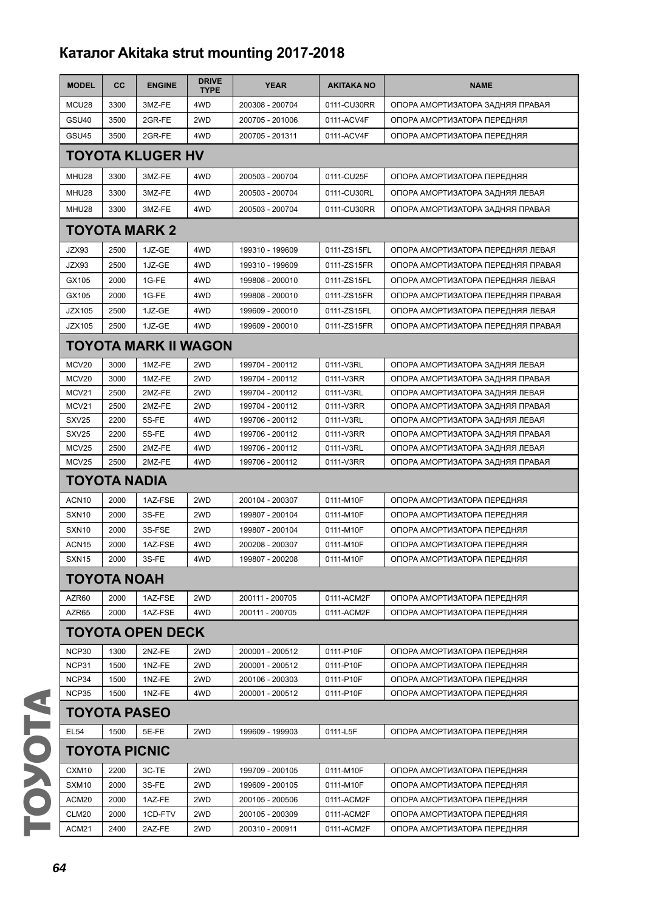## Каталог Akitaka strut mounting 2017-2018

| MODEL | CC | ENGINE | DRIVE TYPE | YEAR | AKITAKA NO | NAME |
|---|---|---|---|---|---|---|
| MCU28 | 3300 | 3MZ-FE | 4WD | 200308 - 200704 | 0111-CU30RR | ОПОРА АМОРТИЗАТОРА ЗАДНЯЯ ПРАВАЯ |
| GSU40 | 3500 | 2GR-FE | 2WD | 200705 - 201006 | 0111-ACV4F | ОПОРА АМОРТИЗАТОРА ПЕРЕДНЯЯ |
| GSU45 | 3500 | 2GR-FE | 4WD | 200705 - 201311 | 0111-ACV4F | ОПОРА АМОРТИЗАТОРА ПЕРЕДНЯЯ |
| **TOYOTA KLUGER HV** | | | | | | |
| MHU28 | 3300 | 3MZ-FE | 4WD | 200503 - 200704 | 0111-CU25F | ОПОРА АМОРТИЗАТОРА ПЕРЕДНЯЯ |
| MHU28 | 3300 | 3MZ-FE | 4WD | 200503 - 200704 | 0111-CU30RL | ОПОРА АМОРТИЗАТОРА ЗАДНЯЯ ЛЕВАЯ |
| MHU28 | 3300 | 3MZ-FE | 4WD | 200503 - 200704 | 0111-CU30RR | ОПОРА АМОРТИЗАТОРА ЗАДНЯЯ ПРАВАЯ |
| **TOYOTA MARK 2** | | | | | | |
| JZX93 | 2500 | 1JZ-GE | 4WD | 199310 - 199609 | 0111-ZS15FL | ОПОРА АМОРТИЗАТОРА ПЕРЕДНЯЯ ЛЕВАЯ |
| JZX93 | 2500 | 1JZ-GE | 4WD | 199310 - 199609 | 0111-ZS15FR | ОПОРА АМОРТИЗАТОРА ПЕРЕДНЯЯ ПРАВАЯ |
| GX105 | 2000 | 1G-FE | 4WD | 199808 - 200010 | 0111-ZS15FL | ОПОРА АМОРТИЗАТОРА ПЕРЕДНЯЯ ЛЕВАЯ |
| GX105 | 2000 | 1G-FE | 4WD | 199808 - 200010 | 0111-ZS15FR | ОПОРА АМОРТИЗАТОРА ПЕРЕДНЯЯ ПРАВАЯ |
| JZX105 | 2500 | 1JZ-GE | 4WD | 199609 - 200010 | 0111-ZS15FL | ОПОРА АМОРТИЗАТОРА ПЕРЕДНЯЯ ЛЕВАЯ |
| JZX105 | 2500 | 1JZ-GE | 4WD | 199609 - 200010 | 0111-ZS15FR | ОПОРА АМОРТИЗАТОРА ПЕРЕДНЯЯ ПРАВАЯ |
| **TOYOTA MARK II WAGON** | | | | | | |
| MCV20 | 3000 | 1MZ-FE | 2WD | 199704 - 200112 | 0111-V3RL | ОПОРА АМОРТИЗАТОРА ЗАДНЯЯ ЛЕВАЯ |
| MCV20 | 3000 | 1MZ-FE | 2WD | 199704 - 200112 | 0111-V3RR | ОПОРА АМОРТИЗАТОРА ЗАДНЯЯ ПРАВАЯ |
| MCV21 | 2500 | 2MZ-FE | 2WD | 199704 - 200112 | 0111-V3RL | ОПОРА АМОРТИЗАТОРА ЗАДНЯЯ ЛЕВАЯ |
| MCV21 | 2500 | 2MZ-FE | 2WD | 199704 - 200112 | 0111-V3RR | ОПОРА АМОРТИЗАТОРА ЗАДНЯЯ ПРАВАЯ |
| SXV25 | 2200 | 5S-FE | 4WD | 199706 - 200112 | 0111-V3RL | ОПОРА АМОРТИЗАТОРА ЗАДНЯЯ ЛЕВАЯ |
| SXV25 | 2200 | 5S-FE | 4WD | 199706 - 200112 | 0111-V3RR | ОПОРА АМОРТИЗАТОРА ЗАДНЯЯ ПРАВАЯ |
| MCV25 | 2500 | 2MZ-FE | 4WD | 199706 - 200112 | 0111-V3RL | ОПОРА АМОРТИЗАТОРА ЗАДНЯЯ ЛЕВАЯ |
| MCV25 | 2500 | 2MZ-FE | 4WD | 199706 - 200112 | 0111-V3RR | ОПОРА АМОРТИЗАТОРА ЗАДНЯЯ ПРАВАЯ |
| **TOYOTA NADIA** | | | | | | |
| ACN10 | 2000 | 1AZ-FSE | 2WD | 200104 - 200307 | 0111-M10F | ОПОРА АМОРТИЗАТОРА ПЕРЕДНЯЯ |
| SXN10 | 2000 | 3S-FE | 2WD | 199807 - 200104 | 0111-M10F | ОПОРА АМОРТИЗАТОРА ПЕРЕДНЯЯ |
| SXN10 | 2000 | 3S-FSE | 2WD | 199807 - 200104 | 0111-M10F | ОПОРА АМОРТИЗАТОРА ПЕРЕДНЯЯ |
| ACN15 | 2000 | 1AZ-FSE | 4WD | 200208 - 200307 | 0111-M10F | ОПОРА АМОРТИЗАТОРА ПЕРЕДНЯЯ |
| SXN15 | 2000 | 3S-FE | 4WD | 199807 - 200208 | 0111-M10F | ОПОРА АМОРТИЗАТОРА ПЕРЕДНЯЯ |
| **TOYOTA NOAH** | | | | | | |
| AZR60 | 2000 | 1AZ-FSE | 2WD | 200111 - 200705 | 0111-ACM2F | ОПОРА АМОРТИЗАТОРА ПЕРЕДНЯЯ |
| AZR65 | 2000 | 1AZ-FSE | 4WD | 200111 - 200705 | 0111-ACM2F | ОПОРА АМОРТИЗАТОРА ПЕРЕДНЯЯ |
| **TOYOTA OPEN DECK** | | | | | | |
| NCP30 | 1300 | 2NZ-FE | 2WD | 200001 - 200512 | 0111-P10F | ОПОРА АМОРТИЗАТОРА ПЕРЕДНЯЯ |
| NCP31 | 1500 | 1NZ-FE | 2WD | 200001 - 200512 | 0111-P10F | ОПОРА АМОРТИЗАТОРА ПЕРЕДНЯЯ |
| NCP34 | 1500 | 1NZ-FE | 2WD | 200106 - 200303 | 0111-P10F | ОПОРА АМОРТИЗАТОРА ПЕРЕДНЯЯ |
| NCP35 | 1500 | 1NZ-FE | 4WD | 200001 - 200512 | 0111-P10F | ОПОРА АМОРТИЗАТОРА ПЕРЕДНЯЯ |
| **TOYOTA PASEO** | | | | | | |
| EL54 | 1500 | 5E-FE | 2WD | 199609 - 199903 | 0111-L5F | ОПОРА АМОРТИЗАТОРА ПЕРЕДНЯЯ |
| **TOYOTA PICNIC** | | | | | | |
| CXM10 | 2200 | 3C-TE | 2WD | 199709 - 200105 | 0111-M10F | ОПОРА АМОРТИЗАТОРА ПЕРЕДНЯЯ |
| SXM10 | 2000 | 3S-FE | 2WD | 199609 - 200105 | 0111-M10F | ОПОРА АМОРТИЗАТОРА ПЕРЕДНЯЯ |
| ACM20 | 2000 | 1AZ-FE | 2WD | 200105 - 200506 | 0111-ACM2F | ОПОРА АМОРТИЗАТОРА ПЕРЕДНЯЯ |
| CLM20 | 2000 | 1CD-FTV | 2WD | 200105 - 200309 | 0111-ACM2F | ОПОРА АМОРТИЗАТОРА ПЕРЕДНЯЯ |
| ACM21 | 2400 | 2AZ-FE | 2WD | 200310 - 200911 | 0111-ACM2F | ОПОРА АМОРТИЗАТОРА ПЕРЕДНЯЯ |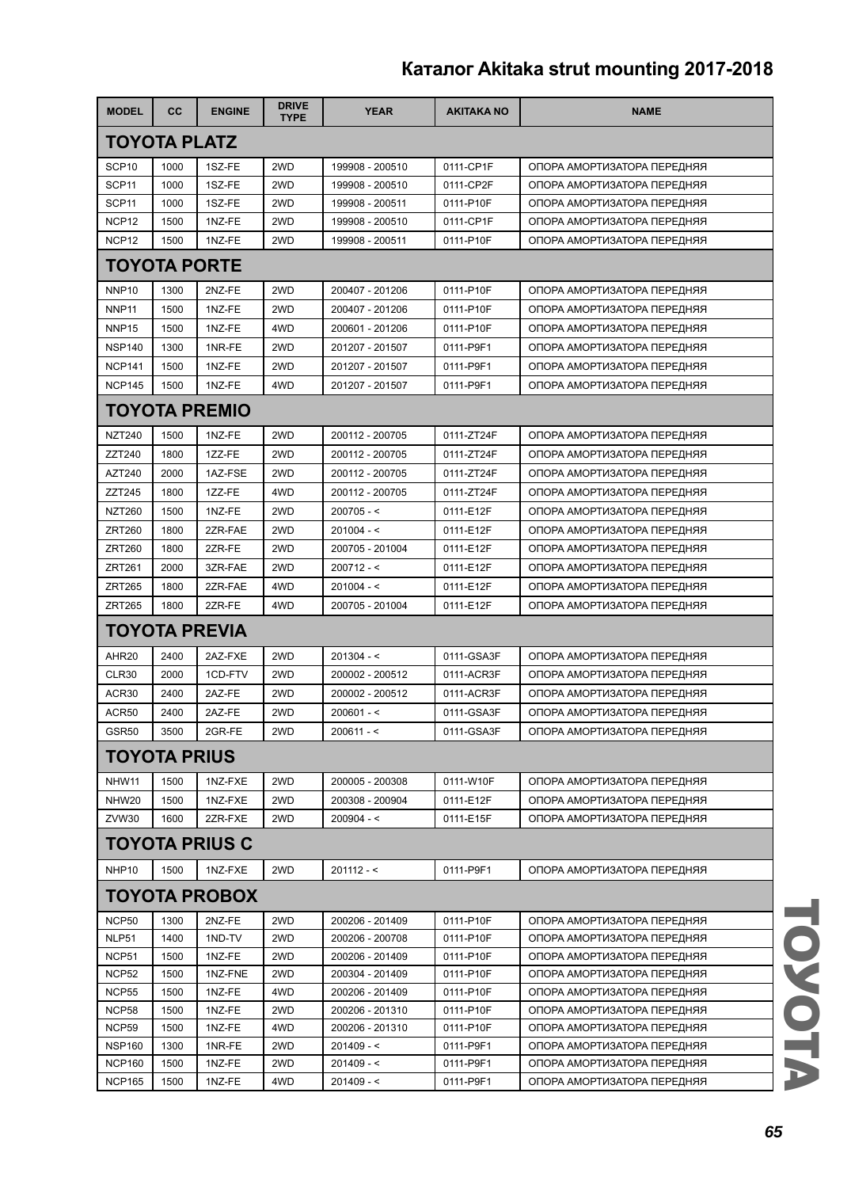# Каталог Akitaka strut mounting 2017-2018

| MODEL | CC | ENGINE | DRIVE TYPE | YEAR | AKITAKA NO | NAME |
|---|---|---|---|---|---|---|
| **TOYOTA PLATZ** | | | | | | |
| SCP10 | 1000 | 1SZ-FE | 2WD | 199908 - 200510 | 0111-CP1F | ОПОРА АМОРТИЗАТОРА ПЕРЕДНЯЯ |
| SCP11 | 1000 | 1SZ-FE | 2WD | 199908 - 200510 | 0111-CP2F | ОПОРА АМОРТИЗАТОРА ПЕРЕДНЯЯ |
| SCP11 | 1000 | 1SZ-FE | 2WD | 199908 - 200511 | 0111-P10F | ОПОРА АМОРТИЗАТОРА ПЕРЕДНЯЯ |
| NCP12 | 1500 | 1NZ-FE | 2WD | 199908 - 200510 | 0111-CP1F | ОПОРА АМОРТИЗАТОРА ПЕРЕДНЯЯ |
| NCP12 | 1500 | 1NZ-FE | 2WD | 199908 - 200511 | 0111-P10F | ОПОРА АМОРТИЗАТОРА ПЕРЕДНЯЯ |
| **TOYOTA PORTE** | | | | | | |
| NNP10 | 1300 | 2NZ-FE | 2WD | 200407 - 201206 | 0111-P10F | ОПОРА АМОРТИЗАТОРА ПЕРЕДНЯЯ |
| NNP11 | 1500 | 1NZ-FE | 2WD | 200407 - 201206 | 0111-P10F | ОПОРА АМОРТИЗАТОРА ПЕРЕДНЯЯ |
| NNP15 | 1500 | 1NZ-FE | 4WD | 200601 - 201206 | 0111-P10F | ОПОРА АМОРТИЗАТОРА ПЕРЕДНЯЯ |
| NSP140 | 1300 | 1NR-FE | 2WD | 201207 - 201507 | 0111-P9F1 | ОПОРА АМОРТИЗАТОРА ПЕРЕДНЯЯ |
| NCP141 | 1500 | 1NZ-FE | 2WD | 201207 - 201507 | 0111-P9F1 | ОПОРА АМОРТИЗАТОРА ПЕРЕДНЯЯ |
| NCP145 | 1500 | 1NZ-FE | 4WD | 201207 - 201507 | 0111-P9F1 | ОПОРА АМОРТИЗАТОРА ПЕРЕДНЯЯ |
| **TOYOTA PREMIO** | | | | | | |
| NZT240 | 1500 | 1NZ-FE | 2WD | 200112 - 200705 | 0111-ZT24F | ОПОРА АМОРТИЗАТОРА ПЕРЕДНЯЯ |
| ZZT240 | 1800 | 1ZZ-FE | 2WD | 200112 - 200705 | 0111-ZT24F | ОПОРА АМОРТИЗАТОРА ПЕРЕДНЯЯ |
| AZT240 | 2000 | 1AZ-FSE | 2WD | 200112 - 200705 | 0111-ZT24F | ОПОРА АМОРТИЗАТОРА ПЕРЕДНЯЯ |
| ZZT245 | 1800 | 1ZZ-FE | 4WD | 200112 - 200705 | 0111-ZT24F | ОПОРА АМОРТИЗАТОРА ПЕРЕДНЯЯ |
| NZT260 | 1500 | 1NZ-FE | 2WD | 200705 - < | 0111-E12F | ОПОРА АМОРТИЗАТОРА ПЕРЕДНЯЯ |
| ZRT260 | 1800 | 2ZR-FAE | 2WD | 201004 - < | 0111-E12F | ОПОРА АМОРТИЗАТОРА ПЕРЕДНЯЯ |
| ZRT260 | 1800 | 2ZR-FE | 2WD | 200705 - 201004 | 0111-E12F | ОПОРА АМОРТИЗАТОРА ПЕРЕДНЯЯ |
| ZRT261 | 2000 | 3ZR-FAE | 2WD | 200712 - < | 0111-E12F | ОПОРА АМОРТИЗАТОРА ПЕРЕДНЯЯ |
| ZRT265 | 1800 | 2ZR-FAE | 4WD | 201004 - < | 0111-E12F | ОПОРА АМОРТИЗАТОРА ПЕРЕДНЯЯ |
| ZRT265 | 1800 | 2ZR-FE | 4WD | 200705 - 201004 | 0111-E12F | ОПОРА АМОРТИЗАТОРА ПЕРЕДНЯЯ |
| **TOYOTA PREVIA** | | | | | | |
| AHR20 | 2400 | 2AZ-FXE | 2WD | 201304 - < | 0111-GSA3F | ОПОРА АМОРТИЗАТОРА ПЕРЕДНЯЯ |
| CLR30 | 2000 | 1CD-FTV | 2WD | 200002 - 200512 | 0111-ACR3F | ОПОРА АМОРТИЗАТОРА ПЕРЕДНЯЯ |
| ACR30 | 2400 | 2AZ-FE | 2WD | 200002 - 200512 | 0111-ACR3F | ОПОРА АМОРТИЗАТОРА ПЕРЕДНЯЯ |
| ACR50 | 2400 | 2AZ-FE | 2WD | 200601 - < | 0111-GSA3F | ОПОРА АМОРТИЗАТОРА ПЕРЕДНЯЯ |
| GSR50 | 3500 | 2GR-FE | 2WD | 200611 - < | 0111-GSA3F | ОПОРА АМОРТИЗАТОРА ПЕРЕДНЯЯ |
| **TOYOTA PRIUS** | | | | | | |
| NHW11 | 1500 | 1NZ-FXE | 2WD | 200005 - 200308 | 0111-W10F | ОПОРА АМОРТИЗАТОРА ПЕРЕДНЯЯ |
| NHW20 | 1500 | 1NZ-FXE | 2WD | 200308 - 200904 | 0111-E12F | ОПОРА АМОРТИЗАТОРА ПЕРЕДНЯЯ |
| ZVW30 | 1600 | 2ZR-FXE | 2WD | 200904 - < | 0111-E15F | ОПОРА АМОРТИЗАТОРА ПЕРЕДНЯЯ |
| **TOYOTA PRIUS C** | | | | | | |
| NHP10 | 1500 | 1NZ-FXE | 2WD | 201112 - < | 0111-P9F1 | ОПОРА АМОРТИЗАТОРА ПЕРЕДНЯЯ |
| **TOYOTA PROBOX** | | | | | | |
| NCP50 | 1300 | 2NZ-FE | 2WD | 200206 - 201409 | 0111-P10F | ОПОРА АМОРТИЗАТОРА ПЕРЕДНЯЯ |
| NLP51 | 1400 | 1ND-TV | 2WD | 200206 - 200708 | 0111-P10F | ОПОРА АМОРТИЗАТОРА ПЕРЕДНЯЯ |
| NCP51 | 1500 | 1NZ-FE | 2WD | 200206 - 201409 | 0111-P10F | ОПОРА АМОРТИЗАТОРА ПЕРЕДНЯЯ |
| NCP52 | 1500 | 1NZ-FNE | 2WD | 200304 - 201409 | 0111-P10F | ОПОРА АМОРТИЗАТОРА ПЕРЕДНЯЯ |
| NCP55 | 1500 | 1NZ-FE | 4WD | 200206 - 201409 | 0111-P10F | ОПОРА АМОРТИЗАТОРА ПЕРЕДНЯЯ |
| NCP58 | 1500 | 1NZ-FE | 2WD | 200206 - 201310 | 0111-P10F | ОПОРА АМОРТИЗАТОРА ПЕРЕДНЯЯ |
| NCP59 | 1500 | 1NZ-FE | 4WD | 200206 - 201310 | 0111-P10F | ОПОРА АМОРТИЗАТОРА ПЕРЕДНЯЯ |
| NSP160 | 1300 | 1NR-FE | 2WD | 201409 - < | 0111-P9F1 | ОПОРА АМОРТИЗАТОРА ПЕРЕДНЯЯ |
| NCP160 | 1500 | 1NZ-FE | 2WD | 201409 - < | 0111-P9F1 | ОПОРА АМОРТИЗАТОРА ПЕРЕДНЯЯ |
| NCP165 | 1500 | 1NZ-FE | 4WD | 201409 - < | 0111-P9F1 | ОПОРА АМОРТИЗАТОРА ПЕРЕДНЯЯ |

TOYOTA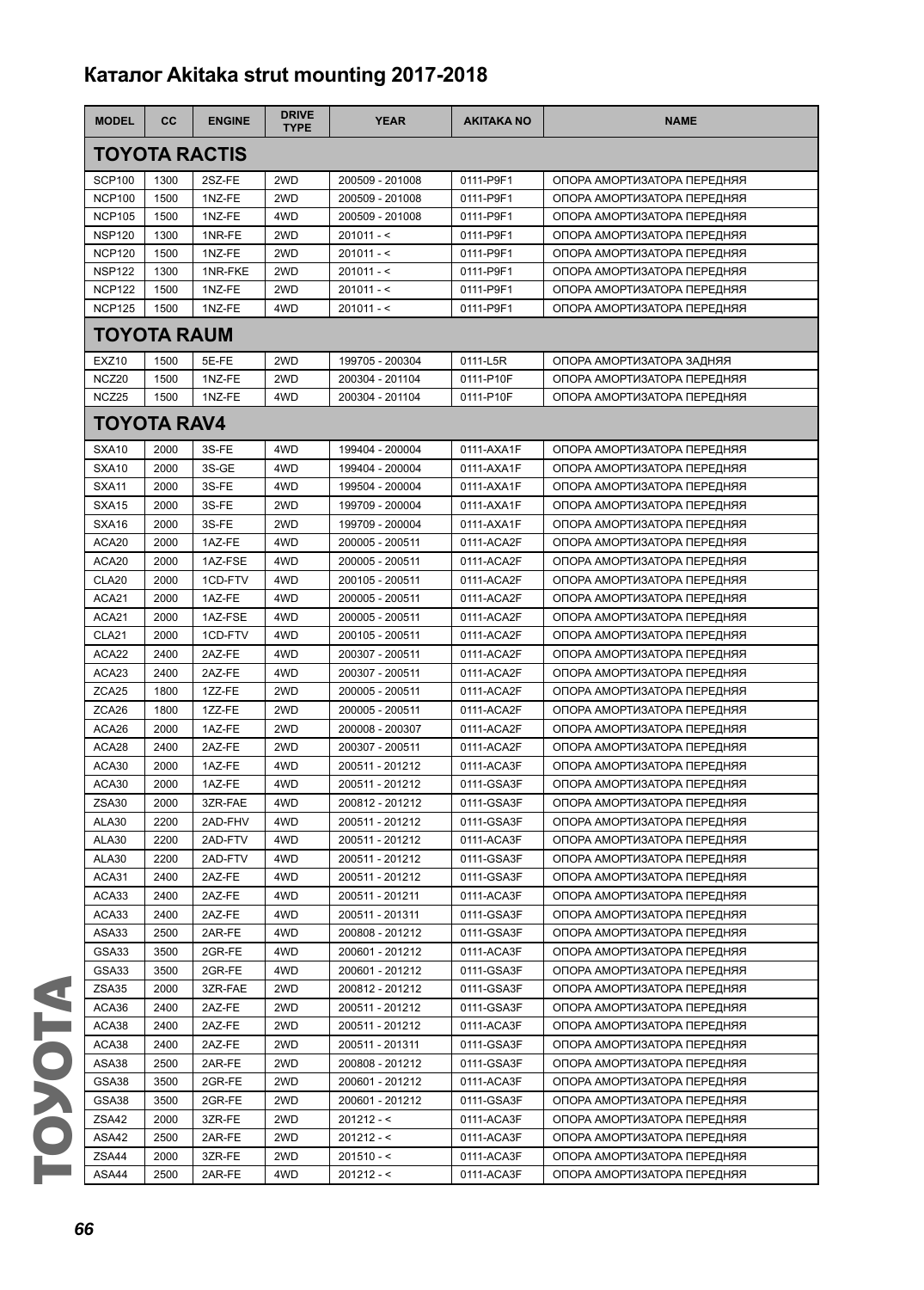# Каталог Akitaka strut mounting 2017-2018

| MODEL | CC | ENGINE | DRIVE TYPE | YEAR | AKITAKA NO | NAME |
|---|---|---|---|---|---|---|
| **TOYOTA RACTIS** | | | | | | |
| SCP100 | 1300 | 2SZ-FE | 2WD | 200509 - 201008 | 0111-P9F1 | ОПОРА АМОРТИЗАТОРА ПЕРЕДНЯЯ |
| NCP100 | 1500 | 1NZ-FE | 2WD | 200509 - 201008 | 0111-P9F1 | ОПОРА АМОРТИЗАТОРА ПЕРЕДНЯЯ |
| NCP105 | 1500 | 1NZ-FE | 4WD | 200509 - 201008 | 0111-P9F1 | ОПОРА АМОРТИЗАТОРА ПЕРЕДНЯЯ |
| NSP120 | 1300 | 1NR-FE | 2WD | 201011 - < | 0111-P9F1 | ОПОРА АМОРТИЗАТОРА ПЕРЕДНЯЯ |
| NCP120 | 1500 | 1NZ-FE | 2WD | 201011 - < | 0111-P9F1 | ОПОРА АМОРТИЗАТОРА ПЕРЕДНЯЯ |
| NSP122 | 1300 | 1NR-FKE | 2WD | 201011 - < | 0111-P9F1 | ОПОРА АМОРТИЗАТОРА ПЕРЕДНЯЯ |
| NCP122 | 1500 | 1NZ-FE | 2WD | 201011 - < | 0111-P9F1 | ОПОРА АМОРТИЗАТОРА ПЕРЕДНЯЯ |
| NCP125 | 1500 | 1NZ-FE | 4WD | 201011 - < | 0111-P9F1 | ОПОРА АМОРТИЗАТОРА ПЕРЕДНЯЯ |
| **TOYOTA RAUM** | | | | | | |
| EXZ10 | 1500 | 5E-FE | 2WD | 199705 - 200304 | 0111-L5R | ОПОРА АМОРТИЗАТОРА ЗАДНЯЯ |
| NCZ20 | 1500 | 1NZ-FE | 2WD | 200304 - 201104 | 0111-P10F | ОПОРА АМОРТИЗАТОРА ПЕРЕДНЯЯ |
| NCZ25 | 1500 | 1NZ-FE | 4WD | 200304 - 201104 | 0111-P10F | ОПОРА АМОРТИЗАТОРА ПЕРЕДНЯЯ |
| **TOYOTA RAV4** | | | | | | |
| SXA10 | 2000 | 3S-FE | 4WD | 199404 - 200004 | 0111-AXA1F | ОПОРА АМОРТИЗАТОРА ПЕРЕДНЯЯ |
| SXA10 | 2000 | 3S-GE | 4WD | 199404 - 200004 | 0111-AXA1F | ОПОРА АМОРТИЗАТОРА ПЕРЕДНЯЯ |
| SXA11 | 2000 | 3S-FE | 4WD | 199504 - 200004 | 0111-AXA1F | ОПОРА АМОРТИЗАТОРА ПЕРЕДНЯЯ |
| SXA15 | 2000 | 3S-FE | 2WD | 199709 - 200004 | 0111-AXA1F | ОПОРА АМОРТИЗАТОРА ПЕРЕДНЯЯ |
| SXA16 | 2000 | 3S-FE | 2WD | 199709 - 200004 | 0111-AXA1F | ОПОРА АМОРТИЗАТОРА ПЕРЕДНЯЯ |
| ACA20 | 2000 | 1AZ-FE | 4WD | 200005 - 200511 | 0111-ACA2F | ОПОРА АМОРТИЗАТОРА ПЕРЕДНЯЯ |
| ACA20 | 2000 | 1AZ-FSE | 4WD | 200005 - 200511 | 0111-ACA2F | ОПОРА АМОРТИЗАТОРА ПЕРЕДНЯЯ |
| CLA20 | 2000 | 1CD-FTV | 4WD | 200105 - 200511 | 0111-ACA2F | ОПОРА АМОРТИЗАТОРА ПЕРЕДНЯЯ |
| ACA21 | 2000 | 1AZ-FE | 4WD | 200005 - 200511 | 0111-ACA2F | ОПОРА АМОРТИЗАТОРА ПЕРЕДНЯЯ |
| ACA21 | 2000 | 1AZ-FSE | 4WD | 200005 - 200511 | 0111-ACA2F | ОПОРА АМОРТИЗАТОРА ПЕРЕДНЯЯ |
| CLA21 | 2000 | 1CD-FTV | 4WD | 200105 - 200511 | 0111-ACA2F | ОПОРА АМОРТИЗАТОРА ПЕРЕДНЯЯ |
| ACA22 | 2400 | 2AZ-FE | 4WD | 200307 - 200511 | 0111-ACA2F | ОПОРА АМОРТИЗАТОРА ПЕРЕДНЯЯ |
| ACA23 | 2400 | 2AZ-FE | 4WD | 200307 - 200511 | 0111-ACA2F | ОПОРА АМОРТИЗАТОРА ПЕРЕДНЯЯ |
| ZCA25 | 1800 | 1ZZ-FE | 2WD | 200005 - 200511 | 0111-ACA2F | ОПОРА АМОРТИЗАТОРА ПЕРЕДНЯЯ |
| ZCA26 | 1800 | 1ZZ-FE | 2WD | 200005 - 200511 | 0111-ACA2F | ОПОРА АМОРТИЗАТОРА ПЕРЕДНЯЯ |
| ACA26 | 2000 | 1AZ-FE | 2WD | 200008 - 200307 | 0111-ACA2F | ОПОРА АМОРТИЗАТОРА ПЕРЕДНЯЯ |
| ACA28 | 2400 | 2AZ-FE | 2WD | 200307 - 200511 | 0111-ACA2F | ОПОРА АМОРТИЗАТОРА ПЕРЕДНЯЯ |
| ACA30 | 2000 | 1AZ-FE | 4WD | 200511 - 201212 | 0111-ACA3F | ОПОРА АМОРТИЗАТОРА ПЕРЕДНЯЯ |
| ACA30 | 2000 | 1AZ-FE | 4WD | 200511 - 201212 | 0111-GSA3F | ОПОРА АМОРТИЗАТОРА ПЕРЕДНЯЯ |
| ZSA30 | 2000 | 3ZR-FAE | 4WD | 200812 - 201212 | 0111-GSA3F | ОПОРА АМОРТИЗАТОРА ПЕРЕДНЯЯ |
| ALA30 | 2200 | 2AD-FHV | 4WD | 200511 - 201212 | 0111-GSA3F | ОПОРА АМОРТИЗАТОРА ПЕРЕДНЯЯ |
| ALA30 | 2200 | 2AD-FTV | 4WD | 200511 - 201212 | 0111-ACA3F | ОПОРА АМОРТИЗАТОРА ПЕРЕДНЯЯ |
| ALA30 | 2200 | 2AD-FTV | 4WD | 200511 - 201212 | 0111-GSA3F | ОПОРА АМОРТИЗАТОРА ПЕРЕДНЯЯ |
| ACA31 | 2400 | 2AZ-FE | 4WD | 200511 - 201212 | 0111-GSA3F | ОПОРА АМОРТИЗАТОРА ПЕРЕДНЯЯ |
| ACA33 | 2400 | 2AZ-FE | 4WD | 200511 - 201211 | 0111-ACA3F | ОПОРА АМОРТИЗАТОРА ПЕРЕДНЯЯ |
| ACA33 | 2400 | 2AZ-FE | 4WD | 200511 - 201311 | 0111-GSA3F | ОПОРА АМОРТИЗАТОРА ПЕРЕДНЯЯ |
| ASA33 | 2500 | 2AR-FE | 4WD | 200808 - 201212 | 0111-GSA3F | ОПОРА АМОРТИЗАТОРА ПЕРЕДНЯЯ |
| GSA33 | 3500 | 2GR-FE | 4WD | 200601 - 201212 | 0111-ACA3F | ОПОРА АМОРТИЗАТОРА ПЕРЕДНЯЯ |
| GSA33 | 3500 | 2GR-FE | 4WD | 200601 - 201212 | 0111-GSA3F | ОПОРА АМОРТИЗАТОРА ПЕРЕДНЯЯ |
| ZSA35 | 2000 | 3ZR-FAE | 2WD | 200812 - 201212 | 0111-GSA3F | ОПОРА АМОРТИЗАТОРА ПЕРЕДНЯЯ |
| ACA36 | 2400 | 2AZ-FE | 2WD | 200511 - 201212 | 0111-GSA3F | ОПОРА АМОРТИЗАТОРА ПЕРЕДНЯЯ |
| ACA38 | 2400 | 2AZ-FE | 2WD | 200511 - 201212 | 0111-ACA3F | ОПОРА АМОРТИЗАТОРА ПЕРЕДНЯЯ |
| ACA38 | 2400 | 2AZ-FE | 2WD | 200511 - 201311 | 0111-GSA3F | ОПОРА АМОРТИЗАТОРА ПЕРЕДНЯЯ |
| ASA38 | 2500 | 2AR-FE | 2WD | 200808 - 201212 | 0111-GSA3F | ОПОРА АМОРТИЗАТОРА ПЕРЕДНЯЯ |
| GSA38 | 3500 | 2GR-FE | 2WD | 200601 - 201212 | 0111-ACA3F | ОПОРА АМОРТИЗАТОРА ПЕРЕДНЯЯ |
| GSA38 | 3500 | 2GR-FE | 2WD | 200601 - 201212 | 0111-GSA3F | ОПОРА АМОРТИЗАТОРА ПЕРЕДНЯЯ |
| ZSA42 | 2000 | 3ZR-FE | 2WD | 201212 - < | 0111-ACA3F | ОПОРА АМОРТИЗАТОРА ПЕРЕДНЯЯ |
| ASA42 | 2500 | 2AR-FE | 2WD | 201212 - < | 0111-ACA3F | ОПОРА АМОРТИЗАТОРА ПЕРЕДНЯЯ |
| ZSA44 | 2000 | 3ZR-FE | 2WD | 201510 - < | 0111-ACA3F | ОПОРА АМОРТИЗАТОРА ПЕРЕДНЯЯ |
| ASA44 | 2500 | 2AR-FE | 4WD | 201212 - < | 0111-ACA3F | ОПОРА АМОРТИЗАТОРА ПЕРЕДНЯЯ |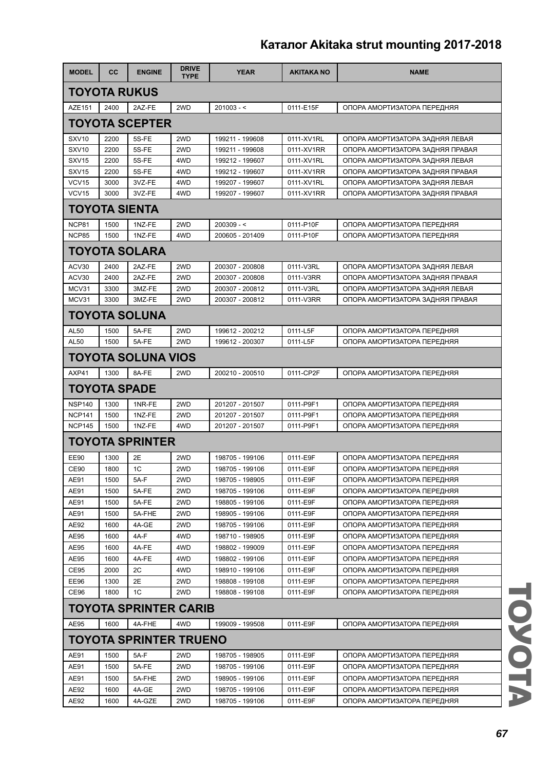| MODEL | CC | ENGINE | DRIVE TYPE | YEAR | AKITAKA NO | NAME |
|---|---|---|---|---|---|---|
| **TOYOTA RUKUS** | | | | | | |
| AZE151 | 2400 | 2AZ-FE | 2WD | 201003 - < | 0111-E15F | ОПОРА АМОРТИЗАТОРА ПЕРЕДНЯЯ |
| **TOYOTA SCEPTER** | | | | | | |
| SXV10 | 2200 | 5S-FE | 2WD | 199211 - 199608 | 0111-XV1RL | ОПОРА АМОРТИЗАТОРА ЗАДНЯЯ ЛЕВАЯ |
| SXV10 | 2200 | 5S-FE | 2WD | 199211 - 199608 | 0111-XV1RR | ОПОРА АМОРТИЗАТОРА ЗАДНЯЯ ПРАВАЯ |
| SXV15 | 2200 | 5S-FE | 4WD | 199212 - 199607 | 0111-XV1RL | ОПОРА АМОРТИЗАТОРА ЗАДНЯЯ ЛЕВАЯ |
| SXV15 | 2200 | 5S-FE | 4WD | 199212 - 199607 | 0111-XV1RR | ОПОРА АМОРТИЗАТОРА ЗАДНЯЯ ПРАВАЯ |
| VCV15 | 3000 | 3VZ-FE | 4WD | 199207 - 199607 | 0111-XV1RL | ОПОРА АМОРТИЗАТОРА ЗАДНЯЯ ЛЕВАЯ |
| VCV15 | 3000 | 3VZ-FE | 4WD | 199207 - 199607 | 0111-XV1RR | ОПОРА АМОРТИЗАТОРА ЗАДНЯЯ ПРАВАЯ |
| **TOYOTA SIENTA** | | | | | | |
| NCP81 | 1500 | 1NZ-FE | 2WD | 200309 - < | 0111-P10F | ОПОРА АМОРТИЗАТОРА ПЕРЕДНЯЯ |
| NCP85 | 1500 | 1NZ-FE | 4WD | 200605 - 201409 | 0111-P10F | ОПОРА АМОРТИЗАТОРА ПЕРЕДНЯЯ |
| **TOYOTA SOLARA** | | | | | | |
| ACV30 | 2400 | 2AZ-FE | 2WD | 200307 - 200808 | 0111-V3RL | ОПОРА АМОРТИЗАТОРА ЗАДНЯЯ ЛЕВАЯ |
| ACV30 | 2400 | 2AZ-FE | 2WD | 200307 - 200808 | 0111-V3RR | ОПОРА АМОРТИЗАТОРА ЗАДНЯЯ ПРАВАЯ |
| MCV31 | 3300 | 3MZ-FE | 2WD | 200307 - 200812 | 0111-V3RL | ОПОРА АМОРТИЗАТОРА ЗАДНЯЯ ЛЕВАЯ |
| MCV31 | 3300 | 3MZ-FE | 2WD | 200307 - 200812 | 0111-V3RR | ОПОРА АМОРТИЗАТОРА ЗАДНЯЯ ПРАВАЯ |
| **TOYOTA SOLUNA** | | | | | | |
| AL50 | 1500 | 5A-FE | 2WD | 199612 - 200212 | 0111-L5F | ОПОРА АМОРТИЗАТОРА ПЕРЕДНЯЯ |
| AL50 | 1500 | 5A-FE | 2WD | 199612 - 200307 | 0111-L5F | ОПОРА АМОРТИЗАТОРА ПЕРЕДНЯЯ |
| **TOYOTA SOLUNA VIOS** | | | | | | |
| AXP41 | 1300 | 8A-FE | 2WD | 200210 - 200510 | 0111-CP2F | ОПОРА АМОРТИЗАТОРА ПЕРЕДНЯЯ |
| **TOYOTA SPADE** | | | | | | |
| NSP140 | 1300 | 1NR-FE | 2WD | 201207 - 201507 | 0111-P9F1 | ОПОРА АМОРТИЗАТОРА ПЕРЕДНЯЯ |
| NCP141 | 1500 | 1NZ-FE | 2WD | 201207 - 201507 | 0111-P9F1 | ОПОРА АМОРТИЗАТОРА ПЕРЕДНЯЯ |
| NCP145 | 1500 | 1NZ-FE | 4WD | 201207 - 201507 | 0111-P9F1 | ОПОРА АМОРТИЗАТОРА ПЕРЕДНЯЯ |
| **TOYOTA SPRINTER** | | | | | | |
| EE90 | 1300 | 2E | 2WD | 198705 - 199106 | 0111-E9F | ОПОРА АМОРТИЗАТОРА ПЕРЕДНЯЯ |
| CE90 | 1800 | 1C | 2WD | 198705 - 199106 | 0111-E9F | ОПОРА АМОРТИЗАТОРА ПЕРЕДНЯЯ |
| AE91 | 1500 | 5A-F | 2WD | 198705 - 198905 | 0111-E9F | ОПОРА АМОРТИЗАТОРА ПЕРЕДНЯЯ |
| AE91 | 1500 | 5A-FE | 2WD | 198705 - 199106 | 0111-E9F | ОПОРА АМОРТИЗАТОРА ПЕРЕДНЯЯ |
| AE91 | 1500 | 5A-FE | 2WD | 198805 - 199106 | 0111-E9F | ОПОРА АМОРТИЗАТОРА ПЕРЕДНЯЯ |
| AE91 | 1500 | 5A-FHE | 2WD | 198905 - 199106 | 0111-E9F | ОПОРА АМОРТИЗАТОРА ПЕРЕДНЯЯ |
| AE92 | 1600 | 4A-GE | 2WD | 198705 - 199106 | 0111-E9F | ОПОРА АМОРТИЗАТОРА ПЕРЕДНЯЯ |
| AE95 | 1600 | 4A-F | 4WD | 198710 - 198905 | 0111-E9F | ОПОРА АМОРТИЗАТОРА ПЕРЕДНЯЯ |
| AE95 | 1600 | 4A-FE | 4WD | 198802 - 199009 | 0111-E9F | ОПОРА АМОРТИЗАТОРА ПЕРЕДНЯЯ |
| AE95 | 1600 | 4A-FE | 4WD | 198802 - 199106 | 0111-E9F | ОПОРА АМОРТИЗАТОРА ПЕРЕДНЯЯ |
| CE95 | 2000 | 2C | 4WD | 198910 - 199106 | 0111-E9F | ОПОРА АМОРТИЗАТОРА ПЕРЕДНЯЯ |
| EE96 | 1300 | 2E | 2WD | 198808 - 199108 | 0111-E9F | ОПОРА АМОРТИЗАТОРА ПЕРЕДНЯЯ |
| CE96 | 1800 | 1C | 2WD | 198808 - 199108 | 0111-E9F | ОПОРА АМОРТИЗАТОРА ПЕРЕДНЯЯ |
| **TOYOTA SPRINTER CARIB** | | | | | | |
| AE95 | 1600 | 4A-FHE | 4WD | 199009 - 199508 | 0111-E9F | ОПОРА АМОРТИЗАТОРА ПЕРЕДНЯЯ |
| **TOYOTA SPRINTER TRUENO** | | | | | | |
| AE91 | 1500 | 5A-F | 2WD | 198705 - 198905 | 0111-E9F | ОПОРА АМОРТИЗАТОРА ПЕРЕДНЯЯ |
| AE91 | 1500 | 5A-FE | 2WD | 198705 - 199106 | 0111-E9F | ОПОРА АМОРТИЗАТОРА ПЕРЕДНЯЯ |
| AE91 | 1500 | 5A-FHE | 2WD | 198905 - 199106 | 0111-E9F | ОПОРА АМОРТИЗАТОРА ПЕРЕДНЯЯ |
| AE92 | 1600 | 4A-GE | 2WD | 198705 - 199106 | 0111-E9F | ОПОРА АМОРТИЗАТОРА ПЕРЕДНЯЯ |
| AE92 | 1600 | 4A-GZE | 2WD | 198705 - 199106 | 0111-E9F | ОПОРА АМОРТИЗАТОРА ПЕРЕДНЯЯ |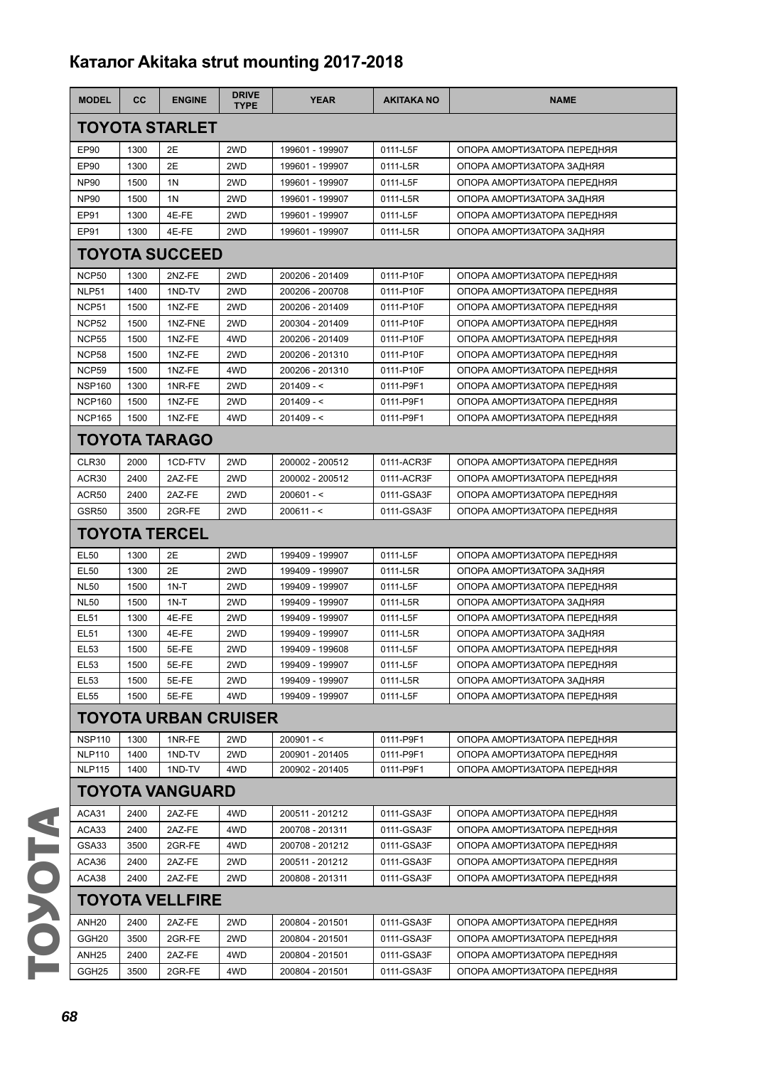# Каталог Akitaka strut mounting 2017-2018

| MODEL | CC | ENGINE | DRIVE TYPE | YEAR | AKITAKA NO | NAME |
|---|---|---|---|---|---|---|
| **TOYOTA STARLET** | | | | | | |
| EP90 | 1300 | 2E | 2WD | 199601 - 199907 | 0111-L5F | ОПОРА АМОРТИЗАТОРА ПЕРЕДНЯЯ |
| EP90 | 1300 | 2E | 2WD | 199601 - 199907 | 0111-L5R | ОПОРА АМОРТИЗАТОРА ЗАДНЯЯ |
| NP90 | 1500 | 1N | 2WD | 199601 - 199907 | 0111-L5F | ОПОРА АМОРТИЗАТОРА ПЕРЕДНЯЯ |
| NP90 | 1500 | 1N | 2WD | 199601 - 199907 | 0111-L5R | ОПОРА АМОРТИЗАТОРА ЗАДНЯЯ |
| EP91 | 1300 | 4E-FE | 2WD | 199601 - 199907 | 0111-L5F | ОПОРА АМОРТИЗАТОРА ПЕРЕДНЯЯ |
| EP91 | 1300 | 4E-FE | 2WD | 199601 - 199907 | 0111-L5R | ОПОРА АМОРТИЗАТОРА ЗАДНЯЯ |
| **TOYOTA SUCCEED** | | | | | | |
| NCP50 | 1300 | 2NZ-FE | 2WD | 200206 - 201409 | 0111-P10F | ОПОРА АМОРТИЗАТОРА ПЕРЕДНЯЯ |
| NLP51 | 1400 | 1ND-TV | 2WD | 200206 - 200708 | 0111-P10F | ОПОРА АМОРТИЗАТОРА ПЕРЕДНЯЯ |
| NCP51 | 1500 | 1NZ-FE | 2WD | 200206 - 201409 | 0111-P10F | ОПОРА АМОРТИЗАТОРА ПЕРЕДНЯЯ |
| NCP52 | 1500 | 1NZ-FNE | 2WD | 200304 - 201409 | 0111-P10F | ОПОРА АМОРТИЗАТОРА ПЕРЕДНЯЯ |
| NCP55 | 1500 | 1NZ-FE | 4WD | 200206 - 201409 | 0111-P10F | ОПОРА АМОРТИЗАТОРА ПЕРЕДНЯЯ |
| NCP58 | 1500 | 1NZ-FE | 2WD | 200206 - 201310 | 0111-P10F | ОПОРА АМОРТИЗАТОРА ПЕРЕДНЯЯ |
| NCP59 | 1500 | 1NZ-FE | 4WD | 200206 - 201310 | 0111-P10F | ОПОРА АМОРТИЗАТОРА ПЕРЕДНЯЯ |
| NSP160 | 1300 | 1NR-FE | 2WD | 201409 - < | 0111-P9F1 | ОПОРА АМОРТИЗАТОРА ПЕРЕДНЯЯ |
| NCP160 | 1500 | 1NZ-FE | 2WD | 201409 - < | 0111-P9F1 | ОПОРА АМОРТИЗАТОРА ПЕРЕДНЯЯ |
| NCP165 | 1500 | 1NZ-FE | 4WD | 201409 - < | 0111-P9F1 | ОПОРА АМОРТИЗАТОРА ПЕРЕДНЯЯ |
| **TOYOTA TARAGO** | | | | | | |
| CLR30 | 2000 | 1CD-FTV | 2WD | 200002 - 200512 | 0111-ACR3F | ОПОРА АМОРТИЗАТОРА ПЕРЕДНЯЯ |
| ACR30 | 2400 | 2AZ-FE | 2WD | 200002 - 200512 | 0111-ACR3F | ОПОРА АМОРТИЗАТОРА ПЕРЕДНЯЯ |
| ACR50 | 2400 | 2AZ-FE | 2WD | 200601 - < | 0111-GSA3F | ОПОРА АМОРТИЗАТОРА ПЕРЕДНЯЯ |
| GSR50 | 3500 | 2GR-FE | 2WD | 200611 - < | 0111-GSA3F | ОПОРА АМОРТИЗАТОРА ПЕРЕДНЯЯ |
| **TOYOTA TERCEL** | | | | | | |
| EL50 | 1300 | 2E | 2WD | 199409 - 199907 | 0111-L5F | ОПОРА АМОРТИЗАТОРА ПЕРЕДНЯЯ |
| EL50 | 1300 | 2E | 2WD | 199409 - 199907 | 0111-L5R | ОПОРА АМОРТИЗАТОРА ЗАДНЯЯ |
| NL50 | 1500 | 1N-T | 2WD | 199409 - 199907 | 0111-L5F | ОПОРА АМОРТИЗАТОРА ПЕРЕДНЯЯ |
| NL50 | 1500 | 1N-T | 2WD | 199409 - 199907 | 0111-L5R | ОПОРА АМОРТИЗАТОРА ЗАДНЯЯ |
| EL51 | 1300 | 4E-FE | 2WD | 199409 - 199907 | 0111-L5F | ОПОРА АМОРТИЗАТОРА ПЕРЕДНЯЯ |
| EL51 | 1300 | 4E-FE | 2WD | 199409 - 199907 | 0111-L5R | ОПОРА АМОРТИЗАТОРА ЗАДНЯЯ |
| EL53 | 1500 | 5E-FE | 2WD | 199409 - 199608 | 0111-L5F | ОПОРА АМОРТИЗАТОРА ПЕРЕДНЯЯ |
| EL53 | 1500 | 5E-FE | 2WD | 199409 - 199907 | 0111-L5F | ОПОРА АМОРТИЗАТОРА ПЕРЕДНЯЯ |
| EL53 | 1500 | 5E-FE | 2WD | 199409 - 199907 | 0111-L5R | ОПОРА АМОРТИЗАТОРА ЗАДНЯЯ |
| EL55 | 1500 | 5E-FE | 4WD | 199409 - 199907 | 0111-L5F | ОПОРА АМОРТИЗАТОРА ПЕРЕДНЯЯ |
| **TOYOTA URBAN CRUISER** | | | | | | |
| NSP110 | 1300 | 1NR-FE | 2WD | 200901 - < | 0111-P9F1 | ОПОРА АМОРТИЗАТОРА ПЕРЕДНЯЯ |
| NLP110 | 1400 | 1ND-TV | 2WD | 200901 - 201405 | 0111-P9F1 | ОПОРА АМОРТИЗАТОРА ПЕРЕДНЯЯ |
| NLP115 | 1400 | 1ND-TV | 4WD | 200902 - 201405 | 0111-P9F1 | ОПОРА АМОРТИЗАТОРА ПЕРЕДНЯЯ |
| **TOYOTA VANGUARD** | | | | | | |
| ACA31 | 2400 | 2AZ-FE | 4WD | 200511 - 201212 | 0111-GSA3F | ОПОРА АМОРТИЗАТОРА ПЕРЕДНЯЯ |
| ACA33 | 2400 | 2AZ-FE | 4WD | 200708 - 201311 | 0111-GSA3F | ОПОРА АМОРТИЗАТОРА ПЕРЕДНЯЯ |
| GSA33 | 3500 | 2GR-FE | 4WD | 200708 - 201212 | 0111-GSA3F | ОПОРА АМОРТИЗАТОРА ПЕРЕДНЯЯ |
| ACA36 | 2400 | 2AZ-FE | 2WD | 200511 - 201212 | 0111-GSA3F | ОПОРА АМОРТИЗАТОРА ПЕРЕДНЯЯ |
| ACA38 | 2400 | 2AZ-FE | 2WD | 200808 - 201311 | 0111-GSA3F | ОПОРА АМОРТИЗАТОРА ПЕРЕДНЯЯ |
| **TOYOTA VELLFIRE** | | | | | | |
| ANH20 | 2400 | 2AZ-FE | 2WD | 200804 - 201501 | 0111-GSA3F | ОПОРА АМОРТИЗАТОРА ПЕРЕДНЯЯ |
| GGH20 | 3500 | 2GR-FE | 2WD | 200804 - 201501 | 0111-GSA3F | ОПОРА АМОРТИЗАТОРА ПЕРЕДНЯЯ |
| ANH25 | 2400 | 2AZ-FE | 4WD | 200804 - 201501 | 0111-GSA3F | ОПОРА АМОРТИЗАТОРА ПЕРЕДНЯЯ |
| GGH25 | 3500 | 2GR-FE | 4WD | 200804 - 201501 | 0111-GSA3F | ОПОРА АМОРТИЗАТОРА ПЕРЕДНЯЯ |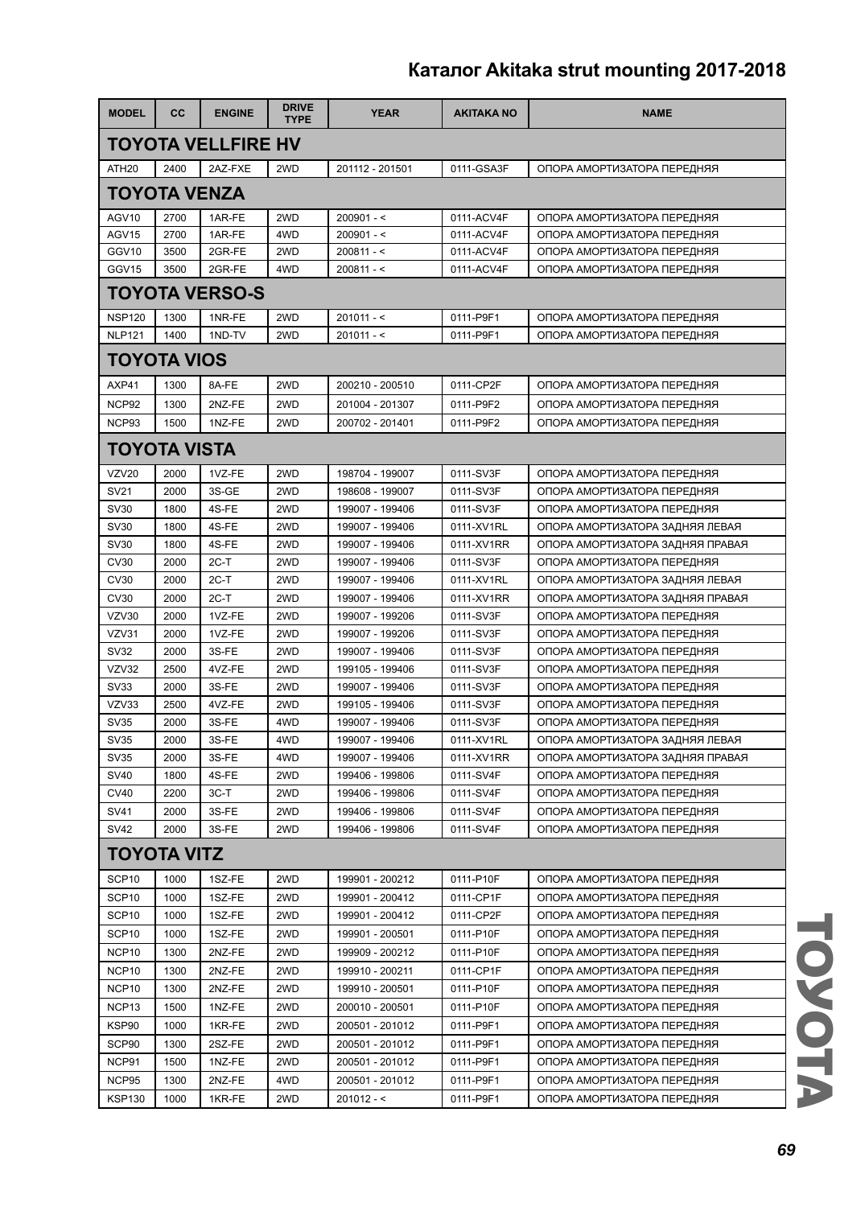# Каталог Akitaka strut mounting 2017-2018

| MODEL | CC | ENGINE | DRIVE TYPE | YEAR | AKITAKA NO | NAME |
|---|---|---|---|---|---|---|
| **TOYOTA VELLFIRE HV** | | | | | | |
| ATH20 | 2400 | 2AZ-FXE | 2WD | 201112 - 201501 | 0111-GSA3F | ОПОРА АМОРТИЗАТОРА ПЕРЕДНЯЯ |
| **TOYOTA VENZA** | | | | | | |
| AGV10 | 2700 | 1AR-FE | 2WD | 200901 - < | 0111-ACV4F | ОПОРА АМОРТИЗАТОРА ПЕРЕДНЯЯ |
| AGV15 | 2700 | 1AR-FE | 4WD | 200901 - < | 0111-ACV4F | ОПОРА АМОРТИЗАТОРА ПЕРЕДНЯЯ |
| GGV10 | 3500 | 2GR-FE | 2WD | 200811 - < | 0111-ACV4F | ОПОРА АМОРТИЗАТОРА ПЕРЕДНЯЯ |
| GGV15 | 3500 | 2GR-FE | 4WD | 200811 - < | 0111-ACV4F | ОПОРА АМОРТИЗАТОРА ПЕРЕДНЯЯ |
| **TOYOTA VERSO-S** | | | | | | |
| NSP120 | 1300 | 1NR-FE | 2WD | 201011 - < | 0111-P9F1 | ОПОРА АМОРТИЗАТОРА ПЕРЕДНЯЯ |
| NLP121 | 1400 | 1ND-TV | 2WD | 201011 - < | 0111-P9F1 | ОПОРА АМОРТИЗАТОРА ПЕРЕДНЯЯ |
| **TOYOTA VIOS** | | | | | | |
| AXP41 | 1300 | 8A-FE | 2WD | 200210 - 200510 | 0111-CP2F | ОПОРА АМОРТИЗАТОРА ПЕРЕДНЯЯ |
| NCP92 | 1300 | 2NZ-FE | 2WD | 201004 - 201307 | 0111-P9F2 | ОПОРА АМОРТИЗАТОРА ПЕРЕДНЯЯ |
| NCP93 | 1500 | 1NZ-FE | 2WD | 200702 - 201401 | 0111-P9F2 | ОПОРА АМОРТИЗАТОРА ПЕРЕДНЯЯ |
| **TOYOTA VISTA** | | | | | | |
| VZV20 | 2000 | 1VZ-FE | 2WD | 198704 - 199007 | 0111-SV3F | ОПОРА АМОРТИЗАТОРА ПЕРЕДНЯЯ |
| SV21 | 2000 | 3S-GE | 2WD | 198608 - 199007 | 0111-SV3F | ОПОРА АМОРТИЗАТОРА ПЕРЕДНЯЯ |
| SV30 | 1800 | 4S-FE | 2WD | 199007 - 199406 | 0111-SV3F | ОПОРА АМОРТИЗАТОРА ПЕРЕДНЯЯ |
| SV30 | 1800 | 4S-FE | 2WD | 199007 - 199406 | 0111-XV1RL | ОПОРА АМОРТИЗАТОРА ЗАДНЯЯ ЛЕВАЯ |
| SV30 | 1800 | 4S-FE | 2WD | 199007 - 199406 | 0111-XV1RR | ОПОРА АМОРТИЗАТОРА ЗАДНЯЯ ПРАВАЯ |
| CV30 | 2000 | 2C-T | 2WD | 199007 - 199406 | 0111-SV3F | ОПОРА АМОРТИЗАТОРА ПЕРЕДНЯЯ |
| CV30 | 2000 | 2C-T | 2WD | 199007 - 199406 | 0111-XV1RL | ОПОРА АМОРТИЗАТОРА ЗАДНЯЯ ЛЕВАЯ |
| CV30 | 2000 | 2C-T | 2WD | 199007 - 199406 | 0111-XV1RR | ОПОРА АМОРТИЗАТОРА ЗАДНЯЯ ПРАВАЯ |
| VZV30 | 2000 | 1VZ-FE | 2WD | 199007 - 199206 | 0111-SV3F | ОПОРА АМОРТИЗАТОРА ПЕРЕДНЯЯ |
| VZV31 | 2000 | 1VZ-FE | 2WD | 199007 - 199206 | 0111-SV3F | ОПОРА АМОРТИЗАТОРА ПЕРЕДНЯЯ |
| SV32 | 2000 | 3S-FE | 2WD | 199007 - 199406 | 0111-SV3F | ОПОРА АМОРТИЗАТОРА ПЕРЕДНЯЯ |
| VZV32 | 2500 | 4VZ-FE | 2WD | 199105 - 199406 | 0111-SV3F | ОПОРА АМОРТИЗАТОРА ПЕРЕДНЯЯ |
| SV33 | 2000 | 3S-FE | 2WD | 199007 - 199406 | 0111-SV3F | ОПОРА АМОРТИЗАТОРА ПЕРЕДНЯЯ |
| VZV33 | 2500 | 4VZ-FE | 2WD | 199105 - 199406 | 0111-SV3F | ОПОРА АМОРТИЗАТОРА ПЕРЕДНЯЯ |
| SV35 | 2000 | 3S-FE | 4WD | 199007 - 199406 | 0111-SV3F | ОПОРА АМОРТИЗАТОРА ПЕРЕДНЯЯ |
| SV35 | 2000 | 3S-FE | 4WD | 199007 - 199406 | 0111-XV1RL | ОПОРА АМОРТИЗАТОРА ЗАДНЯЯ ЛЕВАЯ |
| SV35 | 2000 | 3S-FE | 4WD | 199007 - 199406 | 0111-XV1RR | ОПОРА АМОРТИЗАТОРА ЗАДНЯЯ ПРАВАЯ |
| SV40 | 1800 | 4S-FE | 2WD | 199406 - 199806 | 0111-SV4F | ОПОРА АМОРТИЗАТОРА ПЕРЕДНЯЯ |
| CV40 | 2200 | 3C-T | 2WD | 199406 - 199806 | 0111-SV4F | ОПОРА АМОРТИЗАТОРА ПЕРЕДНЯЯ |
| SV41 | 2000 | 3S-FE | 2WD | 199406 - 199806 | 0111-SV4F | ОПОРА АМОРТИЗАТОРА ПЕРЕДНЯЯ |
| SV42 | 2000 | 3S-FE | 2WD | 199406 - 199806 | 0111-SV4F | ОПОРА АМОРТИЗАТОРА ПЕРЕДНЯЯ |
| **TOYOTA VITZ** | | | | | | |
| SCP10 | 1000 | 1SZ-FE | 2WD | 199901 - 200212 | 0111-P10F | ОПОРА АМОРТИЗАТОРА ПЕРЕДНЯЯ |
| SCP10 | 1000 | 1SZ-FE | 2WD | 199901 - 200412 | 0111-CP1F | ОПОРА АМОРТИЗАТОРА ПЕРЕДНЯЯ |
| SCP10 | 1000 | 1SZ-FE | 2WD | 199901 - 200412 | 0111-CP2F | ОПОРА АМОРТИЗАТОРА ПЕРЕДНЯЯ |
| SCP10 | 1000 | 1SZ-FE | 2WD | 199901 - 200501 | 0111-P10F | ОПОРА АМОРТИЗАТОРА ПЕРЕДНЯЯ |
| NCP10 | 1300 | 2NZ-FE | 2WD | 199909 - 200212 | 0111-P10F | ОПОРА АМОРТИЗАТОРА ПЕРЕДНЯЯ |
| NCP10 | 1300 | 2NZ-FE | 2WD | 199910 - 200211 | 0111-CP1F | ОПОРА АМОРТИЗАТОРА ПЕРЕДНЯЯ |
| NCP10 | 1300 | 2NZ-FE | 2WD | 199910 - 200501 | 0111-P10F | ОПОРА АМОРТИЗАТОРА ПЕРЕДНЯЯ |
| NCP13 | 1500 | 1NZ-FE | 2WD | 200010 - 200501 | 0111-P10F | ОПОРА АМОРТИЗАТОРА ПЕРЕДНЯЯ |
| KSP90 | 1000 | 1KR-FE | 2WD | 200501 - 201012 | 0111-P9F1 | ОПОРА АМОРТИЗАТОРА ПЕРЕДНЯЯ |
| SCP90 | 1300 | 2SZ-FE | 2WD | 200501 - 201012 | 0111-P9F1 | ОПОРА АМОРТИЗАТОРА ПЕРЕДНЯЯ |
| NCP91 | 1500 | 1NZ-FE | 2WD | 200501 - 201012 | 0111-P9F1 | ОПОРА АМОРТИЗАТОРА ПЕРЕДНЯЯ |
| NCP95 | 1300 | 2NZ-FE | 4WD | 200501 - 201012 | 0111-P9F1 | ОПОРА АМОРТИЗАТОРА ПЕРЕДНЯЯ |
| KSP130 | 1000 | 1KR-FE | 2WD | 201012 - < | 0111-P9F1 | ОПОРА АМОРТИЗАТОРА ПЕРЕДНЯЯ |

TOYOTA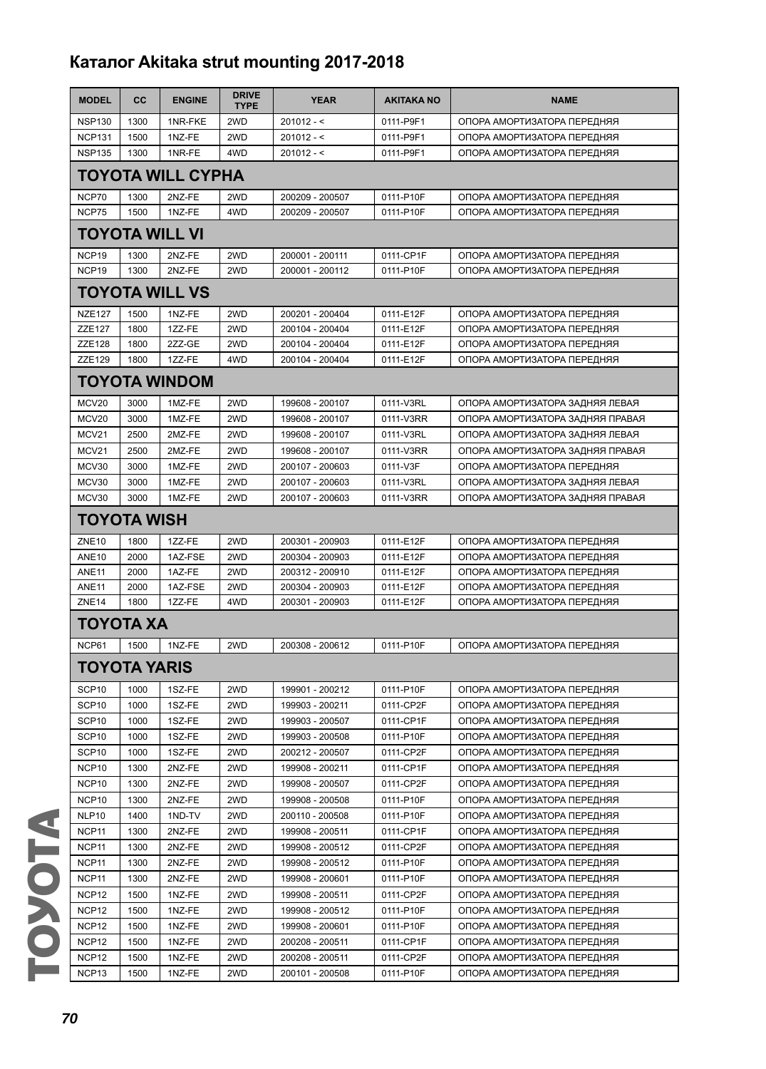# Каталог Akitaka strut mounting 2017-2018

| MODEL | CC | ENGINE | DRIVE TYPE | YEAR | AKITAKA NO | NAME |
|---|---|---|---|---|---|---|
| NSP130 | 1300 | 1NR-FKE | 2WD | 201012 - < | 0111-P9F1 | ОПОРА АМОРТИЗАТОРА ПЕРЕДНЯЯ |
| NCP131 | 1500 | 1NZ-FE | 2WD | 201012 - < | 0111-P9F1 | ОПОРА АМОРТИЗАТОРА ПЕРЕДНЯЯ |
| NSP135 | 1300 | 1NR-FE | 4WD | 201012 - < | 0111-P9F1 | ОПОРА АМОРТИЗАТОРА ПЕРЕДНЯЯ |
| **TOYOTA WILL CYPHA** | | | | | | |
| NCP70 | 1300 | 2NZ-FE | 2WD | 200209 - 200507 | 0111-P10F | ОПОРА АМОРТИЗАТОРА ПЕРЕДНЯЯ |
| NCP75 | 1500 | 1NZ-FE | 4WD | 200209 - 200507 | 0111-P10F | ОПОРА АМОРТИЗАТОРА ПЕРЕДНЯЯ |
| **TOYOTA WILL VI** | | | | | | |
| NCP19 | 1300 | 2NZ-FE | 2WD | 200001 - 200111 | 0111-CP1F | ОПОРА АМОРТИЗАТОРА ПЕРЕДНЯЯ |
| NCP19 | 1300 | 2NZ-FE | 2WD | 200001 - 200112 | 0111-P10F | ОПОРА АМОРТИЗАТОРА ПЕРЕДНЯЯ |
| **TOYOTA WILL VS** | | | | | | |
| NZE127 | 1500 | 1NZ-FE | 2WD | 200201 - 200404 | 0111-E12F | ОПОРА АМОРТИЗАТОРА ПЕРЕДНЯЯ |
| ZZE127 | 1800 | 1ZZ-FE | 2WD | 200104 - 200404 | 0111-E12F | ОПОРА АМОРТИЗАТОРА ПЕРЕДНЯЯ |
| ZZE128 | 1800 | 2ZZ-GE | 2WD | 200104 - 200404 | 0111-E12F | ОПОРА АМОРТИЗАТОРА ПЕРЕДНЯЯ |
| ZZE129 | 1800 | 1ZZ-FE | 4WD | 200104 - 200404 | 0111-E12F | ОПОРА АМОРТИЗАТОРА ПЕРЕДНЯЯ |
| **TOYOTA WINDOM** | | | | | | |
| MCV20 | 3000 | 1MZ-FE | 2WD | 199608 - 200107 | 0111-V3RL | ОПОРА АМОРТИЗАТОРА ЗАДНЯЯ ЛЕВАЯ |
| MCV20 | 3000 | 1MZ-FE | 2WD | 199608 - 200107 | 0111-V3RR | ОПОРА АМОРТИЗАТОРА ЗАДНЯЯ ПРАВАЯ |
| MCV21 | 2500 | 2MZ-FE | 2WD | 199608 - 200107 | 0111-V3RL | ОПОРА АМОРТИЗАТОРА ЗАДНЯЯ ЛЕВАЯ |
| MCV21 | 2500 | 2MZ-FE | 2WD | 199608 - 200107 | 0111-V3RR | ОПОРА АМОРТИЗАТОРА ЗАДНЯЯ ПРАВАЯ |
| MCV30 | 3000 | 1MZ-FE | 2WD | 200107 - 200603 | 0111-V3F | ОПОРА АМОРТИЗАТОРА ПЕРЕДНЯЯ |
| MCV30 | 3000 | 1MZ-FE | 2WD | 200107 - 200603 | 0111-V3RL | ОПОРА АМОРТИЗАТОРА ЗАДНЯЯ ЛЕВАЯ |
| MCV30 | 3000 | 1MZ-FE | 2WD | 200107 - 200603 | 0111-V3RR | ОПОРА АМОРТИЗАТОРА ЗАДНЯЯ ПРАВАЯ |
| **TOYOTA WISH** | | | | | | |
| ZNE10 | 1800 | 1ZZ-FE | 2WD | 200301 - 200903 | 0111-E12F | ОПОРА АМОРТИЗАТОРА ПЕРЕДНЯЯ |
| ANE10 | 2000 | 1AZ-FSE | 2WD | 200304 - 200903 | 0111-E12F | ОПОРА АМОРТИЗАТОРА ПЕРЕДНЯЯ |
| ANE11 | 2000 | 1AZ-FE | 2WD | 200312 - 200910 | 0111-E12F | ОПОРА АМОРТИЗАТОРА ПЕРЕДНЯЯ |
| ANE11 | 2000 | 1AZ-FSE | 2WD | 200304 - 200903 | 0111-E12F | ОПОРА АМОРТИЗАТОРА ПЕРЕДНЯЯ |
| ZNE14 | 1800 | 1ZZ-FE | 4WD | 200301 - 200903 | 0111-E12F | ОПОРА АМОРТИЗАТОРА ПЕРЕДНЯЯ |
| **TOYOTA XA** | | | | | | |
| NCP61 | 1500 | 1NZ-FE | 2WD | 200308 - 200612 | 0111-P10F | ОПОРА АМОРТИЗАТОРА ПЕРЕДНЯЯ |
| **TOYOTA YARIS** | | | | | | |
| SCP10 | 1000 | 1SZ-FE | 2WD | 199901 - 200212 | 0111-P10F | ОПОРА АМОРТИЗАТОРА ПЕРЕДНЯЯ |
| SCP10 | 1000 | 1SZ-FE | 2WD | 199903 - 200211 | 0111-CP2F | ОПОРА АМОРТИЗАТОРА ПЕРЕДНЯЯ |
| SCP10 | 1000 | 1SZ-FE | 2WD | 199903 - 200507 | 0111-CP1F | ОПОРА АМОРТИЗАТОРА ПЕРЕДНЯЯ |
| SCP10 | 1000 | 1SZ-FE | 2WD | 199903 - 200508 | 0111-P10F | ОПОРА АМОРТИЗАТОРА ПЕРЕДНЯЯ |
| SCP10 | 1000 | 1SZ-FE | 2WD | 200212 - 200507 | 0111-CP2F | ОПОРА АМОРТИЗАТОРА ПЕРЕДНЯЯ |
| NCP10 | 1300 | 2NZ-FE | 2WD | 199908 - 200211 | 0111-CP1F | ОПОРА АМОРТИЗАТОРА ПЕРЕДНЯЯ |
| NCP10 | 1300 | 2NZ-FE | 2WD | 199908 - 200507 | 0111-CP2F | ОПОРА АМОРТИЗАТОРА ПЕРЕДНЯЯ |
| NCP10 | 1300 | 2NZ-FE | 2WD | 199908 - 200508 | 0111-P10F | ОПОРА АМОРТИЗАТОРА ПЕРЕДНЯЯ |
| NLP10 | 1400 | 1ND-TV | 2WD | 200110 - 200508 | 0111-P10F | ОПОРА АМОРТИЗАТОРА ПЕРЕДНЯЯ |
| NCP11 | 1300 | 2NZ-FE | 2WD | 199908 - 200511 | 0111-CP1F | ОПОРА АМОРТИЗАТОРА ПЕРЕДНЯЯ |
| NCP11 | 1300 | 2NZ-FE | 2WD | 199908 - 200512 | 0111-CP2F | ОПОРА АМОРТИЗАТОРА ПЕРЕДНЯЯ |
| NCP11 | 1300 | 2NZ-FE | 2WD | 199908 - 200512 | 0111-P10F | ОПОРА АМОРТИЗАТОРА ПЕРЕДНЯЯ |
| NCP11 | 1300 | 2NZ-FE | 2WD | 199908 - 200601 | 0111-P10F | ОПОРА АМОРТИЗАТОРА ПЕРЕДНЯЯ |
| NCP12 | 1500 | 1NZ-FE | 2WD | 199908 - 200511 | 0111-CP2F | ОПОРА АМОРТИЗАТОРА ПЕРЕДНЯЯ |
| NCP12 | 1500 | 1NZ-FE | 2WD | 199908 - 200512 | 0111-P10F | ОПОРА АМОРТИЗАТОРА ПЕРЕДНЯЯ |
| NCP12 | 1500 | 1NZ-FE | 2WD | 199908 - 200601 | 0111-P10F | ОПОРА АМОРТИЗАТОРА ПЕРЕДНЯЯ |
| NCP12 | 1500 | 1NZ-FE | 2WD | 200208 - 200511 | 0111-CP1F | ОПОРА АМОРТИЗАТОРА ПЕРЕДНЯЯ |
| NCP12 | 1500 | 1NZ-FE | 2WD | 200208 - 200511 | 0111-CP2F | ОПОРА АМОРТИЗАТОРА ПЕРЕДНЯЯ |
| NCP13 | 1500 | 1NZ-FE | 2WD | 200101 - 200508 | 0111-P10F | ОПОРА АМОРТИЗАТОРА ПЕРЕДНЯЯ |

TOYOTA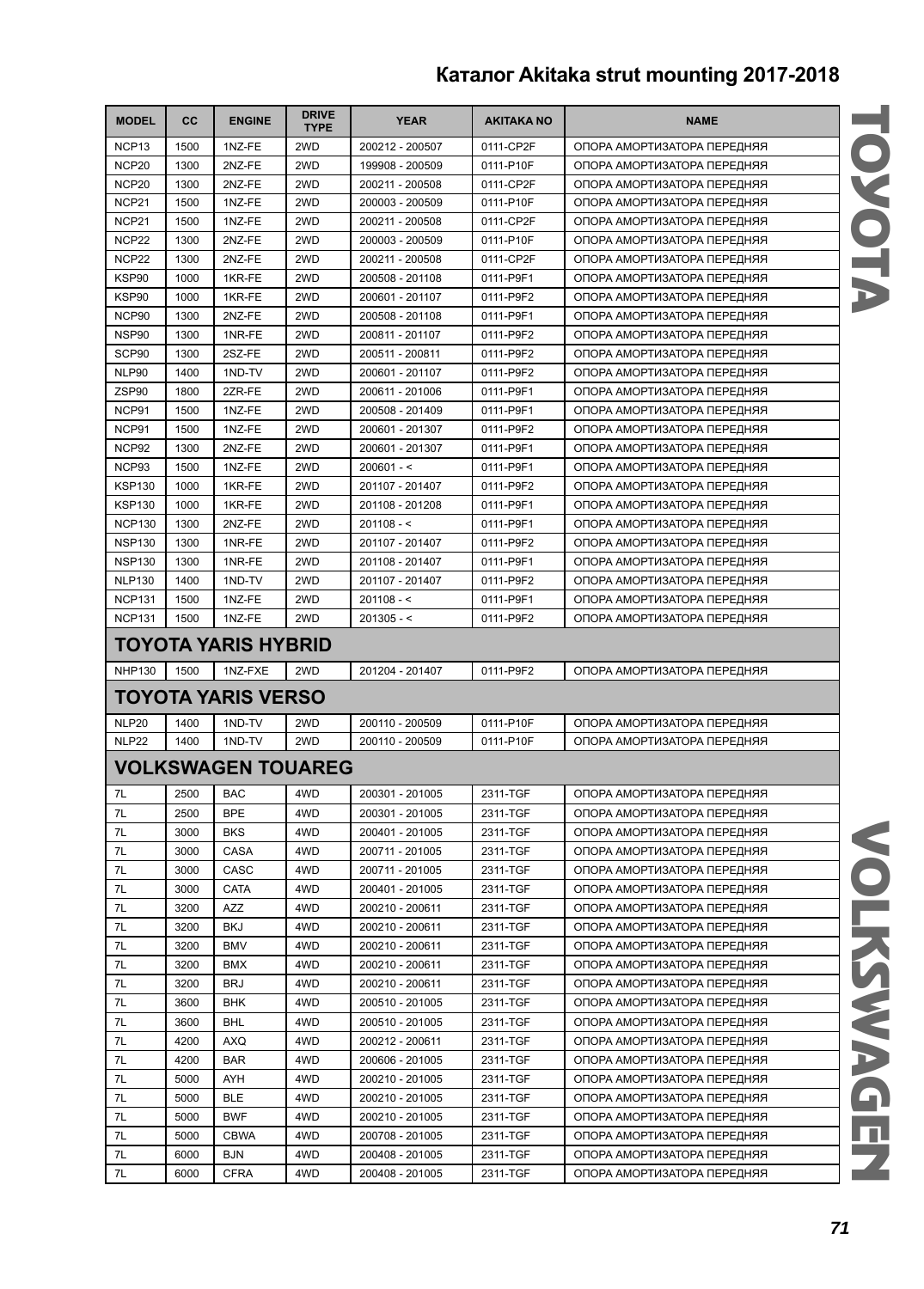# Каталог Akitaka strut mounting 2017-2018

| MODEL | CC | ENGINE | DRIVE TYPE | YEAR | AKITAKA NO | NAME |
|---|---|---|---|---|---|---|
| NCP13 | 1500 | 1NZ-FE | 2WD | 200212 - 200507 | 0111-CP2F | ОПОРА АМОРТИЗАТОРА ПЕРЕДНЯЯ |
| NCP20 | 1300 | 2NZ-FE | 2WD | 199908 - 200509 | 0111-P10F | ОПОРА АМОРТИЗАТОРА ПЕРЕДНЯЯ |
| NCP20 | 1300 | 2NZ-FE | 2WD | 200211 - 200508 | 0111-CP2F | ОПОРА АМОРТИЗАТОРА ПЕРЕДНЯЯ |
| NCP21 | 1500 | 1NZ-FE | 2WD | 200003 - 200509 | 0111-P10F | ОПОРА АМОРТИЗАТОРА ПЕРЕДНЯЯ |
| NCP21 | 1500 | 1NZ-FE | 2WD | 200211 - 200508 | 0111-CP2F | ОПОРА АМОРТИЗАТОРА ПЕРЕДНЯЯ |
| NCP22 | 1300 | 2NZ-FE | 2WD | 200003 - 200509 | 0111-P10F | ОПОРА АМОРТИЗАТОРА ПЕРЕДНЯЯ |
| NCP22 | 1300 | 2NZ-FE | 2WD | 200211 - 200508 | 0111-CP2F | ОПОРА АМОРТИЗАТОРА ПЕРЕДНЯЯ |
| KSP90 | 1000 | 1KR-FE | 2WD | 200508 - 201108 | 0111-P9F1 | ОПОРА АМОРТИЗАТОРА ПЕРЕДНЯЯ |
| KSP90 | 1000 | 1KR-FE | 2WD | 200601 - 201107 | 0111-P9F2 | ОПОРА АМОРТИЗАТОРА ПЕРЕДНЯЯ |
| NCP90 | 1300 | 2NZ-FE | 2WD | 200508 - 201108 | 0111-P9F1 | ОПОРА АМОРТИЗАТОРА ПЕРЕДНЯЯ |
| NSP90 | 1300 | 1NR-FE | 2WD | 200811 - 201107 | 0111-P9F2 | ОПОРА АМОРТИЗАТОРА ПЕРЕДНЯЯ |
| SCP90 | 1300 | 2SZ-FE | 2WD | 200511 - 200811 | 0111-P9F2 | ОПОРА АМОРТИЗАТОРА ПЕРЕДНЯЯ |
| NLP90 | 1400 | 1ND-TV | 2WD | 200601 - 201107 | 0111-P9F2 | ОПОРА АМОРТИЗАТОРА ПЕРЕДНЯЯ |
| ZSP90 | 1800 | 2ZR-FE | 2WD | 200611 - 201006 | 0111-P9F1 | ОПОРА АМОРТИЗАТОРА ПЕРЕДНЯЯ |
| NCP91 | 1500 | 1NZ-FE | 2WD | 200508 - 201409 | 0111-P9F1 | ОПОРА АМОРТИЗАТОРА ПЕРЕДНЯЯ |
| NCP91 | 1500 | 1NZ-FE | 2WD | 200601 - 201307 | 0111-P9F2 | ОПОРА АМОРТИЗАТОРА ПЕРЕДНЯЯ |
| NCP92 | 1300 | 2NZ-FE | 2WD | 200601 - 201307 | 0111-P9F1 | ОПОРА АМОРТИЗАТОРА ПЕРЕДНЯЯ |
| NCP93 | 1500 | 1NZ-FE | 2WD | 200601 - < | 0111-P9F1 | ОПОРА АМОРТИЗАТОРА ПЕРЕДНЯЯ |
| KSP130 | 1000 | 1KR-FE | 2WD | 201107 - 201407 | 0111-P9F2 | ОПОРА АМОРТИЗАТОРА ПЕРЕДНЯЯ |
| KSP130 | 1000 | 1KR-FE | 2WD | 201108 - 201208 | 0111-P9F1 | ОПОРА АМОРТИЗАТОРА ПЕРЕДНЯЯ |
| NCP130 | 1300 | 2NZ-FE | 2WD | 201108 - < | 0111-P9F1 | ОПОРА АМОРТИЗАТОРА ПЕРЕДНЯЯ |
| NSP130 | 1300 | 1NR-FE | 2WD | 201107 - 201407 | 0111-P9F2 | ОПОРА АМОРТИЗАТОРА ПЕРЕДНЯЯ |
| NSP130 | 1300 | 1NR-FE | 2WD | 201108 - 201407 | 0111-P9F1 | ОПОРА АМОРТИЗАТОРА ПЕРЕДНЯЯ |
| NLP130 | 1400 | 1ND-TV | 2WD | 201107 - 201407 | 0111-P9F2 | ОПОРА АМОРТИЗАТОРА ПЕРЕДНЯЯ |
| NCP131 | 1500 | 1NZ-FE | 2WD | 201108 - < | 0111-P9F1 | ОПОРА АМОРТИЗАТОРА ПЕРЕДНЯЯ |
| NCP131 | 1500 | 1NZ-FE | 2WD | 201305 - < | 0111-P9F2 | ОПОРА АМОРТИЗАТОРА ПЕРЕДНЯЯ |
| **TOYOTA YARIS HYBRID** | | | | | | |
| NHP130 | 1500 | 1NZ-FXE | 2WD | 201204 - 201407 | 0111-P9F2 | ОПОРА АМОРТИЗАТОРА ПЕРЕДНЯЯ |
| **TOYOTA YARIS VERSO** | | | | | | |
| NLP20 | 1400 | 1ND-TV | 2WD | 200110 - 200509 | 0111-P10F | ОПОРА АМОРТИЗАТОРА ПЕРЕДНЯЯ |
| NLP22 | 1400 | 1ND-TV | 2WD | 200110 - 200509 | 0111-P10F | ОПОРА АМОРТИЗАТОРА ПЕРЕДНЯЯ |
| **VOLKSWAGEN TOUAREG** | | | | | | |
| 7L | 2500 | BAC | 4WD | 200301 - 201005 | 2311-TGF | ОПОРА АМОРТИЗАТОРА ПЕРЕДНЯЯ |
| 7L | 2500 | BPE | 4WD | 200301 - 201005 | 2311-TGF | ОПОРА АМОРТИЗАТОРА ПЕРЕДНЯЯ |
| 7L | 3000 | BKS | 4WD | 200401 - 201005 | 2311-TGF | ОПОРА АМОРТИЗАТОРА ПЕРЕДНЯЯ |
| 7L | 3000 | CASA | 4WD | 200711 - 201005 | 2311-TGF | ОПОРА АМОРТИЗАТОРА ПЕРЕДНЯЯ |
| 7L | 3000 | CASC | 4WD | 200711 - 201005 | 2311-TGF | ОПОРА АМОРТИЗАТОРА ПЕРЕДНЯЯ |
| 7L | 3000 | CATA | 4WD | 200401 - 201005 | 2311-TGF | ОПОРА АМОРТИЗАТОРА ПЕРЕДНЯЯ |
| 7L | 3200 | AZZ | 4WD | 200210 - 200611 | 2311-TGF | ОПОРА АМОРТИЗАТОРА ПЕРЕДНЯЯ |
| 7L | 3200 | BKJ | 4WD | 200210 - 200611 | 2311-TGF | ОПОРА АМОРТИЗАТОРА ПЕРЕДНЯЯ |
| 7L | 3200 | BMV | 4WD | 200210 - 200611 | 2311-TGF | ОПОРА АМОРТИЗАТОРА ПЕРЕДНЯЯ |
| 7L | 3200 | BMX | 4WD | 200210 - 200611 | 2311-TGF | ОПОРА АМОРТИЗАТОРА ПЕРЕДНЯЯ |
| 7L | 3200 | BRJ | 4WD | 200210 - 200611 | 2311-TGF | ОПОРА АМОРТИЗАТОРА ПЕРЕДНЯЯ |
| 7L | 3600 | BHK | 4WD | 200510 - 201005 | 2311-TGF | ОПОРА АМОРТИЗАТОРА ПЕРЕДНЯЯ |
| 7L | 3600 | BHL | 4WD | 200510 - 201005 | 2311-TGF | ОПОРА АМОРТИЗАТОРА ПЕРЕДНЯЯ |
| 7L | 4200 | AXQ | 4WD | 200212 - 200611 | 2311-TGF | ОПОРА АМОРТИЗАТОРА ПЕРЕДНЯЯ |
| 7L | 4200 | BAR | 4WD | 200606 - 201005 | 2311-TGF | ОПОРА АМОРТИЗАТОРА ПЕРЕДНЯЯ |
| 7L | 5000 | AYH | 4WD | 200210 - 201005 | 2311-TGF | ОПОРА АМОРТИЗАТОРА ПЕРЕДНЯЯ |
| 7L | 5000 | BLE | 4WD | 200210 - 201005 | 2311-TGF | ОПОРА АМОРТИЗАТОРА ПЕРЕДНЯЯ |
| 7L | 5000 | BWF | 4WD | 200210 - 201005 | 2311-TGF | ОПОРА АМОРТИЗАТОРА ПЕРЕДНЯЯ |
| 7L | 5000 | CBWA | 4WD | 200708 - 201005 | 2311-TGF | ОПОРА АМОРТИЗАТОРА ПЕРЕДНЯЯ |
| 7L | 6000 | BJN | 4WD | 200408 - 201005 | 2311-TGF | ОПОРА АМОРТИЗАТОРА ПЕРЕДНЯЯ |
| 7L | 6000 | CFRA | 4WD | 200408 - 201005 | 2311-TGF | ОПОРА АМОРТИЗАТОРА ПЕРЕДНЯЯ |

TOYOTA

VOLKSWAGEN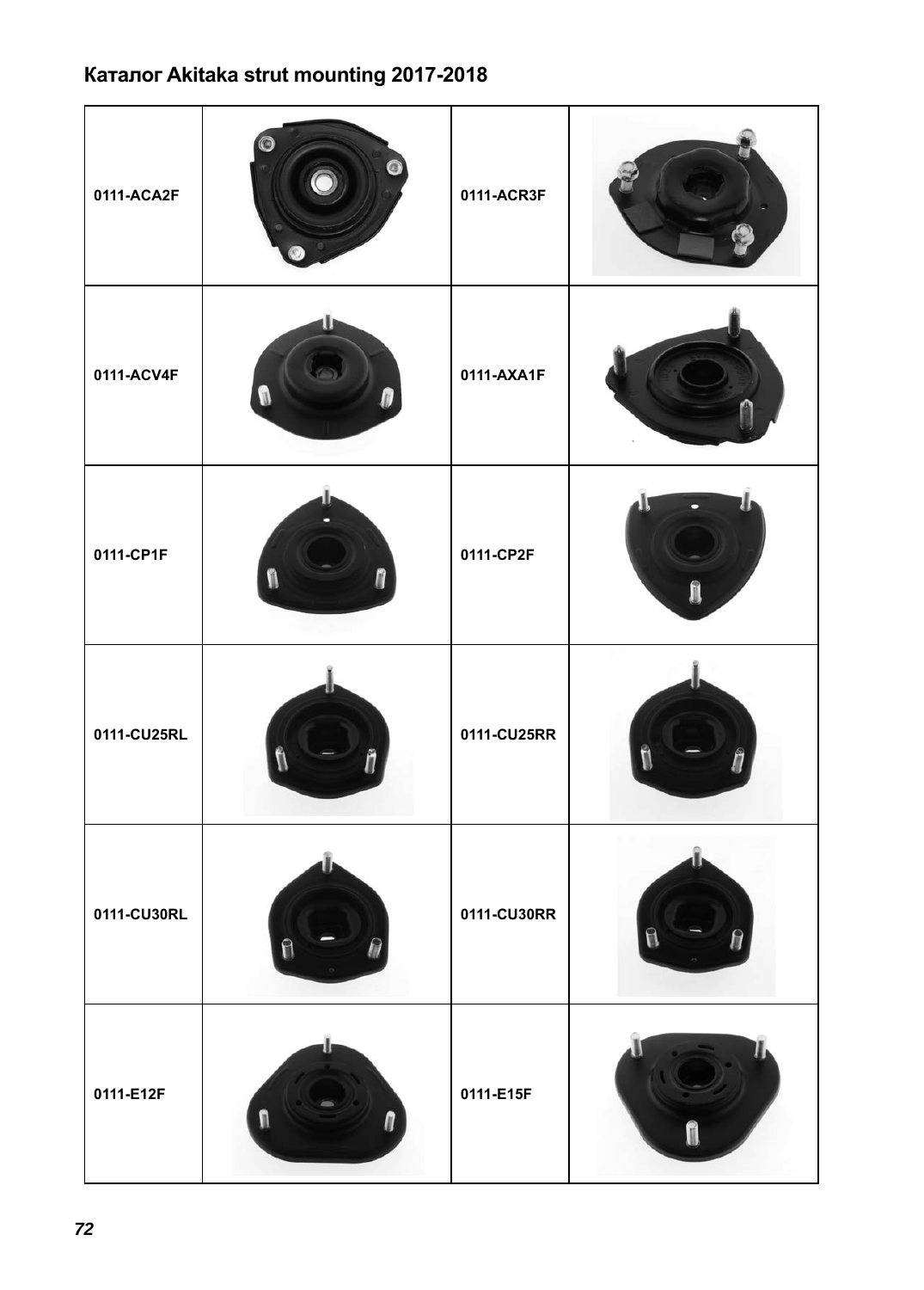## Каталог Akitaka strut mounting 2017-2018

| | | | |
|---|---|---|---|
| 0111-ACA2F | | 0111-ACR3F | |
| 0111-ACV4F | | 0111-AXA1F | |
| 0111-CP1F | | 0111-CP2F | |
| 0111-CU25RL | | 0111-CU25RR | |
| 0111-CU30RL | | 0111-CU30RR | |
| 0111-E12F | | 0111-E15F | |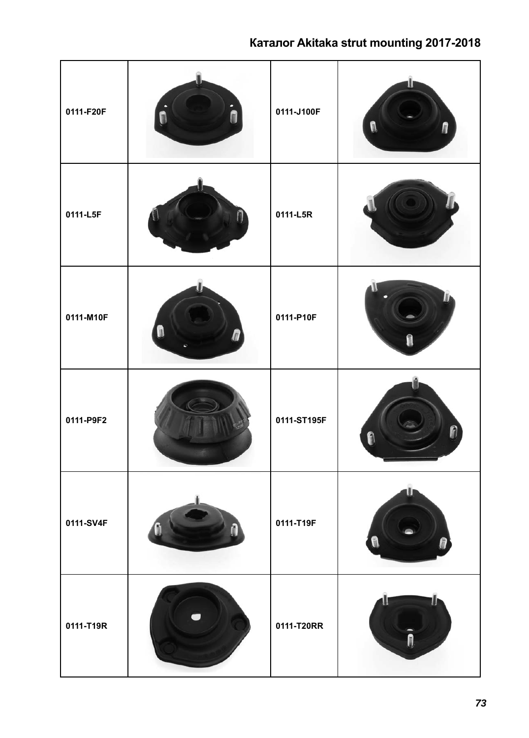| | | | |
|---|---|---|---|
| 0111-F20F | | 0111-J100F | |
| 0111-L5F | | 0111-L5R | |
| 0111-M10F | | 0111-P10F | |
| 0111-P9F2 | | 0111-ST195F | |
| 0111-SV4F | | 0111-T19F | |
| 0111-T19R | | 0111-T20RR | |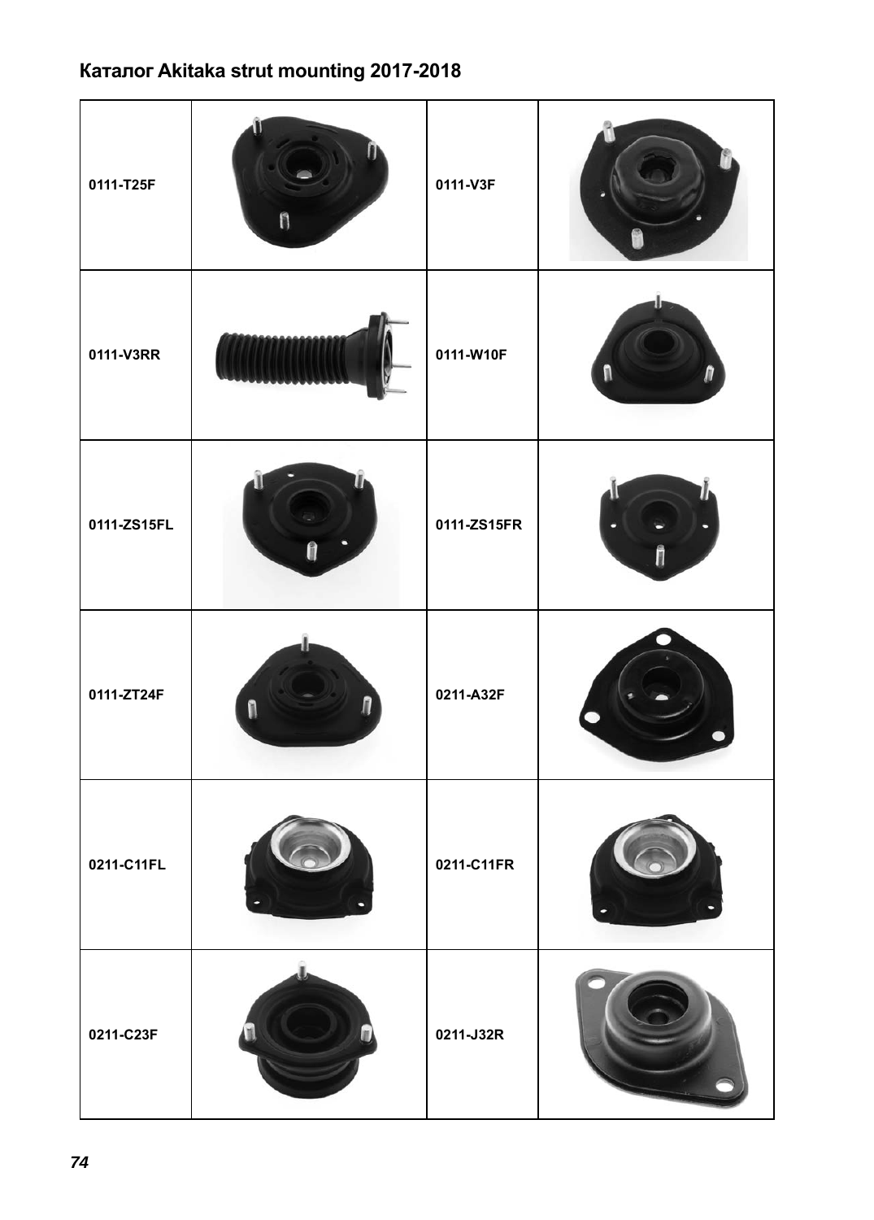# Каталог Akitaka strut mounting 2017-2018

| | | | |
|---|---|---|---|
| 0111-T25F | | 0111-V3F | |
| 0111-V3RR | | 0111-W10F | |
| 0111-ZS15FL | | 0111-ZS15FR | |
| 0111-ZT24F | | 0211-A32F | |
| 0211-C11FL | | 0211-C11FR | |
| 0211-C23F | | 0211-J32R | |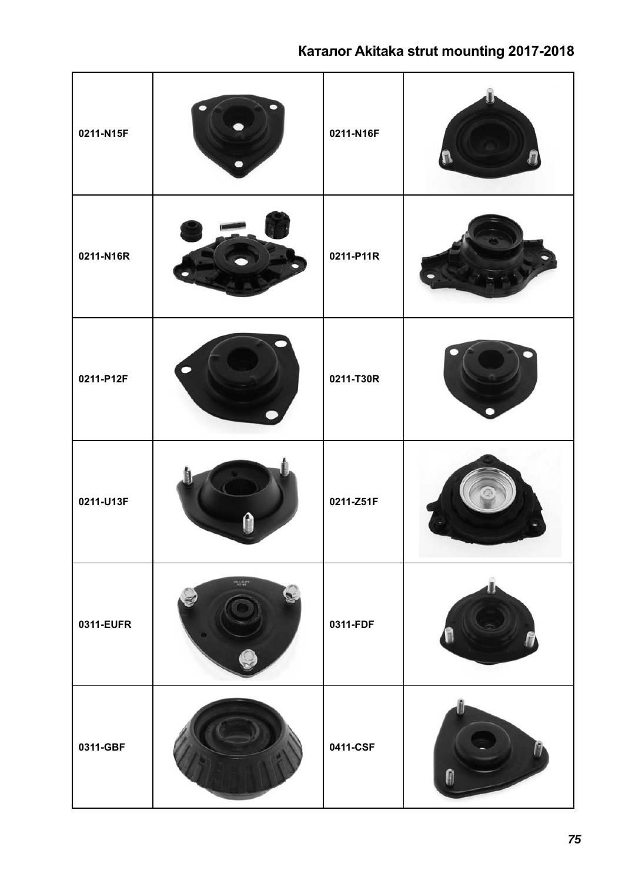Каталог Akitaka strut mounting 2017-2018

| | | | |
|---|---|---|---|
| 0211-N15F | | 0211-N16F | |
| 0211-N16R | | 0211-P11R | |
| 0211-P12F | | 0211-T30R | |
| 0211-U13F | | 0211-Z51F | |
| 0311-EUFR | | 0311-FDF | |
| 0311-GBF | | 0411-CSF | |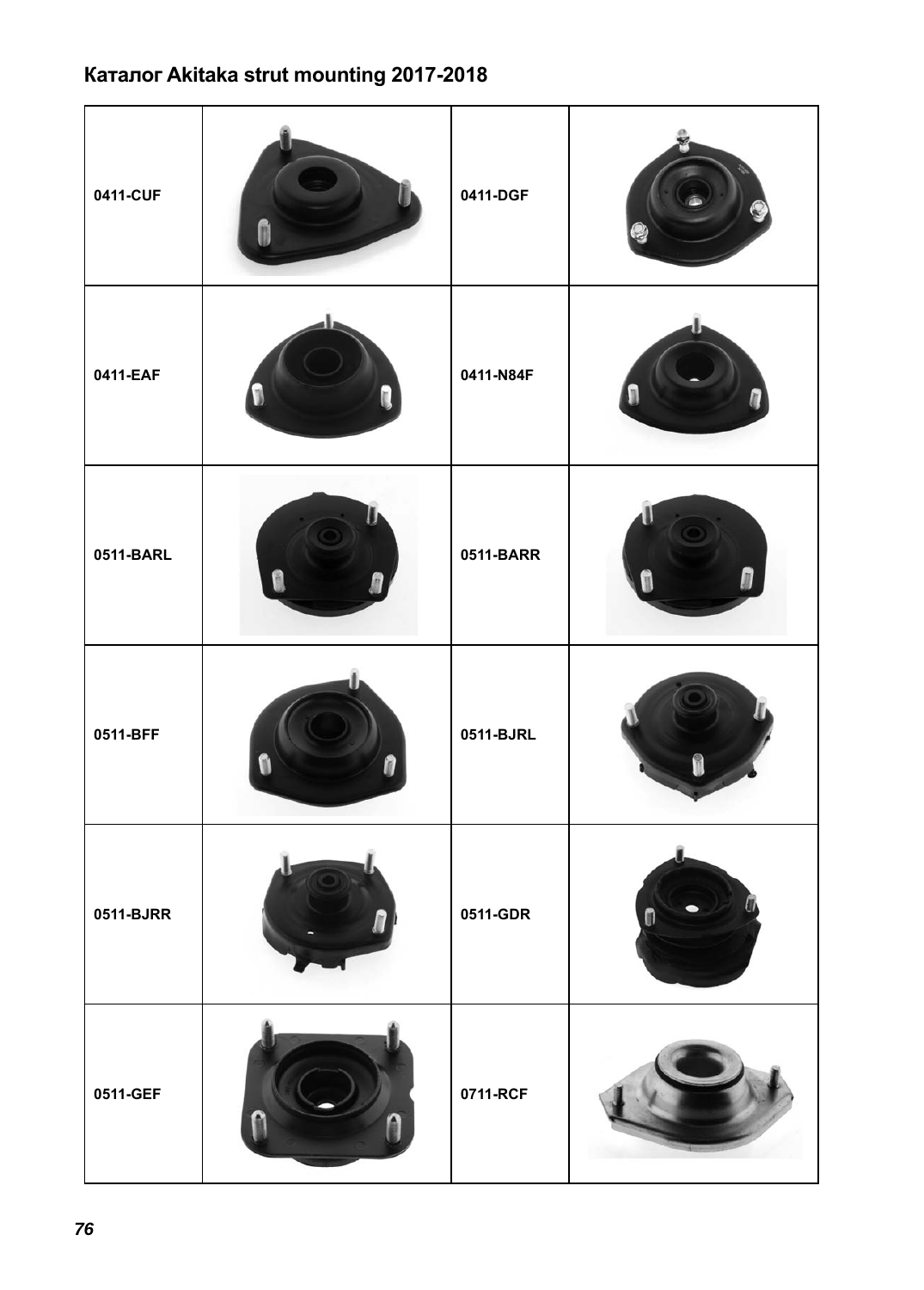# Каталог Akitaka strut mounting 2017-2018

| | | | |
|---|---|---|---|
| 0411-CUF | | 0411-DGF | |
| 0411-EAF | | 0411-N84F | |
| 0511-BARL | | 0511-BARR | |
| 0511-BFF | | 0511-BJRL | |
| 0511-BJRR | | 0511-GDR | |
| 0511-GEF | | 0711-RCF | |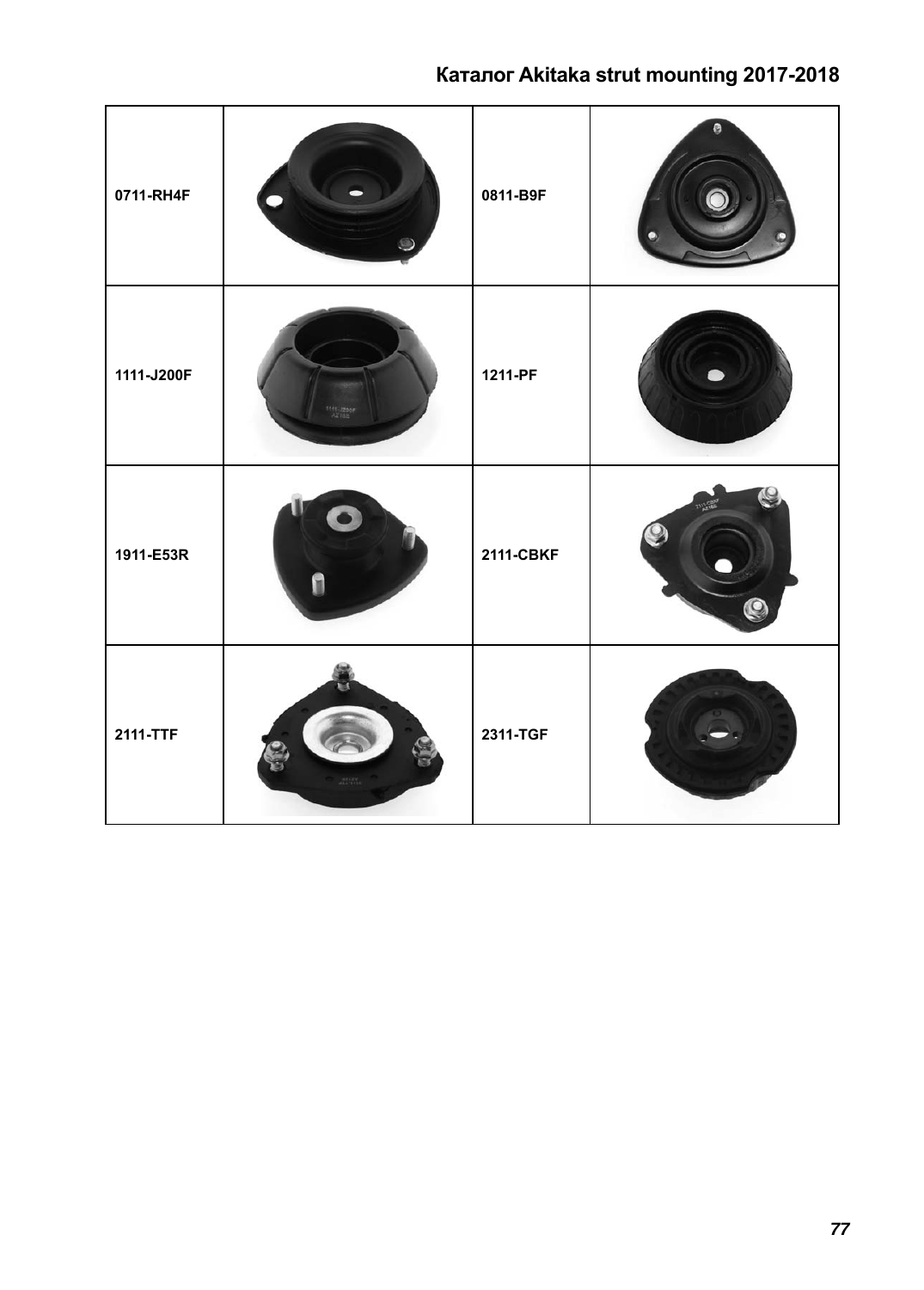# Каталог Akitaka strut mounting 2017-2018

| | | | |
|---|---|---|---|
| 0711-RH4F | | 0811-B9F | |
| 1111-J200F | | 1211-PF | |
| 1911-E53R | | 2111-CBKF | |
| 2111-TTF | | 2311-TGF | |